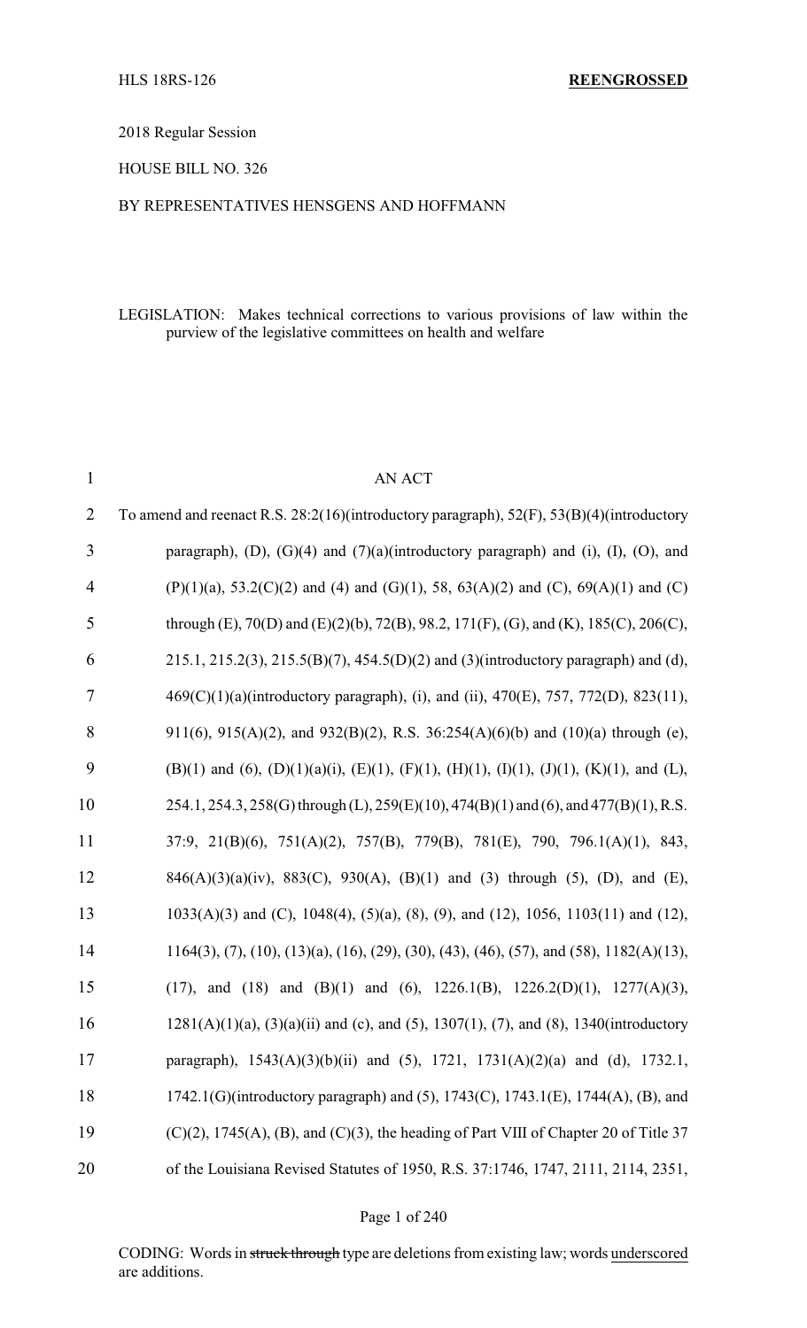HLS 18RS-126 **REENGROSSED**

2018 Regular Session

HOUSE BILL NO. 326

BY REPRESENTATIVES HENSGENS AND HOFFMANN

LEGISLATION: Makes technical corrections to various provisions of law within the purview of the legislative committees on health and welfare

AN ACT

To amend and reenact R.S. 28:2(16)(introductory paragraph), 52(F), 53(B)(4)(introductory paragraph), (D), (G)(4) and (7)(a)(introductory paragraph) and (i), (I), (O), and (P)(1)(a), 53.2(C)(2) and (4) and (G)(1), 58, 63(A)(2) and (C), 69(A)(1) and (C) through (E), 70(D) and (E)(2)(b), 72(B), 98.2, 171(F), (G), and (K), 185(C), 206(C), 215.1, 215.2(3), 215.5(B)(7), 454.5(D)(2) and (3)(introductory paragraph) and (d), 469(C)(1)(a)(introductory paragraph), (i), and (ii), 470(E), 757, 772(D), 823(11), 911(6), 915(A)(2), and 932(B)(2), R.S. 36:254(A)(6)(b) and (10)(a) through (e), (B)(1) and (6), (D)(1)(a)(i), (E)(1), (F)(1), (H)(1), (I)(1), (J)(1), (K)(1), and (L), 254.1, 254.3, 258(G) through (L), 259(E)(10), 474(B)(1) and (6), and 477(B)(1), R.S. 37:9, 21(B)(6), 751(A)(2), 757(B), 779(B), 781(E), 790, 796.1(A)(1), 843, 846(A)(3)(a)(iv), 883(C), 930(A), (B)(1) and (3) through (5), (D), and (E), 1033(A)(3) and (C), 1048(4), (5)(a), (8), (9), and (12), 1056, 1103(11) and (12), 1164(3), (7), (10), (13)(a), (16), (29), (30), (43), (46), (57), and (58), 1182(A)(13), (17), and (18) and (B)(1) and (6), 1226.1(B), 1226.2(D)(1), 1277(A)(3), 1281(A)(1)(a), (3)(a)(ii) and (c), and (5), 1307(1), (7), and (8), 1340(introductory paragraph), 1543(A)(3)(b)(ii) and (5), 1721, 1731(A)(2)(a) and (d), 1732.1, 1742.1(G)(introductory paragraph) and (5), 1743(C), 1743.1(E), 1744(A), (B), and (C)(2), 1745(A), (B), and (C)(3), the heading of Part VIII of Chapter 20 of Title 37 of the Louisiana Revised Statutes of 1950, R.S. 37:1746, 1747, 2111, 2114, 2351,

CODING: Words in ~~struck through~~ type are deletions from existing law; words underscored are additions.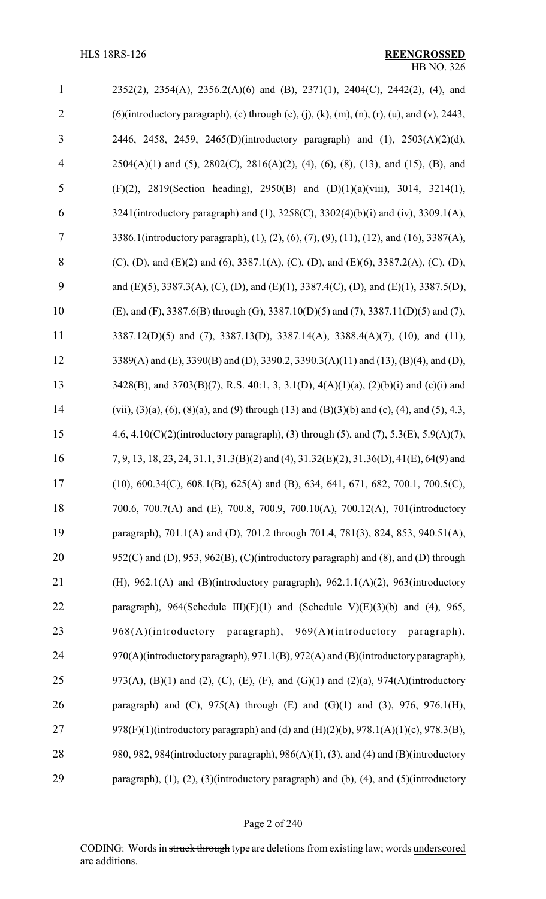2352(2), 2354(A), 2356.2(A)(6) and (B), 2371(1), 2404(C), 2442(2), (4), and (6)(introductory paragraph), (c) through (e), (j), (k), (m), (n), (r), (u), and (v), 2443, 2446, 2458, 2459, 2465(D)(introductory paragraph) and (1), 2503(A)(2)(d), 2504(A)(1) and (5), 2802(C), 2816(A)(2), (4), (6), (8), (13), and (15), (B), and (F)(2), 2819(Section heading), 2950(B) and (D)(1)(a)(viii), 3014, 3214(1), 3241(introductory paragraph) and (1), 3258(C), 3302(4)(b)(i) and (iv), 3309.1(A), 3386.1(introductory paragraph), (1), (2), (6), (7), (9), (11), (12), and (16), 3387(A), (C), (D), and (E)(2) and (6), 3387.1(A), (C), (D), and (E)(6), 3387.2(A), (C), (D), and (E)(5), 3387.3(A), (C), (D), and (E)(1), 3387.4(C), (D), and (E)(1), 3387.5(D), (E), and (F), 3387.6(B) through (G), 3387.10(D)(5) and (7), 3387.11(D)(5) and (7), 3387.12(D)(5) and (7), 3387.13(D), 3387.14(A), 3388.4(A)(7), (10), and (11), 3389(A) and (E), 3390(B) and (D), 3390.2, 3390.3(A)(11) and (13), (B)(4), and (D), 3428(B), and 3703(B)(7), R.S. 40:1, 3, 3.1(D), 4(A)(1)(a), (2)(b)(i) and (c)(i) and (vii), (3)(a), (6), (8)(a), and (9) through (13) and (B)(3)(b) and (c), (4), and (5), 4.3, 4.6, 4.10(C)(2)(introductory paragraph), (3) through (5), and (7), 5.3(E), 5.9(A)(7), 7, 9, 13, 18, 23, 24, 31.1, 31.3(B)(2) and (4), 31.32(E)(2), 31.36(D), 41(E), 64(9) and (10), 600.34(C), 608.1(B), 625(A) and (B), 634, 641, 671, 682, 700.1, 700.5(C), 700.6, 700.7(A) and (E), 700.8, 700.9, 700.10(A), 700.12(A), 701(introductory paragraph), 701.1(A) and (D), 701.2 through 701.4, 781(3), 824, 853, 940.51(A), 952(C) and (D), 953, 962(B), (C)(introductory paragraph) and (8), and (D) through (H), 962.1(A) and (B)(introductory paragraph), 962.1.1(A)(2), 963(introductory paragraph), 964(Schedule III)(F)(1) and (Schedule V)(E)(3)(b) and (4), 965, 968(A)(introductory paragraph), 969(A)(introductory paragraph), 970(A)(introductory paragraph), 971.1(B), 972(A) and (B)(introductory paragraph), 973(A), (B)(1) and (2), (C), (E), (F), and (G)(1) and (2)(a), 974(A)(introductory paragraph) and (C), 975(A) through (E) and (G)(1) and (3), 976, 976.1(H), 978(F)(1)(introductory paragraph) and (d) and (H)(2)(b), 978.1(A)(1)(c), 978.3(B), 980, 982, 984(introductory paragraph), 986(A)(1), (3), and (4) and (B)(introductory paragraph), (1), (2), (3)(introductory paragraph) and (b), (4), and (5)(introductory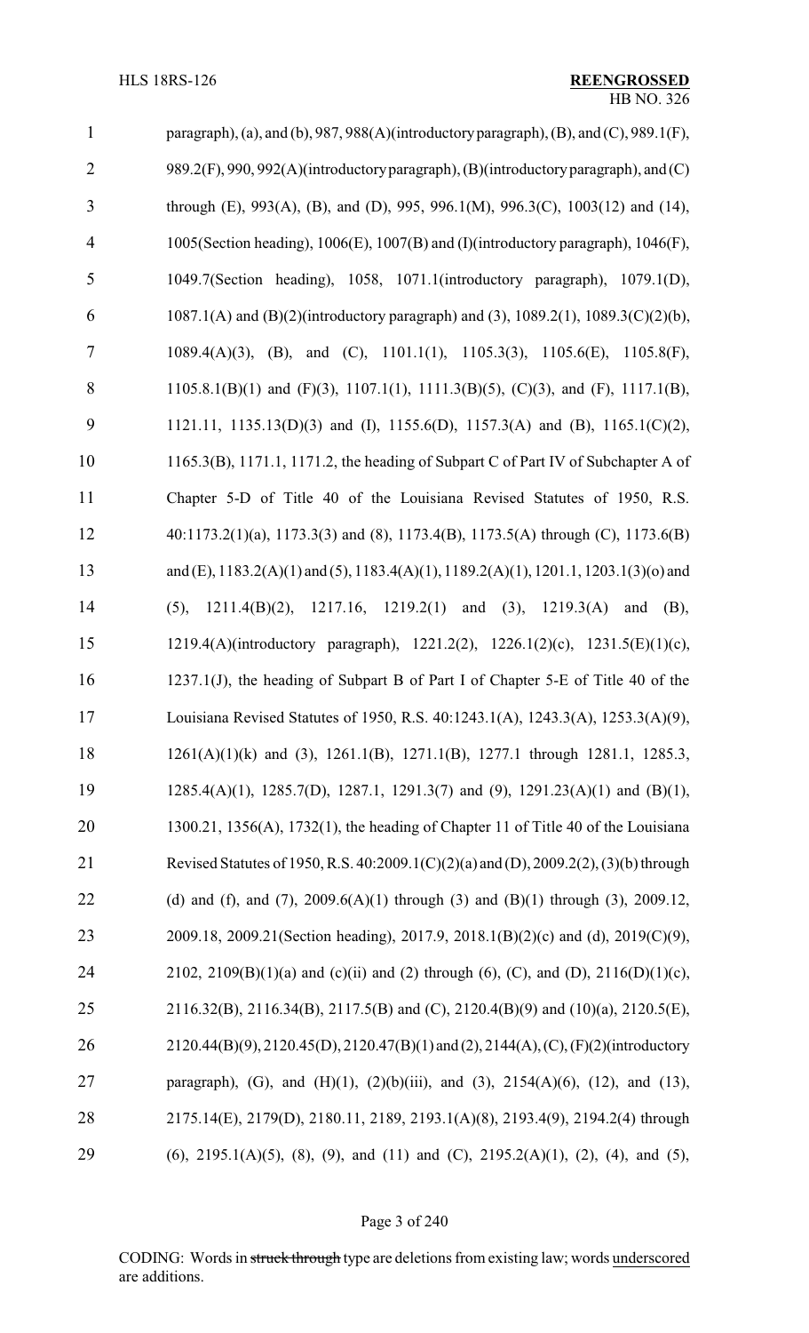paragraph), (a), and (b), 987, 988(A)(introductory paragraph), (B), and (C), 989.1(F), 989.2(F), 990, 992(A)(introductory paragraph), (B)(introductory paragraph), and (C) through (E), 993(A), (B), and (D), 995, 996.1(M), 996.3(C), 1003(12) and (14), 1005(Section heading), 1006(E), 1007(B) and (I)(introductory paragraph), 1046(F), 1049.7(Section heading), 1058, 1071.1(introductory paragraph), 1079.1(D), 1087.1(A) and (B)(2)(introductory paragraph) and (3), 1089.2(1), 1089.3(C)(2)(b), 1089.4(A)(3), (B), and (C), 1101.1(1), 1105.3(3), 1105.6(E), 1105.8(F), 1105.8.1(B)(1) and (F)(3), 1107.1(1), 1111.3(B)(5), (C)(3), and (F), 1117.1(B), 1121.11, 1135.13(D)(3) and (I), 1155.6(D), 1157.3(A) and (B), 1165.1(C)(2), 1165.3(B), 1171.1, 1171.2, the heading of Subpart C of Part IV of Subchapter A of Chapter 5-D of Title 40 of the Louisiana Revised Statutes of 1950, R.S. 40:1173.2(1)(a), 1173.3(3) and (8), 1173.4(B), 1173.5(A) through (C), 1173.6(B) and (E), 1183.2(A)(1) and (5), 1183.4(A)(1), 1189.2(A)(1), 1201.1, 1203.1(3)(o) and (5), 1211.4(B)(2), 1217.16, 1219.2(1) and (3), 1219.3(A) and (B), 1219.4(A)(introductory paragraph), 1221.2(2), 1226.1(2)(c), 1231.5(E)(1)(c), 1237.1(J), the heading of Subpart B of Part I of Chapter 5-E of Title 40 of the Louisiana Revised Statutes of 1950, R.S. 40:1243.1(A), 1243.3(A), 1253.3(A)(9), 1261(A)(1)(k) and (3), 1261.1(B), 1271.1(B), 1277.1 through 1281.1, 1285.3, 1285.4(A)(1), 1285.7(D), 1287.1, 1291.3(7) and (9), 1291.23(A)(1) and (B)(1), 1300.21, 1356(A), 1732(1), the heading of Chapter 11 of Title 40 of the Louisiana Revised Statutes of 1950, R.S. 40:2009.1(C)(2)(a) and (D), 2009.2(2), (3)(b) through (d) and (f), and (7), 2009.6(A)(1) through (3) and (B)(1) through (3), 2009.12, 2009.18, 2009.21(Section heading), 2017.9, 2018.1(B)(2)(c) and (d), 2019(C)(9), 2102, 2109(B)(1)(a) and (c)(ii) and (2) through (6), (C), and (D), 2116(D)(1)(c), 2116.32(B), 2116.34(B), 2117.5(B) and (C), 2120.4(B)(9) and (10)(a), 2120.5(E), 2120.44(B)(9), 2120.45(D), 2120.47(B)(1) and (2), 2144(A), (C), (F)(2)(introductory paragraph), (G), and (H)(1), (2)(b)(iii), and (3), 2154(A)(6), (12), and (13), 2175.14(E), 2179(D), 2180.11, 2189, 2193.1(A)(8), 2193.4(9), 2194.2(4) through (6), 2195.1(A)(5), (8), (9), and (11) and (C), 2195.2(A)(1), (2), (4), and (5),

CODING: Words in ~~struck through~~ type are deletions from existing law; words underscored are additions.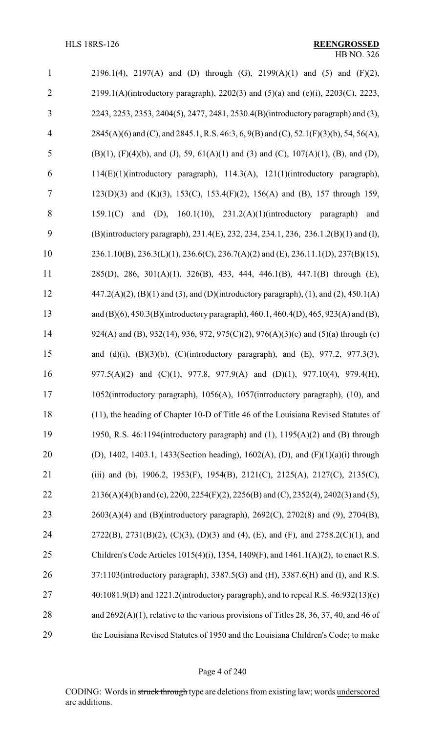2196.1(4), 2197(A) and (D) through (G), 2199(A)(1) and (5) and (F)(2), 2199.1(A)(introductory paragraph), 2202(3) and (5)(a) and (e)(i), 2203(C), 2223, 2243, 2253, 2353, 2404(5), 2477, 2481, 2530.4(B)(introductory paragraph) and (3), 2845(A)(6) and (C), and 2845.1, R.S. 46:3, 6, 9(B) and (C), 52.1(F)(3)(b), 54, 56(A), (B)(1), (F)(4)(b), and (J), 59, 61(A)(1) and (3) and (C), 107(A)(1), (B), and (D), 114(E)(1)(introductory paragraph), 114.3(A), 121(1)(introductory paragraph), 123(D)(3) and (K)(3), 153(C), 153.4(F)(2), 156(A) and (B), 157 through 159, 159.1(C) and (D), 160.1(10), 231.2(A)(1)(introductory paragraph) and (B)(introductory paragraph), 231.4(E), 232, 234, 234.1, 236, 236.1.2(B)(1) and (I), 236.1.10(B), 236.3(L)(1), 236.6(C), 236.7(A)(2) and (E), 236.11.1(D), 237(B)(15), 285(D), 286, 301(A)(1), 326(B), 433, 444, 446.1(B), 447.1(B) through (E), 447.2(A)(2), (B)(1) and (3), and (D)(introductory paragraph), (1), and (2), 450.1(A) and (B)(6), 450.3(B)(introductory paragraph), 460.1, 460.4(D), 465, 923(A) and (B), 924(A) and (B), 932(14), 936, 972, 975(C)(2), 976(A)(3)(c) and (5)(a) through (c) and (d)(i), (B)(3)(b), (C)(introductory paragraph), and (E), 977.2, 977.3(3), 977.5(A)(2) and (C)(1), 977.8, 977.9(A) and (D)(1), 977.10(4), 979.4(H), 1052(introductory paragraph), 1056(A), 1057(introductory paragraph), (10), and (11), the heading of Chapter 10-D of Title 46 of the Louisiana Revised Statutes of 1950, R.S. 46:1194(introductory paragraph) and (1), 1195(A)(2) and (B) through (D), 1402, 1403.1, 1433(Section heading), 1602(A), (D), and (F)(1)(a)(i) through (iii) and (b), 1906.2, 1953(F), 1954(B), 2121(C), 2125(A), 2127(C), 2135(C), 2136(A)(4)(b) and (c), 2200, 2254(F)(2), 2256(B) and (C), 2352(4), 2402(3) and (5), 2603(A)(4) and (B)(introductory paragraph), 2692(C), 2702(8) and (9), 2704(B), 2722(B), 2731(B)(2), (C)(3), (D)(3) and (4), (E), and (F), and 2758.2(C)(1), and Children's Code Articles 1015(4)(i), 1354, 1409(F), and 1461.1(A)(2), to enact R.S. 37:1103(introductory paragraph), 3387.5(G) and (H), 3387.6(H) and (I), and R.S. 40:1081.9(D) and 1221.2(introductory paragraph), and to repeal R.S. 46:932(13)(c) and 2692(A)(1), relative to the various provisions of Titles 28, 36, 37, 40, and 46 of the Louisiana Revised Statutes of 1950 and the Louisiana Children's Code; to make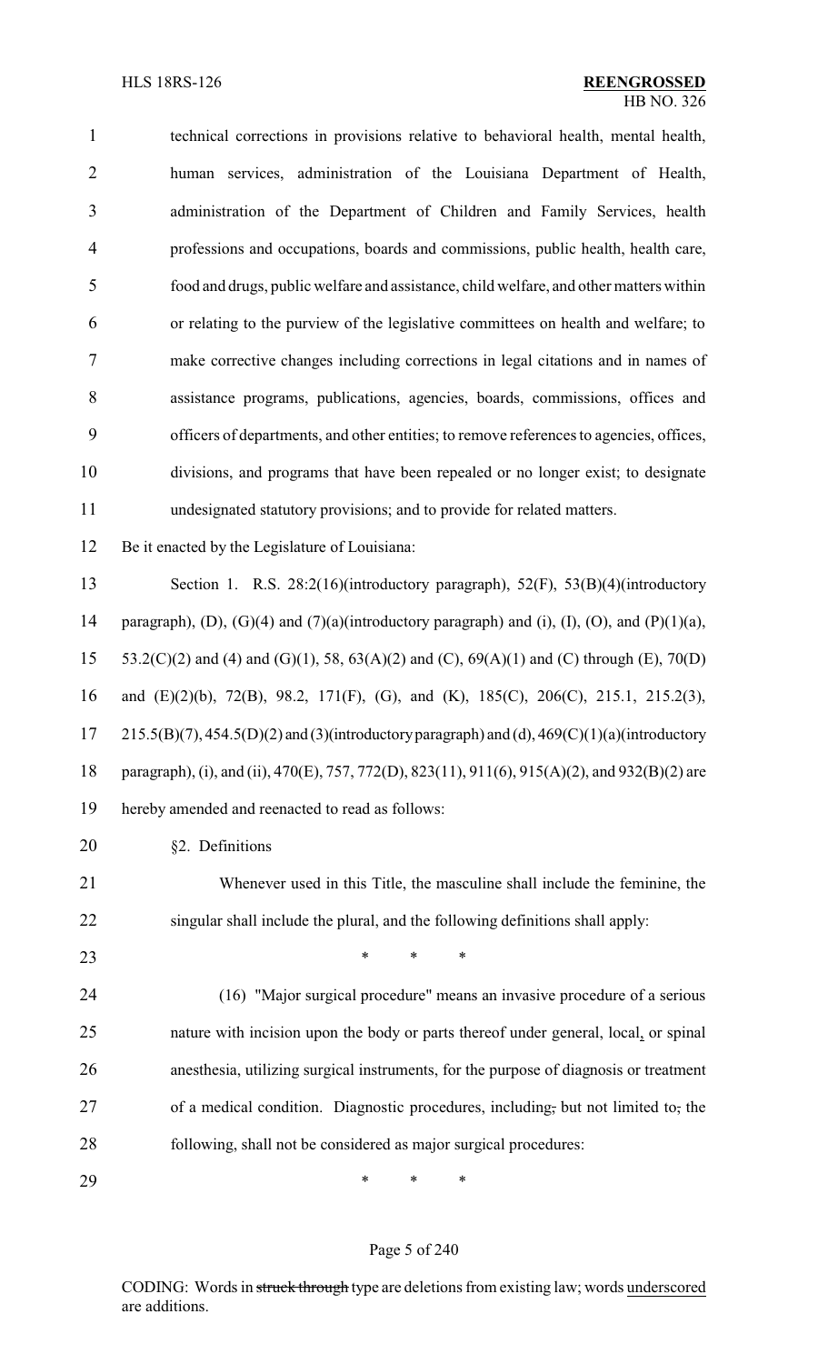technical corrections in provisions relative to behavioral health, mental health, human services, administration of the Louisiana Department of Health, administration of the Department of Children and Family Services, health professions and occupations, boards and commissions, public health, health care, food and drugs, public welfare and assistance, child welfare, and other matters within or relating to the purview of the legislative committees on health and welfare; to make corrective changes including corrections in legal citations and in names of assistance programs, publications, agencies, boards, commissions, offices and officers of departments, and other entities; to remove references to agencies, offices, divisions, and programs that have been repealed or no longer exist; to designate undesignated statutory provisions; and to provide for related matters.

Be it enacted by the Legislature of Louisiana:

Section 1. R.S. 28:2(16)(introductory paragraph), 52(F), 53(B)(4)(introductory paragraph), (D), (G)(4) and (7)(a)(introductory paragraph) and (i), (I), (O), and (P)(1)(a), 53.2(C)(2) and (4) and (G)(1), 58, 63(A)(2) and (C), 69(A)(1) and (C) through (E), 70(D) and (E)(2)(b), 72(B), 98.2, 171(F), (G), and (K), 185(C), 206(C), 215.1, 215.2(3), 215.5(B)(7), 454.5(D)(2) and (3)(introductory paragraph) and (d), 469(C)(1)(a)(introductory paragraph), (i), and (ii), 470(E), 757, 772(D), 823(11), 911(6), 915(A)(2), and 932(B)(2) are hereby amended and reenacted to read as follows:

§2. Definitions

Whenever used in this Title, the masculine shall include the feminine, the singular shall include the plural, and the following definitions shall apply:

\* \* \*

(16) "Major surgical procedure" means an invasive procedure of a serious nature with incision upon the body or parts thereof under general, local, or spinal anesthesia, utilizing surgical instruments, for the purpose of diagnosis or treatment of a medical condition. Diagnostic procedures, including, but not limited to, the following, shall not be considered as major surgical procedures:

\* \* \*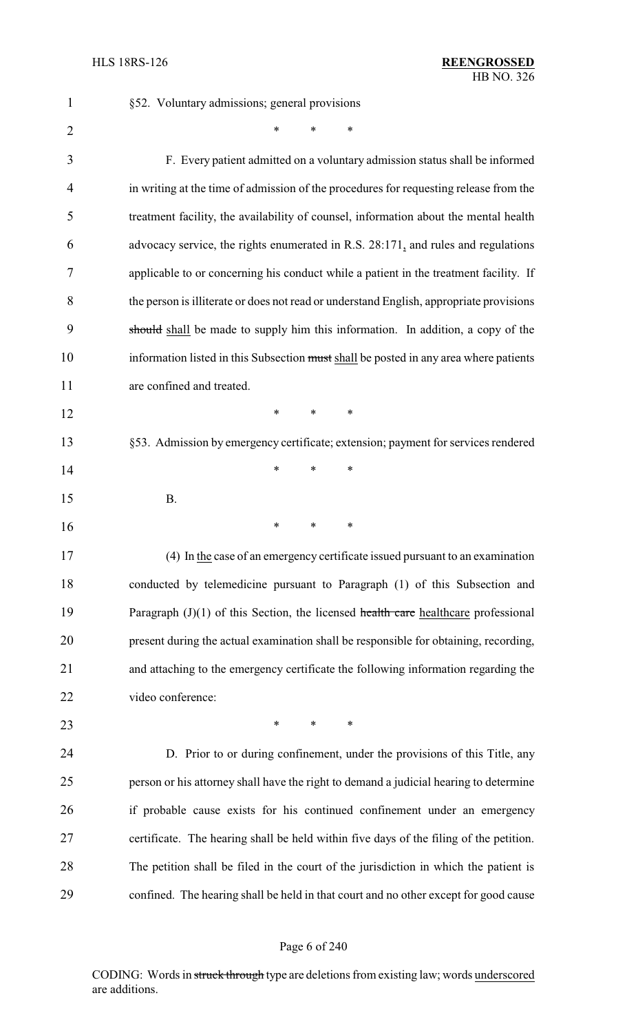§52. Voluntary admissions; general provisions

\* \* \*

F. Every patient admitted on a voluntary admission status shall be informed in writing at the time of admission of the procedures for requesting release from the treatment facility, the availability of counsel, information about the mental health advocacy service, the rights enumerated in R.S. 28:171, and rules and regulations applicable to or concerning his conduct while a patient in the treatment facility. If the person is illiterate or does not read or understand English, appropriate provisions ~~should~~ shall be made to supply him this information. In addition, a copy of the information listed in this Subsection ~~must~~ shall be posted in any area where patients are confined and treated.

\* \* \*

§53. Admission by emergency certificate; extension; payment for services rendered

\* \* \*

B.

\* \* \*

(4) In the case of an emergency certificate issued pursuant to an examination conducted by telemedicine pursuant to Paragraph (1) of this Subsection and Paragraph (J)(1) of this Section, the licensed ~~health care~~ healthcare professional present during the actual examination shall be responsible for obtaining, recording, and attaching to the emergency certificate the following information regarding the video conference:

\* \* \*

D. Prior to or during confinement, under the provisions of this Title, any person or his attorney shall have the right to demand a judicial hearing to determine if probable cause exists for his continued confinement under an emergency certificate. The hearing shall be held within five days of the filing of the petition. The petition shall be filed in the court of the jurisdiction in which the patient is confined. The hearing shall be held in that court and no other except for good cause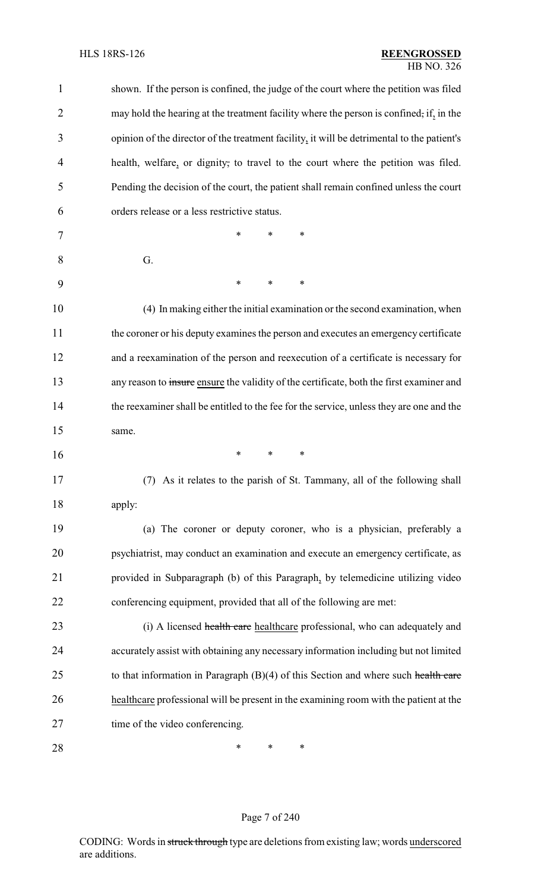shown. If the person is confined, the judge of the court where the petition was filed may hold the hearing at the treatment facility where the person is confined; if, in the opinion of the director of the treatment facility, it will be detrimental to the patient's health, welfare, or dignity, to travel to the court where the petition was filed. Pending the decision of the court, the patient shall remain confined unless the court orders release or a less restrictive status.

\* \* \*

G.

\* \* \*

(4) In making either the initial examination or the second examination, when the coroner or his deputy examines the person and executes an emergency certificate and a reexamination of the person and reexecution of a certificate is necessary for any reason to ~~insure~~ ensure the validity of the certificate, both the first examiner and the reexaminer shall be entitled to the fee for the service, unless they are one and the same.

\* \* \*

(7) As it relates to the parish of St. Tammany, all of the following shall apply:

(a) The coroner or deputy coroner, who is a physician, preferably a psychiatrist, may conduct an examination and execute an emergency certificate, as provided in Subparagraph (b) of this Paragraph, by telemedicine utilizing video conferencing equipment, provided that all of the following are met:

(i) A licensed ~~health care~~ healthcare professional, who can adequately and accurately assist with obtaining any necessary information including but not limited to that information in Paragraph (B)(4) of this Section and where such ~~health care~~ healthcare professional will be present in the examining room with the patient at the time of the video conferencing.

\* \* \*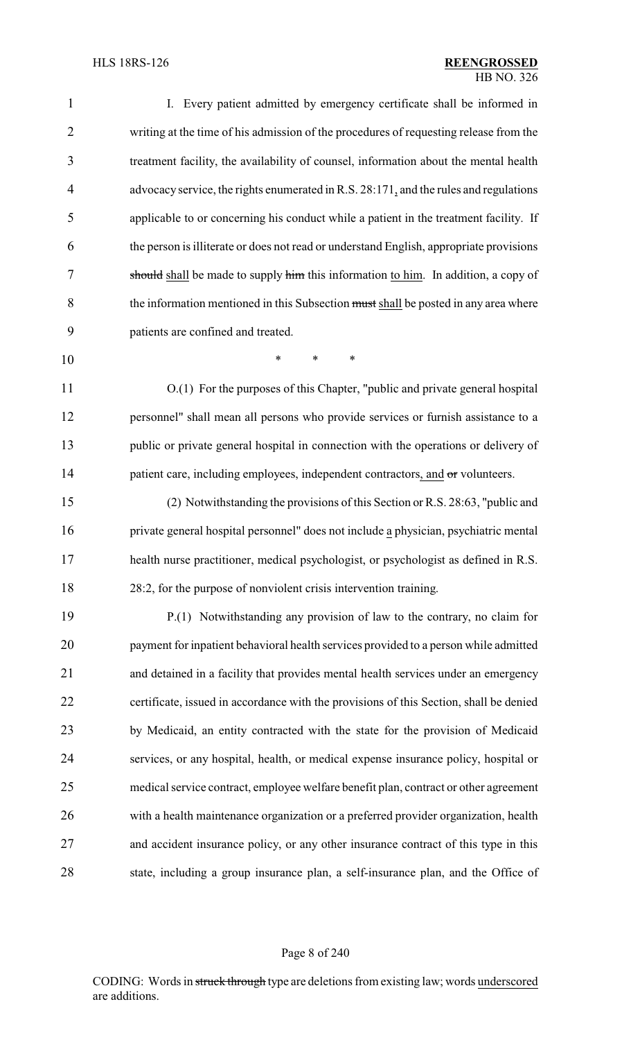I. Every patient admitted by emergency certificate shall be informed in writing at the time of his admission of the procedures of requesting release from the treatment facility, the availability of counsel, information about the mental health advocacy service, the rights enumerated in R.S. 28:171, and the rules and regulations applicable to or concerning his conduct while a patient in the treatment facility. If the person is illiterate or does not read or understand English, appropriate provisions ~~should~~ shall be made to supply ~~him~~ this information to him. In addition, a copy of the information mentioned in this Subsection ~~must~~ shall be posted in any area where patients are confined and treated.

\* \* \*

O.(1) For the purposes of this Chapter, "public and private general hospital personnel" shall mean all persons who provide services or furnish assistance to a public or private general hospital in connection with the operations or delivery of patient care, including employees, independent contractors, and ~~or~~ volunteers.

(2) Notwithstanding the provisions of this Section or R.S. 28:63, "public and private general hospital personnel" does not include a physician, psychiatric mental health nurse practitioner, medical psychologist, or psychologist as defined in R.S. 28:2, for the purpose of nonviolent crisis intervention training.

P.(1) Notwithstanding any provision of law to the contrary, no claim for payment for inpatient behavioral health services provided to a person while admitted and detained in a facility that provides mental health services under an emergency certificate, issued in accordance with the provisions of this Section, shall be denied by Medicaid, an entity contracted with the state for the provision of Medicaid services, or any hospital, health, or medical expense insurance policy, hospital or medical service contract, employee welfare benefit plan, contract or other agreement with a health maintenance organization or a preferred provider organization, health and accident insurance policy, or any other insurance contract of this type in this state, including a group insurance plan, a self-insurance plan, and the Office of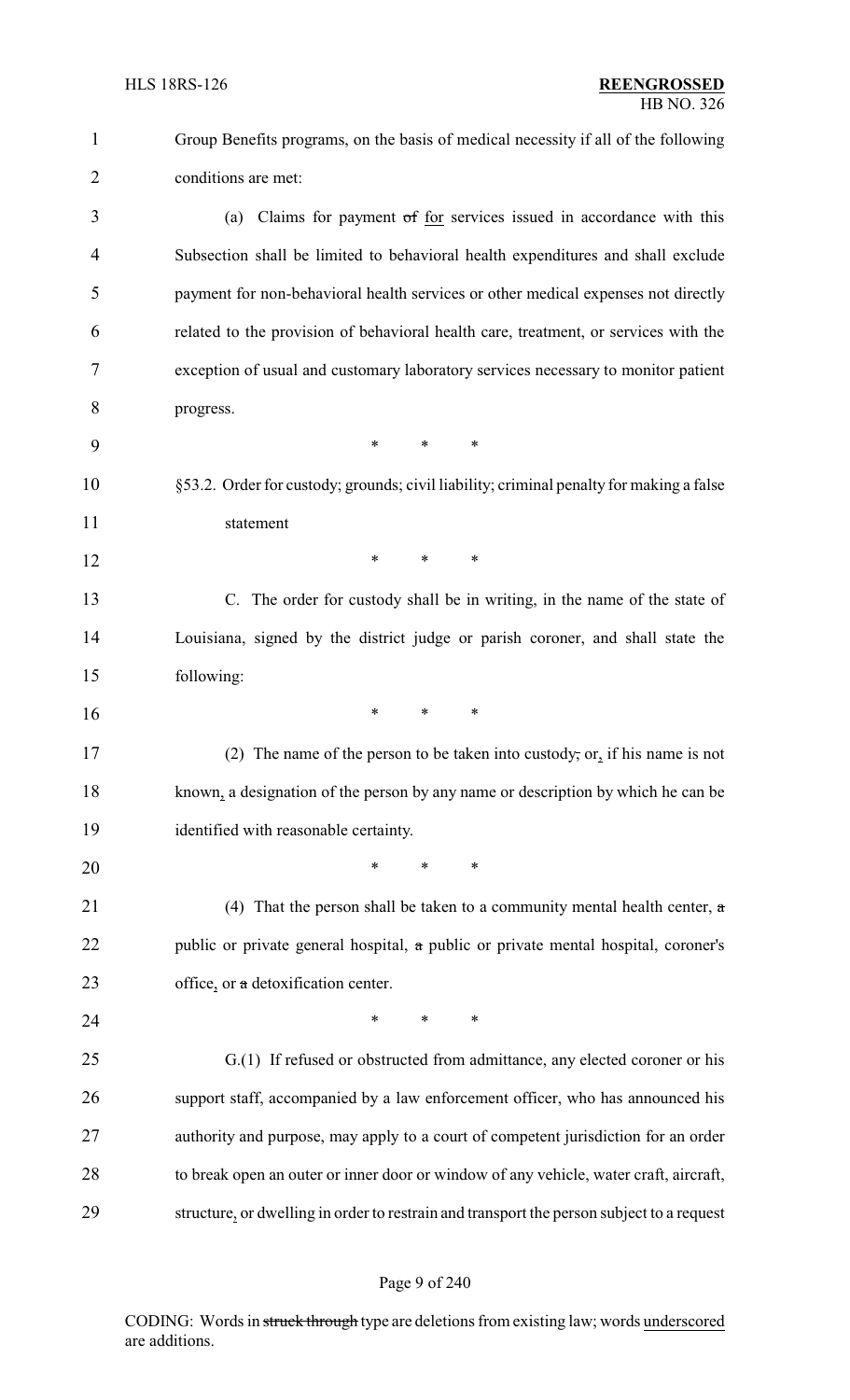Group Benefits programs, on the basis of medical necessity if all of the following conditions are met:

(a) Claims for payment ~~of~~ for services issued in accordance with this Subsection shall be limited to behavioral health expenditures and shall exclude payment for non-behavioral health services or other medical expenses not directly related to the provision of behavioral health care, treatment, or services with the exception of usual and customary laboratory services necessary to monitor patient progress.

\* \* \*

§53.2. Order for custody; grounds; civil liability; criminal penalty for making a false statement

\* \* \*

C. The order for custody shall be in writing, in the name of the state of Louisiana, signed by the district judge or parish coroner, and shall state the following:

\* \* \*

(2) The name of the person to be taken into custody~~,~~ or, if his name is not known, a designation of the person by any name or description by which he can be identified with reasonable certainty.

\* \* \*

(4) That the person shall be taken to a community mental health center, ~~a~~ public or private general hospital, ~~a~~ public or private mental hospital, coroner's office, or ~~a~~ detoxification center.

\* \* \*

G.(1) If refused or obstructed from admittance, any elected coroner or his support staff, accompanied by a law enforcement officer, who has announced his authority and purpose, may apply to a court of competent jurisdiction for an order to break open an outer or inner door or window of any vehicle, water craft, aircraft, structure, or dwelling in order to restrain and transport the person subject to a request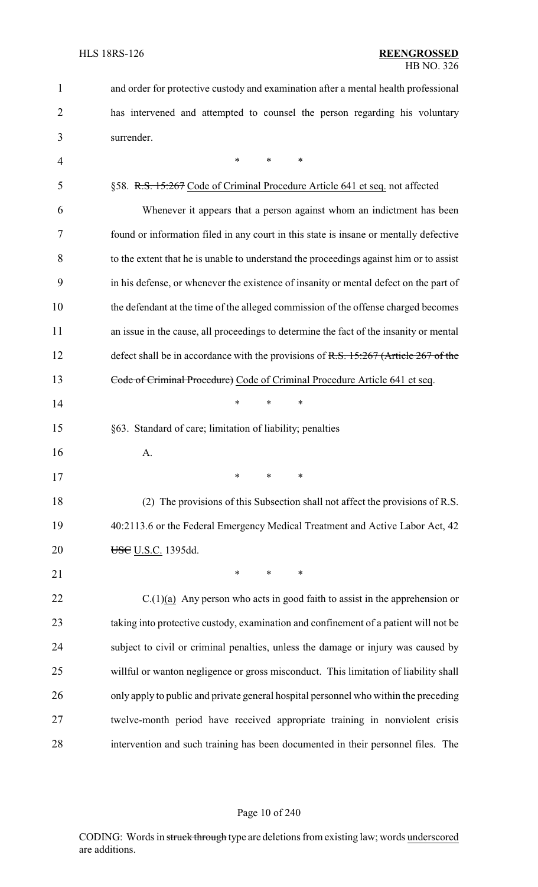and order for protective custody and examination after a mental health professional has intervened and attempted to counsel the person regarding his voluntary surrender.

\* \* \*

§58. ~~R.S. 15:267~~ Code of Criminal Procedure Article 641 et seq. not affected

Whenever it appears that a person against whom an indictment has been found or information filed in any court in this state is insane or mentally defective to the extent that he is unable to understand the proceedings against him or to assist in his defense, or whenever the existence of insanity or mental defect on the part of the defendant at the time of the alleged commission of the offense charged becomes an issue in the cause, all proceedings to determine the fact of the insanity or mental defect shall be in accordance with the provisions of ~~R.S. 15:267 (Article 267 of the Code of Criminal Procedure)~~ Code of Criminal Procedure Article 641 et seq.

\* \* \*

§63. Standard of care; limitation of liability; penalties

A.

\* \* \*

(2) The provisions of this Subsection shall not affect the provisions of R.S. 40:2113.6 or the Federal Emergency Medical Treatment and Active Labor Act, 42 ~~USC~~ U.S.C. 1395dd.

\* \* \*

C.(1)(a) Any person who acts in good faith to assist in the apprehension or taking into protective custody, examination and confinement of a patient will not be subject to civil or criminal penalties, unless the damage or injury was caused by willful or wanton negligence or gross misconduct. This limitation of liability shall only apply to public and private general hospital personnel who within the preceding twelve-month period have received appropriate training in nonviolent crisis intervention and such training has been documented in their personnel files. The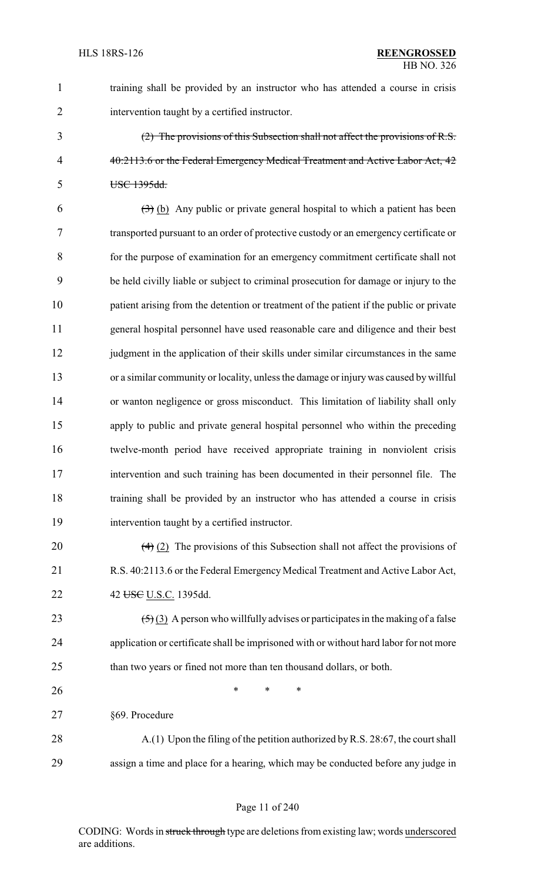training shall be provided by an instructor who has attended a course in crisis intervention taught by a certified instructor.

~~(2) The provisions of this Subsection shall not affect the provisions of R.S. 40:2113.6 or the Federal Emergency Medical Treatment and Active Labor Act, 42 USC 1395dd.~~

~~(3)~~ (b) Any public or private general hospital to which a patient has been transported pursuant to an order of protective custody or an emergency certificate or for the purpose of examination for an emergency commitment certificate shall not be held civilly liable or subject to criminal prosecution for damage or injury to the patient arising from the detention or treatment of the patient if the public or private general hospital personnel have used reasonable care and diligence and their best judgment in the application of their skills under similar circumstances in the same or a similar community or locality, unless the damage or injury was caused by willful or wanton negligence or gross misconduct. This limitation of liability shall only apply to public and private general hospital personnel who within the preceding twelve-month period have received appropriate training in nonviolent crisis intervention and such training has been documented in their personnel file. The training shall be provided by an instructor who has attended a course in crisis intervention taught by a certified instructor.

~~(4)~~ (2) The provisions of this Subsection shall not affect the provisions of R.S. 40:2113.6 or the Federal Emergency Medical Treatment and Active Labor Act, 42 ~~USC~~ U.S.C. 1395dd.

~~(5)~~ (3) A person who willfully advises or participates in the making of a false application or certificate shall be imprisoned with or without hard labor for not more than two years or fined not more than ten thousand dollars, or both.

\* \* \*

§69. Procedure

A.(1) Upon the filing of the petition authorized by R.S. 28:67, the court shall assign a time and place for a hearing, which may be conducted before any judge in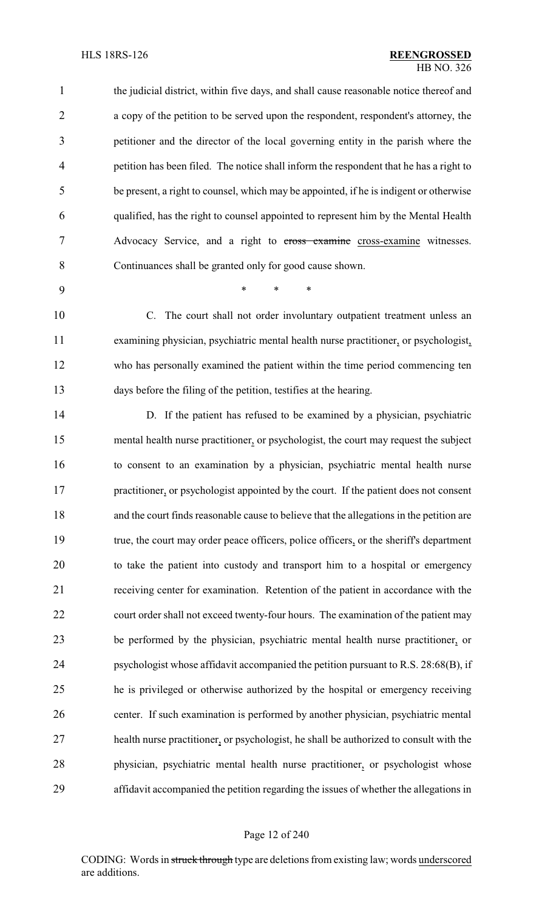the judicial district, within five days, and shall cause reasonable notice thereof and a copy of the petition to be served upon the respondent, respondent's attorney, the petitioner and the director of the local governing entity in the parish where the petition has been filed. The notice shall inform the respondent that he has a right to be present, a right to counsel, which may be appointed, if he is indigent or otherwise qualified, has the right to counsel appointed to represent him by the Mental Health Advocacy Service, and a right to ~~cross examine~~ cross-examine witnesses. Continuances shall be granted only for good cause shown.

\* \* \*

C. The court shall not order involuntary outpatient treatment unless an examining physician, psychiatric mental health nurse practitioner, or psychologist, who has personally examined the patient within the time period commencing ten days before the filing of the petition, testifies at the hearing.

D. If the patient has refused to be examined by a physician, psychiatric mental health nurse practitioner, or psychologist, the court may request the subject to consent to an examination by a physician, psychiatric mental health nurse practitioner, or psychologist appointed by the court. If the patient does not consent and the court finds reasonable cause to believe that the allegations in the petition are true, the court may order peace officers, police officers, or the sheriff's department to take the patient into custody and transport him to a hospital or emergency receiving center for examination. Retention of the patient in accordance with the court order shall not exceed twenty-four hours. The examination of the patient may be performed by the physician, psychiatric mental health nurse practitioner, or psychologist whose affidavit accompanied the petition pursuant to R.S. 28:68(B), if he is privileged or otherwise authorized by the hospital or emergency receiving center. If such examination is performed by another physician, psychiatric mental health nurse practitioner, or psychologist, he shall be authorized to consult with the physician, psychiatric mental health nurse practitioner, or psychologist whose affidavit accompanied the petition regarding the issues of whether the allegations in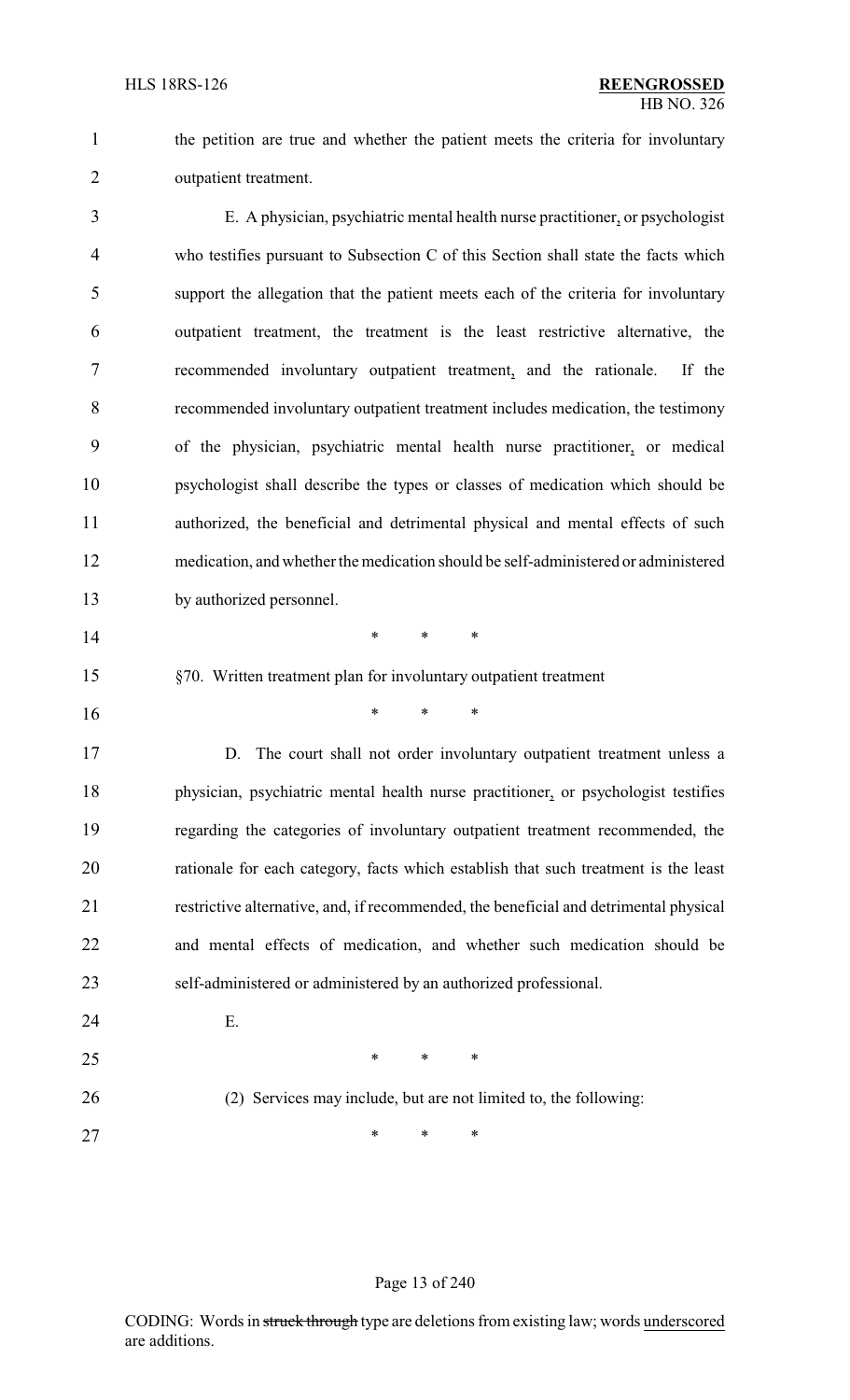the petition are true and whether the patient meets the criteria for involuntary outpatient treatment.

E. A physician, psychiatric mental health nurse practitioner, or psychologist who testifies pursuant to Subsection C of this Section shall state the facts which support the allegation that the patient meets each of the criteria for involuntary outpatient treatment, the treatment is the least restrictive alternative, the recommended involuntary outpatient treatment, and the rationale. If the recommended involuntary outpatient treatment includes medication, the testimony of the physician, psychiatric mental health nurse practitioner, or medical psychologist shall describe the types or classes of medication which should be authorized, the beneficial and detrimental physical and mental effects of such medication, and whether the medication should be self-administered or administered by authorized personnel.

\* \* \*

§70. Written treatment plan for involuntary outpatient treatment

\* \* \*

D. The court shall not order involuntary outpatient treatment unless a physician, psychiatric mental health nurse practitioner, or psychologist testifies regarding the categories of involuntary outpatient treatment recommended, the rationale for each category, facts which establish that such treatment is the least restrictive alternative, and, if recommended, the beneficial and detrimental physical and mental effects of medication, and whether such medication should be self-administered or administered by an authorized professional.

E.

\* \* \*

(2) Services may include, but are not limited to, the following:

\* \* \*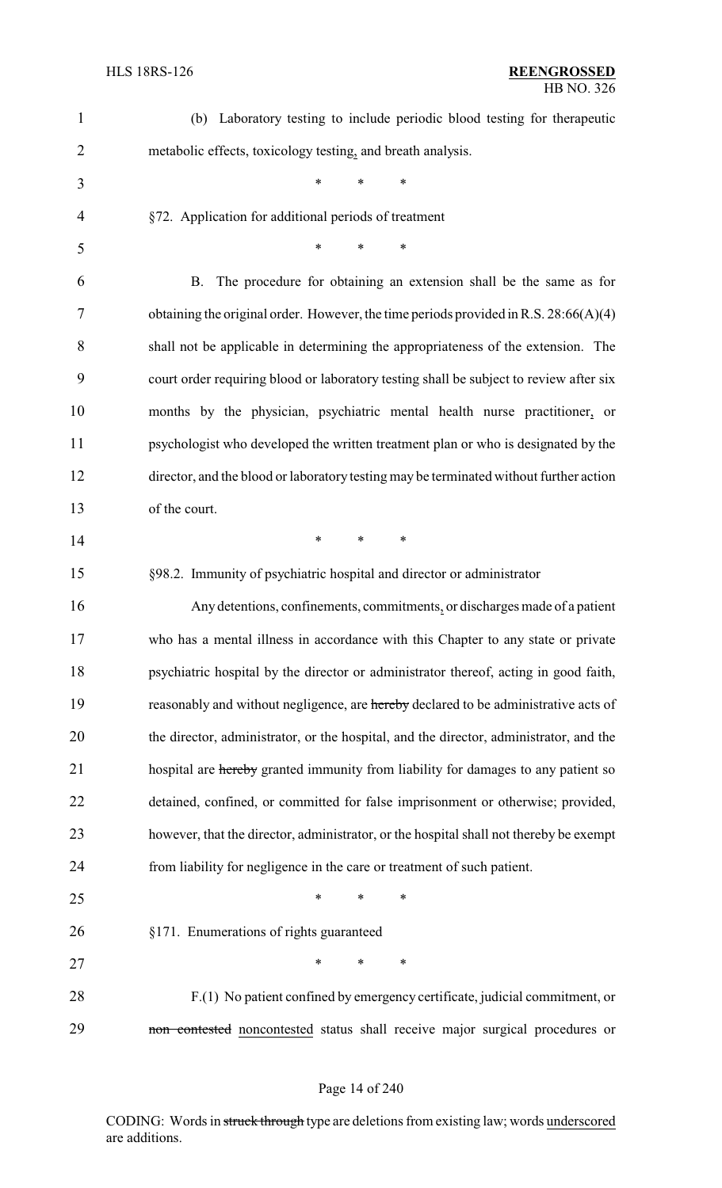(b) Laboratory testing to include periodic blood testing for therapeutic metabolic effects, toxicology testing, and breath analysis.

\* \* \*

§72. Application for additional periods of treatment

\* \* \*

B. The procedure for obtaining an extension shall be the same as for obtaining the original order. However, the time periods provided in R.S. 28:66(A)(4) shall not be applicable in determining the appropriateness of the extension. The court order requiring blood or laboratory testing shall be subject to review after six months by the physician, psychiatric mental health nurse practitioner, or psychologist who developed the written treatment plan or who is designated by the director, and the blood or laboratory testing may be terminated without further action of the court.

\* \* \*

§98.2. Immunity of psychiatric hospital and director or administrator

Any detentions, confinements, commitments, or discharges made of a patient who has a mental illness in accordance with this Chapter to any state or private psychiatric hospital by the director or administrator thereof, acting in good faith, reasonably and without negligence, are ~~hereby~~ declared to be administrative acts of the director, administrator, or the hospital, and the director, administrator, and the hospital are ~~hereby~~ granted immunity from liability for damages to any patient so detained, confined, or committed for false imprisonment or otherwise; provided, however, that the director, administrator, or the hospital shall not thereby be exempt from liability for negligence in the care or treatment of such patient.

\* \* \*

§171. Enumerations of rights guaranteed

\* \* \*

F.(1) No patient confined by emergency certificate, judicial commitment, or ~~non-contested~~ noncontested status shall receive major surgical procedures or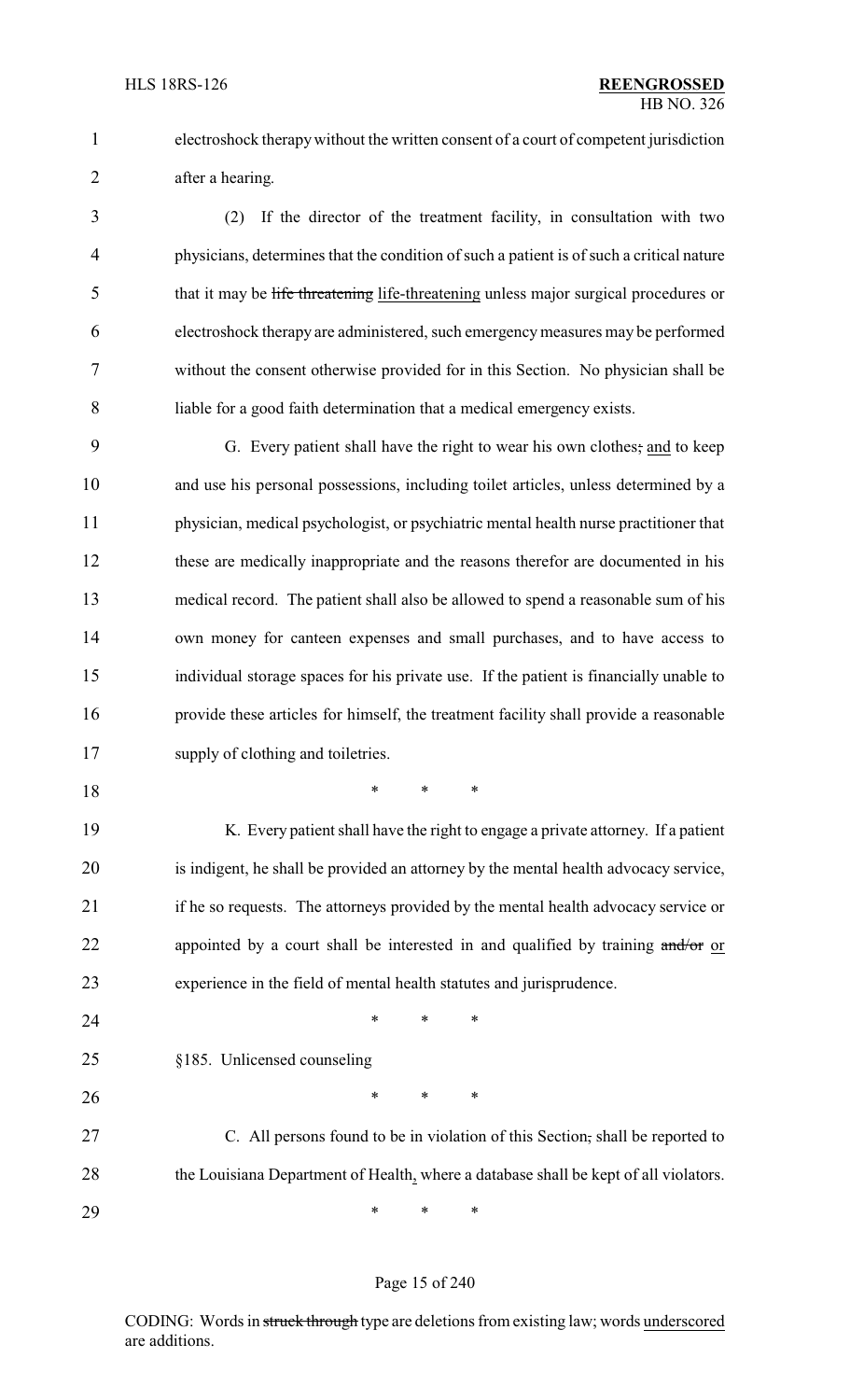electroshock therapy without the written consent of a court of competent jurisdiction after a hearing.

(2) If the director of the treatment facility, in consultation with two physicians, determines that the condition of such a patient is of such a critical nature that it may be ~~life threatening~~ life-threatening unless major surgical procedures or electroshock therapy are administered, such emergency measures may be performed without the consent otherwise provided for in this Section. No physician shall be liable for a good faith determination that a medical emergency exists.

G. Every patient shall have the right to wear his own clothes~~;~~ and to keep and use his personal possessions, including toilet articles, unless determined by a physician, medical psychologist, or psychiatric mental health nurse practitioner that these are medically inappropriate and the reasons therefor are documented in his medical record. The patient shall also be allowed to spend a reasonable sum of his own money for canteen expenses and small purchases, and to have access to individual storage spaces for his private use. If the patient is financially unable to provide these articles for himself, the treatment facility shall provide a reasonable supply of clothing and toiletries.

\* \* \*

K. Every patient shall have the right to engage a private attorney. If a patient is indigent, he shall be provided an attorney by the mental health advocacy service, if he so requests. The attorneys provided by the mental health advocacy service or appointed by a court shall be interested in and qualified by training ~~and/or~~ or experience in the field of mental health statutes and jurisprudence.

\* \* \*

§185. Unlicensed counseling

\* \* \*

C. All persons found to be in violation of this Section~~,~~ shall be reported to the Louisiana Department of Health, where a database shall be kept of all violators.

\* \* \*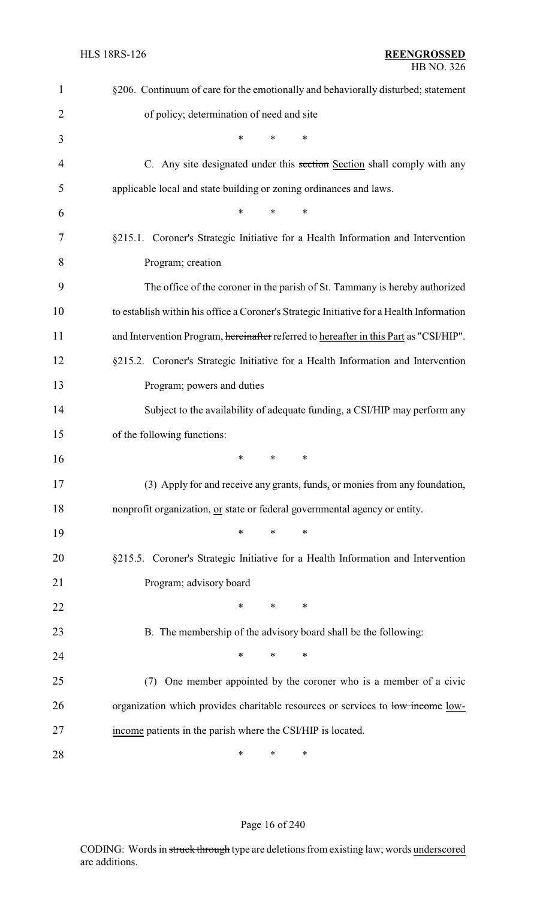§206. Continuum of care for the emotionally and behaviorally disturbed; statement of policy; determination of need and site

\* \* \*

C. Any site designated under this ~~section~~ Section shall comply with any applicable local and state building or zoning ordinances and laws.

\* \* \*

§215.1. Coroner's Strategic Initiative for a Health Information and Intervention Program; creation

The office of the coroner in the parish of St. Tammany is hereby authorized to establish within his office a Coroner's Strategic Initiative for a Health Information and Intervention Program, ~~hereinafter~~ referred to hereafter in this Part as "CSI/HIP".

§215.2. Coroner's Strategic Initiative for a Health Information and Intervention Program; powers and duties

Subject to the availability of adequate funding, a CSI/HIP may perform any of the following functions:

\* \* \*

(3) Apply for and receive any grants, funds, or monies from any foundation, nonprofit organization, or state or federal governmental agency or entity.

\* \* \*

§215.5. Coroner's Strategic Initiative for a Health Information and Intervention Program; advisory board

\* \* \*

B. The membership of the advisory board shall be the following:

\* \* \*

(7) One member appointed by the coroner who is a member of a civic organization which provides charitable resources or services to ~~low income~~ low-income patients in the parish where the CSI/HIP is located.

\* \* \*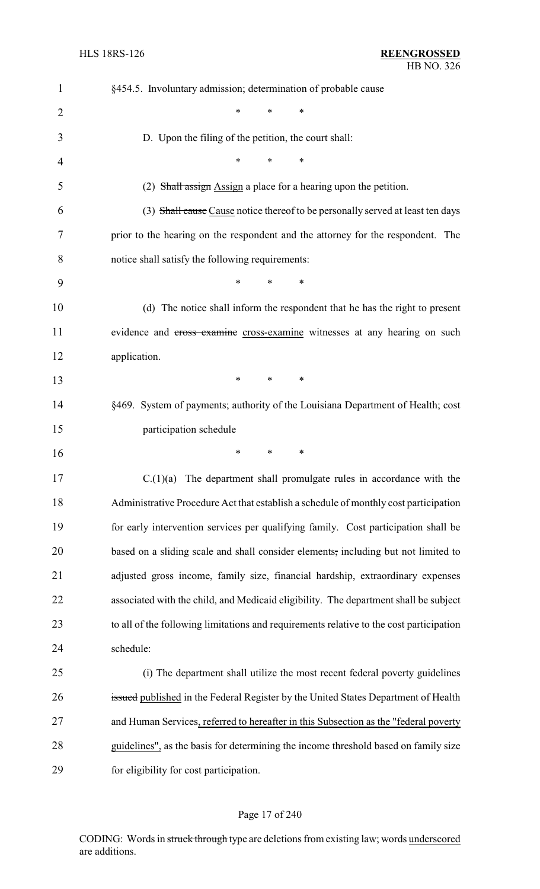§454.5. Involuntary admission; determination of probable cause

\* \* \*

D. Upon the filing of the petition, the court shall:

\* \* \*

(2) ~~Shall assign~~ <u>Assign</u> a place for a hearing upon the petition.

(3) ~~Shall cause~~ <u>Cause</u> notice thereof to be personally served at least ten days prior to the hearing on the respondent and the attorney for the respondent. The notice shall satisfy the following requirements:

\* \* \*

(d) The notice shall inform the respondent that he has the right to present evidence and ~~cross examine~~ <u>cross-examine</u> witnesses at any hearing on such application.

\* \* \*

§469. System of payments; authority of the Louisiana Department of Health; cost participation schedule

\* \* \*

C.(1)(a) The department shall promulgate rules in accordance with the Administrative Procedure Act that establish a schedule of monthly cost participation for early intervention services per qualifying family. Cost participation shall be based on a sliding scale and shall consider elements~~,~~ including but not limited to adjusted gross income, family size, financial hardship, extraordinary expenses associated with the child, and Medicaid eligibility. The department shall be subject to all of the following limitations and requirements relative to the cost participation schedule:

(i) The department shall utilize the most recent federal poverty guidelines ~~issued~~ <u>published</u> in the Federal Register by the United States Department of Health and Human Services<u>, referred to hereafter in this Subsection as the "federal poverty guidelines",</u> as the basis for determining the income threshold based on family size for eligibility for cost participation.

CODING: Words in ~~struck through~~ type are deletions from existing law; words <u>underscored</u> are additions.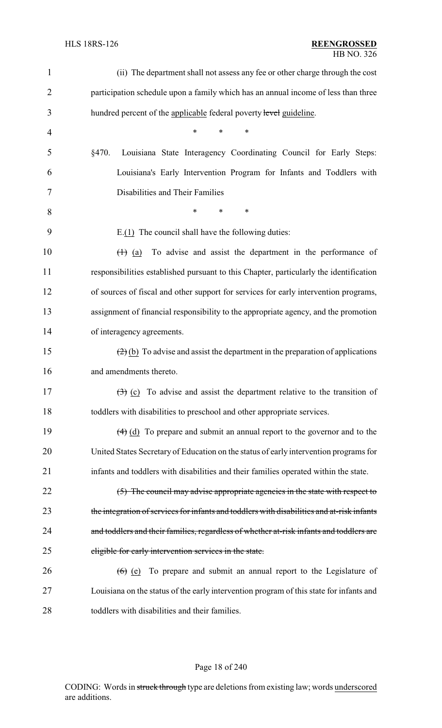(ii) The department shall not assess any fee or other charge through the cost participation schedule upon a family which has an annual income of less than three hundred percent of the applicable federal poverty ~~level~~ guideline.

\* \* \*

§470. Louisiana State Interagency Coordinating Council for Early Steps: Louisiana's Early Intervention Program for Infants and Toddlers with Disabilities and Their Families

\* \* \*

E.(1) The council shall have the following duties:

~~(1)~~ (a) To advise and assist the department in the performance of responsibilities established pursuant to this Chapter, particularly the identification of sources of fiscal and other support for services for early intervention programs, assignment of financial responsibility to the appropriate agency, and the promotion of interagency agreements.

~~(2)~~ (b) To advise and assist the department in the preparation of applications and amendments thereto.

~~(3)~~ (c) To advise and assist the department relative to the transition of toddlers with disabilities to preschool and other appropriate services.

~~(4)~~ (d) To prepare and submit an annual report to the governor and to the United States Secretary of Education on the status of early intervention programs for infants and toddlers with disabilities and their families operated within the state.

~~(5) The council may advise appropriate agencies in the state with respect to the integration of services for infants and toddlers with disabilities and at-risk infants and toddlers and their families, regardless of whether at-risk infants and toddlers are eligible for early intervention services in the state.~~

~~(6)~~ (e) To prepare and submit an annual report to the Legislature of Louisiana on the status of the early intervention program of this state for infants and toddlers with disabilities and their families.

CODING: Words in ~~struck through~~ type are deletions from existing law; words underscored are additions.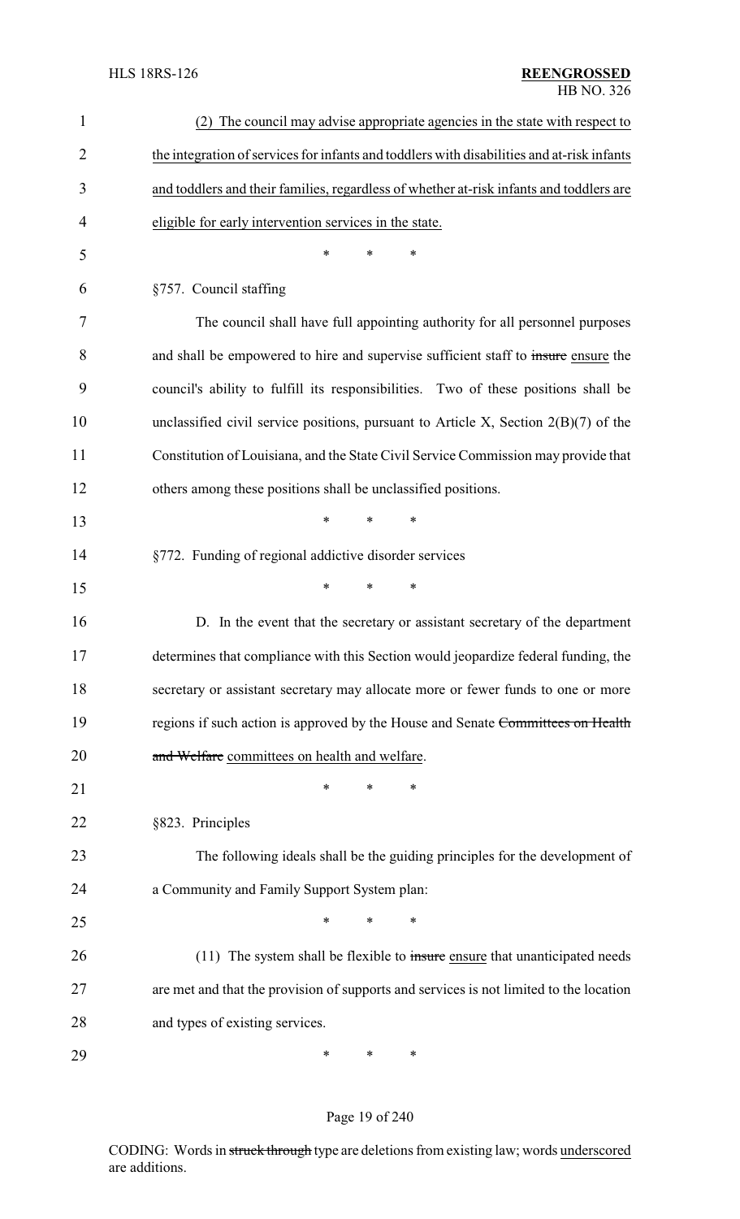(2) The council may advise appropriate agencies in the state with respect to the integration of services for infants and toddlers with disabilities and at-risk infants and toddlers and their families, regardless of whether at-risk infants and toddlers are eligible for early intervention services in the state.

\* \* \*

§757. Council staffing

The council shall have full appointing authority for all personnel purposes and shall be empowered to hire and supervise sufficient staff to ~~insure~~ ensure the council's ability to fulfill its responsibilities. Two of these positions shall be unclassified civil service positions, pursuant to Article X, Section 2(B)(7) of the Constitution of Louisiana, and the State Civil Service Commission may provide that others among these positions shall be unclassified positions.

\* \* \*

§772. Funding of regional addictive disorder services

\* \* \*

D. In the event that the secretary or assistant secretary of the department determines that compliance with this Section would jeopardize federal funding, the secretary or assistant secretary may allocate more or fewer funds to one or more regions if such action is approved by the House and Senate ~~Committees on Health and Welfare~~ committees on health and welfare.

\* \* \*

§823. Principles

The following ideals shall be the guiding principles for the development of a Community and Family Support System plan:

\* \* \*

(11) The system shall be flexible to ~~insure~~ ensure that unanticipated needs are met and that the provision of supports and services is not limited to the location and types of existing services.

\* \* \*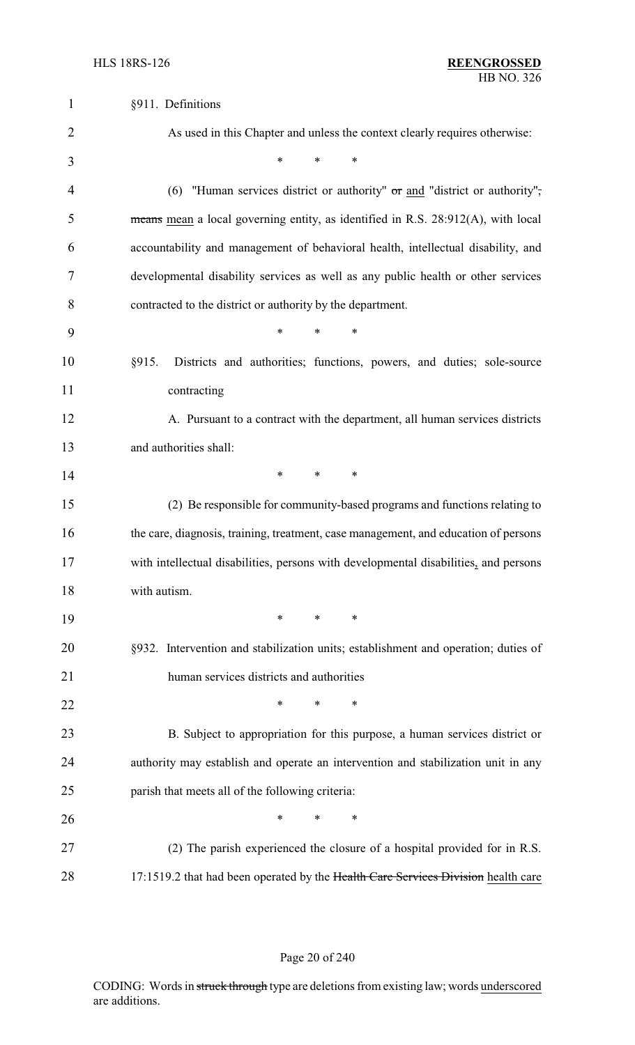§911. Definitions

As used in this Chapter and unless the context clearly requires otherwise:

\* \* \*

(6) "Human services district or authority" ~~or~~ and "district or authority"~~,~~ ~~means~~ mean a local governing entity, as identified in R.S. 28:912(A), with local accountability and management of behavioral health, intellectual disability, and developmental disability services as well as any public health or other services contracted to the district or authority by the department.

\* \* \*

§915. Districts and authorities; functions, powers, and duties; sole-source contracting

A. Pursuant to a contract with the department, all human services districts and authorities shall:

\* \* \*

(2) Be responsible for community-based programs and functions relating to the care, diagnosis, training, treatment, case management, and education of persons with intellectual disabilities, persons with developmental disabilities, and persons with autism.

\* \* \*

§932. Intervention and stabilization units; establishment and operation; duties of human services districts and authorities

\* \* \*

B. Subject to appropriation for this purpose, a human services district or authority may establish and operate an intervention and stabilization unit in any parish that meets all of the following criteria:

\* \* \*

(2) The parish experienced the closure of a hospital provided for in R.S. 17:1519.2 that had been operated by the ~~Health Care Services Division~~ health care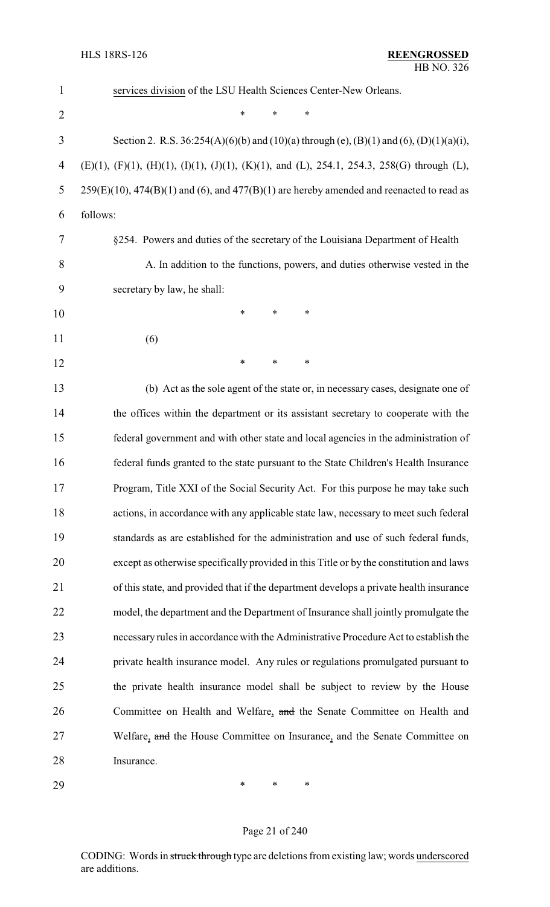services division of the LSU Health Sciences Center-New Orleans.

\* \* \*

Section 2. R.S. 36:254(A)(6)(b) and (10)(a) through (e), (B)(1) and (6), (D)(1)(a)(i), (E)(1), (F)(1), (H)(1), (I)(1), (J)(1), (K)(1), and (L), 254.1, 254.3, 258(G) through (L), 259(E)(10), 474(B)(1) and (6), and 477(B)(1) are hereby amended and reenacted to read as follows:

§254. Powers and duties of the secretary of the Louisiana Department of Health

A. In addition to the functions, powers, and duties otherwise vested in the secretary by law, he shall:

\* \* \*

(6)

\* \* \*

(b) Act as the sole agent of the state or, in necessary cases, designate one of the offices within the department or its assistant secretary to cooperate with the federal government and with other state and local agencies in the administration of federal funds granted to the state pursuant to the State Children's Health Insurance Program, Title XXI of the Social Security Act. For this purpose he may take such actions, in accordance with any applicable state law, necessary to meet such federal standards as are established for the administration and use of such federal funds, except as otherwise specifically provided in this Title or by the constitution and laws of this state, and provided that if the department develops a private health insurance model, the department and the Department of Insurance shall jointly promulgate the necessary rules in accordance with the Administrative Procedure Act to establish the private health insurance model. Any rules or regulations promulgated pursuant to the private health insurance model shall be subject to review by the House Committee on Health and Welfare, ~~and~~ the Senate Committee on Health and Welfare, ~~and~~ the House Committee on Insurance, and the Senate Committee on Insurance.

\* \* \*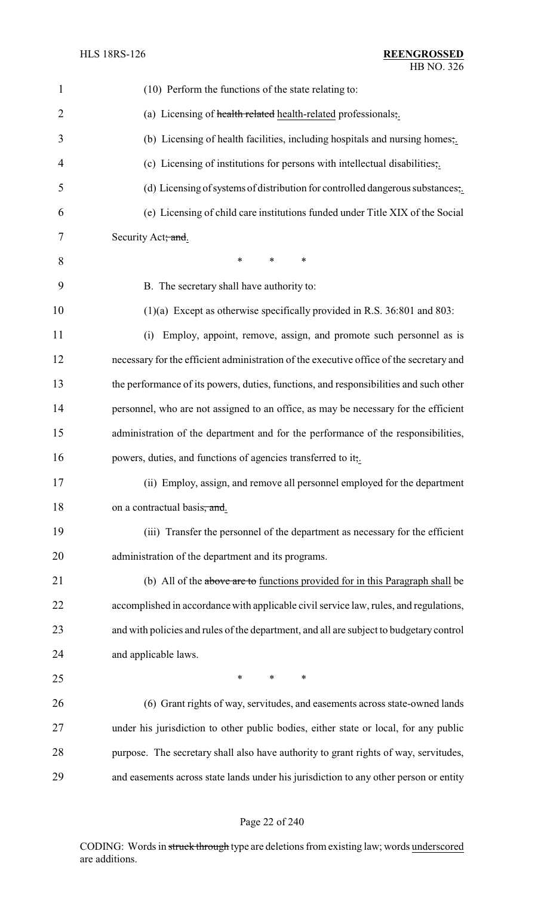(10) Perform the functions of the state relating to:

(a) Licensing of ~~health related~~ health-related professionals~~;~~.

(b) Licensing of health facilities, including hospitals and nursing homes~~;~~.

(c) Licensing of institutions for persons with intellectual disabilities~~;~~.

(d) Licensing of systems of distribution for controlled dangerous substances~~;~~.

(e) Licensing of child care institutions funded under Title XIX of the Social Security Act~~; and~~.

\* \* \*

B. The secretary shall have authority to:

(1)(a) Except as otherwise specifically provided in R.S. 36:801 and 803:

(i) Employ, appoint, remove, assign, and promote such personnel as is necessary for the efficient administration of the executive office of the secretary and the performance of its powers, duties, functions, and responsibilities and such other personnel, who are not assigned to an office, as may be necessary for the efficient administration of the department and for the performance of the responsibilities, powers, duties, and functions of agencies transferred to it~~;~~.

(ii) Employ, assign, and remove all personnel employed for the department on a contractual basis~~, and~~.

(iii) Transfer the personnel of the department as necessary for the efficient administration of the department and its programs.

(b) All of the ~~above are to~~ functions provided for in this Paragraph shall be accomplished in accordance with applicable civil service law, rules, and regulations, and with policies and rules of the department, and all are subject to budgetary control and applicable laws.

\* \* \*

(6) Grant rights of way, servitudes, and easements across state-owned lands under his jurisdiction to other public bodies, either state or local, for any public purpose. The secretary shall also have authority to grant rights of way, servitudes, and easements across state lands under his jurisdiction to any other person or entity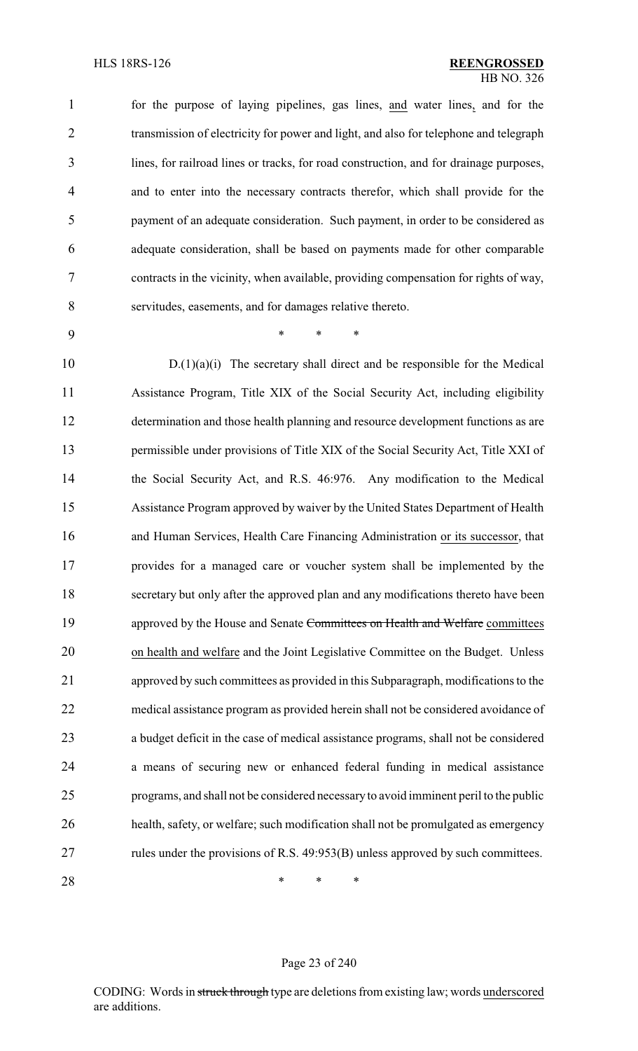for the purpose of laying pipelines, gas lines, and water lines, and for the transmission of electricity for power and light, and also for telephone and telegraph lines, for railroad lines or tracks, for road construction, and for drainage purposes, and to enter into the necessary contracts therefor, which shall provide for the payment of an adequate consideration. Such payment, in order to be considered as adequate consideration, shall be based on payments made for other comparable contracts in the vicinity, when available, providing compensation for rights of way, servitudes, easements, and for damages relative thereto.

\* \* \*

D.(1)(a)(i) The secretary shall direct and be responsible for the Medical Assistance Program, Title XIX of the Social Security Act, including eligibility determination and those health planning and resource development functions as are permissible under provisions of Title XIX of the Social Security Act, Title XXI of the Social Security Act, and R.S. 46:976. Any modification to the Medical Assistance Program approved by waiver by the United States Department of Health and Human Services, Health Care Financing Administration or its successor, that provides for a managed care or voucher system shall be implemented by the secretary but only after the approved plan and any modifications thereto have been approved by the House and Senate ~~Committees on Health and Welfare~~ committees on health and welfare and the Joint Legislative Committee on the Budget. Unless approved by such committees as provided in this Subparagraph, modifications to the medical assistance program as provided herein shall not be considered avoidance of a budget deficit in the case of medical assistance programs, shall not be considered a means of securing new or enhanced federal funding in medical assistance programs, and shall not be considered necessary to avoid imminent peril to the public health, safety, or welfare; such modification shall not be promulgated as emergency rules under the provisions of R.S. 49:953(B) unless approved by such committees.

\* \* \*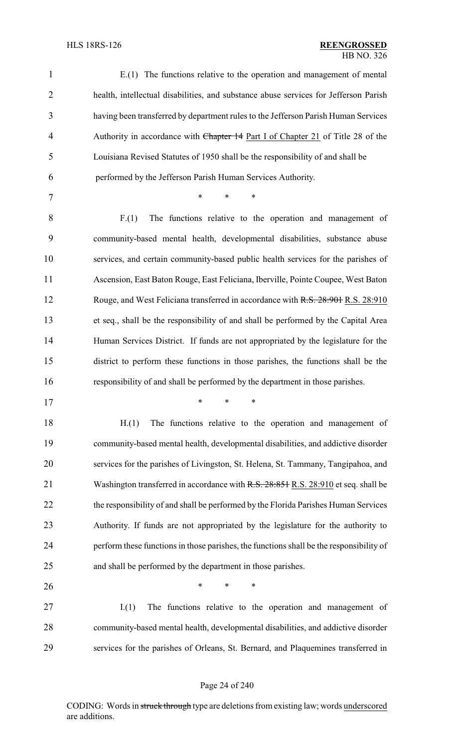E.(1) The functions relative to the operation and management of mental health, intellectual disabilities, and substance abuse services for Jefferson Parish having been transferred by department rules to the Jefferson Parish Human Services Authority in accordance with ~~Chapter 14~~ Part I of Chapter 21 of Title 28 of the Louisiana Revised Statutes of 1950 shall be the responsibility of and shall be performed by the Jefferson Parish Human Services Authority.

\* \* \*

F.(1) The functions relative to the operation and management of community-based mental health, developmental disabilities, substance abuse services, and certain community-based public health services for the parishes of Ascension, East Baton Rouge, East Feliciana, Iberville, Pointe Coupee, West Baton Rouge, and West Feliciana transferred in accordance with ~~R.S. 28:901~~ R.S. 28:910 et seq., shall be the responsibility of and shall be performed by the Capital Area Human Services District. If funds are not appropriated by the legislature for the district to perform these functions in those parishes, the functions shall be the responsibility of and shall be performed by the department in those parishes.

\* \* \*

H.(1) The functions relative to the operation and management of community-based mental health, developmental disabilities, and addictive disorder services for the parishes of Livingston, St. Helena, St. Tammany, Tangipahoa, and Washington transferred in accordance with ~~R.S. 28:851~~ R.S. 28:910 et seq. shall be the responsibility of and shall be performed by the Florida Parishes Human Services Authority. If funds are not appropriated by the legislature for the authority to perform these functions in those parishes, the functions shall be the responsibility of and shall be performed by the department in those parishes.

\* \* \*

I.(1) The functions relative to the operation and management of community-based mental health, developmental disabilities, and addictive disorder services for the parishes of Orleans, St. Bernard, and Plaquemines transferred in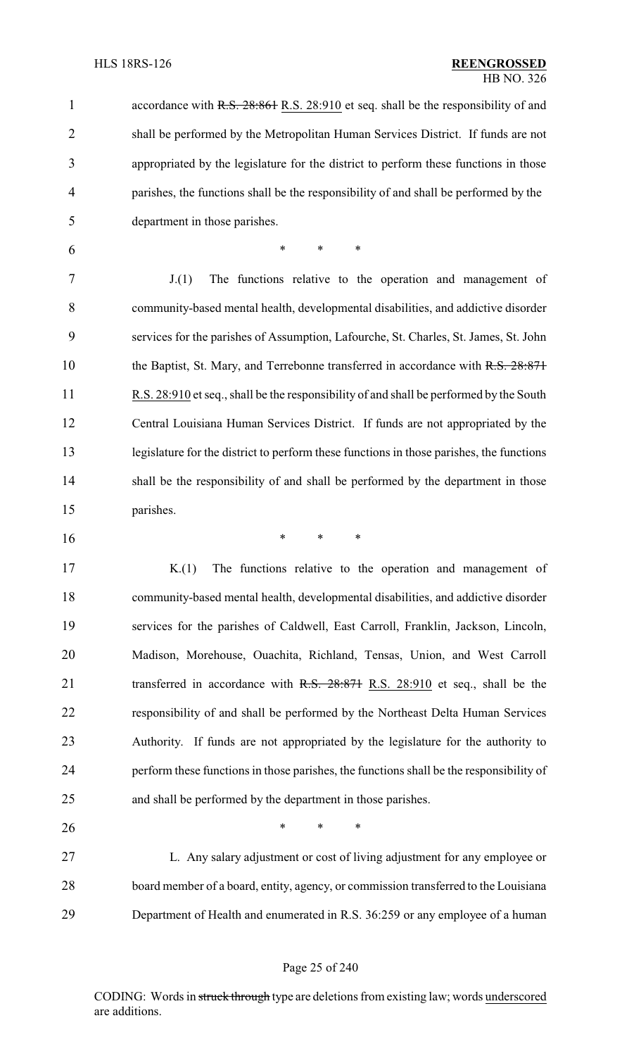accordance with ~~R.S. 28:861~~ R.S. 28:910 et seq. shall be the responsibility of and shall be performed by the Metropolitan Human Services District. If funds are not appropriated by the legislature for the district to perform these functions in those parishes, the functions shall be the responsibility of and shall be performed by the department in those parishes.

\* \* \*

J.(1) The functions relative to the operation and management of community-based mental health, developmental disabilities, and addictive disorder services for the parishes of Assumption, Lafourche, St. Charles, St. James, St. John the Baptist, St. Mary, and Terrebonne transferred in accordance with ~~R.S. 28:871~~ R.S. 28:910 et seq., shall be the responsibility of and shall be performed by the South Central Louisiana Human Services District. If funds are not appropriated by the legislature for the district to perform these functions in those parishes, the functions shall be the responsibility of and shall be performed by the department in those parishes.

\* \* \*

K.(1) The functions relative to the operation and management of community-based mental health, developmental disabilities, and addictive disorder services for the parishes of Caldwell, East Carroll, Franklin, Jackson, Lincoln, Madison, Morehouse, Ouachita, Richland, Tensas, Union, and West Carroll transferred in accordance with ~~R.S. 28:871~~ R.S. 28:910 et seq., shall be the responsibility of and shall be performed by the Northeast Delta Human Services Authority. If funds are not appropriated by the legislature for the authority to perform these functions in those parishes, the functions shall be the responsibility of and shall be performed by the department in those parishes.

\* \* \*

L. Any salary adjustment or cost of living adjustment for any employee or board member of a board, entity, agency, or commission transferred to the Louisiana Department of Health and enumerated in R.S. 36:259 or any employee of a human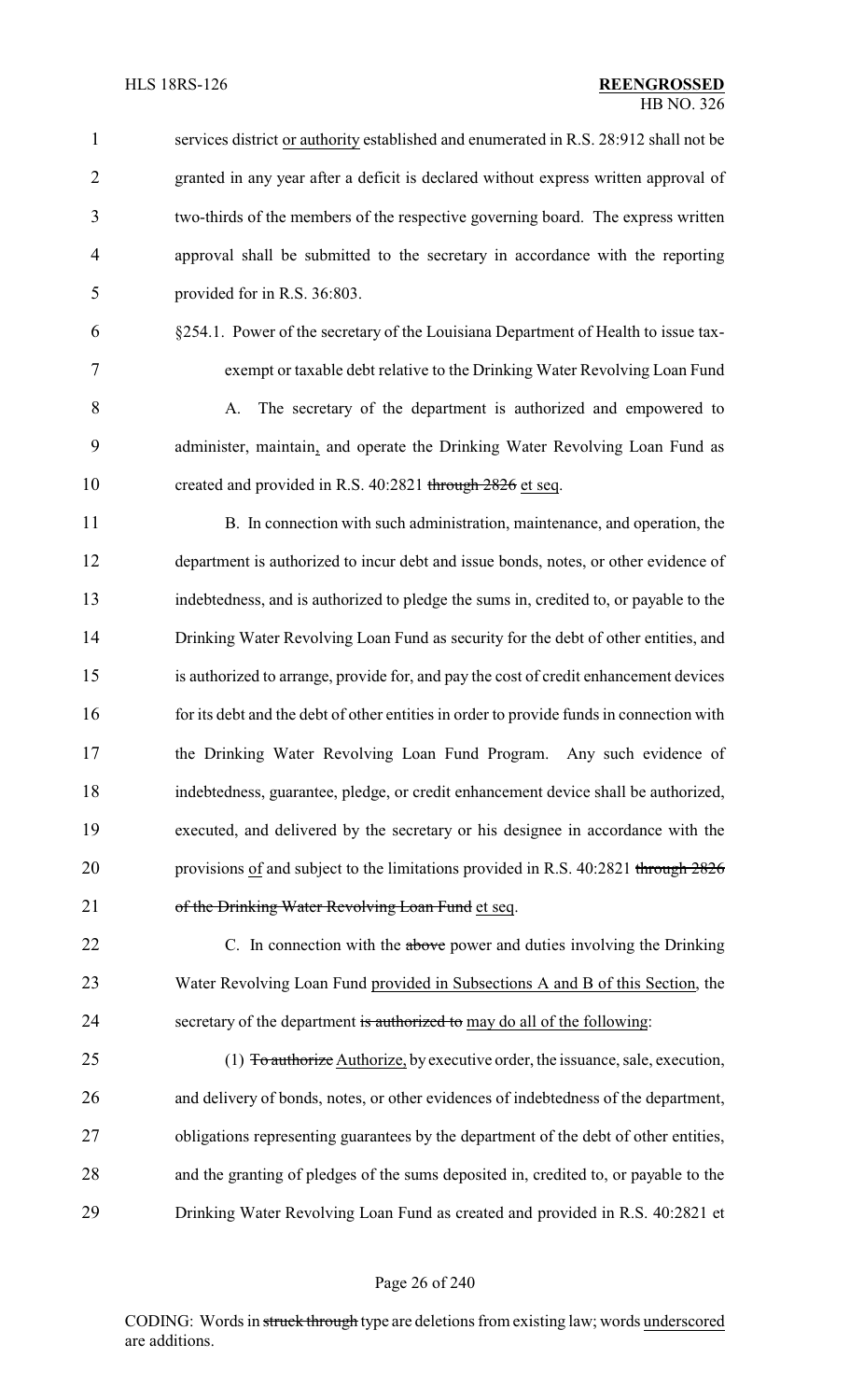services district or authority established and enumerated in R.S. 28:912 shall not be granted in any year after a deficit is declared without express written approval of two-thirds of the members of the respective governing board. The express written approval shall be submitted to the secretary in accordance with the reporting provided for in R.S. 36:803.

§254.1. Power of the secretary of the Louisiana Department of Health to issue tax-exempt or taxable debt relative to the Drinking Water Revolving Loan Fund

A. The secretary of the department is authorized and empowered to administer, maintain, and operate the Drinking Water Revolving Loan Fund as created and provided in R.S. 40:2821 through 2826 et seq.

B. In connection with such administration, maintenance, and operation, the department is authorized to incur debt and issue bonds, notes, or other evidence of indebtedness, and is authorized to pledge the sums in, credited to, or payable to the Drinking Water Revolving Loan Fund as security for the debt of other entities, and is authorized to arrange, provide for, and pay the cost of credit enhancement devices for its debt and the debt of other entities in order to provide funds in connection with the Drinking Water Revolving Loan Fund Program. Any such evidence of indebtedness, guarantee, pledge, or credit enhancement device shall be authorized, executed, and delivered by the secretary or his designee in accordance with the provisions of and subject to the limitations provided in R.S. 40:2821 through 2826 of the Drinking Water Revolving Loan Fund et seq.

C. In connection with the above power and duties involving the Drinking Water Revolving Loan Fund provided in Subsections A and B of this Section, the secretary of the department is authorized to may do all of the following:

(1) To authorize Authorize, by executive order, the issuance, sale, execution, and delivery of bonds, notes, or other evidences of indebtedness of the department, obligations representing guarantees by the department of the debt of other entities, and the granting of pledges of the sums deposited in, credited to, or payable to the Drinking Water Revolving Loan Fund as created and provided in R.S. 40:2821 et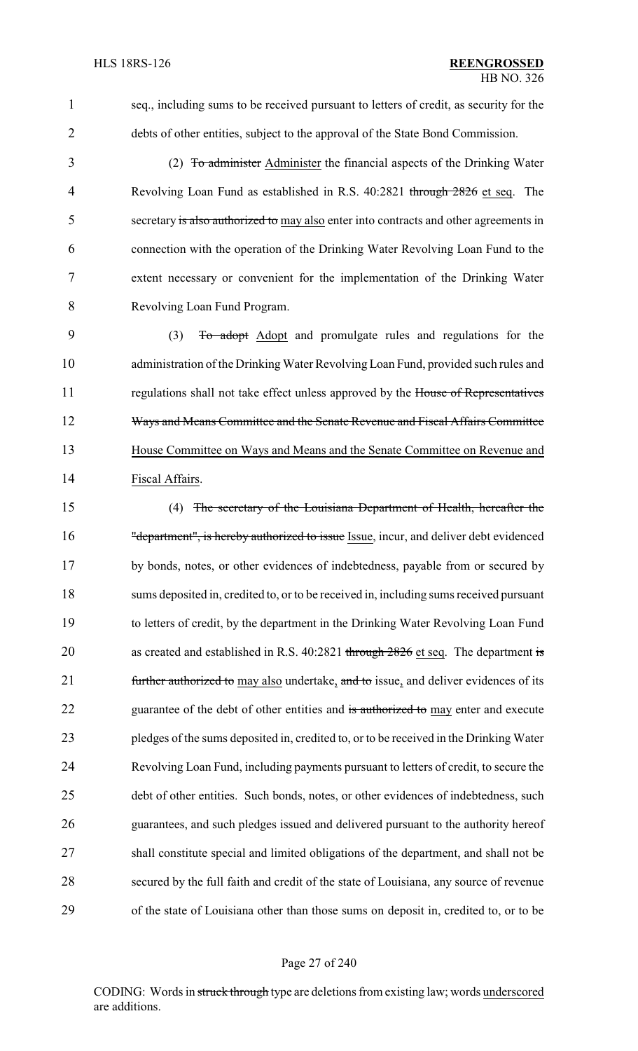seq., including sums to be received pursuant to letters of credit, as security for the debts of other entities, subject to the approval of the State Bond Commission.

(2) ~~To administer~~ Administer the financial aspects of the Drinking Water Revolving Loan Fund as established in R.S. 40:2821 ~~through 2826~~ et seq. The secretary ~~is also authorized to~~ may also enter into contracts and other agreements in connection with the operation of the Drinking Water Revolving Loan Fund to the extent necessary or convenient for the implementation of the Drinking Water Revolving Loan Fund Program.

(3) ~~To adopt~~ Adopt and promulgate rules and regulations for the administration of the Drinking Water Revolving Loan Fund, provided such rules and regulations shall not take effect unless approved by the ~~House of Representatives Ways and Means Committee and the Senate Revenue and Fiscal Affairs Committee~~ House Committee on Ways and Means and the Senate Committee on Revenue and Fiscal Affairs.

(4) ~~The secretary of the Louisiana Department of Health, hereafter the "department", is hereby authorized to issue~~ Issue, incur, and deliver debt evidenced by bonds, notes, or other evidences of indebtedness, payable from or secured by sums deposited in, credited to, or to be received in, including sums received pursuant to letters of credit, by the department in the Drinking Water Revolving Loan Fund as created and established in R.S. 40:2821 ~~through 2826~~ et seq. The department ~~is further authorized to~~ may also undertake, ~~and to~~ issue, and deliver evidences of its guarantee of the debt of other entities and ~~is authorized to~~ may enter and execute pledges of the sums deposited in, credited to, or to be received in the Drinking Water Revolving Loan Fund, including payments pursuant to letters of credit, to secure the debt of other entities. Such bonds, notes, or other evidences of indebtedness, such guarantees, and such pledges issued and delivered pursuant to the authority hereof shall constitute special and limited obligations of the department, and shall not be secured by the full faith and credit of the state of Louisiana, any source of revenue of the state of Louisiana other than those sums on deposit in, credited to, or to be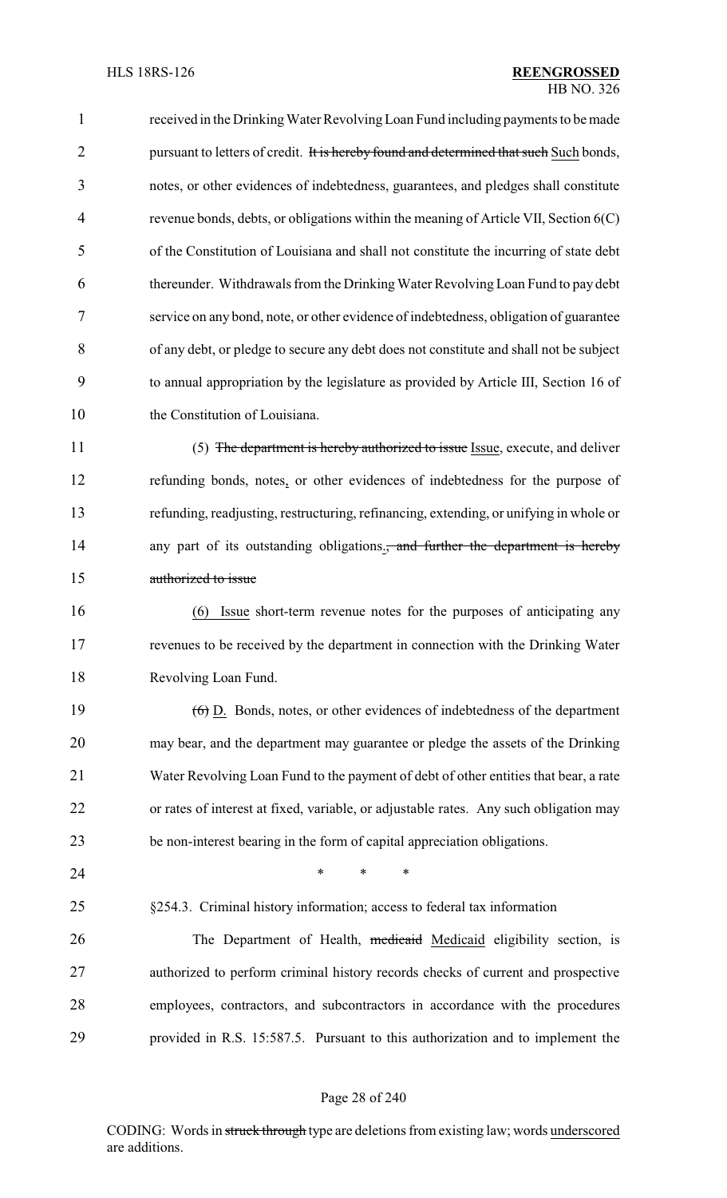received in the Drinking Water Revolving Loan Fund including payments to be made pursuant to letters of credit. ~~It is hereby found and determined that such~~ Such bonds, notes, or other evidences of indebtedness, guarantees, and pledges shall constitute revenue bonds, debts, or obligations within the meaning of Article VII, Section 6(C) of the Constitution of Louisiana and shall not constitute the incurring of state debt thereunder. Withdrawals from the Drinking Water Revolving Loan Fund to pay debt service on any bond, note, or other evidence of indebtedness, obligation of guarantee of any debt, or pledge to secure any debt does not constitute and shall not be subject to annual appropriation by the legislature as provided by Article III, Section 16 of the Constitution of Louisiana.

(5) ~~The department is hereby authorized to issue~~ Issue, execute, and deliver refunding bonds, notes, or other evidences of indebtedness for the purpose of refunding, readjusting, restructuring, refinancing, extending, or unifying in whole or any part of its outstanding obligations.~~, and further the department is hereby authorized to issue~~

(6) Issue short-term revenue notes for the purposes of anticipating any revenues to be received by the department in connection with the Drinking Water Revolving Loan Fund.

~~(6)~~ D. Bonds, notes, or other evidences of indebtedness of the department may bear, and the department may guarantee or pledge the assets of the Drinking Water Revolving Loan Fund to the payment of debt of other entities that bear, a rate or rates of interest at fixed, variable, or adjustable rates. Any such obligation may be non-interest bearing in the form of capital appreciation obligations.

\* \* \*

§254.3. Criminal history information; access to federal tax information

The Department of Health, ~~medicaid~~ Medicaid eligibility section, is authorized to perform criminal history records checks of current and prospective employees, contractors, and subcontractors in accordance with the procedures provided in R.S. 15:587.5. Pursuant to this authorization and to implement the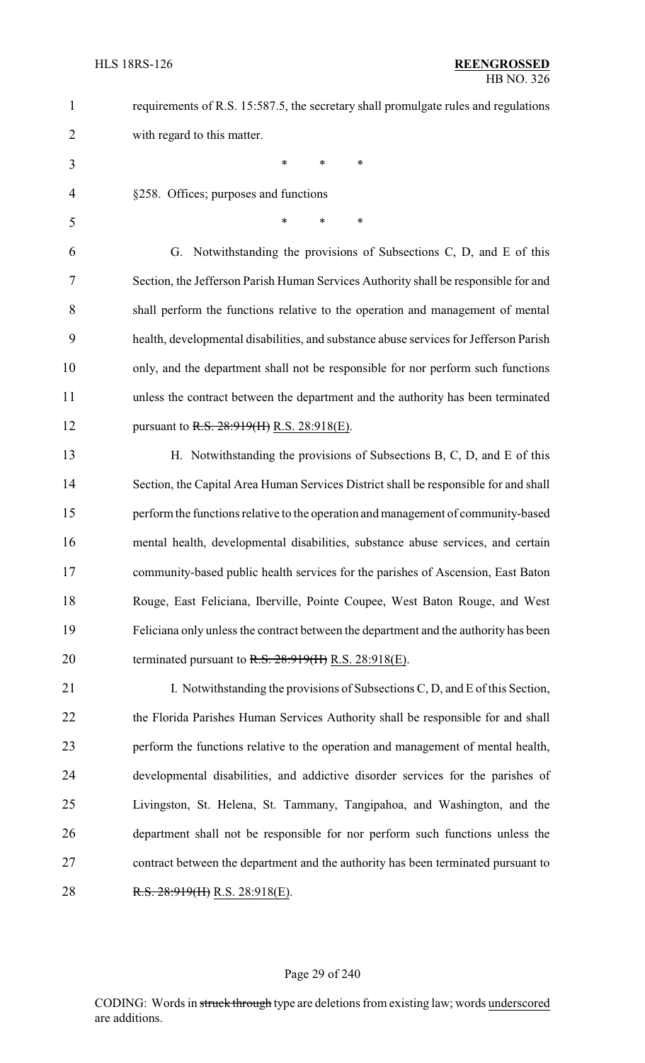requirements of R.S. 15:587.5, the secretary shall promulgate rules and regulations with regard to this matter.

\* \* \*

§258. Offices; purposes and functions

\* \* \*

G. Notwithstanding the provisions of Subsections C, D, and E of this Section, the Jefferson Parish Human Services Authority shall be responsible for and shall perform the functions relative to the operation and management of mental health, developmental disabilities, and substance abuse services for Jefferson Parish only, and the department shall not be responsible for nor perform such functions unless the contract between the department and the authority has been terminated pursuant to ~~R.S. 28:919(H)~~ R.S. 28:918(E).

H. Notwithstanding the provisions of Subsections B, C, D, and E of this Section, the Capital Area Human Services District shall be responsible for and shall perform the functions relative to the operation and management of community-based mental health, developmental disabilities, substance abuse services, and certain community-based public health services for the parishes of Ascension, East Baton Rouge, East Feliciana, Iberville, Pointe Coupee, West Baton Rouge, and West Feliciana only unless the contract between the department and the authority has been terminated pursuant to ~~R.S. 28:919(H)~~ R.S. 28:918(E).

I. Notwithstanding the provisions of Subsections C, D, and E of this Section, the Florida Parishes Human Services Authority shall be responsible for and shall perform the functions relative to the operation and management of mental health, developmental disabilities, and addictive disorder services for the parishes of Livingston, St. Helena, St. Tammany, Tangipahoa, and Washington, and the department shall not be responsible for nor perform such functions unless the contract between the department and the authority has been terminated pursuant to ~~R.S. 28:919(H)~~ R.S. 28:918(E).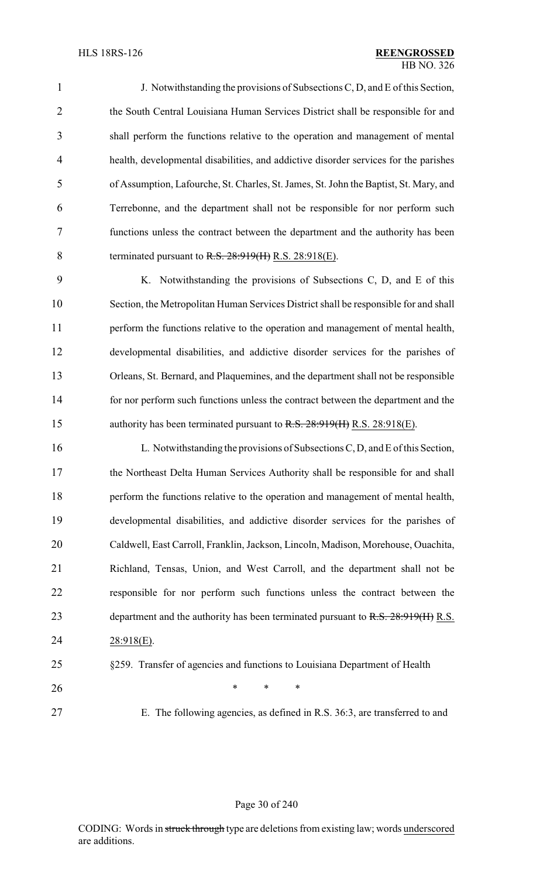J. Notwithstanding the provisions of Subsections C, D, and E of this Section, the South Central Louisiana Human Services District shall be responsible for and shall perform the functions relative to the operation and management of mental health, developmental disabilities, and addictive disorder services for the parishes of Assumption, Lafourche, St. Charles, St. James, St. John the Baptist, St. Mary, and Terrebonne, and the department shall not be responsible for nor perform such functions unless the contract between the department and the authority has been terminated pursuant to ~~R.S. 28:919(H)~~ R.S. 28:918(E).

K. Notwithstanding the provisions of Subsections C, D, and E of this Section, the Metropolitan Human Services District shall be responsible for and shall perform the functions relative to the operation and management of mental health, developmental disabilities, and addictive disorder services for the parishes of Orleans, St. Bernard, and Plaquemines, and the department shall not be responsible for nor perform such functions unless the contract between the department and the authority has been terminated pursuant to ~~R.S. 28:919(H)~~ R.S. 28:918(E).

L. Notwithstanding the provisions of Subsections C, D, and E of this Section, the Northeast Delta Human Services Authority shall be responsible for and shall perform the functions relative to the operation and management of mental health, developmental disabilities, and addictive disorder services for the parishes of Caldwell, East Carroll, Franklin, Jackson, Lincoln, Madison, Morehouse, Ouachita, Richland, Tensas, Union, and West Carroll, and the department shall not be responsible for nor perform such functions unless the contract between the department and the authority has been terminated pursuant to ~~R.S. 28:919(H)~~ R.S. 28:918(E).

§259. Transfer of agencies and functions to Louisiana Department of Health

\* \* \*

E. The following agencies, as defined in R.S. 36:3, are transferred to and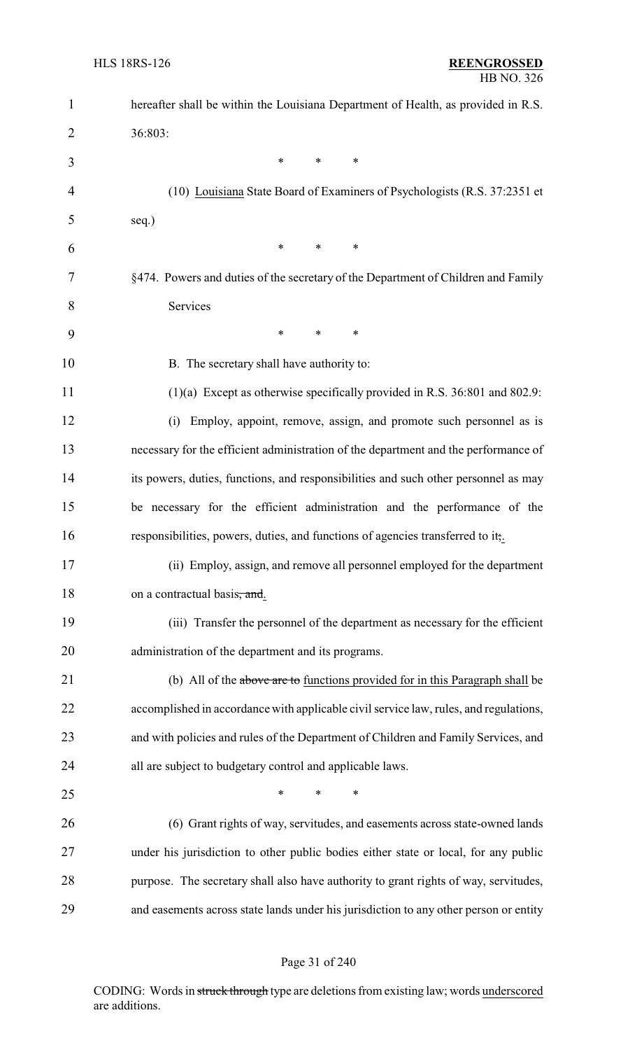hereafter shall be within the Louisiana Department of Health, as provided in R.S. 36:803:

\* \* \*

(10) <u>Louisiana</u> State Board of Examiners of Psychologists (R.S. 37:2351 et seq.)

\* \* \*

§474. Powers and duties of the secretary of the Department of Children and Family Services

\* \* \*

B. The secretary shall have authority to:

(1)(a) Except as otherwise specifically provided in R.S. 36:801 and 802.9:

(i) Employ, appoint, remove, assign, and promote such personnel as is necessary for the efficient administration of the department and the performance of its powers, duties, functions, and responsibilities and such other personnel as may be necessary for the efficient administration and the performance of the responsibilities, powers, duties, and functions of agencies transferred to it~~;~~<u>.</u>

(ii) Employ, assign, and remove all personnel employed for the department on a contractual basis~~, and~~<u>.</u>

(iii) Transfer the personnel of the department as necessary for the efficient administration of the department and its programs.

(b) All of the ~~above are to~~ <u>functions provided for in this Paragraph shall</u> be accomplished in accordance with applicable civil service law, rules, and regulations, and with policies and rules of the Department of Children and Family Services, and all are subject to budgetary control and applicable laws.

\* \* \*

(6) Grant rights of way, servitudes, and easements across state-owned lands under his jurisdiction to other public bodies either state or local, for any public purpose. The secretary shall also have authority to grant rights of way, servitudes, and easements across state lands under his jurisdiction to any other person or entity

CODING: Words in ~~struck through~~ type are deletions from existing law; words <u>underscored</u> are additions.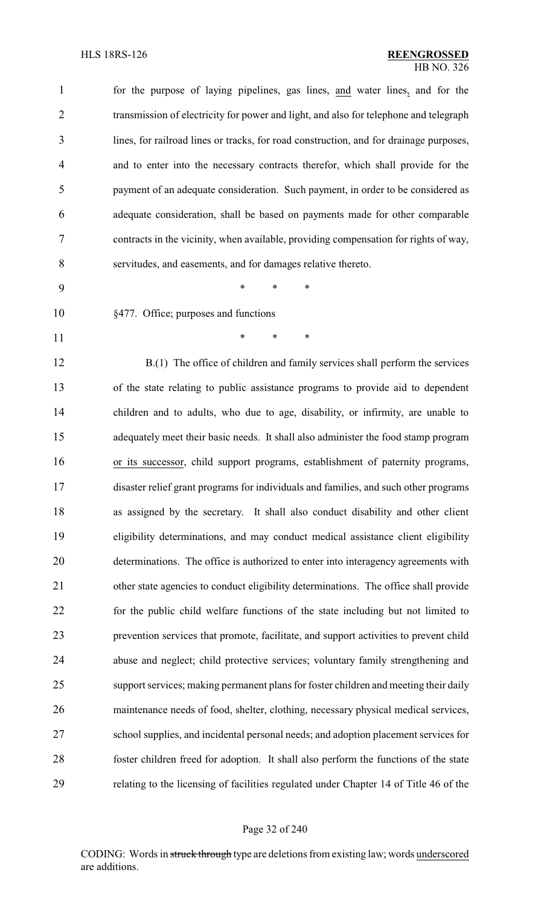for the purpose of laying pipelines, gas lines, and water lines, and for the transmission of electricity for power and light, and also for telephone and telegraph lines, for railroad lines or tracks, for road construction, and for drainage purposes, and to enter into the necessary contracts therefor, which shall provide for the payment of an adequate consideration. Such payment, in order to be considered as adequate consideration, shall be based on payments made for other comparable contracts in the vicinity, when available, providing compensation for rights of way, servitudes, and easements, and for damages relative thereto.

\* \* \*

§477. Office; purposes and functions

\* \* \*

B.(1) The office of children and family services shall perform the services of the state relating to public assistance programs to provide aid to dependent children and to adults, who due to age, disability, or infirmity, are unable to adequately meet their basic needs. It shall also administer the food stamp program or its successor, child support programs, establishment of paternity programs, disaster relief grant programs for individuals and families, and such other programs as assigned by the secretary. It shall also conduct disability and other client eligibility determinations, and may conduct medical assistance client eligibility determinations. The office is authorized to enter into interagency agreements with other state agencies to conduct eligibility determinations. The office shall provide for the public child welfare functions of the state including but not limited to prevention services that promote, facilitate, and support activities to prevent child abuse and neglect; child protective services; voluntary family strengthening and support services; making permanent plans for foster children and meeting their daily maintenance needs of food, shelter, clothing, necessary physical medical services, school supplies, and incidental personal needs; and adoption placement services for foster children freed for adoption. It shall also perform the functions of the state relating to the licensing of facilities regulated under Chapter 14 of Title 46 of the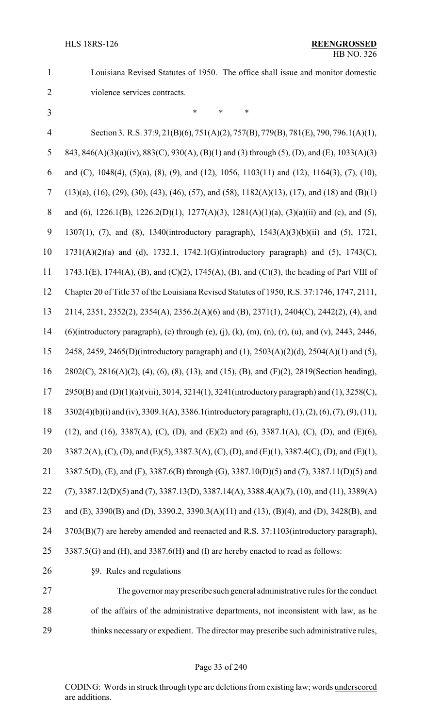Louisiana Revised Statutes of 1950. The office shall issue and monitor domestic violence services contracts.

\* \* \*

Section 3. R.S. 37:9, 21(B)(6), 751(A)(2), 757(B), 779(B), 781(E), 790, 796.1(A)(1), 843, 846(A)(3)(a)(iv), 883(C), 930(A), (B)(1) and (3) through (5), (D), and (E), 1033(A)(3) and (C), 1048(4), (5)(a), (8), (9), and (12), 1056, 1103(11) and (12), 1164(3), (7), (10), (13)(a), (16), (29), (30), (43), (46), (57), and (58), 1182(A)(13), (17), and (18) and (B)(1) and (6), 1226.1(B), 1226.2(D)(1), 1277(A)(3), 1281(A)(1)(a), (3)(a)(ii) and (c), and (5), 1307(1), (7), and (8), 1340(introductory paragraph), 1543(A)(3)(b)(ii) and (5), 1721, 1731(A)(2)(a) and (d), 1732.1, 1742.1(G)(introductory paragraph) and (5), 1743(C), 1743.1(E), 1744(A), (B), and (C)(2), 1745(A), (B), and (C)(3), the heading of Part VIII of Chapter 20 of Title 37 of the Louisiana Revised Statutes of 1950, R.S. 37:1746, 1747, 2111, 2114, 2351, 2352(2), 2354(A), 2356.2(A)(6) and (B), 2371(1), 2404(C), 2442(2), (4), and (6)(introductory paragraph), (c) through (e), (j), (k), (m), (n), (r), (u), and (v), 2443, 2446, 2458, 2459, 2465(D)(introductory paragraph) and (1), 2503(A)(2)(d), 2504(A)(1) and (5), 2802(C), 2816(A)(2), (4), (6), (8), (13), and (15), (B), and (F)(2), 2819(Section heading), 2950(B) and (D)(1)(a)(viii), 3014, 3214(1), 3241(introductory paragraph) and (1), 3258(C), 3302(4)(b)(i) and (iv), 3309.1(A), 3386.1(introductory paragraph), (1), (2), (6), (7), (9), (11), (12), and (16), 3387(A), (C), (D), and (E)(2) and (6), 3387.1(A), (C), (D), and (E)(6), 3387.2(A), (C), (D), and (E)(5), 3387.3(A), (C), (D), and (E)(1), 3387.4(C), (D), and (E)(1), 3387.5(D), (E), and (F), 3387.6(B) through (G), 3387.10(D)(5) and (7), 3387.11(D)(5) and (7), 3387.12(D)(5) and (7), 3387.13(D), 3387.14(A), 3388.4(A)(7), (10), and (11), 3389(A) and (E), 3390(B) and (D), 3390.2, 3390.3(A)(11) and (13), (B)(4), and (D), 3428(B), and 3703(B)(7) are hereby amended and reenacted and R.S. 37:1103(introductory paragraph), 3387.5(G) and (H), and 3387.6(H) and (I) are hereby enacted to read as follows:

§9. Rules and regulations

The governor may prescribe such general administrative rules for the conduct of the affairs of the administrative departments, not inconsistent with law, as he thinks necessary or expedient. The director may prescribe such administrative rules,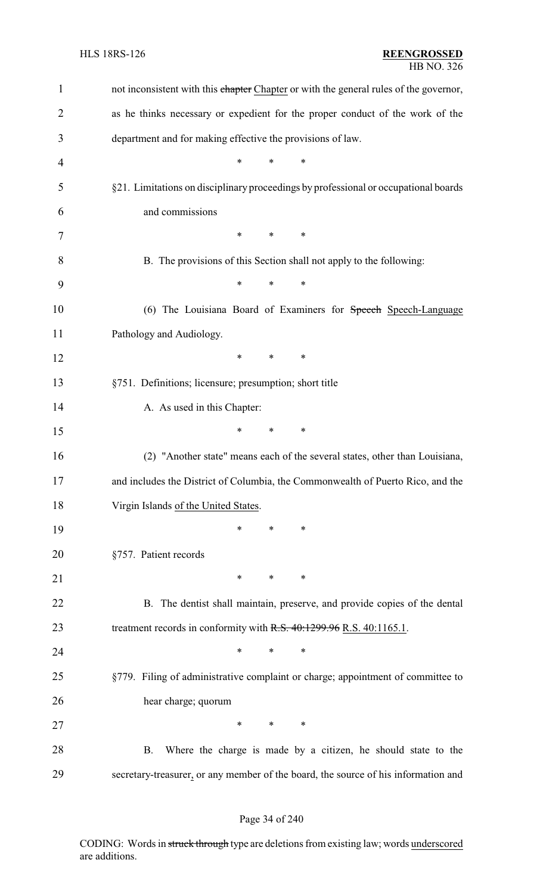not inconsistent with this ~~chapter~~ Chapter or with the general rules of the governor, as he thinks necessary or expedient for the proper conduct of the work of the department and for making effective the provisions of law.

\* \* \*

§21. Limitations on disciplinary proceedings by professional or occupational boards and commissions

\* \* \*

B. The provisions of this Section shall not apply to the following:

\* \* \*

(6) The Louisiana Board of Examiners for ~~Speech~~ Speech-Language Pathology and Audiology.

\* \* \*

§751. Definitions; licensure; presumption; short title

A. As used in this Chapter:

\* \* \*

(2) "Another state" means each of the several states, other than Louisiana, and includes the District of Columbia, the Commonwealth of Puerto Rico, and the Virgin Islands of the United States.

\* \* \*

§757. Patient records

\* \* \*

B. The dentist shall maintain, preserve, and provide copies of the dental treatment records in conformity with ~~R.S. 40:1299.96~~ R.S. 40:1165.1.

\* \* \*

§779. Filing of administrative complaint or charge; appointment of committee to hear charge; quorum

\* \* \*

B. Where the charge is made by a citizen, he should state to the secretary-treasurer, or any member of the board, the source of his information and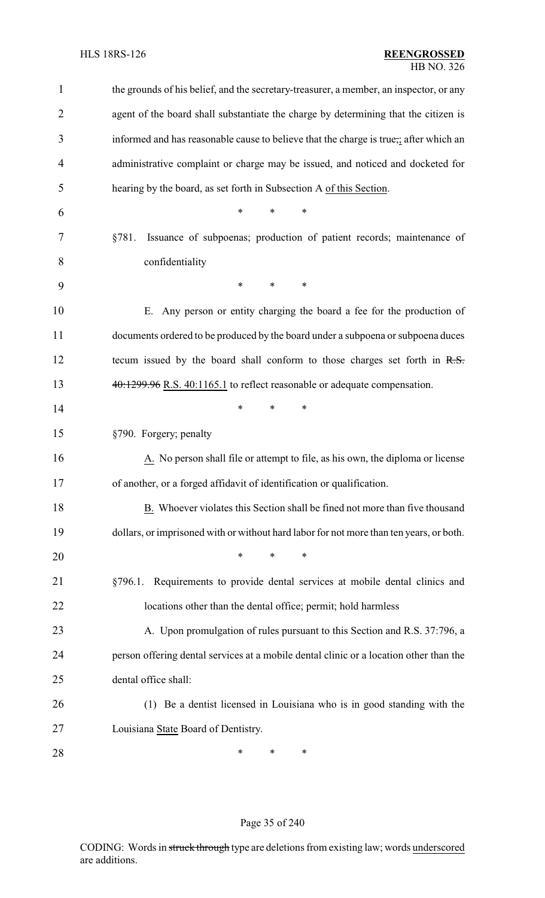the grounds of his belief, and the secretary-treasurer, a member, an inspector, or any agent of the board shall substantiate the charge by determining that the citizen is informed and has reasonable cause to believe that the charge is true,; after which an administrative complaint or charge may be issued, and noticed and docketed for hearing by the board, as set forth in Subsection A of this Section.

\* \* \*

§781. Issuance of subpoenas; production of patient records; maintenance of confidentiality

\* \* \*

E. Any person or entity charging the board a fee for the production of documents ordered to be produced by the board under a subpoena or subpoena duces tecum issued by the board shall conform to those charges set forth in ~~R.S. 40:1299.96~~ R.S. 40:1165.1 to reflect reasonable or adequate compensation.

\* \* \*

§790. Forgery; penalty

A. No person shall file or attempt to file, as his own, the diploma or license of another, or a forged affidavit of identification or qualification.

B. Whoever violates this Section shall be fined not more than five thousand dollars, or imprisoned with or without hard labor for not more than ten years, or both.

\* \* \*

§796.1. Requirements to provide dental services at mobile dental clinics and locations other than the dental office; permit; hold harmless

A. Upon promulgation of rules pursuant to this Section and R.S. 37:796, a person offering dental services at a mobile dental clinic or a location other than the dental office shall:

(1) Be a dentist licensed in Louisiana who is in good standing with the Louisiana State Board of Dentistry.

\* \* \*

CODING: Words in ~~struck through~~ type are deletions from existing law; words underscored are additions.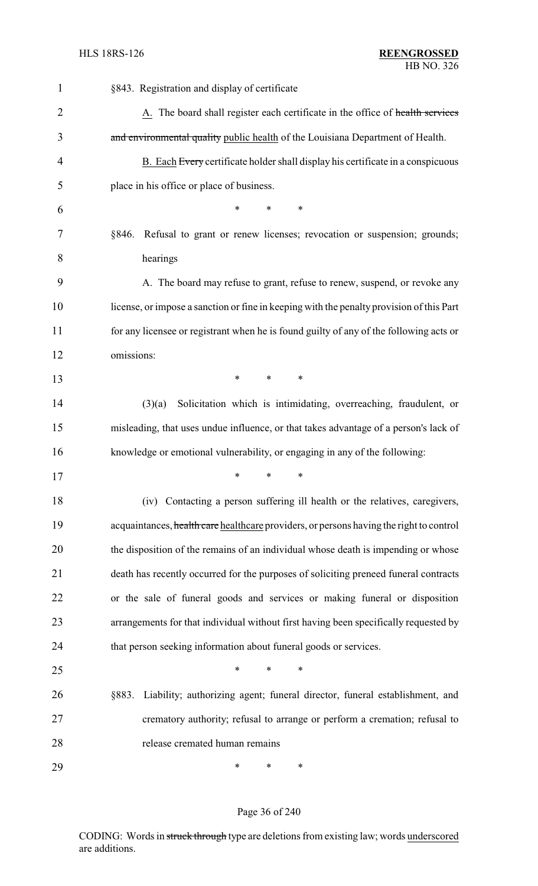§843. Registration and display of certificate

A. The board shall register each certificate in the office of ~~health services and environmental quality~~ public health of the Louisiana Department of Health.

B. Each ~~Every~~ certificate holder shall display his certificate in a conspicuous place in his office or place of business.

\* \* \*

§846. Refusal to grant or renew licenses; revocation or suspension; grounds; hearings

A. The board may refuse to grant, refuse to renew, suspend, or revoke any license, or impose a sanction or fine in keeping with the penalty provision of this Part for any licensee or registrant when he is found guilty of any of the following acts or omissions:

\* \* \*

(3)(a) Solicitation which is intimidating, overreaching, fraudulent, or misleading, that uses undue influence, or that takes advantage of a person's lack of knowledge or emotional vulnerability, or engaging in any of the following:

\* \* \*

(iv) Contacting a person suffering ill health or the relatives, caregivers, acquaintances, ~~health care~~ healthcare providers, or persons having the right to control the disposition of the remains of an individual whose death is impending or whose death has recently occurred for the purposes of soliciting preneed funeral contracts or the sale of funeral goods and services or making funeral or disposition arrangements for that individual without first having been specifically requested by that person seeking information about funeral goods or services.

\* \* \*

§883. Liability; authorizing agent; funeral director, funeral establishment, and crematory authority; refusal to arrange or perform a cremation; refusal to release cremated human remains

\* \* \*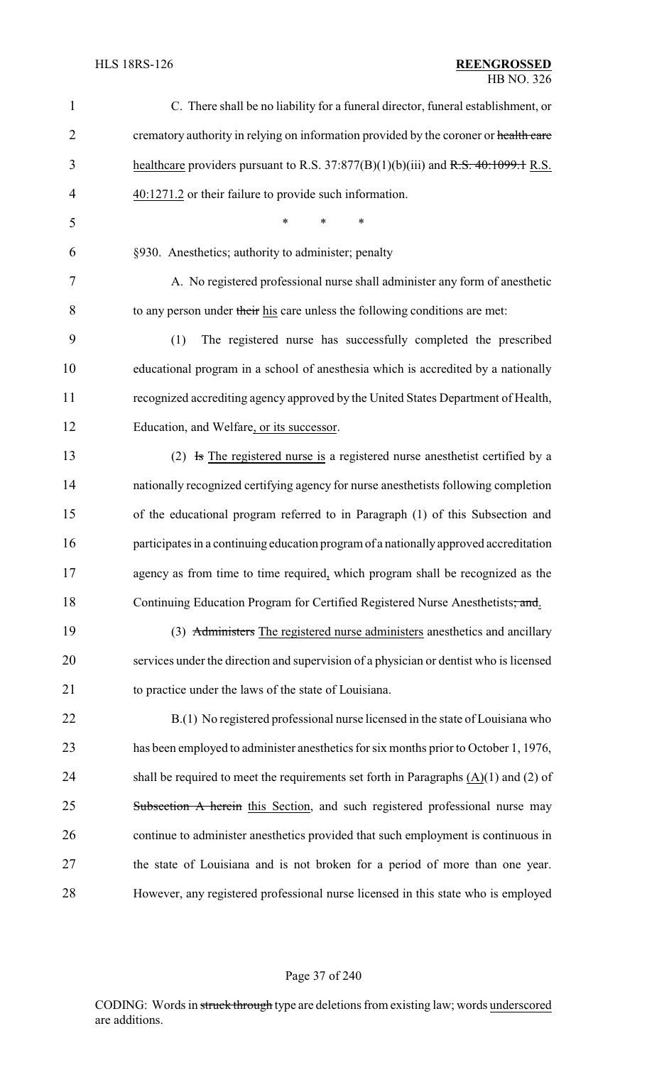C. There shall be no liability for a funeral director, funeral establishment, or crematory authority in relying on information provided by the coroner or ~~health care~~ healthcare providers pursuant to R.S. 37:877(B)(1)(b)(iii) and ~~R.S. 40:1099.1~~ R.S. 40:1271.2 or their failure to provide such information.

\* \* \*

§930. Anesthetics; authority to administer; penalty

A. No registered professional nurse shall administer any form of anesthetic to any person under ~~their~~ his care unless the following conditions are met:

(1) The registered nurse has successfully completed the prescribed educational program in a school of anesthesia which is accredited by a nationally recognized accrediting agency approved by the United States Department of Health, Education, and Welfare, or its successor.

(2) ~~Is~~ The registered nurse is a registered nurse anesthetist certified by a nationally recognized certifying agency for nurse anesthetists following completion of the educational program referred to in Paragraph (1) of this Subsection and participates in a continuing education program of a nationally approved accreditation agency as from time to time required, which program shall be recognized as the Continuing Education Program for Certified Registered Nurse Anesthetists~~; and~~.

(3) ~~Administers~~ The registered nurse administers anesthetics and ancillary services under the direction and supervision of a physician or dentist who is licensed to practice under the laws of the state of Louisiana.

B.(1) No registered professional nurse licensed in the state of Louisiana who has been employed to administer anesthetics for six months prior to October 1, 1976, shall be required to meet the requirements set forth in Paragraphs (A)(1) and (2) of ~~Subsection A herein~~ this Section, and such registered professional nurse may continue to administer anesthetics provided that such employment is continuous in the state of Louisiana and is not broken for a period of more than one year. However, any registered professional nurse licensed in this state who is employed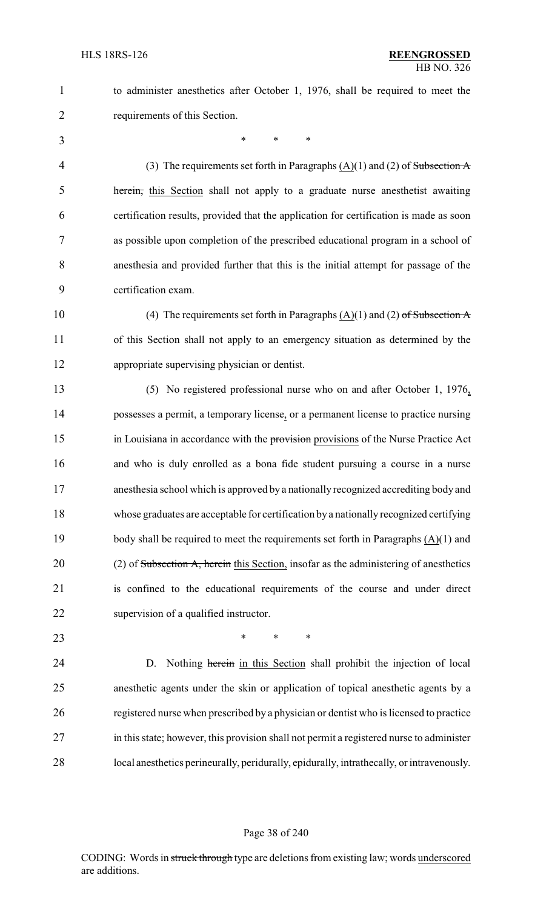to administer anesthetics after October 1, 1976, shall be required to meet the requirements of this Section.

\* \* \*

(3) The requirements set forth in Paragraphs (A)(1) and (2) of ~~Subsection A herein,~~ this Section shall not apply to a graduate nurse anesthetist awaiting certification results, provided that the application for certification is made as soon as possible upon completion of the prescribed educational program in a school of anesthesia and provided further that this is the initial attempt for passage of the certification exam.

(4) The requirements set forth in Paragraphs (A)(1) and (2) ~~of Subsection A~~ of this Section shall not apply to an emergency situation as determined by the appropriate supervising physician or dentist.

(5) No registered professional nurse who on and after October 1, 1976, possesses a permit, a temporary license, or a permanent license to practice nursing in Louisiana in accordance with the ~~provision~~ provisions of the Nurse Practice Act and who is duly enrolled as a bona fide student pursuing a course in a nurse anesthesia school which is approved by a nationally recognized accrediting body and whose graduates are acceptable for certification by a nationally recognized certifying body shall be required to meet the requirements set forth in Paragraphs (A)(1) and (2) of ~~Subsection A, herein~~ this Section, insofar as the administering of anesthetics is confined to the educational requirements of the course and under direct supervision of a qualified instructor.

\* \* \*

D. Nothing ~~herein~~ in this Section shall prohibit the injection of local anesthetic agents under the skin or application of topical anesthetic agents by a registered nurse when prescribed by a physician or dentist who is licensed to practice in this state; however, this provision shall not permit a registered nurse to administer local anesthetics perineurally, peridurally, epidurally, intrathecally, or intravenously.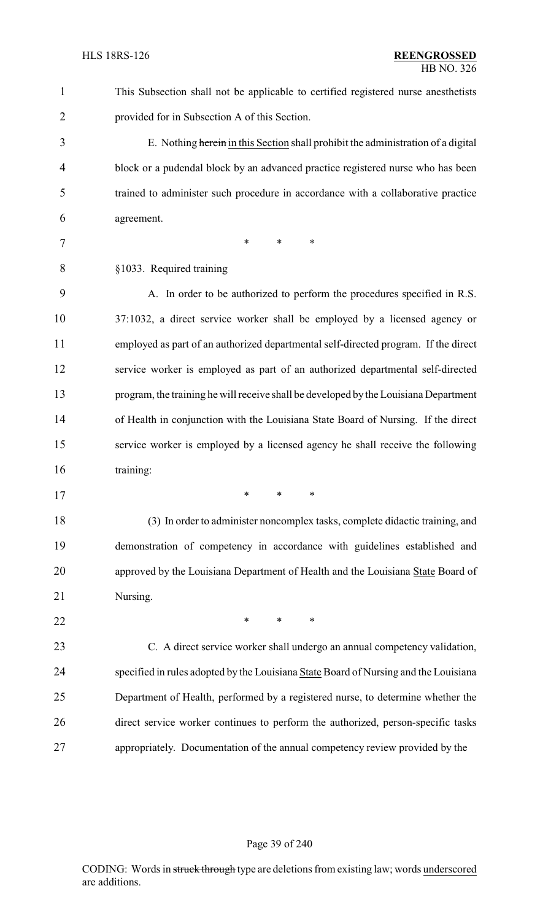This Subsection shall not be applicable to certified registered nurse anesthetists provided for in Subsection A of this Section.

E. Nothing ~~herein~~ in this Section shall prohibit the administration of a digital block or a pudendal block by an advanced practice registered nurse who has been trained to administer such procedure in accordance with a collaborative practice agreement.

\* \* \*

§1033. Required training

A. In order to be authorized to perform the procedures specified in R.S. 37:1032, a direct service worker shall be employed by a licensed agency or employed as part of an authorized departmental self-directed program. If the direct service worker is employed as part of an authorized departmental self-directed program, the training he will receive shall be developed by the Louisiana Department of Health in conjunction with the Louisiana State Board of Nursing. If the direct service worker is employed by a licensed agency he shall receive the following training:

\* \* \*

(3) In order to administer noncomplex tasks, complete didactic training, and demonstration of competency in accordance with guidelines established and approved by the Louisiana Department of Health and the Louisiana State Board of Nursing.

\* \* \*

C. A direct service worker shall undergo an annual competency validation, specified in rules adopted by the Louisiana State Board of Nursing and the Louisiana Department of Health, performed by a registered nurse, to determine whether the direct service worker continues to perform the authorized, person-specific tasks appropriately. Documentation of the annual competency review provided by the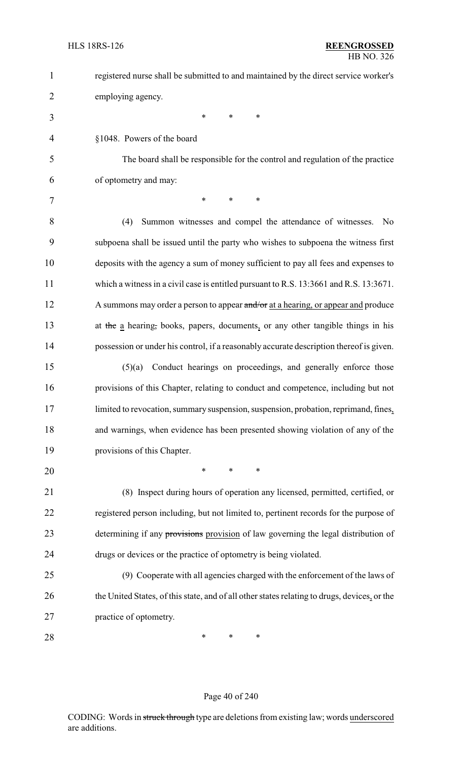registered nurse shall be submitted to and maintained by the direct service worker's employing agency.

\* \* \*

§1048. Powers of the board

The board shall be responsible for the control and regulation of the practice of optometry and may:

\* \* \*

(4) Summon witnesses and compel the attendance of witnesses. No subpoena shall be issued until the party who wishes to subpoena the witness first deposits with the agency a sum of money sufficient to pay all fees and expenses to which a witness in a civil case is entitled pursuant to R.S. 13:3661 and R.S. 13:3671. A summons may order a person to appear ~~and/or~~ <u>at a hearing, or appear and</u> produce at ~~the~~ <u>a</u> hearing~~,~~ books, papers, documents<u>,</u> or any other tangible things in his possession or under his control, if a reasonably accurate description thereof is given.

(5)(a) Conduct hearings on proceedings, and generally enforce those provisions of this Chapter, relating to conduct and competence, including but not limited to revocation, summary suspension, suspension, probation, reprimand, fines<u>,</u> and warnings, when evidence has been presented showing violation of any of the provisions of this Chapter.

\* \* \*

(8) Inspect during hours of operation any licensed, permitted, certified, or registered person including, but not limited to, pertinent records for the purpose of determining if any ~~provisions~~ <u>provision</u> of law governing the legal distribution of drugs or devices or the practice of optometry is being violated.

(9) Cooperate with all agencies charged with the enforcement of the laws of the United States, of this state, and of all other states relating to drugs, devices<u>,</u> or the practice of optometry.

\* \* \*

CODING: Words in ~~struck through~~ type are deletions from existing law; words <u>underscored</u> are additions.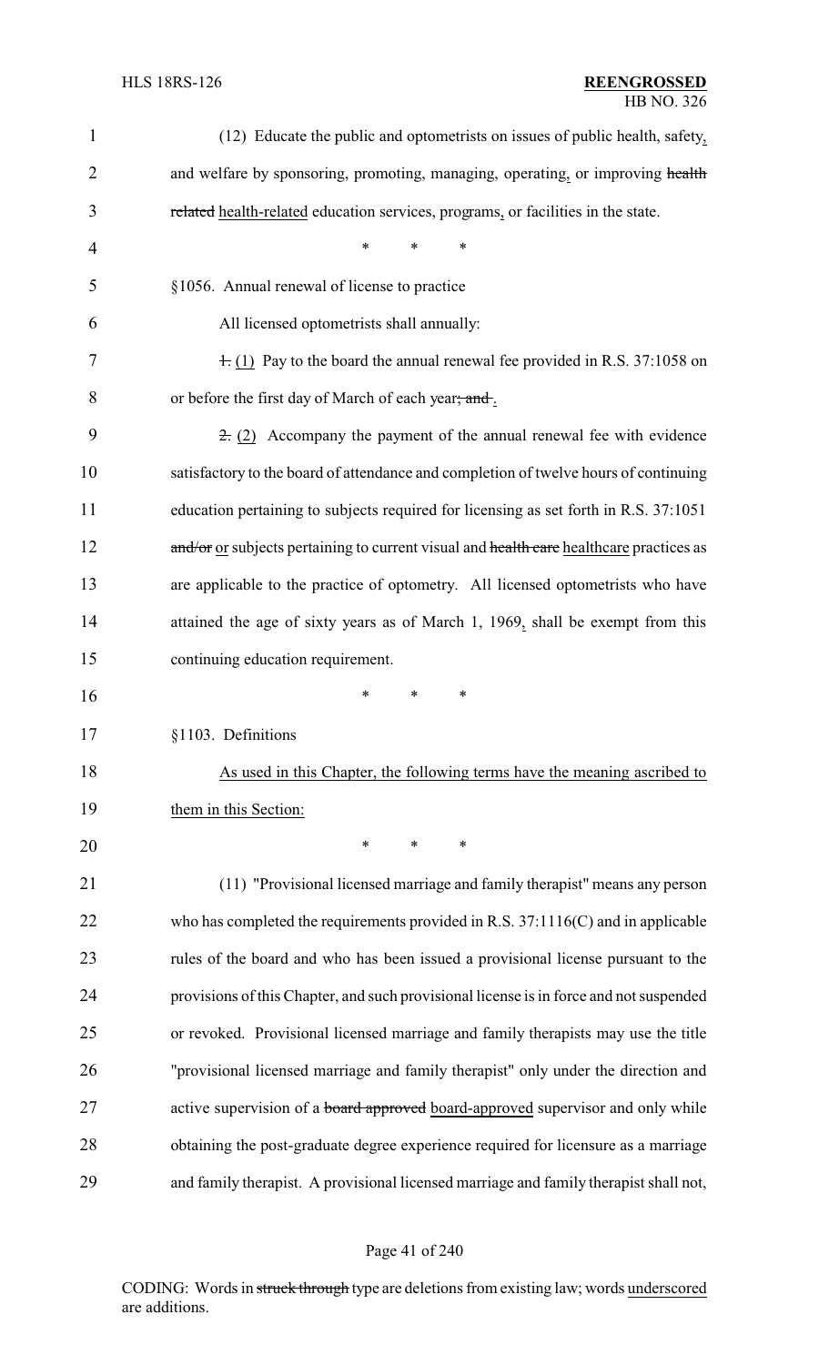(12) Educate the public and optometrists on issues of public health, safety, and welfare by sponsoring, promoting, managing, operating, or improving ~~health related~~ health-related education services, programs, or facilities in the state.

\* \* \*

§1056. Annual renewal of license to practice

All licensed optometrists shall annually:

~~1.~~ (1) Pay to the board the annual renewal fee provided in R.S. 37:1058 on or before the first day of March of each year~~; and~~ .

~~2.~~ (2) Accompany the payment of the annual renewal fee with evidence satisfactory to the board of attendance and completion of twelve hours of continuing education pertaining to subjects required for licensing as set forth in R.S. 37:1051 ~~and/or~~ or subjects pertaining to current visual and ~~health care~~ healthcare practices as are applicable to the practice of optometry. All licensed optometrists who have attained the age of sixty years as of March 1, 1969, shall be exempt from this continuing education requirement.

\* \* \*

§1103. Definitions

As used in this Chapter, the following terms have the meaning ascribed to them in this Section:

\* \* \*

(11) "Provisional licensed marriage and family therapist" means any person who has completed the requirements provided in R.S. 37:1116(C) and in applicable rules of the board and who has been issued a provisional license pursuant to the provisions of this Chapter, and such provisional license is in force and not suspended or revoked. Provisional licensed marriage and family therapists may use the title "provisional licensed marriage and family therapist" only under the direction and active supervision of a ~~board approved~~ board-approved supervisor and only while obtaining the post-graduate degree experience required for licensure as a marriage and family therapist. A provisional licensed marriage and family therapist shall not,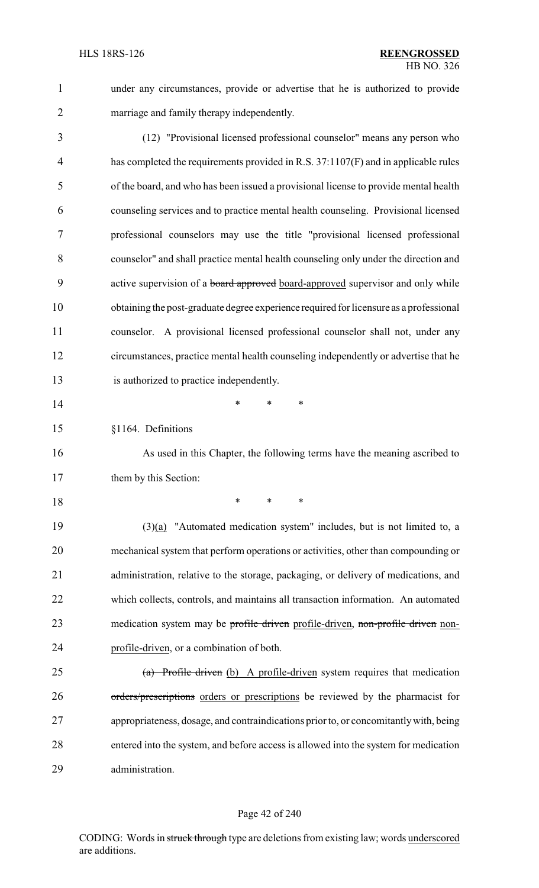under any circumstances, provide or advertise that he is authorized to provide marriage and family therapy independently.

(12) "Provisional licensed professional counselor" means any person who has completed the requirements provided in R.S. 37:1107(F) and in applicable rules of the board, and who has been issued a provisional license to provide mental health counseling services and to practice mental health counseling. Provisional licensed professional counselors may use the title "provisional licensed professional counselor" and shall practice mental health counseling only under the direction and active supervision of a ~~board approved~~ board-approved supervisor and only while obtaining the post-graduate degree experience required for licensure as a professional counselor. A provisional licensed professional counselor shall not, under any circumstances, practice mental health counseling independently or advertise that he is authorized to practice independently.

\* \* \*

§1164. Definitions

As used in this Chapter, the following terms have the meaning ascribed to them by this Section:

\* \* \*

(3)(a) "Automated medication system" includes, but is not limited to, a mechanical system that perform operations or activities, other than compounding or administration, relative to the storage, packaging, or delivery of medications, and which collects, controls, and maintains all transaction information. An automated medication system may be ~~profile driven~~ profile-driven, ~~non-profile driven~~ non-profile-driven, or a combination of both.

~~(a) Profile driven~~ (b) A profile-driven system requires that medication ~~orders/prescriptions~~ orders or prescriptions be reviewed by the pharmacist for appropriateness, dosage, and contraindications prior to, or concomitantly with, being entered into the system, and before access is allowed into the system for medication administration.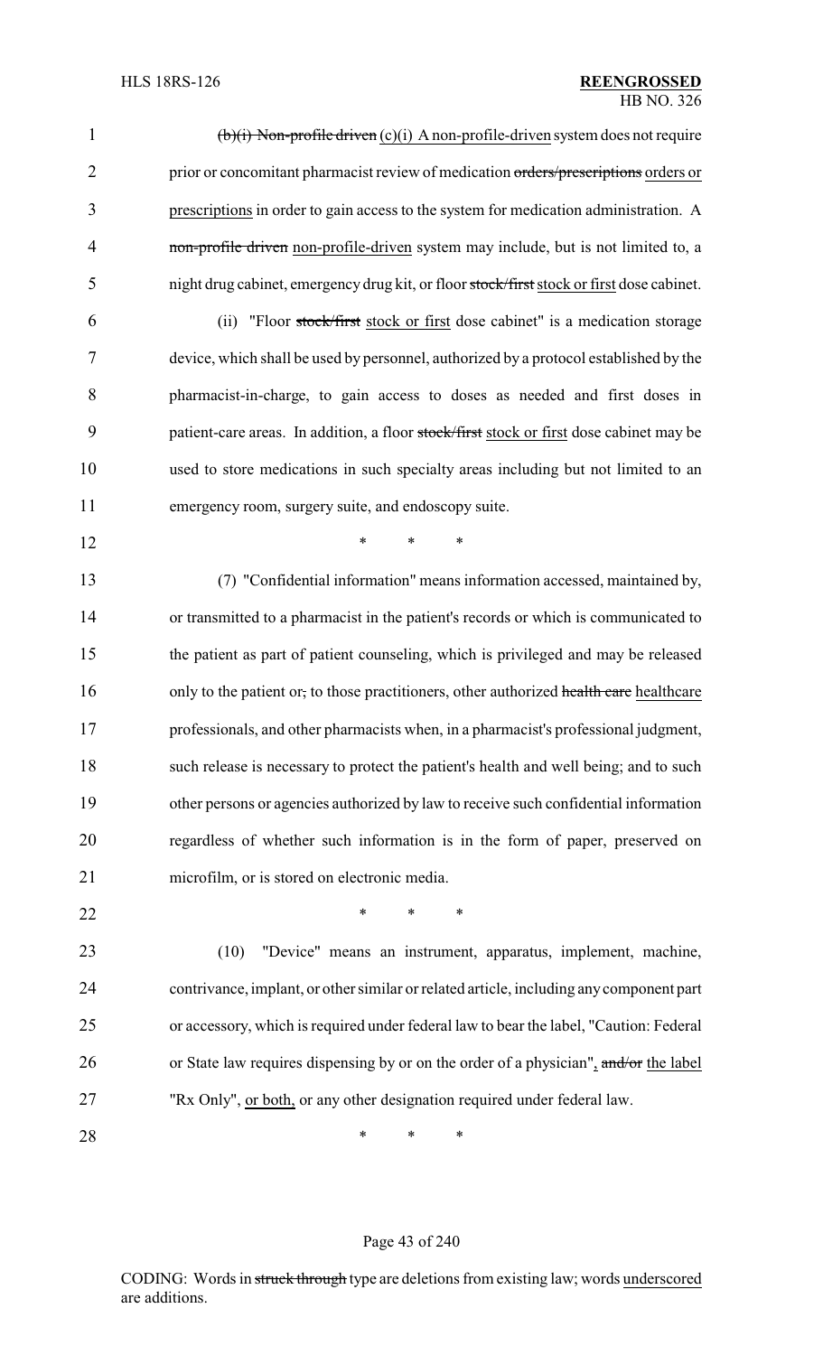~~(b)(i) Non-profile driven~~ (c)(i) A non-profile-driven system does not require prior or concomitant pharmacist review of medication ~~orders/prescriptions~~ orders or prescriptions in order to gain access to the system for medication administration. A ~~non-profile driven~~ non-profile-driven system may include, but is not limited to, a night drug cabinet, emergency drug kit, or floor ~~stock/first~~ stock or first dose cabinet.

(ii) "Floor ~~stock/first~~ stock or first dose cabinet" is a medication storage device, which shall be used by personnel, authorized by a protocol established by the pharmacist-in-charge, to gain access to doses as needed and first doses in patient-care areas. In addition, a floor ~~stock/first~~ stock or first dose cabinet may be used to store medications in such specialty areas including but not limited to an emergency room, surgery suite, and endoscopy suite.

\* \* \*

(7) "Confidential information" means information accessed, maintained by, or transmitted to a pharmacist in the patient's records or which is communicated to the patient as part of patient counseling, which is privileged and may be released only to the patient or~~,~~ to those practitioners, other authorized ~~health care~~ healthcare professionals, and other pharmacists when, in a pharmacist's professional judgment, such release is necessary to protect the patient's health and well being; and to such other persons or agencies authorized by law to receive such confidential information regardless of whether such information is in the form of paper, preserved on microfilm, or is stored on electronic media.

\* \* \*

(10) "Device" means an instrument, apparatus, implement, machine, contrivance, implant, or other similar or related article, including any component part or accessory, which is required under federal law to bear the label, "Caution: Federal or State law requires dispensing by or on the order of a physician", ~~and/or~~ the label "Rx Only", or both, or any other designation required under federal law.

\* \* \*

CODING: Words in ~~struck through~~ type are deletions from existing law; words underscored are additions.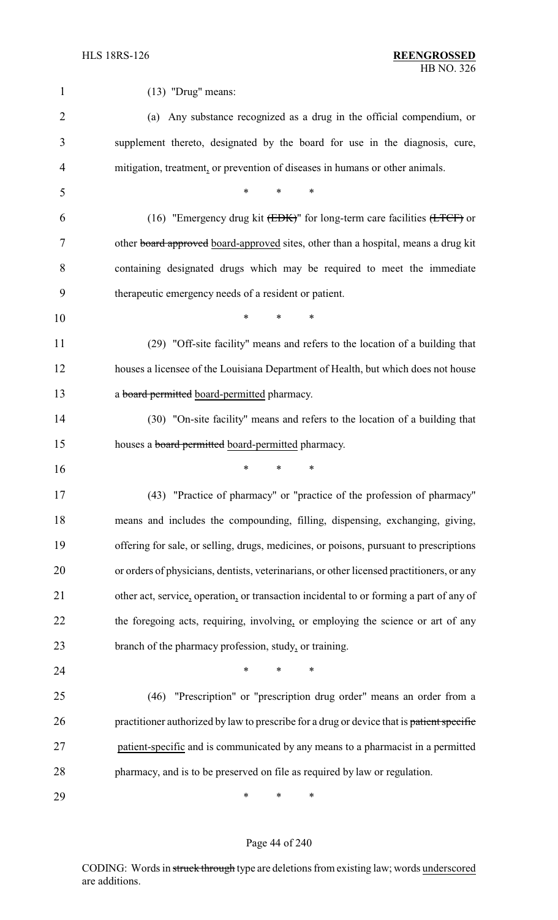(13) "Drug" means:

(a) Any substance recognized as a drug in the official compendium, or supplement thereto, designated by the board for use in the diagnosis, cure, mitigation, treatment, or prevention of diseases in humans or other animals.

\* \* \*

(16) "Emergency drug kit ~~(EDK)~~" for long-term care facilities ~~(LTCF)~~ or other ~~board approved~~ board-approved sites, other than a hospital, means a drug kit containing designated drugs which may be required to meet the immediate therapeutic emergency needs of a resident or patient.

\* \* \*

(29) "Off-site facility" means and refers to the location of a building that houses a licensee of the Louisiana Department of Health, but which does not house a ~~board permitted~~ board-permitted pharmacy.

(30) "On-site facility" means and refers to the location of a building that houses a ~~board permitted~~ board-permitted pharmacy.

\* \* \*

(43) "Practice of pharmacy" or "practice of the profession of pharmacy" means and includes the compounding, filling, dispensing, exchanging, giving, offering for sale, or selling, drugs, medicines, or poisons, pursuant to prescriptions or orders of physicians, dentists, veterinarians, or other licensed practitioners, or any other act, service, operation, or transaction incidental to or forming a part of any of the foregoing acts, requiring, involving, or employing the science or art of any branch of the pharmacy profession, study, or training.

\* \* \*

(46) "Prescription" or "prescription drug order" means an order from a practitioner authorized by law to prescribe for a drug or device that is ~~patient specific~~ patient-specific and is communicated by any means to a pharmacist in a permitted pharmacy, and is to be preserved on file as required by law or regulation.

\* \* \*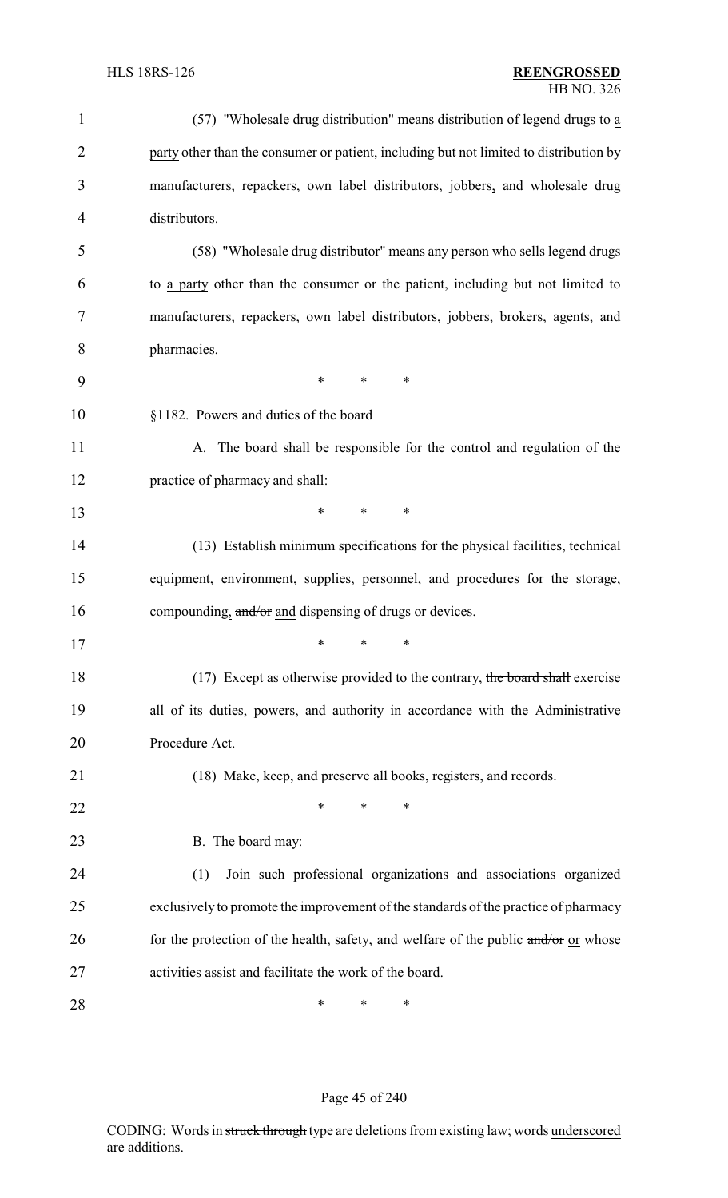(57) "Wholesale drug distribution" means distribution of legend drugs to a party other than the consumer or patient, including but not limited to distribution by manufacturers, repackers, own label distributors, jobbers, and wholesale drug distributors.

(58) "Wholesale drug distributor" means any person who sells legend drugs to a party other than the consumer or the patient, including but not limited to manufacturers, repackers, own label distributors, jobbers, brokers, agents, and pharmacies.

\* \* \*

§1182. Powers and duties of the board

A. The board shall be responsible for the control and regulation of the practice of pharmacy and shall:

\* \* \*

(13) Establish minimum specifications for the physical facilities, technical equipment, environment, supplies, personnel, and procedures for the storage, compounding, ~~and/or~~ and dispensing of drugs or devices.

\* \* \*

(17) Except as otherwise provided to the contrary, ~~the board shall~~ exercise all of its duties, powers, and authority in accordance with the Administrative Procedure Act.

(18) Make, keep, and preserve all books, registers, and records.

\* \* \*

B. The board may:

(1) Join such professional organizations and associations organized exclusively to promote the improvement of the standards of the practice of pharmacy for the protection of the health, safety, and welfare of the public ~~and/or~~ or whose activities assist and facilitate the work of the board.

\* \* \*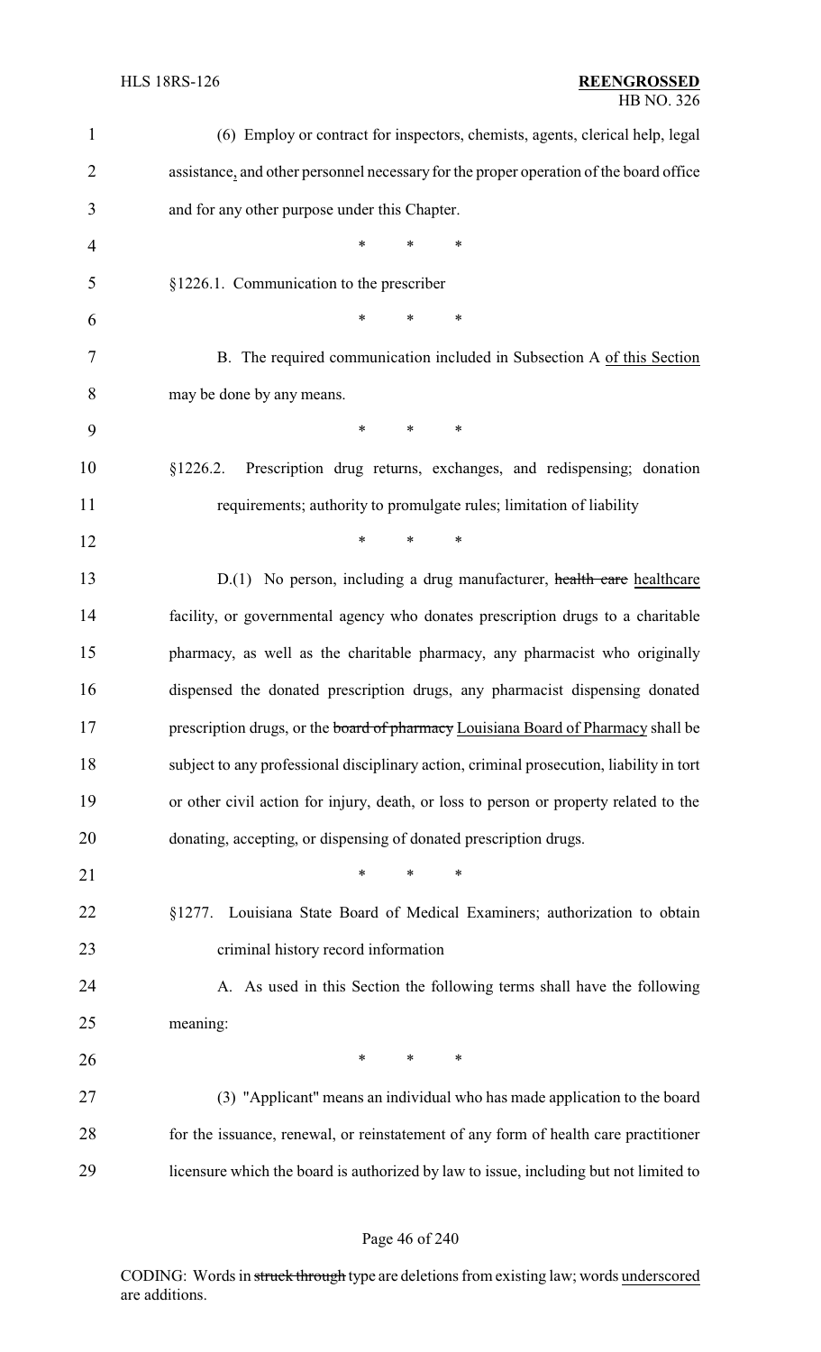(6) Employ or contract for inspectors, chemists, agents, clerical help, legal assistance, and other personnel necessary for the proper operation of the board office and for any other purpose under this Chapter.

\* \* \*

§1226.1. Communication to the prescriber

\* \* \*

B. The required communication included in Subsection A of this Section may be done by any means.

\* \* \*

§1226.2. Prescription drug returns, exchanges, and redispensing; donation requirements; authority to promulgate rules; limitation of liability

\* \* \*

D.(1) No person, including a drug manufacturer, ~~health care~~ healthcare facility, or governmental agency who donates prescription drugs to a charitable pharmacy, as well as the charitable pharmacy, any pharmacist who originally dispensed the donated prescription drugs, any pharmacist dispensing donated prescription drugs, or the ~~board of pharmacy~~ Louisiana Board of Pharmacy shall be subject to any professional disciplinary action, criminal prosecution, liability in tort or other civil action for injury, death, or loss to person or property related to the donating, accepting, or dispensing of donated prescription drugs.

\* \* \*

§1277. Louisiana State Board of Medical Examiners; authorization to obtain criminal history record information

A. As used in this Section the following terms shall have the following meaning:

\* \* \*

(3) "Applicant" means an individual who has made application to the board for the issuance, renewal, or reinstatement of any form of health care practitioner licensure which the board is authorized by law to issue, including but not limited to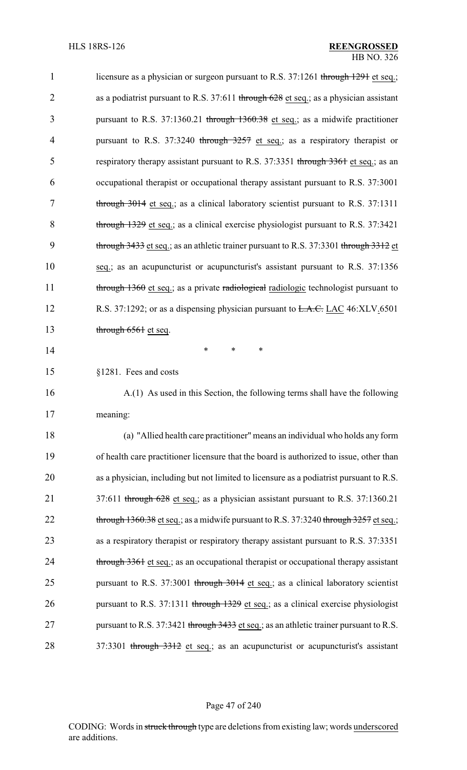licensure as a physician or surgeon pursuant to R.S. 37:1261 ~~through 1291~~ et seq.; as a podiatrist pursuant to R.S. 37:611 ~~through 628~~ et seq.; as a physician assistant pursuant to R.S. 37:1360.21 ~~through 1360.38~~ et seq.; as a midwife practitioner pursuant to R.S. 37:3240 ~~through 3257~~ et seq.; as a respiratory therapist or respiratory therapy assistant pursuant to R.S. 37:3351 ~~through 3361~~ et seq.; as an occupational therapist or occupational therapy assistant pursuant to R.S. 37:3001 ~~through 3014~~ et seq.; as a clinical laboratory scientist pursuant to R.S. 37:1311 ~~through 1329~~ et seq.; as a clinical exercise physiologist pursuant to R.S. 37:3421 ~~through 3433~~ et seq.; as an athletic trainer pursuant to R.S. 37:3301 ~~through 3312~~ et seq.; as an acupuncturist or acupuncturist's assistant pursuant to R.S. 37:1356 ~~through 1360~~ et seq.; as a private ~~radiological~~ radiologic technologist pursuant to R.S. 37:1292; or as a dispensing physician pursuant to ~~L.A.C.~~ LAC 46:XLV.6501 ~~through 6561~~ et seq.

\* \* \*

§1281. Fees and costs

A.(1) As used in this Section, the following terms shall have the following meaning:

(a) "Allied health care practitioner" means an individual who holds any form of health care practitioner licensure that the board is authorized to issue, other than as a physician, including but not limited to licensure as a podiatrist pursuant to R.S. 37:611 ~~through 628~~ et seq.; as a physician assistant pursuant to R.S. 37:1360.21 ~~through 1360.38~~ et seq.; as a midwife pursuant to R.S. 37:3240 ~~through 3257~~ et seq.; as a respiratory therapist or respiratory therapy assistant pursuant to R.S. 37:3351 ~~through 3361~~ et seq.; as an occupational therapist or occupational therapy assistant pursuant to R.S. 37:3001 ~~through 3014~~ et seq.; as a clinical laboratory scientist pursuant to R.S. 37:1311 ~~through 1329~~ et seq.; as a clinical exercise physiologist pursuant to R.S. 37:3421 ~~through 3433~~ et seq.; as an athletic trainer pursuant to R.S. 37:3301 ~~through 3312~~ et seq.; as an acupuncturist or acupuncturist's assistant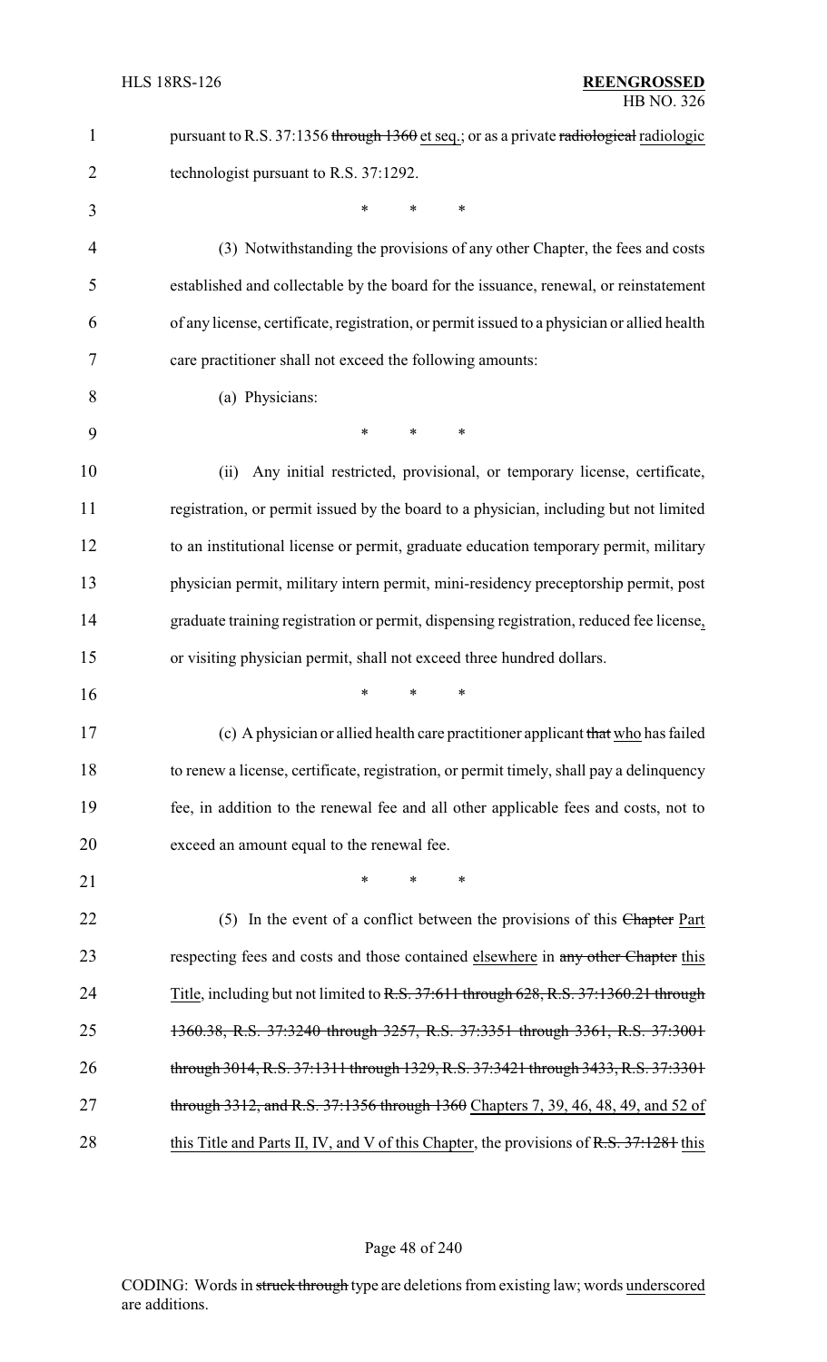pursuant to R.S. 37:1356 ~~through 1360~~ et seq.; or as a private ~~radiological~~ radiologic technologist pursuant to R.S. 37:1292.

\* \* \*

(3) Notwithstanding the provisions of any other Chapter, the fees and costs established and collectable by the board for the issuance, renewal, or reinstatement of any license, certificate, registration, or permit issued to a physician or allied health care practitioner shall not exceed the following amounts:

(a) Physicians:

\* \* \*

(ii) Any initial restricted, provisional, or temporary license, certificate, registration, or permit issued by the board to a physician, including but not limited to an institutional license or permit, graduate education temporary permit, military physician permit, military intern permit, mini-residency preceptorship permit, post graduate training registration or permit, dispensing registration, reduced fee license, or visiting physician permit, shall not exceed three hundred dollars.

\* \* \*

(c) A physician or allied health care practitioner applicant ~~that~~ who has failed to renew a license, certificate, registration, or permit timely, shall pay a delinquency fee, in addition to the renewal fee and all other applicable fees and costs, not to exceed an amount equal to the renewal fee.

\* \* \*

(5) In the event of a conflict between the provisions of this ~~Chapter~~ Part respecting fees and costs and those contained elsewhere in ~~any other Chapter~~ this Title, including but not limited to ~~R.S. 37:611 through 628, R.S. 37:1360.21 through 1360.38, R.S. 37:3240 through 3257, R.S. 37:3351 through 3361, R.S. 37:3001 through 3014, R.S. 37:1311 through 1329, R.S. 37:3421 through 3433, R.S. 37:3301 through 3312, and R.S. 37:1356 through 1360~~ Chapters 7, 39, 46, 48, 49, and 52 of this Title and Parts II, IV, and V of this Chapter, the provisions of ~~R.S. 37:1281~~ this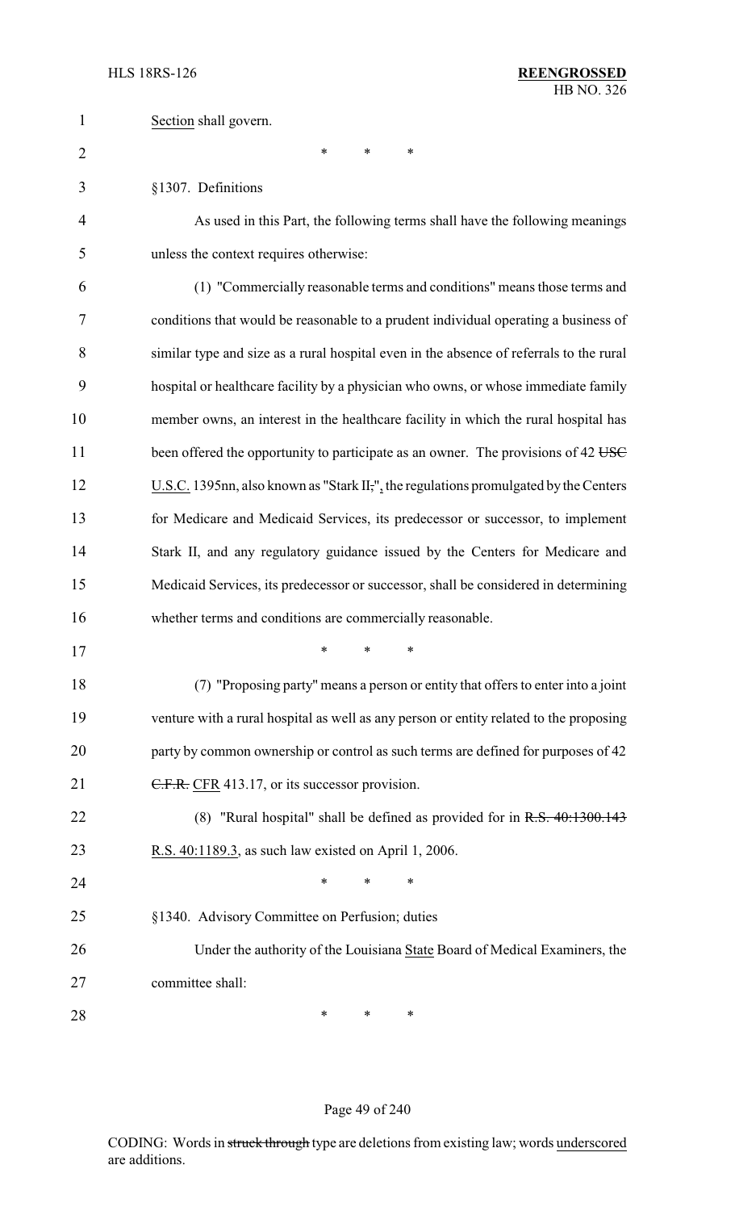Section shall govern.

\* \* \*

§1307. Definitions

As used in this Part, the following terms shall have the following meanings unless the context requires otherwise:

(1) "Commercially reasonable terms and conditions" means those terms and conditions that would be reasonable to a prudent individual operating a business of similar type and size as a rural hospital even in the absence of referrals to the rural hospital or healthcare facility by a physician who owns, or whose immediate family member owns, an interest in the healthcare facility in which the rural hospital has been offered the opportunity to participate as an owner. The provisions of 42 ~~USC~~ U.S.C. 1395nn, also known as "Stark II~~,~~", the regulations promulgated by the Centers for Medicare and Medicaid Services, its predecessor or successor, to implement Stark II, and any regulatory guidance issued by the Centers for Medicare and Medicaid Services, its predecessor or successor, shall be considered in determining whether terms and conditions are commercially reasonable.

\* \* \*

(7) "Proposing party" means a person or entity that offers to enter into a joint venture with a rural hospital as well as any person or entity related to the proposing party by common ownership or control as such terms are defined for purposes of 42 ~~C.F.R.~~ CFR 413.17, or its successor provision.

(8) "Rural hospital" shall be defined as provided for in ~~R.S. 40:1300.143~~ R.S. 40:1189.3, as such law existed on April 1, 2006.

\* \* \*

§1340. Advisory Committee on Perfusion; duties

Under the authority of the Louisiana State Board of Medical Examiners, the committee shall:

\* \* \*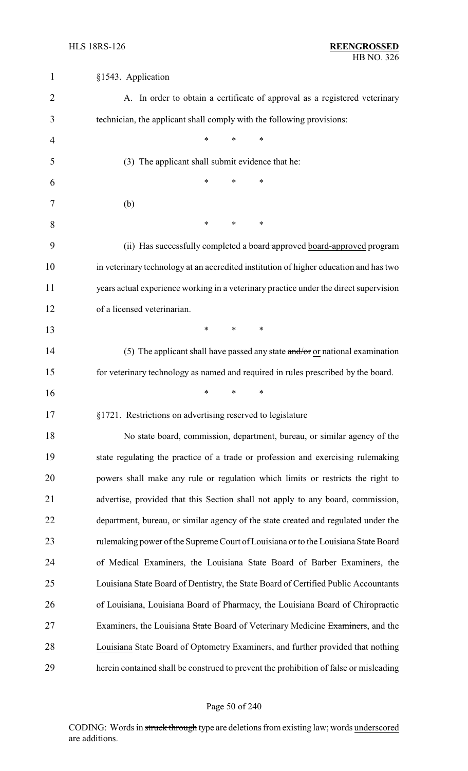§1543. Application

A. In order to obtain a certificate of approval as a registered veterinary technician, the applicant shall comply with the following provisions:

\* \* \*

(3) The applicant shall submit evidence that he:

\* \* \*

(b)

\* \* \*

(ii) Has successfully completed a ~~board approved~~ board-approved program in veterinary technology at an accredited institution of higher education and has two years actual experience working in a veterinary practice under the direct supervision of a licensed veterinarian.

\* \* \*

(5) The applicant shall have passed any state ~~and/or~~ or national examination for veterinary technology as named and required in rules prescribed by the board.

\* \* \*

§1721. Restrictions on advertising reserved to legislature

No state board, commission, department, bureau, or similar agency of the state regulating the practice of a trade or profession and exercising rulemaking powers shall make any rule or regulation which limits or restricts the right to advertise, provided that this Section shall not apply to any board, commission, department, bureau, or similar agency of the state created and regulated under the rulemaking power of the Supreme Court of Louisiana or to the Louisiana State Board of Medical Examiners, the Louisiana State Board of Barber Examiners, the Louisiana State Board of Dentistry, the State Board of Certified Public Accountants of Louisiana, Louisiana Board of Pharmacy, the Louisiana Board of Chiropractic Examiners, the Louisiana ~~State~~ Board of Veterinary Medicine ~~Examiners~~, and the Louisiana State Board of Optometry Examiners, and further provided that nothing herein contained shall be construed to prevent the prohibition of false or misleading

CODING: Words in ~~struck through~~ type are deletions from existing law; words underscored are additions.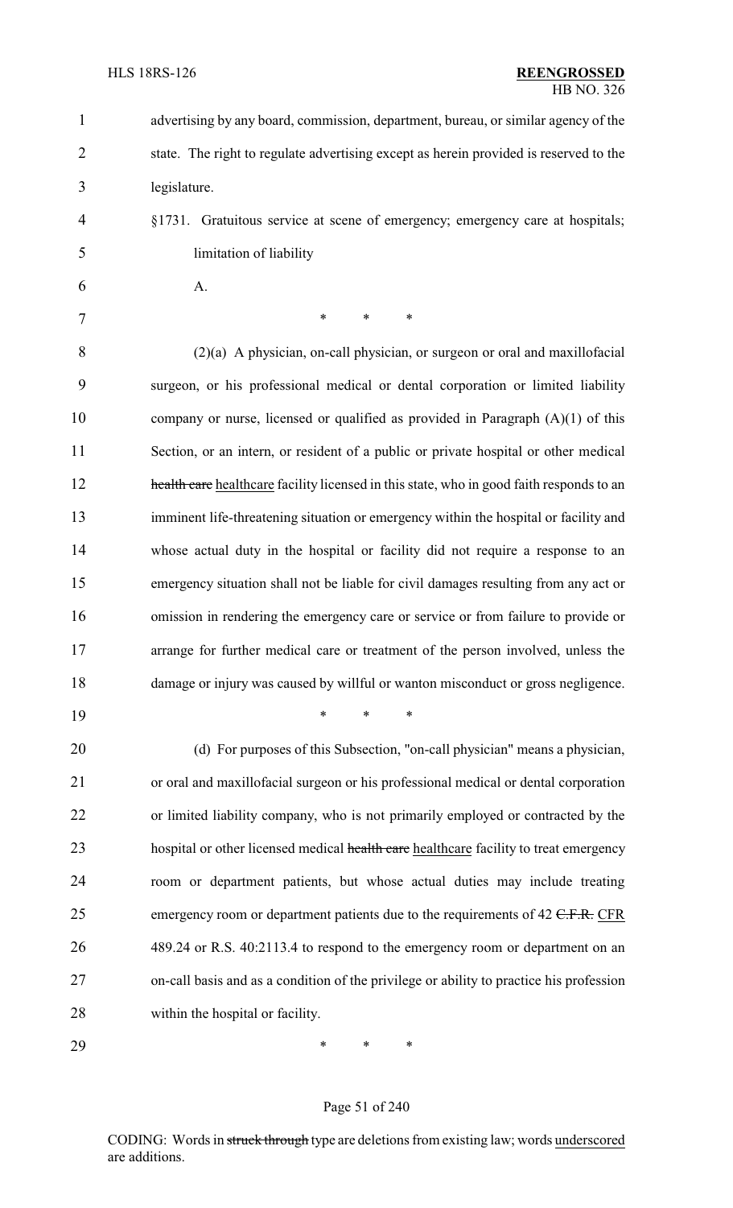advertising by any board, commission, department, bureau, or similar agency of the state. The right to regulate advertising except as herein provided is reserved to the legislature.

§1731. Gratuitous service at scene of emergency; emergency care at hospitals; limitation of liability

A.

\* \* \*

(2)(a) A physician, on-call physician, or surgeon or oral and maxillofacial surgeon, or his professional medical or dental corporation or limited liability company or nurse, licensed or qualified as provided in Paragraph (A)(1) of this Section, or an intern, or resident of a public or private hospital or other medical ~~health care~~ healthcare facility licensed in this state, who in good faith responds to an imminent life-threatening situation or emergency within the hospital or facility and whose actual duty in the hospital or facility did not require a response to an emergency situation shall not be liable for civil damages resulting from any act or omission in rendering the emergency care or service or from failure to provide or arrange for further medical care or treatment of the person involved, unless the damage or injury was caused by willful or wanton misconduct or gross negligence.

\* \* \*

(d) For purposes of this Subsection, "on-call physician" means a physician, or oral and maxillofacial surgeon or his professional medical or dental corporation or limited liability company, who is not primarily employed or contracted by the hospital or other licensed medical ~~health care~~ healthcare facility to treat emergency room or department patients, but whose actual duties may include treating emergency room or department patients due to the requirements of 42 ~~C.F.R.~~ CFR 489.24 or R.S. 40:2113.4 to respond to the emergency room or department on an on-call basis and as a condition of the privilege or ability to practice his profession within the hospital or facility.

\* \* \*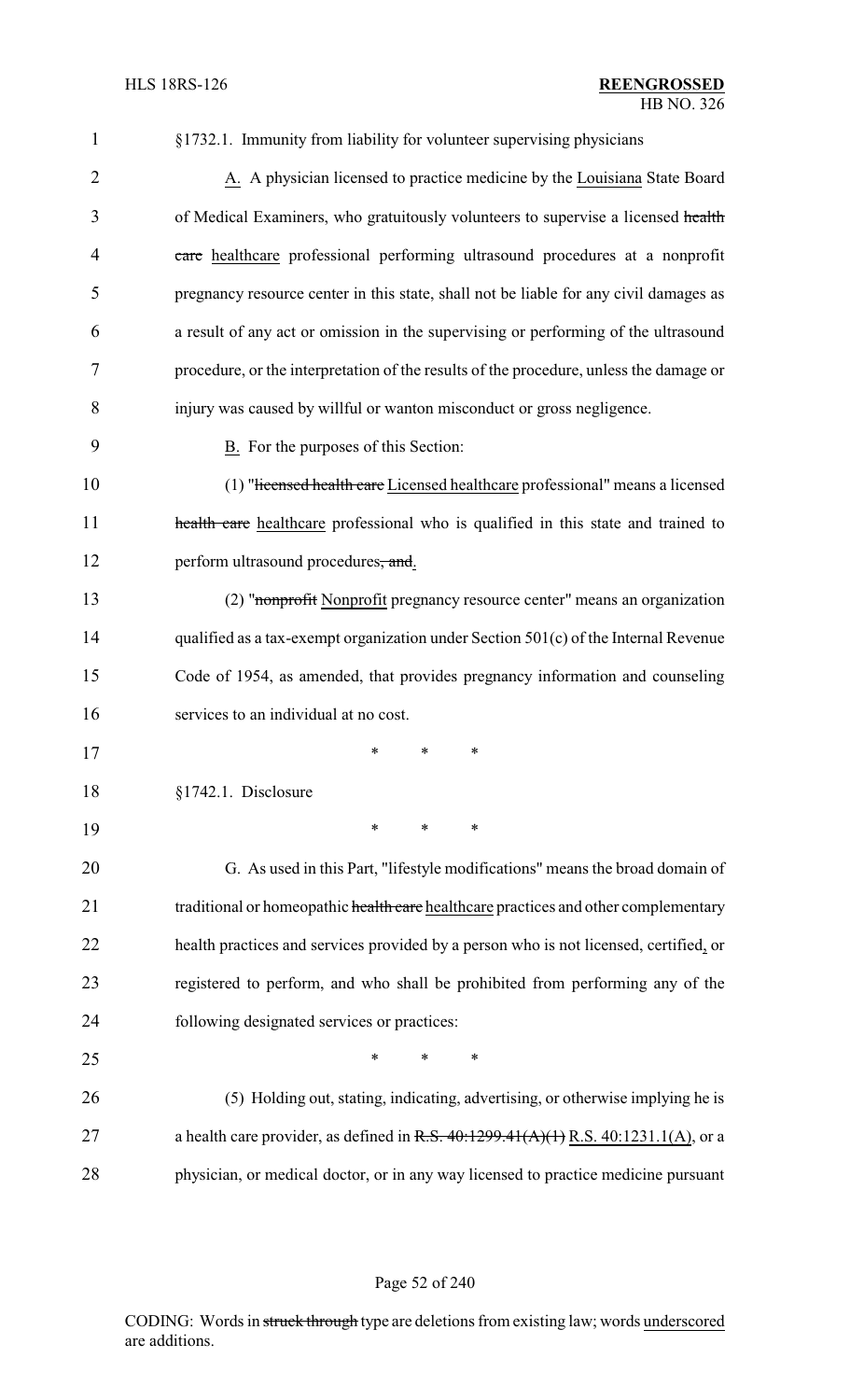§1732.1. Immunity from liability for volunteer supervising physicians

A. A physician licensed to practice medicine by the Louisiana State Board of Medical Examiners, who gratuitously volunteers to supervise a licensed ~~health care~~ healthcare professional performing ultrasound procedures at a nonprofit pregnancy resource center in this state, shall not be liable for any civil damages as a result of any act or omission in the supervising or performing of the ultrasound procedure, or the interpretation of the results of the procedure, unless the damage or injury was caused by willful or wanton misconduct or gross negligence.

B. For the purposes of this Section:

(1) "~~licensed health care~~ Licensed healthcare professional" means a licensed ~~health care~~ healthcare professional who is qualified in this state and trained to perform ultrasound procedures~~, and~~.

(2) "~~nonprofit~~ Nonprofit pregnancy resource center" means an organization qualified as a tax-exempt organization under Section 501(c) of the Internal Revenue Code of 1954, as amended, that provides pregnancy information and counseling services to an individual at no cost.

\* \* \*

§1742.1. Disclosure

\* \* \*

G. As used in this Part, "lifestyle modifications" means the broad domain of traditional or homeopathic ~~health care~~ healthcare practices and other complementary health practices and services provided by a person who is not licensed, certified, or registered to perform, and who shall be prohibited from performing any of the following designated services or practices:

\* \* \*

(5) Holding out, stating, indicating, advertising, or otherwise implying he is a health care provider, as defined in ~~R.S. 40:1299.41(A)(1)~~ R.S. 40:1231.1(A), or a physician, or medical doctor, or in any way licensed to practice medicine pursuant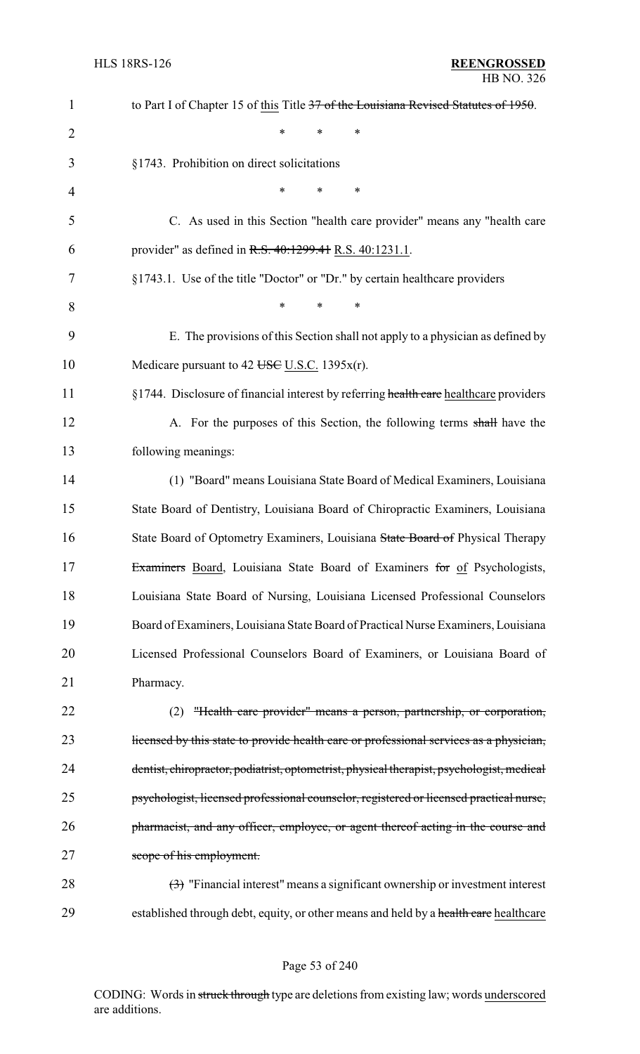to Part I of Chapter 15 of ~~this Title 37 of the Louisiana Revised Statutes of 1950~~.

\* \* \*

§1743. Prohibition on direct solicitations

\* \* \*

C. As used in this Section "health care provider" means any "health care provider" as defined in ~~R.S. 40:1299.41~~ R.S. 40:1231.1.

§1743.1. Use of the title "Doctor" or "Dr." by certain healthcare providers

\* \* \*

E. The provisions of this Section shall not apply to a physician as defined by Medicare pursuant to 42 ~~USC~~ U.S.C. 1395x(r).

§1744. Disclosure of financial interest by referring ~~health care~~ healthcare providers

A. For the purposes of this Section, the following terms ~~shall~~ have the following meanings:

(1) "Board" means Louisiana State Board of Medical Examiners, Louisiana State Board of Dentistry, Louisiana Board of Chiropractic Examiners, Louisiana State Board of Optometry Examiners, Louisiana ~~State Board of~~ Physical Therapy ~~Examiners~~ Board, Louisiana State Board of Examiners ~~for~~ of Psychologists, Louisiana State Board of Nursing, Louisiana Licensed Professional Counselors Board of Examiners, Louisiana State Board of Practical Nurse Examiners, Louisiana Licensed Professional Counselors Board of Examiners, or Louisiana Board of Pharmacy.

(2) ~~"Health care provider" means a person, partnership, or corporation, licensed by this state to provide health care or professional services as a physician, dentist, chiropractor, podiatrist, optometrist, physical therapist, psychologist, medical psychologist, licensed professional counselor, registered or licensed practical nurse, pharmacist, and any officer, employee, or agent thereof acting in the course and scope of his employment.~~

~~(3)~~ "Financial interest" means a significant ownership or investment interest established through debt, equity, or other means and held by a ~~health care~~ healthcare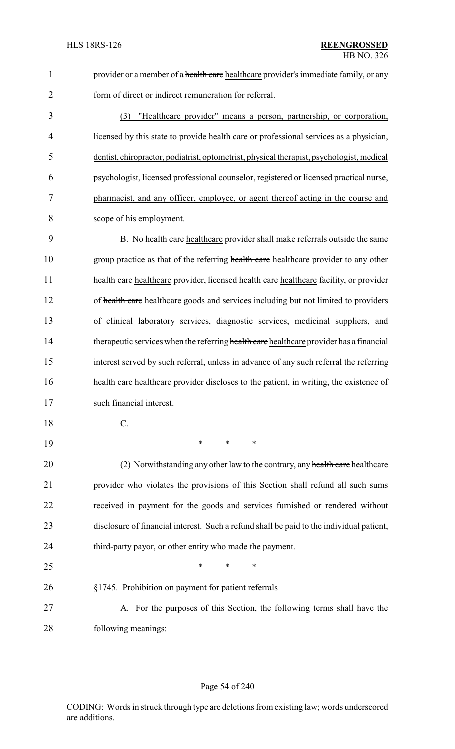provider or a member of a ~~health care~~ healthcare provider's immediate family, or any form of direct or indirect remuneration for referral.

(3) "Healthcare provider" means a person, partnership, or corporation, licensed by this state to provide health care or professional services as a physician, dentist, chiropractor, podiatrist, optometrist, physical therapist, psychologist, medical psychologist, licensed professional counselor, registered or licensed practical nurse, pharmacist, and any officer, employee, or agent thereof acting in the course and scope of his employment.

B. No ~~health care~~ healthcare provider shall make referrals outside the same group practice as that of the referring ~~health care~~ healthcare provider to any other ~~health care~~ healthcare provider, licensed ~~health care~~ healthcare facility, or provider of ~~health care~~ healthcare goods and services including but not limited to providers of clinical laboratory services, diagnostic services, medicinal suppliers, and therapeutic services when the referring ~~health care~~ healthcare provider has a financial interest served by such referral, unless in advance of any such referral the referring ~~health care~~ healthcare provider discloses to the patient, in writing, the existence of such financial interest.

C.

\* \* \*

(2) Notwithstanding any other law to the contrary, any ~~health care~~ healthcare provider who violates the provisions of this Section shall refund all such sums received in payment for the goods and services furnished or rendered without disclosure of financial interest. Such a refund shall be paid to the individual patient, third-party payor, or other entity who made the payment.

\* \* \*

§1745. Prohibition on payment for patient referrals

A. For the purposes of this Section, the following terms ~~shall~~ have the following meanings: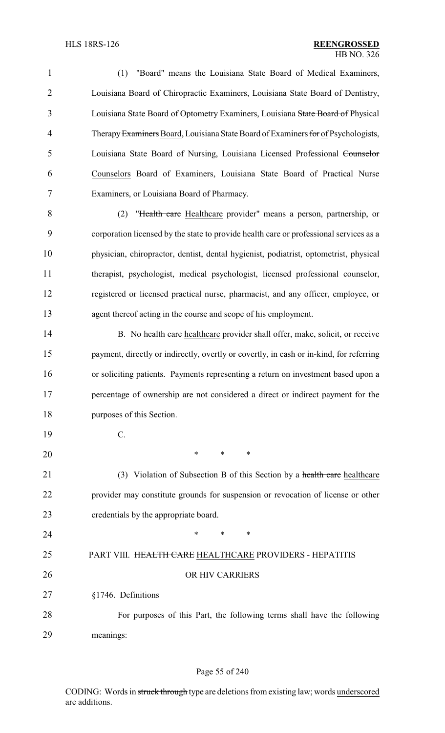(1) "Board" means the Louisiana State Board of Medical Examiners, Louisiana Board of Chiropractic Examiners, Louisiana State Board of Dentistry, Louisiana State Board of Optometry Examiners, Louisiana ~~State Board of~~ Physical Therapy ~~Examiners~~ Board, Louisiana State Board of Examiners ~~for~~ of Psychologists, Louisiana State Board of Nursing, Louisiana Licensed Professional ~~Counselor~~ Counselors Board of Examiners, Louisiana State Board of Practical Nurse Examiners, or Louisiana Board of Pharmacy.

(2) "~~Health care~~ Healthcare provider" means a person, partnership, or corporation licensed by the state to provide health care or professional services as a physician, chiropractor, dentist, dental hygienist, podiatrist, optometrist, physical therapist, psychologist, medical psychologist, licensed professional counselor, registered or licensed practical nurse, pharmacist, and any officer, employee, or agent thereof acting in the course and scope of his employment.

B. No ~~health care~~ healthcare provider shall offer, make, solicit, or receive payment, directly or indirectly, overtly or covertly, in cash or in-kind, for referring or soliciting patients. Payments representing a return on investment based upon a percentage of ownership are not considered a direct or indirect payment for the purposes of this Section.

C.

\* \* \*

(3) Violation of Subsection B of this Section by a ~~health care~~ healthcare provider may constitute grounds for suspension or revocation of license or other credentials by the appropriate board.

\* \* \*

PART VIII. ~~HEALTH CARE~~ HEALTHCARE PROVIDERS - HEPATITIS OR HIV CARRIERS

§1746. Definitions

For purposes of this Part, the following terms ~~shall~~ have the following meanings: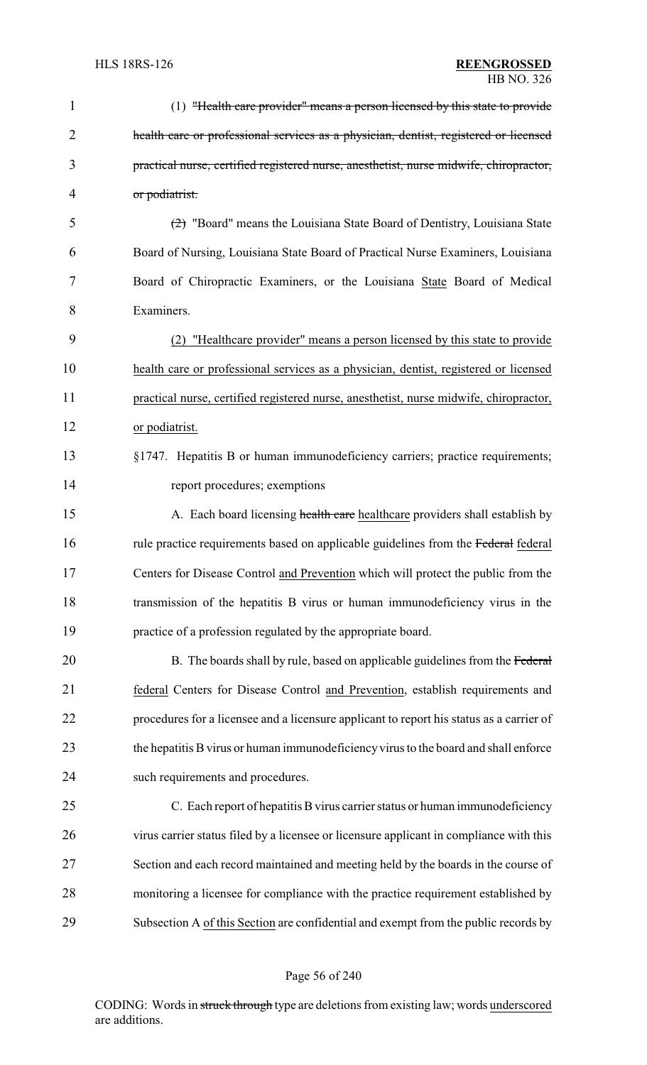(1) ~~"Health care provider" means a person licensed by this state to provide health care or professional services as a physician, dentist, registered or licensed practical nurse, certified registered nurse, anesthetist, nurse midwife, chiropractor, or podiatrist.~~

~~(2)~~ "Board" means the Louisiana State Board of Dentistry, Louisiana State Board of Nursing, Louisiana State Board of Practical Nurse Examiners, Louisiana Board of Chiropractic Examiners, or the Louisiana <u>State</u> Board of Medical Examiners.

<u>(2) "Healthcare provider" means a person licensed by this state to provide health care or professional services as a physician, dentist, registered or licensed practical nurse, certified registered nurse, anesthetist, nurse midwife, chiropractor, or podiatrist.</u>

§1747. Hepatitis B or human immunodeficiency carriers; practice requirements; report procedures; exemptions

A. Each board licensing ~~health care~~ <u>healthcare</u> providers shall establish by rule practice requirements based on applicable guidelines from the ~~Federal~~ <u>federal</u> Centers for Disease Control <u>and Prevention</u> which will protect the public from the transmission of the hepatitis B virus or human immunodeficiency virus in the practice of a profession regulated by the appropriate board.

B. The boards shall by rule, based on applicable guidelines from the ~~Federal~~ <u>federal</u> Centers for Disease Control <u>and Prevention</u>, establish requirements and procedures for a licensee and a licensure applicant to report his status as a carrier of the hepatitis B virus or human immunodeficiency virus to the board and shall enforce such requirements and procedures.

C. Each report of hepatitis B virus carrier status or human immunodeficiency virus carrier status filed by a licensee or licensure applicant in compliance with this Section and each record maintained and meeting held by the boards in the course of monitoring a licensee for compliance with the practice requirement established by Subsection A <u>of this Section</u> are confidential and exempt from the public records by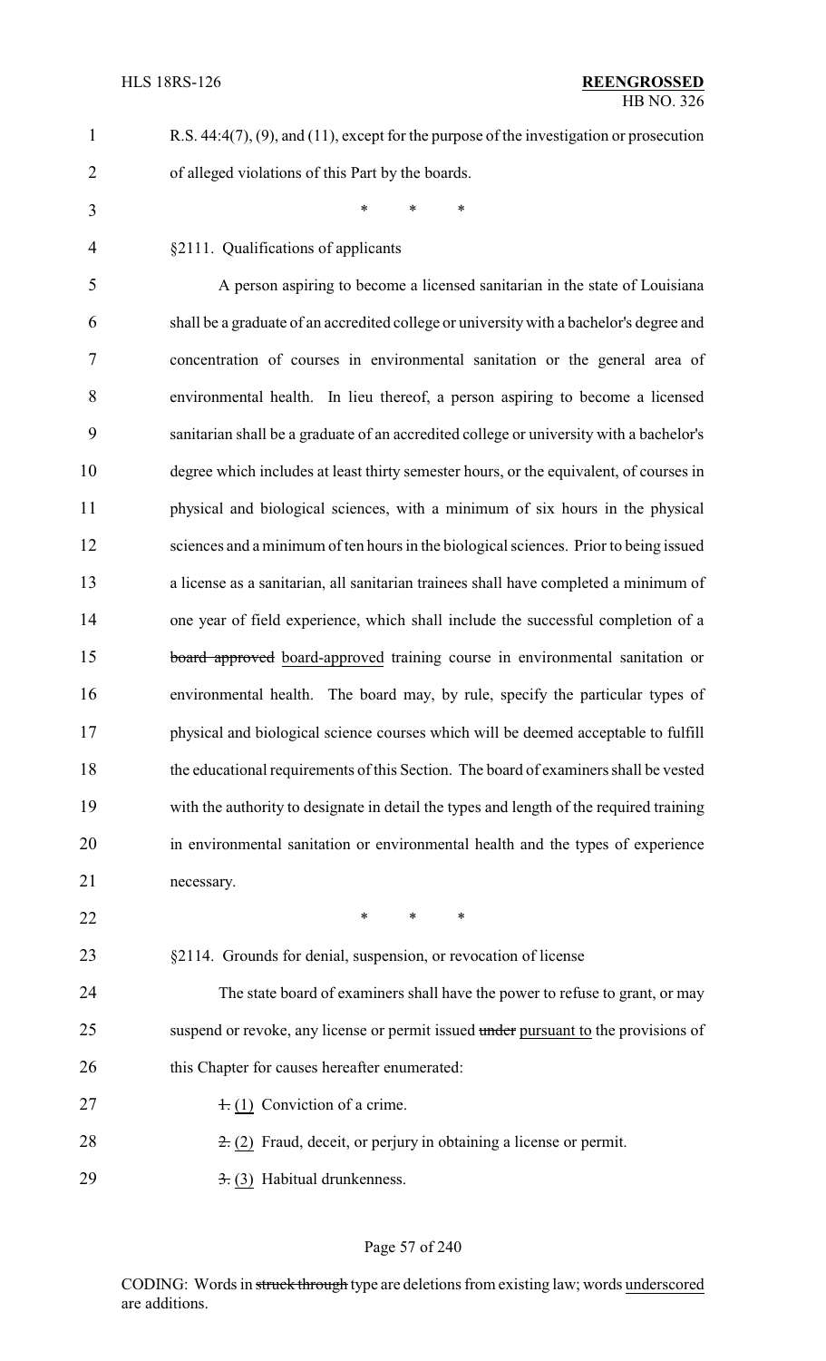R.S. 44:4(7), (9), and (11), except for the purpose of the investigation or prosecution of alleged violations of this Part by the boards.

\* \* \*

§2111. Qualifications of applicants

A person aspiring to become a licensed sanitarian in the state of Louisiana shall be a graduate of an accredited college or university with a bachelor's degree and concentration of courses in environmental sanitation or the general area of environmental health. In lieu thereof, a person aspiring to become a licensed sanitarian shall be a graduate of an accredited college or university with a bachelor's degree which includes at least thirty semester hours, or the equivalent, of courses in physical and biological sciences, with a minimum of six hours in the physical sciences and a minimum of ten hours in the biological sciences. Prior to being issued a license as a sanitarian, all sanitarian trainees shall have completed a minimum of one year of field experience, which shall include the successful completion of a ~~board approved~~ board-approved training course in environmental sanitation or environmental health. The board may, by rule, specify the particular types of physical and biological science courses which will be deemed acceptable to fulfill the educational requirements of this Section. The board of examiners shall be vested with the authority to designate in detail the types and length of the required training in environmental sanitation or environmental health and the types of experience necessary.

\* \* \*

§2114. Grounds for denial, suspension, or revocation of license

The state board of examiners shall have the power to refuse to grant, or may suspend or revoke, any license or permit issued ~~under~~ pursuant to the provisions of this Chapter for causes hereafter enumerated:

~~1.~~ (1) Conviction of a crime.

~~2.~~ (2) Fraud, deceit, or perjury in obtaining a license or permit.

~~3.~~ (3) Habitual drunkenness.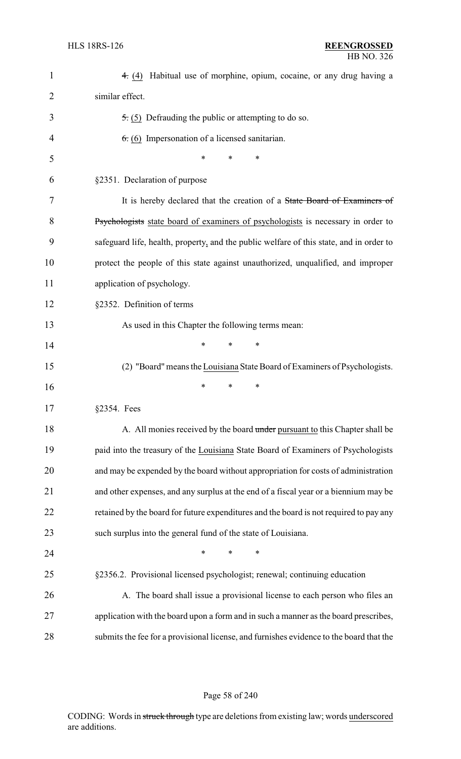~~4.~~ (4) Habitual use of morphine, opium, cocaine, or any drug having a similar effect.

~~5.~~ (5) Defrauding the public or attempting to do so.

~~6.~~ (6) Impersonation of a licensed sanitarian.

\* \* \*

§2351. Declaration of purpose

It is hereby declared that the creation of a ~~State Board of Examiners of Psychologists~~ state board of examiners of psychologists is necessary in order to safeguard life, health, property, and the public welfare of this state, and in order to protect the people of this state against unauthorized, unqualified, and improper application of psychology.

§2352. Definition of terms

As used in this Chapter the following terms mean:

\* \* \*

(2) "Board" means the Louisiana State Board of Examiners of Psychologists.

\* \* \*

§2354. Fees

A. All monies received by the board ~~under~~ pursuant to this Chapter shall be paid into the treasury of the Louisiana State Board of Examiners of Psychologists and may be expended by the board without appropriation for costs of administration and other expenses, and any surplus at the end of a fiscal year or a biennium may be retained by the board for future expenditures and the board is not required to pay any such surplus into the general fund of the state of Louisiana.

\* \* \*

§2356.2. Provisional licensed psychologist; renewal; continuing education

A. The board shall issue a provisional license to each person who files an application with the board upon a form and in such a manner as the board prescribes, submits the fee for a provisional license, and furnishes evidence to the board that the

CODING: Words in ~~struck through~~ type are deletions from existing law; words underscored are additions.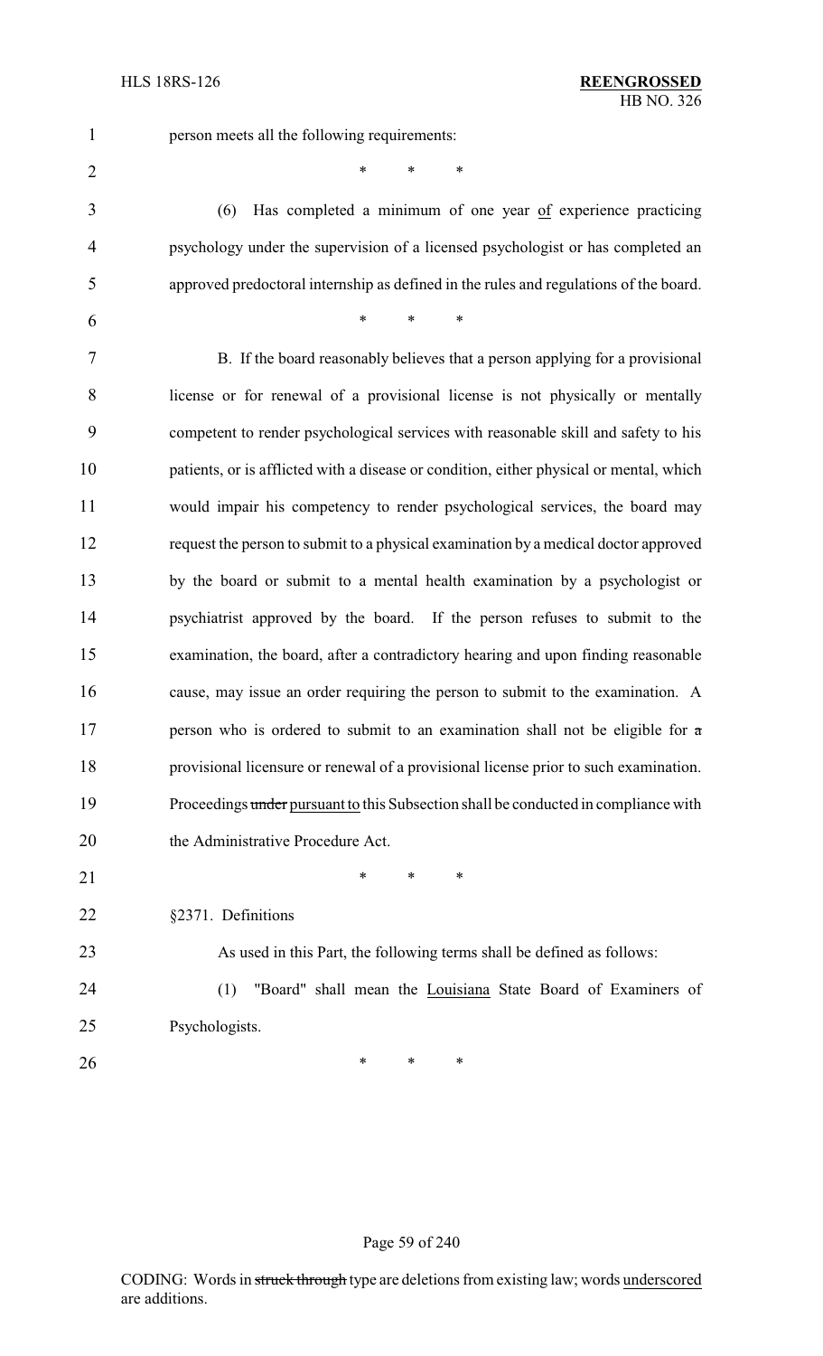person meets all the following requirements:

\* \* \*

(6) Has completed a minimum of one year <u>of</u> experience practicing psychology under the supervision of a licensed psychologist or has completed an approved predoctoral internship as defined in the rules and regulations of the board.

\* \* \*

B. If the board reasonably believes that a person applying for a provisional license or for renewal of a provisional license is not physically or mentally competent to render psychological services with reasonable skill and safety to his patients, or is afflicted with a disease or condition, either physical or mental, which would impair his competency to render psychological services, the board may request the person to submit to a physical examination by a medical doctor approved by the board or submit to a mental health examination by a psychologist or psychiatrist approved by the board. If the person refuses to submit to the examination, the board, after a contradictory hearing and upon finding reasonable cause, may issue an order requiring the person to submit to the examination. A person who is ordered to submit to an examination shall not be eligible for ~~a~~ provisional licensure or renewal of a provisional license prior to such examination. Proceedings ~~under~~ <u>pursuant to</u> this Subsection shall be conducted in compliance with the Administrative Procedure Act.

\* \* \*

§2371. Definitions

As used in this Part, the following terms shall be defined as follows:

(1) "Board" shall mean the <u>Louisiana</u> State Board of Examiners of Psychologists.

\* \* \*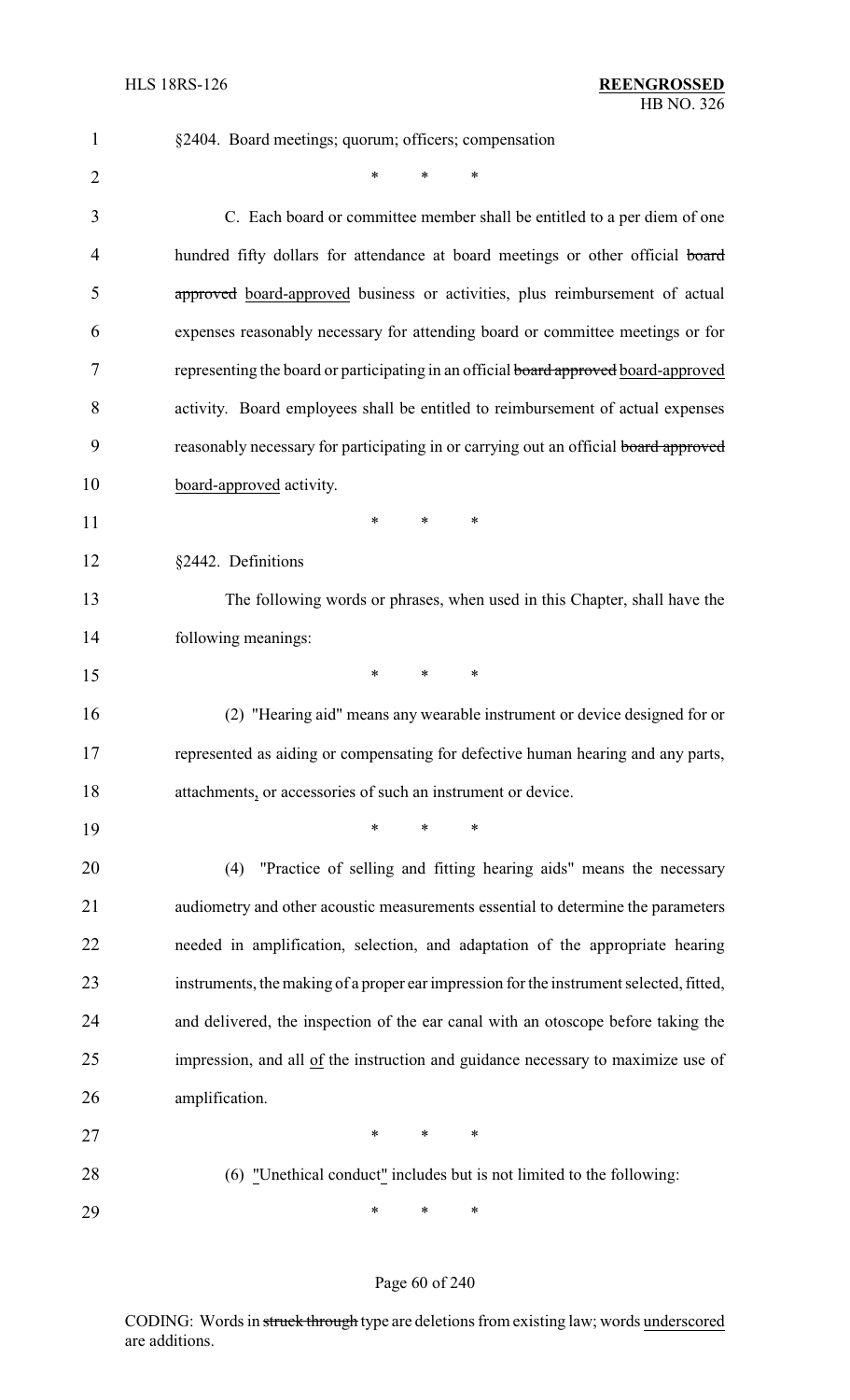§2404. Board meetings; quorum; officers; compensation

\* \* \*

C. Each board or committee member shall be entitled to a per diem of one hundred fifty dollars for attendance at board meetings or other official ~~board approved~~ board-approved business or activities, plus reimbursement of actual expenses reasonably necessary for attending board or committee meetings or for representing the board or participating in an official ~~board approved~~ board-approved activity. Board employees shall be entitled to reimbursement of actual expenses reasonably necessary for participating in or carrying out an official ~~board approved~~ board-approved activity.

\* \* \*

§2442. Definitions

The following words or phrases, when used in this Chapter, shall have the following meanings:

\* \* \*

(2) "Hearing aid" means any wearable instrument or device designed for or represented as aiding or compensating for defective human hearing and any parts, attachments, or accessories of such an instrument or device.

\* \* \*

(4) "Practice of selling and fitting hearing aids" means the necessary audiometry and other acoustic measurements essential to determine the parameters needed in amplification, selection, and adaptation of the appropriate hearing instruments, the making of a proper ear impression for the instrument selected, fitted, and delivered, the inspection of the ear canal with an otoscope before taking the impression, and all of the instruction and guidance necessary to maximize use of amplification.

\* \* \*

(6) "Unethical conduct" includes but is not limited to the following:

\* \* \*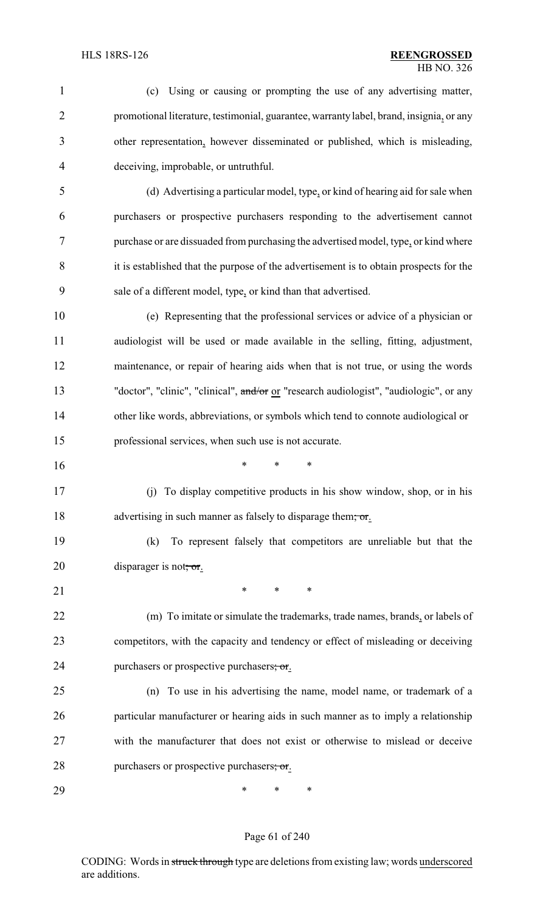(c) Using or causing or prompting the use of any advertising matter, promotional literature, testimonial, guarantee, warranty label, brand, insignia, or any other representation, however disseminated or published, which is misleading, deceiving, improbable, or untruthful.

(d) Advertising a particular model, type, or kind of hearing aid for sale when purchasers or prospective purchasers responding to the advertisement cannot purchase or are dissuaded from purchasing the advertised model, type, or kind where it is established that the purpose of the advertisement is to obtain prospects for the sale of a different model, type, or kind than that advertised.

(e) Representing that the professional services or advice of a physician or audiologist will be used or made available in the selling, fitting, adjustment, maintenance, or repair of hearing aids when that is not true, or using the words "doctor", "clinic", "clinical", ~~and/or~~ or "research audiologist", "audiologic", or any other like words, abbreviations, or symbols which tend to connote audiological or professional services, when such use is not accurate.

\* \* \*

(j) To display competitive products in his show window, shop, or in his advertising in such manner as falsely to disparage them~~; or~~.

(k) To represent falsely that competitors are unreliable but that the disparager is not~~; or~~.

\* \* \*

(m) To imitate or simulate the trademarks, trade names, brands, or labels of competitors, with the capacity and tendency or effect of misleading or deceiving purchasers or prospective purchasers~~; or~~.

(n) To use in his advertising the name, model name, or trademark of a particular manufacturer or hearing aids in such manner as to imply a relationship with the manufacturer that does not exist or otherwise to mislead or deceive purchasers or prospective purchasers~~; or~~.

\* \* \*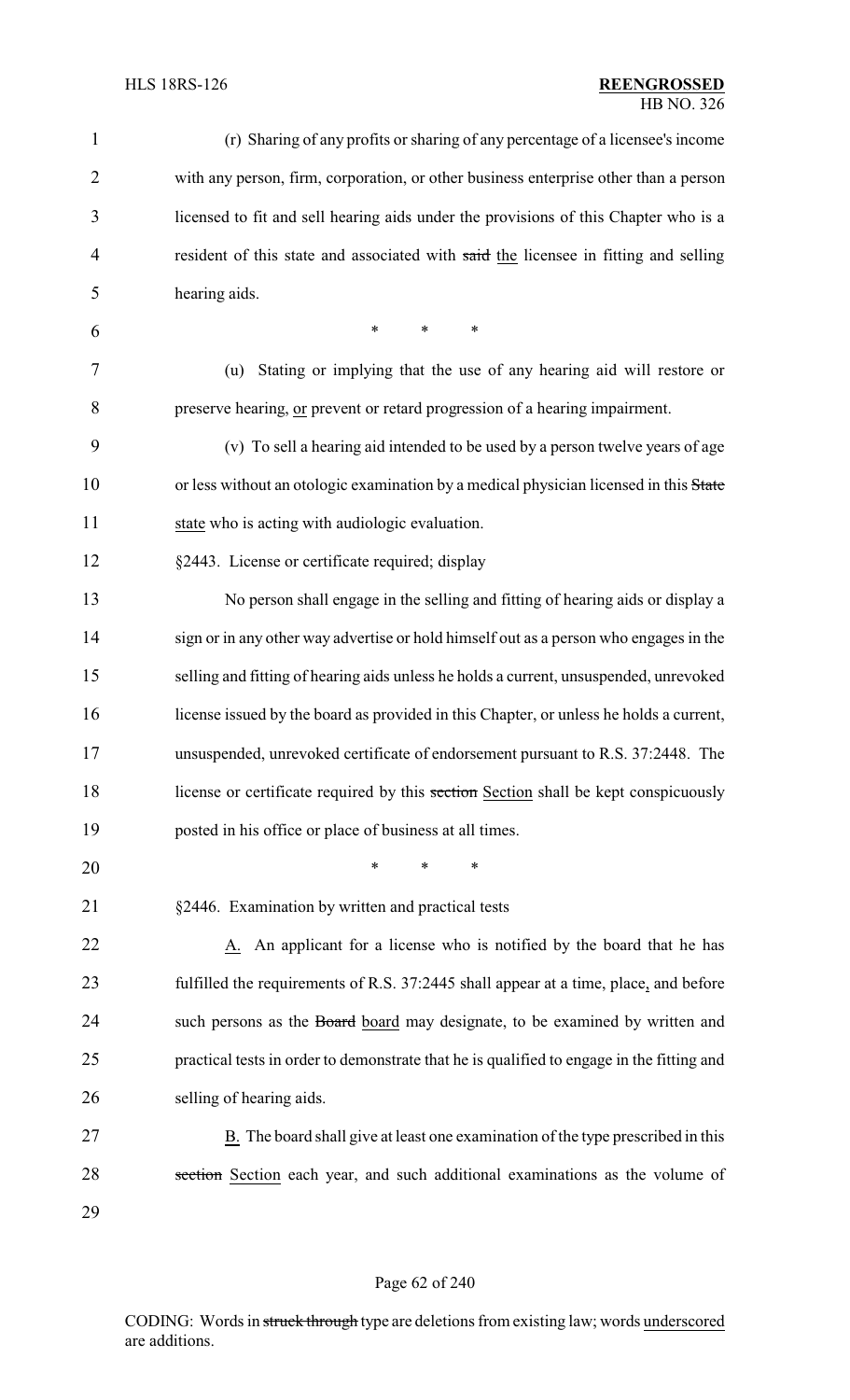(r) Sharing of any profits or sharing of any percentage of a licensee's income with any person, firm, corporation, or other business enterprise other than a person licensed to fit and sell hearing aids under the provisions of this Chapter who is a resident of this state and associated with ~~said~~ the licensee in fitting and selling hearing aids.

\* \* \*

(u) Stating or implying that the use of any hearing aid will restore or preserve hearing, or prevent or retard progression of a hearing impairment.

(v) To sell a hearing aid intended to be used by a person twelve years of age or less without an otologic examination by a medical physician licensed in this ~~State~~ state who is acting with audiologic evaluation.

§2443. License or certificate required; display

No person shall engage in the selling and fitting of hearing aids or display a sign or in any other way advertise or hold himself out as a person who engages in the selling and fitting of hearing aids unless he holds a current, unsuspended, unrevoked license issued by the board as provided in this Chapter, or unless he holds a current, unsuspended, unrevoked certificate of endorsement pursuant to R.S. 37:2448. The license or certificate required by this ~~section~~ Section shall be kept conspicuously posted in his office or place of business at all times.

\* \* \*

§2446. Examination by written and practical tests

A. An applicant for a license who is notified by the board that he has fulfilled the requirements of R.S. 37:2445 shall appear at a time, place, and before such persons as the ~~Board~~ board may designate, to be examined by written and practical tests in order to demonstrate that he is qualified to engage in the fitting and selling of hearing aids.

B. The board shall give at least one examination of the type prescribed in this ~~section~~ Section each year, and such additional examinations as the volume of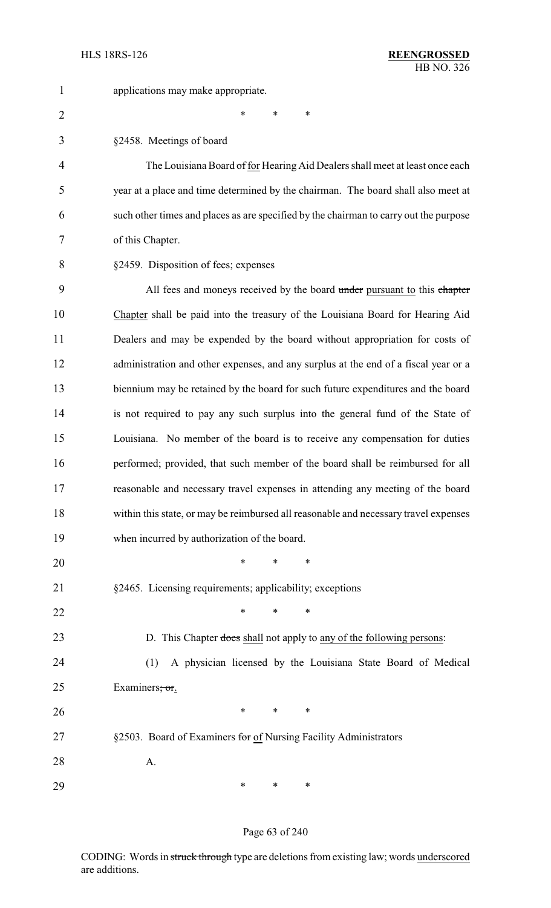applications may make appropriate.

\* \* \*

§2458. Meetings of board

The Louisiana Board ~~of~~ for Hearing Aid Dealers shall meet at least once each year at a place and time determined by the chairman. The board shall also meet at such other times and places as are specified by the chairman to carry out the purpose of this Chapter.

§2459. Disposition of fees; expenses

All fees and moneys received by the board ~~under~~ pursuant to this ~~chapter~~ Chapter shall be paid into the treasury of the Louisiana Board for Hearing Aid Dealers and may be expended by the board without appropriation for costs of administration and other expenses, and any surplus at the end of a fiscal year or a biennium may be retained by the board for such future expenditures and the board is not required to pay any such surplus into the general fund of the State of Louisiana. No member of the board is to receive any compensation for duties performed; provided, that such member of the board shall be reimbursed for all reasonable and necessary travel expenses in attending any meeting of the board within this state, or may be reimbursed all reasonable and necessary travel expenses when incurred by authorization of the board.

\* \* \*

§2465. Licensing requirements; applicability; exceptions

\* \* \*

D. This Chapter ~~does~~ shall not apply to any of the following persons:

(1) A physician licensed by the Louisiana State Board of Medical Examiners~~; or~~.

\* \* \*

§2503. Board of Examiners ~~for~~ of Nursing Facility Administrators

A.

\* \* \*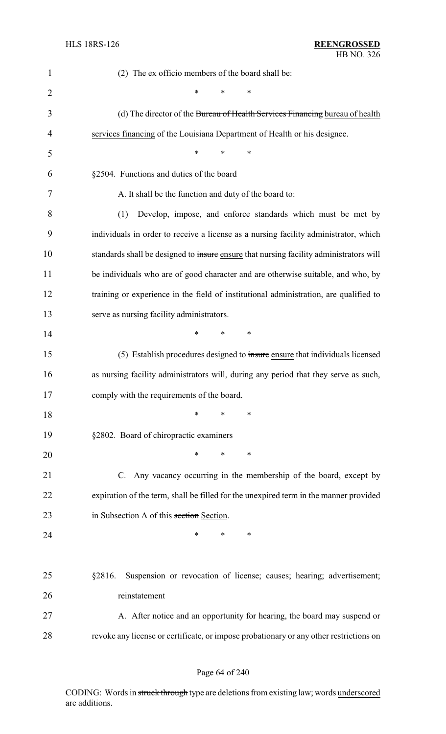(2) The ex officio members of the board shall be:

\* \* \*

(d) The director of the ~~Bureau of Health Services Financing~~ <u>bureau of health services financing</u> of the Louisiana Department of Health or his designee.

\* \* \*

§2504. Functions and duties of the board

A. It shall be the function and duty of the board to:

(1) Develop, impose, and enforce standards which must be met by individuals in order to receive a license as a nursing facility administrator, which standards shall be designed to ~~insure~~ <u>ensure</u> that nursing facility administrators will be individuals who are of good character and are otherwise suitable, and who, by training or experience in the field of institutional administration, are qualified to serve as nursing facility administrators.

\* \* \*

(5) Establish procedures designed to ~~insure~~ <u>ensure</u> that individuals licensed as nursing facility administrators will, during any period that they serve as such, comply with the requirements of the board.

\* \* \*

§2802. Board of chiropractic examiners

\* \* \*

C. Any vacancy occurring in the membership of the board, except by expiration of the term, shall be filled for the unexpired term in the manner provided in Subsection A of this ~~section~~ <u>Section</u>.

\* \* \*

§2816. Suspension or revocation of license; causes; hearing; advertisement; reinstatement

A. After notice and an opportunity for hearing, the board may suspend or revoke any license or certificate, or impose probationary or any other restrictions on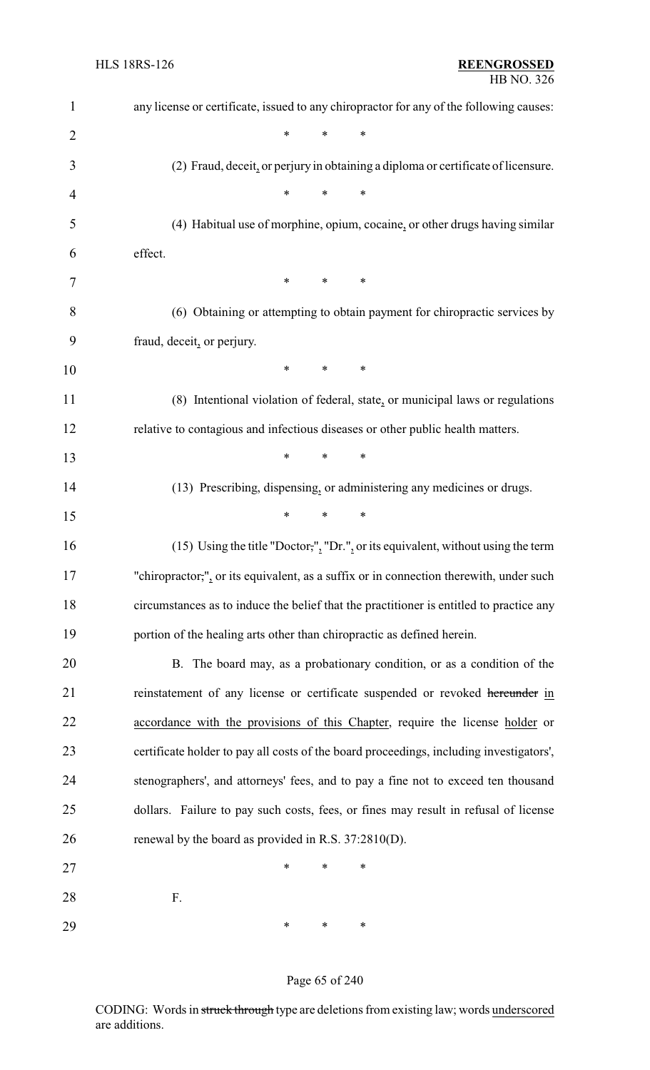any license or certificate, issued to any chiropractor for any of the following causes:

\* \* \*

(2) Fraud, deceit, or perjury in obtaining a diploma or certificate of licensure.

\* \* \*

(4) Habitual use of morphine, opium, cocaine, or other drugs having similar effect.

\* \* \*

(6) Obtaining or attempting to obtain payment for chiropractic services by fraud, deceit, or perjury.

\* \* \*

(8) Intentional violation of federal, state, or municipal laws or regulations relative to contagious and infectious diseases or other public health matters.

\* \* \*

(13) Prescribing, dispensing, or administering any medicines or drugs.

\* \* \*

(15) Using the title "Doctor;", "Dr.", or its equivalent, without using the term "chiropractor;", or its equivalent, as a suffix or in connection therewith, under such circumstances as to induce the belief that the practitioner is entitled to practice any portion of the healing arts other than chiropractic as defined herein.

B. The board may, as a probationary condition, or as a condition of the reinstatement of any license or certificate suspended or revoked ~~hereunder~~ in accordance with the provisions of this Chapter, require the license holder or certificate holder to pay all costs of the board proceedings, including investigators', stenographers', and attorneys' fees, and to pay a fine not to exceed ten thousand dollars. Failure to pay such costs, fees, or fines may result in refusal of license renewal by the board as provided in R.S. 37:2810(D).

\* \* \*

F.

\* \* \*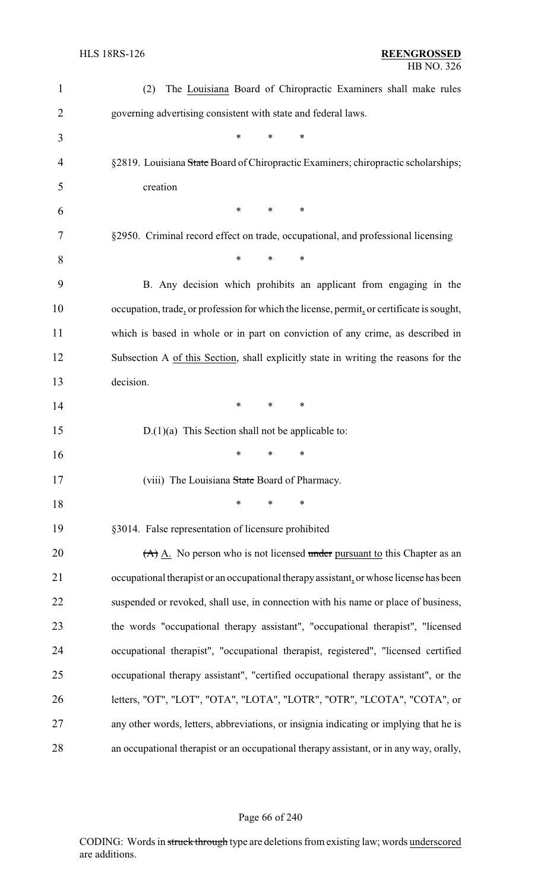(2) The Louisiana Board of Chiropractic Examiners shall make rules governing advertising consistent with state and federal laws.

\* \* \*

§2819. Louisiana State Board of Chiropractic Examiners; chiropractic scholarships; creation

\* \* \*

§2950. Criminal record effect on trade, occupational, and professional licensing

\* \* \*

B. Any decision which prohibits an applicant from engaging in the occupation, trade, or profession for which the license, permit, or certificate is sought, which is based in whole or in part on conviction of any crime, as described in Subsection A of this Section, shall explicitly state in writing the reasons for the decision.

\* \* \*

D.(1)(a) This Section shall not be applicable to:

\* \* \*

(viii) The Louisiana State Board of Pharmacy.

\* \* \*

§3014. False representation of licensure prohibited

(A) A. No person who is not licensed under pursuant to this Chapter as an occupational therapist or an occupational therapy assistant, or whose license has been suspended or revoked, shall use, in connection with his name or place of business, the words "occupational therapy assistant", "occupational therapist", "licensed occupational therapist", "occupational therapist, registered", "licensed certified occupational therapy assistant", "certified occupational therapy assistant", or the letters, "OT", "LOT", "OTA", "LOTA", "LOTR", "OTR", "LCOTA", "COTA", or any other words, letters, abbreviations, or insignia indicating or implying that he is an occupational therapist or an occupational therapy assistant, or in any way, orally,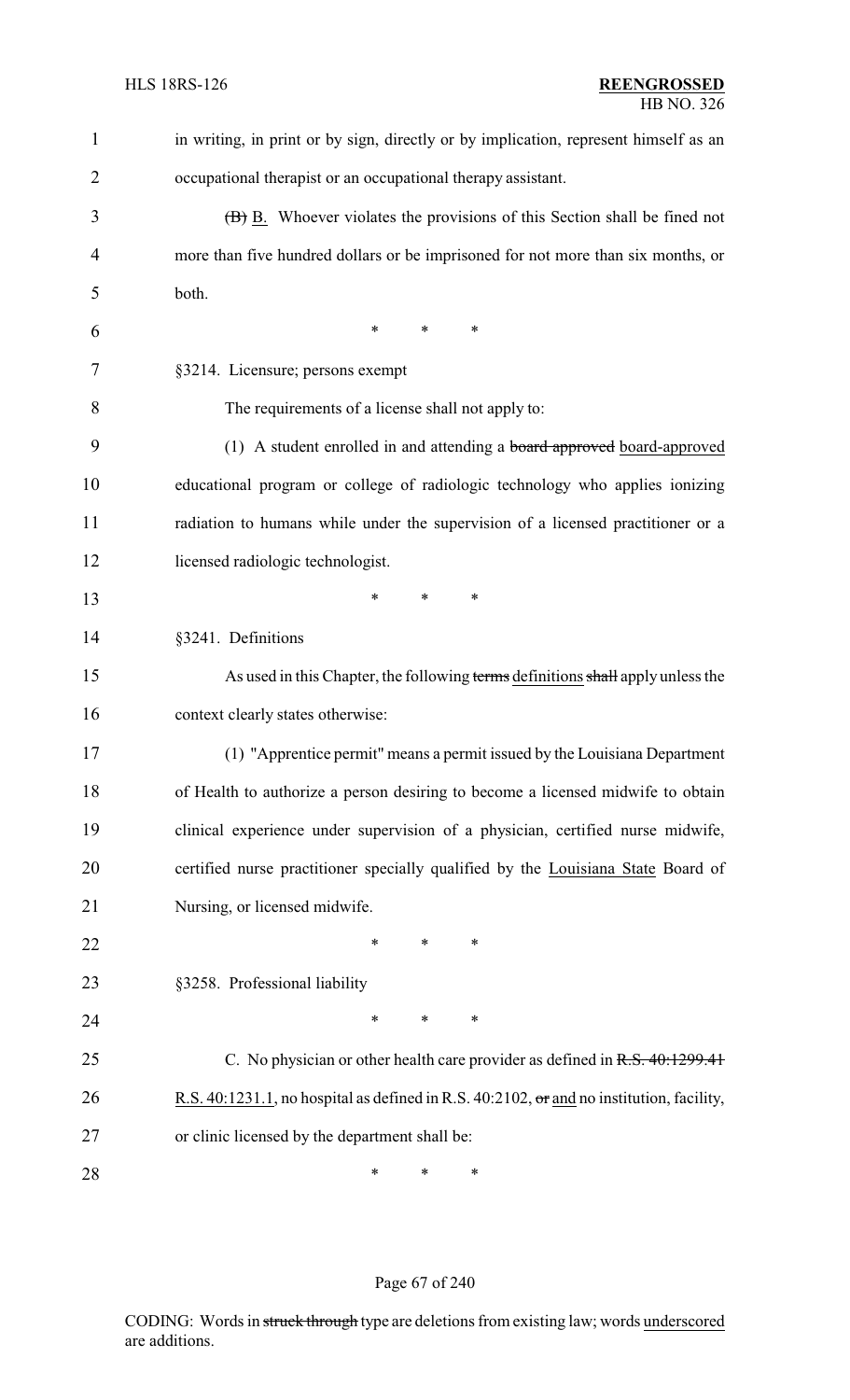in writing, in print or by sign, directly or by implication, represent himself as an occupational therapist or an occupational therapy assistant.

~~(B)~~ B. Whoever violates the provisions of this Section shall be fined not more than five hundred dollars or be imprisoned for not more than six months, or both.

\* \* \*

§3214. Licensure; persons exempt

The requirements of a license shall not apply to:

(1) A student enrolled in and attending a ~~board approved~~ board-approved educational program or college of radiologic technology who applies ionizing radiation to humans while under the supervision of a licensed practitioner or a licensed radiologic technologist.

\* \* \*

§3241. Definitions

As used in this Chapter, the following ~~terms~~ definitions ~~shall~~ apply unless the context clearly states otherwise:

(1) "Apprentice permit" means a permit issued by the Louisiana Department of Health to authorize a person desiring to become a licensed midwife to obtain clinical experience under supervision of a physician, certified nurse midwife, certified nurse practitioner specially qualified by the Louisiana State Board of Nursing, or licensed midwife.

\* \* \*

§3258. Professional liability

\* \* \*

C. No physician or other health care provider as defined in ~~R.S. 40:1299.41~~ R.S. 40:1231.1, no hospital as defined in R.S. 40:2102, ~~or~~ and no institution, facility, or clinic licensed by the department shall be:

\* \* \*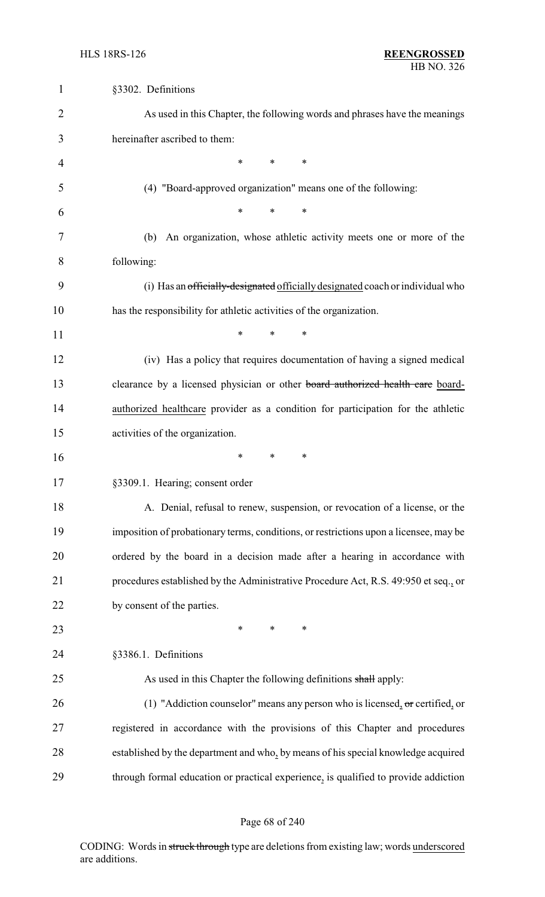§3302. Definitions

As used in this Chapter, the following words and phrases have the meanings hereinafter ascribed to them:

\* \* \*

(4) "Board-approved organization" means one of the following:

\* \* \*

(b) An organization, whose athletic activity meets one or more of the following:

(i) Has an ~~officially-designated~~ officially designated coach or individual who has the responsibility for athletic activities of the organization.

\* \* \*

(iv) Has a policy that requires documentation of having a signed medical clearance by a licensed physician or other ~~board authorized health care~~ board-authorized healthcare provider as a condition for participation for the athletic activities of the organization.

\* \* \*

§3309.1. Hearing; consent order

A. Denial, refusal to renew, suspension, or revocation of a license, or the imposition of probationary terms, conditions, or restrictions upon a licensee, may be ordered by the board in a decision made after a hearing in accordance with procedures established by the Administrative Procedure Act, R.S. 49:950 et seq., or by consent of the parties.

\* \* \*

§3386.1. Definitions

As used in this Chapter the following definitions ~~shall~~ apply:

(1) "Addiction counselor" means any person who is licensed, ~~or~~ certified, or registered in accordance with the provisions of this Chapter and procedures established by the department and who, by means of his special knowledge acquired through formal education or practical experience, is qualified to provide addiction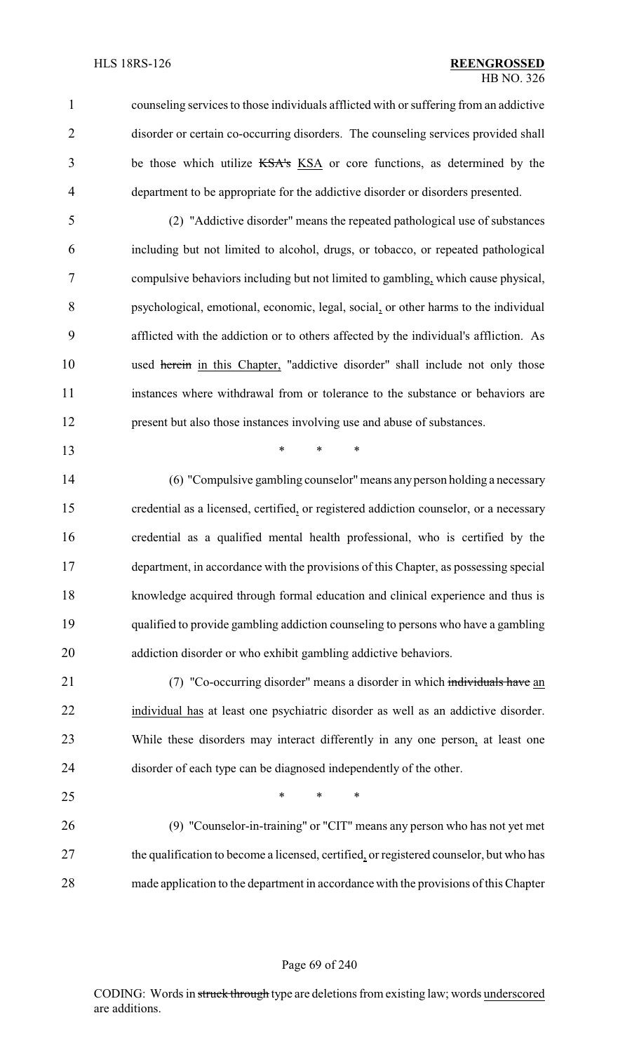counseling services to those individuals afflicted with or suffering from an addictive disorder or certain co-occurring disorders. The counseling services provided shall be those which utilize ~~KSA's~~ KSA or core functions, as determined by the department to be appropriate for the addictive disorder or disorders presented.

(2) "Addictive disorder" means the repeated pathological use of substances including but not limited to alcohol, drugs, or tobacco, or repeated pathological compulsive behaviors including but not limited to gambling, which cause physical, psychological, emotional, economic, legal, social, or other harms to the individual afflicted with the addiction or to others affected by the individual's affliction. As used ~~herein~~ in this Chapter, "addictive disorder" shall include not only those instances where withdrawal from or tolerance to the substance or behaviors are present but also those instances involving use and abuse of substances.

\* \* \*

(6) "Compulsive gambling counselor" means any person holding a necessary credential as a licensed, certified, or registered addiction counselor, or a necessary credential as a qualified mental health professional, who is certified by the department, in accordance with the provisions of this Chapter, as possessing special knowledge acquired through formal education and clinical experience and thus is qualified to provide gambling addiction counseling to persons who have a gambling addiction disorder or who exhibit gambling addictive behaviors.

(7) "Co-occurring disorder" means a disorder in which ~~individuals have~~ an individual has at least one psychiatric disorder as well as an addictive disorder. While these disorders may interact differently in any one person, at least one disorder of each type can be diagnosed independently of the other.

\* \* \*

(9) "Counselor-in-training" or "CIT" means any person who has not yet met the qualification to become a licensed, certified, or registered counselor, but who has made application to the department in accordance with the provisions of this Chapter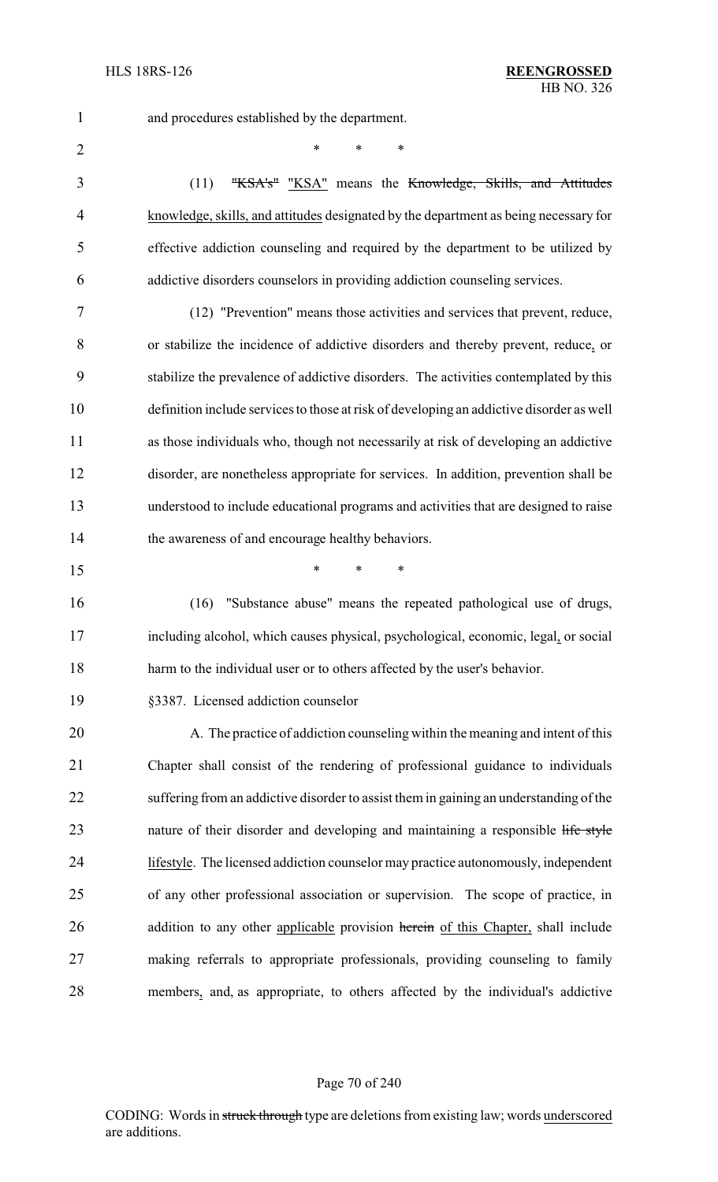and procedures established by the department.

\* \* \*

(11) ~~"KSA's"~~ "KSA" means the ~~Knowledge, Skills, and Attitudes~~ knowledge, skills, and attitudes designated by the department as being necessary for effective addiction counseling and required by the department to be utilized by addictive disorders counselors in providing addiction counseling services.

(12) "Prevention" means those activities and services that prevent, reduce, or stabilize the incidence of addictive disorders and thereby prevent, reduce, or stabilize the prevalence of addictive disorders. The activities contemplated by this definition include services to those at risk of developing an addictive disorder as well as those individuals who, though not necessarily at risk of developing an addictive disorder, are nonetheless appropriate for services. In addition, prevention shall be understood to include educational programs and activities that are designed to raise the awareness of and encourage healthy behaviors.

\* \* \*

(16) "Substance abuse" means the repeated pathological use of drugs, including alcohol, which causes physical, psychological, economic, legal, or social harm to the individual user or to others affected by the user's behavior.

§3387. Licensed addiction counselor

A. The practice of addiction counseling within the meaning and intent of this Chapter shall consist of the rendering of professional guidance to individuals suffering from an addictive disorder to assist them in gaining an understanding of the nature of their disorder and developing and maintaining a responsible ~~life style~~ lifestyle. The licensed addiction counselor may practice autonomously, independent of any other professional association or supervision. The scope of practice, in addition to any other applicable provision ~~herein~~ of this Chapter, shall include making referrals to appropriate professionals, providing counseling to family members, and, as appropriate, to others affected by the individual's addictive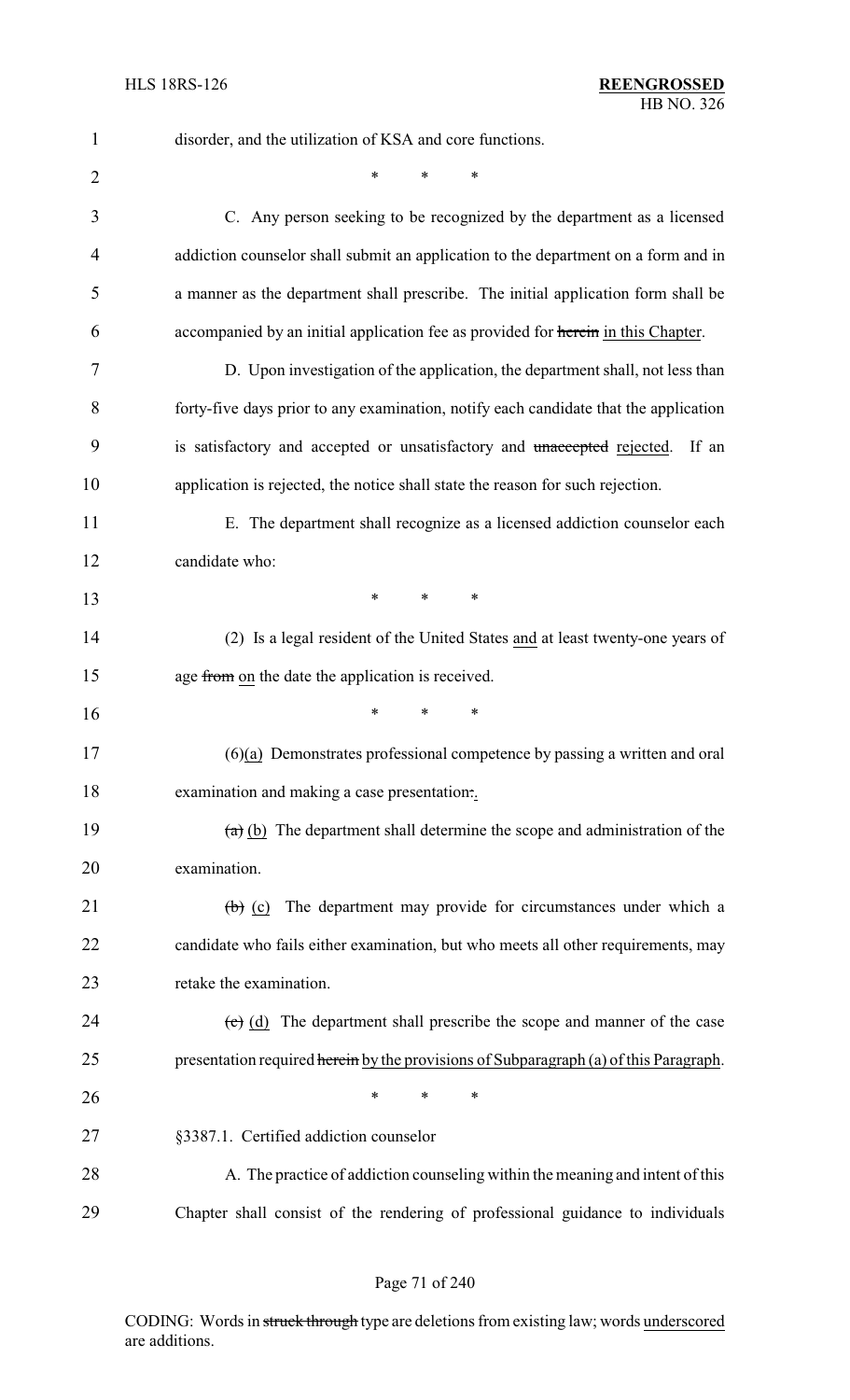disorder, and the utilization of KSA and core functions.

\*            \*            \*

C. Any person seeking to be recognized by the department as a licensed addiction counselor shall submit an application to the department on a form and in a manner as the department shall prescribe. The initial application form shall be accompanied by an initial application fee as provided for ~~herein~~ in this Chapter.

D. Upon investigation of the application, the department shall, not less than forty-five days prior to any examination, notify each candidate that the application is satisfactory and accepted or unsatisfactory and ~~unaccepted~~ rejected. If an application is rejected, the notice shall state the reason for such rejection.

E. The department shall recognize as a licensed addiction counselor each candidate who:

\*            \*            \*

(2) Is a legal resident of the United States and at least twenty-one years of age ~~from~~ on the date the application is received.

\*            \*            \*

(6)(a) Demonstrates professional competence by passing a written and oral examination and making a case presentation~~:~~.

~~(a)~~ (b) The department shall determine the scope and administration of the examination.

~~(b)~~ (c) The department may provide for circumstances under which a candidate who fails either examination, but who meets all other requirements, may retake the examination.

~~(c)~~ (d) The department shall prescribe the scope and manner of the case presentation required ~~herein~~ by the provisions of Subparagraph (a) of this Paragraph.

\*            \*            \*

§3387.1. Certified addiction counselor

A. The practice of addiction counseling within the meaning and intent of this Chapter shall consist of the rendering of professional guidance to individuals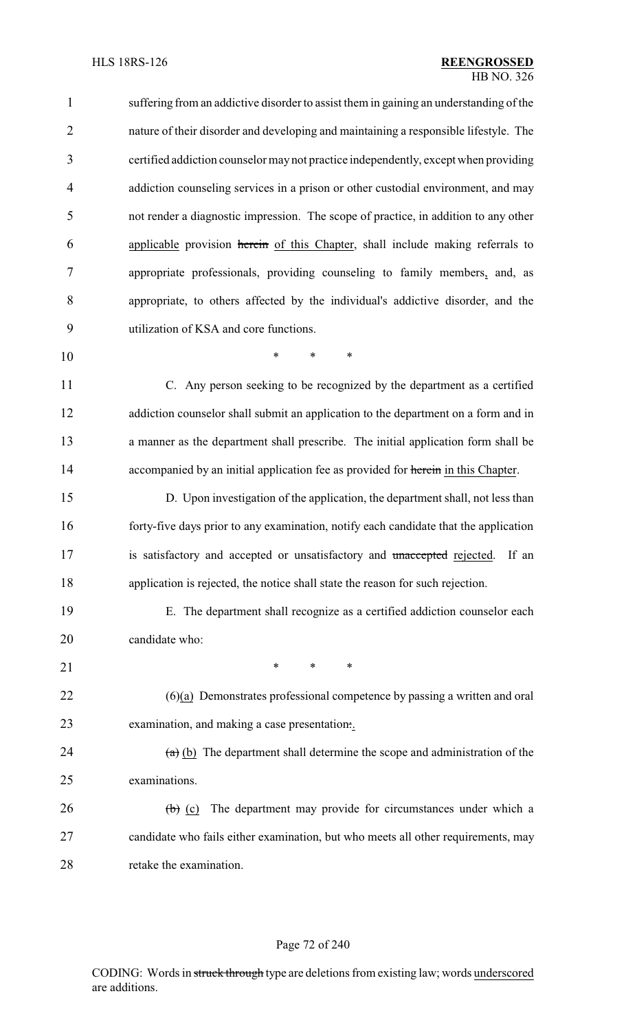suffering from an addictive disorder to assist them in gaining an understanding of the nature of their disorder and developing and maintaining a responsible lifestyle. The certified addiction counselor may not practice independently, except when providing addiction counseling services in a prison or other custodial environment, and may not render a diagnostic impression. The scope of practice, in addition to any other applicable provision ~~herein~~ of this Chapter, shall include making referrals to appropriate professionals, providing counseling to family members, and, as appropriate, to others affected by the individual's addictive disorder, and the utilization of KSA and core functions.

\* \* \*

C. Any person seeking to be recognized by the department as a certified addiction counselor shall submit an application to the department on a form and in a manner as the department shall prescribe. The initial application form shall be accompanied by an initial application fee as provided for ~~herein~~ in this Chapter.

D. Upon investigation of the application, the department shall, not less than forty-five days prior to any examination, notify each candidate that the application is satisfactory and accepted or unsatisfactory and ~~unaccepted~~ rejected. If an application is rejected, the notice shall state the reason for such rejection.

E. The department shall recognize as a certified addiction counselor each candidate who:

\* \* \*

(6)(a) Demonstrates professional competence by passing a written and oral examination, and making a case presentation~~:~~.

~~(a)~~ (b) The department shall determine the scope and administration of the examinations.

~~(b)~~ (c) The department may provide for circumstances under which a candidate who fails either examination, but who meets all other requirements, may retake the examination.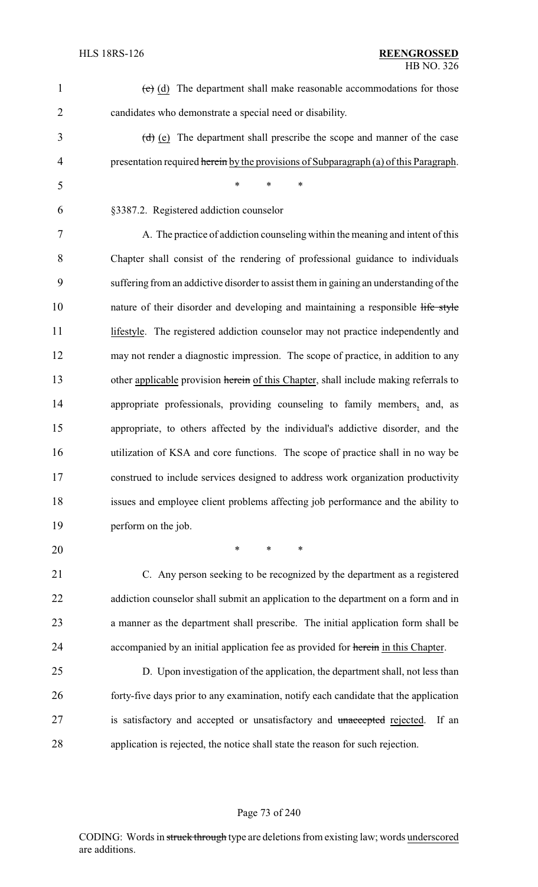~~(c)~~ (d) The department shall make reasonable accommodations for those candidates who demonstrate a special need or disability.

~~(d)~~ (e) The department shall prescribe the scope and manner of the case presentation required ~~herein~~ by the provisions of Subparagraph (a) of this Paragraph.

\* \* \*

§3387.2. Registered addiction counselor

A. The practice of addiction counseling within the meaning and intent of this Chapter shall consist of the rendering of professional guidance to individuals suffering from an addictive disorder to assist them in gaining an understanding of the nature of their disorder and developing and maintaining a responsible ~~life style~~ lifestyle. The registered addiction counselor may not practice independently and may not render a diagnostic impression. The scope of practice, in addition to any other applicable provision ~~herein~~ of this Chapter, shall include making referrals to appropriate professionals, providing counseling to family members, and, as appropriate, to others affected by the individual's addictive disorder, and the utilization of KSA and core functions. The scope of practice shall in no way be construed to include services designed to address work organization productivity issues and employee client problems affecting job performance and the ability to perform on the job.

\* \* \*

C. Any person seeking to be recognized by the department as a registered addiction counselor shall submit an application to the department on a form and in a manner as the department shall prescribe. The initial application form shall be accompanied by an initial application fee as provided for ~~herein~~ in this Chapter.

D. Upon investigation of the application, the department shall, not less than forty-five days prior to any examination, notify each candidate that the application is satisfactory and accepted or unsatisfactory and ~~unaccepted~~ rejected. If an application is rejected, the notice shall state the reason for such rejection.

CODING: Words in ~~struck through~~ type are deletions from existing law; words underscored are additions.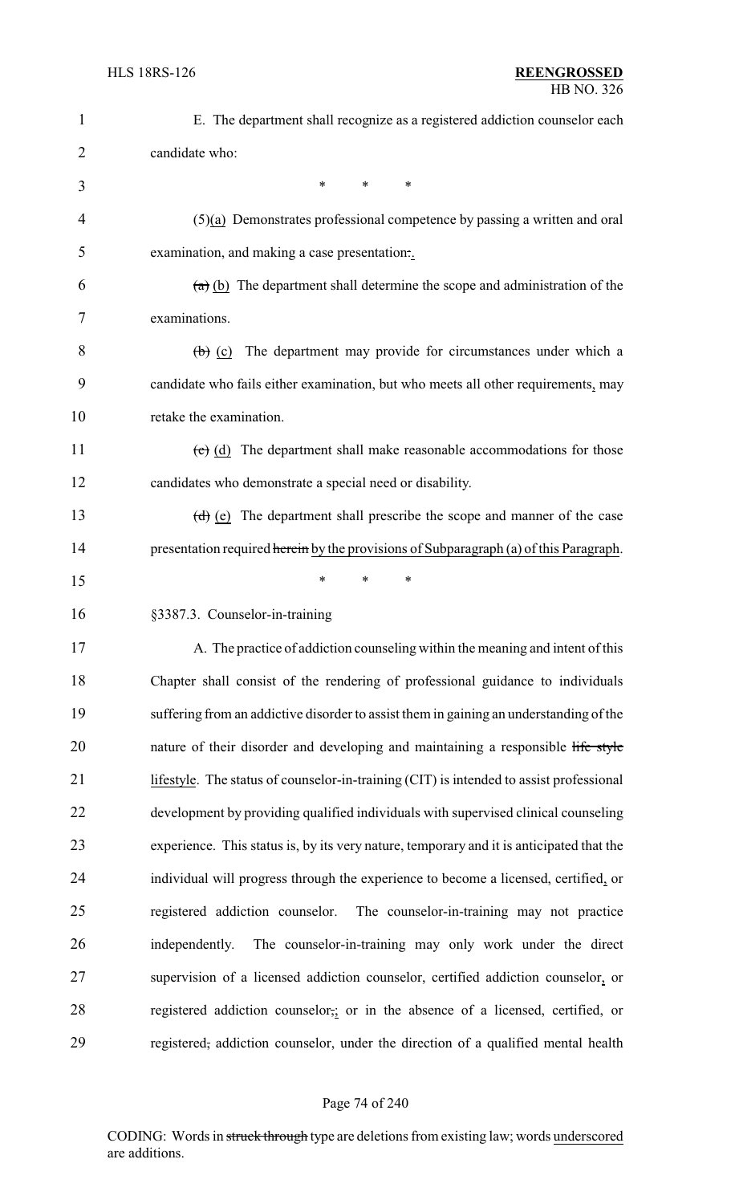E. The department shall recognize as a registered addiction counselor each candidate who:

\* \* \*

(5)(a) Demonstrates professional competence by passing a written and oral examination, and making a case presentation~~.~~.

~~(a)~~ (b) The department shall determine the scope and administration of the examinations.

~~(b)~~ (c) The department may provide for circumstances under which a candidate who fails either examination, but who meets all other requirements, may retake the examination.

~~(c)~~ (d) The department shall make reasonable accommodations for those candidates who demonstrate a special need or disability.

~~(d)~~ (e) The department shall prescribe the scope and manner of the case presentation required ~~herein~~ by the provisions of Subparagraph (a) of this Paragraph.

\* \* \*

§3387.3. Counselor-in-training

A. The practice of addiction counseling within the meaning and intent of this Chapter shall consist of the rendering of professional guidance to individuals suffering from an addictive disorder to assist them in gaining an understanding of the nature of their disorder and developing and maintaining a responsible ~~life style~~ lifestyle. The status of counselor-in-training (CIT) is intended to assist professional development by providing qualified individuals with supervised clinical counseling experience. This status is, by its very nature, temporary and it is anticipated that the individual will progress through the experience to become a licensed, certified, or registered addiction counselor. The counselor-in-training may not practice independently. The counselor-in-training may only work under the direct supervision of a licensed addiction counselor, certified addiction counselor, or registered addiction counselor~~,~~; or in the absence of a licensed, certified, or registered~~,~~ addiction counselor, under the direction of a qualified mental health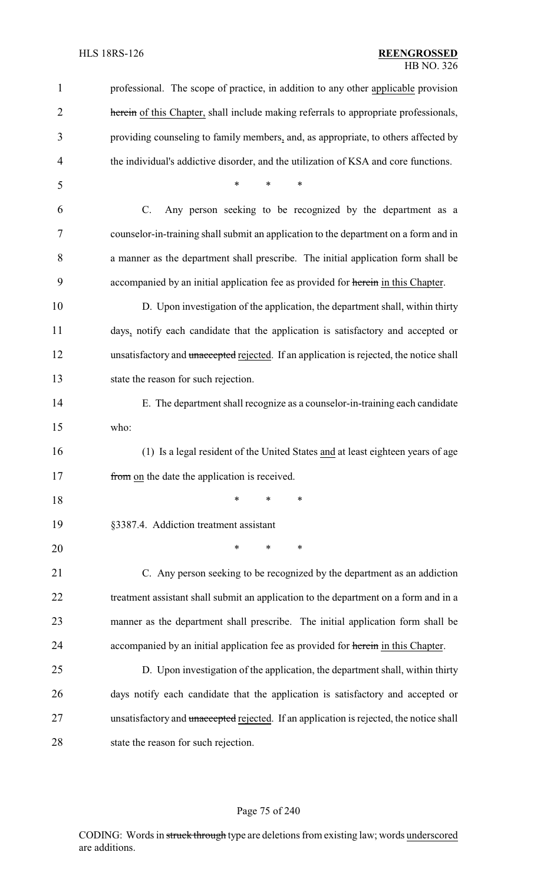professional. The scope of practice, in addition to any other applicable provision herein of this Chapter, shall include making referrals to appropriate professionals, providing counseling to family members, and, as appropriate, to others affected by the individual's addictive disorder, and the utilization of KSA and core functions.

\* \* \*

C. Any person seeking to be recognized by the department as a counselor-in-training shall submit an application to the department on a form and in a manner as the department shall prescribe. The initial application form shall be accompanied by an initial application fee as provided for herein in this Chapter.

D. Upon investigation of the application, the department shall, within thirty days, notify each candidate that the application is satisfactory and accepted or unsatisfactory and unaccepted rejected. If an application is rejected, the notice shall state the reason for such rejection.

E. The department shall recognize as a counselor-in-training each candidate who:

(1) Is a legal resident of the United States and at least eighteen years of age from on the date the application is received.

\* \* \*

§3387.4. Addiction treatment assistant

\* \* \*

C. Any person seeking to be recognized by the department as an addiction treatment assistant shall submit an application to the department on a form and in a manner as the department shall prescribe. The initial application form shall be accompanied by an initial application fee as provided for herein in this Chapter.

D. Upon investigation of the application, the department shall, within thirty days notify each candidate that the application is satisfactory and accepted or unsatisfactory and unaccepted rejected. If an application is rejected, the notice shall state the reason for such rejection.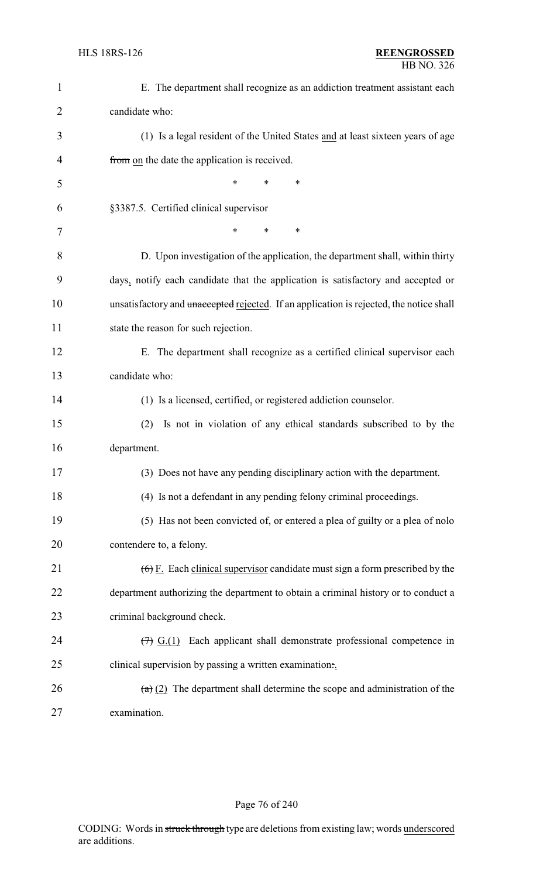E. The department shall recognize as an addiction treatment assistant each candidate who:

(1) Is a legal resident of the United States <u>and</u> at least sixteen years of age ~~from~~ <u>on</u> the date the application is received.

\* \* \*

§3387.5. Certified clinical supervisor

\* \* \*

D. Upon investigation of the application, the department shall, within thirty days<u>,</u> notify each candidate that the application is satisfactory and accepted or unsatisfactory and ~~unaccepted~~ <u>rejected</u>. If an application is rejected, the notice shall state the reason for such rejection.

E. The department shall recognize as a certified clinical supervisor each candidate who:

(1) Is a licensed, certified<u>,</u> or registered addiction counselor.

(2) Is not in violation of any ethical standards subscribed to by the department.

(3) Does not have any pending disciplinary action with the department.

(4) Is not a defendant in any pending felony criminal proceedings.

(5) Has not been convicted of, or entered a plea of guilty or a plea of nolo contendere to, a felony.

~~(6)~~ <u>F.</u> Each <u>clinical supervisor</u> candidate must sign a form prescribed by the department authorizing the department to obtain a criminal history or to conduct a criminal background check.

~~(7)~~ <u>G.(1)</u> Each applicant shall demonstrate professional competence in clinical supervision by passing a written examination~~:~~<u>.</u>

~~(a)~~ <u>(2)</u> The department shall determine the scope and administration of the examination.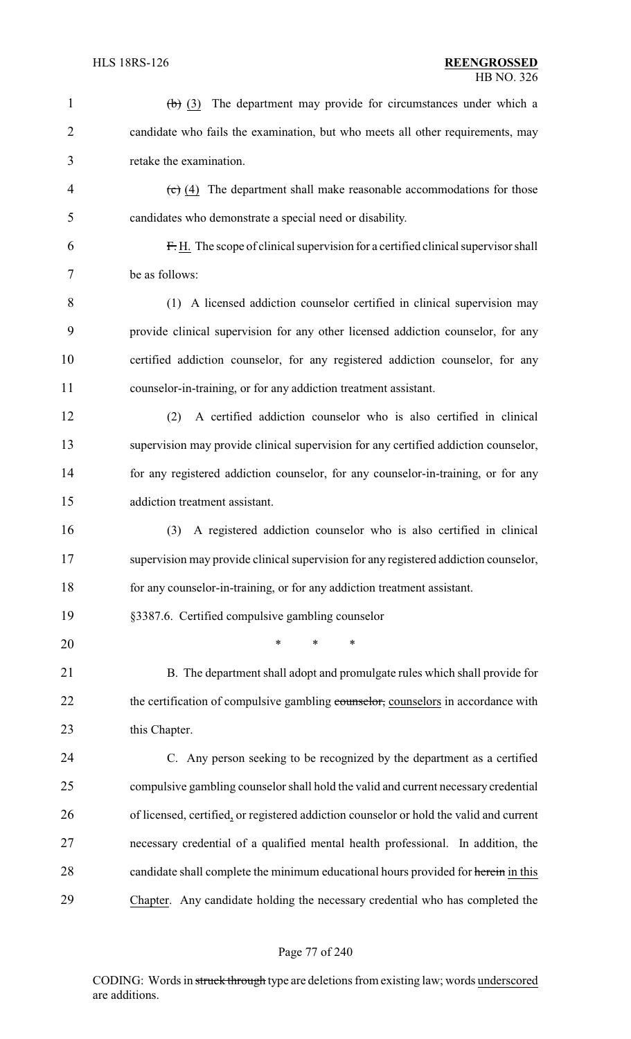~~(b)~~ (3) The department may provide for circumstances under which a candidate who fails the examination, but who meets all other requirements, may retake the examination.

~~(c)~~ (4) The department shall make reasonable accommodations for those candidates who demonstrate a special need or disability.

~~F.~~ H. The scope of clinical supervision for a certified clinical supervisor shall be as follows:

(1) A licensed addiction counselor certified in clinical supervision may provide clinical supervision for any other licensed addiction counselor, for any certified addiction counselor, for any registered addiction counselor, for any counselor-in-training, or for any addiction treatment assistant.

(2) A certified addiction counselor who is also certified in clinical supervision may provide clinical supervision for any certified addiction counselor, for any registered addiction counselor, for any counselor-in-training, or for any addiction treatment assistant.

(3) A registered addiction counselor who is also certified in clinical supervision may provide clinical supervision for any registered addiction counselor, for any counselor-in-training, or for any addiction treatment assistant.

§3387.6. Certified compulsive gambling counselor

\* \* \*

B. The department shall adopt and promulgate rules which shall provide for the certification of compulsive gambling ~~counselor,~~ counselors in accordance with this Chapter.

C. Any person seeking to be recognized by the department as a certified compulsive gambling counselor shall hold the valid and current necessary credential of licensed, certified, or registered addiction counselor or hold the valid and current necessary credential of a qualified mental health professional. In addition, the candidate shall complete the minimum educational hours provided for ~~herein~~ in this Chapter. Any candidate holding the necessary credential who has completed the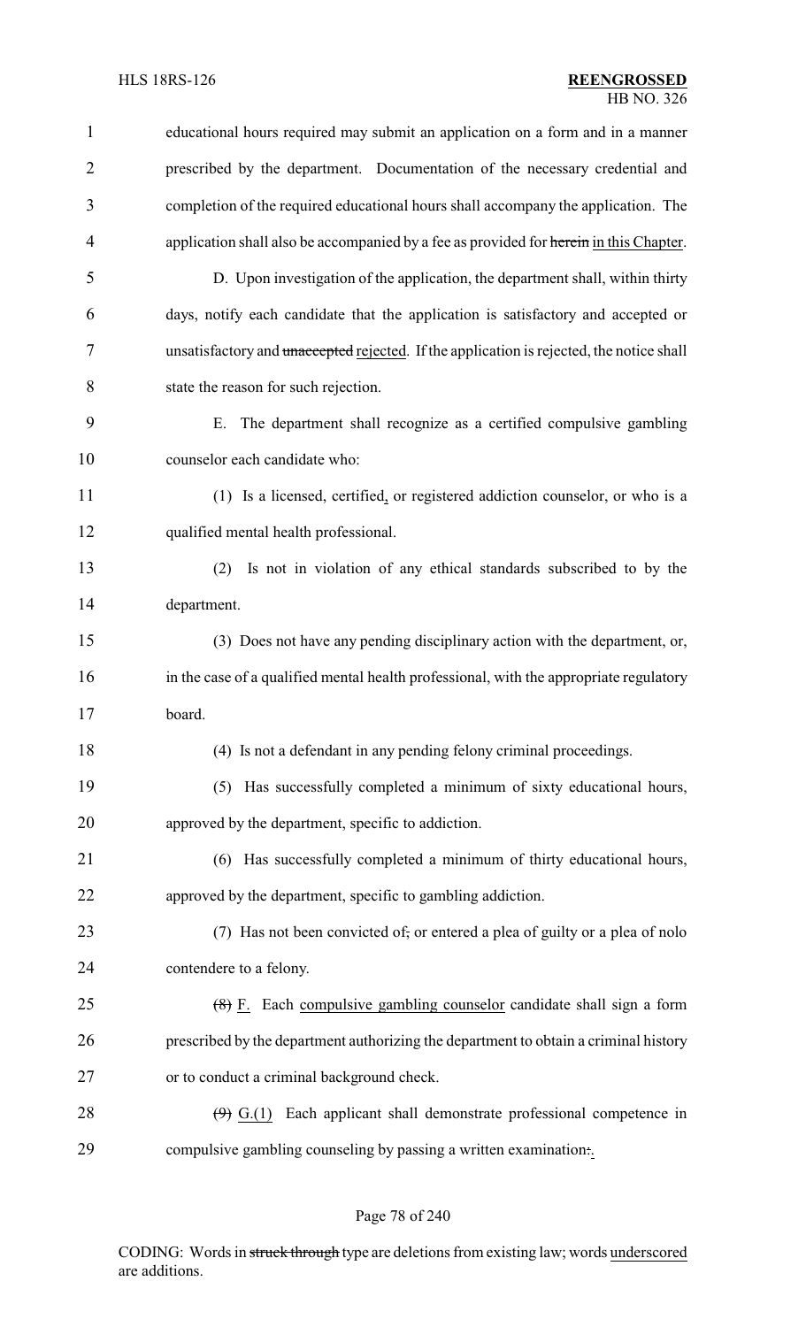educational hours required may submit an application on a form and in a manner prescribed by the department. Documentation of the necessary credential and completion of the required educational hours shall accompany the application. The application shall also be accompanied by a fee as provided for ~~herein~~ in this Chapter.

D. Upon investigation of the application, the department shall, within thirty days, notify each candidate that the application is satisfactory and accepted or unsatisfactory and ~~unaccepted~~ rejected. If the application is rejected, the notice shall state the reason for such rejection.

E. The department shall recognize as a certified compulsive gambling counselor each candidate who:

(1) Is a licensed, certified, or registered addiction counselor, or who is a qualified mental health professional.

(2) Is not in violation of any ethical standards subscribed to by the department.

(3) Does not have any pending disciplinary action with the department, or, in the case of a qualified mental health professional, with the appropriate regulatory board.

(4) Is not a defendant in any pending felony criminal proceedings.

(5) Has successfully completed a minimum of sixty educational hours, approved by the department, specific to addiction.

(6) Has successfully completed a minimum of thirty educational hours, approved by the department, specific to gambling addiction.

(7) Has not been convicted of~~,~~ or entered a plea of guilty or a plea of nolo contendere to a felony.

~~(8)~~ F. Each compulsive gambling counselor candidate shall sign a form prescribed by the department authorizing the department to obtain a criminal history or to conduct a criminal background check.

~~(9)~~ G.(1) Each applicant shall demonstrate professional competence in compulsive gambling counseling by passing a written examination~~:~~.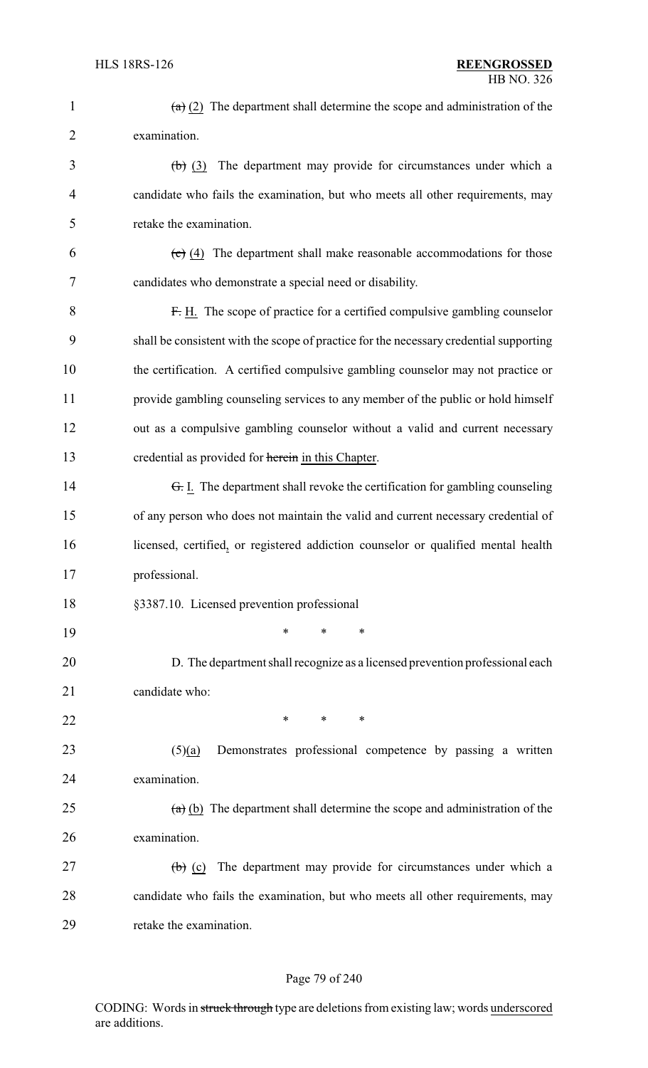~~(a)~~ (2) The department shall determine the scope and administration of the examination.

~~(b)~~ (3) The department may provide for circumstances under which a candidate who fails the examination, but who meets all other requirements, may retake the examination.

~~(c)~~ (4) The department shall make reasonable accommodations for those candidates who demonstrate a special need or disability.

~~F.~~ H. The scope of practice for a certified compulsive gambling counselor shall be consistent with the scope of practice for the necessary credential supporting the certification. A certified compulsive gambling counselor may not practice or provide gambling counseling services to any member of the public or hold himself out as a compulsive gambling counselor without a valid and current necessary credential as provided for ~~herein~~ in this Chapter.

~~G.~~ I. The department shall revoke the certification for gambling counseling of any person who does not maintain the valid and current necessary credential of licensed, certified, or registered addiction counselor or qualified mental health professional.

§3387.10. Licensed prevention professional

\* \* \*

D. The department shall recognize as a licensed prevention professional each candidate who:

\* \* \*

(5)(a) Demonstrates professional competence by passing a written examination.

~~(a)~~ (b) The department shall determine the scope and administration of the examination.

~~(b)~~ (c) The department may provide for circumstances under which a candidate who fails the examination, but who meets all other requirements, may retake the examination.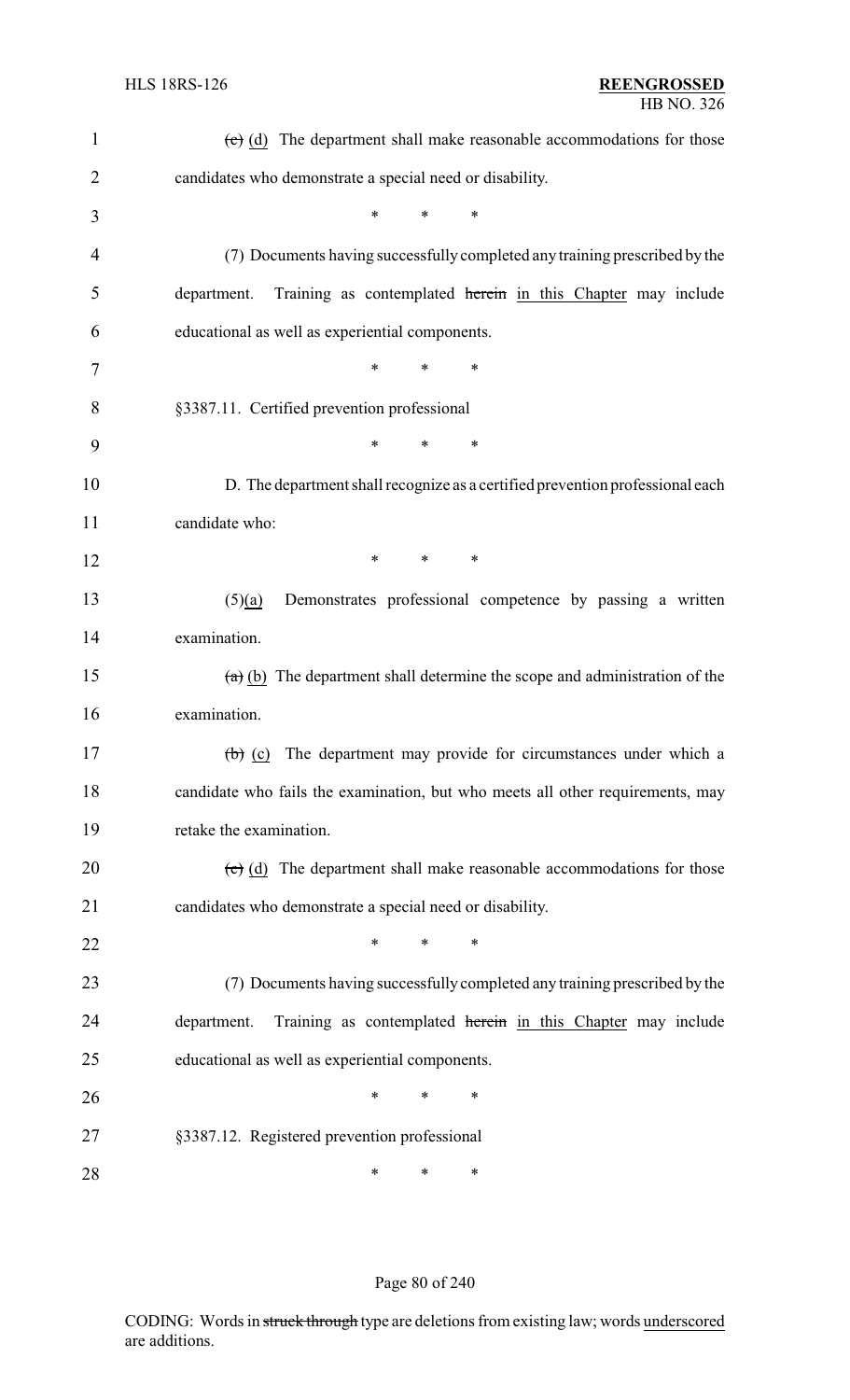~~(c)~~ <u>(d)</u> The department shall make reasonable accommodations for those candidates who demonstrate a special need or disability.

\* \* \*

(7) Documents having successfully completed any training prescribed by the department. Training as contemplated ~~herein~~ <u>in this Chapter</u> may include educational as well as experiential components.

\* \* \*

§3387.11. Certified prevention professional

\* \* \*

D. The department shall recognize as a certified prevention professional each candidate who:

\* \* \*

(5)<u>(a)</u> Demonstrates professional competence by passing a written examination.

~~(a)~~ <u>(b)</u> The department shall determine the scope and administration of the examination.

~~(b)~~ <u>(c)</u> The department may provide for circumstances under which a candidate who fails the examination, but who meets all other requirements, may retake the examination.

~~(c)~~ <u>(d)</u> The department shall make reasonable accommodations for those candidates who demonstrate a special need or disability.

\* \* \*

(7) Documents having successfully completed any training prescribed by the department. Training as contemplated ~~herein~~ <u>in this Chapter</u> may include educational as well as experiential components.

\* \* \*

§3387.12. Registered prevention professional

\* \* \*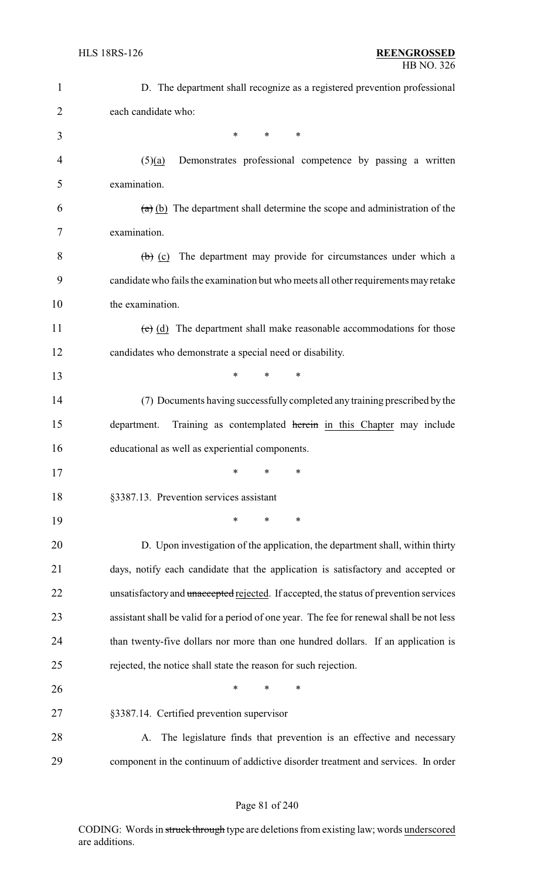D. The department shall recognize as a registered prevention professional each candidate who:

\* \* \*

(5)(a) Demonstrates professional competence by passing a written examination.

~~(a)~~ (b) The department shall determine the scope and administration of the examination.

~~(b)~~ (c) The department may provide for circumstances under which a candidate who fails the examination but who meets all other requirements may retake the examination.

~~(c)~~ (d) The department shall make reasonable accommodations for those candidates who demonstrate a special need or disability.

\* \* \*

(7) Documents having successfully completed any training prescribed by the department. Training as contemplated ~~herein~~ in this Chapter may include educational as well as experiential components.

\* \* \*

§3387.13. Prevention services assistant

\* \* \*

D. Upon investigation of the application, the department shall, within thirty days, notify each candidate that the application is satisfactory and accepted or unsatisfactory and ~~unaccepted~~ rejected. If accepted, the status of prevention services assistant shall be valid for a period of one year. The fee for renewal shall be not less than twenty-five dollars nor more than one hundred dollars. If an application is rejected, the notice shall state the reason for such rejection.

\* \* \*

§3387.14. Certified prevention supervisor

A. The legislature finds that prevention is an effective and necessary component in the continuum of addictive disorder treatment and services. In order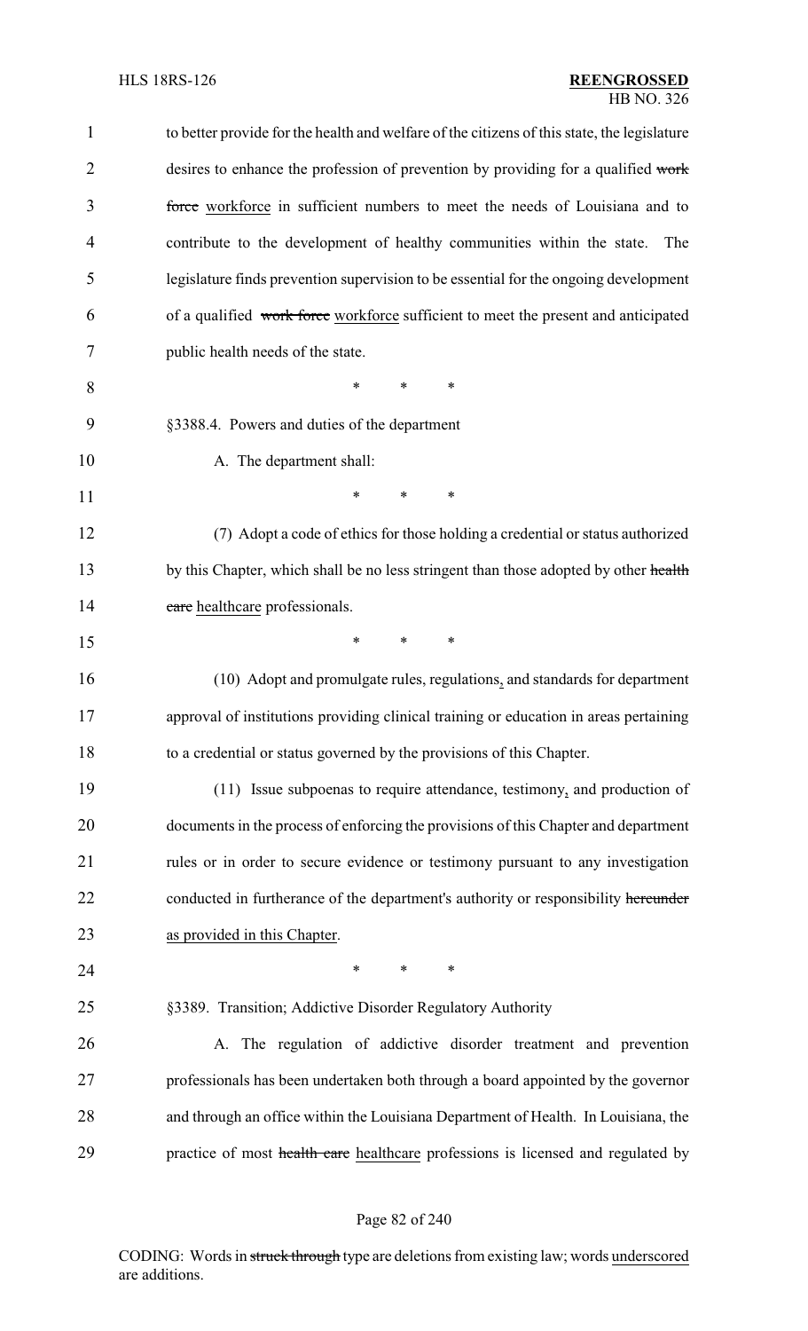to better provide for the health and welfare of the citizens of this state, the legislature desires to enhance the profession of prevention by providing for a qualified ~~work force~~ workforce in sufficient numbers to meet the needs of Louisiana and to contribute to the development of healthy communities within the state. The legislature finds prevention supervision to be essential for the ongoing development of a qualified ~~work force~~ workforce sufficient to meet the present and anticipated public health needs of the state.

\* \* \*

§3388.4. Powers and duties of the department

A. The department shall:

\* \* \*

(7) Adopt a code of ethics for those holding a credential or status authorized by this Chapter, which shall be no less stringent than those adopted by other ~~health care~~ healthcare professionals.

\* \* \*

(10) Adopt and promulgate rules, regulations, and standards for department approval of institutions providing clinical training or education in areas pertaining to a credential or status governed by the provisions of this Chapter.

(11) Issue subpoenas to require attendance, testimony, and production of documents in the process of enforcing the provisions of this Chapter and department rules or in order to secure evidence or testimony pursuant to any investigation conducted in furtherance of the department's authority or responsibility ~~hereunder~~ as provided in this Chapter.

\* \* \*

§3389. Transition; Addictive Disorder Regulatory Authority

A. The regulation of addictive disorder treatment and prevention professionals has been undertaken both through a board appointed by the governor and through an office within the Louisiana Department of Health. In Louisiana, the practice of most ~~health care~~ healthcare professions is licensed and regulated by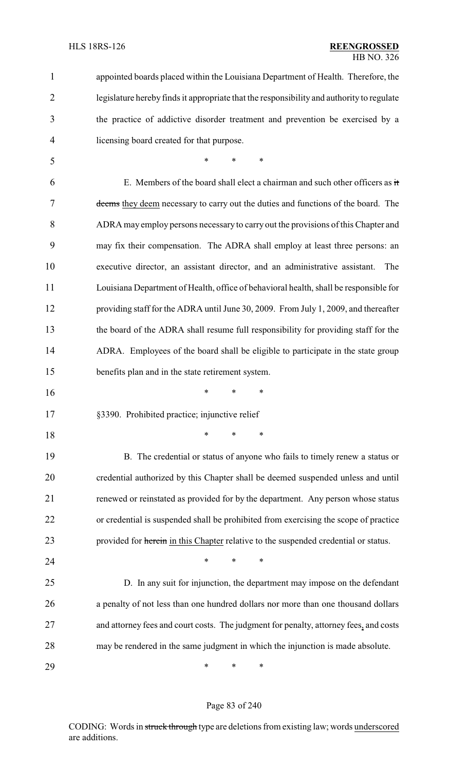appointed boards placed within the Louisiana Department of Health. Therefore, the legislature hereby finds it appropriate that the responsibility and authority to regulate the practice of addictive disorder treatment and prevention be exercised by a licensing board created for that purpose.

\* \* \*

E. Members of the board shall elect a chairman and such other officers as ~~it deems~~ they deem necessary to carry out the duties and functions of the board. The ADRA may employ persons necessary to carry out the provisions of this Chapter and may fix their compensation. The ADRA shall employ at least three persons: an executive director, an assistant director, and an administrative assistant. The Louisiana Department of Health, office of behavioral health, shall be responsible for providing staff for the ADRA until June 30, 2009. From July 1, 2009, and thereafter the board of the ADRA shall resume full responsibility for providing staff for the ADRA. Employees of the board shall be eligible to participate in the state group benefits plan and in the state retirement system.

\* \* \*

§3390. Prohibited practice; injunctive relief

\* \* \*

B. The credential or status of anyone who fails to timely renew a status or credential authorized by this Chapter shall be deemed suspended unless and until renewed or reinstated as provided for by the department. Any person whose status or credential is suspended shall be prohibited from exercising the scope of practice provided for ~~herein~~ in this Chapter relative to the suspended credential or status.

\* \* \*

D. In any suit for injunction, the department may impose on the defendant a penalty of not less than one hundred dollars nor more than one thousand dollars and attorney fees and court costs. The judgment for penalty, attorney fees, and costs may be rendered in the same judgment in which the injunction is made absolute.

\* \* \*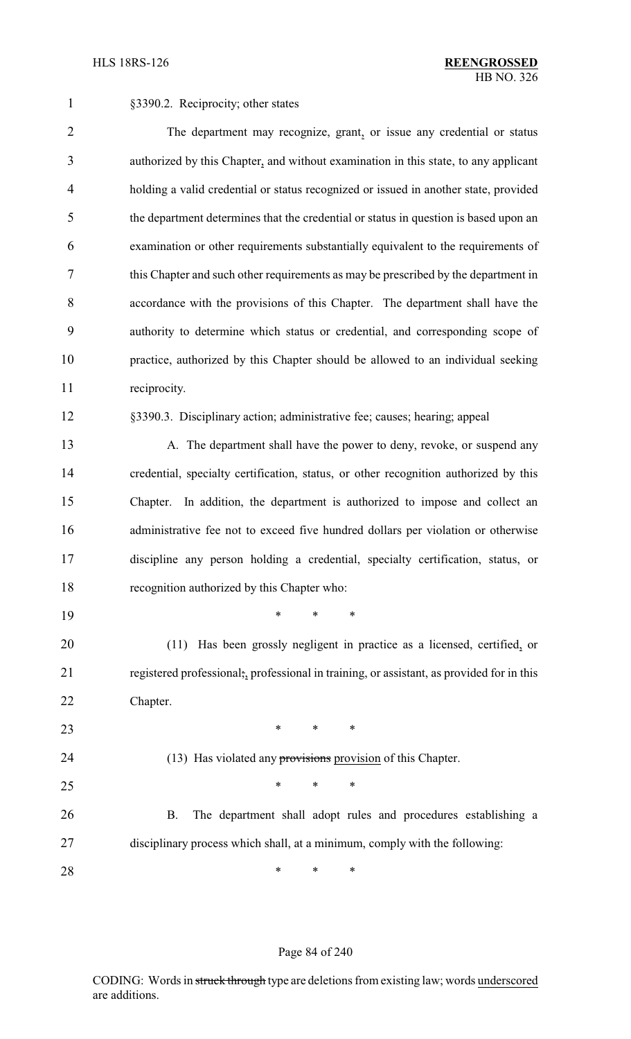§3390.2. Reciprocity; other states

The department may recognize, grant, or issue any credential or status authorized by this Chapter, and without examination in this state, to any applicant holding a valid credential or status recognized or issued in another state, provided the department determines that the credential or status in question is based upon an examination or other requirements substantially equivalent to the requirements of this Chapter and such other requirements as may be prescribed by the department in accordance with the provisions of this Chapter. The department shall have the authority to determine which status or credential, and corresponding scope of practice, authorized by this Chapter should be allowed to an individual seeking reciprocity.

§3390.3. Disciplinary action; administrative fee; causes; hearing; appeal

A. The department shall have the power to deny, revoke, or suspend any credential, specialty certification, status, or other recognition authorized by this Chapter. In addition, the department is authorized to impose and collect an administrative fee not to exceed five hundred dollars per violation or otherwise discipline any person holding a credential, specialty certification, status, or recognition authorized by this Chapter who:

\* \* \*

(11) Has been grossly negligent in practice as a licensed, certified, or registered professional;, professional in training, or assistant, as provided for in this Chapter.

\* \* \*

(13) Has violated any ~~provisions~~ provision of this Chapter.

\* \* \*

B. The department shall adopt rules and procedures establishing a disciplinary process which shall, at a minimum, comply with the following:

\* \* \*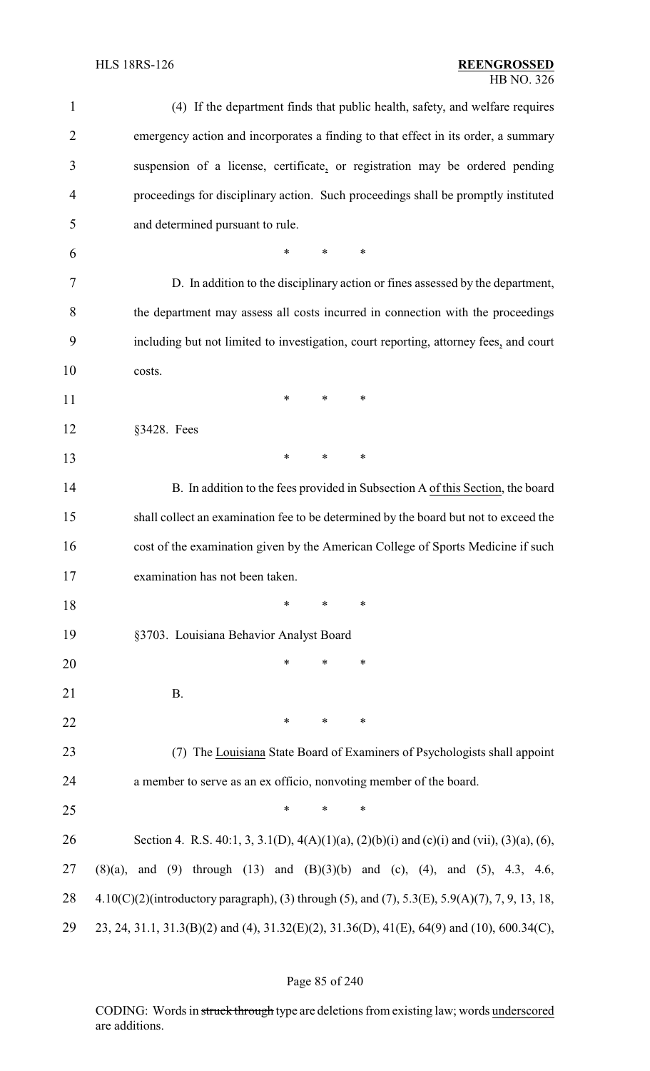(4) If the department finds that public health, safety, and welfare requires emergency action and incorporates a finding to that effect in its order, a summary suspension of a license, certificate, or registration may be ordered pending proceedings for disciplinary action. Such proceedings shall be promptly instituted and determined pursuant to rule.

\* \* \*

D. In addition to the disciplinary action or fines assessed by the department, the department may assess all costs incurred in connection with the proceedings including but not limited to investigation, court reporting, attorney fees, and court costs.

\* \* \*

§3428. Fees

\* \* \*

B. In addition to the fees provided in Subsection A of this Section, the board shall collect an examination fee to be determined by the board but not to exceed the cost of the examination given by the American College of Sports Medicine if such examination has not been taken.

\* \* \*

§3703. Louisiana Behavior Analyst Board

\* \* \*

B.

\* \* \*

(7) The Louisiana State Board of Examiners of Psychologists shall appoint a member to serve as an ex officio, nonvoting member of the board.

\* \* \*

Section 4. R.S. 40:1, 3, 3.1(D), 4(A)(1)(a), (2)(b)(i) and (c)(i) and (vii), (3)(a), (6), (8)(a), and (9) through (13) and (B)(3)(b) and (c), (4), and (5), 4.3, 4.6, 4.10(C)(2)(introductory paragraph), (3) through (5), and (7), 5.3(E), 5.9(A)(7), 7, 9, 13, 18, 23, 24, 31.1, 31.3(B)(2) and (4), 31.32(E)(2), 31.36(D), 41(E), 64(9) and (10), 600.34(C),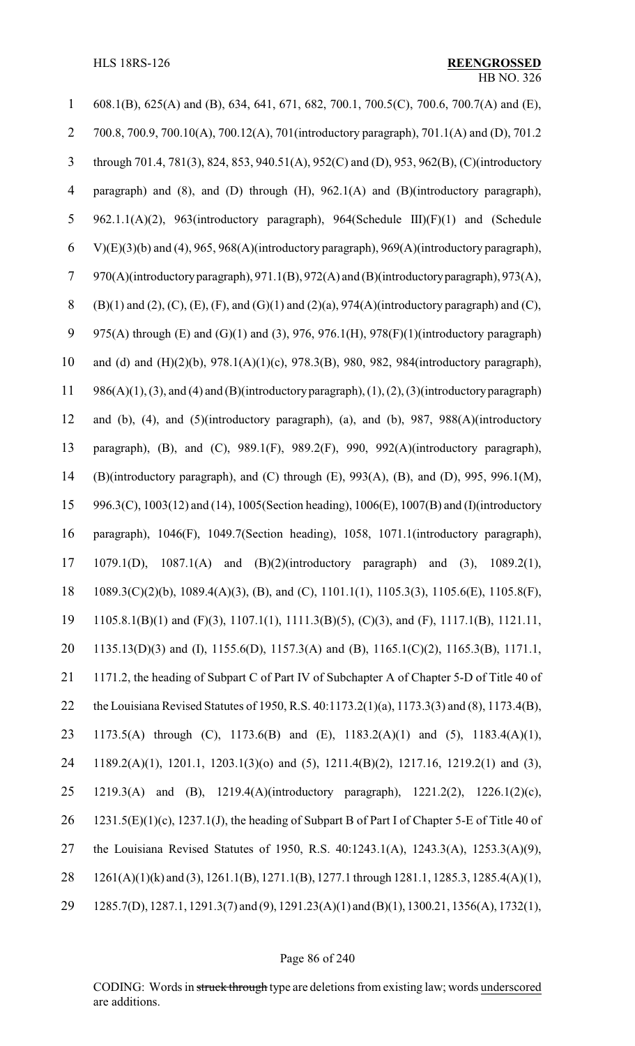608.1(B), 625(A) and (B), 634, 641, 671, 682, 700.1, 700.5(C), 700.6, 700.7(A) and (E), 700.8, 700.9, 700.10(A), 700.12(A), 701(introductory paragraph), 701.1(A) and (D), 701.2 through 701.4, 781(3), 824, 853, 940.51(A), 952(C) and (D), 953, 962(B), (C)(introductory paragraph) and (8), and (D) through (H), 962.1(A) and (B)(introductory paragraph), 962.1.1(A)(2), 963(introductory paragraph), 964(Schedule III)(F)(1) and (Schedule V)(E)(3)(b) and (4), 965, 968(A)(introductory paragraph), 969(A)(introductory paragraph), 970(A)(introductory paragraph), 971.1(B), 972(A) and (B)(introductory paragraph), 973(A), (B)(1) and (2), (C), (E), (F), and (G)(1) and (2)(a), 974(A)(introductory paragraph) and (C), 975(A) through (E) and (G)(1) and (3), 976, 976.1(H), 978(F)(1)(introductory paragraph) and (d) and (H)(2)(b), 978.1(A)(1)(c), 978.3(B), 980, 982, 984(introductory paragraph), 986(A)(1), (3), and (4) and (B)(introductory paragraph), (1), (2), (3)(introductory paragraph) and (b), (4), and (5)(introductory paragraph), (a), and (b), 987, 988(A)(introductory paragraph), (B), and (C), 989.1(F), 989.2(F), 990, 992(A)(introductory paragraph), (B)(introductory paragraph), and (C) through (E), 993(A), (B), and (D), 995, 996.1(M), 996.3(C), 1003(12) and (14), 1005(Section heading), 1006(E), 1007(B) and (I)(introductory paragraph), 1046(F), 1049.7(Section heading), 1058, 1071.1(introductory paragraph), 1079.1(D), 1087.1(A) and (B)(2)(introductory paragraph) and (3), 1089.2(1), 1089.3(C)(2)(b), 1089.4(A)(3), (B), and (C), 1101.1(1), 1105.3(3), 1105.6(E), 1105.8(F), 1105.8.1(B)(1) and (F)(3), 1107.1(1), 1111.3(B)(5), (C)(3), and (F), 1117.1(B), 1121.11, 1135.13(D)(3) and (I), 1155.6(D), 1157.3(A) and (B), 1165.1(C)(2), 1165.3(B), 1171.1, 1171.2, the heading of Subpart C of Part IV of Subchapter A of Chapter 5-D of Title 40 of the Louisiana Revised Statutes of 1950, R.S. 40:1173.2(1)(a), 1173.3(3) and (8), 1173.4(B), 1173.5(A) through (C), 1173.6(B) and (E), 1183.2(A)(1) and (5), 1183.4(A)(1), 1189.2(A)(1), 1201.1, 1203.1(3)(o) and (5), 1211.4(B)(2), 1217.16, 1219.2(1) and (3), 1219.3(A) and (B), 1219.4(A)(introductory paragraph), 1221.2(2), 1226.1(2)(c), 1231.5(E)(1)(c), 1237.1(J), the heading of Subpart B of Part I of Chapter 5-E of Title 40 of the Louisiana Revised Statutes of 1950, R.S. 40:1243.1(A), 1243.3(A), 1253.3(A)(9), 1261(A)(1)(k) and (3), 1261.1(B), 1271.1(B), 1277.1 through 1281.1, 1285.3, 1285.4(A)(1), 1285.7(D), 1287.1, 1291.3(7) and (9), 1291.23(A)(1) and (B)(1), 1300.21, 1356(A), 1732(1),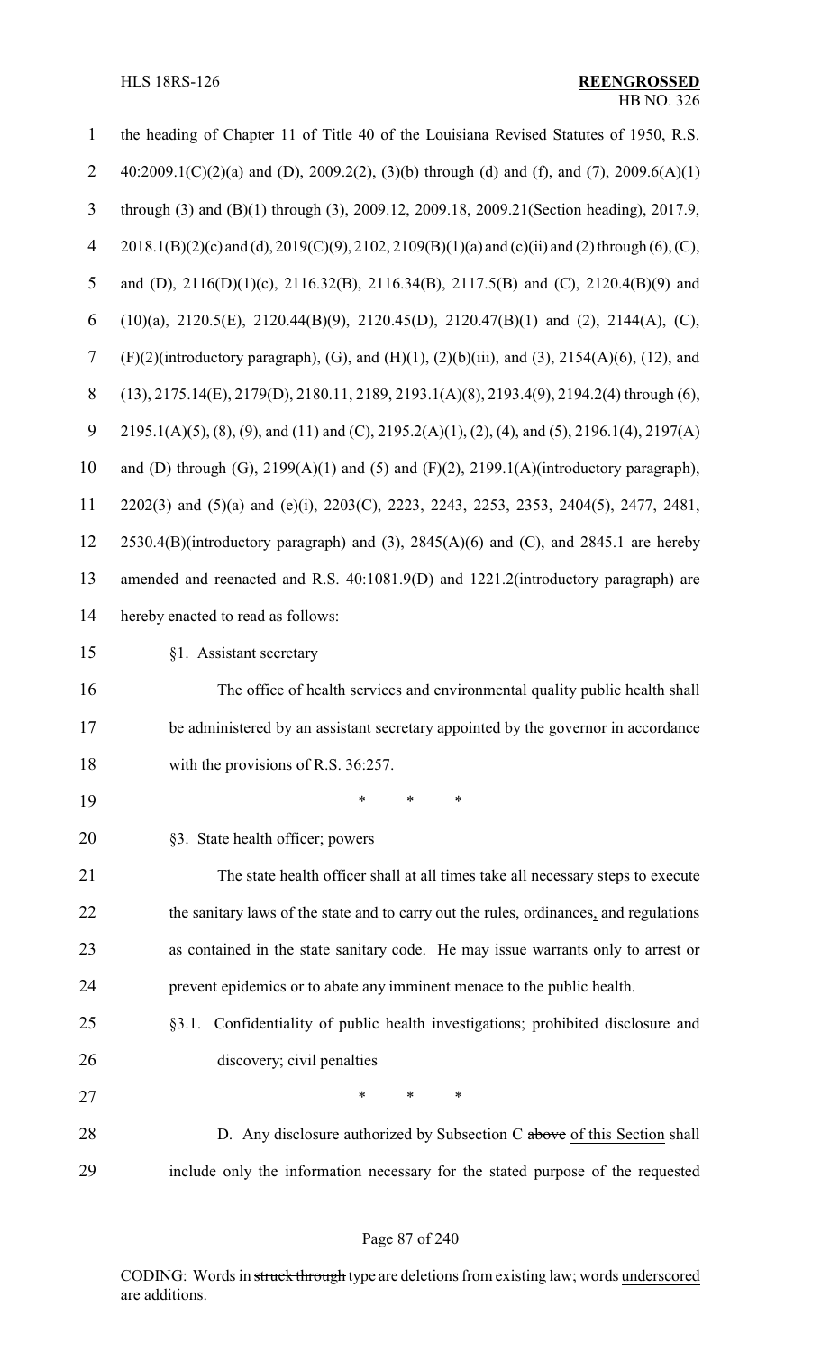the heading of Chapter 11 of Title 40 of the Louisiana Revised Statutes of 1950, R.S. 40:2009.1(C)(2)(a) and (D), 2009.2(2), (3)(b) through (d) and (f), and (7), 2009.6(A)(1) through (3) and (B)(1) through (3), 2009.12, 2009.18, 2009.21(Section heading), 2017.9, 2018.1(B)(2)(c) and (d), 2019(C)(9), 2102, 2109(B)(1)(a) and (c)(ii) and (2) through (6), (C), and (D), 2116(D)(1)(c), 2116.32(B), 2116.34(B), 2117.5(B) and (C), 2120.4(B)(9) and (10)(a), 2120.5(E), 2120.44(B)(9), 2120.45(D), 2120.47(B)(1) and (2), 2144(A), (C), (F)(2)(introductory paragraph), (G), and (H)(1), (2)(b)(iii), and (3), 2154(A)(6), (12), and (13), 2175.14(E), 2179(D), 2180.11, 2189, 2193.1(A)(8), 2193.4(9), 2194.2(4) through (6), 2195.1(A)(5), (8), (9), and (11) and (C), 2195.2(A)(1), (2), (4), and (5), 2196.1(4), 2197(A) and (D) through (G), 2199(A)(1) and (5) and (F)(2), 2199.1(A)(introductory paragraph), 2202(3) and (5)(a) and (e)(i), 2203(C), 2223, 2243, 2253, 2353, 2404(5), 2477, 2481, 2530.4(B)(introductory paragraph) and (3), 2845(A)(6) and (C), and 2845.1 are hereby amended and reenacted and R.S. 40:1081.9(D) and 1221.2(introductory paragraph) are hereby enacted to read as follows:

§1. Assistant secretary

The office of ~~health services and environmental quality~~ public health shall be administered by an assistant secretary appointed by the governor in accordance with the provisions of R.S. 36:257.

\* \* \*

§3. State health officer; powers

The state health officer shall at all times take all necessary steps to execute the sanitary laws of the state and to carry out the rules, ordinances, and regulations as contained in the state sanitary code. He may issue warrants only to arrest or prevent epidemics or to abate any imminent menace to the public health.

§3.1. Confidentiality of public health investigations; prohibited disclosure and discovery; civil penalties

\* \* \*

D. Any disclosure authorized by Subsection C ~~above~~ of this Section shall include only the information necessary for the stated purpose of the requested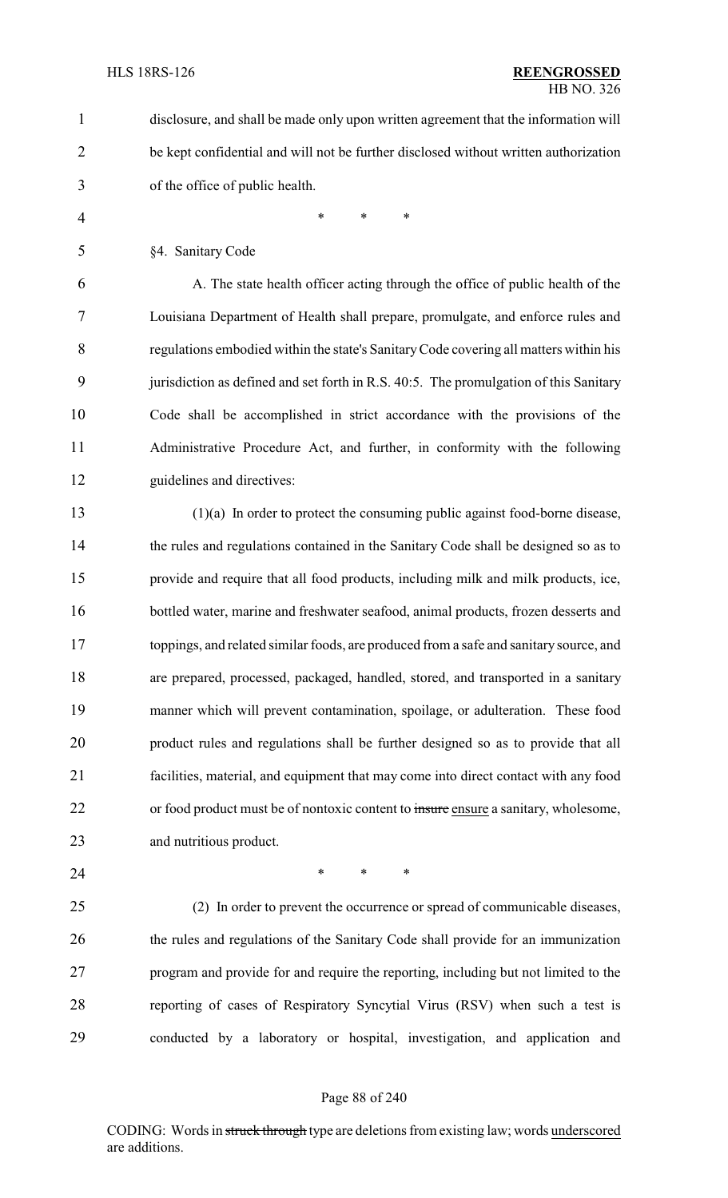disclosure, and shall be made only upon written agreement that the information will be kept confidential and will not be further disclosed without written authorization of the office of public health.

\* \* \*

§4. Sanitary Code

A. The state health officer acting through the office of public health of the Louisiana Department of Health shall prepare, promulgate, and enforce rules and regulations embodied within the state's Sanitary Code covering all matters within his jurisdiction as defined and set forth in R.S. 40:5. The promulgation of this Sanitary Code shall be accomplished in strict accordance with the provisions of the Administrative Procedure Act, and further, in conformity with the following guidelines and directives:

(1)(a) In order to protect the consuming public against food-borne disease, the rules and regulations contained in the Sanitary Code shall be designed so as to provide and require that all food products, including milk and milk products, ice, bottled water, marine and freshwater seafood, animal products, frozen desserts and toppings, and related similar foods, are produced from a safe and sanitary source, and are prepared, processed, packaged, handled, stored, and transported in a sanitary manner which will prevent contamination, spoilage, or adulteration. These food product rules and regulations shall be further designed so as to provide that all facilities, material, and equipment that may come into direct contact with any food or food product must be of nontoxic content to ~~insure~~ ensure a sanitary, wholesome, and nutritious product.

\* \* \*

(2) In order to prevent the occurrence or spread of communicable diseases, the rules and regulations of the Sanitary Code shall provide for an immunization program and provide for and require the reporting, including but not limited to the reporting of cases of Respiratory Syncytial Virus (RSV) when such a test is conducted by a laboratory or hospital, investigation, and application and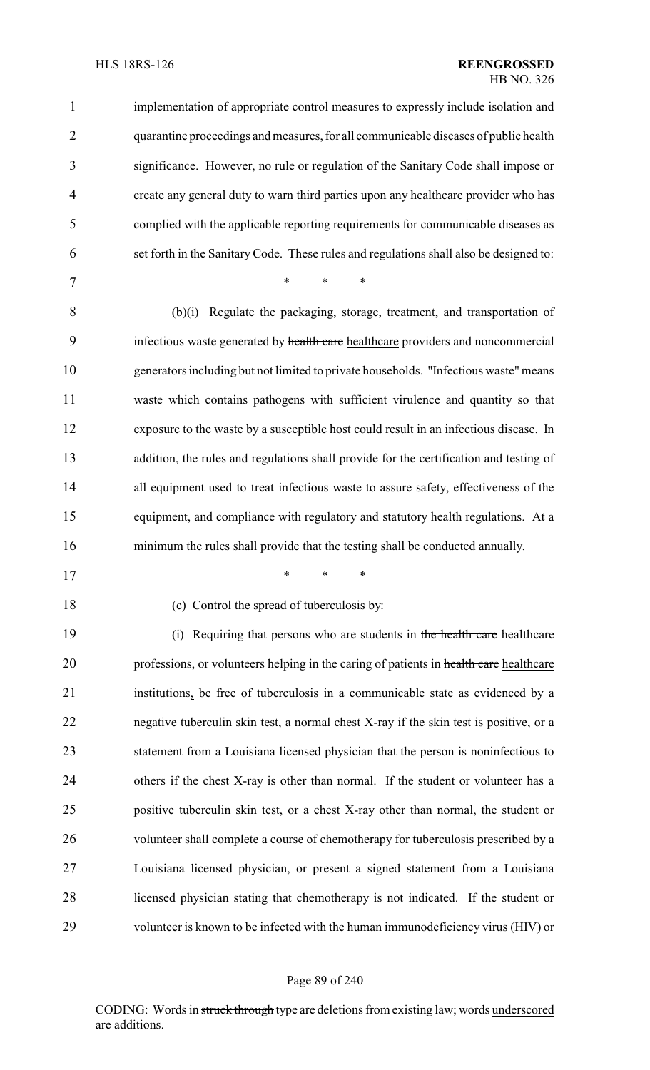implementation of appropriate control measures to expressly include isolation and quarantine proceedings and measures, for all communicable diseases of public health significance. However, no rule or regulation of the Sanitary Code shall impose or create any general duty to warn third parties upon any healthcare provider who has complied with the applicable reporting requirements for communicable diseases as set forth in the Sanitary Code. These rules and regulations shall also be designed to:

\* \* \*

(b)(i) Regulate the packaging, storage, treatment, and transportation of infectious waste generated by ~~health care~~ healthcare providers and noncommercial generators including but not limited to private households. "Infectious waste" means waste which contains pathogens with sufficient virulence and quantity so that exposure to the waste by a susceptible host could result in an infectious disease. In addition, the rules and regulations shall provide for the certification and testing of all equipment used to treat infectious waste to assure safety, effectiveness of the equipment, and compliance with regulatory and statutory health regulations. At a minimum the rules shall provide that the testing shall be conducted annually.

\* \* \*

(c) Control the spread of tuberculosis by:

(i) Requiring that persons who are students in ~~the health care~~ healthcare professions, or volunteers helping in the caring of patients in ~~health care~~ healthcare institutions, be free of tuberculosis in a communicable state as evidenced by a negative tuberculin skin test, a normal chest X-ray if the skin test is positive, or a statement from a Louisiana licensed physician that the person is noninfectious to others if the chest X-ray is other than normal. If the student or volunteer has a positive tuberculin skin test, or a chest X-ray other than normal, the student or volunteer shall complete a course of chemotherapy for tuberculosis prescribed by a Louisiana licensed physician, or present a signed statement from a Louisiana licensed physician stating that chemotherapy is not indicated. If the student or volunteer is known to be infected with the human immunodeficiency virus (HIV) or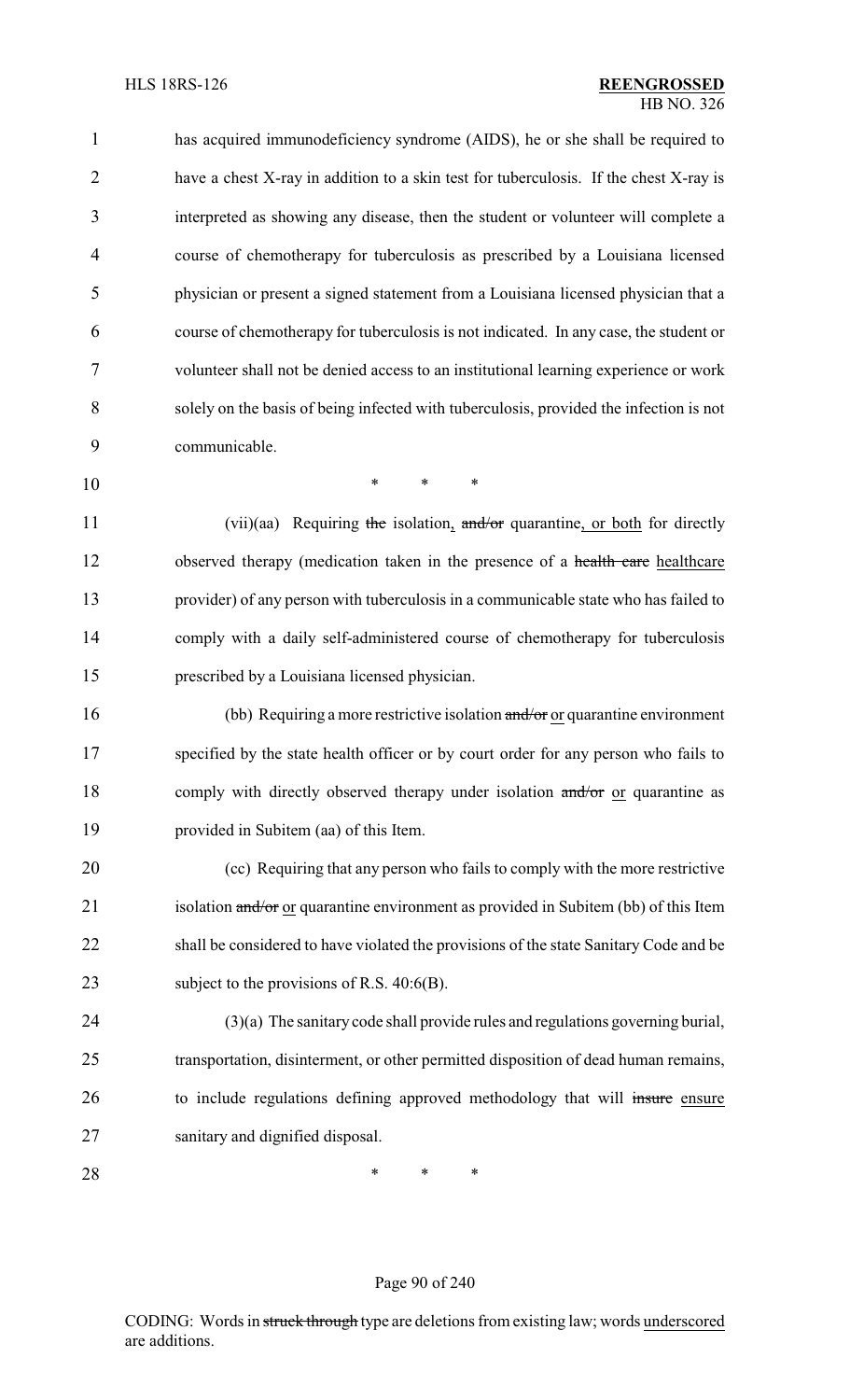has acquired immunodeficiency syndrome (AIDS), he or she shall be required to have a chest X-ray in addition to a skin test for tuberculosis. If the chest X-ray is interpreted as showing any disease, then the student or volunteer will complete a course of chemotherapy for tuberculosis as prescribed by a Louisiana licensed physician or present a signed statement from a Louisiana licensed physician that a course of chemotherapy for tuberculosis is not indicated. In any case, the student or volunteer shall not be denied access to an institutional learning experience or work solely on the basis of being infected with tuberculosis, provided the infection is not communicable.

\* \* \*

(vii)(aa) Requiring ~~the~~ isolation, ~~and/or~~ quarantine, or both for directly observed therapy (medication taken in the presence of a ~~health care~~ healthcare provider) of any person with tuberculosis in a communicable state who has failed to comply with a daily self-administered course of chemotherapy for tuberculosis prescribed by a Louisiana licensed physician.

(bb) Requiring a more restrictive isolation ~~and/or~~ or quarantine environment specified by the state health officer or by court order for any person who fails to comply with directly observed therapy under isolation ~~and/or~~ or quarantine as provided in Subitem (aa) of this Item.

(cc) Requiring that any person who fails to comply with the more restrictive isolation ~~and/or~~ or quarantine environment as provided in Subitem (bb) of this Item shall be considered to have violated the provisions of the state Sanitary Code and be subject to the provisions of R.S. 40:6(B).

(3)(a) The sanitary code shall provide rules and regulations governing burial, transportation, disinterment, or other permitted disposition of dead human remains, to include regulations defining approved methodology that will ~~insure~~ ensure sanitary and dignified disposal.

\* \* \*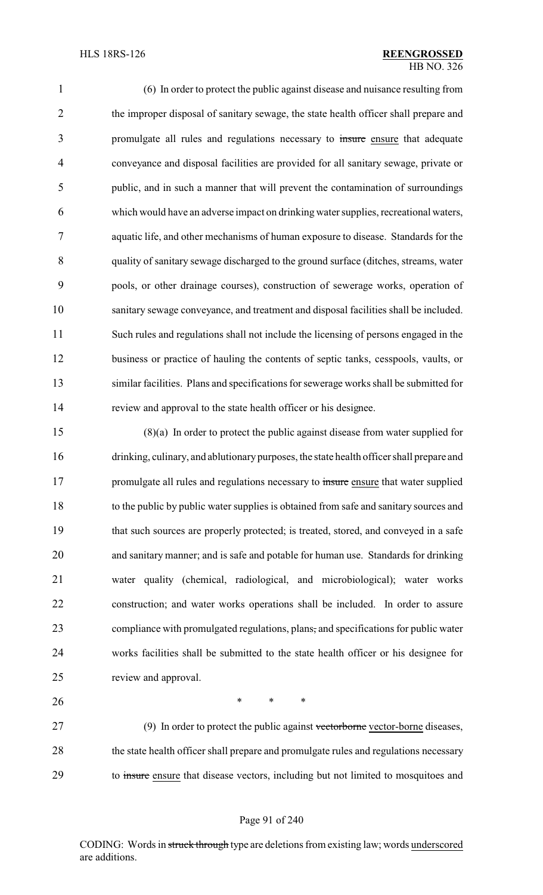(6) In order to protect the public against disease and nuisance resulting from the improper disposal of sanitary sewage, the state health officer shall prepare and promulgate all rules and regulations necessary to ~~insure~~ ensure that adequate conveyance and disposal facilities are provided for all sanitary sewage, private or public, and in such a manner that will prevent the contamination of surroundings which would have an adverse impact on drinking water supplies, recreational waters, aquatic life, and other mechanisms of human exposure to disease. Standards for the quality of sanitary sewage discharged to the ground surface (ditches, streams, water pools, or other drainage courses), construction of sewerage works, operation of sanitary sewage conveyance, and treatment and disposal facilities shall be included. Such rules and regulations shall not include the licensing of persons engaged in the business or practice of hauling the contents of septic tanks, cesspools, vaults, or similar facilities. Plans and specifications for sewerage works shall be submitted for review and approval to the state health officer or his designee.

(8)(a) In order to protect the public against disease from water supplied for drinking, culinary, and ablutionary purposes, the state health officer shall prepare and promulgate all rules and regulations necessary to ~~insure~~ ensure that water supplied to the public by public water supplies is obtained from safe and sanitary sources and that such sources are properly protected; is treated, stored, and conveyed in a safe and sanitary manner; and is safe and potable for human use. Standards for drinking water quality (chemical, radiological, and microbiological); water works construction; and water works operations shall be included. In order to assure compliance with promulgated regulations, plans~~,~~ and specifications for public water works facilities shall be submitted to the state health officer or his designee for review and approval.

\* \* \*

(9) In order to protect the public against ~~vectorborne~~ vector-borne diseases, the state health officer shall prepare and promulgate rules and regulations necessary to ~~insure~~ ensure that disease vectors, including but not limited to mosquitoes and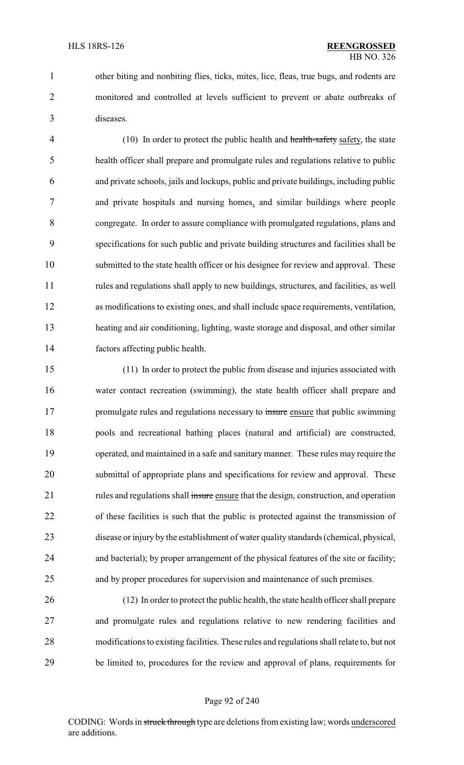other biting and nonbiting flies, ticks, mites, lice, fleas, true bugs, and rodents are monitored and controlled at levels sufficient to prevent or abate outbreaks of diseases.

(10) In order to protect the public health and ~~health-safety~~ safety, the state health officer shall prepare and promulgate rules and regulations relative to public and private schools, jails and lockups, public and private buildings, including public and private hospitals and nursing homes, and similar buildings where people congregate. In order to assure compliance with promulgated regulations, plans and specifications for such public and private building structures and facilities shall be submitted to the state health officer or his designee for review and approval. These rules and regulations shall apply to new buildings, structures, and facilities, as well as modifications to existing ones, and shall include space requirements, ventilation, heating and air conditioning, lighting, waste storage and disposal, and other similar factors affecting public health.

(11) In order to protect the public from disease and injuries associated with water contact recreation (swimming), the state health officer shall prepare and promulgate rules and regulations necessary to ~~insure~~ ensure that public swimming pools and recreational bathing places (natural and artificial) are constructed, operated, and maintained in a safe and sanitary manner. These rules may require the submittal of appropriate plans and specifications for review and approval. These rules and regulations shall ~~insure~~ ensure that the design, construction, and operation of these facilities is such that the public is protected against the transmission of disease or injury by the establishment of water quality standards (chemical, physical, and bacterial); by proper arrangement of the physical features of the site or facility; and by proper procedures for supervision and maintenance of such premises.

(12) In order to protect the public health, the state health officer shall prepare and promulgate rules and regulations relative to new rendering facilities and modifications to existing facilities. These rules and regulations shall relate to, but not be limited to, procedures for the review and approval of plans, requirements for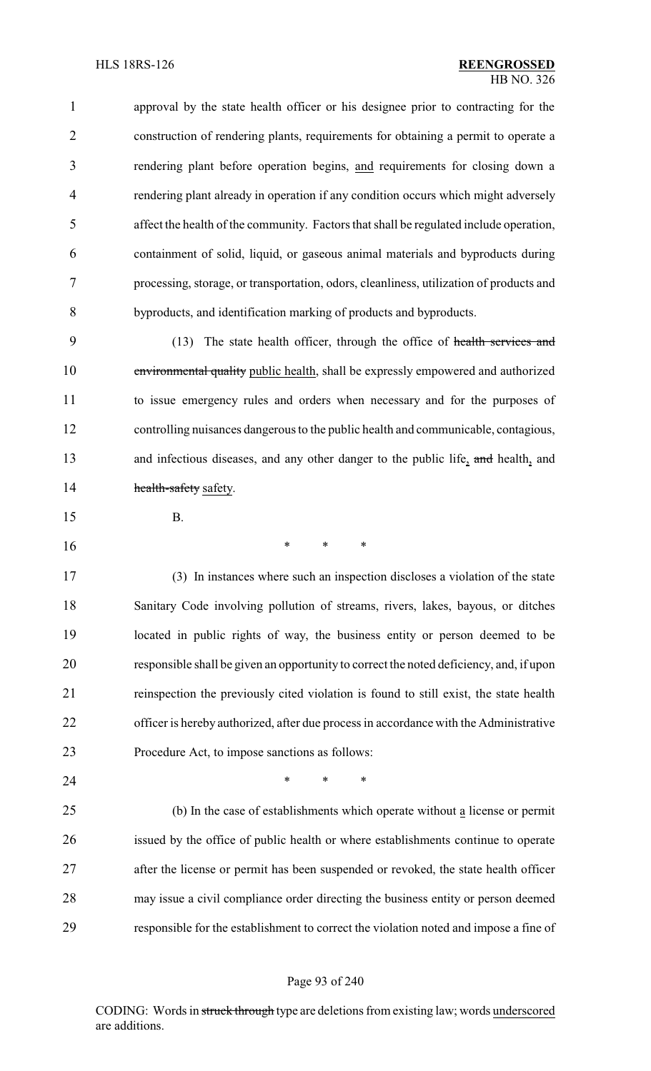approval by the state health officer or his designee prior to contracting for the construction of rendering plants, requirements for obtaining a permit to operate a rendering plant before operation begins, and requirements for closing down a rendering plant already in operation if any condition occurs which might adversely affect the health of the community. Factors that shall be regulated include operation, containment of solid, liquid, or gaseous animal materials and byproducts during processing, storage, or transportation, odors, cleanliness, utilization of products and byproducts, and identification marking of products and byproducts.

(13) The state health officer, through the office of ~~health services and environmental quality~~ public health, shall be expressly empowered and authorized to issue emergency rules and orders when necessary and for the purposes of controlling nuisances dangerous to the public health and communicable, contagious, and infectious diseases, and any other danger to the public life, ~~and~~ health, and ~~health-safety~~ safety.

B.

\* \* \*

(3) In instances where such an inspection discloses a violation of the state Sanitary Code involving pollution of streams, rivers, lakes, bayous, or ditches located in public rights of way, the business entity or person deemed to be responsible shall be given an opportunity to correct the noted deficiency, and, if upon reinspection the previously cited violation is found to still exist, the state health officer is hereby authorized, after due process in accordance with the Administrative Procedure Act, to impose sanctions as follows:

\* \* \*

(b) In the case of establishments which operate without a license or permit issued by the office of public health or where establishments continue to operate after the license or permit has been suspended or revoked, the state health officer may issue a civil compliance order directing the business entity or person deemed responsible for the establishment to correct the violation noted and impose a fine of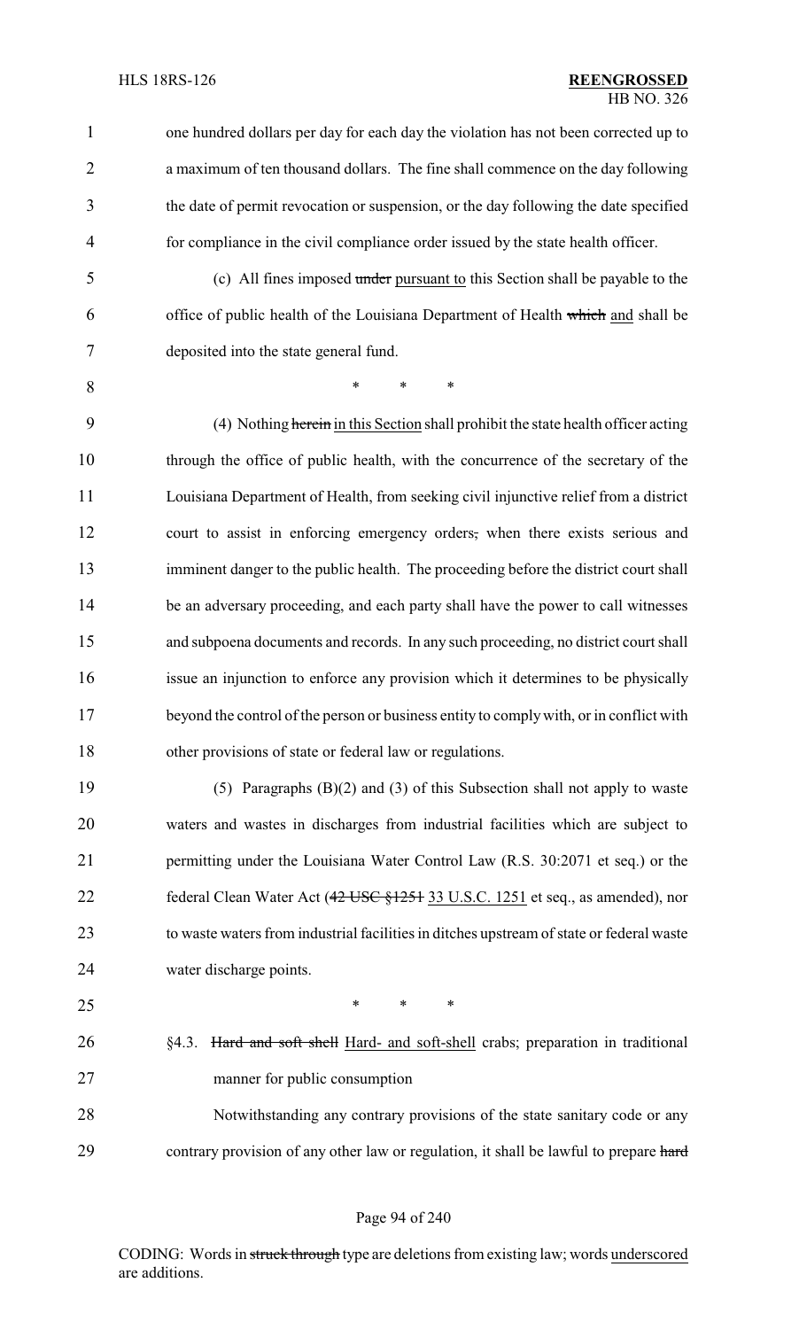one hundred dollars per day for each day the violation has not been corrected up to a maximum of ten thousand dollars. The fine shall commence on the day following the date of permit revocation or suspension, or the day following the date specified for compliance in the civil compliance order issued by the state health officer.

(c) All fines imposed ~~under~~ pursuant to this Section shall be payable to the office of public health of the Louisiana Department of Health ~~which~~ and shall be deposited into the state general fund.

\* \* \*

(4) Nothing ~~herein~~ in this Section shall prohibit the state health officer acting through the office of public health, with the concurrence of the secretary of the Louisiana Department of Health, from seeking civil injunctive relief from a district court to assist in enforcing emergency orders~~,~~ when there exists serious and imminent danger to the public health. The proceeding before the district court shall be an adversary proceeding, and each party shall have the power to call witnesses and subpoena documents and records. In any such proceeding, no district court shall issue an injunction to enforce any provision which it determines to be physically beyond the control of the person or business entity to comply with, or in conflict with other provisions of state or federal law or regulations.

(5) Paragraphs (B)(2) and (3) of this Subsection shall not apply to waste waters and wastes in discharges from industrial facilities which are subject to permitting under the Louisiana Water Control Law (R.S. 30:2071 et seq.) or the federal Clean Water Act (~~42 USC §1251~~ 33 U.S.C. 1251 et seq., as amended), nor to waste waters from industrial facilities in ditches upstream of state or federal waste water discharge points.

\* \* \*

§4.3. ~~Hard and soft shell~~ Hard- and soft-shell crabs; preparation in traditional manner for public consumption

Notwithstanding any contrary provisions of the state sanitary code or any contrary provision of any other law or regulation, it shall be lawful to prepare ~~hard~~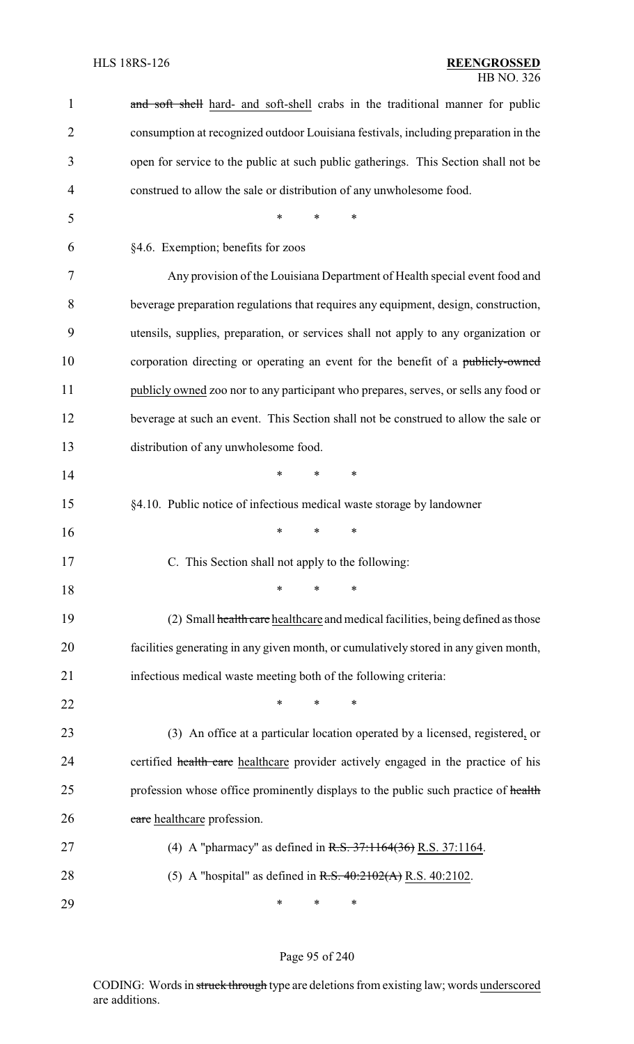~~and soft shell~~ hard- and soft-shell crabs in the traditional manner for public consumption at recognized outdoor Louisiana festivals, including preparation in the open for service to the public at such public gatherings. This Section shall not be construed to allow the sale or distribution of any unwholesome food.

\* \* \*

§4.6. Exemption; benefits for zoos

Any provision of the Louisiana Department of Health special event food and beverage preparation regulations that requires any equipment, design, construction, utensils, supplies, preparation, or services shall not apply to any organization or corporation directing or operating an event for the benefit of a ~~publicly-owned~~ publicly owned zoo nor to any participant who prepares, serves, or sells any food or beverage at such an event. This Section shall not be construed to allow the sale or distribution of any unwholesome food.

\* \* \*

§4.10. Public notice of infectious medical waste storage by landowner

\* \* \*

C. This Section shall not apply to the following:

\* \* \*

(2) Small ~~health care~~ healthcare and medical facilities, being defined as those facilities generating in any given month, or cumulatively stored in any given month, infectious medical waste meeting both of the following criteria:

\* \* \*

(3) An office at a particular location operated by a licensed, registered, or certified ~~health care~~ healthcare provider actively engaged in the practice of his profession whose office prominently displays to the public such practice of ~~health care~~ healthcare profession.

(4) A "pharmacy" as defined in ~~R.S. 37:1164(36)~~ R.S. 37:1164.

(5) A "hospital" as defined in ~~R.S. 40:2102(A)~~ R.S. 40:2102.

\* \* \*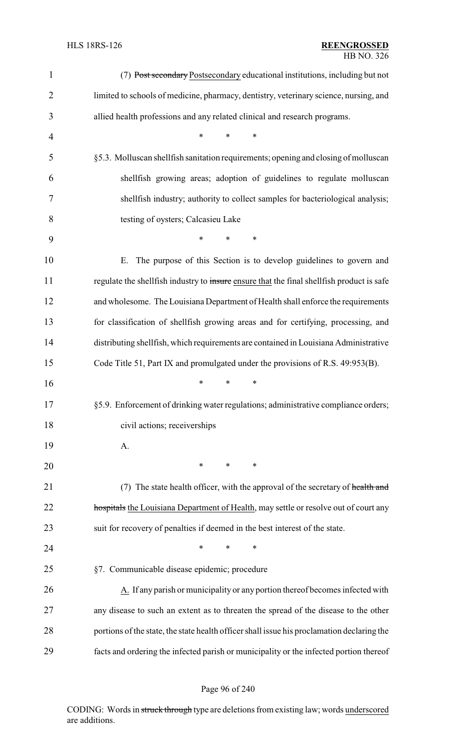(7) ~~Post secondary~~ Postsecondary educational institutions, including but not limited to schools of medicine, pharmacy, dentistry, veterinary science, nursing, and allied health professions and any related clinical and research programs.

\* \* \*

§5.3. Molluscan shellfish sanitation requirements; opening and closing of molluscan shellfish growing areas; adoption of guidelines to regulate molluscan shellfish industry; authority to collect samples for bacteriological analysis; testing of oysters; Calcasieu Lake

\* \* \*

E. The purpose of this Section is to develop guidelines to govern and regulate the shellfish industry to ~~insure~~ ensure that the final shellfish product is safe and wholesome. The Louisiana Department of Health shall enforce the requirements for classification of shellfish growing areas and for certifying, processing, and distributing shellfish, which requirements are contained in Louisiana Administrative Code Title 51, Part IX and promulgated under the provisions of R.S. 49:953(B).

\* \* \*

§5.9. Enforcement of drinking water regulations; administrative compliance orders; civil actions; receiverships

A.

\* \* \*

(7) The state health officer, with the approval of the secretary of ~~health and hospitals~~ the Louisiana Department of Health, may settle or resolve out of court any suit for recovery of penalties if deemed in the best interest of the state.

\* \* \*

§7. Communicable disease epidemic; procedure

A. If any parish or municipality or any portion thereof becomes infected with any disease to such an extent as to threaten the spread of the disease to the other portions of the state, the state health officer shall issue his proclamation declaring the facts and ordering the infected parish or municipality or the infected portion thereof

CODING: Words in ~~struck through~~ type are deletions from existing law; words underscored are additions.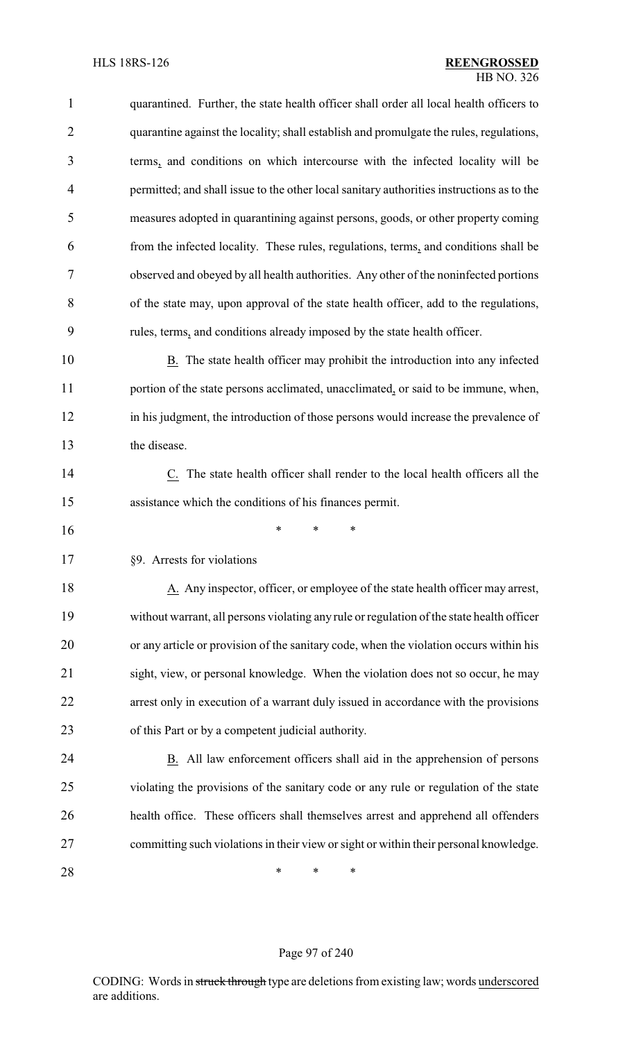quarantined. Further, the state health officer shall order all local health officers to quarantine against the locality; shall establish and promulgate the rules, regulations, terms, and conditions on which intercourse with the infected locality will be permitted; and shall issue to the other local sanitary authorities instructions as to the measures adopted in quarantining against persons, goods, or other property coming from the infected locality. These rules, regulations, terms, and conditions shall be observed and obeyed by all health authorities. Any other of the noninfected portions of the state may, upon approval of the state health officer, add to the regulations, rules, terms, and conditions already imposed by the state health officer.

B. The state health officer may prohibit the introduction into any infected portion of the state persons acclimated, unacclimated, or said to be immune, when, in his judgment, the introduction of those persons would increase the prevalence of the disease.

C. The state health officer shall render to the local health officers all the assistance which the conditions of his finances permit.

\* \* \*

§9. Arrests for violations

A. Any inspector, officer, or employee of the state health officer may arrest, without warrant, all persons violating any rule or regulation of the state health officer or any article or provision of the sanitary code, when the violation occurs within his sight, view, or personal knowledge. When the violation does not so occur, he may arrest only in execution of a warrant duly issued in accordance with the provisions of this Part or by a competent judicial authority.

B. All law enforcement officers shall aid in the apprehension of persons violating the provisions of the sanitary code or any rule or regulation of the state health office. These officers shall themselves arrest and apprehend all offenders committing such violations in their view or sight or within their personal knowledge.

\* \* \*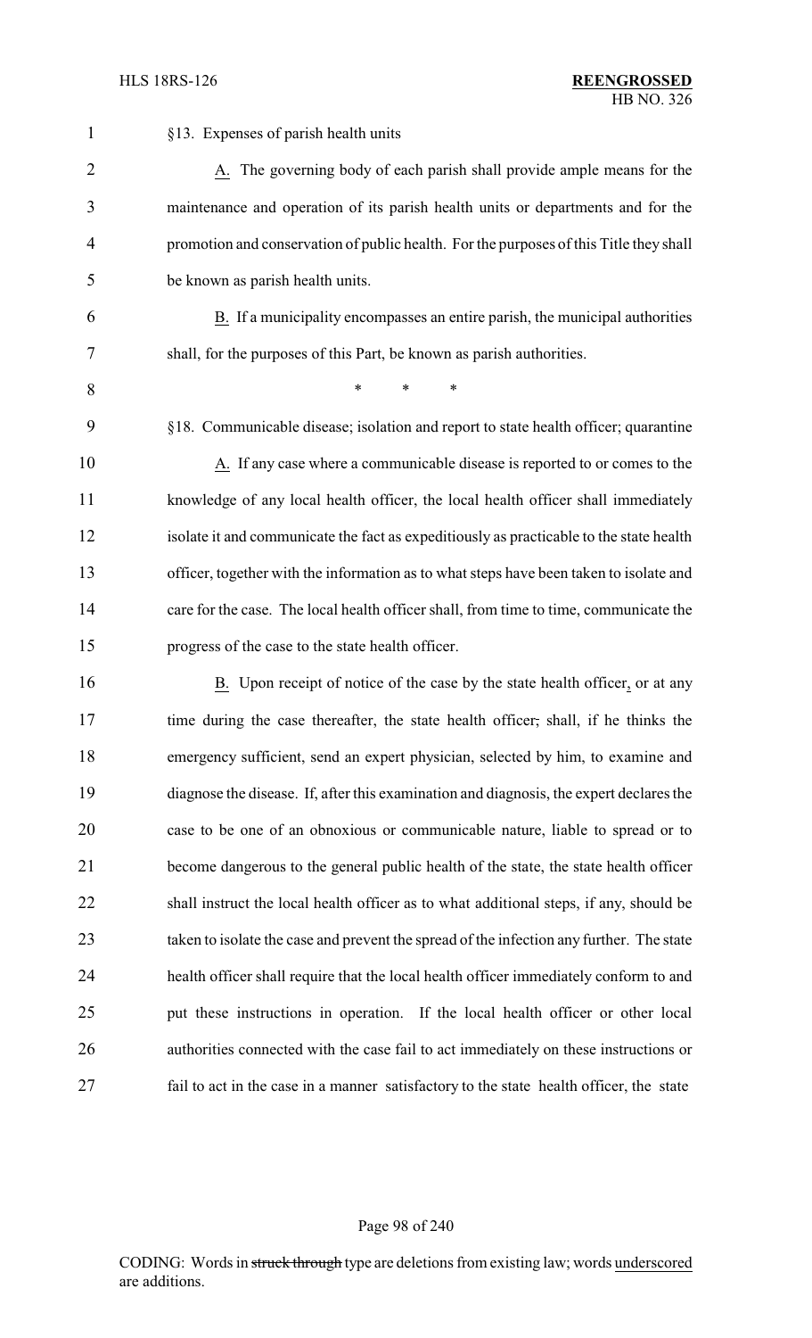§13. Expenses of parish health units

A. The governing body of each parish shall provide ample means for the maintenance and operation of its parish health units or departments and for the promotion and conservation of public health. For the purposes of this Title they shall be known as parish health units.

B. If a municipality encompasses an entire parish, the municipal authorities shall, for the purposes of this Part, be known as parish authorities.

\* \* \*

§18. Communicable disease; isolation and report to state health officer; quarantine

A. If any case where a communicable disease is reported to or comes to the knowledge of any local health officer, the local health officer shall immediately isolate it and communicate the fact as expeditiously as practicable to the state health officer, together with the information as to what steps have been taken to isolate and care for the case. The local health officer shall, from time to time, communicate the progress of the case to the state health officer.

B. Upon receipt of notice of the case by the state health officer, or at any time during the case thereafter, the state health officer; shall, if he thinks the emergency sufficient, send an expert physician, selected by him, to examine and diagnose the disease. If, after this examination and diagnosis, the expert declares the case to be one of an obnoxious or communicable nature, liable to spread or to become dangerous to the general public health of the state, the state health officer shall instruct the local health officer as to what additional steps, if any, should be taken to isolate the case and prevent the spread of the infection any further. The state health officer shall require that the local health officer immediately conform to and put these instructions in operation. If the local health officer or other local authorities connected with the case fail to act immediately on these instructions or fail to act in the case in a manner satisfactory to the state health officer, the state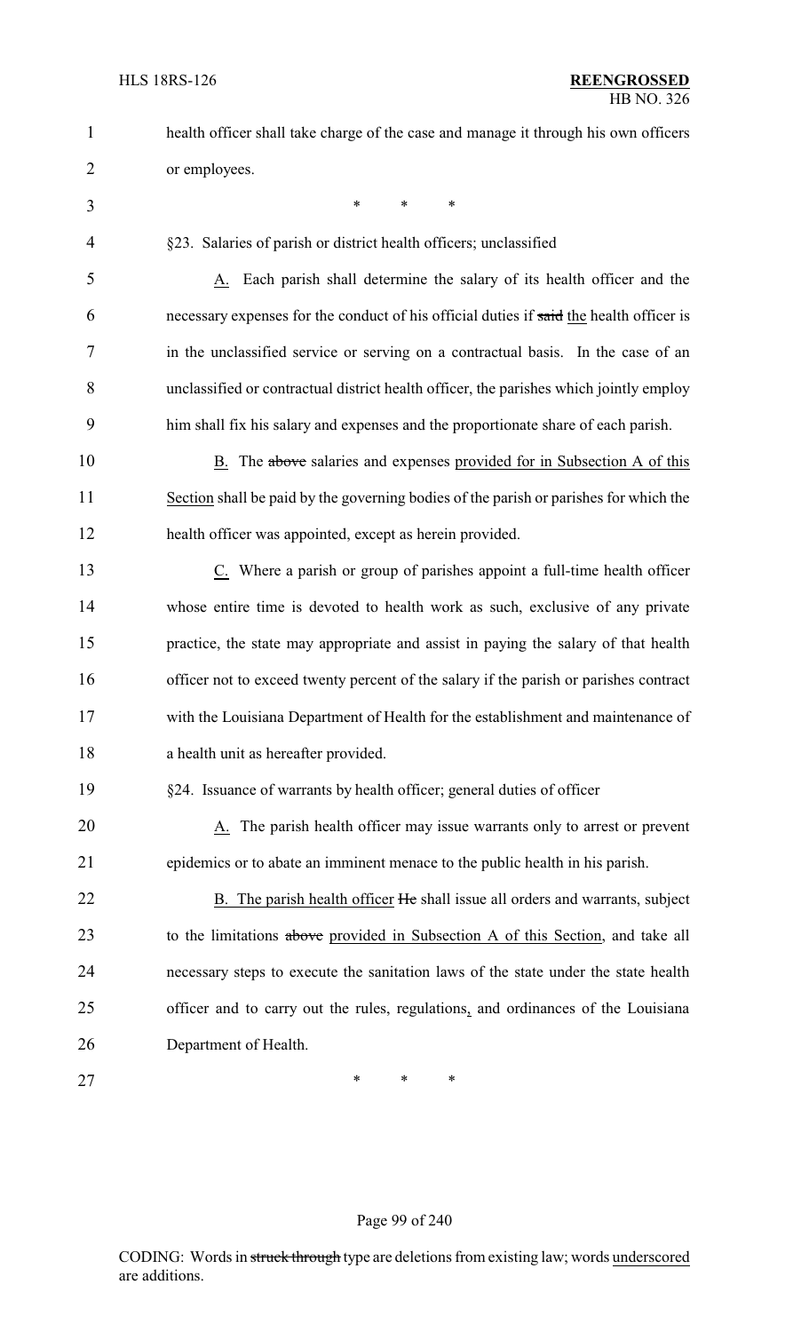health officer shall take charge of the case and manage it through his own officers or employees.

\* \* \*

§23. Salaries of parish or district health officers; unclassified

A. Each parish shall determine the salary of its health officer and the necessary expenses for the conduct of his official duties if ~~said~~ the health officer is in the unclassified service or serving on a contractual basis. In the case of an unclassified or contractual district health officer, the parishes which jointly employ him shall fix his salary and expenses and the proportionate share of each parish.

B. The ~~above~~ salaries and expenses provided for in Subsection A of this Section shall be paid by the governing bodies of the parish or parishes for which the health officer was appointed, except as herein provided.

C. Where a parish or group of parishes appoint a full-time health officer whose entire time is devoted to health work as such, exclusive of any private practice, the state may appropriate and assist in paying the salary of that health officer not to exceed twenty percent of the salary if the parish or parishes contract with the Louisiana Department of Health for the establishment and maintenance of a health unit as hereafter provided.

§24. Issuance of warrants by health officer; general duties of officer

A. The parish health officer may issue warrants only to arrest or prevent epidemics or to abate an imminent menace to the public health in his parish.

B. The parish health officer ~~He~~ shall issue all orders and warrants, subject to the limitations ~~above~~ provided in Subsection A of this Section, and take all necessary steps to execute the sanitation laws of the state under the state health officer and to carry out the rules, regulations, and ordinances of the Louisiana Department of Health.

\* \* \*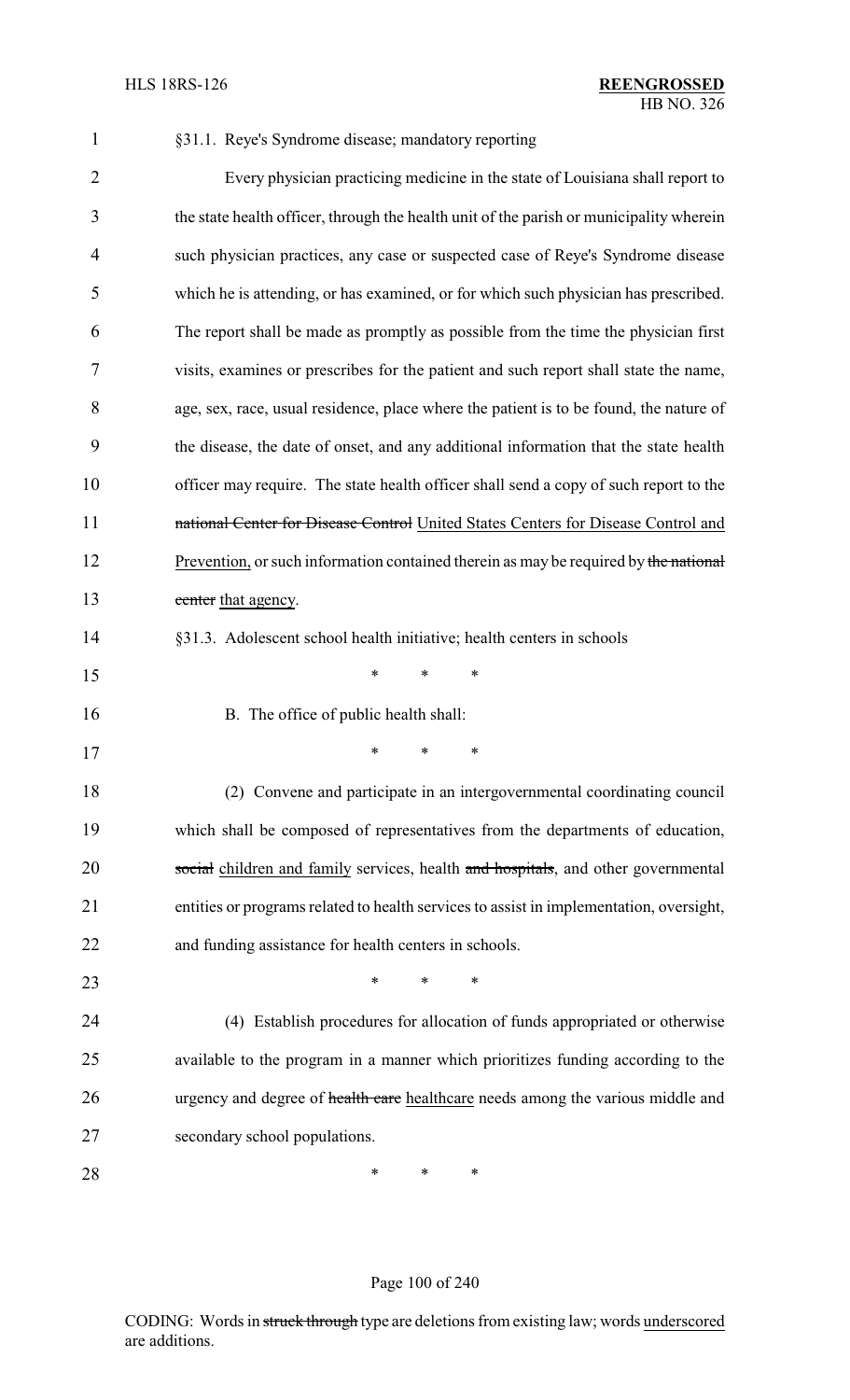§31.1. Reye's Syndrome disease; mandatory reporting

Every physician practicing medicine in the state of Louisiana shall report to the state health officer, through the health unit of the parish or municipality wherein such physician practices, any case or suspected case of Reye's Syndrome disease which he is attending, or has examined, or for which such physician has prescribed. The report shall be made as promptly as possible from the time the physician first visits, examines or prescribes for the patient and such report shall state the name, age, sex, race, usual residence, place where the patient is to be found, the nature of the disease, the date of onset, and any additional information that the state health officer may require. The state health officer shall send a copy of such report to the ~~national Center for Disease Control~~ United States Centers for Disease Control and Prevention, or such information contained therein as may be required by ~~the national center~~ that agency.

§31.3. Adolescent school health initiative; health centers in schools

\* \* \*

B. The office of public health shall:

\* \* \*

(2) Convene and participate in an intergovernmental coordinating council which shall be composed of representatives from the departments of education, ~~social~~ children and family services, health ~~and hospitals~~, and other governmental entities or programs related to health services to assist in implementation, oversight, and funding assistance for health centers in schools.

\* \* \*

(4) Establish procedures for allocation of funds appropriated or otherwise available to the program in a manner which prioritizes funding according to the urgency and degree of ~~health care~~ healthcare needs among the various middle and secondary school populations.

\* \* \*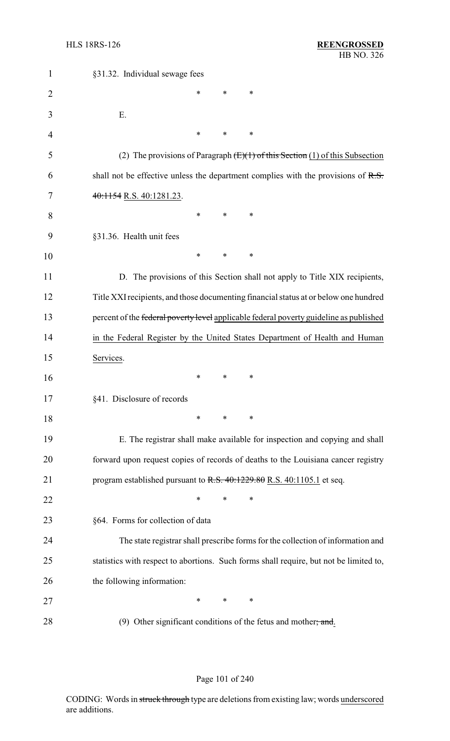§31.32. Individual sewage fees

\* \* \*

E.

\* \* \*

(2) The provisions of Paragraph ~~(E)(1) of this Section~~ (1) of this Subsection shall not be effective unless the department complies with the provisions of ~~R.S. 40:1154~~ R.S. 40:1281.23.

\* \* \*

§31.36. Health unit fees

\* \* \*

D. The provisions of this Section shall not apply to Title XIX recipients, Title XXI recipients, and those documenting financial status at or below one hundred percent of the ~~federal poverty level~~ applicable federal poverty guideline as published in the Federal Register by the United States Department of Health and Human Services.

\* \* \*

§41. Disclosure of records

\* \* \*

E. The registrar shall make available for inspection and copying and shall forward upon request copies of records of deaths to the Louisiana cancer registry program established pursuant to ~~R.S. 40:1229.80~~ R.S. 40:1105.1 et seq.

\* \* \*

§64. Forms for collection of data

The state registrar shall prescribe forms for the collection of information and statistics with respect to abortions. Such forms shall require, but not be limited to, the following information:

\* \* \*

(9) Other significant conditions of the fetus and mother~~; and~~.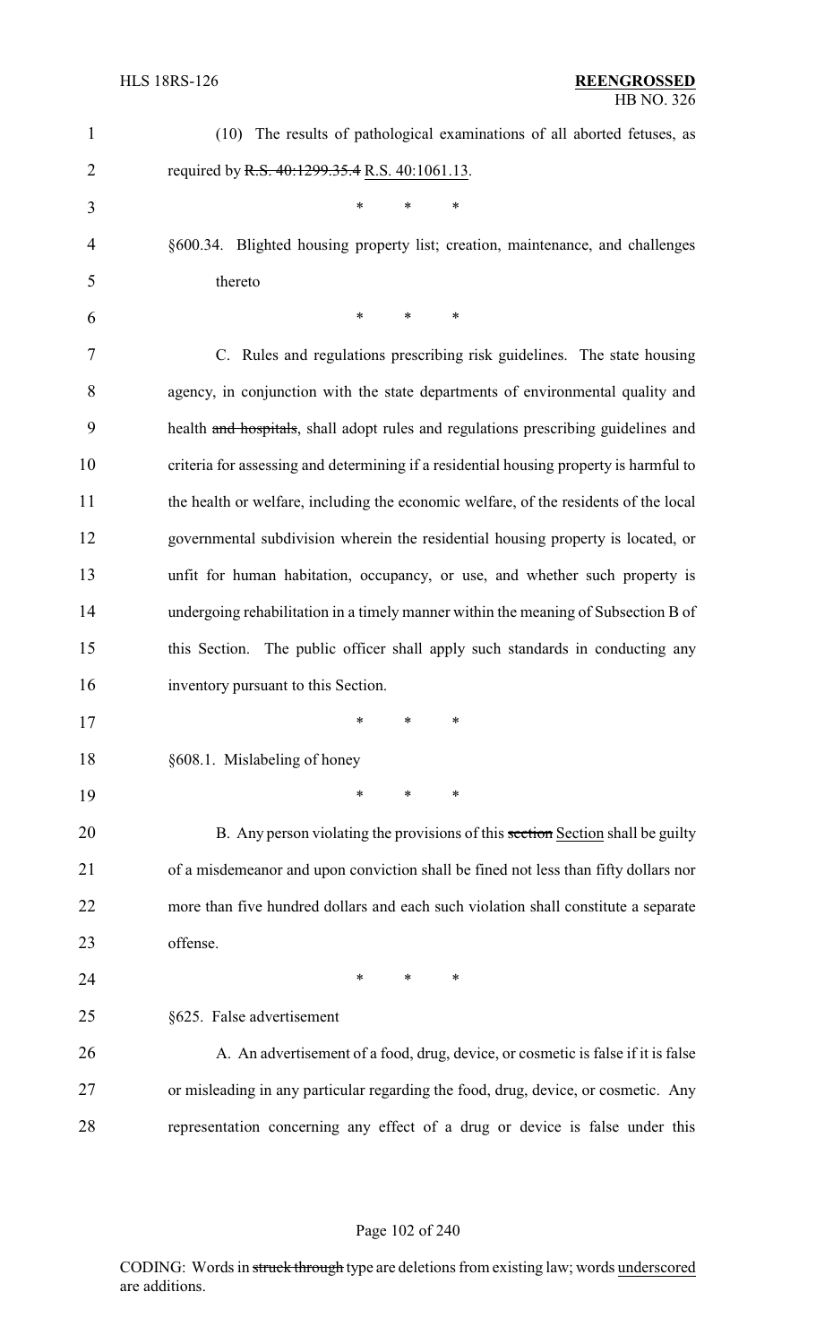(10) The results of pathological examinations of all aborted fetuses, as required by ~~R.S. 40:1299.35.4~~ R.S. 40:1061.13.

\* \* \*

§600.34. Blighted housing property list; creation, maintenance, and challenges thereto

\* \* \*

C. Rules and regulations prescribing risk guidelines. The state housing agency, in conjunction with the state departments of environmental quality and health ~~and hospitals~~, shall adopt rules and regulations prescribing guidelines and criteria for assessing and determining if a residential housing property is harmful to the health or welfare, including the economic welfare, of the residents of the local governmental subdivision wherein the residential housing property is located, or unfit for human habitation, occupancy, or use, and whether such property is undergoing rehabilitation in a timely manner within the meaning of Subsection B of this Section. The public officer shall apply such standards in conducting any inventory pursuant to this Section.

\* \* \*

§608.1. Mislabeling of honey

\* \* \*

B. Any person violating the provisions of this ~~section~~ Section shall be guilty of a misdemeanor and upon conviction shall be fined not less than fifty dollars nor more than five hundred dollars and each such violation shall constitute a separate offense.

\* \* \*

§625. False advertisement

A. An advertisement of a food, drug, device, or cosmetic is false if it is false or misleading in any particular regarding the food, drug, device, or cosmetic. Any representation concerning any effect of a drug or device is false under this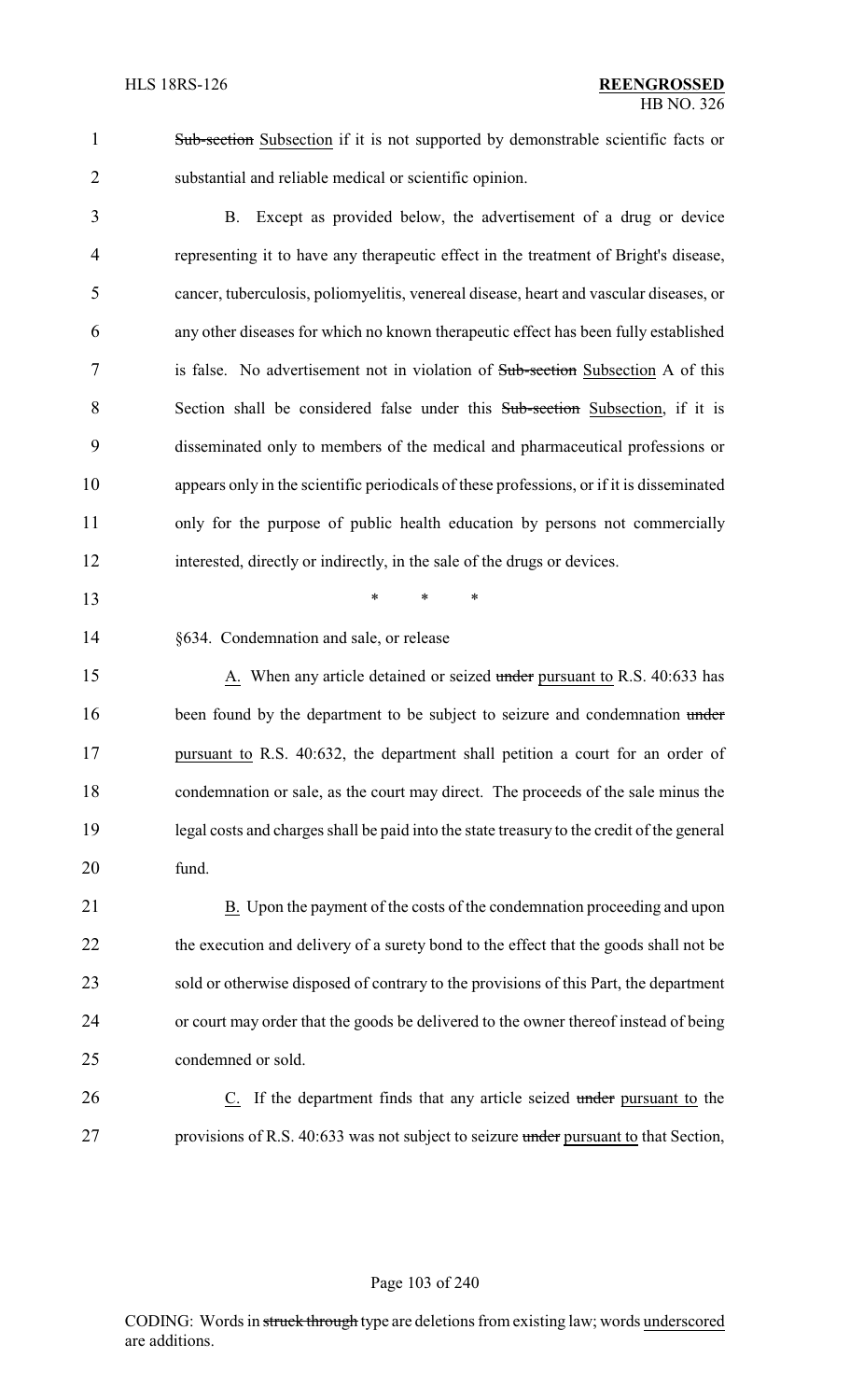~~Sub-section~~ Subsection if it is not supported by demonstrable scientific facts or substantial and reliable medical or scientific opinion.

B. Except as provided below, the advertisement of a drug or device representing it to have any therapeutic effect in the treatment of Bright's disease, cancer, tuberculosis, poliomyelitis, venereal disease, heart and vascular diseases, or any other diseases for which no known therapeutic effect has been fully established is false. No advertisement not in violation of ~~Sub-section~~ Subsection A of this Section shall be considered false under this ~~Sub-section~~ Subsection, if it is disseminated only to members of the medical and pharmaceutical professions or appears only in the scientific periodicals of these professions, or if it is disseminated only for the purpose of public health education by persons not commercially interested, directly or indirectly, in the sale of the drugs or devices.

\* \* \*

§634. Condemnation and sale, or release

A. When any article detained or seized ~~under~~ pursuant to R.S. 40:633 has been found by the department to be subject to seizure and condemnation ~~under~~ pursuant to R.S. 40:632, the department shall petition a court for an order of condemnation or sale, as the court may direct. The proceeds of the sale minus the legal costs and charges shall be paid into the state treasury to the credit of the general fund.

B. Upon the payment of the costs of the condemnation proceeding and upon the execution and delivery of a surety bond to the effect that the goods shall not be sold or otherwise disposed of contrary to the provisions of this Part, the department or court may order that the goods be delivered to the owner thereof instead of being condemned or sold.

C. If the department finds that any article seized ~~under~~ pursuant to the provisions of R.S. 40:633 was not subject to seizure ~~under~~ pursuant to that Section,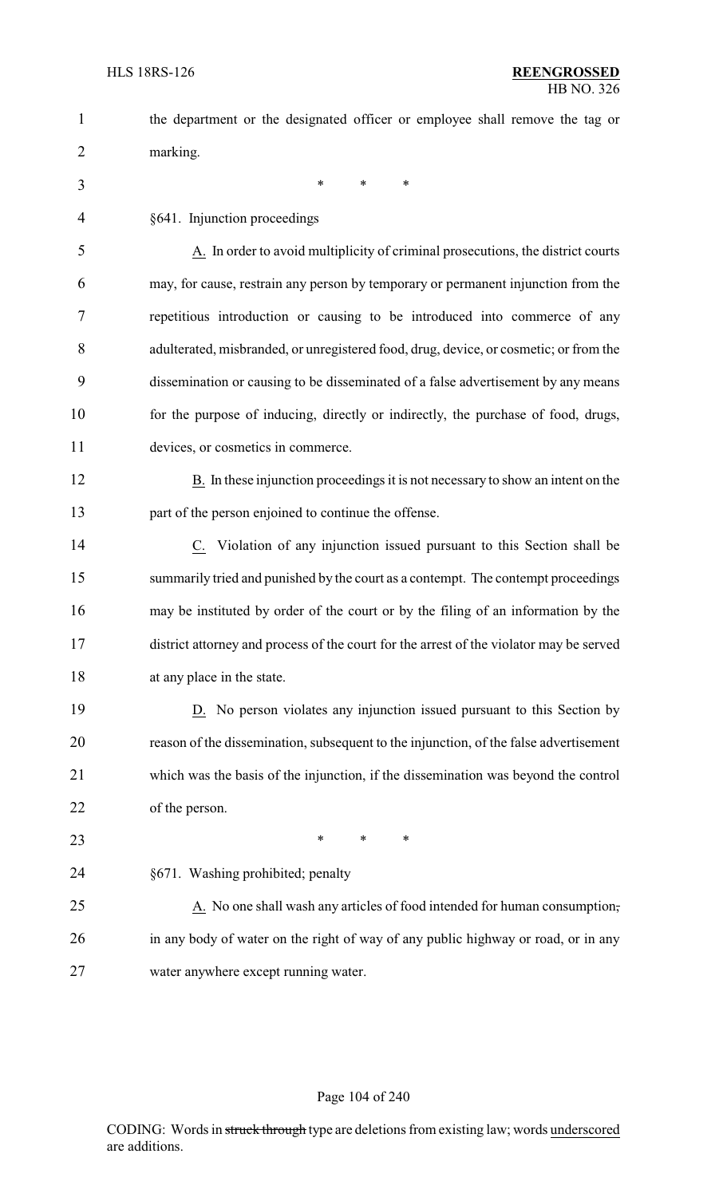the department or the designated officer or employee shall remove the tag or marking.

\* \* \*

§641. Injunction proceedings

A. In order to avoid multiplicity of criminal prosecutions, the district courts may, for cause, restrain any person by temporary or permanent injunction from the repetitious introduction or causing to be introduced into commerce of any adulterated, misbranded, or unregistered food, drug, device, or cosmetic; or from the dissemination or causing to be disseminated of a false advertisement by any means for the purpose of inducing, directly or indirectly, the purchase of food, drugs, devices, or cosmetics in commerce.

B. In these injunction proceedings it is not necessary to show an intent on the part of the person enjoined to continue the offense.

C. Violation of any injunction issued pursuant to this Section shall be summarily tried and punished by the court as a contempt. The contempt proceedings may be instituted by order of the court or by the filing of an information by the district attorney and process of the court for the arrest of the violator may be served at any place in the state.

D. No person violates any injunction issued pursuant to this Section by reason of the dissemination, subsequent to the injunction, of the false advertisement which was the basis of the injunction, if the dissemination was beyond the control of the person.

\* \* \*

§671. Washing prohibited; penalty

A. No one shall wash any articles of food intended for human consumption~~,~~ in any body of water on the right of way of any public highway or road, or in any water anywhere except running water.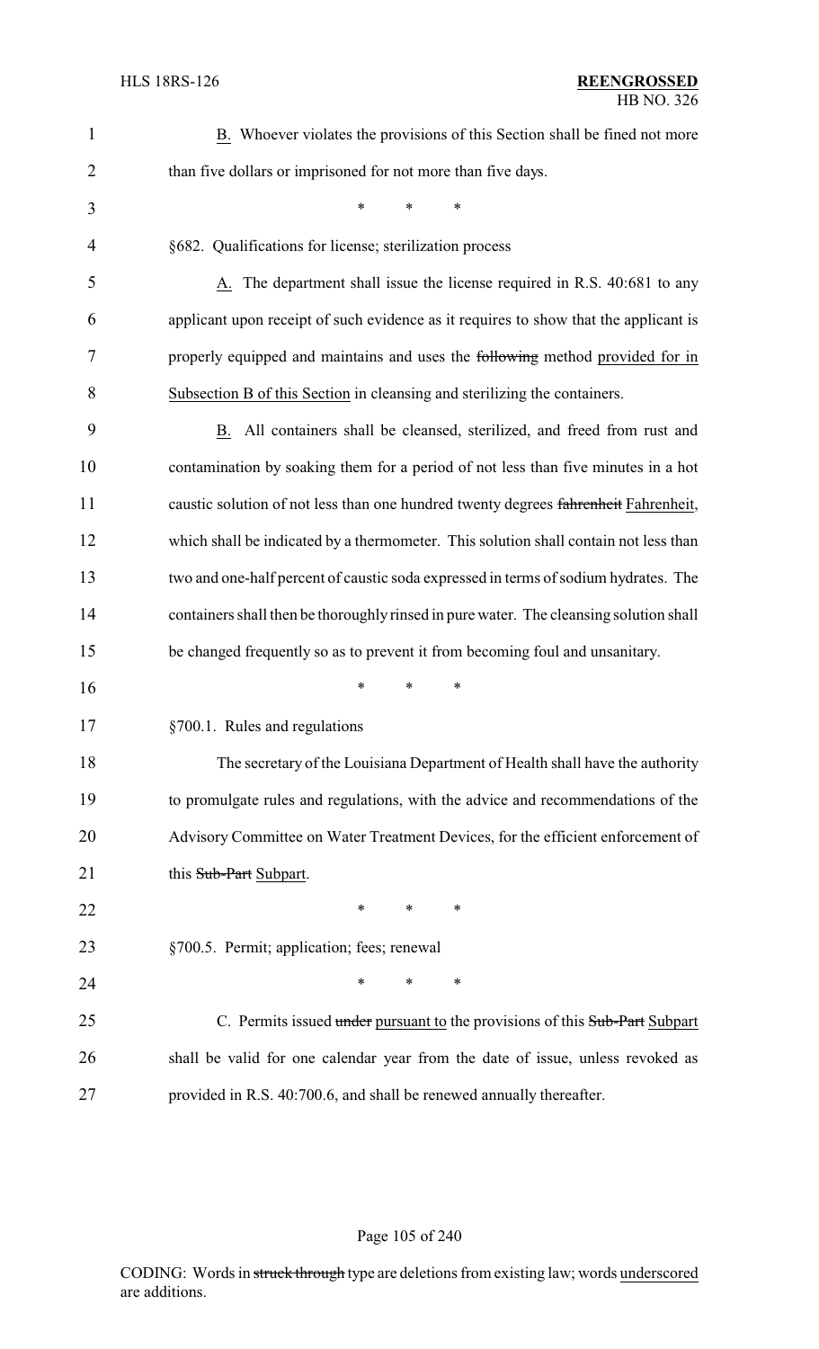B. Whoever violates the provisions of this Section shall be fined not more than five dollars or imprisoned for not more than five days.

\* \* \*

§682. Qualifications for license; sterilization process

A. The department shall issue the license required in R.S. 40:681 to any applicant upon receipt of such evidence as it requires to show that the applicant is properly equipped and maintains and uses the ~~following~~ method provided for in Subsection B of this Section in cleansing and sterilizing the containers.

B. All containers shall be cleansed, sterilized, and freed from rust and contamination by soaking them for a period of not less than five minutes in a hot caustic solution of not less than one hundred twenty degrees ~~fahrenheit~~ Fahrenheit, which shall be indicated by a thermometer. This solution shall contain not less than two and one-half percent of caustic soda expressed in terms of sodium hydrates. The containers shall then be thoroughly rinsed in pure water. The cleansing solution shall be changed frequently so as to prevent it from becoming foul and unsanitary.

\* \* \*

§700.1. Rules and regulations

The secretary of the Louisiana Department of Health shall have the authority to promulgate rules and regulations, with the advice and recommendations of the Advisory Committee on Water Treatment Devices, for the efficient enforcement of this ~~Sub-Part~~ Subpart.

\* \* \*

§700.5. Permit; application; fees; renewal

\* \* \*

C. Permits issued ~~under~~ pursuant to the provisions of this ~~Sub-Part~~ Subpart shall be valid for one calendar year from the date of issue, unless revoked as provided in R.S. 40:700.6, and shall be renewed annually thereafter.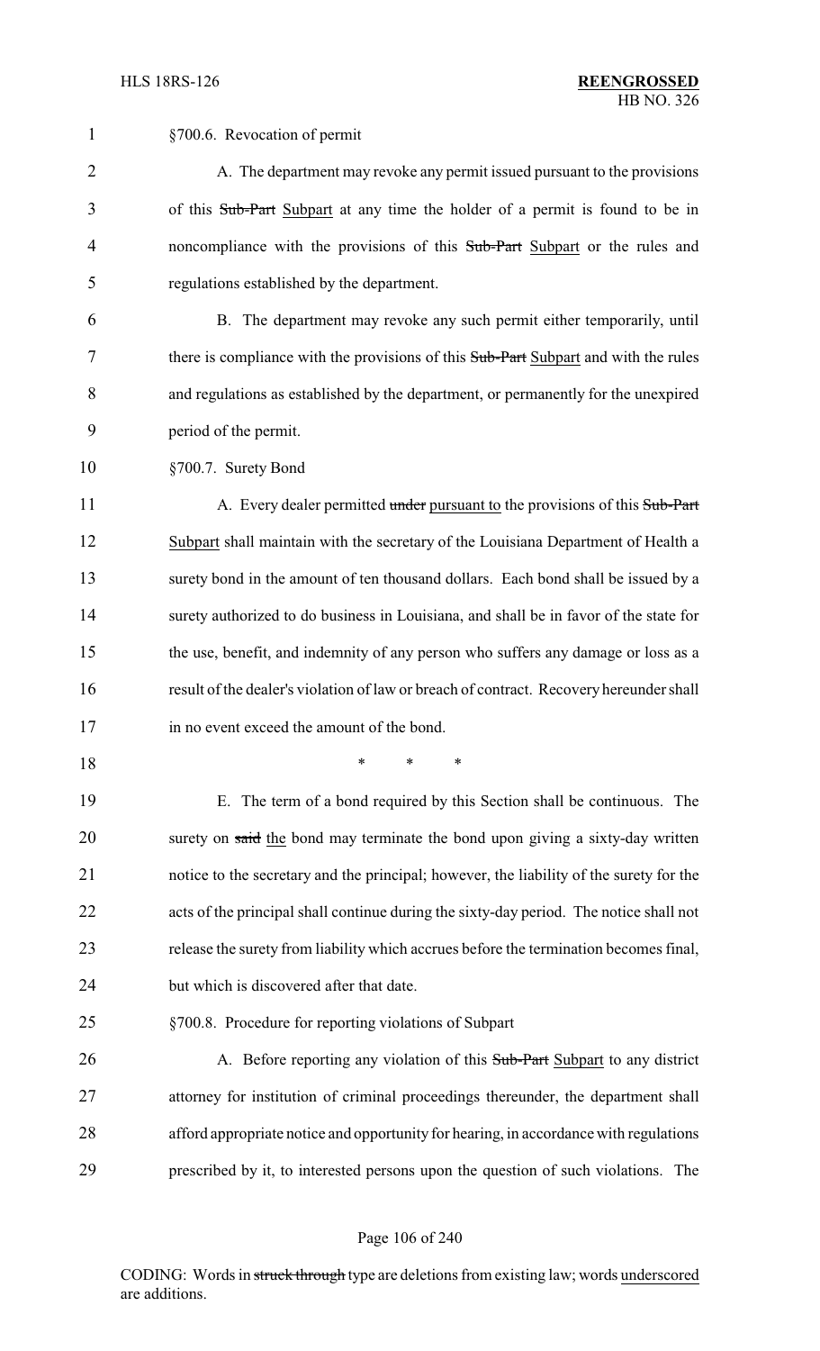§700.6. Revocation of permit

A. The department may revoke any permit issued pursuant to the provisions of this ~~Sub-Part~~ Subpart at any time the holder of a permit is found to be in noncompliance with the provisions of this ~~Sub-Part~~ Subpart or the rules and regulations established by the department.

B. The department may revoke any such permit either temporarily, until there is compliance with the provisions of this ~~Sub-Part~~ Subpart and with the rules and regulations as established by the department, or permanently for the unexpired period of the permit.

§700.7. Surety Bond

A. Every dealer permitted ~~under~~ pursuant to the provisions of this ~~Sub-Part~~ Subpart shall maintain with the secretary of the Louisiana Department of Health a surety bond in the amount of ten thousand dollars. Each bond shall be issued by a surety authorized to do business in Louisiana, and shall be in favor of the state for the use, benefit, and indemnity of any person who suffers any damage or loss as a result of the dealer's violation of law or breach of contract. Recovery hereunder shall in no event exceed the amount of the bond.

\* \* \*

E. The term of a bond required by this Section shall be continuous. The surety on ~~said~~ the bond may terminate the bond upon giving a sixty-day written notice to the secretary and the principal; however, the liability of the surety for the acts of the principal shall continue during the sixty-day period. The notice shall not release the surety from liability which accrues before the termination becomes final, but which is discovered after that date.

§700.8. Procedure for reporting violations of Subpart

A. Before reporting any violation of this ~~Sub-Part~~ Subpart to any district attorney for institution of criminal proceedings thereunder, the department shall afford appropriate notice and opportunity for hearing, in accordance with regulations prescribed by it, to interested persons upon the question of such violations. The

CODING: Words in ~~struck through~~ type are deletions from existing law; words underscored are additions.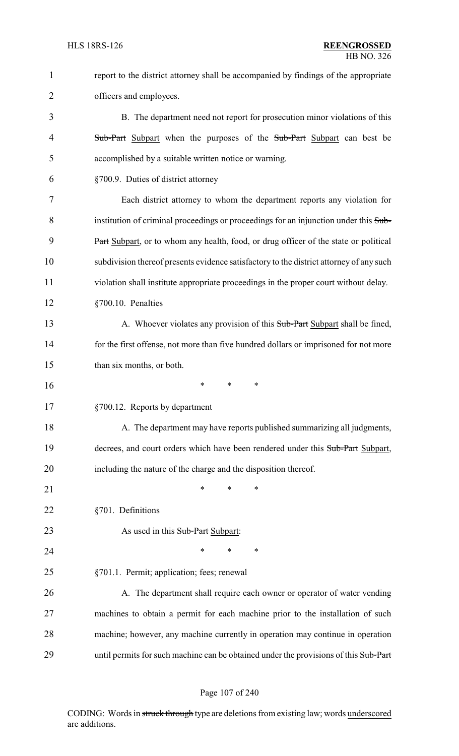report to the district attorney shall be accompanied by findings of the appropriate officers and employees.

B. The department need not report for prosecution minor violations of this ~~Sub-Part~~ Subpart when the purposes of the ~~Sub-Part~~ Subpart can best be accomplished by a suitable written notice or warning.

§700.9. Duties of district attorney

Each district attorney to whom the department reports any violation for institution of criminal proceedings or proceedings for an injunction under this ~~Sub-Part~~ Subpart, or to whom any health, food, or drug officer of the state or political subdivision thereof presents evidence satisfactory to the district attorney of any such violation shall institute appropriate proceedings in the proper court without delay.

§700.10. Penalties

A. Whoever violates any provision of this ~~Sub-Part~~ Subpart shall be fined, for the first offense, not more than five hundred dollars or imprisoned for not more than six months, or both.

\* \* \*

§700.12. Reports by department

A. The department may have reports published summarizing all judgments, decrees, and court orders which have been rendered under this ~~Sub-Part~~ Subpart, including the nature of the charge and the disposition thereof.

\* \* \*

§701. Definitions

As used in this ~~Sub-Part~~ Subpart:

\* \* \*

§701.1. Permit; application; fees; renewal

A. The department shall require each owner or operator of water vending machines to obtain a permit for each machine prior to the installation of such machine; however, any machine currently in operation may continue in operation until permits for such machine can be obtained under the provisions of this ~~Sub-Part~~

CODING: Words in ~~struck through~~ type are deletions from existing law; words underscored are additions.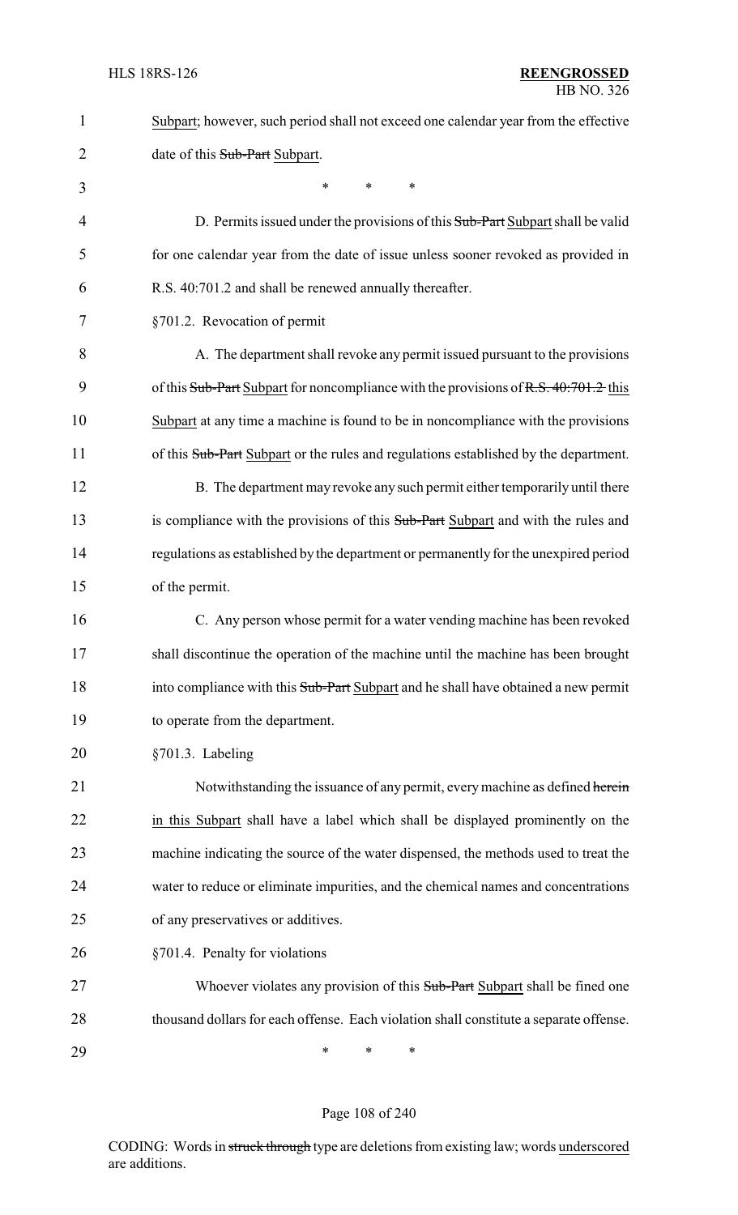Subpart; however, such period shall not exceed one calendar year from the effective date of this ~~Sub-Part~~ Subpart.

\* \* \*

D. Permits issued under the provisions of this ~~Sub-Part~~ Subpart shall be valid for one calendar year from the date of issue unless sooner revoked as provided in R.S. 40:701.2 and shall be renewed annually thereafter.

§701.2. Revocation of permit

A. The department shall revoke any permit issued pursuant to the provisions of this ~~Sub-Part~~ Subpart for noncompliance with the provisions of ~~R.S. 40:701.2~~ this Subpart at any time a machine is found to be in noncompliance with the provisions of this ~~Sub-Part~~ Subpart or the rules and regulations established by the department.

B. The department may revoke any such permit either temporarily until there is compliance with the provisions of this ~~Sub-Part~~ Subpart and with the rules and regulations as established by the department or permanently for the unexpired period of the permit.

C. Any person whose permit for a water vending machine has been revoked shall discontinue the operation of the machine until the machine has been brought into compliance with this ~~Sub-Part~~ Subpart and he shall have obtained a new permit to operate from the department.

§701.3. Labeling

Notwithstanding the issuance of any permit, every machine as defined ~~herein~~ in this Subpart shall have a label which shall be displayed prominently on the machine indicating the source of the water dispensed, the methods used to treat the water to reduce or eliminate impurities, and the chemical names and concentrations of any preservatives or additives.

§701.4. Penalty for violations

Whoever violates any provision of this ~~Sub-Part~~ Subpart shall be fined one thousand dollars for each offense. Each violation shall constitute a separate offense.

\* \* \*

CODING: Words in ~~struck through~~ type are deletions from existing law; words underscored are additions.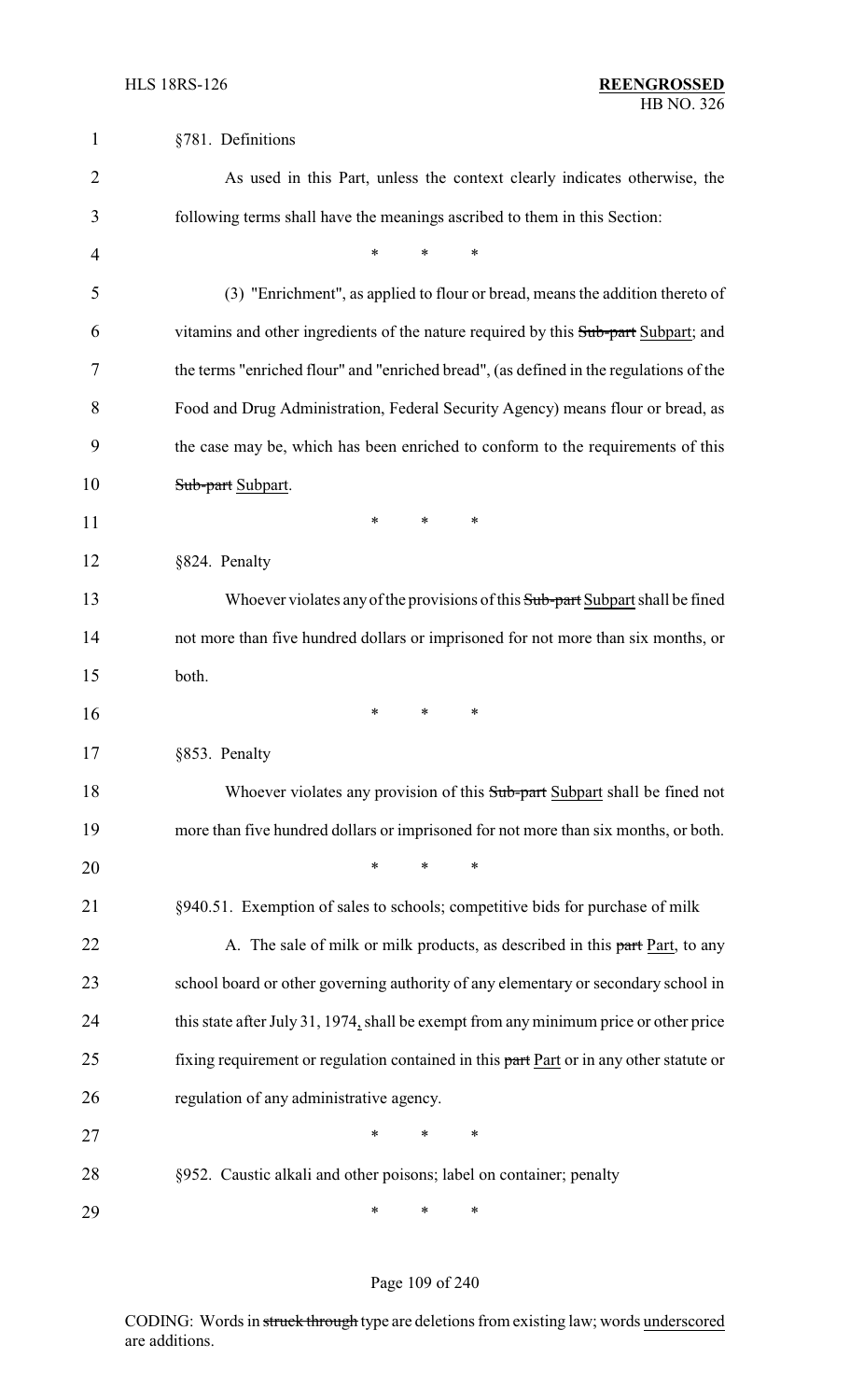§781. Definitions

As used in this Part, unless the context clearly indicates otherwise, the following terms shall have the meanings ascribed to them in this Section:

\* \* \*

(3) "Enrichment", as applied to flour or bread, means the addition thereto of vitamins and other ingredients of the nature required by this ~~Sub-part~~ Subpart; and the terms "enriched flour" and "enriched bread", (as defined in the regulations of the Food and Drug Administration, Federal Security Agency) means flour or bread, as the case may be, which has been enriched to conform to the requirements of this ~~Sub-part~~ Subpart.

\* \* \*

§824. Penalty

Whoever violates any of the provisions of this ~~Sub-part~~ Subpart shall be fined not more than five hundred dollars or imprisoned for not more than six months, or both.

\* \* \*

§853. Penalty

Whoever violates any provision of this ~~Sub-part~~ Subpart shall be fined not more than five hundred dollars or imprisoned for not more than six months, or both.

\* \* \*

§940.51. Exemption of sales to schools; competitive bids for purchase of milk

A. The sale of milk or milk products, as described in this ~~part~~ Part, to any school board or other governing authority of any elementary or secondary school in this state after July 31, 1974, shall be exempt from any minimum price or other price fixing requirement or regulation contained in this ~~part~~ Part or in any other statute or regulation of any administrative agency.

\* \* \*

§952. Caustic alkali and other poisons; label on container; penalty

\* \* \*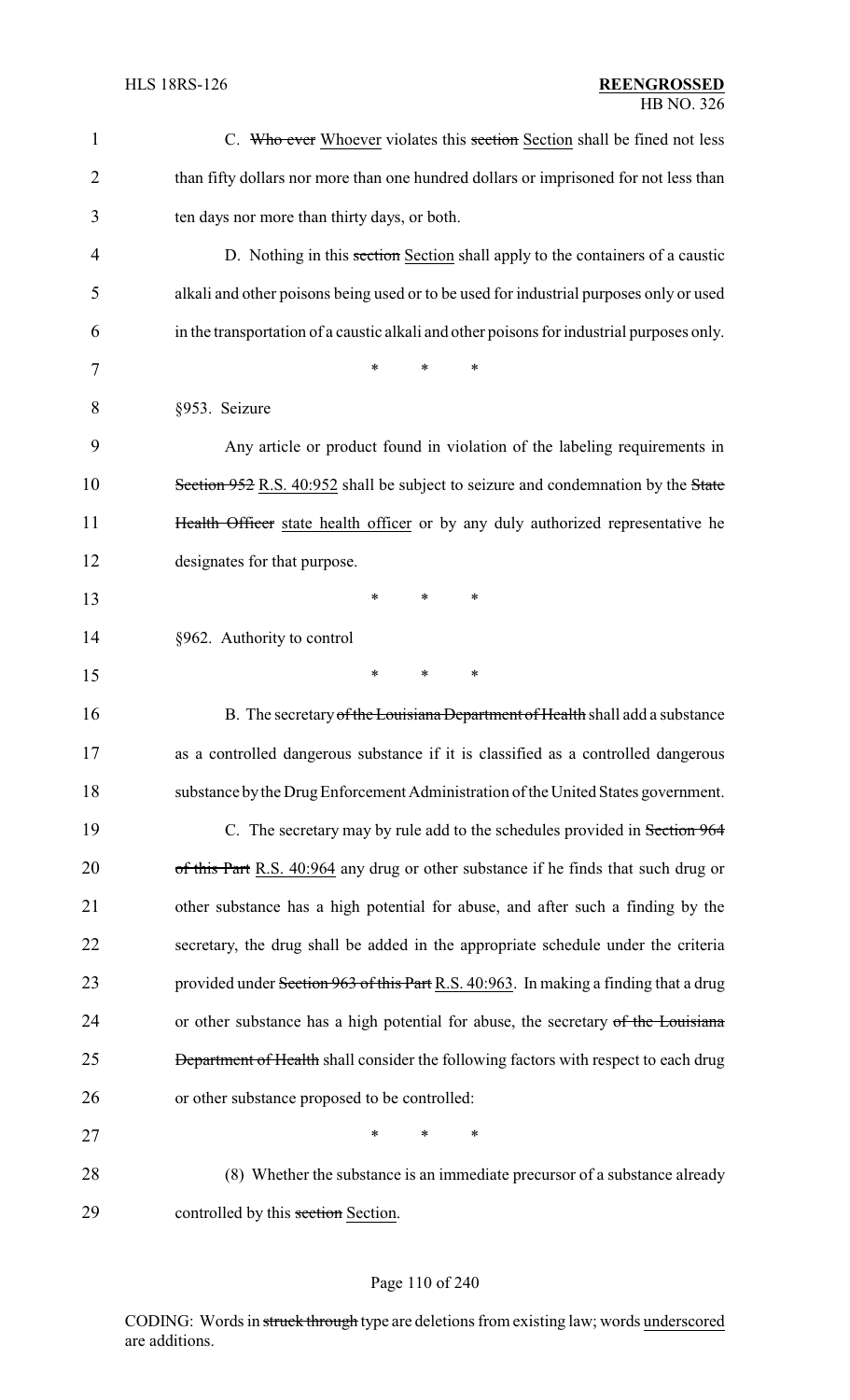C. ~~Who ever~~ <u>Whoever</u> violates this ~~section~~ <u>Section</u> shall be fined not less than fifty dollars nor more than one hundred dollars or imprisoned for not less than ten days nor more than thirty days, or both.

D. Nothing in this ~~section~~ <u>Section</u> shall apply to the containers of a caustic alkali and other poisons being used or to be used for industrial purposes only or used in the transportation of a caustic alkali and other poisons for industrial purposes only.

\* \* \*

§953. Seizure

Any article or product found in violation of the labeling requirements in ~~Section 952~~ <u>R.S. 40:952</u> shall be subject to seizure and condemnation by the ~~State Health Officer~~ <u>state health officer</u> or by any duly authorized representative he designates for that purpose.

\* \* \*

§962. Authority to control

\* \* \*

B. The secretary ~~of the Louisiana Department of Health~~ shall add a substance as a controlled dangerous substance if it is classified as a controlled dangerous substance by the Drug Enforcement Administration of the United States government.

C. The secretary may by rule add to the schedules provided in ~~Section 964 of this Part~~ <u>R.S. 40:964</u> any drug or other substance if he finds that such drug or other substance has a high potential for abuse, and after such a finding by the secretary, the drug shall be added in the appropriate schedule under the criteria provided under ~~Section 963 of this Part~~ <u>R.S. 40:963</u>. In making a finding that a drug or other substance has a high potential for abuse, the secretary ~~of the Louisiana Department of Health~~ shall consider the following factors with respect to each drug or other substance proposed to be controlled:

\* \* \*

(8) Whether the substance is an immediate precursor of a substance already controlled by this ~~section~~ <u>Section</u>.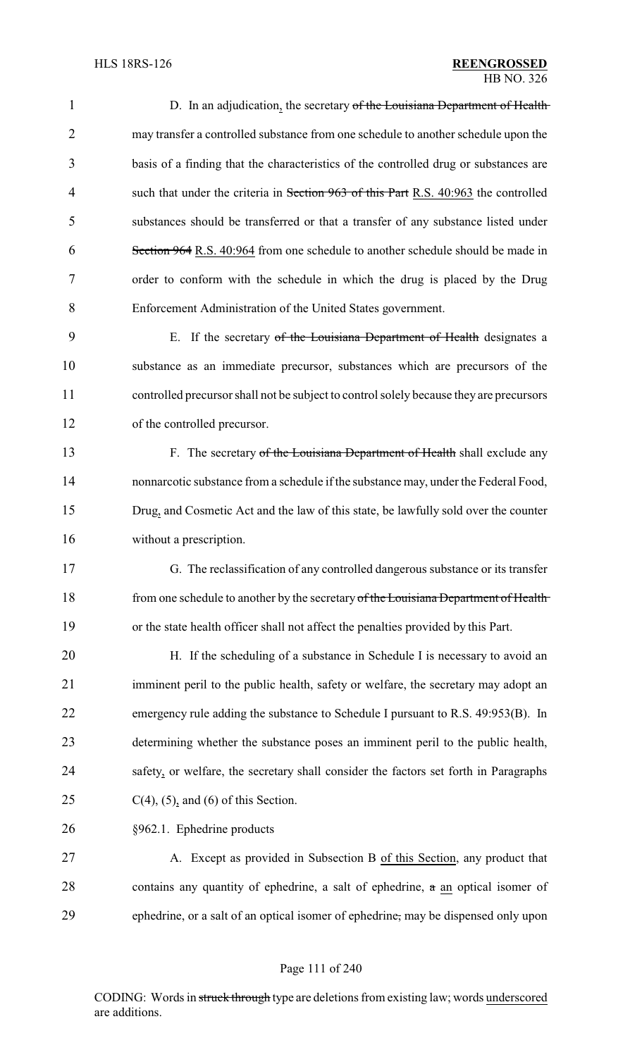D. In an adjudication, the secretary of the Louisiana Department of Health may transfer a controlled substance from one schedule to another schedule upon the basis of a finding that the characteristics of the controlled drug or substances are such that under the criteria in Section 963 of this Part R.S. 40:963 the controlled substances should be transferred or that a transfer of any substance listed under Section 964 R.S. 40:964 from one schedule to another schedule should be made in order to conform with the schedule in which the drug is placed by the Drug Enforcement Administration of the United States government.

E. If the secretary of the Louisiana Department of Health designates a substance as an immediate precursor, substances which are precursors of the controlled precursor shall not be subject to control solely because they are precursors of the controlled precursor.

F. The secretary of the Louisiana Department of Health shall exclude any nonnarcotic substance from a schedule if the substance may, under the Federal Food, Drug, and Cosmetic Act and the law of this state, be lawfully sold over the counter without a prescription.

G. The reclassification of any controlled dangerous substance or its transfer from one schedule to another by the secretary of the Louisiana Department of Health or the state health officer shall not affect the penalties provided by this Part.

H. If the scheduling of a substance in Schedule I is necessary to avoid an imminent peril to the public health, safety or welfare, the secretary may adopt an emergency rule adding the substance to Schedule I pursuant to R.S. 49:953(B). In determining whether the substance poses an imminent peril to the public health, safety, or welfare, the secretary shall consider the factors set forth in Paragraphs C(4), (5), and (6) of this Section.

§962.1. Ephedrine products

A. Except as provided in Subsection B of this Section, any product that contains any quantity of ephedrine, a salt of ephedrine, a an optical isomer of ephedrine, or a salt of an optical isomer of ephedrine, may be dispensed only upon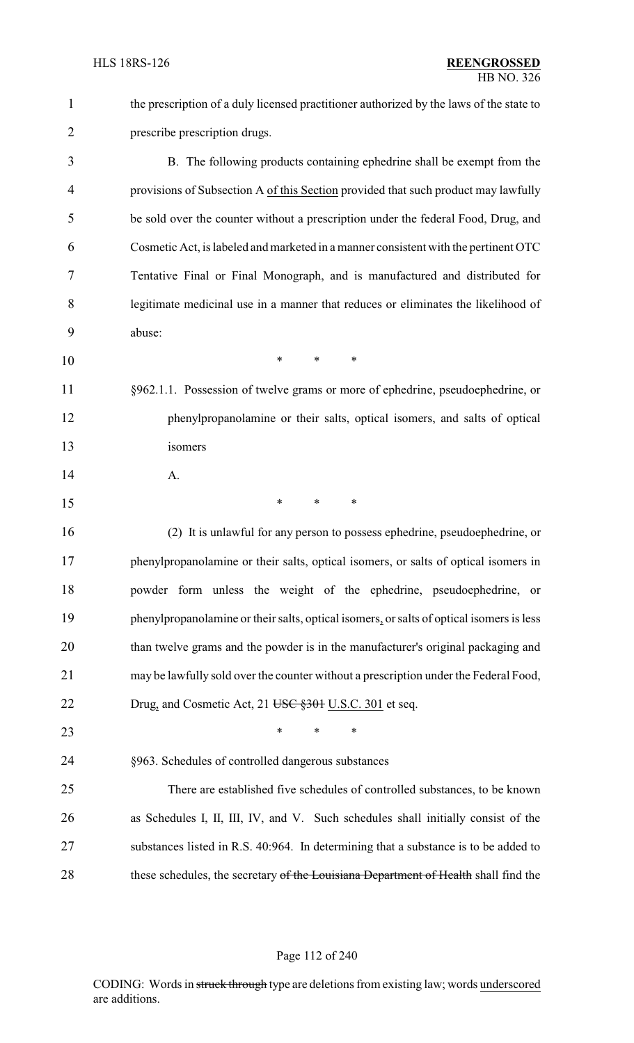the prescription of a duly licensed practitioner authorized by the laws of the state to prescribe prescription drugs.

B. The following products containing ephedrine shall be exempt from the provisions of Subsection A <u>of this Section</u> provided that such product may lawfully be sold over the counter without a prescription under the federal Food, Drug, and Cosmetic Act, is labeled and marketed in a manner consistent with the pertinent OTC Tentative Final or Final Monograph, and is manufactured and distributed for legitimate medicinal use in a manner that reduces or eliminates the likelihood of abuse:

\* \* \*

§962.1.1. Possession of twelve grams or more of ephedrine, pseudoephedrine, or phenylpropanolamine or their salts, optical isomers, and salts of optical isomers

A.

\* \* \*

(2) It is unlawful for any person to possess ephedrine, pseudoephedrine, or phenylpropanolamine or their salts, optical isomers, or salts of optical isomers in powder form unless the weight of the ephedrine, pseudoephedrine, or phenylpropanolamine or their salts, optical isomers<u>,</u> or salts of optical isomers is less than twelve grams and the powder is in the manufacturer's original packaging and may be lawfully sold over the counter without a prescription under the Federal Food, Drug<u>,</u> and Cosmetic Act, 21 ~~USC §301~~ <u>U.S.C. 301</u> et seq.

\* \* \*

§963. Schedules of controlled dangerous substances

There are established five schedules of controlled substances, to be known as Schedules I, II, III, IV, and V. Such schedules shall initially consist of the substances listed in R.S. 40:964. In determining that a substance is to be added to these schedules, the secretary ~~of the Louisiana Department of Health~~ shall find the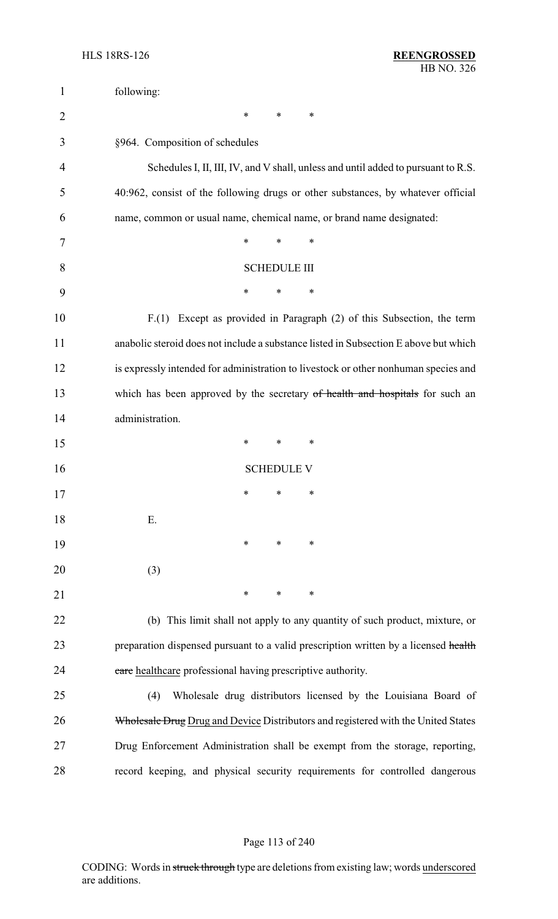following:

\* \* \*

§964. Composition of schedules

Schedules I, II, III, IV, and V shall, unless and until added to pursuant to R.S. 40:962, consist of the following drugs or other substances, by whatever official name, common or usual name, chemical name, or brand name designated:

\* \* \*

SCHEDULE III

\* \* \*

F.(1) Except as provided in Paragraph (2) of this Subsection, the term anabolic steroid does not include a substance listed in Subsection E above but which is expressly intended for administration to livestock or other nonhuman species and which has been approved by the secretary ~~of health and hospitals~~ for such an administration.

\* \* \*

SCHEDULE V

\* \* \*

E.

\* \* \*

(3)

\* \* \*

(b) This limit shall not apply to any quantity of such product, mixture, or preparation dispensed pursuant to a valid prescription written by a licensed ~~health care~~ <u>healthcare</u> professional having prescriptive authority.

(4) Wholesale drug distributors licensed by the Louisiana Board of ~~Wholesale Drug~~ <u>Drug and Device</u> Distributors and registered with the United States Drug Enforcement Administration shall be exempt from the storage, reporting, record keeping, and physical security requirements for controlled dangerous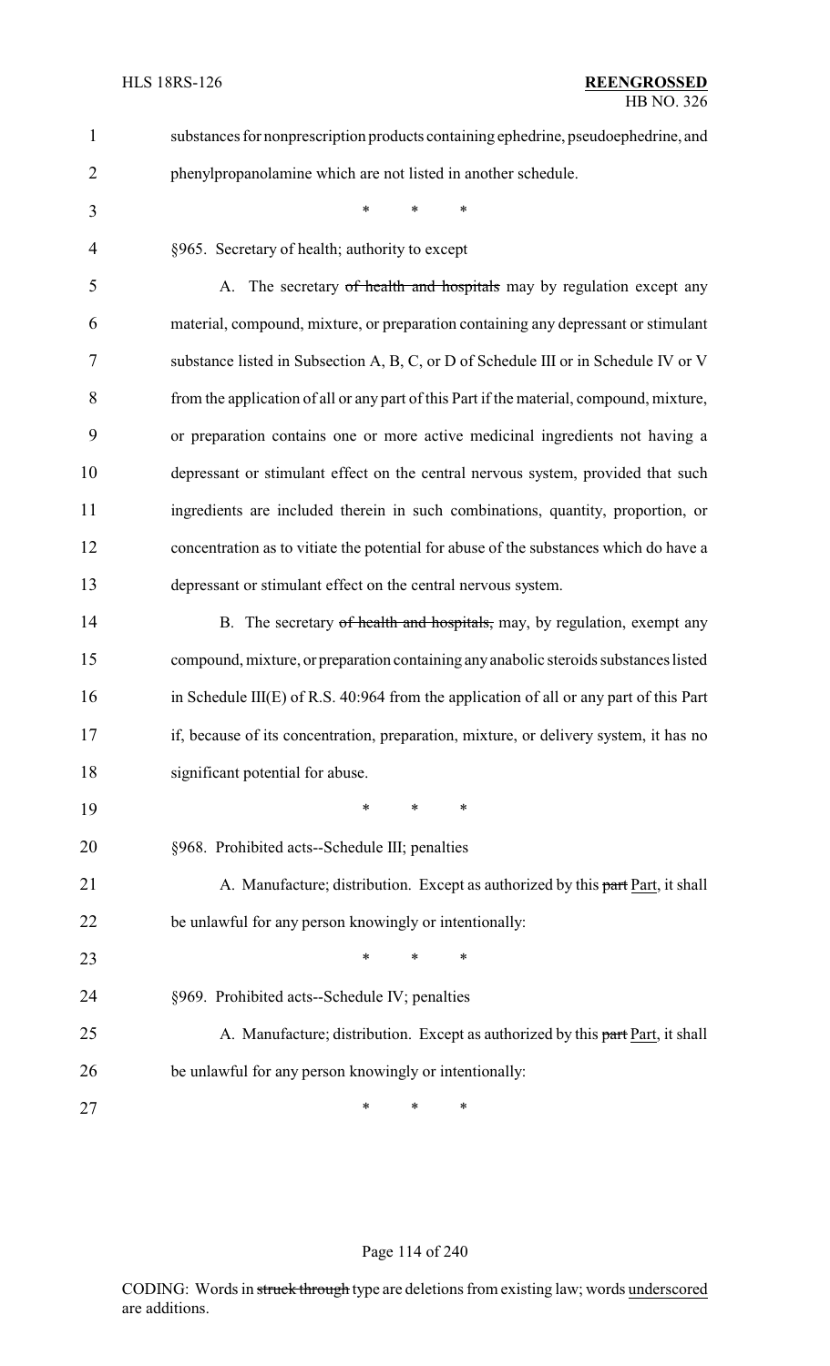substances for nonprescription products containing ephedrine, pseudoephedrine, and phenylpropanolamine which are not listed in another schedule.

\* \* \*

§965. Secretary of health; authority to except

A. The secretary ~~of health and hospitals~~ may by regulation except any material, compound, mixture, or preparation containing any depressant or stimulant substance listed in Subsection A, B, C, or D of Schedule III or in Schedule IV or V from the application of all or any part of this Part if the material, compound, mixture, or preparation contains one or more active medicinal ingredients not having a depressant or stimulant effect on the central nervous system, provided that such ingredients are included therein in such combinations, quantity, proportion, or concentration as to vitiate the potential for abuse of the substances which do have a depressant or stimulant effect on the central nervous system.

B. The secretary ~~of health and hospitals,~~ may, by regulation, exempt any compound, mixture, or preparation containing any anabolic steroids substances listed in Schedule III(E) of R.S. 40:964 from the application of all or any part of this Part if, because of its concentration, preparation, mixture, or delivery system, it has no significant potential for abuse.

\* \* \*

§968. Prohibited acts--Schedule III; penalties

A. Manufacture; distribution. Except as authorized by this ~~part~~ <u>Part</u>, it shall be unlawful for any person knowingly or intentionally:

\* \* \*

§969. Prohibited acts--Schedule IV; penalties

A. Manufacture; distribution. Except as authorized by this ~~part~~ <u>Part</u>, it shall be unlawful for any person knowingly or intentionally:

\* \* \*

CODING: Words in ~~struck through~~ type are deletions from existing law; words <u>underscored</u> are additions.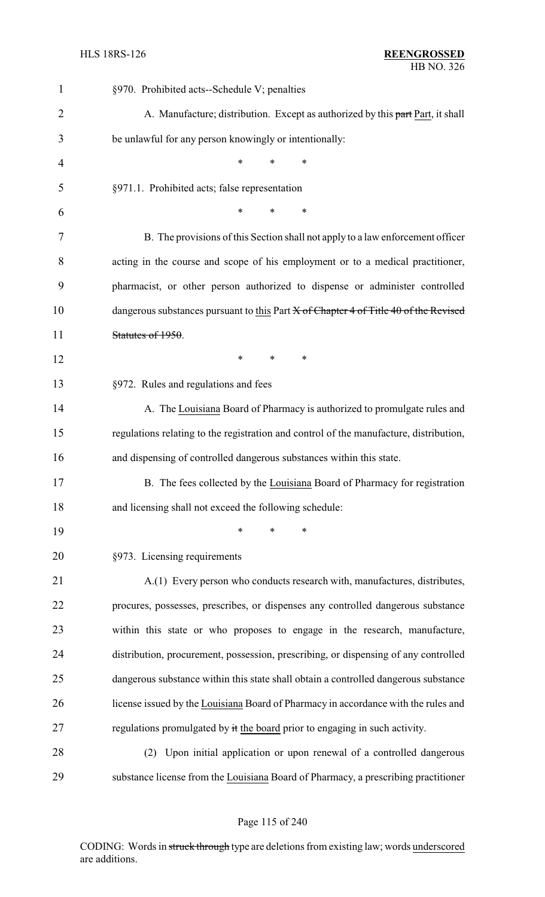§970. Prohibited acts--Schedule V; penalties

A. Manufacture; distribution. Except as authorized by this ~~part~~ Part, it shall be unlawful for any person knowingly or intentionally:

\* \* \*

§971.1. Prohibited acts; false representation

\* \* \*

B. The provisions of this Section shall not apply to a law enforcement officer acting in the course and scope of his employment or to a medical practitioner, pharmacist, or other person authorized to dispense or administer controlled dangerous substances pursuant to this Part ~~X of Chapter 4 of Title 40 of the Revised Statutes of 1950~~.

\* \* \*

§972. Rules and regulations and fees

A. The Louisiana Board of Pharmacy is authorized to promulgate rules and regulations relating to the registration and control of the manufacture, distribution, and dispensing of controlled dangerous substances within this state.

B. The fees collected by the Louisiana Board of Pharmacy for registration and licensing shall not exceed the following schedule:

\* \* \*

§973. Licensing requirements

A.(1) Every person who conducts research with, manufactures, distributes, procures, possesses, prescribes, or dispenses any controlled dangerous substance within this state or who proposes to engage in the research, manufacture, distribution, procurement, possession, prescribing, or dispensing of any controlled dangerous substance within this state shall obtain a controlled dangerous substance license issued by the Louisiana Board of Pharmacy in accordance with the rules and regulations promulgated by ~~it~~ the board prior to engaging in such activity.

(2) Upon initial application or upon renewal of a controlled dangerous substance license from the Louisiana Board of Pharmacy, a prescribing practitioner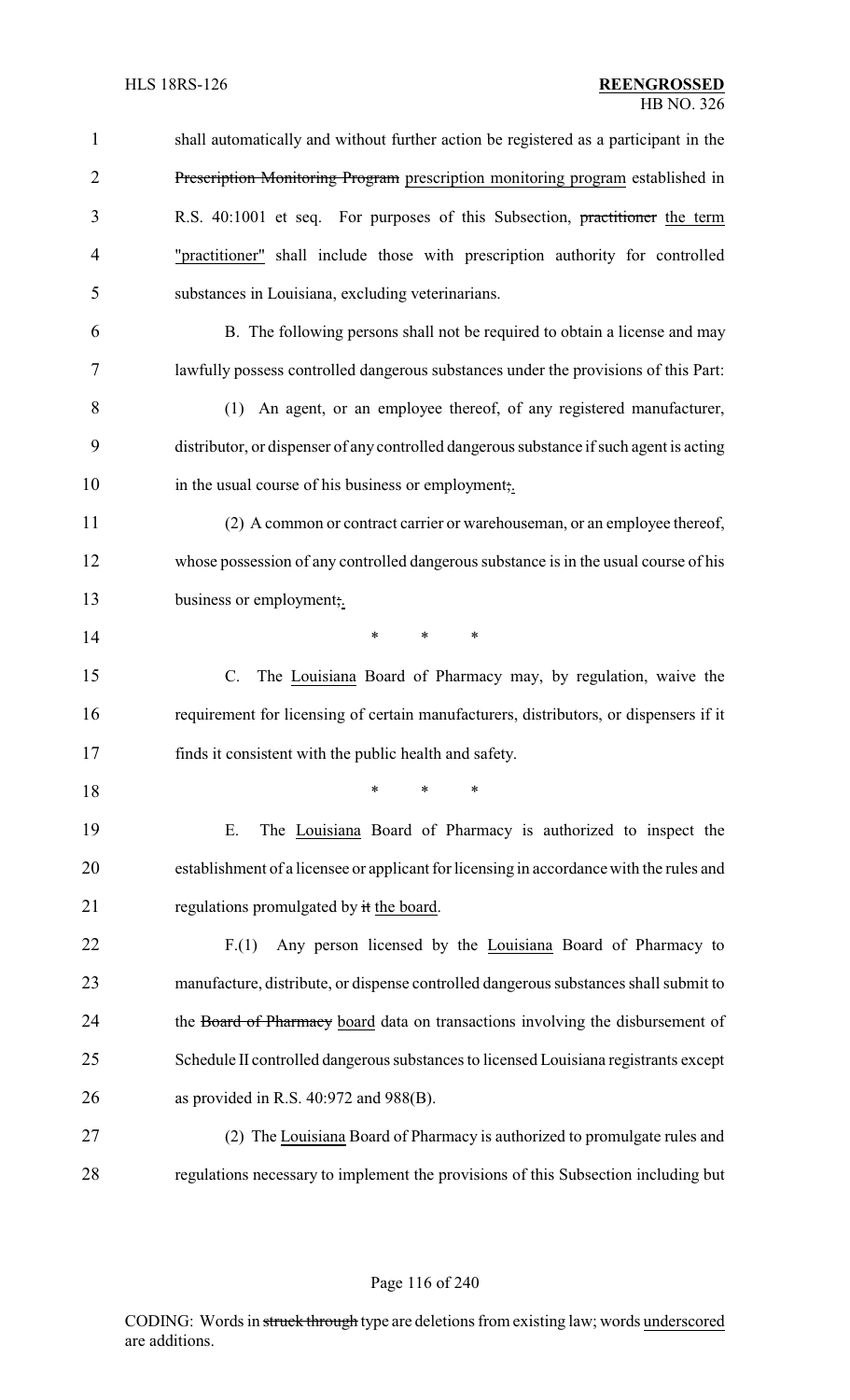shall automatically and without further action be registered as a participant in the ~~Prescription Monitoring Program~~ prescription monitoring program established in R.S. 40:1001 et seq. For purposes of this Subsection, ~~practitioner~~ the term "practitioner" shall include those with prescription authority for controlled substances in Louisiana, excluding veterinarians.

B. The following persons shall not be required to obtain a license and may lawfully possess controlled dangerous substances under the provisions of this Part:

(1) An agent, or an employee thereof, of any registered manufacturer, distributor, or dispenser of any controlled dangerous substance if such agent is acting in the usual course of his business or employment~~;~~.

(2) A common or contract carrier or warehouseman, or an employee thereof, whose possession of any controlled dangerous substance is in the usual course of his business or employment~~;~~.

\* \* \*

C. The Louisiana Board of Pharmacy may, by regulation, waive the requirement for licensing of certain manufacturers, distributors, or dispensers if it finds it consistent with the public health and safety.

\* \* \*

E. The Louisiana Board of Pharmacy is authorized to inspect the establishment of a licensee or applicant for licensing in accordance with the rules and regulations promulgated by ~~it~~ the board.

F.(1) Any person licensed by the Louisiana Board of Pharmacy to manufacture, distribute, or dispense controlled dangerous substances shall submit to the ~~Board of Pharmacy~~ board data on transactions involving the disbursement of Schedule II controlled dangerous substances to licensed Louisiana registrants except as provided in R.S. 40:972 and 988(B).

(2) The Louisiana Board of Pharmacy is authorized to promulgate rules and regulations necessary to implement the provisions of this Subsection including but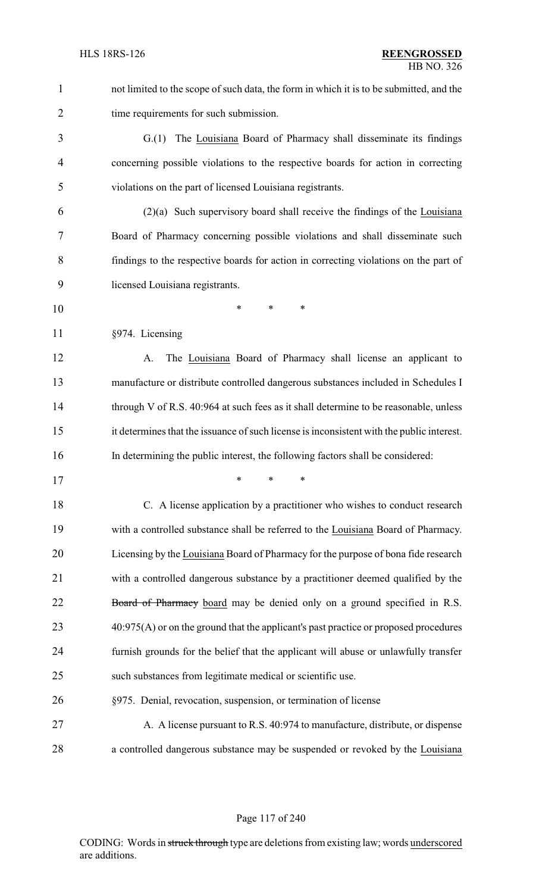not limited to the scope of such data, the form in which it is to be submitted, and the time requirements for such submission.

G.(1) The Louisiana Board of Pharmacy shall disseminate its findings concerning possible violations to the respective boards for action in correcting violations on the part of licensed Louisiana registrants.

(2)(a) Such supervisory board shall receive the findings of the Louisiana Board of Pharmacy concerning possible violations and shall disseminate such findings to the respective boards for action in correcting violations on the part of licensed Louisiana registrants.

\* \* \*

§974. Licensing

A. The Louisiana Board of Pharmacy shall license an applicant to manufacture or distribute controlled dangerous substances included in Schedules I through V of R.S. 40:964 at such fees as it shall determine to be reasonable, unless it determines that the issuance of such license is inconsistent with the public interest. In determining the public interest, the following factors shall be considered:

\* \* \*

C. A license application by a practitioner who wishes to conduct research with a controlled substance shall be referred to the Louisiana Board of Pharmacy. Licensing by the Louisiana Board of Pharmacy for the purpose of bona fide research with a controlled dangerous substance by a practitioner deemed qualified by the ~~Board of Pharmacy~~ board may be denied only on a ground specified in R.S. 40:975(A) or on the ground that the applicant's past practice or proposed procedures furnish grounds for the belief that the applicant will abuse or unlawfully transfer such substances from legitimate medical or scientific use.

§975. Denial, revocation, suspension, or termination of license

A. A license pursuant to R.S. 40:974 to manufacture, distribute, or dispense a controlled dangerous substance may be suspended or revoked by the Louisiana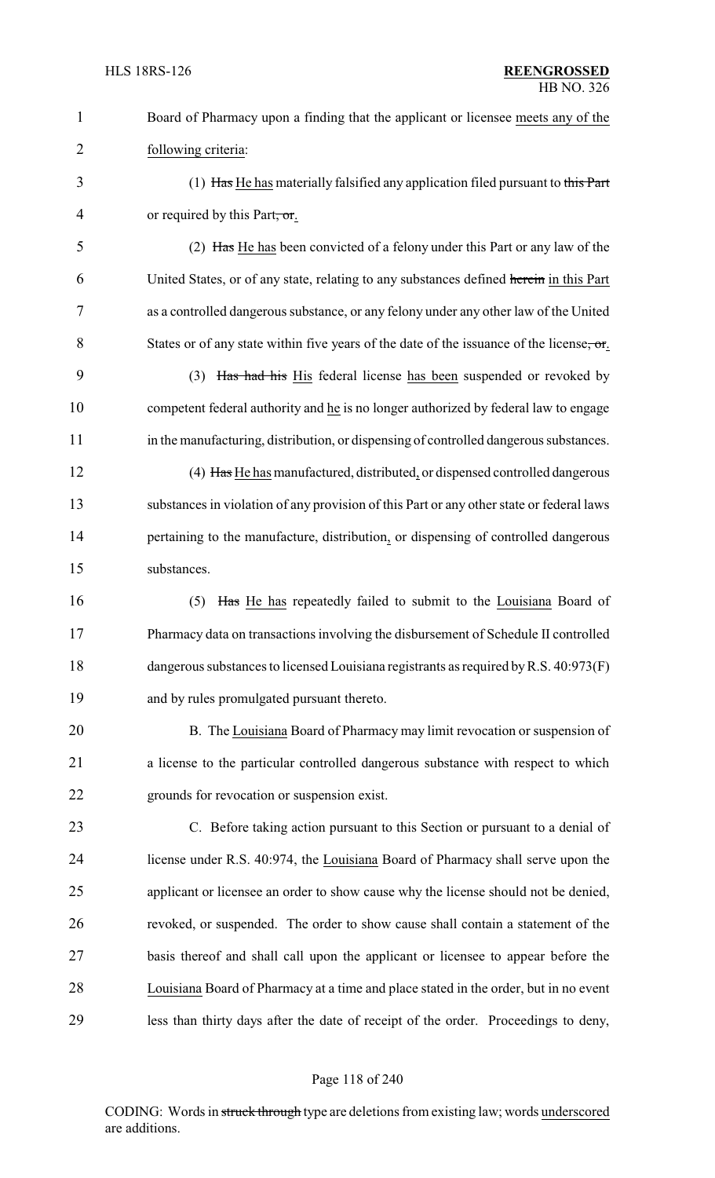Board of Pharmacy upon a finding that the applicant or licensee meets any of the following criteria:

(1) ~~Has~~ He has materially falsified any application filed pursuant to ~~this Part~~ or required by this Part~~, or~~.

(2) ~~Has~~ He has been convicted of a felony under this Part or any law of the United States, or of any state, relating to any substances defined ~~herein~~ in this Part as a controlled dangerous substance, or any felony under any other law of the United States or of any state within five years of the date of the issuance of the license~~, or~~.

(3) ~~Has had his~~ His federal license has been suspended or revoked by competent federal authority and he is no longer authorized by federal law to engage in the manufacturing, distribution, or dispensing of controlled dangerous substances.

(4) ~~Has~~ He has manufactured, distributed, or dispensed controlled dangerous substances in violation of any provision of this Part or any other state or federal laws pertaining to the manufacture, distribution, or dispensing of controlled dangerous substances.

(5) ~~Has~~ He has repeatedly failed to submit to the Louisiana Board of Pharmacy data on transactions involving the disbursement of Schedule II controlled dangerous substances to licensed Louisiana registrants as required by R.S. 40:973(F) and by rules promulgated pursuant thereto.

B. The Louisiana Board of Pharmacy may limit revocation or suspension of a license to the particular controlled dangerous substance with respect to which grounds for revocation or suspension exist.

C. Before taking action pursuant to this Section or pursuant to a denial of license under R.S. 40:974, the Louisiana Board of Pharmacy shall serve upon the applicant or licensee an order to show cause why the license should not be denied, revoked, or suspended. The order to show cause shall contain a statement of the basis thereof and shall call upon the applicant or licensee to appear before the Louisiana Board of Pharmacy at a time and place stated in the order, but in no event less than thirty days after the date of receipt of the order. Proceedings to deny,

CODING: Words in ~~struck through~~ type are deletions from existing law; words underscored are additions.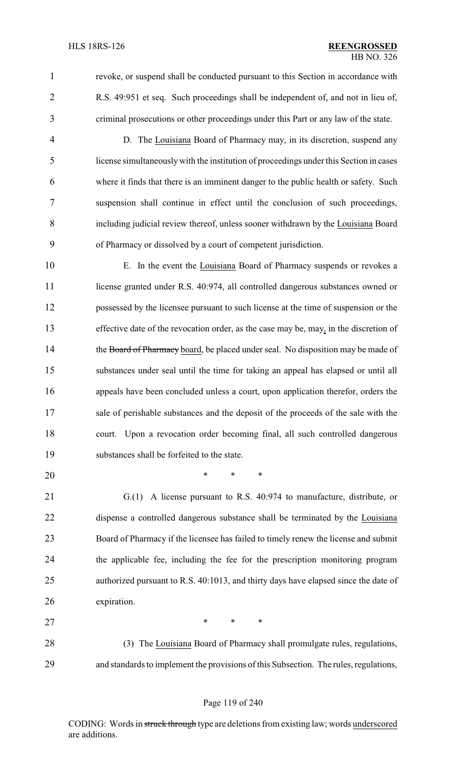revoke, or suspend shall be conducted pursuant to this Section in accordance with R.S. 49:951 et seq. Such proceedings shall be independent of, and not in lieu of, criminal prosecutions or other proceedings under this Part or any law of the state.

D. The Louisiana Board of Pharmacy may, in its discretion, suspend any license simultaneously with the institution of proceedings under this Section in cases where it finds that there is an imminent danger to the public health or safety. Such suspension shall continue in effect until the conclusion of such proceedings, including judicial review thereof, unless sooner withdrawn by the Louisiana Board of Pharmacy or dissolved by a court of competent jurisdiction.

E. In the event the Louisiana Board of Pharmacy suspends or revokes a license granted under R.S. 40:974, all controlled dangerous substances owned or possessed by the licensee pursuant to such license at the time of suspension or the effective date of the revocation order, as the case may be, may, in the discretion of the ~~Board of Pharmacy~~ board, be placed under seal. No disposition may be made of substances under seal until the time for taking an appeal has elapsed or until all appeals have been concluded unless a court, upon application therefor, orders the sale of perishable substances and the deposit of the proceeds of the sale with the court. Upon a revocation order becoming final, all such controlled dangerous substances shall be forfeited to the state.

\* \* \*

G.(1) A license pursuant to R.S. 40:974 to manufacture, distribute, or dispense a controlled dangerous substance shall be terminated by the Louisiana Board of Pharmacy if the licensee has failed to timely renew the license and submit the applicable fee, including the fee for the prescription monitoring program authorized pursuant to R.S. 40:1013, and thirty days have elapsed since the date of expiration.

\* \* \*

(3) The Louisiana Board of Pharmacy shall promulgate rules, regulations, and standards to implement the provisions of this Subsection. The rules, regulations,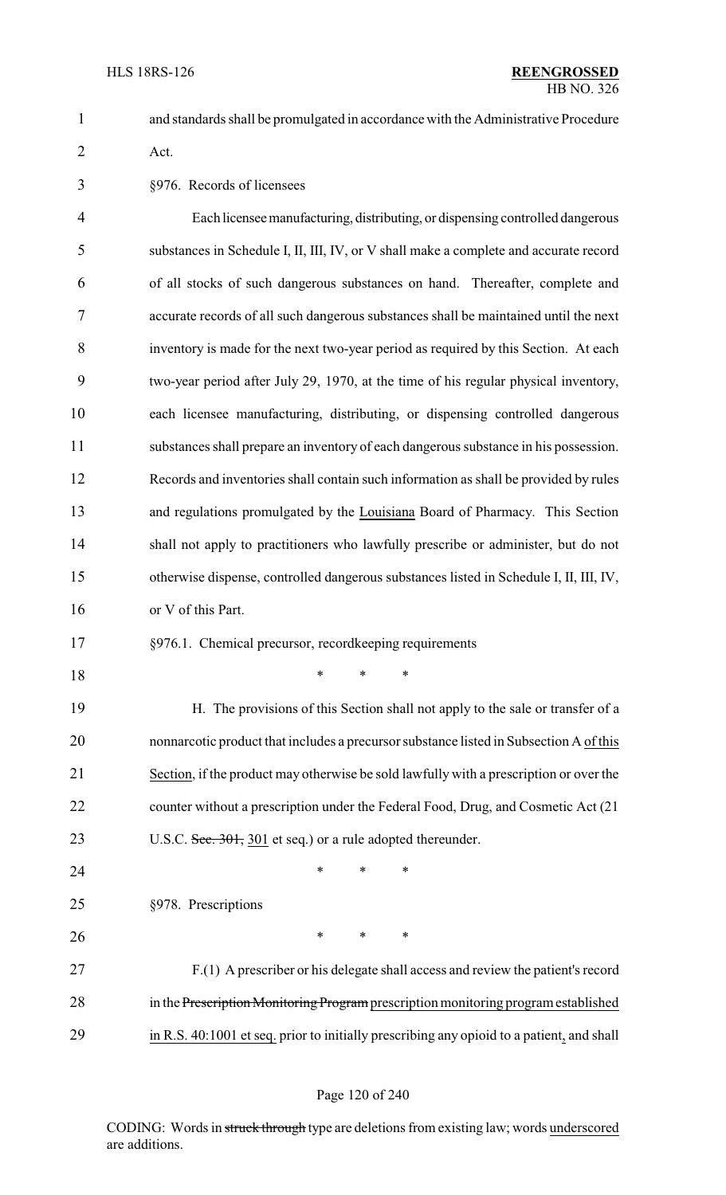and standards shall be promulgated in accordance with the Administrative Procedure Act.

§976. Records of licensees

Each licensee manufacturing, distributing, or dispensing controlled dangerous substances in Schedule I, II, III, IV, or V shall make a complete and accurate record of all stocks of such dangerous substances on hand. Thereafter, complete and accurate records of all such dangerous substances shall be maintained until the next inventory is made for the next two-year period as required by this Section. At each two-year period after July 29, 1970, at the time of his regular physical inventory, each licensee manufacturing, distributing, or dispensing controlled dangerous substances shall prepare an inventory of each dangerous substance in his possession. Records and inventories shall contain such information as shall be provided by rules and regulations promulgated by the Louisiana Board of Pharmacy. This Section shall not apply to practitioners who lawfully prescribe or administer, but do not otherwise dispense, controlled dangerous substances listed in Schedule I, II, III, IV, or V of this Part.

§976.1. Chemical precursor, recordkeeping requirements

\* \* \*

H. The provisions of this Section shall not apply to the sale or transfer of a nonnarcotic product that includes a precursor substance listed in Subsection A of this Section, if the product may otherwise be sold lawfully with a prescription or over the counter without a prescription under the Federal Food, Drug, and Cosmetic Act (21 U.S.C. ~~Sec. 301,~~ 301 et seq.) or a rule adopted thereunder.

\* \* \*

§978. Prescriptions

\* \* \*

F.(1) A prescriber or his delegate shall access and review the patient's record in the ~~Prescription Monitoring Program~~ prescription monitoring program established in R.S. 40:1001 et seq. prior to initially prescribing any opioid to a patient, and shall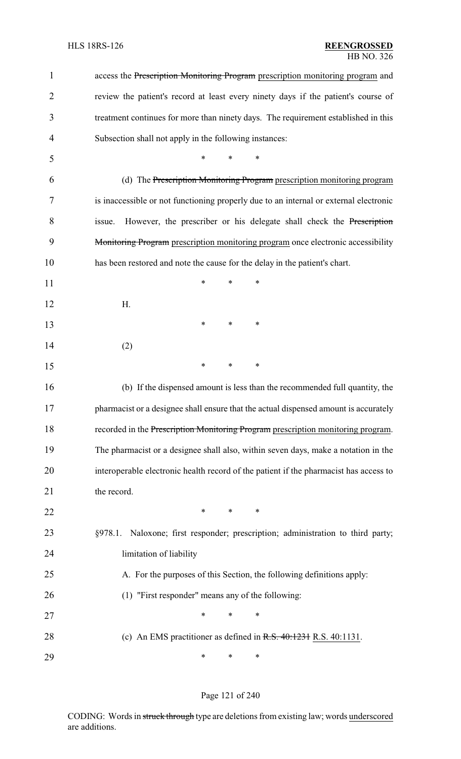access the ~~Prescription Monitoring Program~~ prescription monitoring program and review the patient's record at least every ninety days if the patient's course of treatment continues for more than ninety days. The requirement established in this Subsection shall not apply in the following instances:

\* \* \*

(d) The ~~Prescription Monitoring Program~~ prescription monitoring program is inaccessible or not functioning properly due to an internal or external electronic issue. However, the prescriber or his delegate shall check the ~~Prescription Monitoring Program~~ prescription monitoring program once electronic accessibility has been restored and note the cause for the delay in the patient's chart.

\* \* \*

H.

\* \* \*

(2)

\* \* \*

(b) If the dispensed amount is less than the recommended full quantity, the pharmacist or a designee shall ensure that the actual dispensed amount is accurately recorded in the ~~Prescription Monitoring Program~~ prescription monitoring program. The pharmacist or a designee shall also, within seven days, make a notation in the interoperable electronic health record of the patient if the pharmacist has access to the record.

\* \* \*

§978.1. Naloxone; first responder; prescription; administration to third party; limitation of liability

A. For the purposes of this Section, the following definitions apply:

(1) "First responder" means any of the following:

\* \* \*

(c) An EMS practitioner as defined in ~~R.S. 40:1231~~ R.S. 40:1131.

\* \* \*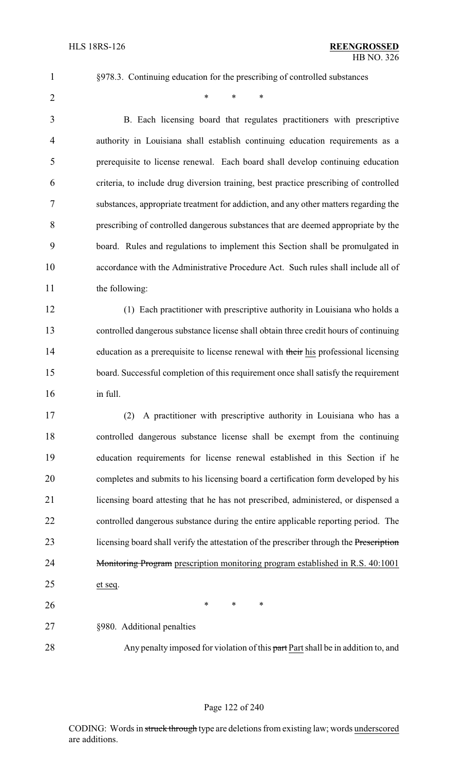§978.3. Continuing education for the prescribing of controlled substances

\* \* \*

B. Each licensing board that regulates practitioners with prescriptive authority in Louisiana shall establish continuing education requirements as a prerequisite to license renewal. Each board shall develop continuing education criteria, to include drug diversion training, best practice prescribing of controlled substances, appropriate treatment for addiction, and any other matters regarding the prescribing of controlled dangerous substances that are deemed appropriate by the board. Rules and regulations to implement this Section shall be promulgated in accordance with the Administrative Procedure Act. Such rules shall include all of the following:

(1) Each practitioner with prescriptive authority in Louisiana who holds a controlled dangerous substance license shall obtain three credit hours of continuing education as a prerequisite to license renewal with ~~their~~ <u>his</u> professional licensing board. Successful completion of this requirement once shall satisfy the requirement in full.

(2) A practitioner with prescriptive authority in Louisiana who has a controlled dangerous substance license shall be exempt from the continuing education requirements for license renewal established in this Section if he completes and submits to his licensing board a certification form developed by his licensing board attesting that he has not prescribed, administered, or dispensed a controlled dangerous substance during the entire applicable reporting period. The licensing board shall verify the attestation of the prescriber through the ~~Prescription Monitoring Program~~ <u>prescription monitoring program established in R.S. 40:1001 et seq</u>.

\* \* \*

§980. Additional penalties

Any penalty imposed for violation of this ~~part~~ <u>Part</u> shall be in addition to, and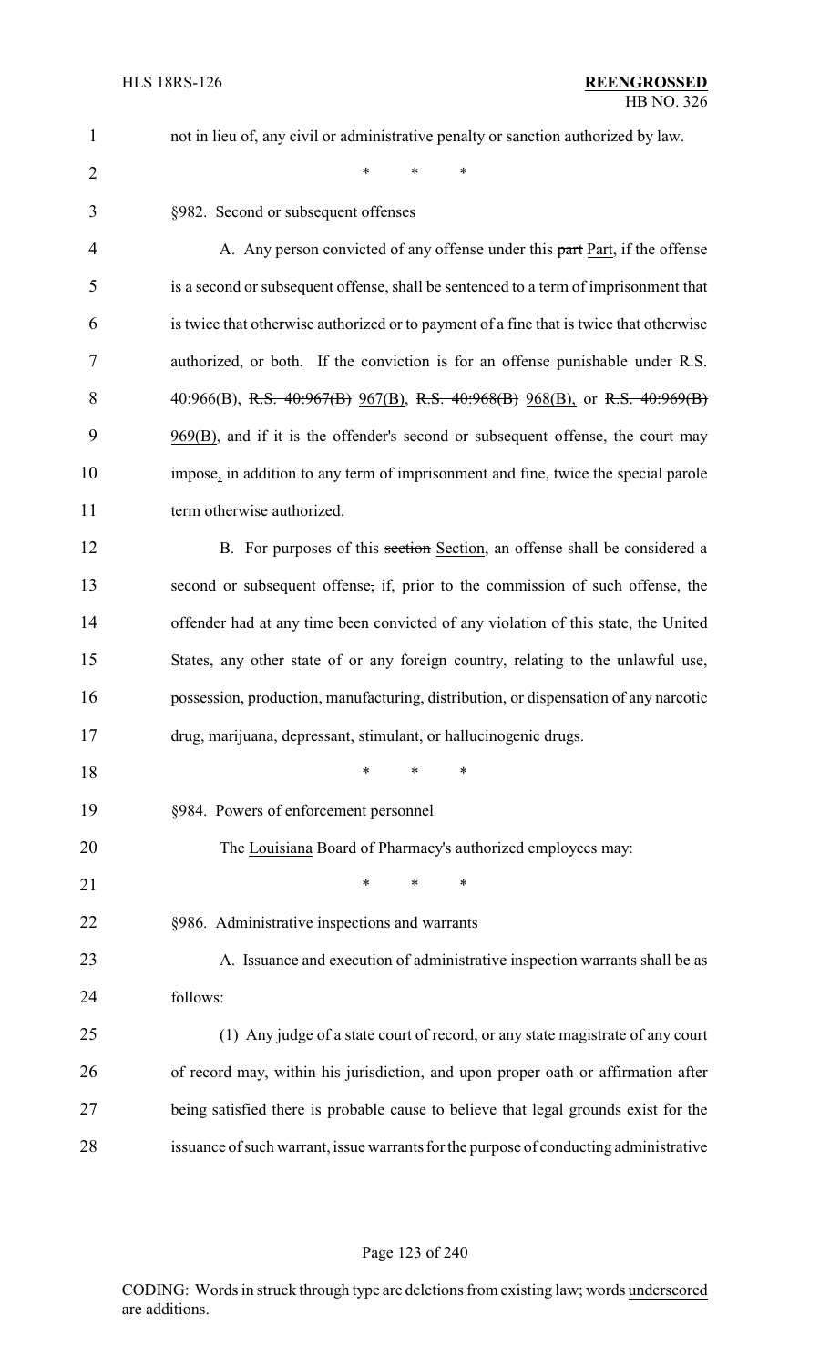not in lieu of, any civil or administrative penalty or sanction authorized by law.

\* \* \*

§982. Second or subsequent offenses

A. Any person convicted of any offense under this ~~part~~ Part, if the offense is a second or subsequent offense, shall be sentenced to a term of imprisonment that is twice that otherwise authorized or to payment of a fine that is twice that otherwise authorized, or both. If the conviction is for an offense punishable under R.S. 40:966(B), ~~R.S. 40:967(B)~~ 967(B), ~~R.S. 40:968(B)~~ 968(B), or ~~R.S. 40:969(B)~~ 969(B), and if it is the offender's second or subsequent offense, the court may impose, in addition to any term of imprisonment and fine, twice the special parole term otherwise authorized.

B. For purposes of this ~~section~~ Section, an offense shall be considered a second or subsequent offense~~,~~ if, prior to the commission of such offense, the offender had at any time been convicted of any violation of this state, the United States, any other state of or any foreign country, relating to the unlawful use, possession, production, manufacturing, distribution, or dispensation of any narcotic drug, marijuana, depressant, stimulant, or hallucinogenic drugs.

\* \* \*

§984. Powers of enforcement personnel

The Louisiana Board of Pharmacy's authorized employees may:

\* \* \*

§986. Administrative inspections and warrants

A. Issuance and execution of administrative inspection warrants shall be as follows:

(1) Any judge of a state court of record, or any state magistrate of any court of record may, within his jurisdiction, and upon proper oath or affirmation after being satisfied there is probable cause to believe that legal grounds exist for the issuance of such warrant, issue warrants for the purpose of conducting administrative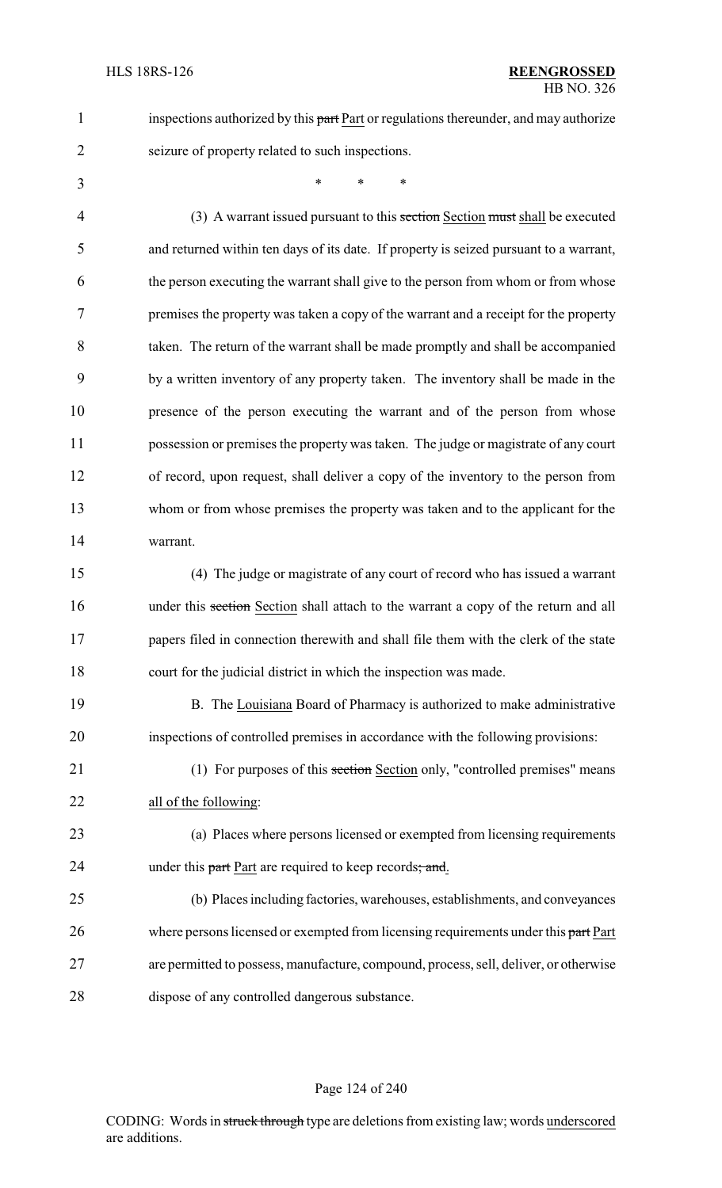inspections authorized by this ~~part~~ Part or regulations thereunder, and may authorize seizure of property related to such inspections.

\* \* \*

(3) A warrant issued pursuant to this ~~section~~ Section ~~must~~ shall be executed and returned within ten days of its date. If property is seized pursuant to a warrant, the person executing the warrant shall give to the person from whom or from whose premises the property was taken a copy of the warrant and a receipt for the property taken. The return of the warrant shall be made promptly and shall be accompanied by a written inventory of any property taken. The inventory shall be made in the presence of the person executing the warrant and of the person from whose possession or premises the property was taken. The judge or magistrate of any court of record, upon request, shall deliver a copy of the inventory to the person from whom or from whose premises the property was taken and to the applicant for the warrant.

(4) The judge or magistrate of any court of record who has issued a warrant under this ~~section~~ Section shall attach to the warrant a copy of the return and all papers filed in connection therewith and shall file them with the clerk of the state court for the judicial district in which the inspection was made.

B. The Louisiana Board of Pharmacy is authorized to make administrative inspections of controlled premises in accordance with the following provisions:

(1) For purposes of this ~~section~~ Section only, "controlled premises" means all of the following:

(a) Places where persons licensed or exempted from licensing requirements under this ~~part~~ Part are required to keep records~~; and~~.

(b) Places including factories, warehouses, establishments, and conveyances where persons licensed or exempted from licensing requirements under this ~~part~~ Part are permitted to possess, manufacture, compound, process, sell, deliver, or otherwise dispose of any controlled dangerous substance.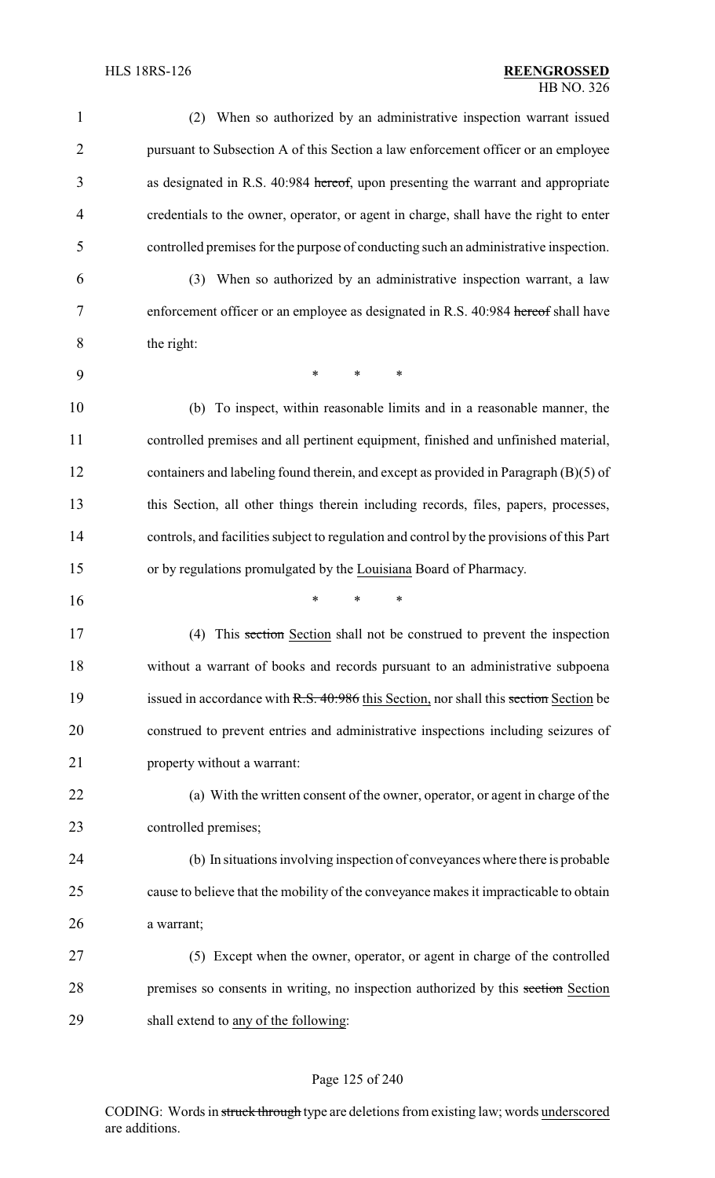(2) When so authorized by an administrative inspection warrant issued pursuant to Subsection A of this Section a law enforcement officer or an employee as designated in R.S. 40:984 ~~hereof~~, upon presenting the warrant and appropriate credentials to the owner, operator, or agent in charge, shall have the right to enter controlled premises for the purpose of conducting such an administrative inspection.

(3) When so authorized by an administrative inspection warrant, a law enforcement officer or an employee as designated in R.S. 40:984 ~~hereof~~ shall have the right:

\* \* \*

(b) To inspect, within reasonable limits and in a reasonable manner, the controlled premises and all pertinent equipment, finished and unfinished material, containers and labeling found therein, and except as provided in Paragraph (B)(5) of this Section, all other things therein including records, files, papers, processes, controls, and facilities subject to regulation and control by the provisions of this Part or by regulations promulgated by the <u>Louisiana</u> Board of Pharmacy.

\* \* \*

(4) This ~~section~~ <u>Section</u> shall not be construed to prevent the inspection without a warrant of books and records pursuant to an administrative subpoena issued in accordance with ~~R.S. 40:986~~ <u>this Section,</u> nor shall this ~~section~~ <u>Section</u> be construed to prevent entries and administrative inspections including seizures of property without a warrant:

(a) With the written consent of the owner, operator, or agent in charge of the controlled premises;

(b) In situations involving inspection of conveyances where there is probable cause to believe that the mobility of the conveyance makes it impracticable to obtain a warrant;

(5) Except when the owner, operator, or agent in charge of the controlled premises so consents in writing, no inspection authorized by this ~~section~~ <u>Section</u> shall extend to <u>any of the following</u>: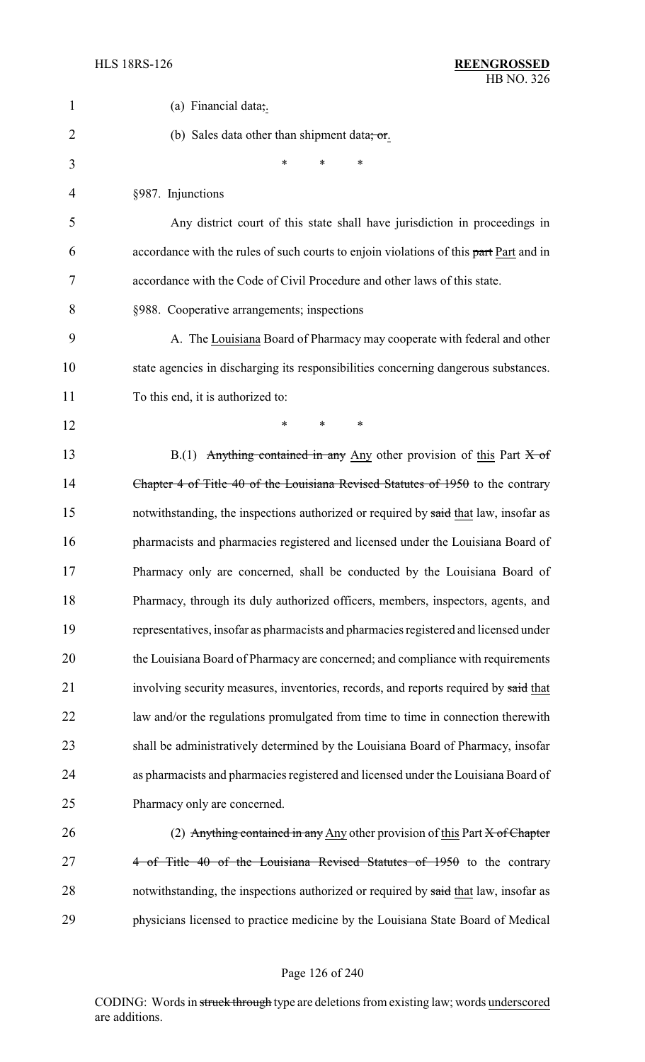(a) Financial data;.

(b) Sales data other than shipment data; or.

\* \* \*

§987. Injunctions

Any district court of this state shall have jurisdiction in proceedings in accordance with the rules of such courts to enjoin violations of this ~~part~~ Part and in accordance with the Code of Civil Procedure and other laws of this state.

§988. Cooperative arrangements; inspections

A. The Louisiana Board of Pharmacy may cooperate with federal and other state agencies in discharging its responsibilities concerning dangerous substances. To this end, it is authorized to:

\* \* \*

B.(1) ~~Anything contained in any~~ Any other provision of this Part ~~X of Chapter 4 of Title 40 of the Louisiana Revised Statutes of 1950~~ to the contrary notwithstanding, the inspections authorized or required by ~~said~~ that law, insofar as pharmacists and pharmacies registered and licensed under the Louisiana Board of Pharmacy only are concerned, shall be conducted by the Louisiana Board of Pharmacy, through its duly authorized officers, members, inspectors, agents, and representatives, insofar as pharmacists and pharmacies registered and licensed under the Louisiana Board of Pharmacy are concerned; and compliance with requirements involving security measures, inventories, records, and reports required by ~~said~~ that law and/or the regulations promulgated from time to time in connection therewith shall be administratively determined by the Louisiana Board of Pharmacy, insofar as pharmacists and pharmacies registered and licensed under the Louisiana Board of Pharmacy only are concerned.

(2) ~~Anything contained in any~~ Any other provision of this Part ~~X of Chapter 4 of Title 40 of the Louisiana Revised Statutes of 1950~~ to the contrary notwithstanding, the inspections authorized or required by ~~said~~ that law, insofar as physicians licensed to practice medicine by the Louisiana State Board of Medical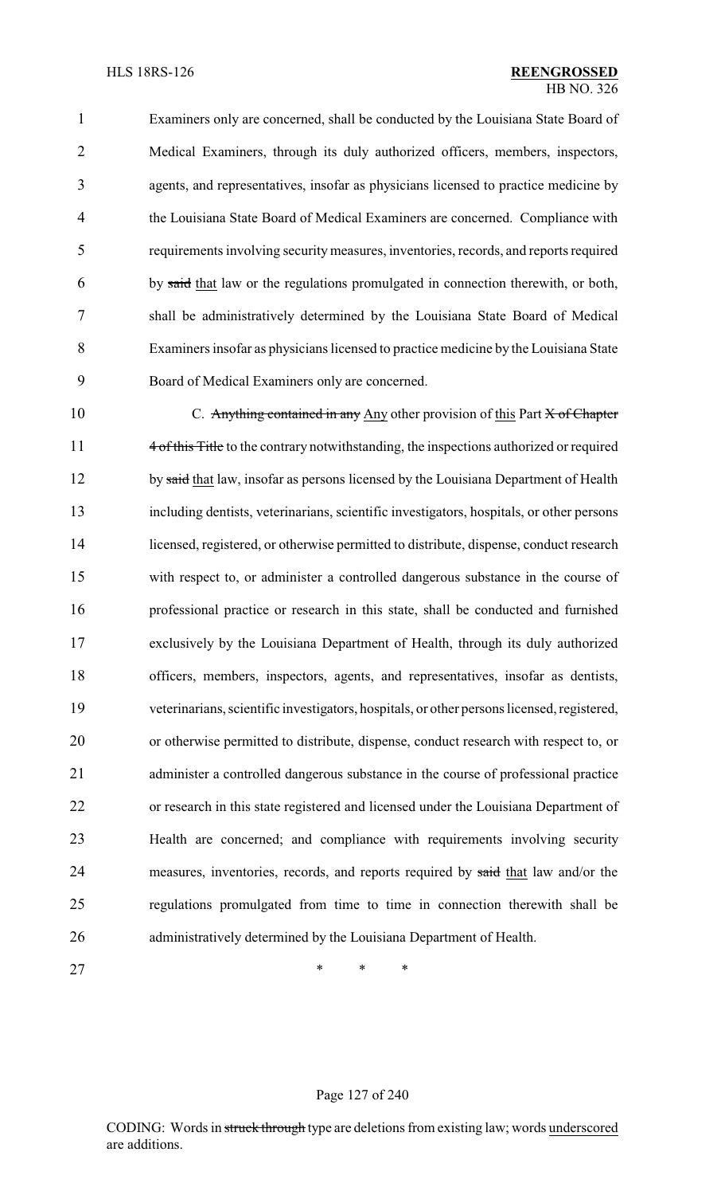Examiners only are concerned, shall be conducted by the Louisiana State Board of Medical Examiners, through its duly authorized officers, members, inspectors, agents, and representatives, insofar as physicians licensed to practice medicine by the Louisiana State Board of Medical Examiners are concerned. Compliance with requirements involving security measures, inventories, records, and reports required by ~~said~~ that law or the regulations promulgated in connection therewith, or both, shall be administratively determined by the Louisiana State Board of Medical Examiners insofar as physicians licensed to practice medicine by the Louisiana State Board of Medical Examiners only are concerned.

C. ~~Anything contained in any~~ Any other provision of this Part ~~X of Chapter 4 of this Title~~ to the contrary notwithstanding, the inspections authorized or required by ~~said~~ that law, insofar as persons licensed by the Louisiana Department of Health including dentists, veterinarians, scientific investigators, hospitals, or other persons licensed, registered, or otherwise permitted to distribute, dispense, conduct research with respect to, or administer a controlled dangerous substance in the course of professional practice or research in this state, shall be conducted and furnished exclusively by the Louisiana Department of Health, through its duly authorized officers, members, inspectors, agents, and representatives, insofar as dentists, veterinarians, scientific investigators, hospitals, or other persons licensed, registered, or otherwise permitted to distribute, dispense, conduct research with respect to, or administer a controlled dangerous substance in the course of professional practice or research in this state registered and licensed under the Louisiana Department of Health are concerned; and compliance with requirements involving security measures, inventories, records, and reports required by ~~said~~ that law and/or the regulations promulgated from time to time in connection therewith shall be administratively determined by the Louisiana Department of Health.

\* \* \*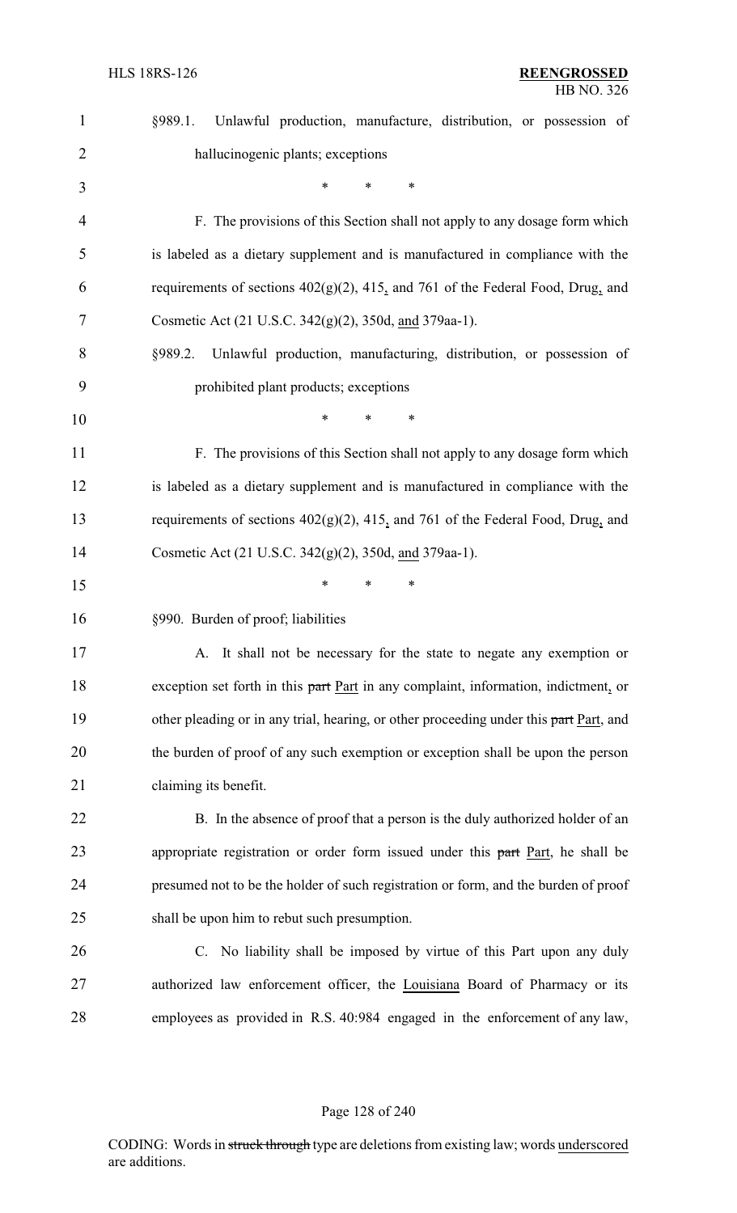§989.1. Unlawful production, manufacture, distribution, or possession of hallucinogenic plants; exceptions

\* \* \*

F. The provisions of this Section shall not apply to any dosage form which is labeled as a dietary supplement and is manufactured in compliance with the requirements of sections 402(g)(2), 415, and 761 of the Federal Food, Drug, and Cosmetic Act (21 U.S.C. 342(g)(2), 350d, and 379aa-1).

§989.2. Unlawful production, manufacturing, distribution, or possession of prohibited plant products; exceptions

\* \* \*

F. The provisions of this Section shall not apply to any dosage form which is labeled as a dietary supplement and is manufactured in compliance with the requirements of sections 402(g)(2), 415, and 761 of the Federal Food, Drug, and Cosmetic Act (21 U.S.C. 342(g)(2), 350d, and 379aa-1).

\* \* \*

§990. Burden of proof; liabilities

A. It shall not be necessary for the state to negate any exemption or exception set forth in this ~~part~~ Part in any complaint, information, indictment, or other pleading or in any trial, hearing, or other proceeding under this ~~part~~ Part, and the burden of proof of any such exemption or exception shall be upon the person claiming its benefit.

B. In the absence of proof that a person is the duly authorized holder of an appropriate registration or order form issued under this ~~part~~ Part, he shall be presumed not to be the holder of such registration or form, and the burden of proof shall be upon him to rebut such presumption.

C. No liability shall be imposed by virtue of this Part upon any duly authorized law enforcement officer, the Louisiana Board of Pharmacy or its employees as provided in R.S. 40:984 engaged in the enforcement of any law,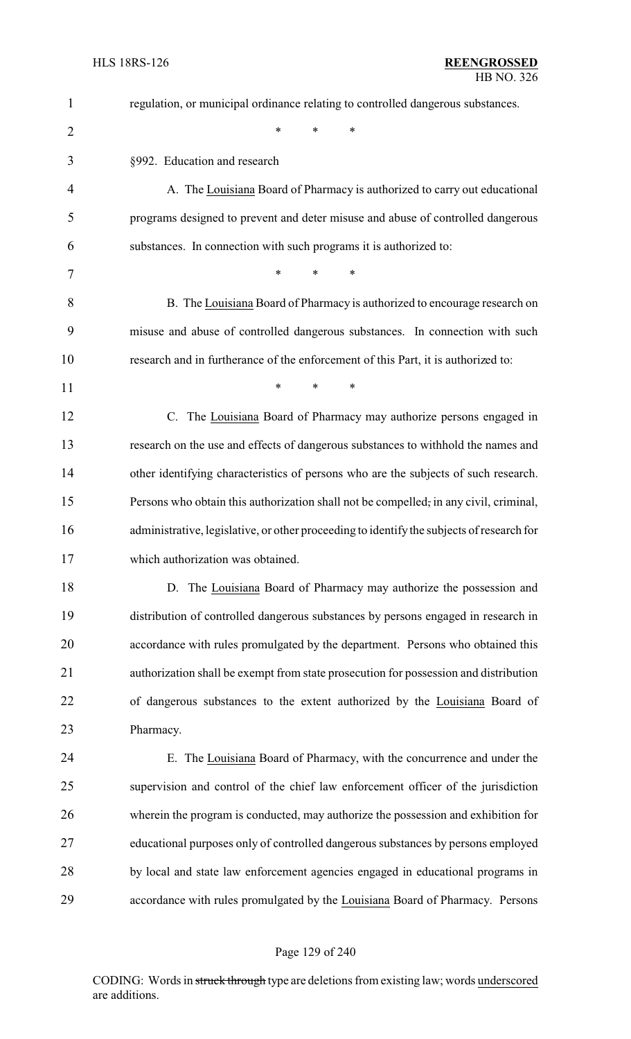regulation, or municipal ordinance relating to controlled dangerous substances.

\* \* \*

§992. Education and research

A. The Louisiana Board of Pharmacy is authorized to carry out educational programs designed to prevent and deter misuse and abuse of controlled dangerous substances. In connection with such programs it is authorized to:

\* \* \*

B. The Louisiana Board of Pharmacy is authorized to encourage research on misuse and abuse of controlled dangerous substances. In connection with such research and in furtherance of the enforcement of this Part, it is authorized to:

\* \* \*

C. The Louisiana Board of Pharmacy may authorize persons engaged in research on the use and effects of dangerous substances to withhold the names and other identifying characteristics of persons who are the subjects of such research. Persons who obtain this authorization shall not be compelled, in any civil, criminal, administrative, legislative, or other proceeding to identify the subjects of research for which authorization was obtained.

D. The Louisiana Board of Pharmacy may authorize the possession and distribution of controlled dangerous substances by persons engaged in research in accordance with rules promulgated by the department. Persons who obtained this authorization shall be exempt from state prosecution for possession and distribution of dangerous substances to the extent authorized by the Louisiana Board of Pharmacy.

E. The Louisiana Board of Pharmacy, with the concurrence and under the supervision and control of the chief law enforcement officer of the jurisdiction wherein the program is conducted, may authorize the possession and exhibition for educational purposes only of controlled dangerous substances by persons employed by local and state law enforcement agencies engaged in educational programs in accordance with rules promulgated by the Louisiana Board of Pharmacy. Persons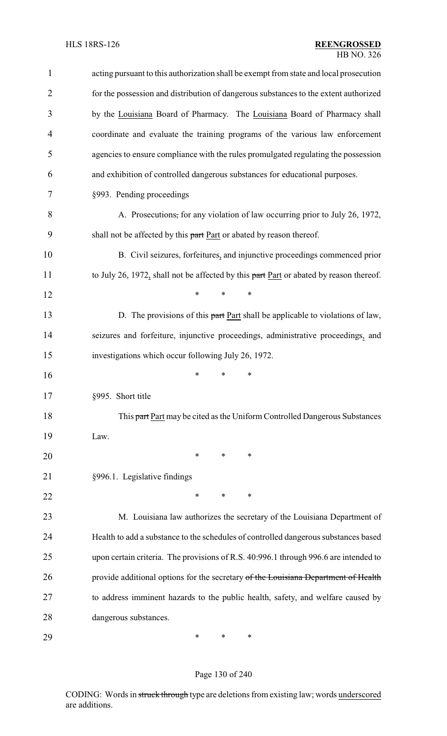acting pursuant to this authorization shall be exempt from state and local prosecution for the possession and distribution of dangerous substances to the extent authorized by the <u>Louisiana</u> Board of Pharmacy. The <u>Louisiana</u> Board of Pharmacy shall coordinate and evaluate the training programs of the various law enforcement agencies to ensure compliance with the rules promulgated regulating the possession and exhibition of controlled dangerous substances for educational purposes.

§993. Pending proceedings

A. Prosecutions~~,~~ for any violation of law occurring prior to July 26, 1972, shall not be affected by this ~~part~~ <u>Part</u> or abated by reason thereof.

B. Civil seizures, forfeitures<u>,</u> and injunctive proceedings commenced prior to July 26, 1972<u>,</u> shall not be affected by this ~~part~~ <u>Part</u> or abated by reason thereof.

\* \* \*

D. The provisions of this ~~part~~ <u>Part</u> shall be applicable to violations of law, seizures and forfeiture, injunctive proceedings, administrative proceedings<u>,</u> and investigations which occur following July 26, 1972.

\* \* \*

§995. Short title

This ~~part~~ <u>Part</u> may be cited as the Uniform Controlled Dangerous Substances Law.

\* \* \*

§996.1. Legislative findings

\* \* \*

M. Louisiana law authorizes the secretary of the Louisiana Department of Health to add a substance to the schedules of controlled dangerous substances based upon certain criteria. The provisions of R.S. 40:996.1 through 996.6 are intended to provide additional options for the secretary ~~of the Louisiana Department of Health~~ to address imminent hazards to the public health, safety, and welfare caused by dangerous substances.

\* \* \*

CODING: Words in ~~struck through~~ type are deletions from existing law; words <u>underscored</u> are additions.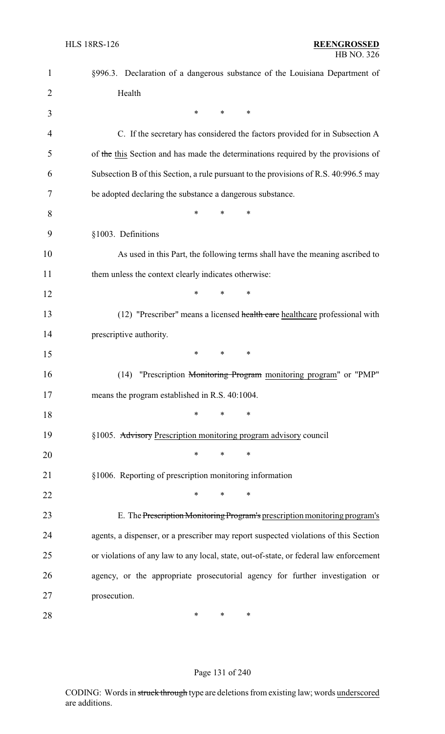§996.3. Declaration of a dangerous substance of the Louisiana Department of Health

\* \* \*

C. If the secretary has considered the factors provided for in Subsection A of ~~the~~ <u>this</u> Section and has made the determinations required by the provisions of Subsection B of this Section, a rule pursuant to the provisions of R.S. 40:996.5 may be adopted declaring the substance a dangerous substance.

\* \* \*

§1003. Definitions

As used in this Part, the following terms shall have the meaning ascribed to them unless the context clearly indicates otherwise:

\* \* \*

(12) "Prescriber" means a licensed ~~health care~~ <u>healthcare</u> professional with prescriptive authority.

\* \* \*

(14) "Prescription ~~Monitoring Program~~ <u>monitoring program</u>" or "PMP" means the program established in R.S. 40:1004.

\* \* \*

§1005. ~~Advisory~~ <u>Prescription monitoring program advisory</u> council

\* \* \*

§1006. Reporting of prescription monitoring information

\* \* \*

E. The ~~Prescription Monitoring Program's~~ <u>prescription monitoring program's</u> agents, a dispenser, or a prescriber may report suspected violations of this Section or violations of any law to any local, state, out-of-state, or federal law enforcement agency, or the appropriate prosecutorial agency for further investigation or prosecution.

\* \* \*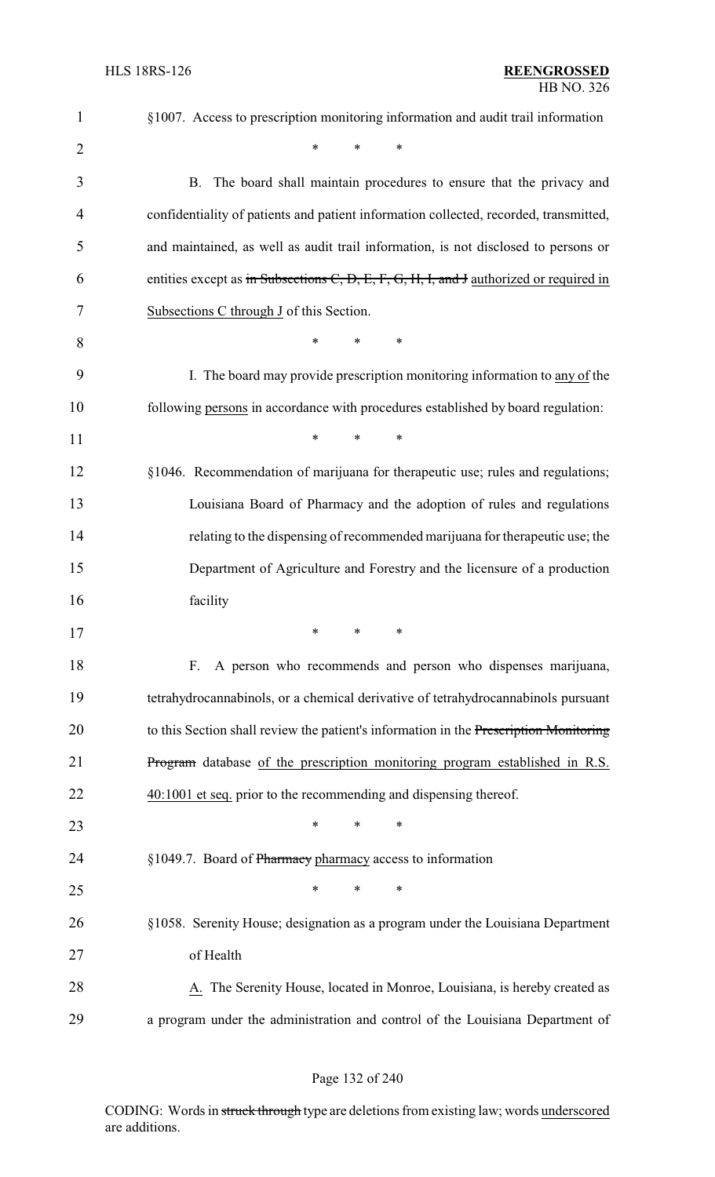§1007. Access to prescription monitoring information and audit trail information

\* \* \*

B. The board shall maintain procedures to ensure that the privacy and confidentiality of patients and patient information collected, recorded, transmitted, and maintained, as well as audit trail information, is not disclosed to persons or entities except as ~~in Subsections C, D, E, F, G, H, I, and J~~ authorized or required in Subsections C through J of this Section.

\* \* \*

I. The board may provide prescription monitoring information to any of the following persons in accordance with procedures established by board regulation:

\* \* \*

§1046. Recommendation of marijuana for therapeutic use; rules and regulations; Louisiana Board of Pharmacy and the adoption of rules and regulations relating to the dispensing of recommended marijuana for therapeutic use; the Department of Agriculture and Forestry and the licensure of a production facility

\* \* \*

F. A person who recommends and person who dispenses marijuana, tetrahydrocannabinols, or a chemical derivative of tetrahydrocannabinols pursuant to this Section shall review the patient's information in the ~~Prescription Monitoring Program~~ database of the prescription monitoring program established in R.S. 40:1001 et seq. prior to the recommending and dispensing thereof.

\* \* \*

§1049.7. Board of ~~Pharmacy~~ pharmacy access to information

\* \* \*

§1058. Serenity House; designation as a program under the Louisiana Department of Health

A. The Serenity House, located in Monroe, Louisiana, is hereby created as a program under the administration and control of the Louisiana Department of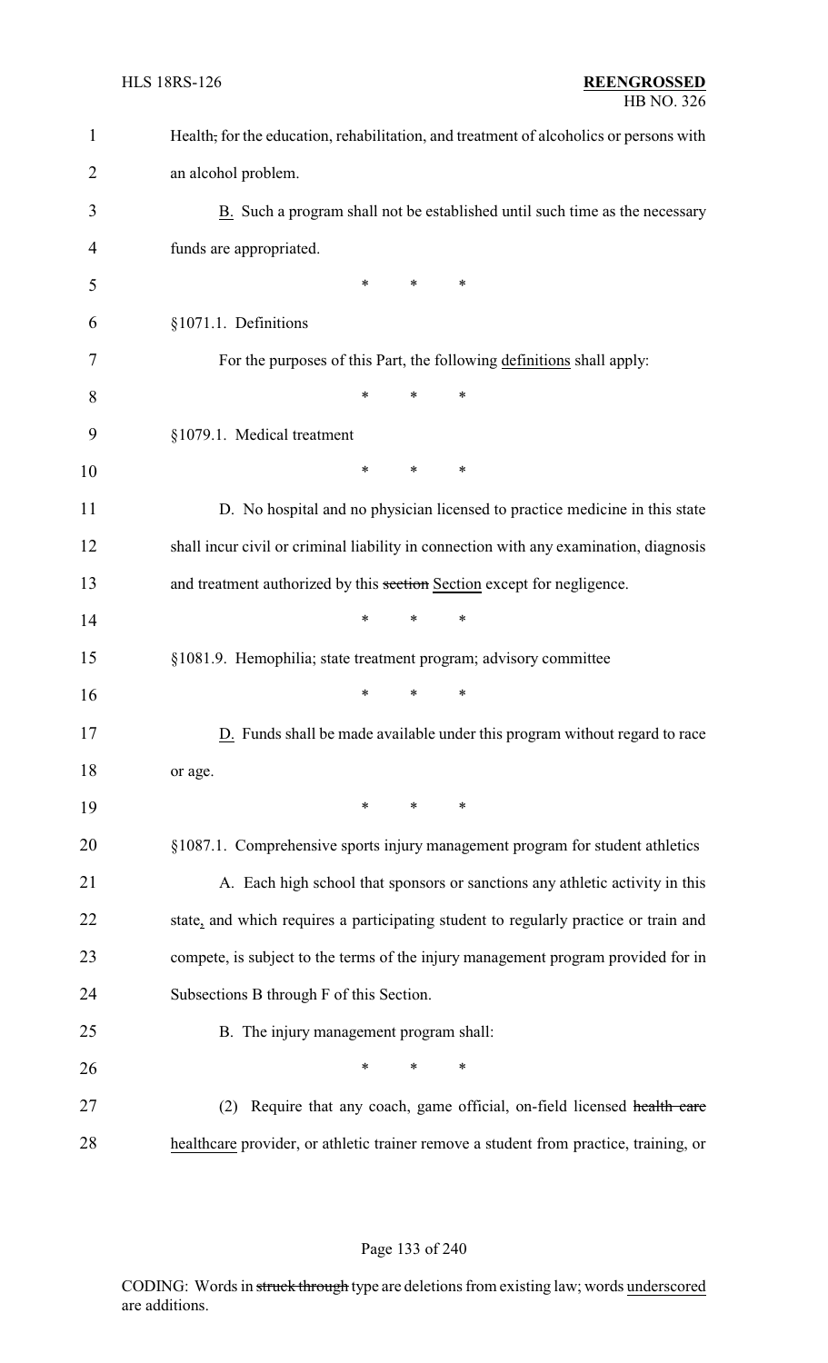Health; for the education, rehabilitation, and treatment of alcoholics or persons with an alcohol problem.

B. Such a program shall not be established until such time as the necessary funds are appropriated.

\* \* \*

§1071.1. Definitions

For the purposes of this Part, the following definitions shall apply:

\* \* \*

§1079.1. Medical treatment

\* \* \*

D. No hospital and no physician licensed to practice medicine in this state shall incur civil or criminal liability in connection with any examination, diagnosis and treatment authorized by this ~~section~~ Section except for negligence.

\* \* \*

§1081.9. Hemophilia; state treatment program; advisory committee

\* \* \*

D. Funds shall be made available under this program without regard to race or age.

\* \* \*

§1087.1. Comprehensive sports injury management program for student athletics

A. Each high school that sponsors or sanctions any athletic activity in this state, and which requires a participating student to regularly practice or train and compete, is subject to the terms of the injury management program provided for in Subsections B through F of this Section.

B. The injury management program shall:

\* \* \*

(2) Require that any coach, game official, on-field licensed ~~health care~~ healthcare provider, or athletic trainer remove a student from practice, training, or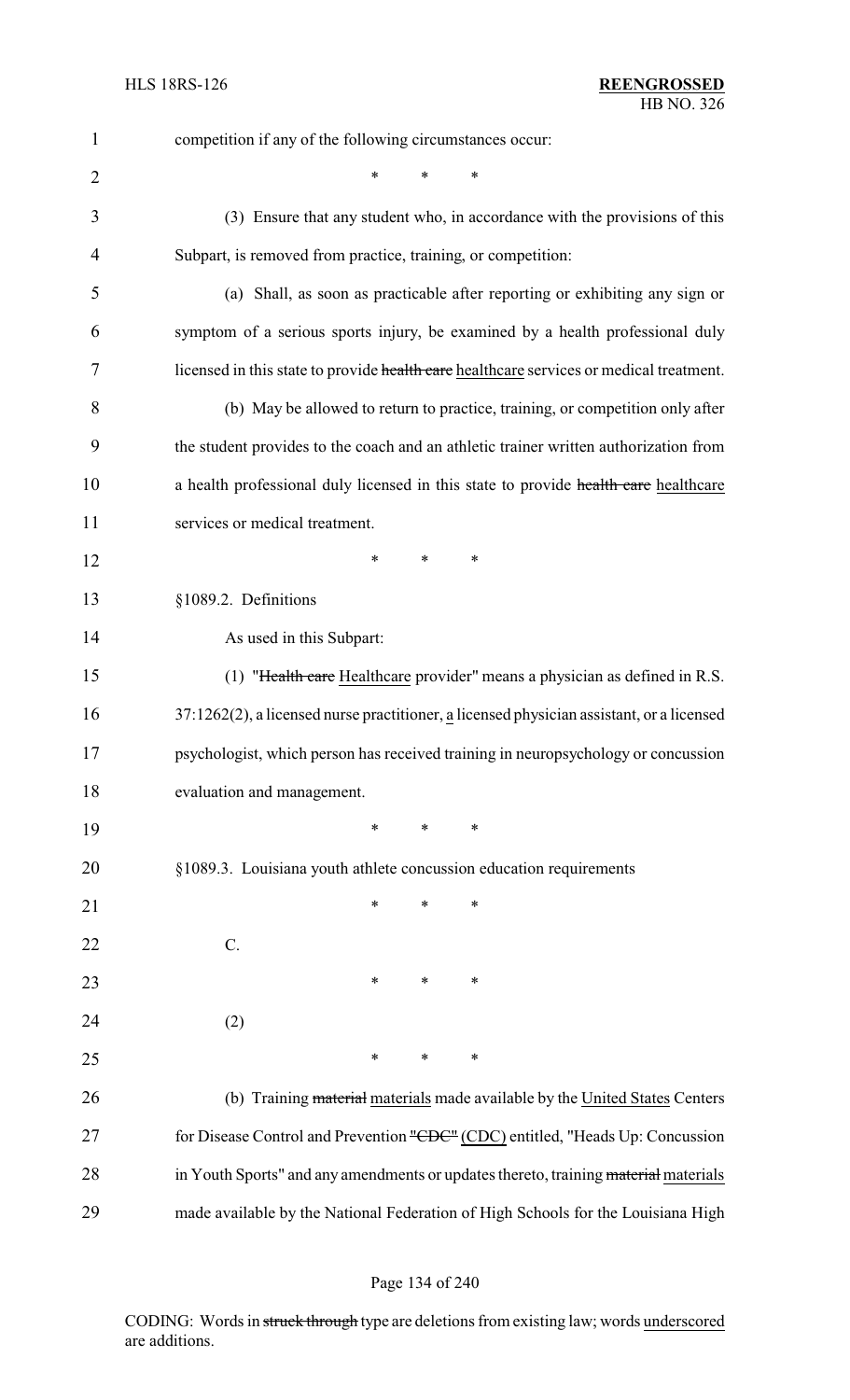competition if any of the following circumstances occur:

\* \* \*

(3) Ensure that any student who, in accordance with the provisions of this Subpart, is removed from practice, training, or competition:

(a) Shall, as soon as practicable after reporting or exhibiting any sign or symptom of a serious sports injury, be examined by a health professional duly licensed in this state to provide ~~health care~~ healthcare services or medical treatment.

(b) May be allowed to return to practice, training, or competition only after the student provides to the coach and an athletic trainer written authorization from a health professional duly licensed in this state to provide ~~health care~~ healthcare services or medical treatment.

\* \* \*

§1089.2. Definitions

As used in this Subpart:

(1) "~~Health care~~ Healthcare provider" means a physician as defined in R.S. 37:1262(2), a licensed nurse practitioner, a licensed physician assistant, or a licensed psychologist, which person has received training in neuropsychology or concussion evaluation and management.

\* \* \*

§1089.3. Louisiana youth athlete concussion education requirements

\* \* \*

C.

\* \* \*

(2)

\* \* \*

(b) Training ~~material~~ materials made available by the United States Centers for Disease Control and Prevention ~~"CDC"~~ (CDC) entitled, "Heads Up: Concussion in Youth Sports" and any amendments or updates thereto, training ~~material~~ materials made available by the National Federation of High Schools for the Louisiana High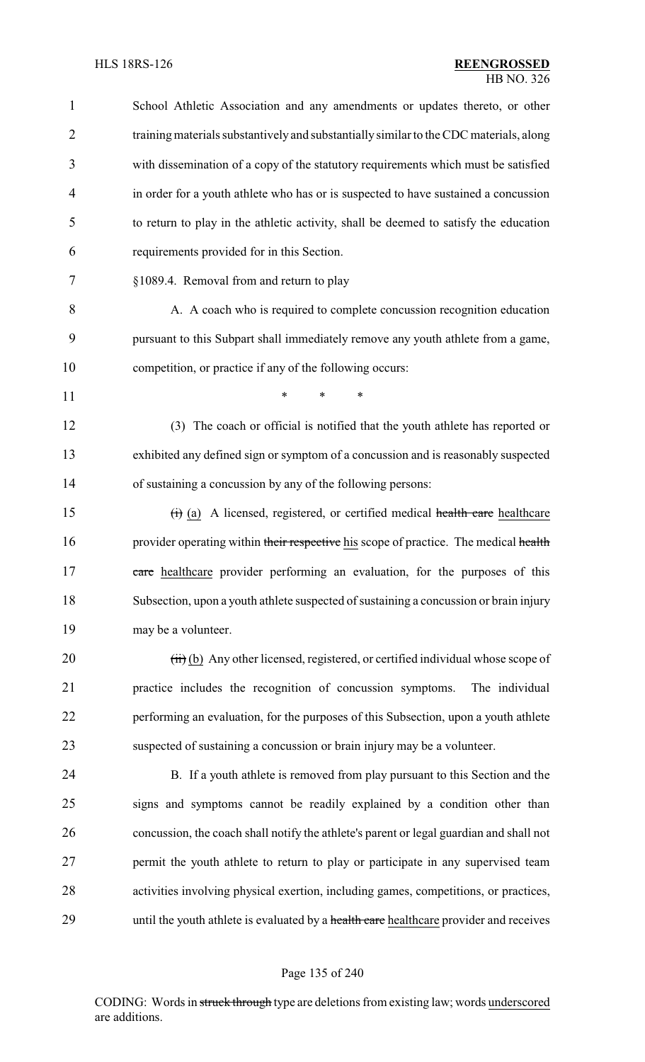School Athletic Association and any amendments or updates thereto, or other training materials substantively and substantially similar to the CDC materials, along with dissemination of a copy of the statutory requirements which must be satisfied in order for a youth athlete who has or is suspected to have sustained a concussion to return to play in the athletic activity, shall be deemed to satisfy the education requirements provided for in this Section.

§1089.4. Removal from and return to play

A. A coach who is required to complete concussion recognition education pursuant to this Subpart shall immediately remove any youth athlete from a game, competition, or practice if any of the following occurs:

\* \* \*

(3) The coach or official is notified that the youth athlete has reported or exhibited any defined sign or symptom of a concussion and is reasonably suspected of sustaining a concussion by any of the following persons:

~~(i)~~ (a) A licensed, registered, or certified medical ~~health care~~ healthcare provider operating within ~~their respective~~ his scope of practice. The medical ~~health care~~ healthcare provider performing an evaluation, for the purposes of this Subsection, upon a youth athlete suspected of sustaining a concussion or brain injury may be a volunteer.

~~(ii)~~ (b) Any other licensed, registered, or certified individual whose scope of practice includes the recognition of concussion symptoms. The individual performing an evaluation, for the purposes of this Subsection, upon a youth athlete suspected of sustaining a concussion or brain injury may be a volunteer.

B. If a youth athlete is removed from play pursuant to this Section and the signs and symptoms cannot be readily explained by a condition other than concussion, the coach shall notify the athlete's parent or legal guardian and shall not permit the youth athlete to return to play or participate in any supervised team activities involving physical exertion, including games, competitions, or practices, until the youth athlete is evaluated by a ~~health care~~ healthcare provider and receives

CODING: Words in ~~struck through~~ type are deletions from existing law; words underscored are additions.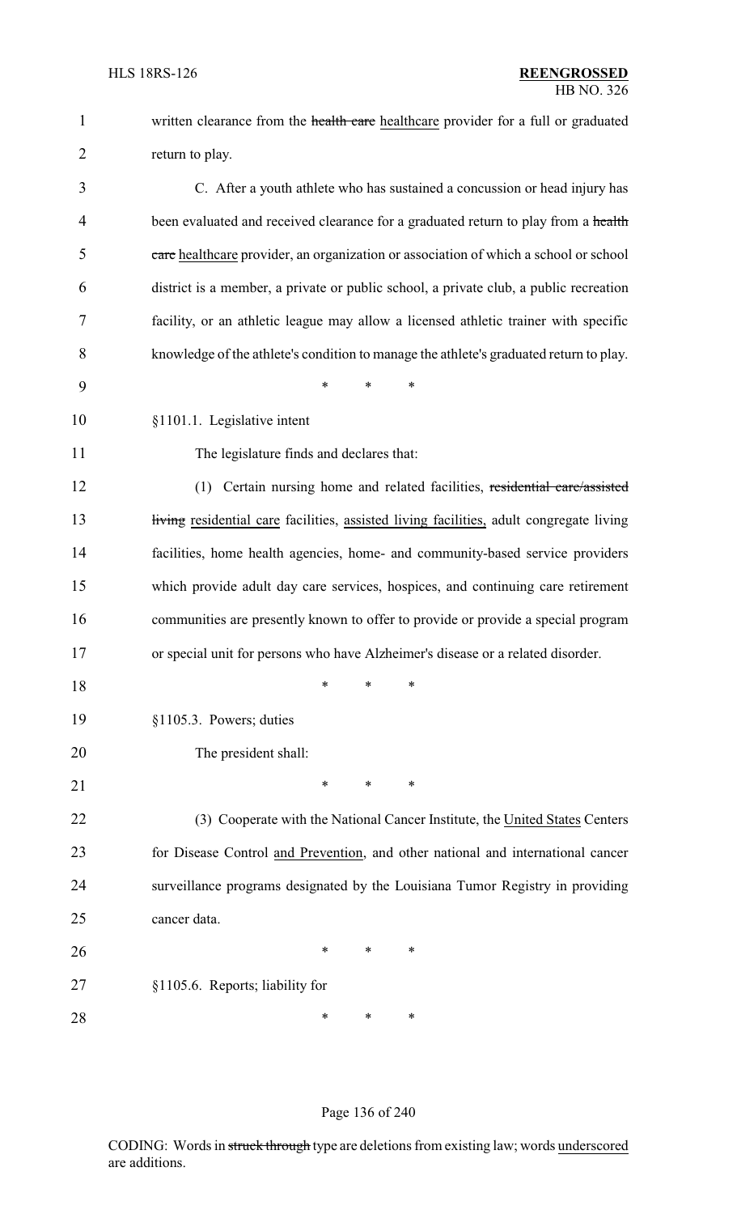written clearance from the ~~health care~~ <u>healthcare</u> provider for a full or graduated return to play.

C. After a youth athlete who has sustained a concussion or head injury has been evaluated and received clearance for a graduated return to play from a ~~health care~~ <u>healthcare</u> provider, an organization or association of which a school or school district is a member, a private or public school, a private club, a public recreation facility, or an athletic league may allow a licensed athletic trainer with specific knowledge of the athlete's condition to manage the athlete's graduated return to play.

\* \* \*

§1101.1. Legislative intent

The legislature finds and declares that:

(1) Certain nursing home and related facilities, ~~residential care/assisted living~~ <u>residential care</u> facilities, <u>assisted living facilities,</u> adult congregate living facilities, home health agencies, home- and community-based service providers which provide adult day care services, hospices, and continuing care retirement communities are presently known to offer to provide or provide a special program or special unit for persons who have Alzheimer's disease or a related disorder.

\* \* \*

§1105.3. Powers; duties

The president shall:

\* \* \*

(3) Cooperate with the National Cancer Institute, the <u>United States</u> Centers for Disease Control <u>and Prevention</u>, and other national and international cancer surveillance programs designated by the Louisiana Tumor Registry in providing cancer data.

\* \* \*

§1105.6. Reports; liability for

\* \* \*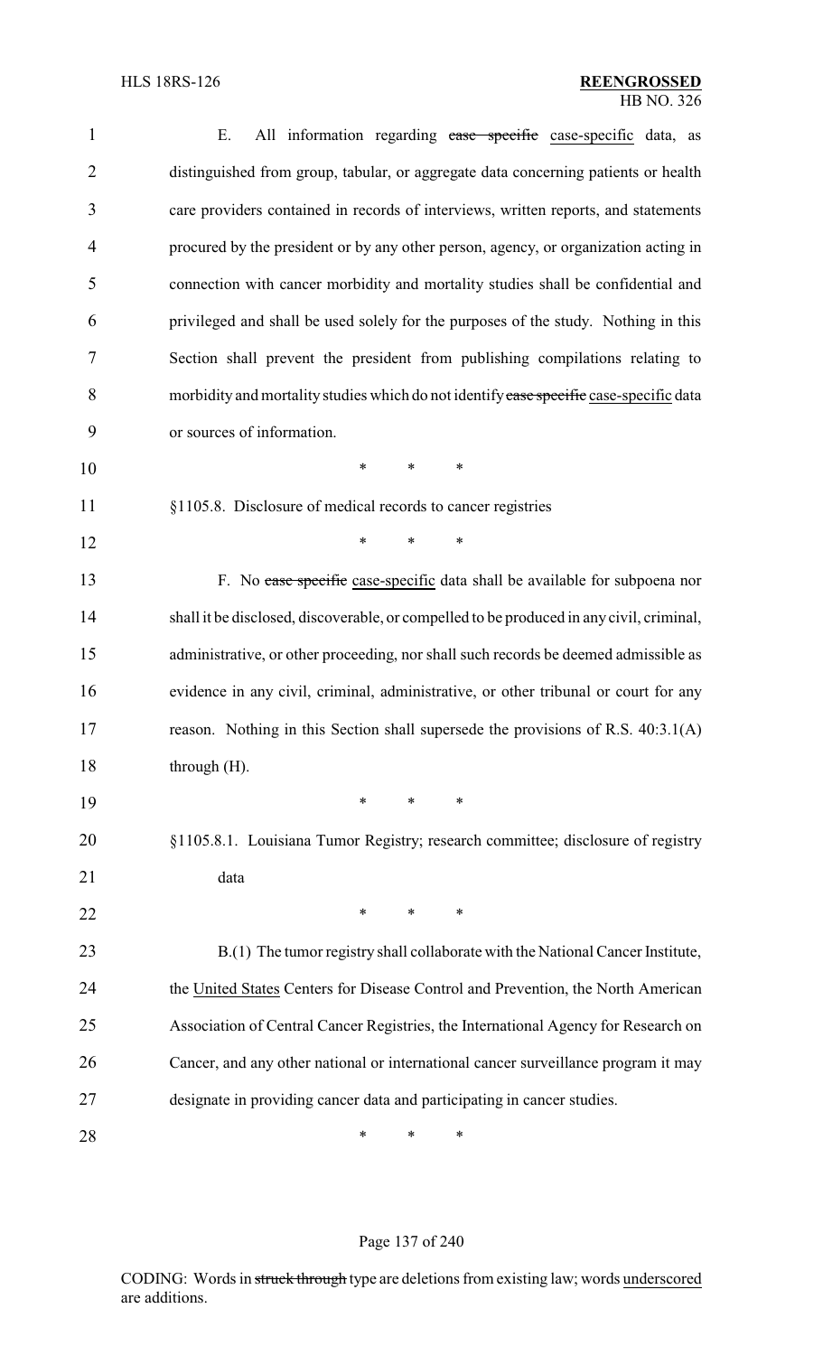E. All information regarding ~~case specific~~ case-specific data, as distinguished from group, tabular, or aggregate data concerning patients or health care providers contained in records of interviews, written reports, and statements procured by the president or by any other person, agency, or organization acting in connection with cancer morbidity and mortality studies shall be confidential and privileged and shall be used solely for the purposes of the study. Nothing in this Section shall prevent the president from publishing compilations relating to morbidity and mortality studies which do not identify ~~case specific~~ case-specific data or sources of information.

\* \* \*

§1105.8. Disclosure of medical records to cancer registries

\* \* \*

F. No ~~case specific~~ case-specific data shall be available for subpoena nor shall it be disclosed, discoverable, or compelled to be produced in any civil, criminal, administrative, or other proceeding, nor shall such records be deemed admissible as evidence in any civil, criminal, administrative, or other tribunal or court for any reason. Nothing in this Section shall supersede the provisions of R.S. 40:3.1(A) through (H).

\* \* \*

§1105.8.1. Louisiana Tumor Registry; research committee; disclosure of registry data

\* \* \*

B.(1) The tumor registry shall collaborate with the National Cancer Institute, the United States Centers for Disease Control and Prevention, the North American Association of Central Cancer Registries, the International Agency for Research on Cancer, and any other national or international cancer surveillance program it may designate in providing cancer data and participating in cancer studies.

\* \* \*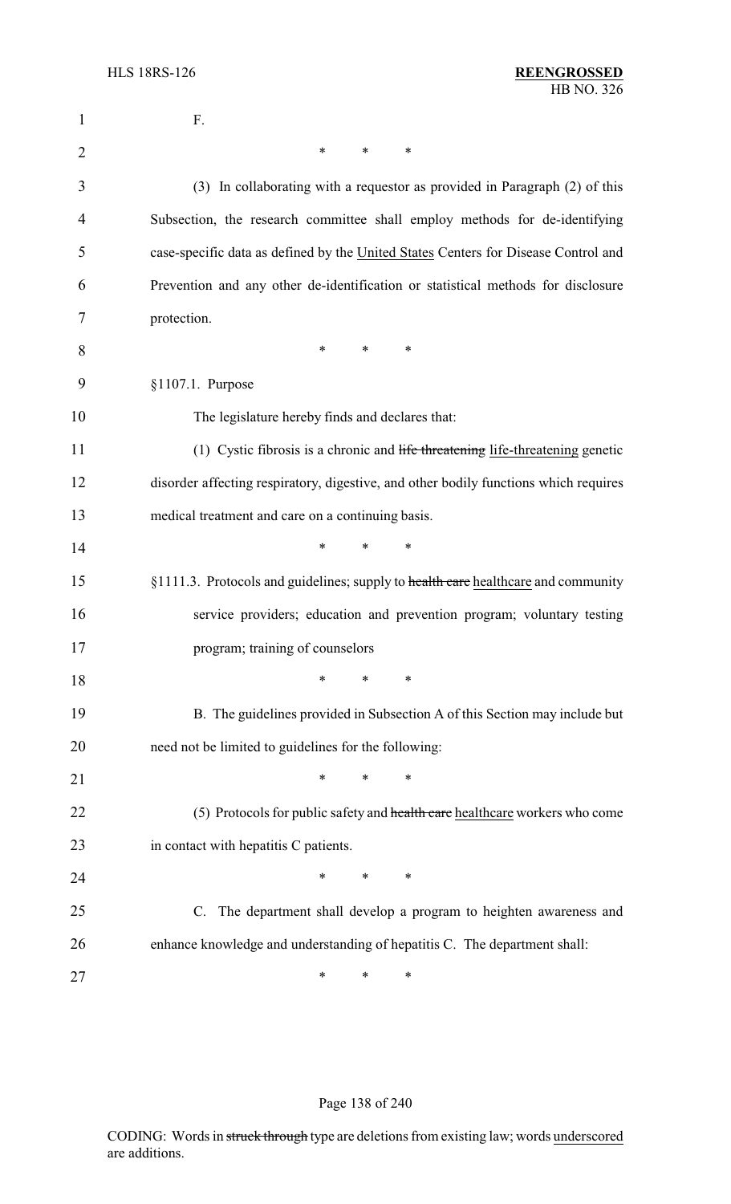F.

\* \* \*

(3) In collaborating with a requestor as provided in Paragraph (2) of this Subsection, the research committee shall employ methods for de-identifying case-specific data as defined by the United States Centers for Disease Control and Prevention and any other de-identification or statistical methods for disclosure protection.

\* \* \*

§1107.1. Purpose

The legislature hereby finds and declares that:

(1) Cystic fibrosis is a chronic and ~~life threatening~~ life-threatening genetic disorder affecting respiratory, digestive, and other bodily functions which requires medical treatment and care on a continuing basis.

\* \* \*

§1111.3. Protocols and guidelines; supply to ~~health care~~ healthcare and community service providers; education and prevention program; voluntary testing program; training of counselors

\* \* \*

B. The guidelines provided in Subsection A of this Section may include but need not be limited to guidelines for the following:

\* \* \*

(5) Protocols for public safety and ~~health care~~ healthcare workers who come in contact with hepatitis C patients.

\* \* \*

C. The department shall develop a program to heighten awareness and enhance knowledge and understanding of hepatitis C. The department shall:

\* \* \*

CODING: Words in ~~struck through~~ type are deletions from existing law; words underscored are additions.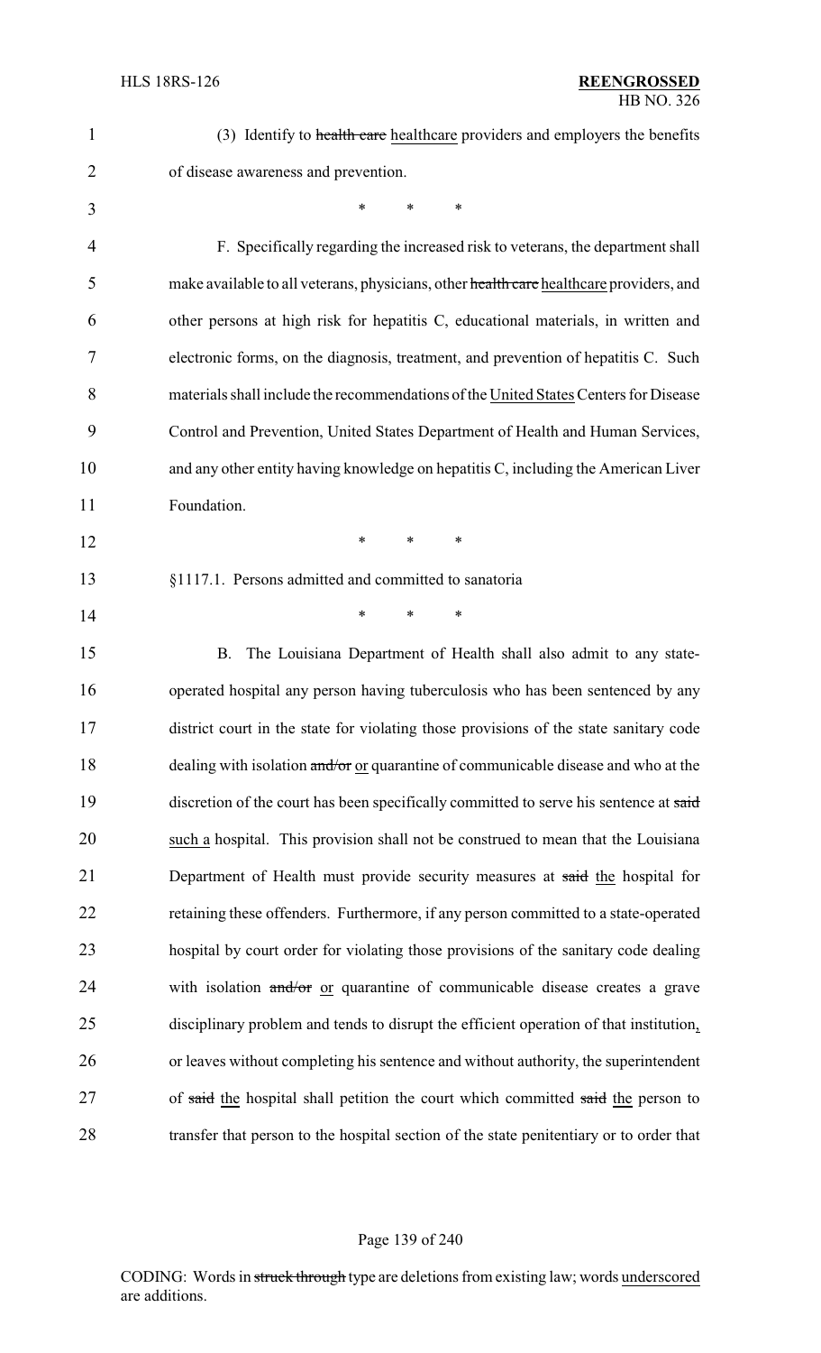(3) Identify to ~~health care~~ healthcare providers and employers the benefits of disease awareness and prevention.

\* \* \*

F. Specifically regarding the increased risk to veterans, the department shall make available to all veterans, physicians, other ~~health care~~ healthcare providers, and other persons at high risk for hepatitis C, educational materials, in written and electronic forms, on the diagnosis, treatment, and prevention of hepatitis C. Such materials shall include the recommendations of the United States Centers for Disease Control and Prevention, United States Department of Health and Human Services, and any other entity having knowledge on hepatitis C, including the American Liver Foundation.

\* \* \*

§1117.1. Persons admitted and committed to sanatoria

\* \* \*

B. The Louisiana Department of Health shall also admit to any state-operated hospital any person having tuberculosis who has been sentenced by any district court in the state for violating those provisions of the state sanitary code dealing with isolation ~~and/or~~ or quarantine of communicable disease and who at the discretion of the court has been specifically committed to serve his sentence at ~~said~~ such a hospital. This provision shall not be construed to mean that the Louisiana Department of Health must provide security measures at ~~said~~ the hospital for retaining these offenders. Furthermore, if any person committed to a state-operated hospital by court order for violating those provisions of the sanitary code dealing with isolation ~~and/or~~ or quarantine of communicable disease creates a grave disciplinary problem and tends to disrupt the efficient operation of that institution, or leaves without completing his sentence and without authority, the superintendent of ~~said~~ the hospital shall petition the court which committed ~~said~~ the person to transfer that person to the hospital section of the state penitentiary or to order that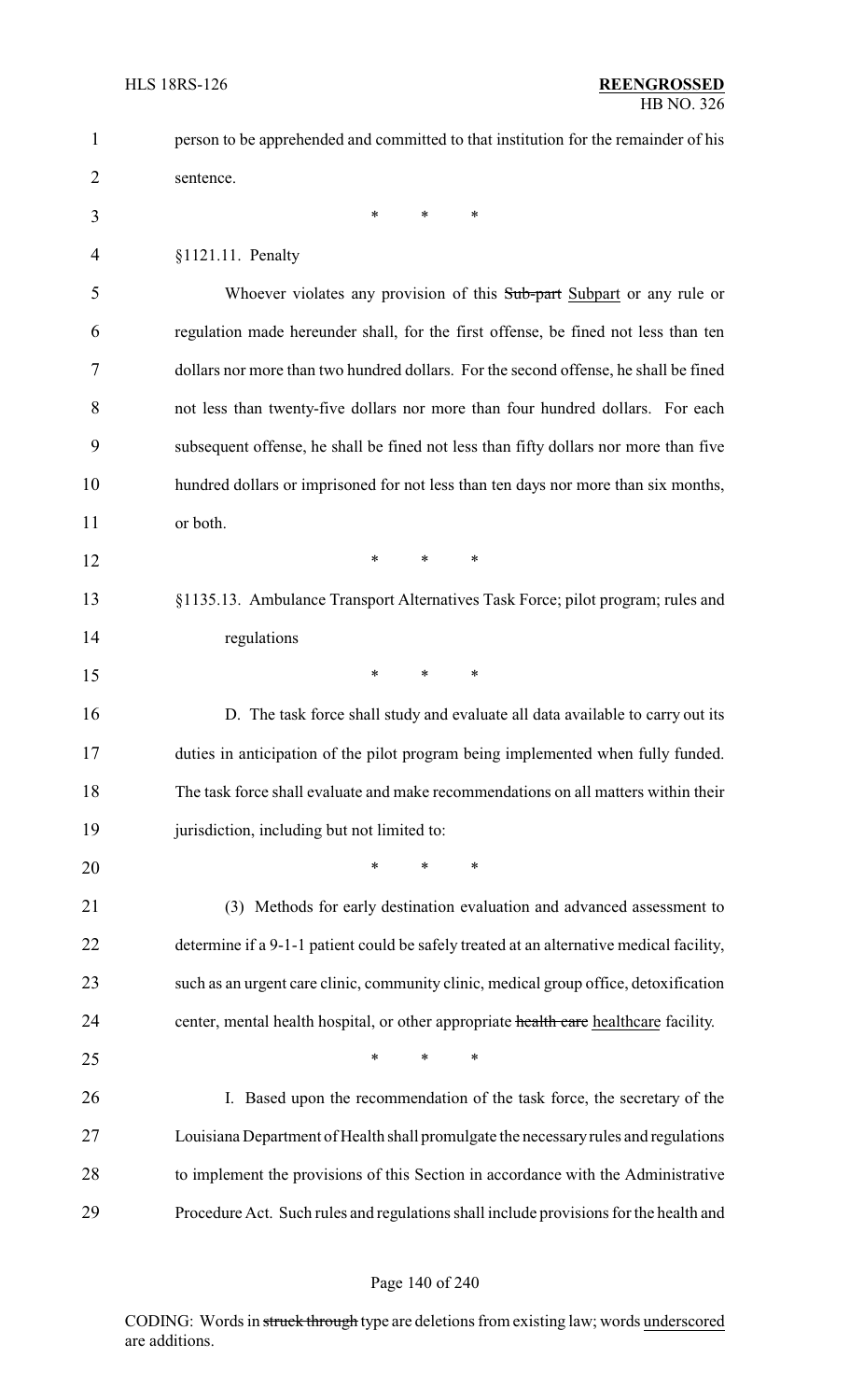person to be apprehended and committed to that institution for the remainder of his sentence.

\* \* \*

§1121.11. Penalty

Whoever violates any provision of this ~~Sub-part~~ Subpart or any rule or regulation made hereunder shall, for the first offense, be fined not less than ten dollars nor more than two hundred dollars. For the second offense, he shall be fined not less than twenty-five dollars nor more than four hundred dollars. For each subsequent offense, he shall be fined not less than fifty dollars nor more than five hundred dollars or imprisoned for not less than ten days nor more than six months, or both.

\* \* \*

§1135.13. Ambulance Transport Alternatives Task Force; pilot program; rules and regulations

\* \* \*

D. The task force shall study and evaluate all data available to carry out its duties in anticipation of the pilot program being implemented when fully funded. The task force shall evaluate and make recommendations on all matters within their jurisdiction, including but not limited to:

\* \* \*

(3) Methods for early destination evaluation and advanced assessment to determine if a 9-1-1 patient could be safely treated at an alternative medical facility, such as an urgent care clinic, community clinic, medical group office, detoxification center, mental health hospital, or other appropriate ~~health care~~ healthcare facility.

\* \* \*

I. Based upon the recommendation of the task force, the secretary of the Louisiana Department of Health shall promulgate the necessary rules and regulations to implement the provisions of this Section in accordance with the Administrative Procedure Act. Such rules and regulations shall include provisions for the health and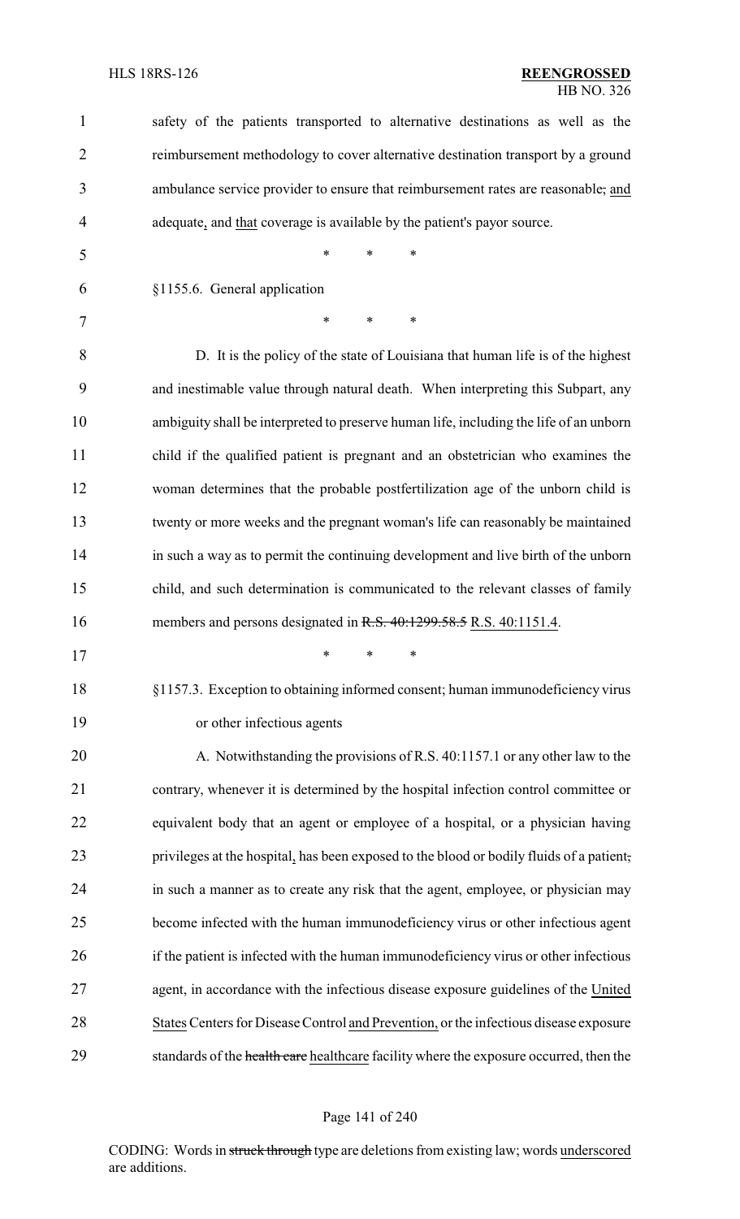safety of the patients transported to alternative destinations as well as the reimbursement methodology to cover alternative destination transport by a ground ambulance service provider to ensure that reimbursement rates are reasonable, and adequate, and that coverage is available by the patient's payor source.

\* \* \*

§1155.6. General application

\* \* \*

D. It is the policy of the state of Louisiana that human life is of the highest and inestimable value through natural death. When interpreting this Subpart, any ambiguity shall be interpreted to preserve human life, including the life of an unborn child if the qualified patient is pregnant and an obstetrician who examines the woman determines that the probable postfertilization age of the unborn child is twenty or more weeks and the pregnant woman's life can reasonably be maintained in such a way as to permit the continuing development and live birth of the unborn child, and such determination is communicated to the relevant classes of family members and persons designated in ~~R.S. 40:1299.58.5~~ R.S. 40:1151.4.

\* \* \*

§1157.3. Exception to obtaining informed consent; human immunodeficiency virus or other infectious agents

A. Notwithstanding the provisions of R.S. 40:1157.1 or any other law to the contrary, whenever it is determined by the hospital infection control committee or equivalent body that an agent or employee of a hospital, or a physician having privileges at the hospital, has been exposed to the blood or bodily fluids of a patient, in such a manner as to create any risk that the agent, employee, or physician may become infected with the human immunodeficiency virus or other infectious agent if the patient is infected with the human immunodeficiency virus or other infectious agent, in accordance with the infectious disease exposure guidelines of the United States Centers for Disease Control and Prevention, or the infectious disease exposure standards of the ~~health care~~ healthcare facility where the exposure occurred, then the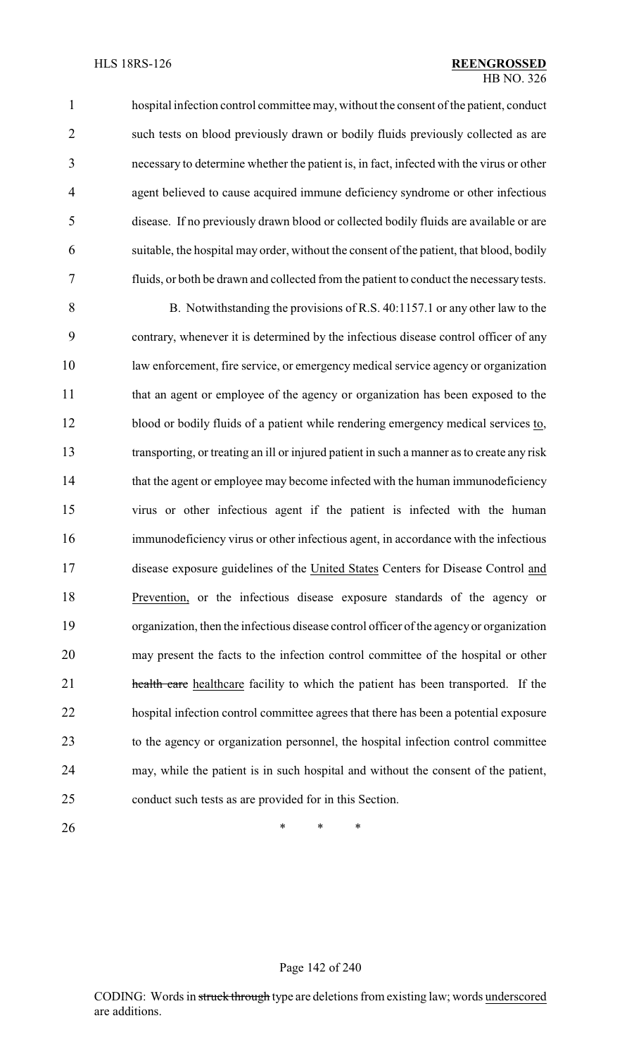hospital infection control committee may, without the consent of the patient, conduct such tests on blood previously drawn or bodily fluids previously collected as are necessary to determine whether the patient is, in fact, infected with the virus or other agent believed to cause acquired immune deficiency syndrome or other infectious disease. If no previously drawn blood or collected bodily fluids are available or are suitable, the hospital may order, without the consent of the patient, that blood, bodily fluids, or both be drawn and collected from the patient to conduct the necessary tests.

B. Notwithstanding the provisions of R.S. 40:1157.1 or any other law to the contrary, whenever it is determined by the infectious disease control officer of any law enforcement, fire service, or emergency medical service agency or organization that an agent or employee of the agency or organization has been exposed to the blood or bodily fluids of a patient while rendering emergency medical services to, transporting, or treating an ill or injured patient in such a manner as to create any risk that the agent or employee may become infected with the human immunodeficiency virus or other infectious agent if the patient is infected with the human immunodeficiency virus or other infectious agent, in accordance with the infectious disease exposure guidelines of the United States Centers for Disease Control and Prevention, or the infectious disease exposure standards of the agency or organization, then the infectious disease control officer of the agency or organization may present the facts to the infection control committee of the hospital or other ~~health care~~ healthcare facility to which the patient has been transported. If the hospital infection control committee agrees that there has been a potential exposure to the agency or organization personnel, the hospital infection control committee may, while the patient is in such hospital and without the consent of the patient, conduct such tests as are provided for in this Section.

\* \* \*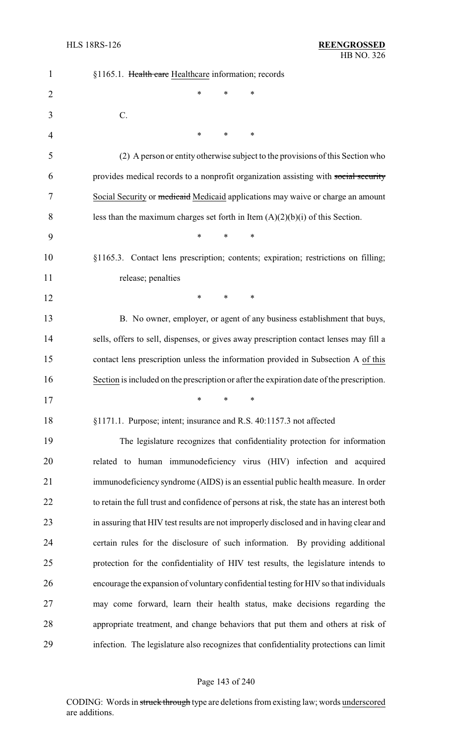§1165.1. ~~Health care~~ Healthcare information; records

\* \* \*

C.

\* \* \*

(2) A person or entity otherwise subject to the provisions of this Section who provides medical records to a nonprofit organization assisting with ~~social security~~ Social Security or ~~medicaid~~ Medicaid applications may waive or charge an amount less than the maximum charges set forth in Item (A)(2)(b)(i) of this Section.

\* \* \*

§1165.3. Contact lens prescription; contents; expiration; restrictions on filling; release; penalties

\* \* \*

B. No owner, employer, or agent of any business establishment that buys, sells, offers to sell, dispenses, or gives away prescription contact lenses may fill a contact lens prescription unless the information provided in Subsection A of this Section is included on the prescription or after the expiration date of the prescription.

\* \* \*

§1171.1. Purpose; intent; insurance and R.S. 40:1157.3 not affected

The legislature recognizes that confidentiality protection for information related to human immunodeficiency virus (HIV) infection and acquired immunodeficiency syndrome (AIDS) is an essential public health measure. In order to retain the full trust and confidence of persons at risk, the state has an interest both in assuring that HIV test results are not improperly disclosed and in having clear and certain rules for the disclosure of such information. By providing additional protection for the confidentiality of HIV test results, the legislature intends to encourage the expansion of voluntary confidential testing for HIV so that individuals may come forward, learn their health status, make decisions regarding the appropriate treatment, and change behaviors that put them and others at risk of infection. The legislature also recognizes that confidentiality protections can limit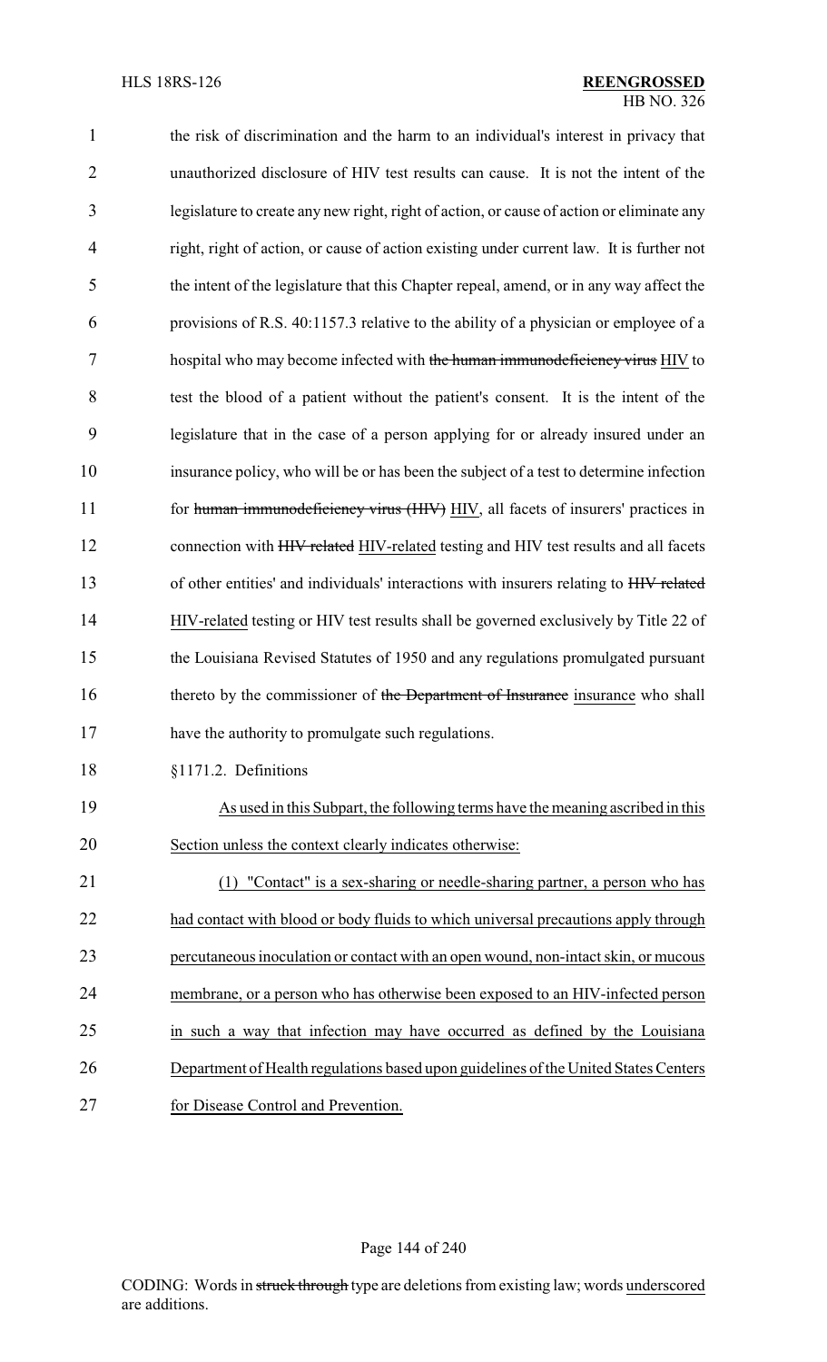the risk of discrimination and the harm to an individual's interest in privacy that unauthorized disclosure of HIV test results can cause. It is not the intent of the legislature to create any new right, right of action, or cause of action or eliminate any right, right of action, or cause of action existing under current law. It is further not the intent of the legislature that this Chapter repeal, amend, or in any way affect the provisions of R.S. 40:1157.3 relative to the ability of a physician or employee of a hospital who may become infected with ~~the human immunodeficiency virus~~ HIV to test the blood of a patient without the patient's consent. It is the intent of the legislature that in the case of a person applying for or already insured under an insurance policy, who will be or has been the subject of a test to determine infection for ~~human immunodeficiency virus (HIV)~~ HIV, all facets of insurers' practices in connection with ~~HIV related~~ HIV-related testing and HIV test results and all facets of other entities' and individuals' interactions with insurers relating to ~~HIV related~~ HIV-related testing or HIV test results shall be governed exclusively by Title 22 of the Louisiana Revised Statutes of 1950 and any regulations promulgated pursuant thereto by the commissioner of ~~the Department of Insurance~~ insurance who shall have the authority to promulgate such regulations.

§1171.2. Definitions

As used in this Subpart, the following terms have the meaning ascribed in this Section unless the context clearly indicates otherwise:

(1) "Contact" is a sex-sharing or needle-sharing partner, a person who has had contact with blood or body fluids to which universal precautions apply through percutaneous inoculation or contact with an open wound, non-intact skin, or mucous membrane, or a person who has otherwise been exposed to an HIV-infected person in such a way that infection may have occurred as defined by the Louisiana Department of Health regulations based upon guidelines of the United States Centers for Disease Control and Prevention.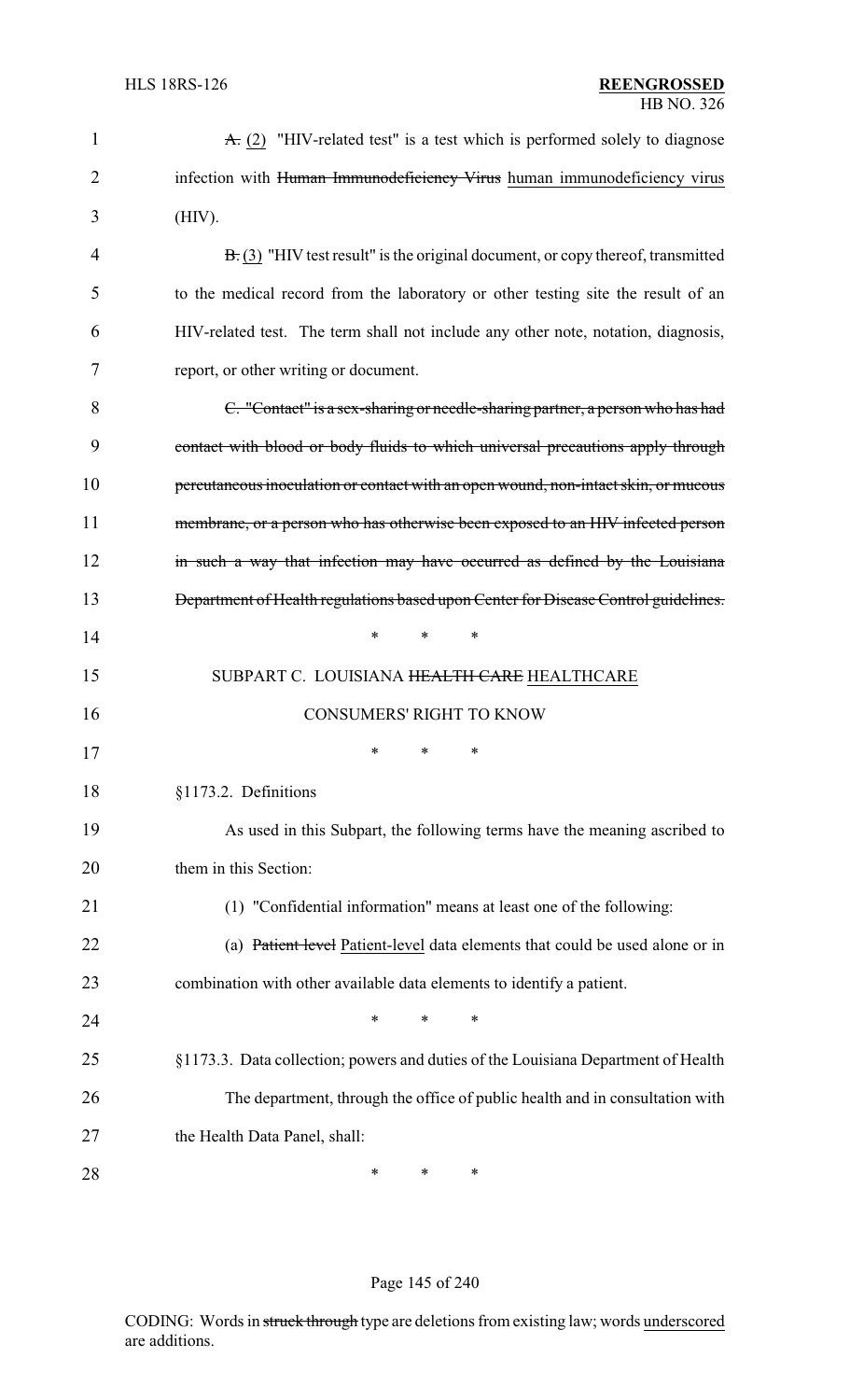~~A.~~ (2) "HIV-related test" is a test which is performed solely to diagnose infection with ~~Human Immunodeficiency Virus~~ human immunodeficiency virus (HIV).

~~B.~~ (3) "HIV test result" is the original document, or copy thereof, transmitted to the medical record from the laboratory or other testing site the result of an HIV-related test. The term shall not include any other note, notation, diagnosis, report, or other writing or document.

~~C. "Contact" is a sex-sharing or needle-sharing partner, a person who has had contact with blood or body fluids to which universal precautions apply through percutaneous inoculation or contact with an open wound, non-intact skin, or mucous membrane, or a person who has otherwise been exposed to an HIV infected person in such a way that infection may have occurred as defined by the Louisiana Department of Health regulations based upon Center for Disease Control guidelines.~~

\* \* \*

SUBPART C. LOUISIANA ~~HEALTH CARE~~ HEALTHCARE CONSUMERS' RIGHT TO KNOW

\* \* \*

§1173.2. Definitions

As used in this Subpart, the following terms have the meaning ascribed to them in this Section:

(1) "Confidential information" means at least one of the following:

(a) ~~Patient level~~ Patient-level data elements that could be used alone or in combination with other available data elements to identify a patient.

\* \* \*

§1173.3. Data collection; powers and duties of the Louisiana Department of Health

The department, through the office of public health and in consultation with the Health Data Panel, shall:

\* \* \*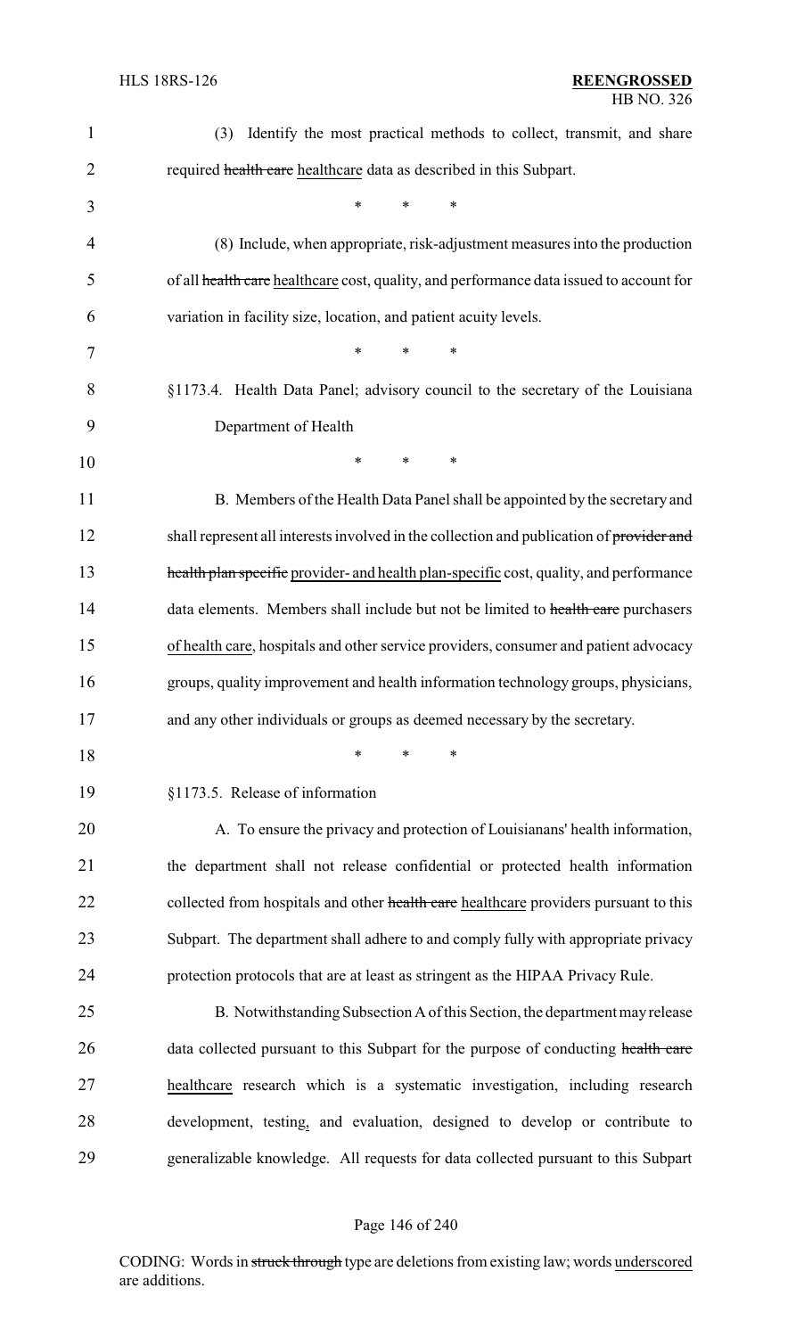(3) Identify the most practical methods to collect, transmit, and share required ~~health care~~ healthcare data as described in this Subpart.

\* \* \*

(8) Include, when appropriate, risk-adjustment measures into the production of all ~~health care~~ healthcare cost, quality, and performance data issued to account for variation in facility size, location, and patient acuity levels.

\* \* \*

§1173.4. Health Data Panel; advisory council to the secretary of the Louisiana Department of Health

\* \* \*

B. Members of the Health Data Panel shall be appointed by the secretary and shall represent all interests involved in the collection and publication of ~~provider and health plan specific~~ provider- and health plan-specific cost, quality, and performance data elements. Members shall include but not be limited to ~~health care~~ purchasers of health care, hospitals and other service providers, consumer and patient advocacy groups, quality improvement and health information technology groups, physicians, and any other individuals or groups as deemed necessary by the secretary.

\* \* \*

§1173.5. Release of information

A. To ensure the privacy and protection of Louisianans' health information, the department shall not release confidential or protected health information collected from hospitals and other ~~health care~~ healthcare providers pursuant to this Subpart. The department shall adhere to and comply fully with appropriate privacy protection protocols that are at least as stringent as the HIPAA Privacy Rule.

B. Notwithstanding Subsection A of this Section, the department may release data collected pursuant to this Subpart for the purpose of conducting ~~health care~~ healthcare research which is a systematic investigation, including research development, testing, and evaluation, designed to develop or contribute to generalizable knowledge. All requests for data collected pursuant to this Subpart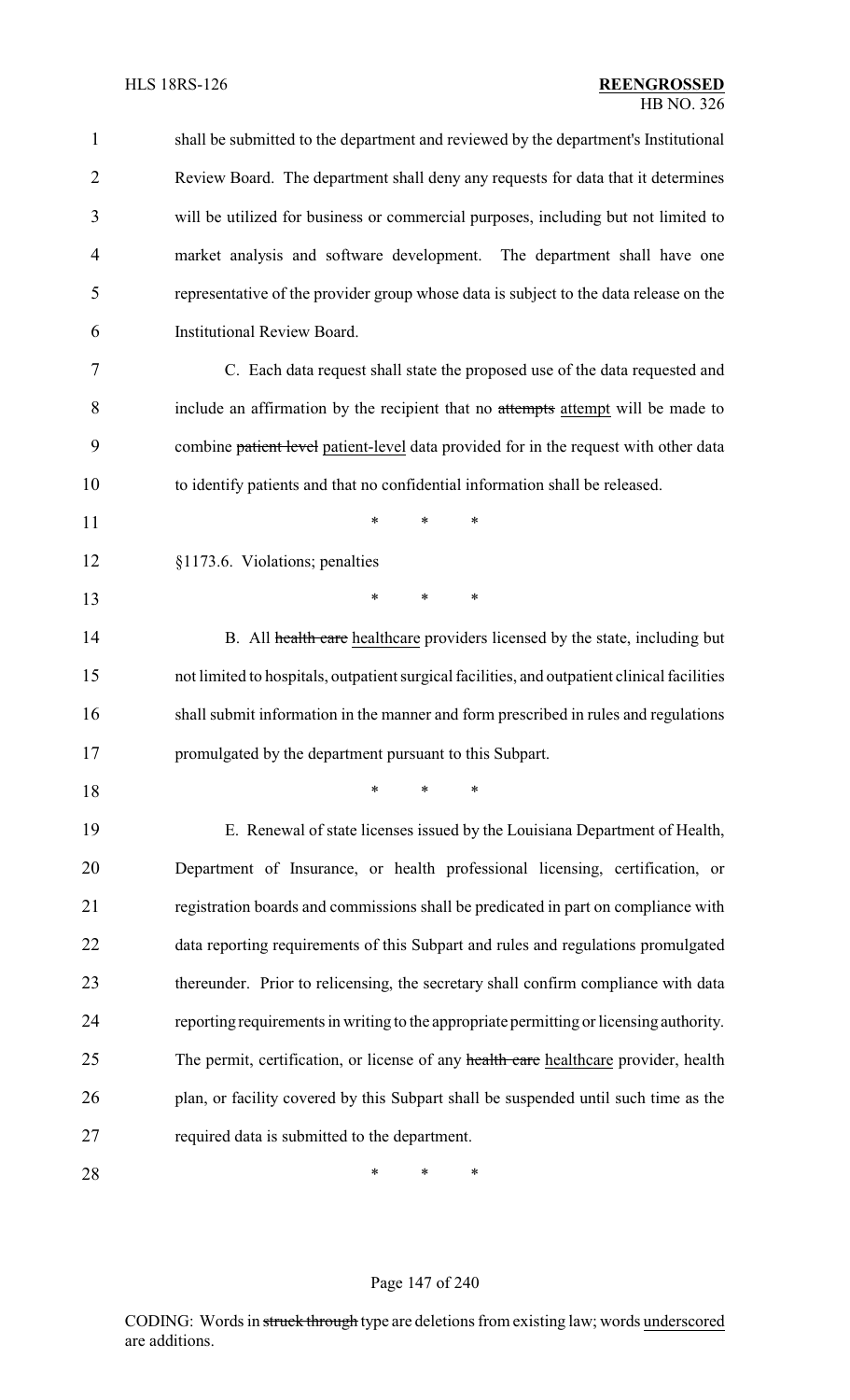shall be submitted to the department and reviewed by the department's Institutional Review Board. The department shall deny any requests for data that it determines will be utilized for business or commercial purposes, including but not limited to market analysis and software development. The department shall have one representative of the provider group whose data is subject to the data release on the Institutional Review Board.

C. Each data request shall state the proposed use of the data requested and include an affirmation by the recipient that no ~~attempts~~ attempt will be made to combine ~~patient level~~ patient-level data provided for in the request with other data to identify patients and that no confidential information shall be released.

\* \* \*

§1173.6. Violations; penalties

\* \* \*

B. All ~~health care~~ healthcare providers licensed by the state, including but not limited to hospitals, outpatient surgical facilities, and outpatient clinical facilities shall submit information in the manner and form prescribed in rules and regulations promulgated by the department pursuant to this Subpart.

\* \* \*

E. Renewal of state licenses issued by the Louisiana Department of Health, Department of Insurance, or health professional licensing, certification, or registration boards and commissions shall be predicated in part on compliance with data reporting requirements of this Subpart and rules and regulations promulgated thereunder. Prior to relicensing, the secretary shall confirm compliance with data reporting requirements in writing to the appropriate permitting or licensing authority. The permit, certification, or license of any ~~health care~~ healthcare provider, health plan, or facility covered by this Subpart shall be suspended until such time as the required data is submitted to the department.

\* \* \*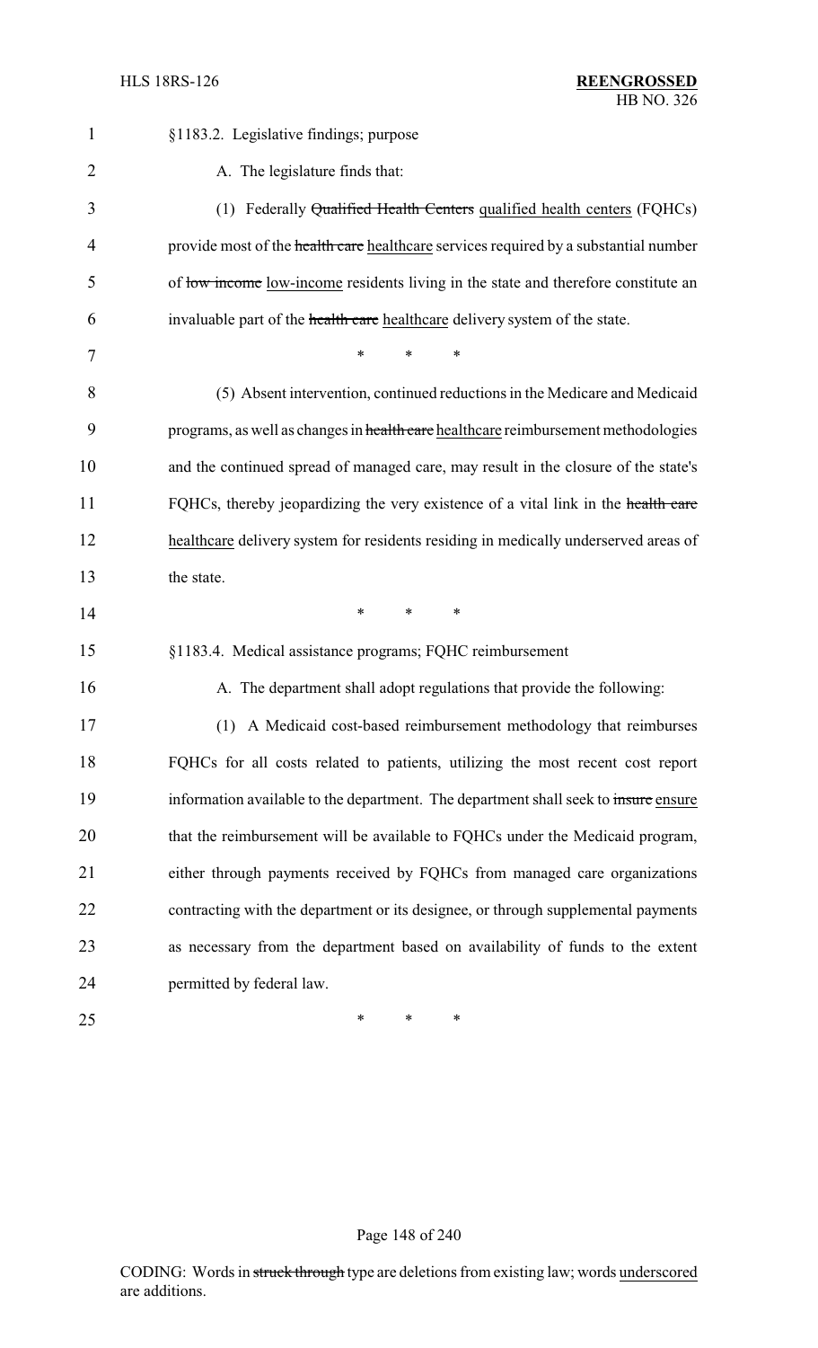§1183.2. Legislative findings; purpose

A. The legislature finds that:

(1) Federally ~~Qualified Health Centers~~ qualified health centers (FQHCs) provide most of the ~~health care~~ healthcare services required by a substantial number of ~~low income~~ low-income residents living in the state and therefore constitute an invaluable part of the ~~health care~~ healthcare delivery system of the state.

\* \* \*

(5) Absent intervention, continued reductions in the Medicare and Medicaid programs, as well as changes in ~~health care~~ healthcare reimbursement methodologies and the continued spread of managed care, may result in the closure of the state's FQHCs, thereby jeopardizing the very existence of a vital link in the ~~health care~~ healthcare delivery system for residents residing in medically underserved areas of the state.

\* \* \*

§1183.4. Medical assistance programs; FQHC reimbursement

A. The department shall adopt regulations that provide the following:

(1) A Medicaid cost-based reimbursement methodology that reimburses FQHCs for all costs related to patients, utilizing the most recent cost report information available to the department. The department shall seek to ~~insure~~ ensure that the reimbursement will be available to FQHCs under the Medicaid program, either through payments received by FQHCs from managed care organizations contracting with the department or its designee, or through supplemental payments as necessary from the department based on availability of funds to the extent permitted by federal law.

\* \* \*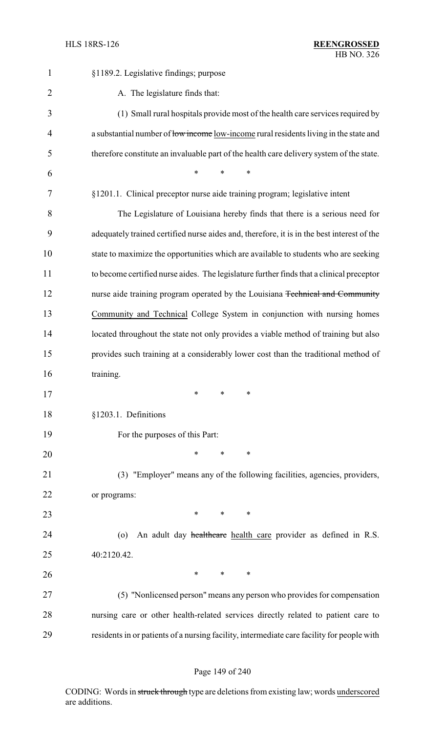§1189.2. Legislative findings; purpose

A. The legislature finds that:

(1) Small rural hospitals provide most of the health care services required by a substantial number of ~~low income~~ low-income rural residents living in the state and therefore constitute an invaluable part of the health care delivery system of the state.

\* \* \*

§1201.1. Clinical preceptor nurse aide training program; legislative intent

The Legislature of Louisiana hereby finds that there is a serious need for adequately trained certified nurse aides and, therefore, it is in the best interest of the state to maximize the opportunities which are available to students who are seeking to become certified nurse aides. The legislature further finds that a clinical preceptor nurse aide training program operated by the Louisiana ~~Technical and Community~~ Community and Technical College System in conjunction with nursing homes located throughout the state not only provides a viable method of training but also provides such training at a considerably lower cost than the traditional method of training.

\* \* \*

§1203.1. Definitions

For the purposes of this Part:

\* \* \*

(3) "Employer" means any of the following facilities, agencies, providers, or programs:

\* \* \*

(o) An adult day ~~healthcare~~ health care provider as defined in R.S. 40:2120.42.

\* \* \*

(5) "Nonlicensed person" means any person who provides for compensation nursing care or other health-related services directly related to patient care to residents in or patients of a nursing facility, intermediate care facility for people with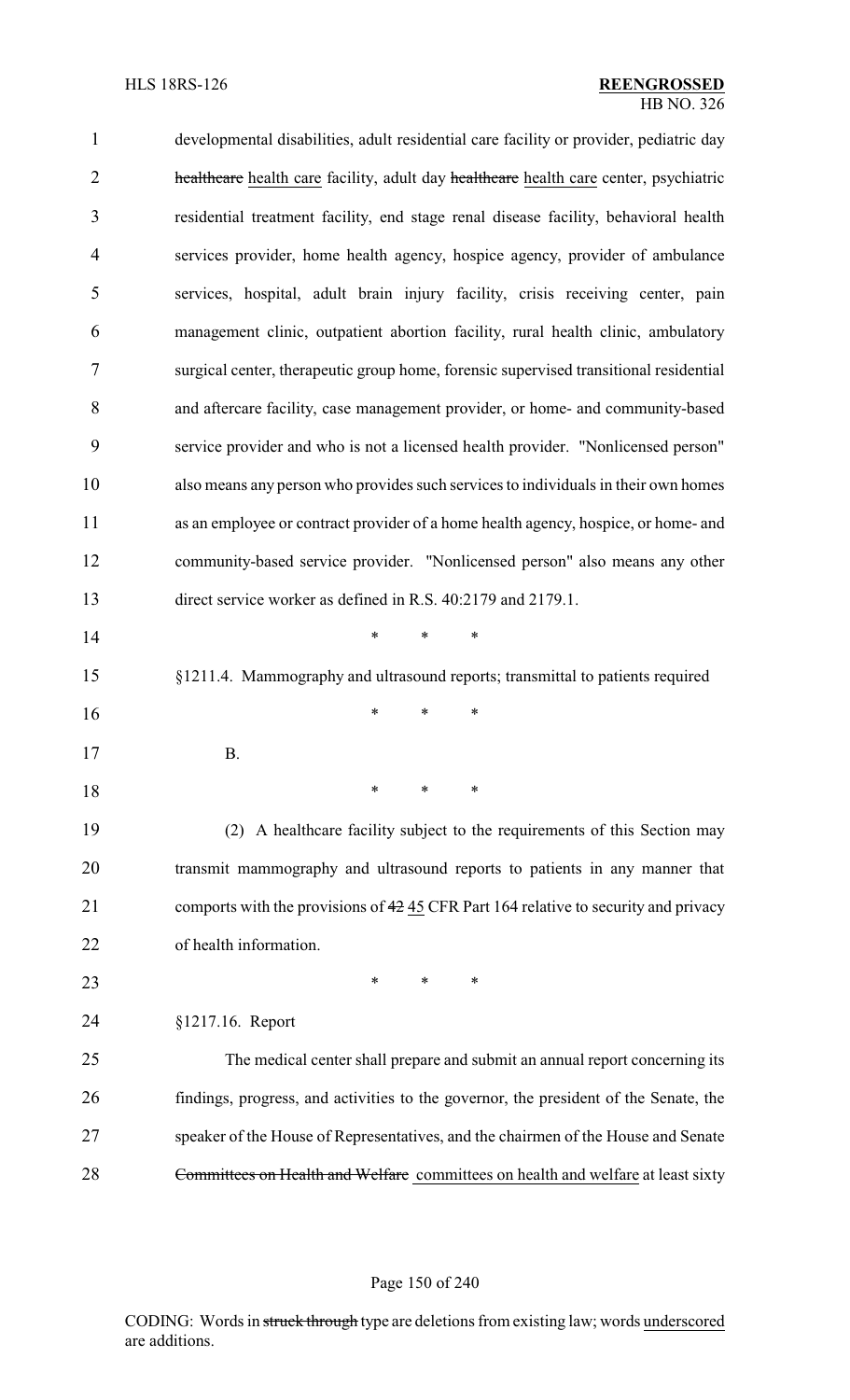developmental disabilities, adult residential care facility or provider, pediatric day ~~healthcare~~ health care facility, adult day ~~healthcare~~ health care center, psychiatric residential treatment facility, end stage renal disease facility, behavioral health services provider, home health agency, hospice agency, provider of ambulance services, hospital, adult brain injury facility, crisis receiving center, pain management clinic, outpatient abortion facility, rural health clinic, ambulatory surgical center, therapeutic group home, forensic supervised transitional residential and aftercare facility, case management provider, or home- and community-based service provider and who is not a licensed health provider. "Nonlicensed person" also means any person who provides such services to individuals in their own homes as an employee or contract provider of a home health agency, hospice, or home- and community-based service provider. "Nonlicensed person" also means any other direct service worker as defined in R.S. 40:2179 and 2179.1.

\* \* \*

§1211.4. Mammography and ultrasound reports; transmittal to patients required

\* \* \*

B.

\* \* \*

(2) A healthcare facility subject to the requirements of this Section may transmit mammography and ultrasound reports to patients in any manner that comports with the provisions of ~~42~~ 45 CFR Part 164 relative to security and privacy of health information.

\* \* \*

§1217.16. Report

The medical center shall prepare and submit an annual report concerning its findings, progress, and activities to the governor, the president of the Senate, the speaker of the House of Representatives, and the chairmen of the House and Senate ~~Committees on Health and Welfare~~ committees on health and welfare at least sixty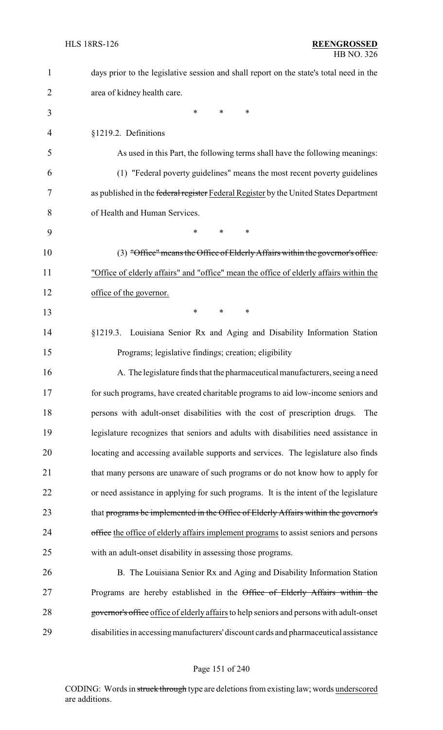days prior to the legislative session and shall report on the state's total need in the area of kidney health care.

\* \* \*

§1219.2. Definitions

As used in this Part, the following terms shall have the following meanings:

(1) "Federal poverty guidelines" means the most recent poverty guidelines as published in the ~~federal register~~ Federal Register by the United States Department of Health and Human Services.

\* \* \*

(3) ~~"Office" means the Office of Elderly Affairs within the governor's office.~~ "Office of elderly affairs" and "office" mean the office of elderly affairs within the office of the governor.

\* \* \*

§1219.3. Louisiana Senior Rx and Aging and Disability Information Station Programs; legislative findings; creation; eligibility

A. The legislature finds that the pharmaceutical manufacturers, seeing a need for such programs, have created charitable programs to aid low-income seniors and persons with adult-onset disabilities with the cost of prescription drugs. The legislature recognizes that seniors and adults with disabilities need assistance in locating and accessing available supports and services. The legislature also finds that many persons are unaware of such programs or do not know how to apply for or need assistance in applying for such programs. It is the intent of the legislature that ~~programs be implemented in the Office of Elderly Affairs within the governor's office~~ the office of elderly affairs implement programs to assist seniors and persons with an adult-onset disability in assessing those programs.

B. The Louisiana Senior Rx and Aging and Disability Information Station Programs are hereby established in the ~~Office of Elderly Affairs within the governor's office~~ office of elderly affairs to help seniors and persons with adult-onset disabilities in accessing manufacturers' discount cards and pharmaceutical assistance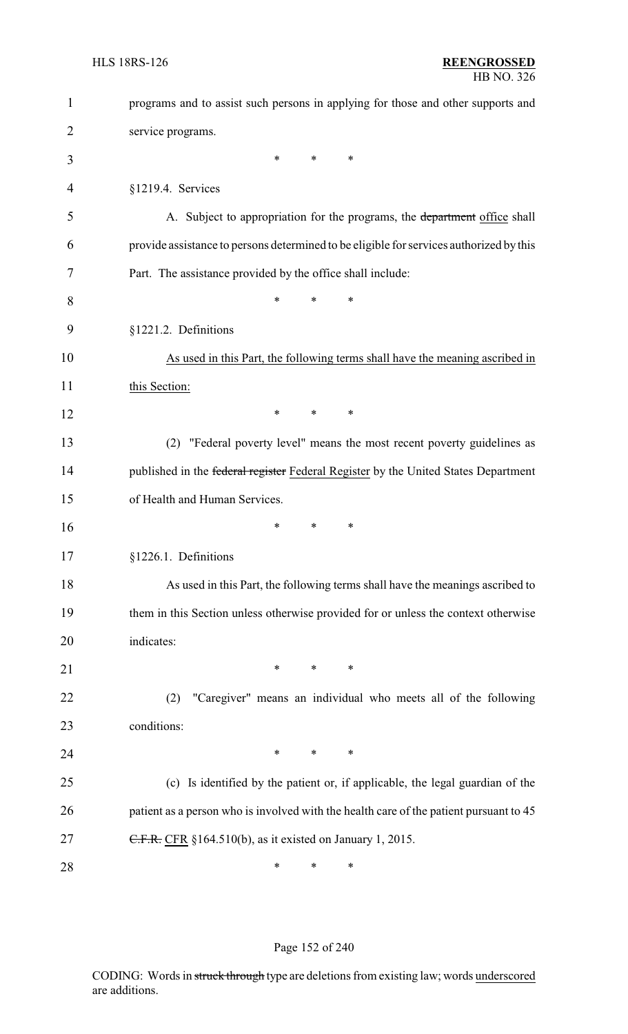programs and to assist such persons in applying for those and other supports and service programs.

\*     \*     \*

§1219.4. Services

A. Subject to appropriation for the programs, the ~~department~~ <u>office</u> shall provide assistance to persons determined to be eligible for services authorized by this Part. The assistance provided by the office shall include:

\*     \*     \*

§1221.2. Definitions

<u>As used in this Part, the following terms shall have the meaning ascribed in this Section:</u>

\*     \*     \*

(2) "Federal poverty level" means the most recent poverty guidelines as published in the ~~federal register~~ <u>Federal Register</u> by the United States Department of Health and Human Services.

\*     \*     \*

§1226.1. Definitions

As used in this Part, the following terms shall have the meanings ascribed to them in this Section unless otherwise provided for or unless the context otherwise indicates:

\*     \*     \*

(2) "Caregiver" means an individual who meets all of the following conditions:

\*     \*     \*

(c) Is identified by the patient or, if applicable, the legal guardian of the patient as a person who is involved with the health care of the patient pursuant to 45 ~~C.F.R.~~ <u>CFR</u> §164.510(b), as it existed on January 1, 2015.

\*     \*     \*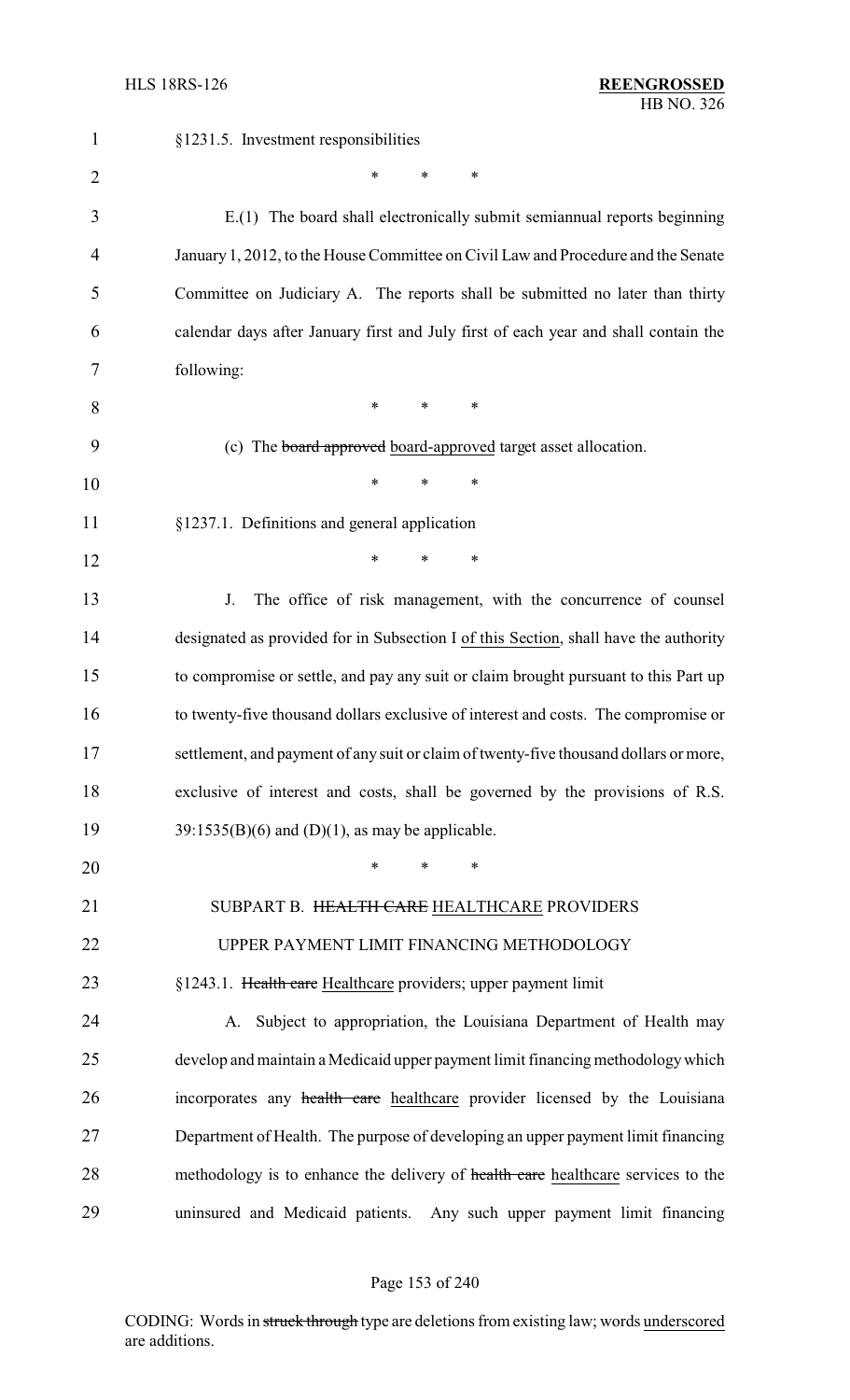§1231.5. Investment responsibilities

\* \* \*

E.(1) The board shall electronically submit semiannual reports beginning January 1, 2012, to the House Committee on Civil Law and Procedure and the Senate Committee on Judiciary A. The reports shall be submitted no later than thirty calendar days after January first and July first of each year and shall contain the following:

\* \* \*

(c) The ~~board approved~~ board-approved target asset allocation.

\* \* \*

§1237.1. Definitions and general application

\* \* \*

J. The office of risk management, with the concurrence of counsel designated as provided for in Subsection I of this Section, shall have the authority to compromise or settle, and pay any suit or claim brought pursuant to this Part up to twenty-five thousand dollars exclusive of interest and costs. The compromise or settlement, and payment of any suit or claim of twenty-five thousand dollars or more, exclusive of interest and costs, shall be governed by the provisions of R.S. 39:1535(B)(6) and (D)(1), as may be applicable.

\* \* \*

SUBPART B. ~~HEALTH CARE~~ HEALTHCARE PROVIDERS

UPPER PAYMENT LIMIT FINANCING METHODOLOGY

§1243.1. ~~Health care~~ Healthcare providers; upper payment limit

A. Subject to appropriation, the Louisiana Department of Health may develop and maintain a Medicaid upper payment limit financing methodology which incorporates any ~~health care~~ healthcare provider licensed by the Louisiana Department of Health. The purpose of developing an upper payment limit financing methodology is to enhance the delivery of ~~health care~~ healthcare services to the uninsured and Medicaid patients. Any such upper payment limit financing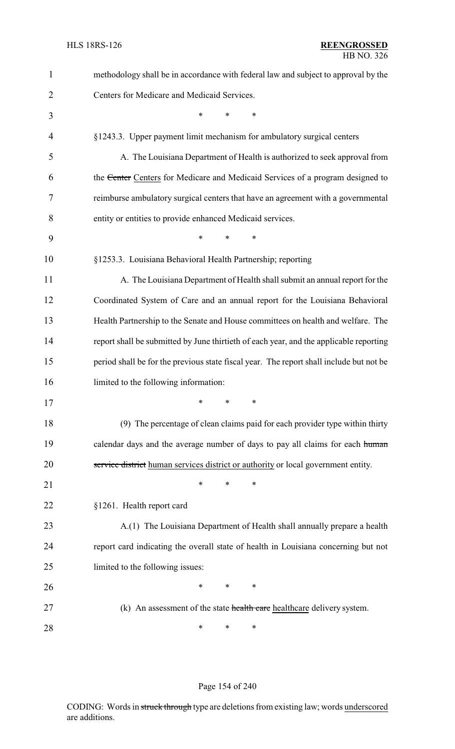methodology shall be in accordance with federal law and subject to approval by the Centers for Medicare and Medicaid Services.

\* \* \*

§1243.3. Upper payment limit mechanism for ambulatory surgical centers

A. The Louisiana Department of Health is authorized to seek approval from the ~~Center~~ Centers for Medicare and Medicaid Services of a program designed to reimburse ambulatory surgical centers that have an agreement with a governmental entity or entities to provide enhanced Medicaid services.

\* \* \*

§1253.3. Louisiana Behavioral Health Partnership; reporting

A. The Louisiana Department of Health shall submit an annual report for the Coordinated System of Care and an annual report for the Louisiana Behavioral Health Partnership to the Senate and House committees on health and welfare. The report shall be submitted by June thirtieth of each year, and the applicable reporting period shall be for the previous state fiscal year. The report shall include but not be limited to the following information:

\* \* \*

(9) The percentage of clean claims paid for each provider type within thirty calendar days and the average number of days to pay all claims for each ~~human service district~~ human services district or authority or local government entity.

\* \* \*

§1261. Health report card

A.(1) The Louisiana Department of Health shall annually prepare a health report card indicating the overall state of health in Louisiana concerning but not limited to the following issues:

\* \* \*

(k) An assessment of the state ~~health care~~ healthcare delivery system.

\* \* \*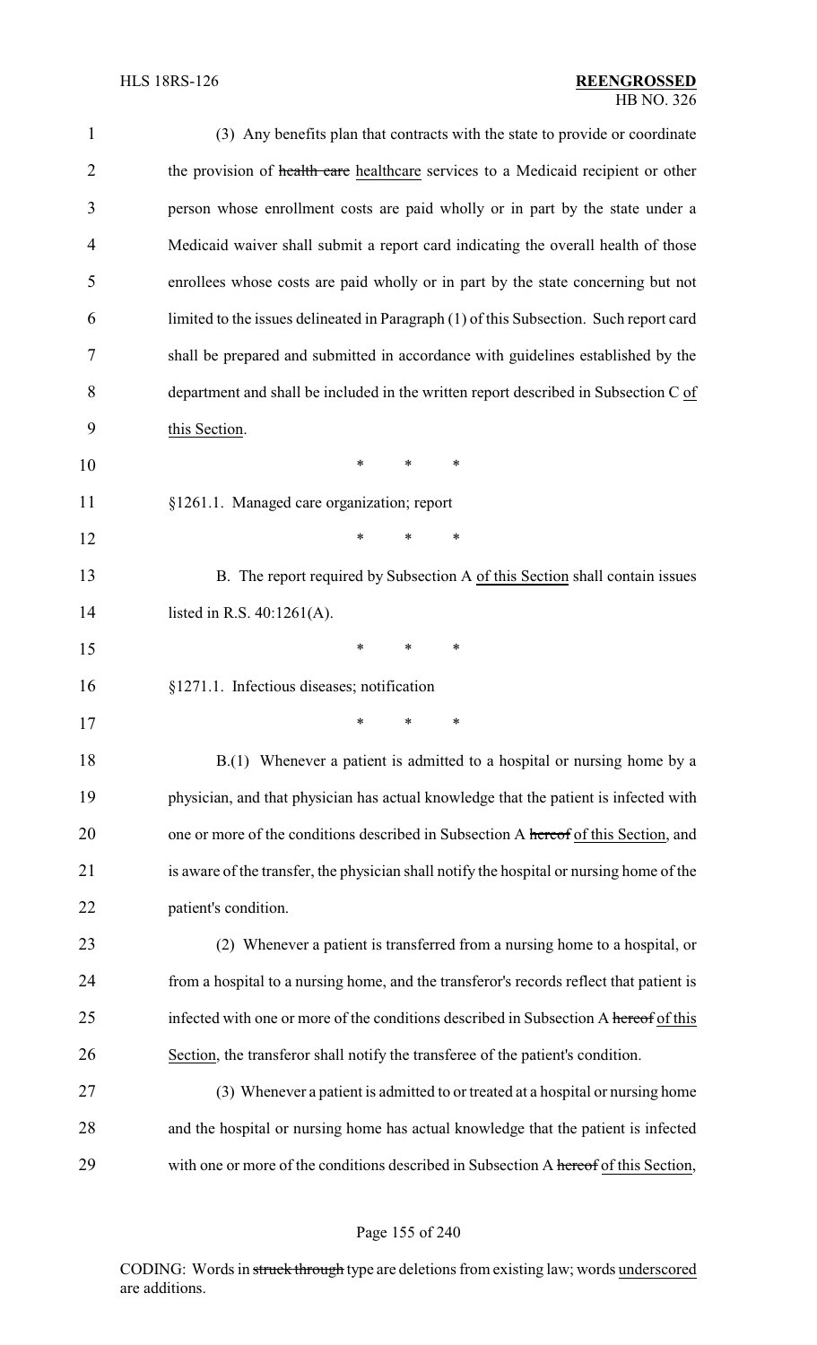(3) Any benefits plan that contracts with the state to provide or coordinate the provision of ~~health care~~ healthcare services to a Medicaid recipient or other person whose enrollment costs are paid wholly or in part by the state under a Medicaid waiver shall submit a report card indicating the overall health of those enrollees whose costs are paid wholly or in part by the state concerning but not limited to the issues delineated in Paragraph (1) of this Subsection. Such report card shall be prepared and submitted in accordance with guidelines established by the department and shall be included in the written report described in Subsection C of this Section.

\* \* \*

§1261.1. Managed care organization; report

\* \* \*

B. The report required by Subsection A of this Section shall contain issues listed in R.S. 40:1261(A).

\* \* \*

§1271.1. Infectious diseases; notification

\* \* \*

B.(1) Whenever a patient is admitted to a hospital or nursing home by a physician, and that physician has actual knowledge that the patient is infected with one or more of the conditions described in Subsection A ~~hereof~~ of this Section, and is aware of the transfer, the physician shall notify the hospital or nursing home of the patient's condition.

(2) Whenever a patient is transferred from a nursing home to a hospital, or from a hospital to a nursing home, and the transferor's records reflect that patient is infected with one or more of the conditions described in Subsection A ~~hereof~~ of this Section, the transferor shall notify the transferee of the patient's condition.

(3) Whenever a patient is admitted to or treated at a hospital or nursing home and the hospital or nursing home has actual knowledge that the patient is infected with one or more of the conditions described in Subsection A ~~hereof~~ of this Section,

CODING: Words in ~~struck through~~ type are deletions from existing law; words underscored are additions.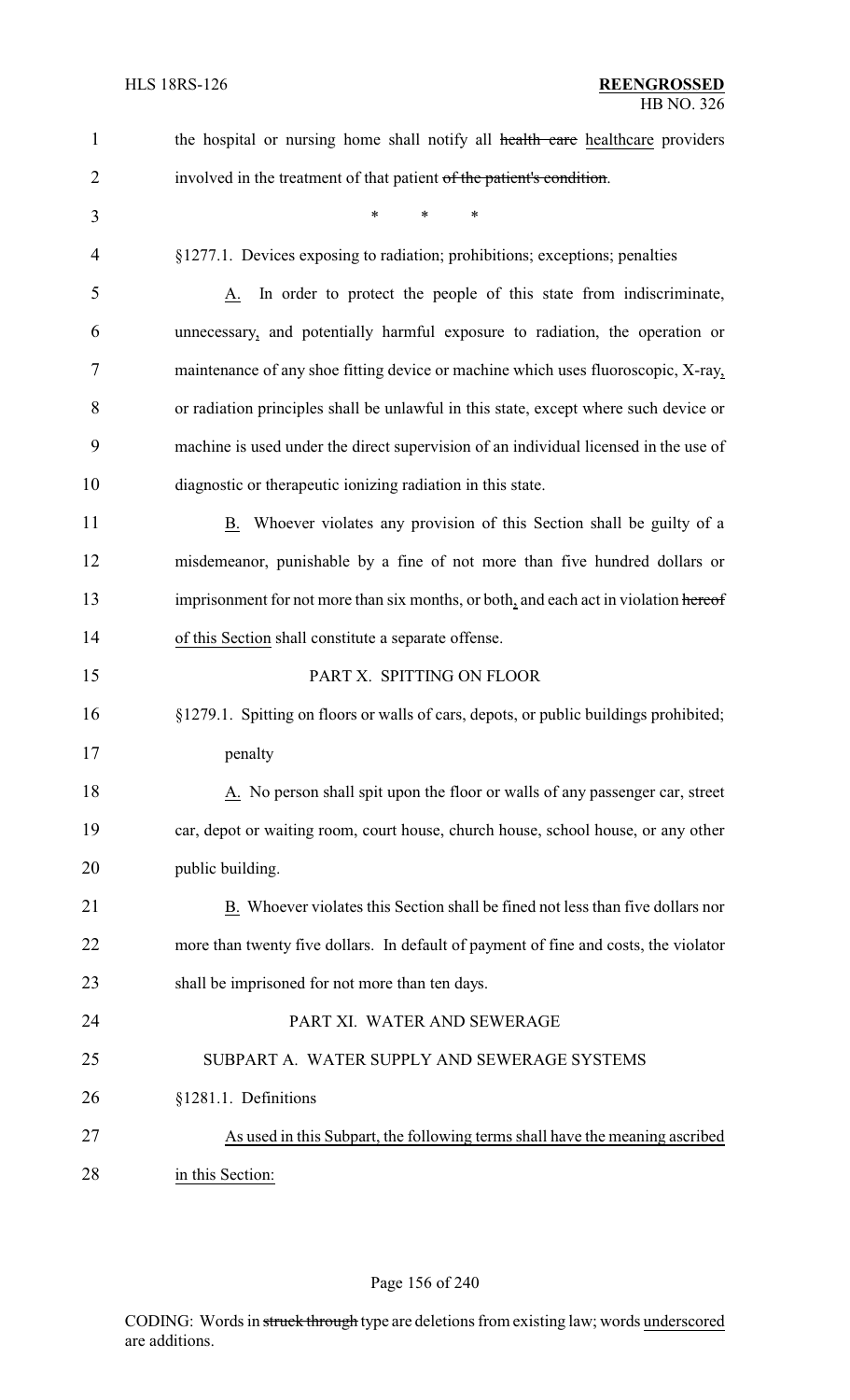the hospital or nursing home shall notify all ~~health care~~ healthcare providers involved in the treatment of that patient ~~of the patient's condition~~.

\* \* \*

§1277.1. Devices exposing to radiation; prohibitions; exceptions; penalties

A. In order to protect the people of this state from indiscriminate, unnecessary, and potentially harmful exposure to radiation, the operation or maintenance of any shoe fitting device or machine which uses fluoroscopic, X-ray, or radiation principles shall be unlawful in this state, except where such device or machine is used under the direct supervision of an individual licensed in the use of diagnostic or therapeutic ionizing radiation in this state.

B. Whoever violates any provision of this Section shall be guilty of a misdemeanor, punishable by a fine of not more than five hundred dollars or imprisonment for not more than six months, or both, and each act in violation ~~hereof~~ of this Section shall constitute a separate offense.

PART X. SPITTING ON FLOOR

§1279.1. Spitting on floors or walls of cars, depots, or public buildings prohibited; penalty

A. No person shall spit upon the floor or walls of any passenger car, street car, depot or waiting room, court house, church house, school house, or any other public building.

B. Whoever violates this Section shall be fined not less than five dollars nor more than twenty five dollars. In default of payment of fine and costs, the violator shall be imprisoned for not more than ten days.

PART XI. WATER AND SEWERAGE

SUBPART A. WATER SUPPLY AND SEWERAGE SYSTEMS

§1281.1. Definitions

As used in this Subpart, the following terms shall have the meaning ascribed in this Section: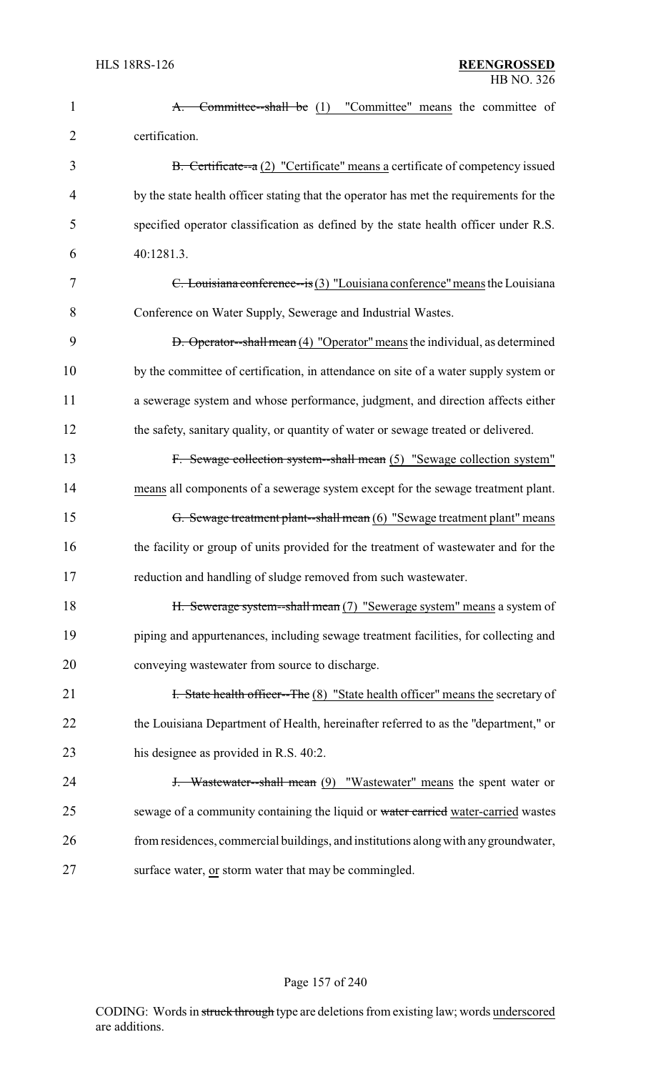~~A. Committee--shall be~~ (1) "Committee" means the committee of certification.

~~B. Certificate--a~~ (2) "Certificate" means a certificate of competency issued by the state health officer stating that the operator has met the requirements for the specified operator classification as defined by the state health officer under R.S. 40:1281.3.

~~C. Louisiana conference--is~~ (3) "Louisiana conference" means the Louisiana Conference on Water Supply, Sewerage and Industrial Wastes.

~~D. Operator--shall mean~~ (4) "Operator" means the individual, as determined by the committee of certification, in attendance on site of a water supply system or a sewerage system and whose performance, judgment, and direction affects either the safety, sanitary quality, or quantity of water or sewage treated or delivered.

~~F. Sewage collection system--shall mean~~ (5) "Sewage collection system" means all components of a sewerage system except for the sewage treatment plant.

~~G. Sewage treatment plant--shall mean~~ (6) "Sewage treatment plant" means the facility or group of units provided for the treatment of wastewater and for the reduction and handling of sludge removed from such wastewater.

~~H. Sewerage system--shall mean~~ (7) "Sewerage system" means a system of piping and appurtenances, including sewage treatment facilities, for collecting and conveying wastewater from source to discharge.

~~I. State health officer--The~~ (8) "State health officer" means the secretary of the Louisiana Department of Health, hereinafter referred to as the "department," or his designee as provided in R.S. 40:2.

~~J. Wastewater--shall mean~~ (9) "Wastewater" means the spent water or sewage of a community containing the liquid or ~~water carried~~ water-carried wastes from residences, commercial buildings, and institutions along with any groundwater, surface water, or storm water that may be commingled.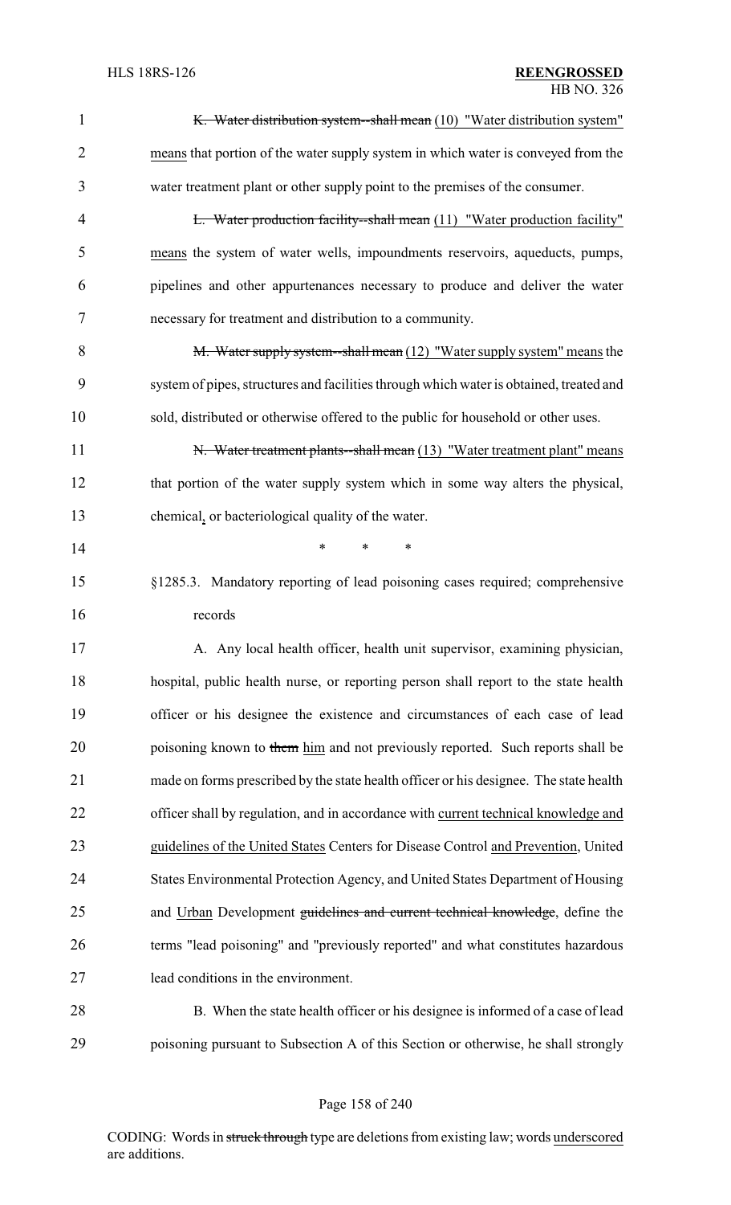K. Water distribution system--shall mean (10) "Water distribution system" means that portion of the water supply system in which water is conveyed from the water treatment plant or other supply point to the premises of the consumer.

L. Water production facility--shall mean (11) "Water production facility" means the system of water wells, impoundments reservoirs, aqueducts, pumps, pipelines and other appurtenances necessary to produce and deliver the water necessary for treatment and distribution to a community.

M. Water supply system--shall mean (12) "Water supply system" means the system of pipes, structures and facilities through which water is obtained, treated and sold, distributed or otherwise offered to the public for household or other uses.

N. Water treatment plants--shall mean (13) "Water treatment plant" means that portion of the water supply system which in some way alters the physical, chemical, or bacteriological quality of the water.

\* \* \*

§1285.3. Mandatory reporting of lead poisoning cases required; comprehensive records

A. Any local health officer, health unit supervisor, examining physician, hospital, public health nurse, or reporting person shall report to the state health officer or his designee the existence and circumstances of each case of lead poisoning known to them him and not previously reported. Such reports shall be made on forms prescribed by the state health officer or his designee. The state health officer shall by regulation, and in accordance with current technical knowledge and guidelines of the United States Centers for Disease Control and Prevention, United States Environmental Protection Agency, and United States Department of Housing and Urban Development guidelines and current technical knowledge, define the terms "lead poisoning" and "previously reported" and what constitutes hazardous lead conditions in the environment.

B. When the state health officer or his designee is informed of a case of lead poisoning pursuant to Subsection A of this Section or otherwise, he shall strongly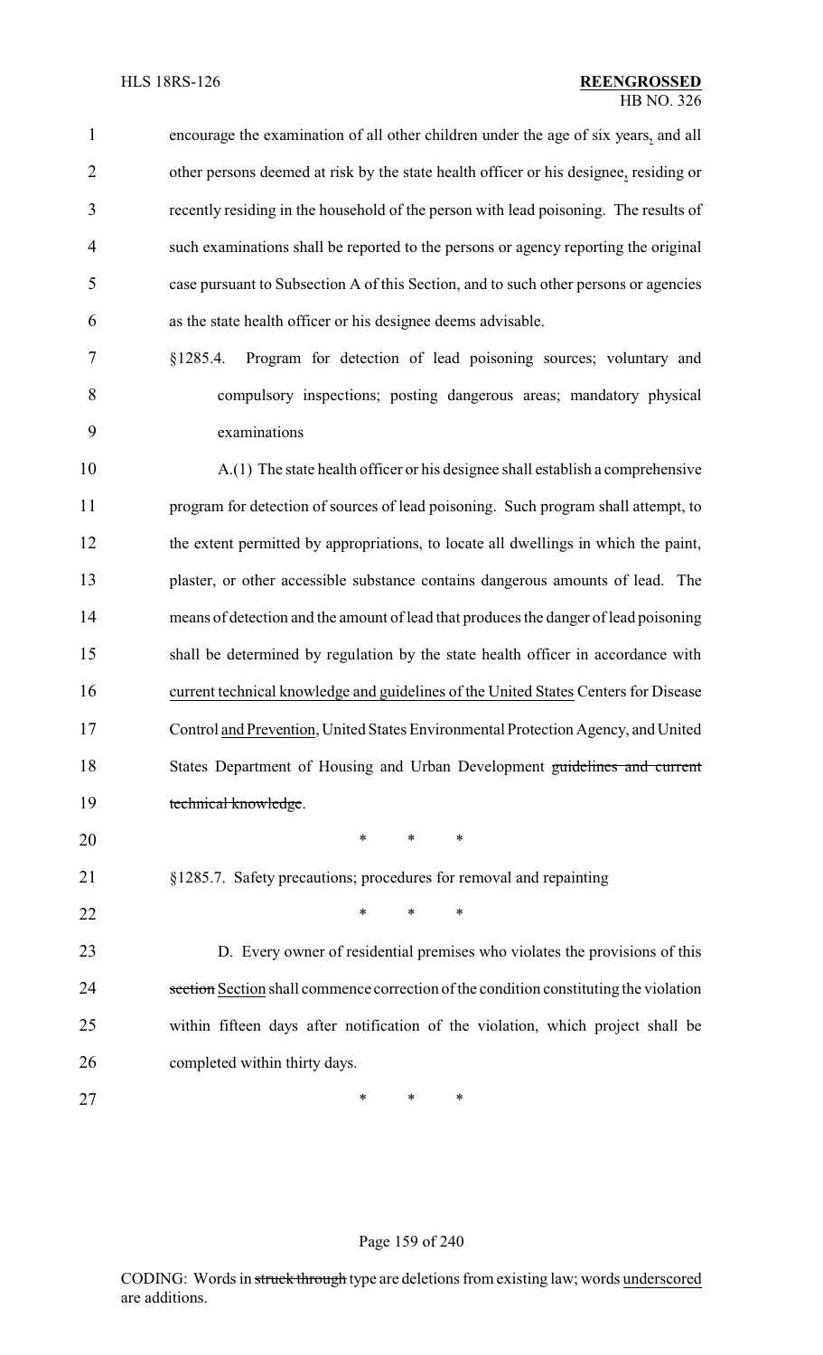encourage the examination of all other children under the age of six years, and all other persons deemed at risk by the state health officer or his designee, residing or recently residing in the household of the person with lead poisoning. The results of such examinations shall be reported to the persons or agency reporting the original case pursuant to Subsection A of this Section, and to such other persons or agencies as the state health officer or his designee deems advisable.

§1285.4. Program for detection of lead poisoning sources; voluntary and compulsory inspections; posting dangerous areas; mandatory physical examinations

A.(1) The state health officer or his designee shall establish a comprehensive program for detection of sources of lead poisoning. Such program shall attempt, to the extent permitted by appropriations, to locate all dwellings in which the paint, plaster, or other accessible substance contains dangerous amounts of lead. The means of detection and the amount of lead that produces the danger of lead poisoning shall be determined by regulation by the state health officer in accordance with current technical knowledge and guidelines of the United States Centers for Disease Control and Prevention, United States Environmental Protection Agency, and United States Department of Housing and Urban Development ~~guidelines and current technical knowledge~~.

\* \* \*

§1285.7. Safety precautions; procedures for removal and repainting

\* \* \*

D. Every owner of residential premises who violates the provisions of this ~~section~~ Section shall commence correction of the condition constituting the violation within fifteen days after notification of the violation, which project shall be completed within thirty days.

\* \* \*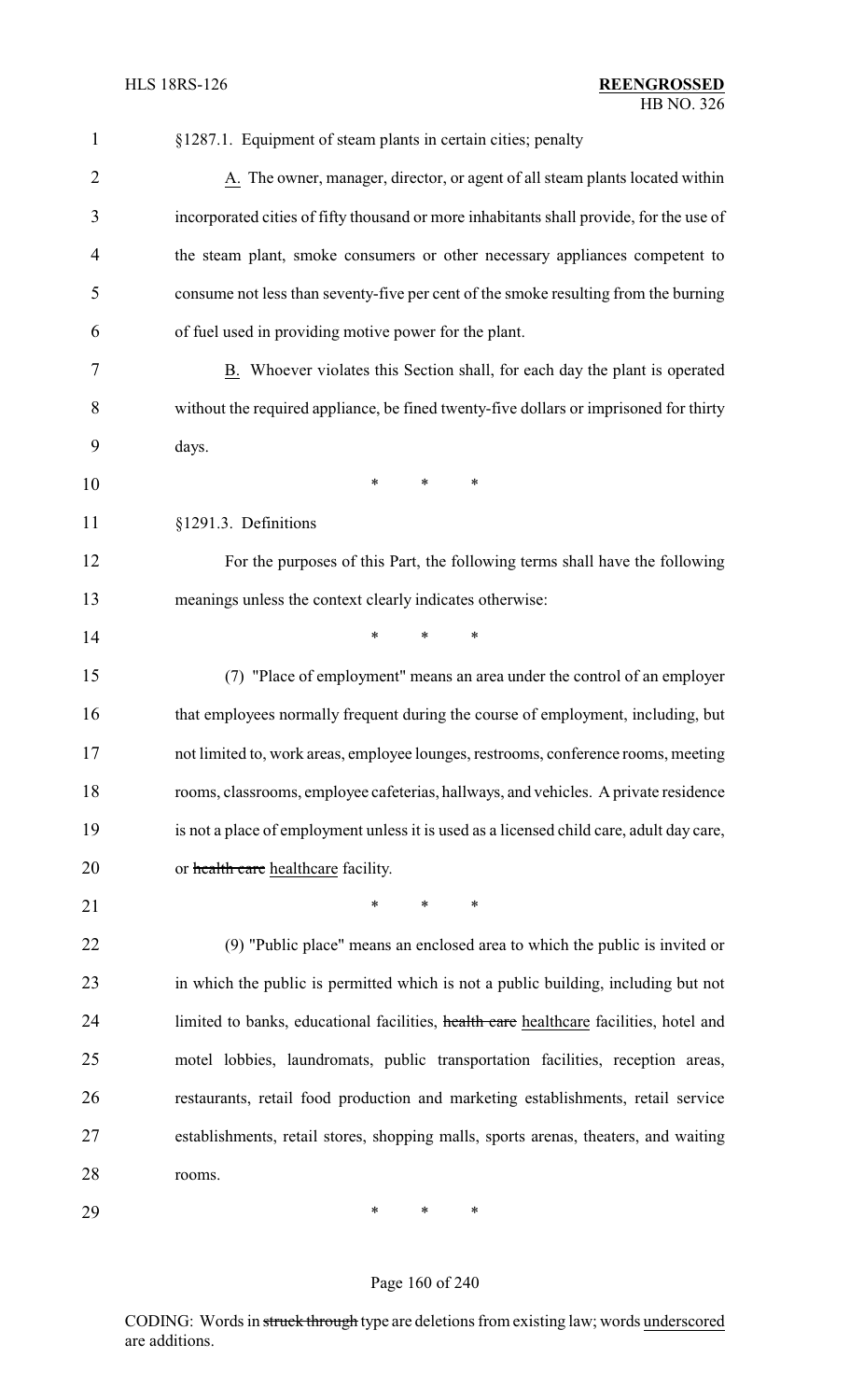§1287.1. Equipment of steam plants in certain cities; penalty

A. The owner, manager, director, or agent of all steam plants located within incorporated cities of fifty thousand or more inhabitants shall provide, for the use of the steam plant, smoke consumers or other necessary appliances competent to consume not less than seventy-five per cent of the smoke resulting from the burning of fuel used in providing motive power for the plant.

B. Whoever violates this Section shall, for each day the plant is operated without the required appliance, be fined twenty-five dollars or imprisoned for thirty days.

\* \* \*

§1291.3. Definitions

For the purposes of this Part, the following terms shall have the following meanings unless the context clearly indicates otherwise:

\* \* \*

(7) "Place of employment" means an area under the control of an employer that employees normally frequent during the course of employment, including, but not limited to, work areas, employee lounges, restrooms, conference rooms, meeting rooms, classrooms, employee cafeterias, hallways, and vehicles. A private residence is not a place of employment unless it is used as a licensed child care, adult day care, or ~~health care~~ healthcare facility.

\* \* \*

(9) "Public place" means an enclosed area to which the public is invited or in which the public is permitted which is not a public building, including but not limited to banks, educational facilities, ~~health care~~ healthcare facilities, hotel and motel lobbies, laundromats, public transportation facilities, reception areas, restaurants, retail food production and marketing establishments, retail service establishments, retail stores, shopping malls, sports arenas, theaters, and waiting rooms.

\* \* \*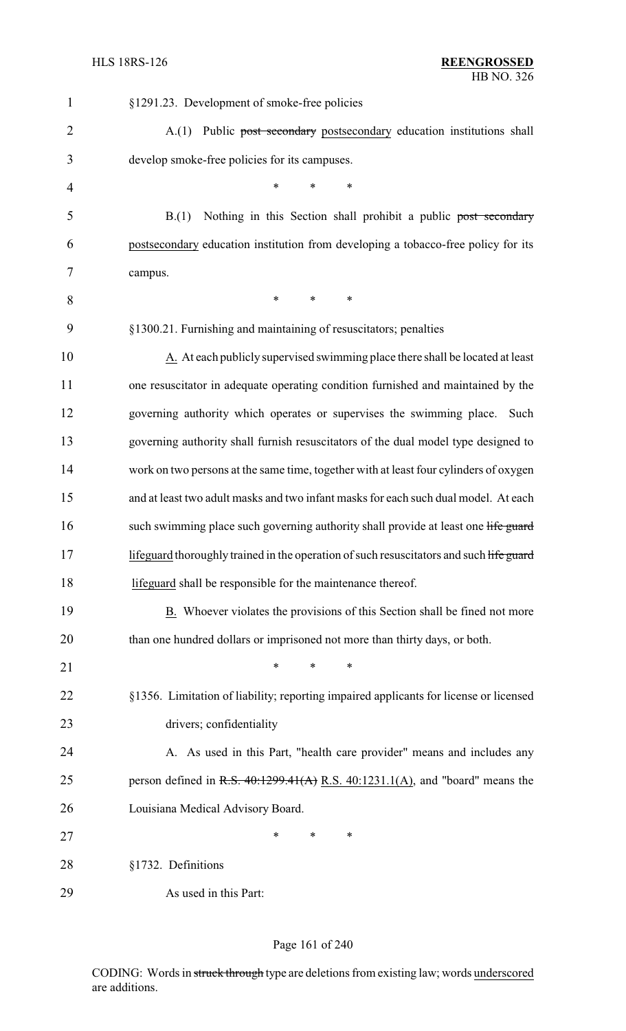§1291.23. Development of smoke-free policies

A.(1) Public ~~post secondary~~ postsecondary education institutions shall develop smoke-free policies for its campuses.

\* \* \*

B.(1) Nothing in this Section shall prohibit a public ~~post secondary~~ postsecondary education institution from developing a tobacco-free policy for its campus.

\* \* \*

§1300.21. Furnishing and maintaining of resuscitators; penalties

A. At each publicly supervised swimming place there shall be located at least one resuscitator in adequate operating condition furnished and maintained by the governing authority which operates or supervises the swimming place. Such governing authority shall furnish resuscitators of the dual model type designed to work on two persons at the same time, together with at least four cylinders of oxygen and at least two adult masks and two infant masks for each such dual model. At each such swimming place such governing authority shall provide at least one ~~life guard~~ lifeguard thoroughly trained in the operation of such resuscitators and such ~~life guard~~ lifeguard shall be responsible for the maintenance thereof.

B. Whoever violates the provisions of this Section shall be fined not more than one hundred dollars or imprisoned not more than thirty days, or both.

\* \* \*

§1356. Limitation of liability; reporting impaired applicants for license or licensed drivers; confidentiality

A. As used in this Part, "health care provider" means and includes any person defined in ~~R.S. 40:1299.41(A)~~ R.S. 40:1231.1(A), and "board" means the Louisiana Medical Advisory Board.

\* \* \*

§1732. Definitions

As used in this Part:

CODING: Words in ~~struck through~~ type are deletions from existing law; words underscored are additions.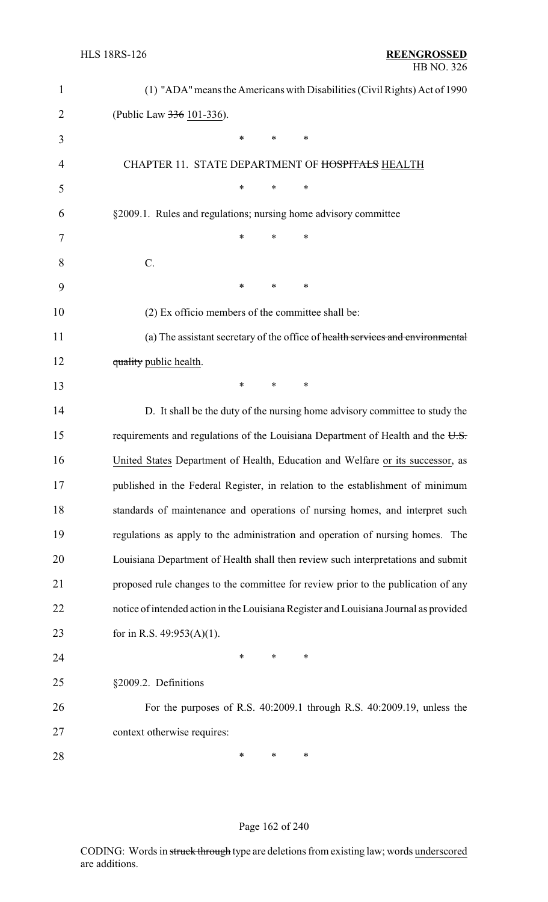(1) "ADA" means the Americans with Disabilities (Civil Rights) Act of 1990 (Public Law ~~336~~ <u>101-336</u>).

\* \* \*

CHAPTER 11. STATE DEPARTMENT OF ~~HOSPITALS~~ <u>HEALTH</u>

\* \* \*

§2009.1. Rules and regulations; nursing home advisory committee

\* \* \*

C.

\* \* \*

(2) Ex officio members of the committee shall be:

(a) The assistant secretary of the office of ~~health services and environmental quality~~ <u>public health</u>.

\* \* \*

D. It shall be the duty of the nursing home advisory committee to study the requirements and regulations of the Louisiana Department of Health and the ~~U.S.~~ <u>United States</u> Department of Health, Education and Welfare <u>or its successor</u>, as published in the Federal Register, in relation to the establishment of minimum standards of maintenance and operations of nursing homes, and interpret such regulations as apply to the administration and operation of nursing homes. The Louisiana Department of Health shall then review such interpretations and submit proposed rule changes to the committee for review prior to the publication of any notice of intended action in the Louisiana Register and Louisiana Journal as provided for in R.S. 49:953(A)(1).

\* \* \*

§2009.2. Definitions

For the purposes of R.S. 40:2009.1 through R.S. 40:2009.19, unless the context otherwise requires:

\* \* \*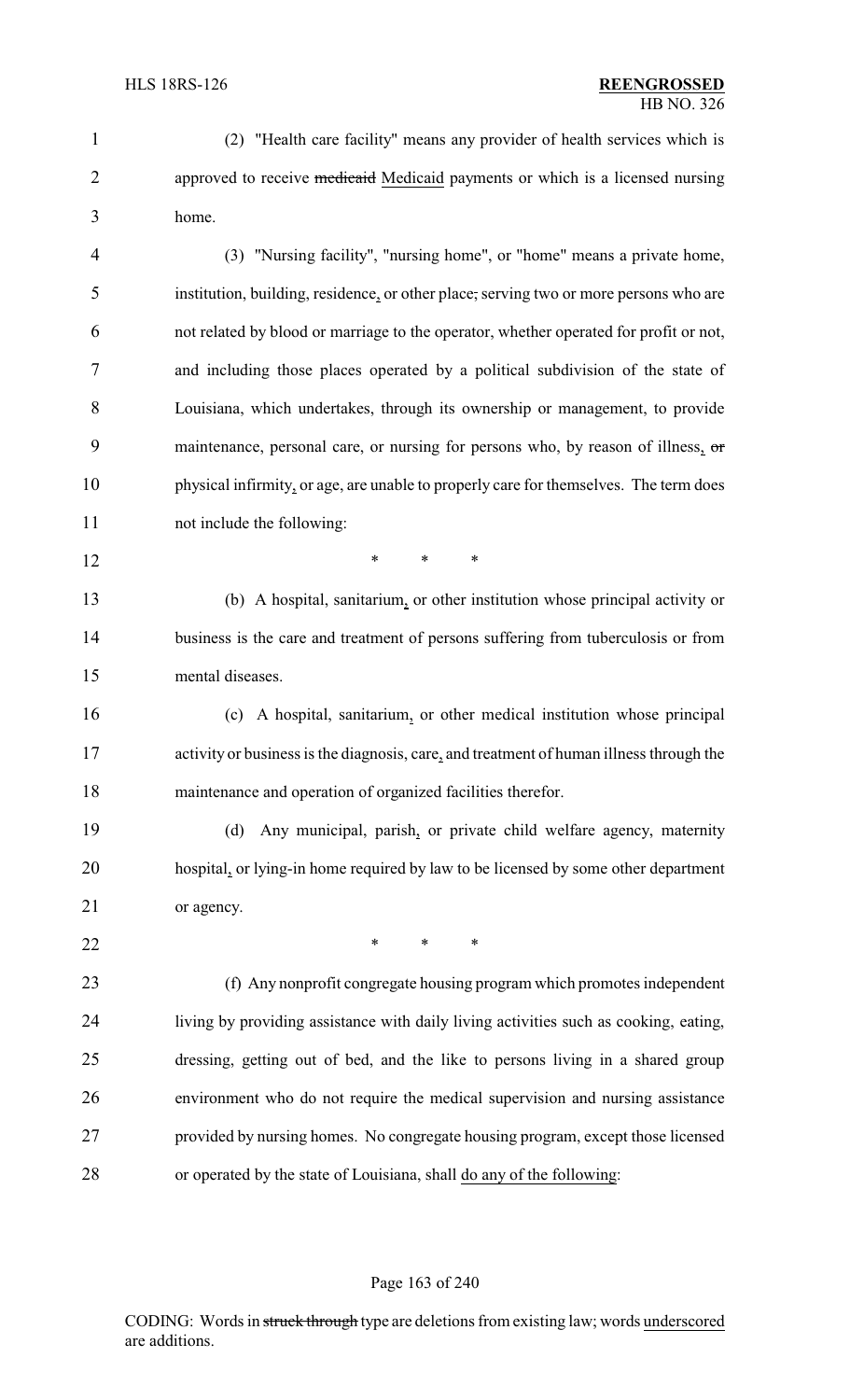(2) "Health care facility" means any provider of health services which is approved to receive ~~medicaid~~ Medicaid payments or which is a licensed nursing home.

(3) "Nursing facility", "nursing home", or "home" means a private home, institution, building, residence, or other place~~,~~ serving two or more persons who are not related by blood or marriage to the operator, whether operated for profit or not, and including those places operated by a political subdivision of the state of Louisiana, which undertakes, through its ownership or management, to provide maintenance, personal care, or nursing for persons who, by reason of illness, ~~or~~ physical infirmity, or age, are unable to properly care for themselves. The term does not include the following:

\* \* \*

(b) A hospital, sanitarium, or other institution whose principal activity or business is the care and treatment of persons suffering from tuberculosis or from mental diseases.

(c) A hospital, sanitarium, or other medical institution whose principal activity or business is the diagnosis, care, and treatment of human illness through the maintenance and operation of organized facilities therefor.

(d) Any municipal, parish, or private child welfare agency, maternity hospital, or lying-in home required by law to be licensed by some other department or agency.

\* \* \*

(f) Any nonprofit congregate housing program which promotes independent living by providing assistance with daily living activities such as cooking, eating, dressing, getting out of bed, and the like to persons living in a shared group environment who do not require the medical supervision and nursing assistance provided by nursing homes. No congregate housing program, except those licensed or operated by the state of Louisiana, shall do any of the following: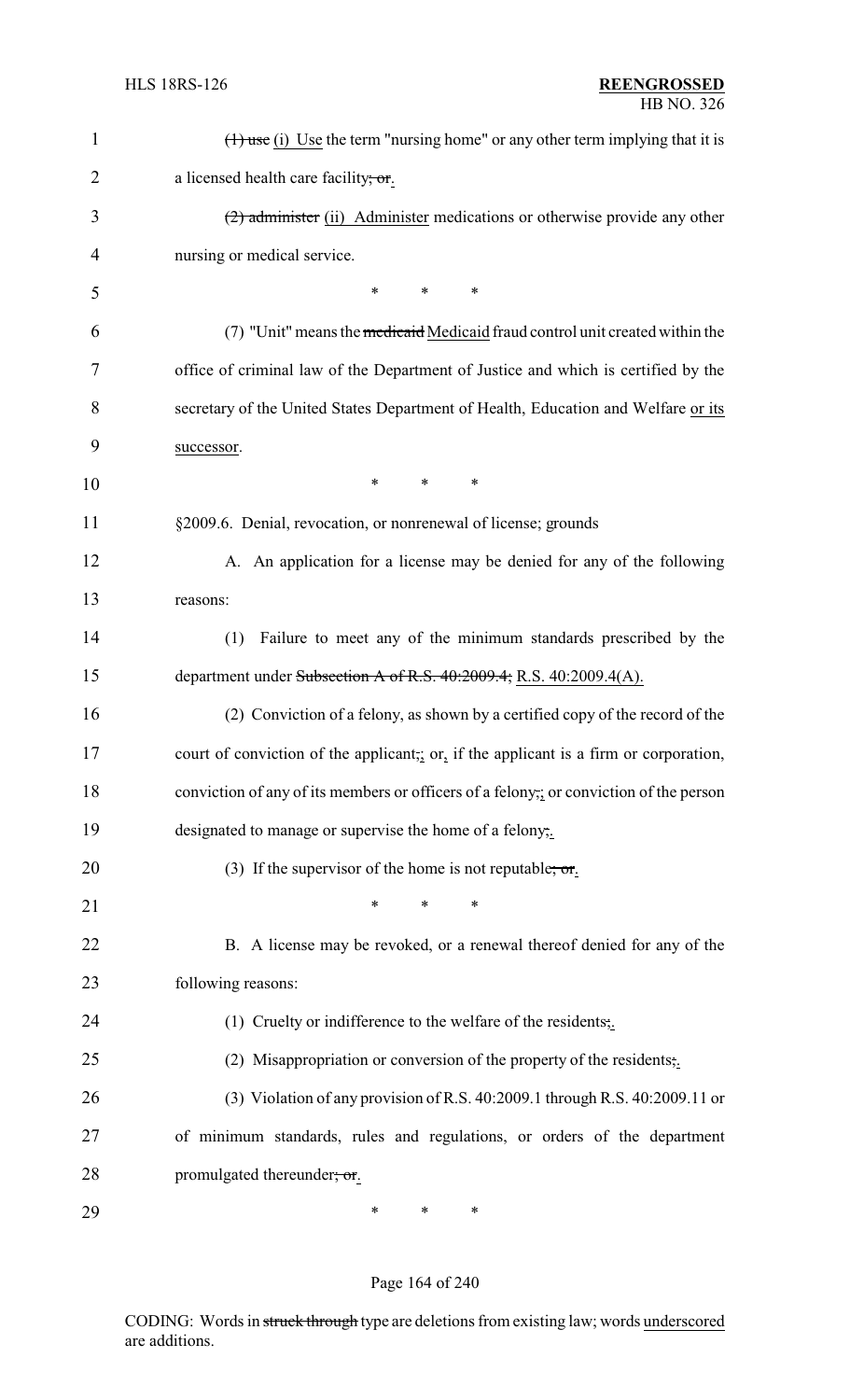(1) use (i) Use the term "nursing home" or any other term implying that it is a licensed health care facility; or.

(2) administer (ii) Administer medications or otherwise provide any other nursing or medical service.

\* \* \*

(7) "Unit" means the medicaid Medicaid fraud control unit created within the office of criminal law of the Department of Justice and which is certified by the secretary of the United States Department of Health, Education and Welfare or its successor.

\* \* \*

§2009.6. Denial, revocation, or nonrenewal of license; grounds

A. An application for a license may be denied for any of the following reasons:

(1) Failure to meet any of the minimum standards prescribed by the department under Subsection A of R.S. 40:2009.4; R.S. 40:2009.4(A).

(2) Conviction of a felony, as shown by a certified copy of the record of the court of conviction of the applicant,; or, if the applicant is a firm or corporation, conviction of any of its members or officers of a felony,; or conviction of the person designated to manage or supervise the home of a felony;.

(3) If the supervisor of the home is not reputable; or.

\* \* \*

B. A license may be revoked, or a renewal thereof denied for any of the following reasons:

(1) Cruelty or indifference to the welfare of the residents;.

(2) Misappropriation or conversion of the property of the residents;.

(3) Violation of any provision of R.S. 40:2009.1 through R.S. 40:2009.11 or of minimum standards, rules and regulations, or orders of the department promulgated thereunder; or.

\* \* \*

CODING: Words in struck through type are deletions from existing law; words underscored are additions.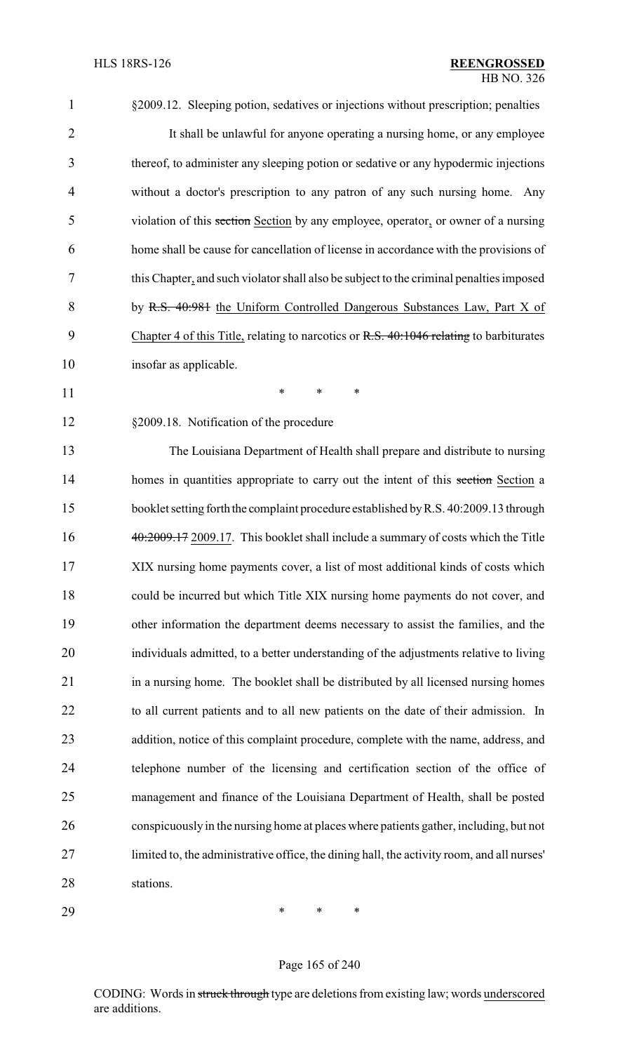§2009.12. Sleeping potion, sedatives or injections without prescription; penalties

It shall be unlawful for anyone operating a nursing home, or any employee thereof, to administer any sleeping potion or sedative or any hypodermic injections without a doctor's prescription to any patron of any such nursing home. Any violation of this ~~section~~ Section by any employee, operator, or owner of a nursing home shall be cause for cancellation of license in accordance with the provisions of this Chapter, and such violator shall also be subject to the criminal penalties imposed by ~~R.S. 40:981~~ the Uniform Controlled Dangerous Substances Law, Part X of Chapter 4 of this Title, relating to narcotics or ~~R.S. 40:1046 relating~~ to barbiturates insofar as applicable.

\* \* \*

§2009.18. Notification of the procedure

The Louisiana Department of Health shall prepare and distribute to nursing homes in quantities appropriate to carry out the intent of this ~~section~~ Section a booklet setting forth the complaint procedure established by R.S. 40:2009.13 through ~~40:2009.17~~ 2009.17. This booklet shall include a summary of costs which the Title XIX nursing home payments cover, a list of most additional kinds of costs which could be incurred but which Title XIX nursing home payments do not cover, and other information the department deems necessary to assist the families, and the individuals admitted, to a better understanding of the adjustments relative to living in a nursing home. The booklet shall be distributed by all licensed nursing homes to all current patients and to all new patients on the date of their admission. In addition, notice of this complaint procedure, complete with the name, address, and telephone number of the licensing and certification section of the office of management and finance of the Louisiana Department of Health, shall be posted conspicuously in the nursing home at places where patients gather, including, but not limited to, the administrative office, the dining hall, the activity room, and all nurses' stations.

\* \* \*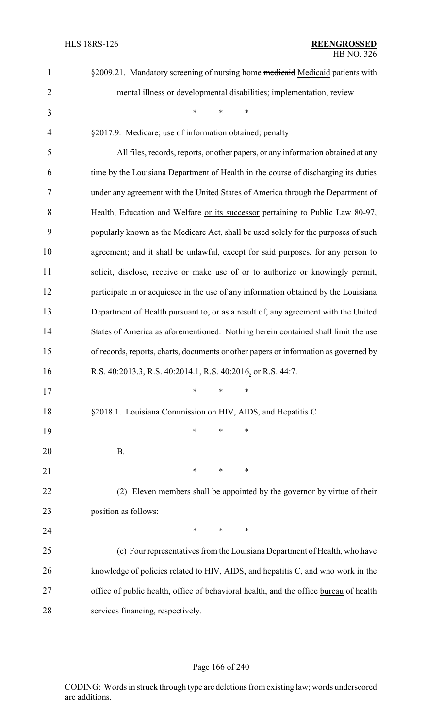§2009.21. Mandatory screening of nursing home ~~medicaid~~ Medicaid patients with mental illness or developmental disabilities; implementation, review

\* \* \*

§2017.9. Medicare; use of information obtained; penalty

All files, records, reports, or other papers, or any information obtained at any time by the Louisiana Department of Health in the course of discharging its duties under any agreement with the United States of America through the Department of Health, Education and Welfare or its successor pertaining to Public Law 80-97, popularly known as the Medicare Act, shall be used solely for the purposes of such agreement; and it shall be unlawful, except for said purposes, for any person to solicit, disclose, receive or make use of or to authorize or knowingly permit, participate in or acquiesce in the use of any information obtained by the Louisiana Department of Health pursuant to, or as a result of, any agreement with the United States of America as aforementioned. Nothing herein contained shall limit the use of records, reports, charts, documents or other papers or information as governed by R.S. 40:2013.3, R.S. 40:2014.1, R.S. 40:2016, or R.S. 44:7.

\* \* \*

§2018.1. Louisiana Commission on HIV, AIDS, and Hepatitis C

\* \* \*

B.

\* \* \*

(2) Eleven members shall be appointed by the governor by virtue of their position as follows:

\* \* \*

(c) Four representatives from the Louisiana Department of Health, who have knowledge of policies related to HIV, AIDS, and hepatitis C, and who work in the office of public health, office of behavioral health, and ~~the office~~ bureau of health services financing, respectively.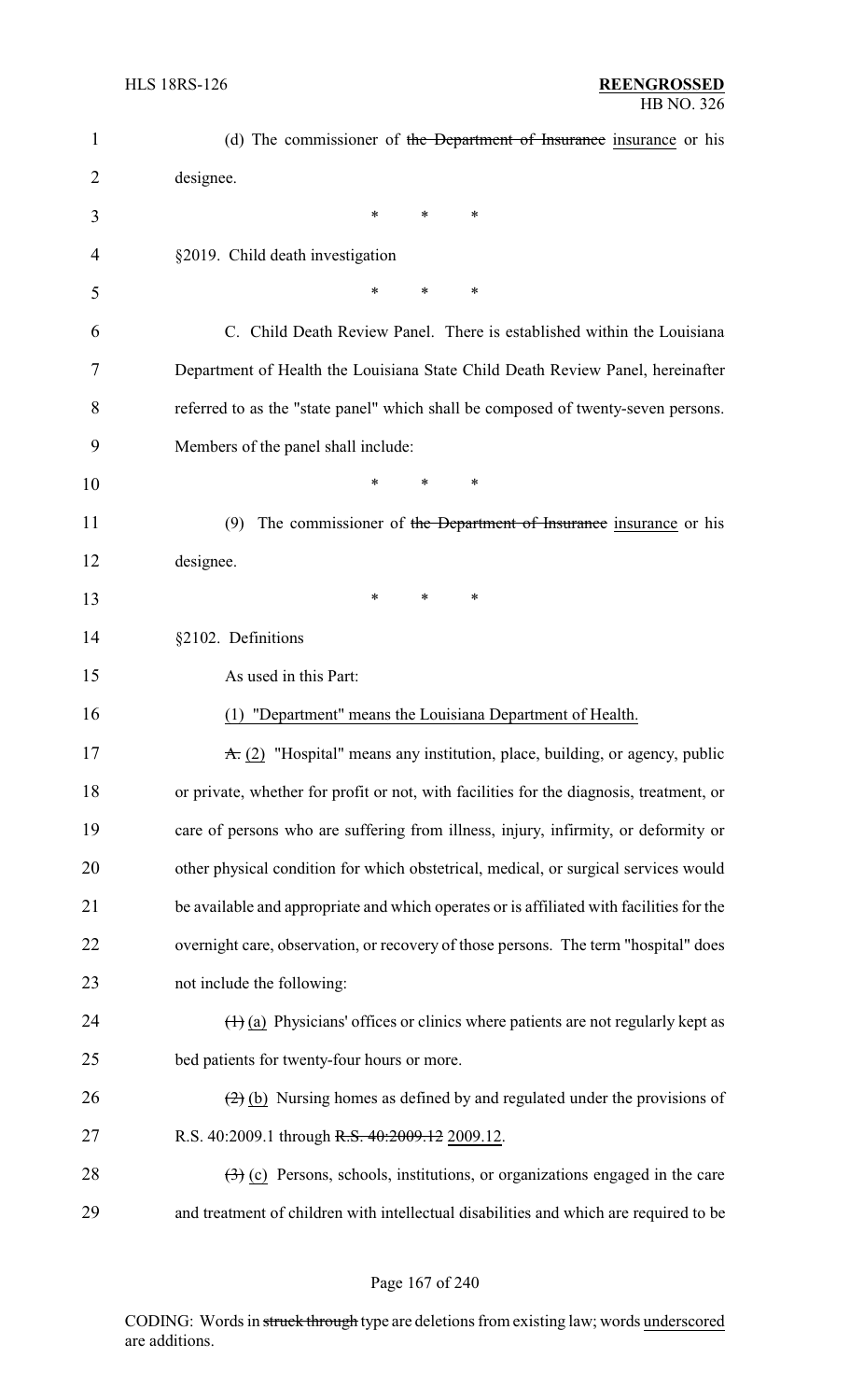(d) The commissioner of ~~the Department of Insurance~~ insurance or his designee.

\* \* \*

§2019. Child death investigation

\* \* \*

C. Child Death Review Panel. There is established within the Louisiana Department of Health the Louisiana State Child Death Review Panel, hereinafter referred to as the "state panel" which shall be composed of twenty-seven persons. Members of the panel shall include:

\* \* \*

(9) The commissioner of ~~the Department of Insurance~~ insurance or his designee.

\* \* \*

§2102. Definitions

As used in this Part:

(1) "Department" means the Louisiana Department of Health.

~~A.~~ (2) "Hospital" means any institution, place, building, or agency, public or private, whether for profit or not, with facilities for the diagnosis, treatment, or care of persons who are suffering from illness, injury, infirmity, or deformity or other physical condition for which obstetrical, medical, or surgical services would be available and appropriate and which operates or is affiliated with facilities for the overnight care, observation, or recovery of those persons. The term "hospital" does not include the following:

~~(1)~~ (a) Physicians' offices or clinics where patients are not regularly kept as bed patients for twenty-four hours or more.

~~(2)~~ (b) Nursing homes as defined by and regulated under the provisions of R.S. 40:2009.1 through ~~R.S. 40:2009.12~~ 2009.12.

~~(3)~~ (c) Persons, schools, institutions, or organizations engaged in the care and treatment of children with intellectual disabilities and which are required to be

CODING: Words in ~~struck through~~ type are deletions from existing law; words underscored are additions.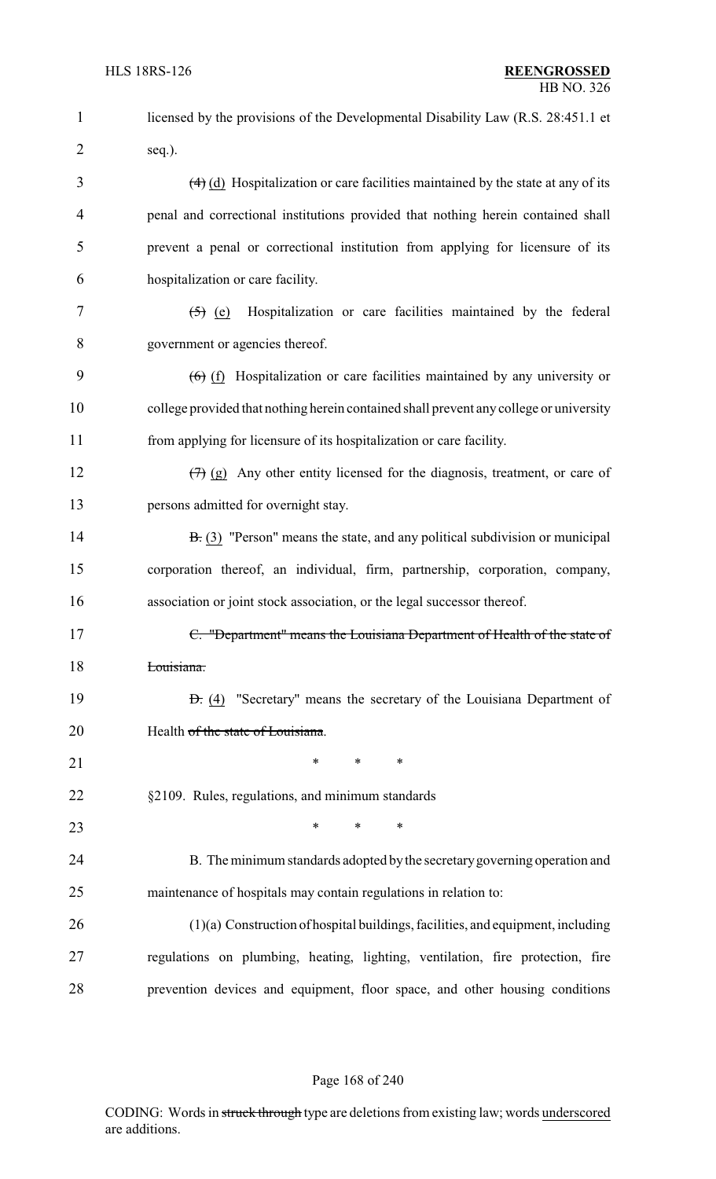licensed by the provisions of the Developmental Disability Law (R.S. 28:451.1 et seq.).

~~(4)~~ <u>(d)</u> Hospitalization or care facilities maintained by the state at any of its penal and correctional institutions provided that nothing herein contained shall prevent a penal or correctional institution from applying for licensure of its hospitalization or care facility.

~~(5)~~ <u>(e)</u> Hospitalization or care facilities maintained by the federal government or agencies thereof.

~~(6)~~ <u>(f)</u> Hospitalization or care facilities maintained by any university or college provided that nothing herein contained shall prevent any college or university from applying for licensure of its hospitalization or care facility.

~~(7)~~ <u>(g)</u> Any other entity licensed for the diagnosis, treatment, or care of persons admitted for overnight stay.

~~B.~~ <u>(3)</u> "Person" means the state, and any political subdivision or municipal corporation thereof, an individual, firm, partnership, corporation, company, association or joint stock association, or the legal successor thereof.

~~C. "Department" means the Louisiana Department of Health of the state of Louisiana.~~

~~D.~~ <u>(4)</u> "Secretary" means the secretary of the Louisiana Department of Health ~~of the state of Louisiana~~.

\* \* \*

§2109. Rules, regulations, and minimum standards

\* \* \*

B. The minimum standards adopted by the secretary governing operation and maintenance of hospitals may contain regulations in relation to:

(1)(a) Construction of hospital buildings, facilities, and equipment, including regulations on plumbing, heating, lighting, ventilation, fire protection, fire prevention devices and equipment, floor space, and other housing conditions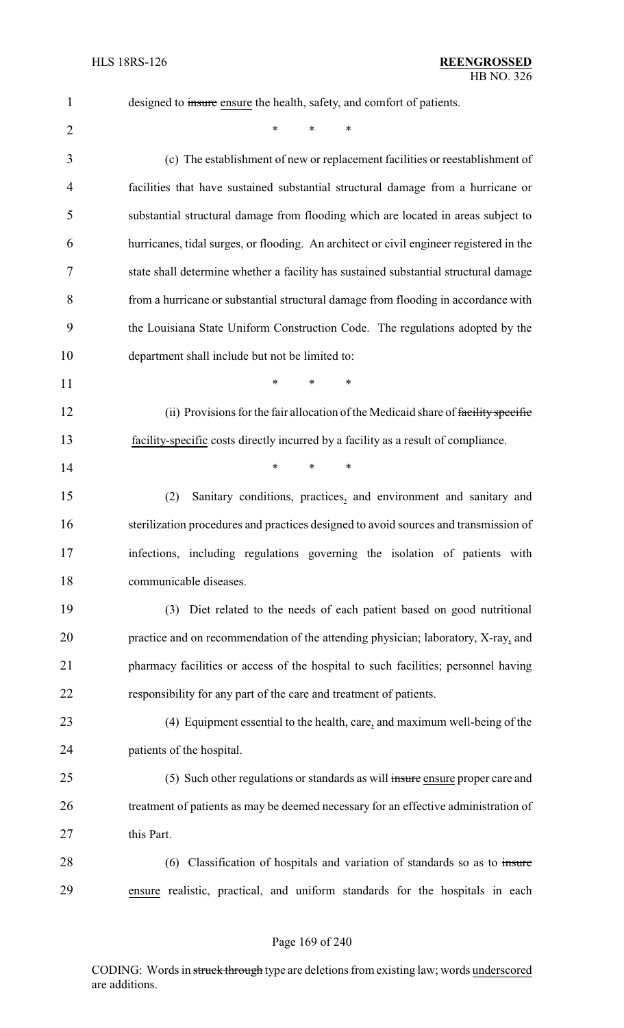designed to ~~insure~~ <u>ensure</u> the health, safety, and comfort of patients.

\* \* \*

(c) The establishment of new or replacement facilities or reestablishment of facilities that have sustained substantial structural damage from a hurricane or substantial structural damage from flooding which are located in areas subject to hurricanes, tidal surges, or flooding. An architect or civil engineer registered in the state shall determine whether a facility has sustained substantial structural damage from a hurricane or substantial structural damage from flooding in accordance with the Louisiana State Uniform Construction Code. The regulations adopted by the department shall include but not be limited to:

\* \* \*

(ii) Provisions for the fair allocation of the Medicaid share of ~~facility specific~~ <u>facility-specific</u> costs directly incurred by a facility as a result of compliance.

\* \* \*

(2) Sanitary conditions, practices<u>,</u> and environment and sanitary and sterilization procedures and practices designed to avoid sources and transmission of infections, including regulations governing the isolation of patients with communicable diseases.

(3) Diet related to the needs of each patient based on good nutritional practice and on recommendation of the attending physician; laboratory, X-ray<u>,</u> and pharmacy facilities or access of the hospital to such facilities; personnel having responsibility for any part of the care and treatment of patients.

(4) Equipment essential to the health, care<u>,</u> and maximum well-being of the patients of the hospital.

(5) Such other regulations or standards as will ~~insure~~ <u>ensure</u> proper care and treatment of patients as may be deemed necessary for an effective administration of this Part.

(6) Classification of hospitals and variation of standards so as to ~~insure~~ <u>ensure</u> realistic, practical, and uniform standards for the hospitals in each

CODING: Words in ~~struck through~~ type are deletions from existing law; words <u>underscored</u> are additions.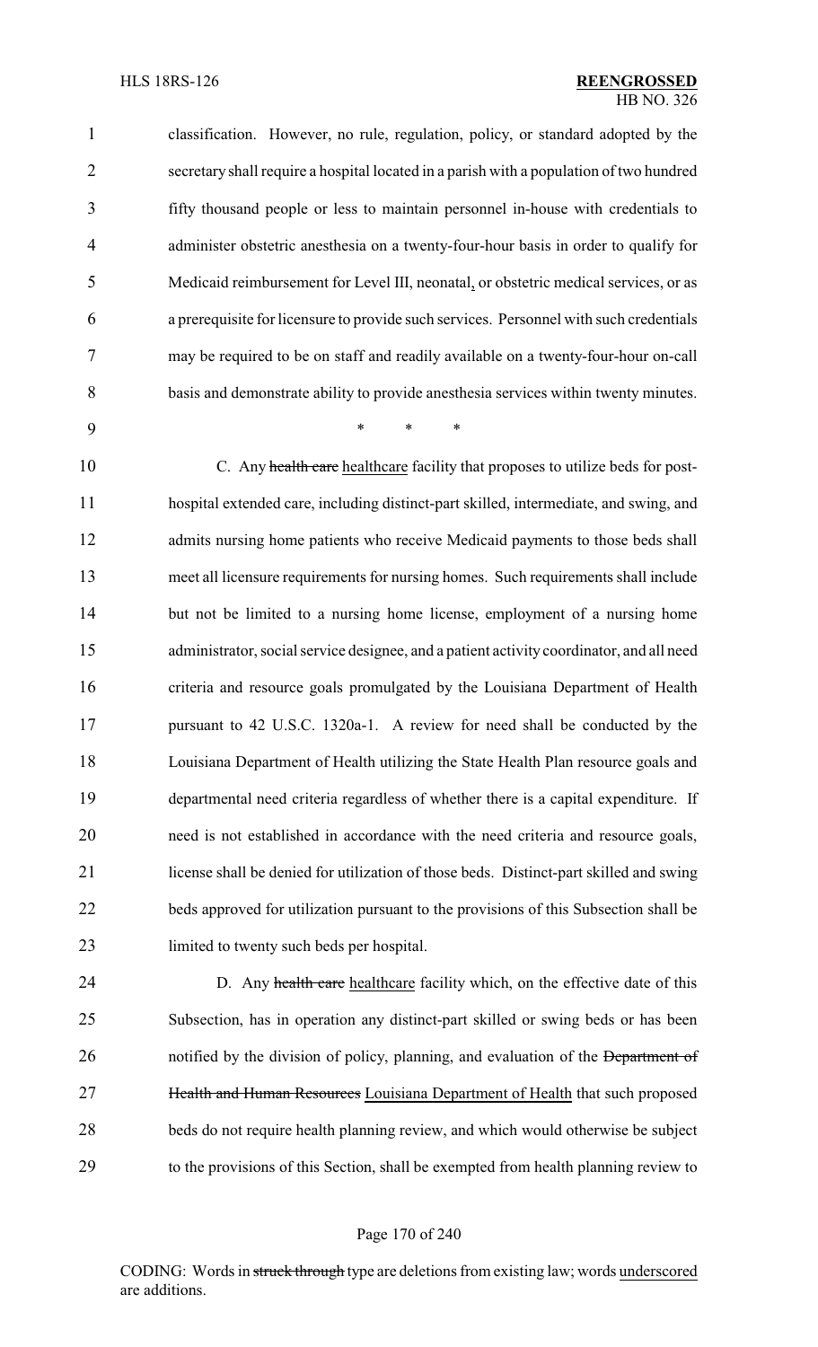classification. However, no rule, regulation, policy, or standard adopted by the secretary shall require a hospital located in a parish with a population of two hundred fifty thousand people or less to maintain personnel in-house with credentials to administer obstetric anesthesia on a twenty-four-hour basis in order to qualify for Medicaid reimbursement for Level III, neonatal, or obstetric medical services, or as a prerequisite for licensure to provide such services. Personnel with such credentials may be required to be on staff and readily available on a twenty-four-hour on-call basis and demonstrate ability to provide anesthesia services within twenty minutes.

\* \* \*

C. Any ~~health care~~ healthcare facility that proposes to utilize beds for post-hospital extended care, including distinct-part skilled, intermediate, and swing, and admits nursing home patients who receive Medicaid payments to those beds shall meet all licensure requirements for nursing homes. Such requirements shall include but not be limited to a nursing home license, employment of a nursing home administrator, social service designee, and a patient activity coordinator, and all need criteria and resource goals promulgated by the Louisiana Department of Health pursuant to 42 U.S.C. 1320a-1. A review for need shall be conducted by the Louisiana Department of Health utilizing the State Health Plan resource goals and departmental need criteria regardless of whether there is a capital expenditure. If need is not established in accordance with the need criteria and resource goals, license shall be denied for utilization of those beds. Distinct-part skilled and swing beds approved for utilization pursuant to the provisions of this Subsection shall be limited to twenty such beds per hospital.

D. Any ~~health care~~ healthcare facility which, on the effective date of this Subsection, has in operation any distinct-part skilled or swing beds or has been notified by the division of policy, planning, and evaluation of the ~~Department of Health and Human Resources~~ Louisiana Department of Health that such proposed beds do not require health planning review, and which would otherwise be subject to the provisions of this Section, shall be exempted from health planning review to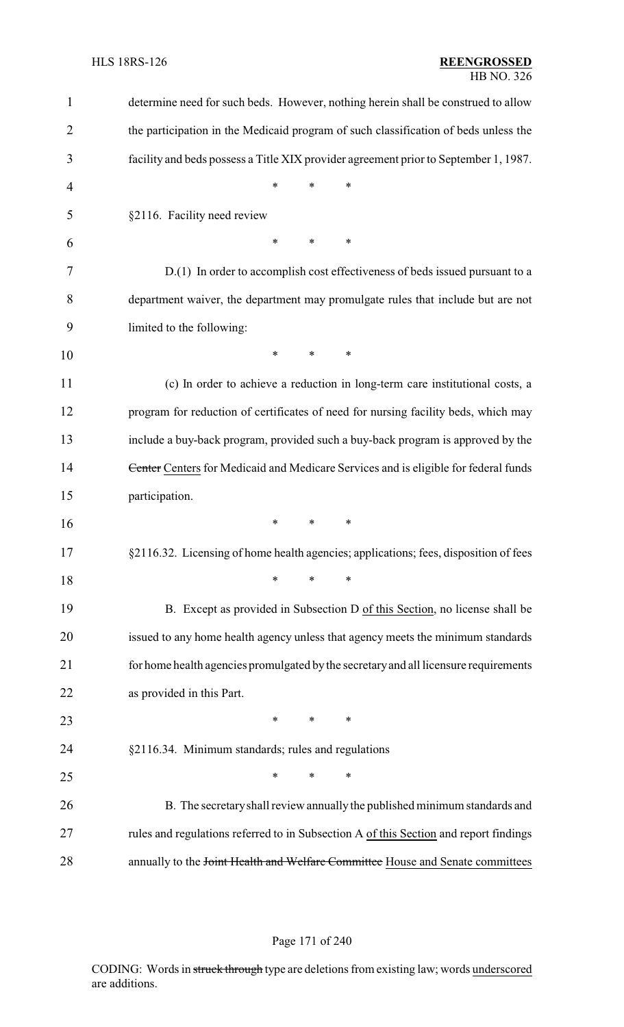determine need for such beds. However, nothing herein shall be construed to allow the participation in the Medicaid program of such classification of beds unless the facility and beds possess a Title XIX provider agreement prior to September 1, 1987.

\* \* \*

§2116. Facility need review

\* \* \*

D.(1) In order to accomplish cost effectiveness of beds issued pursuant to a department waiver, the department may promulgate rules that include but are not limited to the following:

\* \* \*

(c) In order to achieve a reduction in long-term care institutional costs, a program for reduction of certificates of need for nursing facility beds, which may include a buy-back program, provided such a buy-back program is approved by the ~~Center~~ Centers for Medicaid and Medicare Services and is eligible for federal funds participation.

\* \* \*

§2116.32. Licensing of home health agencies; applications; fees, disposition of fees

\* \* \*

B. Except as provided in Subsection D of this Section, no license shall be issued to any home health agency unless that agency meets the minimum standards for home health agencies promulgated by the secretary and all licensure requirements as provided in this Part.

\* \* \*

§2116.34. Minimum standards; rules and regulations

\* \* \*

B. The secretary shall review annually the published minimum standards and rules and regulations referred to in Subsection A of this Section and report findings annually to the ~~Joint Health and Welfare Committee~~ House and Senate committees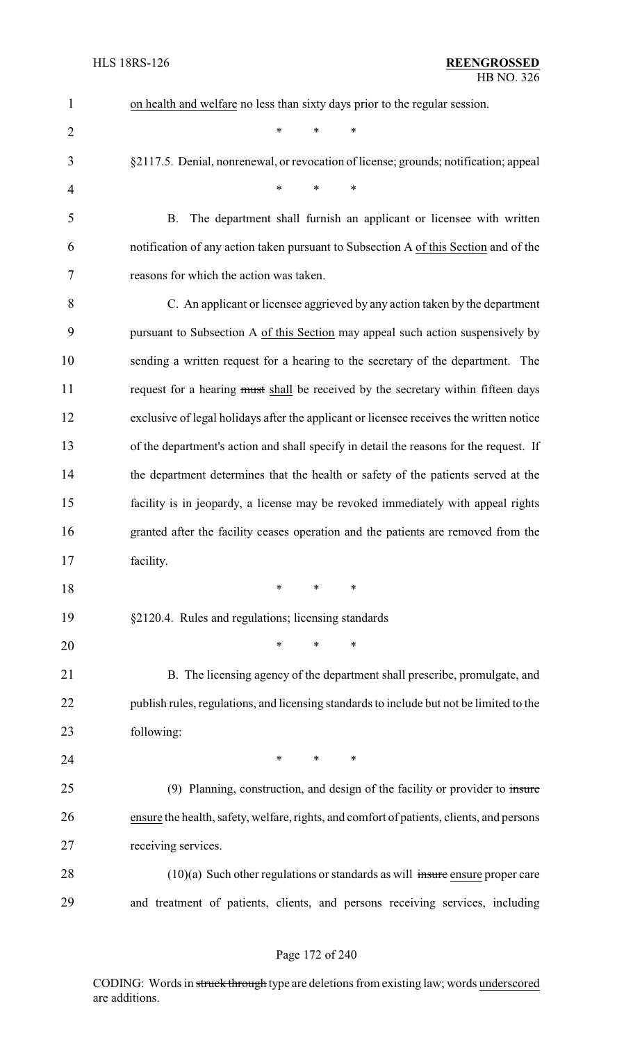on health and welfare no less than sixty days prior to the regular session.

\* \* \*

§2117.5. Denial, nonrenewal, or revocation of license; grounds; notification; appeal

\* \* \*

B. The department shall furnish an applicant or licensee with written notification of any action taken pursuant to Subsection A of this Section and of the reasons for which the action was taken.

C. An applicant or licensee aggrieved by any action taken by the department pursuant to Subsection A of this Section may appeal such action suspensively by sending a written request for a hearing to the secretary of the department. The request for a hearing ~~must~~ shall be received by the secretary within fifteen days exclusive of legal holidays after the applicant or licensee receives the written notice of the department's action and shall specify in detail the reasons for the request. If the department determines that the health or safety of the patients served at the facility is in jeopardy, a license may be revoked immediately with appeal rights granted after the facility ceases operation and the patients are removed from the facility.

\* \* \*

§2120.4. Rules and regulations; licensing standards

\* \* \*

B. The licensing agency of the department shall prescribe, promulgate, and publish rules, regulations, and licensing standards to include but not be limited to the following:

\* \* \*

(9) Planning, construction, and design of the facility or provider to ~~insure~~ ensure the health, safety, welfare, rights, and comfort of patients, clients, and persons receiving services.

(10)(a) Such other regulations or standards as will ~~insure~~ ensure proper care and treatment of patients, clients, and persons receiving services, including

CODING: Words in ~~struck through~~ type are deletions from existing law; words underscored are additions.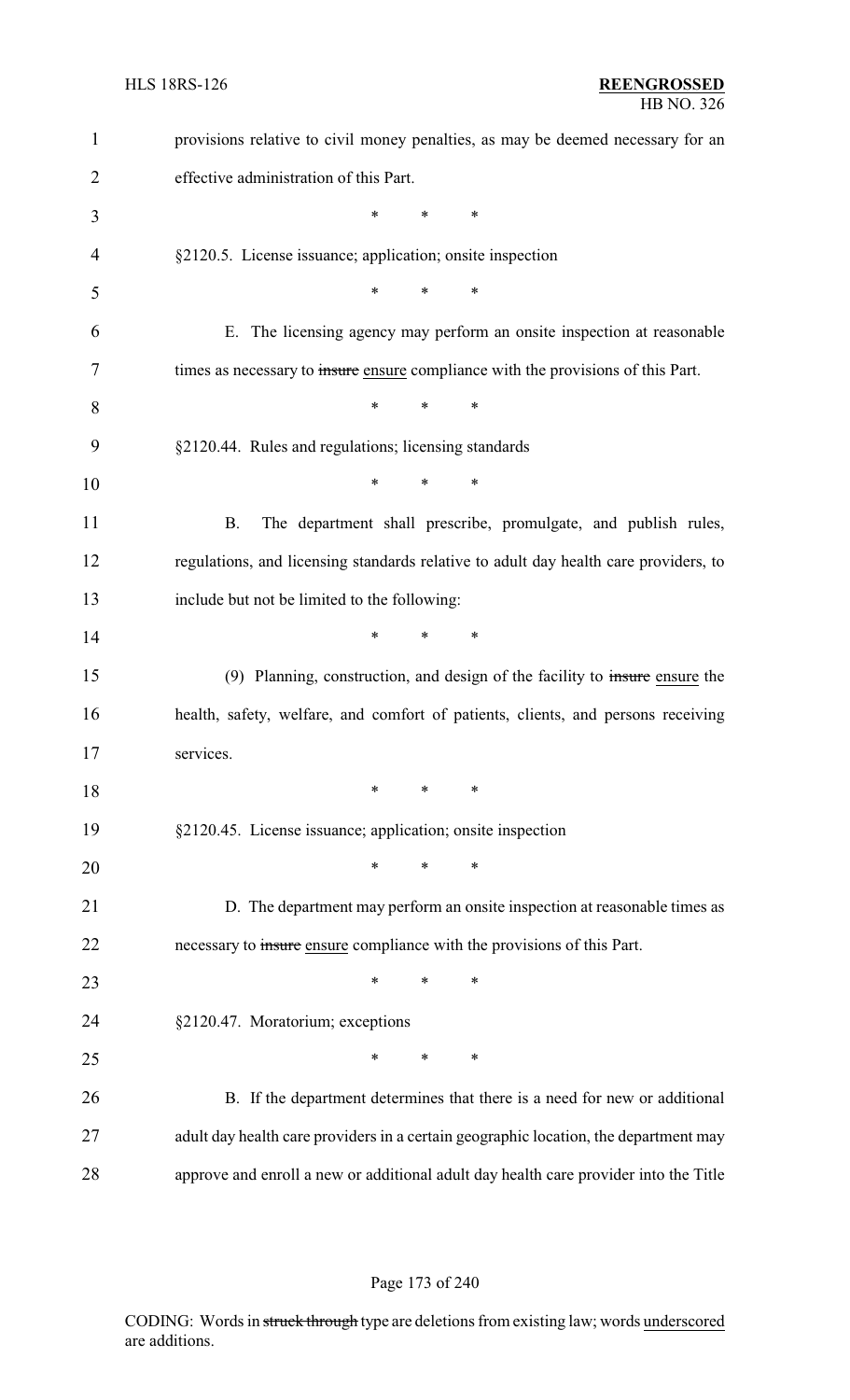provisions relative to civil money penalties, as may be deemed necessary for an effective administration of this Part.

\* \* \*

§2120.5. License issuance; application; onsite inspection

\* \* \*

E. The licensing agency may perform an onsite inspection at reasonable times as necessary to ~~insure~~ ensure compliance with the provisions of this Part.

\* \* \*

§2120.44. Rules and regulations; licensing standards

\* \* \*

B. The department shall prescribe, promulgate, and publish rules, regulations, and licensing standards relative to adult day health care providers, to include but not be limited to the following:

\* \* \*

(9) Planning, construction, and design of the facility to ~~insure~~ ensure the health, safety, welfare, and comfort of patients, clients, and persons receiving services.

\* \* \*

§2120.45. License issuance; application; onsite inspection

\* \* \*

D. The department may perform an onsite inspection at reasonable times as necessary to ~~insure~~ ensure compliance with the provisions of this Part.

\* \* \*

§2120.47. Moratorium; exceptions

\* \* \*

B. If the department determines that there is a need for new or additional adult day health care providers in a certain geographic location, the department may approve and enroll a new or additional adult day health care provider into the Title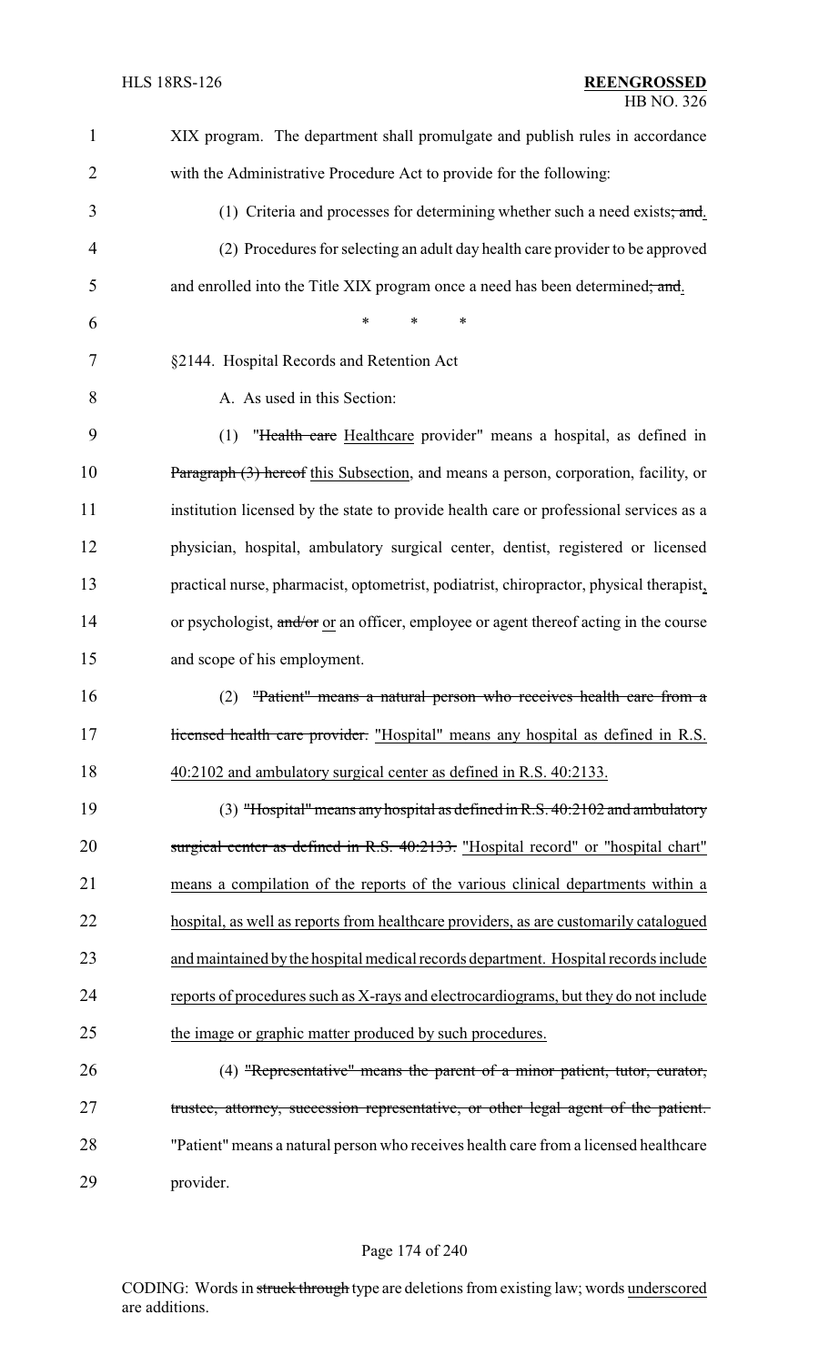XIX program. The department shall promulgate and publish rules in accordance with the Administrative Procedure Act to provide for the following:

(1) Criteria and processes for determining whether such a need exists~~; and~~<u>.</u>

(2) Procedures for selecting an adult day health care provider to be approved and enrolled into the Title XIX program once a need has been determined~~; and~~<u>.</u>

\* \* \*

§2144. Hospital Records and Retention Act

A. As used in this Section:

(1) "~~Health care~~ <u>Healthcare</u> provider" means a hospital, as defined in ~~Paragraph (3) hereof~~ <u>this Subsection</u>, and means a person, corporation, facility, or institution licensed by the state to provide health care or professional services as a physician, hospital, ambulatory surgical center, dentist, registered or licensed practical nurse, pharmacist, optometrist, podiatrist, chiropractor, physical therapist<u>,</u> or psychologist, ~~and/or~~ <u>or</u> an officer, employee or agent thereof acting in the course and scope of his employment.

(2) ~~"Patient" means a natural person who receives health care from a licensed health care provider.~~ <u>"Hospital" means any hospital as defined in R.S. 40:2102 and ambulatory surgical center as defined in R.S. 40:2133.</u>

(3) ~~"Hospital" means any hospital as defined in R.S. 40:2102 and ambulatory surgical center as defined in R.S. 40:2133.~~ <u>"Hospital record" or "hospital chart" means a compilation of the reports of the various clinical departments within a hospital, as well as reports from healthcare providers, as are customarily catalogued and maintained by the hospital medical records department. Hospital records include reports of procedures such as X-rays and electrocardiograms, but they do not include the image or graphic matter produced by such procedures.</u>

(4) ~~"Representative" means the parent of a minor patient, tutor, curator, trustee, attorney, succession representative, or other legal agent of the patient.~~ "Patient" means a natural person who receives health care from a licensed healthcare provider.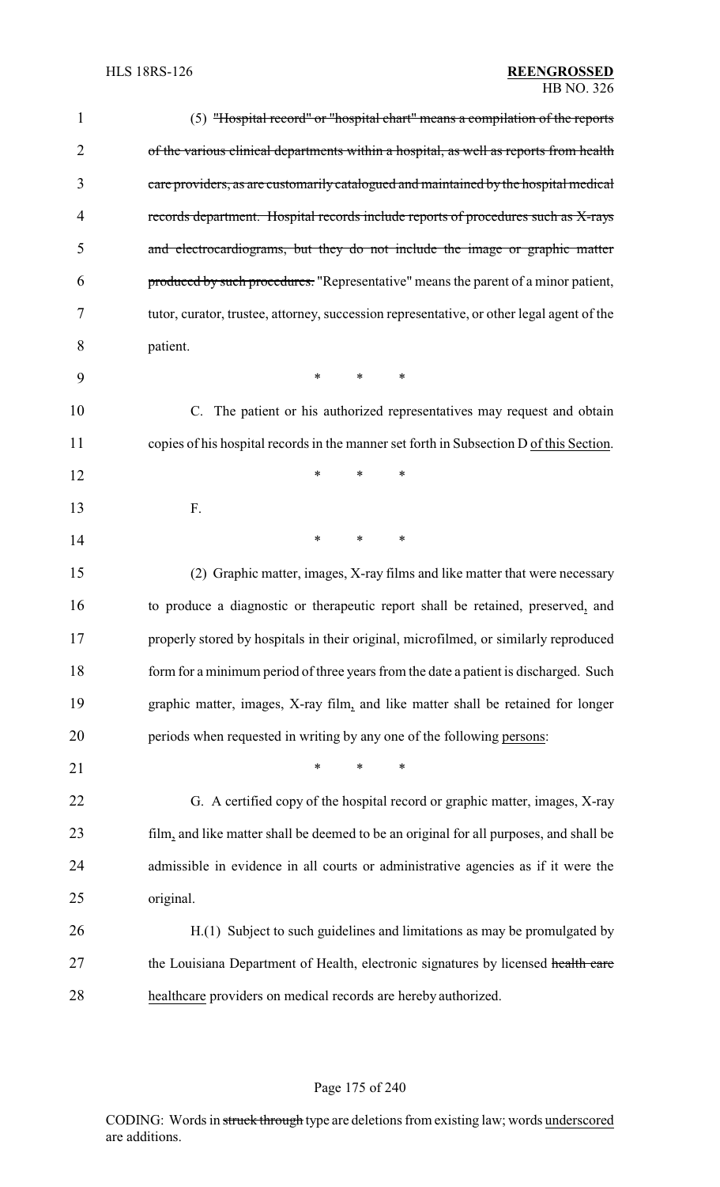(5) ~~"Hospital record" or "hospital chart" means a compilation of the reports of the various clinical departments within a hospital, as well as reports from health care providers, as are customarily catalogued and maintained by the hospital medical records department. Hospital records include reports of procedures such as X-rays and electrocardiograms, but they do not include the image or graphic matter produced by such procedures.~~ "Representative" means the parent of a minor patient, tutor, curator, trustee, attorney, succession representative, or other legal agent of the patient.

\* \* \*

C. The patient or his authorized representatives may request and obtain copies of his hospital records in the manner set forth in Subsection D of this Section.

\* \* \*

F.

\* \* \*

(2) Graphic matter, images, X-ray films and like matter that were necessary to produce a diagnostic or therapeutic report shall be retained, preserved, and properly stored by hospitals in their original, microfilmed, or similarly reproduced form for a minimum period of three years from the date a patient is discharged. Such graphic matter, images, X-ray film, and like matter shall be retained for longer periods when requested in writing by any one of the following persons:

\* \* \*

G. A certified copy of the hospital record or graphic matter, images, X-ray film, and like matter shall be deemed to be an original for all purposes, and shall be admissible in evidence in all courts or administrative agencies as if it were the original.

H.(1) Subject to such guidelines and limitations as may be promulgated by the Louisiana Department of Health, electronic signatures by licensed ~~health care~~ healthcare providers on medical records are hereby authorized.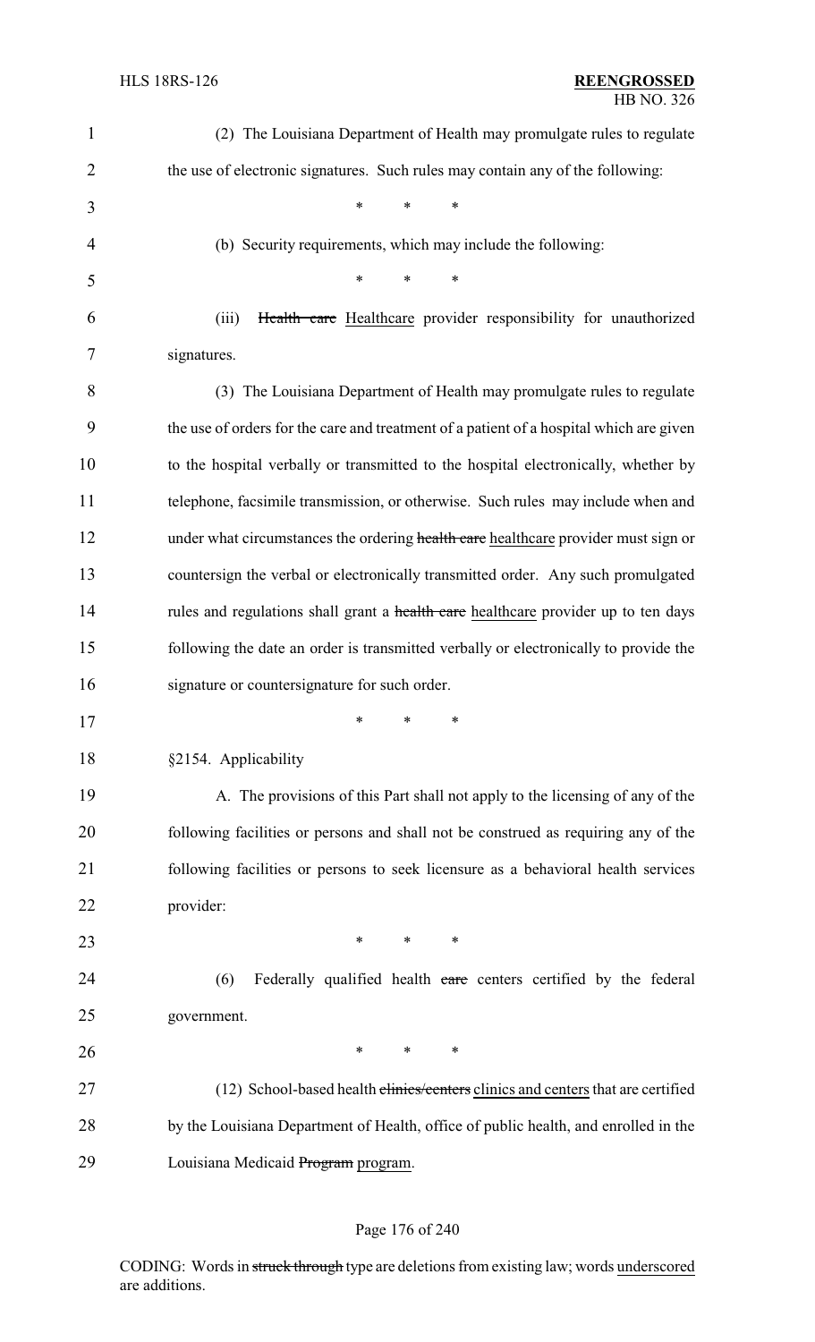(2) The Louisiana Department of Health may promulgate rules to regulate the use of electronic signatures. Such rules may contain any of the following:

\* \* \*

(b) Security requirements, which may include the following:

\* \* \*

(iii) ~~Health care~~ Healthcare provider responsibility for unauthorized signatures.

(3) The Louisiana Department of Health may promulgate rules to regulate the use of orders for the care and treatment of a patient of a hospital which are given to the hospital verbally or transmitted to the hospital electronically, whether by telephone, facsimile transmission, or otherwise. Such rules may include when and under what circumstances the ordering ~~health care~~ healthcare provider must sign or countersign the verbal or electronically transmitted order. Any such promulgated rules and regulations shall grant a ~~health care~~ healthcare provider up to ten days following the date an order is transmitted verbally or electronically to provide the signature or countersignature for such order.

\* \* \*

§2154. Applicability

A. The provisions of this Part shall not apply to the licensing of any of the following facilities or persons and shall not be construed as requiring any of the following facilities or persons to seek licensure as a behavioral health services provider:

\* \* \*

(6) Federally qualified health ~~care~~ centers certified by the federal government.

\* \* \*

(12) School-based health ~~clinics/centers~~ clinics and centers that are certified by the Louisiana Department of Health, office of public health, and enrolled in the Louisiana Medicaid ~~Program~~ program.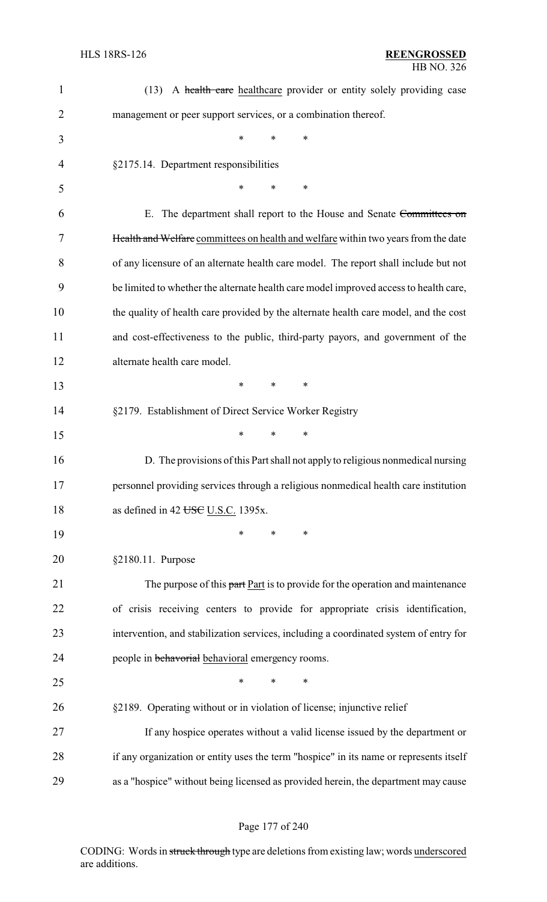(13) A ~~health care~~ healthcare provider or entity solely providing case management or peer support services, or a combination thereof.

\* \* \*

§2175.14. Department responsibilities

\* \* \*

E. The department shall report to the House and Senate ~~Committees on Health and Welfare~~ committees on health and welfare within two years from the date of any licensure of an alternate health care model. The report shall include but not be limited to whether the alternate health care model improved access to health care, the quality of health care provided by the alternate health care model, and the cost and cost-effectiveness to the public, third-party payors, and government of the alternate health care model.

\* \* \*

§2179. Establishment of Direct Service Worker Registry

\* \* \*

D. The provisions of this Part shall not apply to religious nonmedical nursing personnel providing services through a religious nonmedical health care institution as defined in 42 ~~USC~~ U.S.C. 1395x.

\* \* \*

§2180.11. Purpose

The purpose of this ~~part~~ Part is to provide for the operation and maintenance of crisis receiving centers to provide for appropriate crisis identification, intervention, and stabilization services, including a coordinated system of entry for people in ~~behavorial~~ behavioral emergency rooms.

\* \* \*

§2189. Operating without or in violation of license; injunctive relief

If any hospice operates without a valid license issued by the department or if any organization or entity uses the term "hospice" in its name or represents itself as a "hospice" without being licensed as provided herein, the department may cause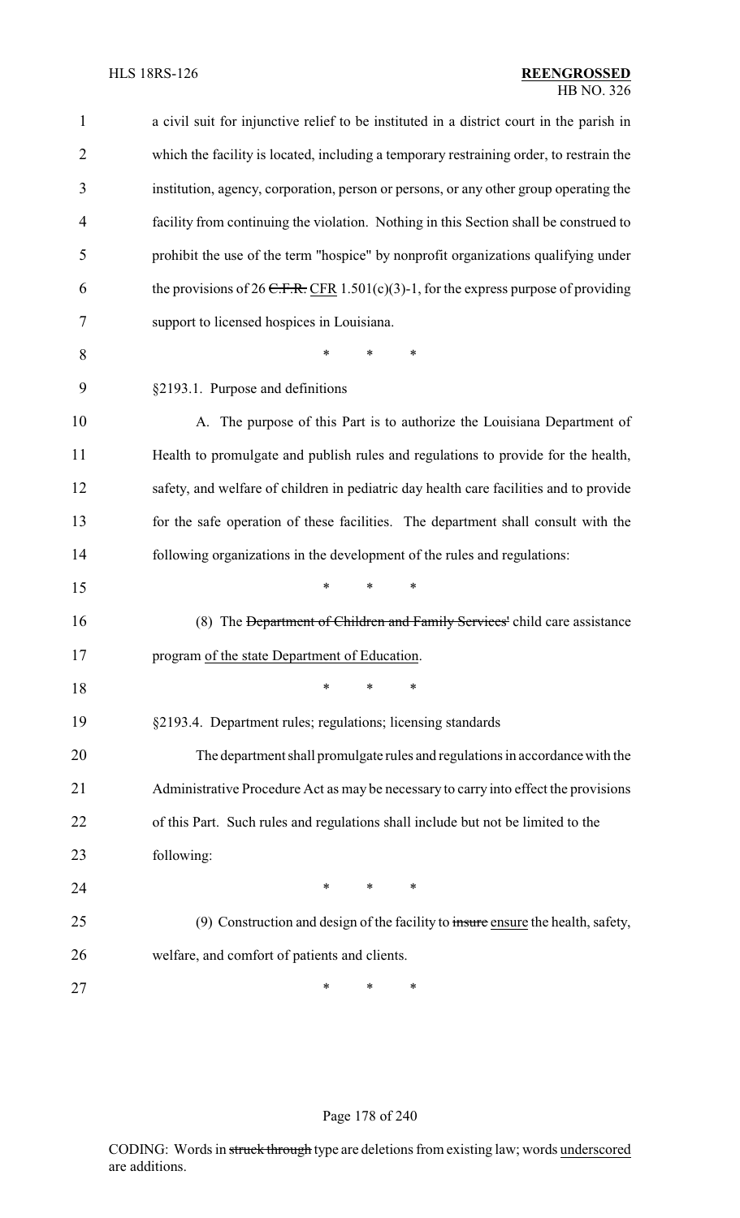a civil suit for injunctive relief to be instituted in a district court in the parish in which the facility is located, including a temporary restraining order, to restrain the institution, agency, corporation, person or persons, or any other group operating the facility from continuing the violation. Nothing in this Section shall be construed to prohibit the use of the term "hospice" by nonprofit organizations qualifying under the provisions of 26 ~~C.F.R.~~ CFR 1.501(c)(3)-1, for the express purpose of providing support to licensed hospices in Louisiana.

\* \* \*

§2193.1. Purpose and definitions

A. The purpose of this Part is to authorize the Louisiana Department of Health to promulgate and publish rules and regulations to provide for the health, safety, and welfare of children in pediatric day health care facilities and to provide for the safe operation of these facilities. The department shall consult with the following organizations in the development of the rules and regulations:

\* \* \*

(8) The ~~Department of Children and Family Services'~~ child care assistance program of the state Department of Education.

\* \* \*

§2193.4. Department rules; regulations; licensing standards

The department shall promulgate rules and regulations in accordance with the Administrative Procedure Act as may be necessary to carry into effect the provisions of this Part. Such rules and regulations shall include but not be limited to the following:

\* \* \*

(9) Construction and design of the facility to ~~insure~~ ensure the health, safety, welfare, and comfort of patients and clients.

\* \* \*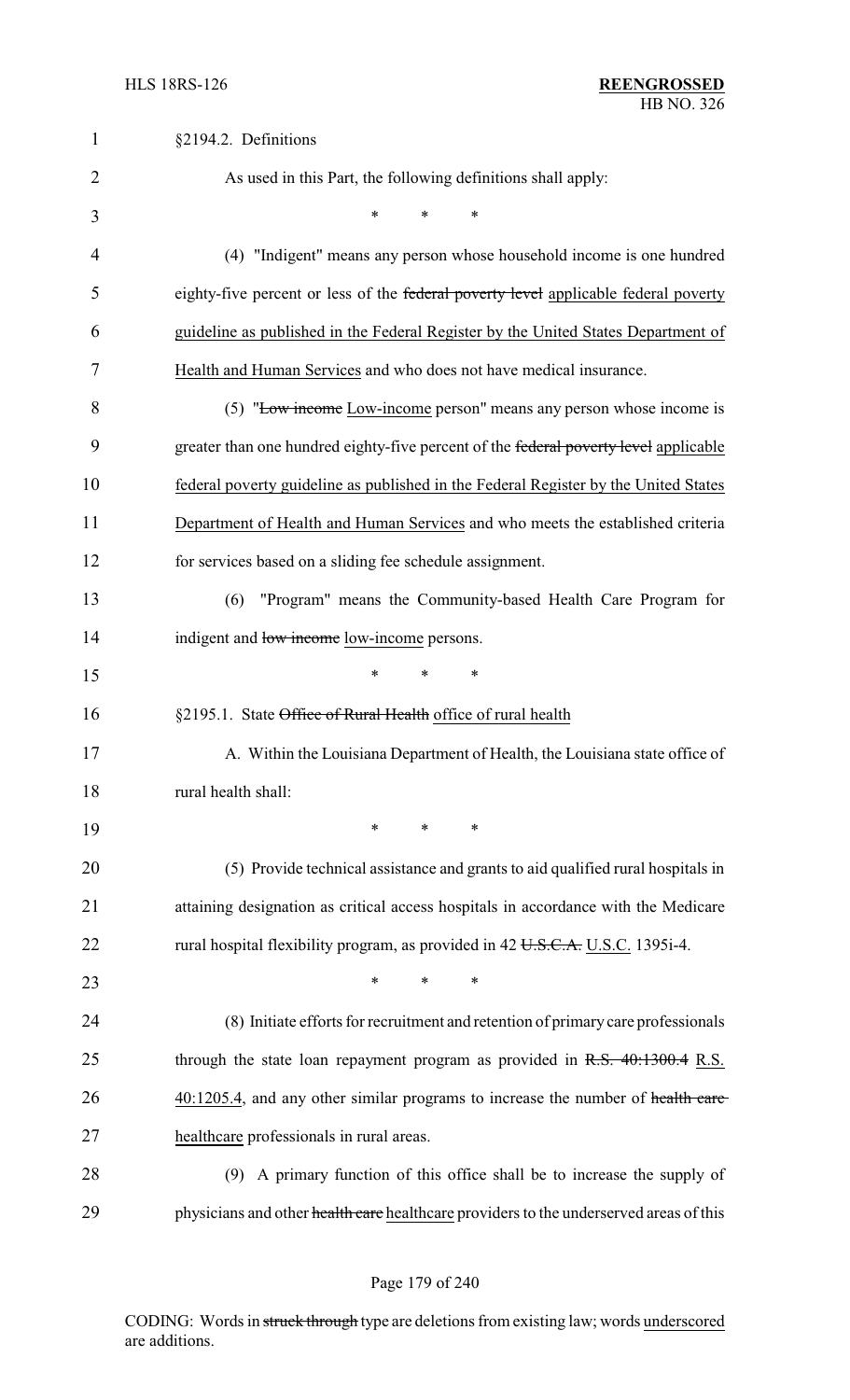§2194.2. Definitions

As used in this Part, the following definitions shall apply:

\*        \*        \*

(4) "Indigent" means any person whose household income is one hundred eighty-five percent or less of the ~~federal poverty level~~ applicable federal poverty guideline as published in the Federal Register by the United States Department of Health and Human Services and who does not have medical insurance.

(5) "~~Low income~~ Low-income person" means any person whose income is greater than one hundred eighty-five percent of the ~~federal poverty level~~ applicable federal poverty guideline as published in the Federal Register by the United States Department of Health and Human Services and who meets the established criteria for services based on a sliding fee schedule assignment.

(6) "Program" means the Community-based Health Care Program for indigent and ~~low income~~ low-income persons.

\*        \*        \*

§2195.1. State ~~Office of Rural Health~~ office of rural health

A. Within the Louisiana Department of Health, the Louisiana state office of rural health shall:

\*        \*        \*

(5) Provide technical assistance and grants to aid qualified rural hospitals in attaining designation as critical access hospitals in accordance with the Medicare rural hospital flexibility program, as provided in 42 ~~U.S.C.A.~~ U.S.C. 1395i-4.

\*        \*        \*

(8) Initiate efforts for recruitment and retention of primary care professionals through the state loan repayment program as provided in ~~R.S. 40:1300.4~~ R.S. 40:1205.4, and any other similar programs to increase the number of ~~health care~~ healthcare professionals in rural areas.

(9) A primary function of this office shall be to increase the supply of physicians and other ~~health care~~ healthcare providers to the underserved areas of this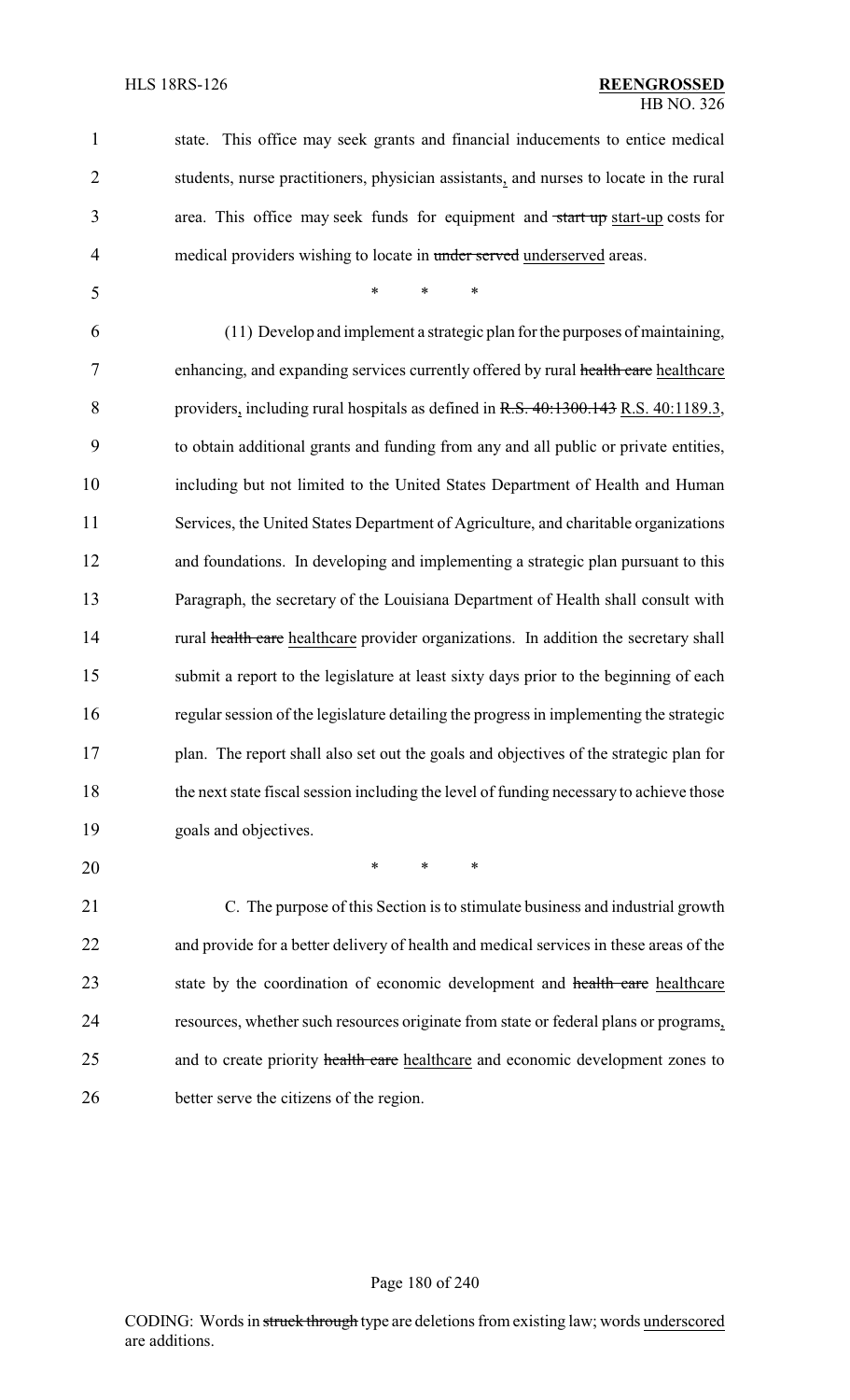state. This office may seek grants and financial inducements to entice medical students, nurse practitioners, physician assistants, and nurses to locate in the rural area. This office may seek funds for equipment and ~~start up~~ start-up costs for medical providers wishing to locate in ~~under served~~ underserved areas.

\* \* \*

(11) Develop and implement a strategic plan for the purposes of maintaining, enhancing, and expanding services currently offered by rural ~~health care~~ healthcare providers, including rural hospitals as defined in ~~R.S. 40:1300.143~~ R.S. 40:1189.3, to obtain additional grants and funding from any and all public or private entities, including but not limited to the United States Department of Health and Human Services, the United States Department of Agriculture, and charitable organizations and foundations. In developing and implementing a strategic plan pursuant to this Paragraph, the secretary of the Louisiana Department of Health shall consult with rural ~~health care~~ healthcare provider organizations. In addition the secretary shall submit a report to the legislature at least sixty days prior to the beginning of each regular session of the legislature detailing the progress in implementing the strategic plan. The report shall also set out the goals and objectives of the strategic plan for the next state fiscal session including the level of funding necessary to achieve those goals and objectives.

\* \* \*

C. The purpose of this Section is to stimulate business and industrial growth and provide for a better delivery of health and medical services in these areas of the state by the coordination of economic development and ~~health care~~ healthcare resources, whether such resources originate from state or federal plans or programs, and to create priority ~~health care~~ healthcare and economic development zones to better serve the citizens of the region.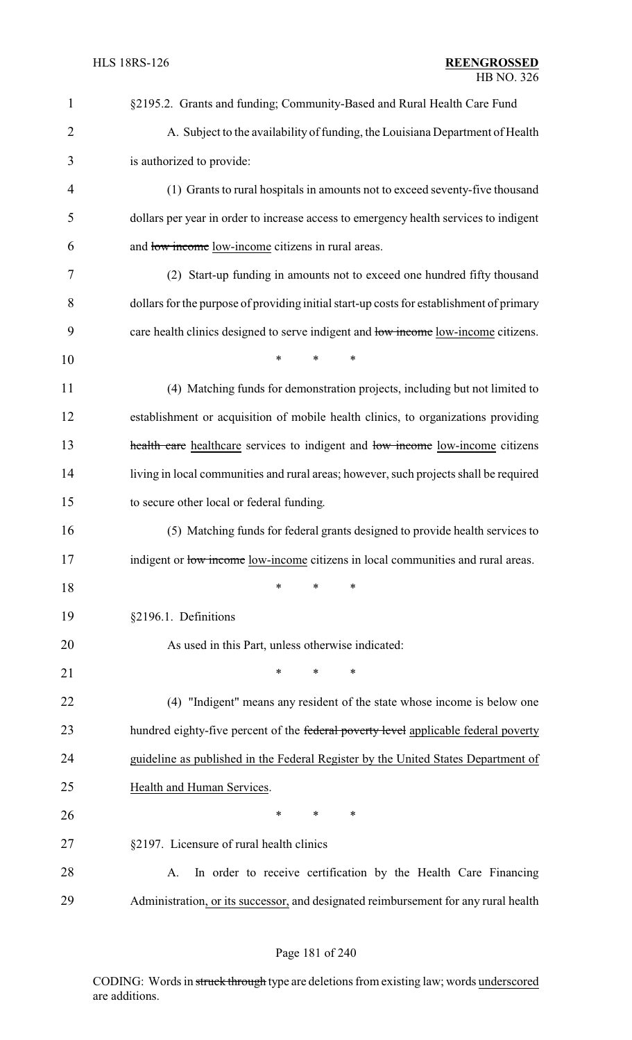§2195.2. Grants and funding; Community-Based and Rural Health Care Fund

A. Subject to the availability of funding, the Louisiana Department of Health is authorized to provide:

(1) Grants to rural hospitals in amounts not to exceed seventy-five thousand dollars per year in order to increase access to emergency health services to indigent and ~~low income~~ <u>low-income</u> citizens in rural areas.

(2) Start-up funding in amounts not to exceed one hundred fifty thousand dollars for the purpose of providing initial start-up costs for establishment of primary care health clinics designed to serve indigent and ~~low income~~ <u>low-income</u> citizens.

\* \* \*

(4) Matching funds for demonstration projects, including but not limited to establishment or acquisition of mobile health clinics, to organizations providing ~~health care~~ <u>healthcare</u> services to indigent and ~~low income~~ <u>low-income</u> citizens living in local communities and rural areas; however, such projects shall be required to secure other local or federal funding.

(5) Matching funds for federal grants designed to provide health services to indigent or ~~low income~~ <u>low-income</u> citizens in local communities and rural areas.

\* \* \*

§2196.1. Definitions

As used in this Part, unless otherwise indicated:

\* \* \*

(4) "Indigent" means any resident of the state whose income is below one hundred eighty-five percent of the ~~federal poverty level~~ <u>applicable federal poverty guideline as published in the Federal Register by the United States Department of Health and Human Services</u>.

\* \* \*

§2197. Licensure of rural health clinics

A. In order to receive certification by the Health Care Financing Administration<u>, or its successor,</u> and designated reimbursement for any rural health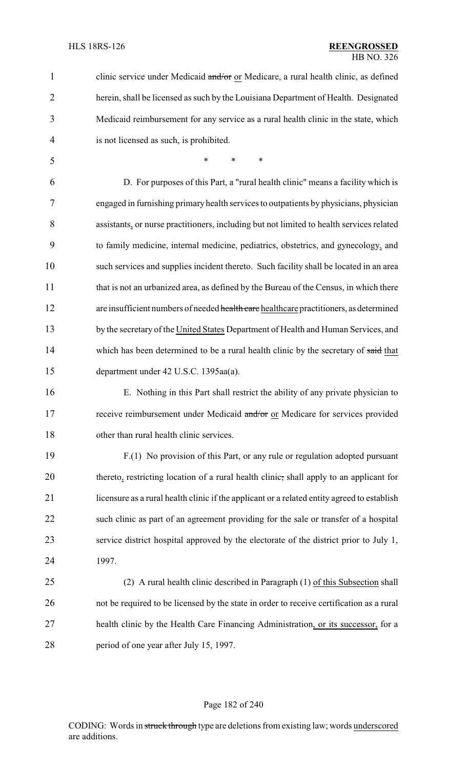clinic service under Medicaid ~~and/or~~ or Medicare, a rural health clinic, as defined herein, shall be licensed as such by the Louisiana Department of Health. Designated Medicaid reimbursement for any service as a rural health clinic in the state, which is not licensed as such, is prohibited.

\* \* \*

D. For purposes of this Part, a "rural health clinic" means a facility which is engaged in furnishing primary health services to outpatients by physicians, physician assistants, or nurse practitioners, including but not limited to health services related to family medicine, internal medicine, pediatrics, obstetrics, and gynecology, and such services and supplies incident thereto. Such facility shall be located in an area that is not an urbanized area, as defined by the Bureau of the Census, in which there are insufficient numbers of needed ~~health care~~ healthcare practitioners, as determined by the secretary of the United States Department of Health and Human Services, and which has been determined to be a rural health clinic by the secretary of ~~said~~ that department under 42 U.S.C. 1395aa(a).

E. Nothing in this Part shall restrict the ability of any private physician to receive reimbursement under Medicaid ~~and/or~~ or Medicare for services provided other than rural health clinic services.

F.(1) No provision of this Part, or any rule or regulation adopted pursuant thereto, restricting location of a rural health clinic~~,~~ shall apply to an applicant for licensure as a rural health clinic if the applicant or a related entity agreed to establish such clinic as part of an agreement providing for the sale or transfer of a hospital service district hospital approved by the electorate of the district prior to July 1, 1997.

(2) A rural health clinic described in Paragraph (1) of this Subsection shall not be required to be licensed by the state in order to receive certification as a rural health clinic by the Health Care Financing Administration, or its successor, for a period of one year after July 15, 1997.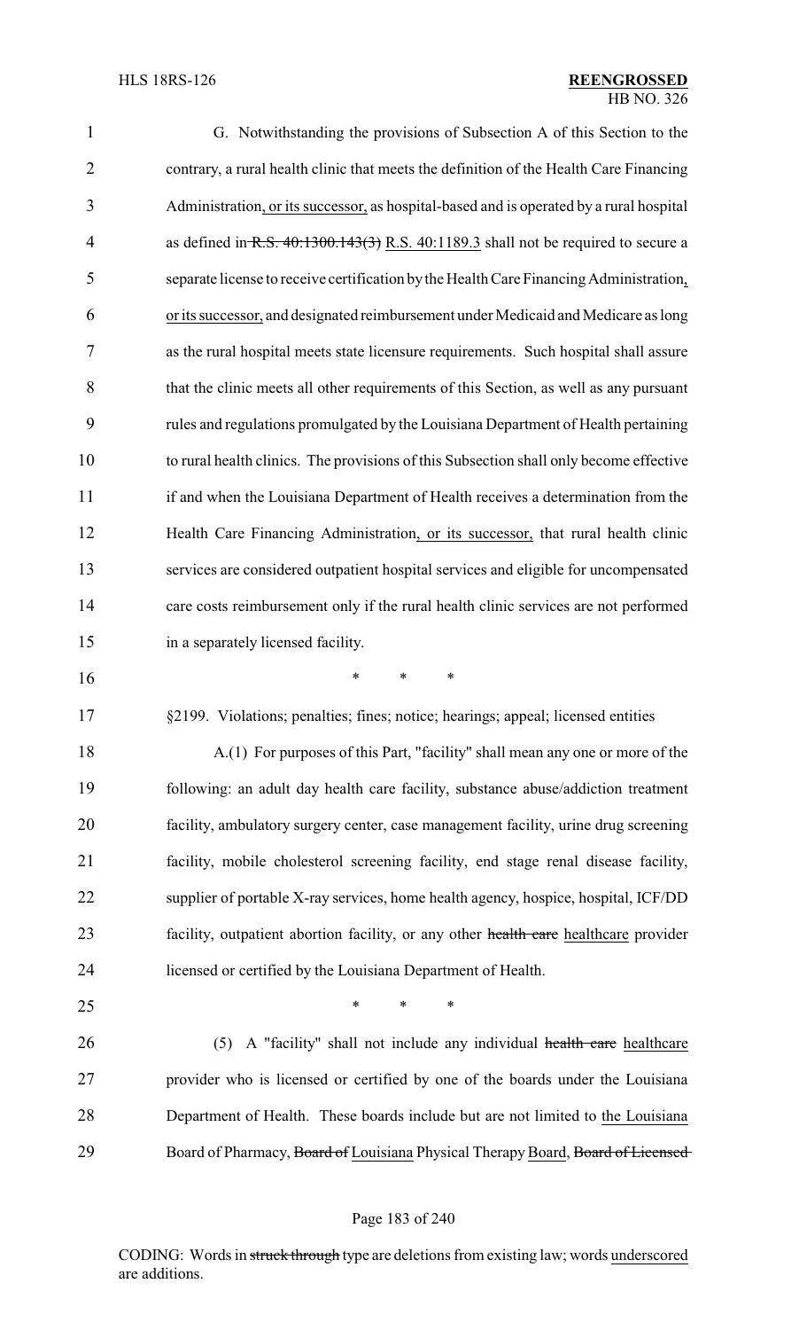G. Notwithstanding the provisions of Subsection A of this Section to the contrary, a rural health clinic that meets the definition of the Health Care Financing Administration, or its successor, as hospital-based and is operated by a rural hospital as defined in ~~R.S. 40:1300.143(3)~~ R.S. 40:1189.3 shall not be required to secure a separate license to receive certification by the Health Care Financing Administration, or its successor, and designated reimbursement under Medicaid and Medicare as long as the rural hospital meets state licensure requirements. Such hospital shall assure that the clinic meets all other requirements of this Section, as well as any pursuant rules and regulations promulgated by the Louisiana Department of Health pertaining to rural health clinics. The provisions of this Subsection shall only become effective if and when the Louisiana Department of Health receives a determination from the Health Care Financing Administration, or its successor, that rural health clinic services are considered outpatient hospital services and eligible for uncompensated care costs reimbursement only if the rural health clinic services are not performed in a separately licensed facility.

\* \* \*

§2199. Violations; penalties; fines; notice; hearings; appeal; licensed entities

A.(1) For purposes of this Part, "facility" shall mean any one or more of the following: an adult day health care facility, substance abuse/addiction treatment facility, ambulatory surgery center, case management facility, urine drug screening facility, mobile cholesterol screening facility, end stage renal disease facility, supplier of portable X-ray services, home health agency, hospice, hospital, ICF/DD facility, outpatient abortion facility, or any other ~~health care~~ healthcare provider licensed or certified by the Louisiana Department of Health.

\* \* \*

(5) A "facility" shall not include any individual ~~health care~~ healthcare provider who is licensed or certified by one of the boards under the Louisiana Department of Health. These boards include but are not limited to the Louisiana Board of Pharmacy, ~~Board of~~ Louisiana Physical Therapy Board, ~~Board of Licensed~~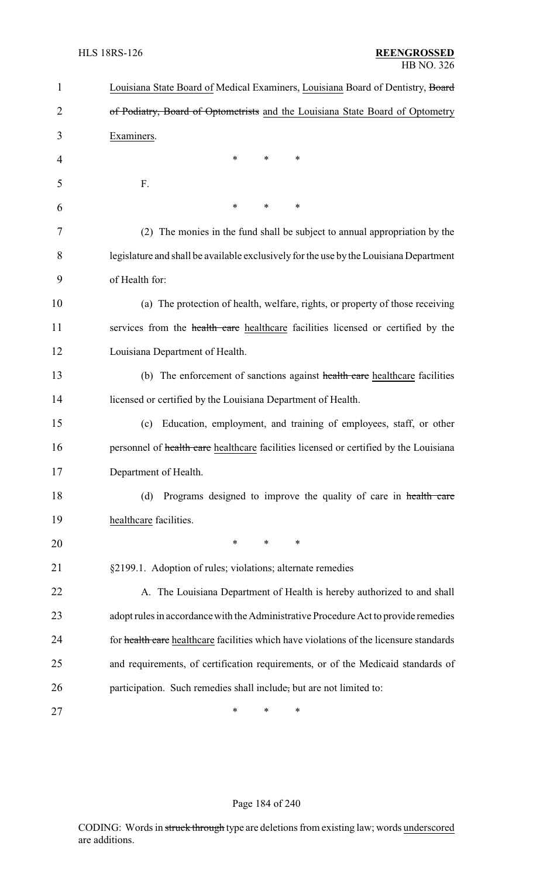Louisiana State Board of Medical Examiners, Louisiana Board of Dentistry, ~~Board of Podiatry, Board of Optometrists~~ and the Louisiana State Board of Optometry Examiners.

\* \* \*

F.

\* \* \*

(2) The monies in the fund shall be subject to annual appropriation by the legislature and shall be available exclusively for the use by the Louisiana Department of Health for:

(a) The protection of health, welfare, rights, or property of those receiving services from the ~~health care~~ healthcare facilities licensed or certified by the Louisiana Department of Health.

(b) The enforcement of sanctions against ~~health care~~ healthcare facilities licensed or certified by the Louisiana Department of Health.

(c) Education, employment, and training of employees, staff, or other personnel of ~~health care~~ healthcare facilities licensed or certified by the Louisiana Department of Health.

(d) Programs designed to improve the quality of care in ~~health care~~ healthcare facilities.

\* \* \*

§2199.1. Adoption of rules; violations; alternate remedies

A. The Louisiana Department of Health is hereby authorized to and shall adopt rules in accordance with the Administrative Procedure Act to provide remedies for ~~health care~~ healthcare facilities which have violations of the licensure standards and requirements, of certification requirements, or of the Medicaid standards of participation. Such remedies shall include~~,~~ but are not limited to:

\* \* \*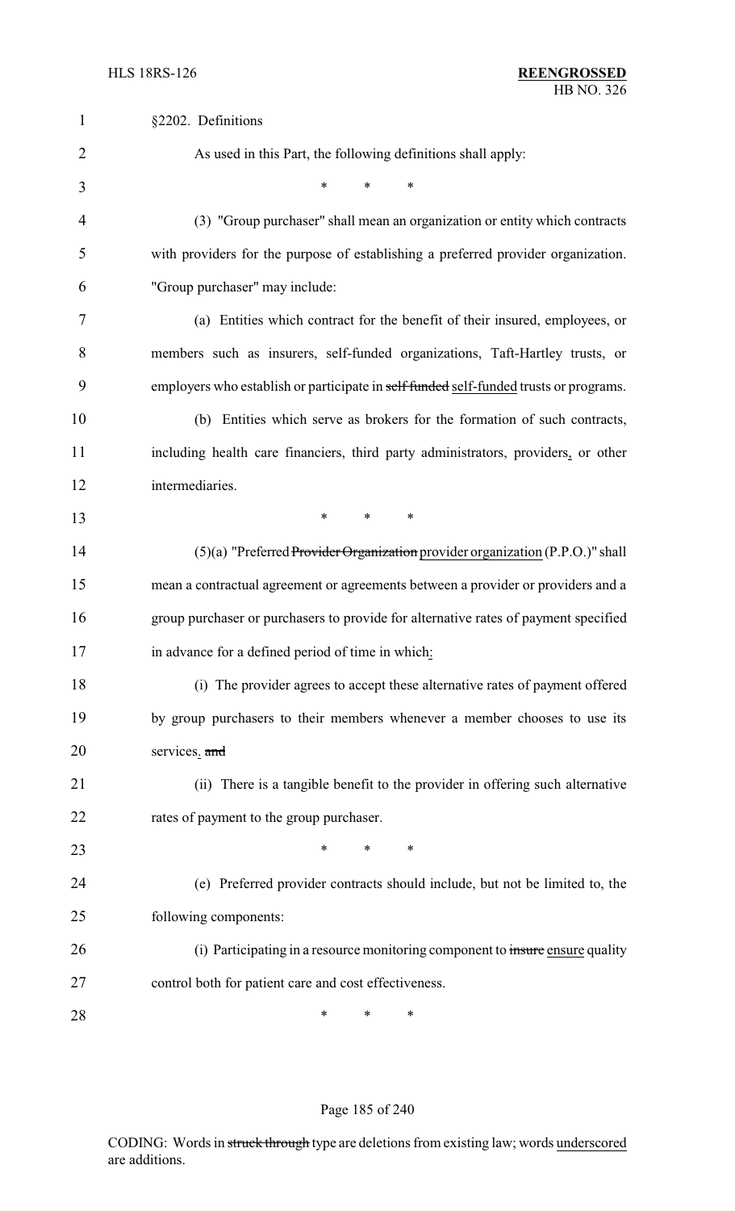§2202. Definitions

As used in this Part, the following definitions shall apply:

\* \* \*

(3) "Group purchaser" shall mean an organization or entity which contracts with providers for the purpose of establishing a preferred provider organization. "Group purchaser" may include:

(a) Entities which contract for the benefit of their insured, employees, or members such as insurers, self-funded organizations, Taft-Hartley trusts, or employers who establish or participate in ~~self funded~~ self-funded trusts or programs.

(b) Entities which serve as brokers for the formation of such contracts, including health care financiers, third party administrators, providers, or other intermediaries.

\* \* \*

(5)(a) "Preferred ~~Provider Organization~~ provider organization (P.P.O.)" shall mean a contractual agreement or agreements between a provider or providers and a group purchaser or purchasers to provide for alternative rates of payment specified in advance for a defined period of time in which:

(i) The provider agrees to accept these alternative rates of payment offered by group purchasers to their members whenever a member chooses to use its services. ~~and~~

(ii) There is a tangible benefit to the provider in offering such alternative rates of payment to the group purchaser.

\* \* \*

(e) Preferred provider contracts should include, but not be limited to, the following components:

(i) Participating in a resource monitoring component to ~~insure~~ ensure quality control both for patient care and cost effectiveness.

\* \* \*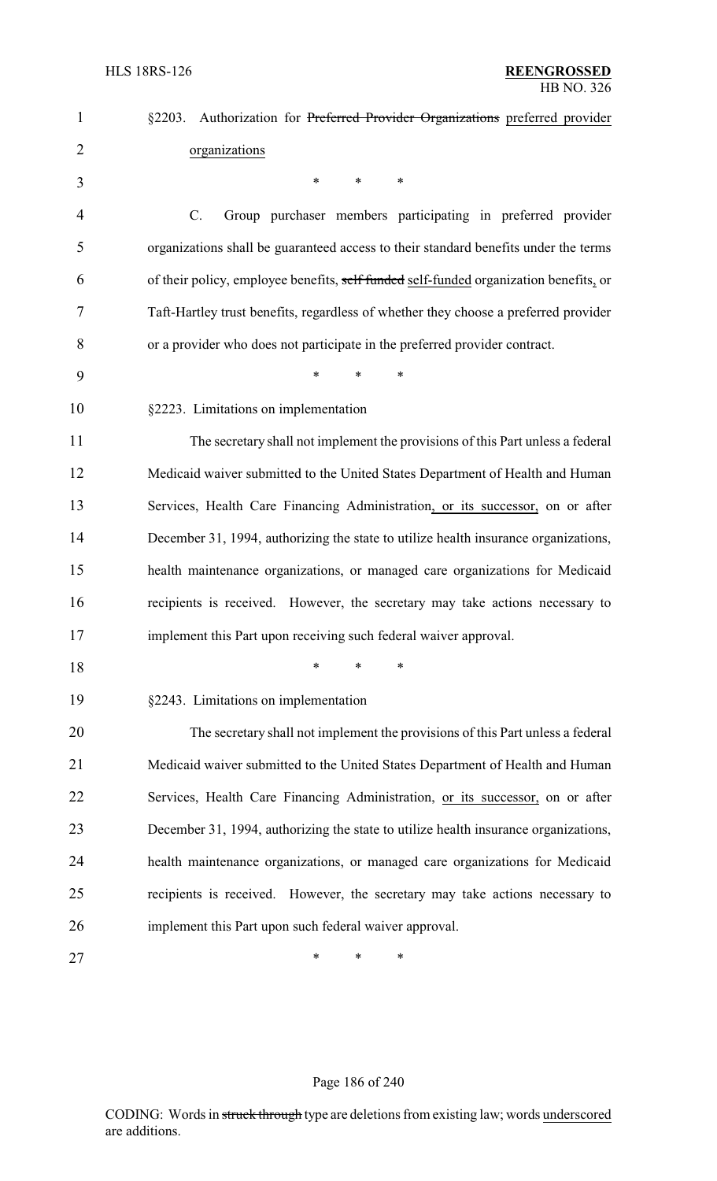§2203. Authorization for ~~Preferred Provider Organizations~~ preferred provider organizations

\* \* \*

C. Group purchaser members participating in preferred provider organizations shall be guaranteed access to their standard benefits under the terms of their policy, employee benefits, ~~self funded~~ self-funded organization benefits, or Taft-Hartley trust benefits, regardless of whether they choose a preferred provider or a provider who does not participate in the preferred provider contract.

\* \* \*

§2223. Limitations on implementation

The secretary shall not implement the provisions of this Part unless a federal Medicaid waiver submitted to the United States Department of Health and Human Services, Health Care Financing Administration, or its successor, on or after December 31, 1994, authorizing the state to utilize health insurance organizations, health maintenance organizations, or managed care organizations for Medicaid recipients is received. However, the secretary may take actions necessary to implement this Part upon receiving such federal waiver approval.

\* \* \*

§2243. Limitations on implementation

The secretary shall not implement the provisions of this Part unless a federal Medicaid waiver submitted to the United States Department of Health and Human Services, Health Care Financing Administration, or its successor, on or after December 31, 1994, authorizing the state to utilize health insurance organizations, health maintenance organizations, or managed care organizations for Medicaid recipients is received. However, the secretary may take actions necessary to implement this Part upon such federal waiver approval.

\* \* \*

CODING: Words in ~~struck through~~ type are deletions from existing law; words underscored are additions.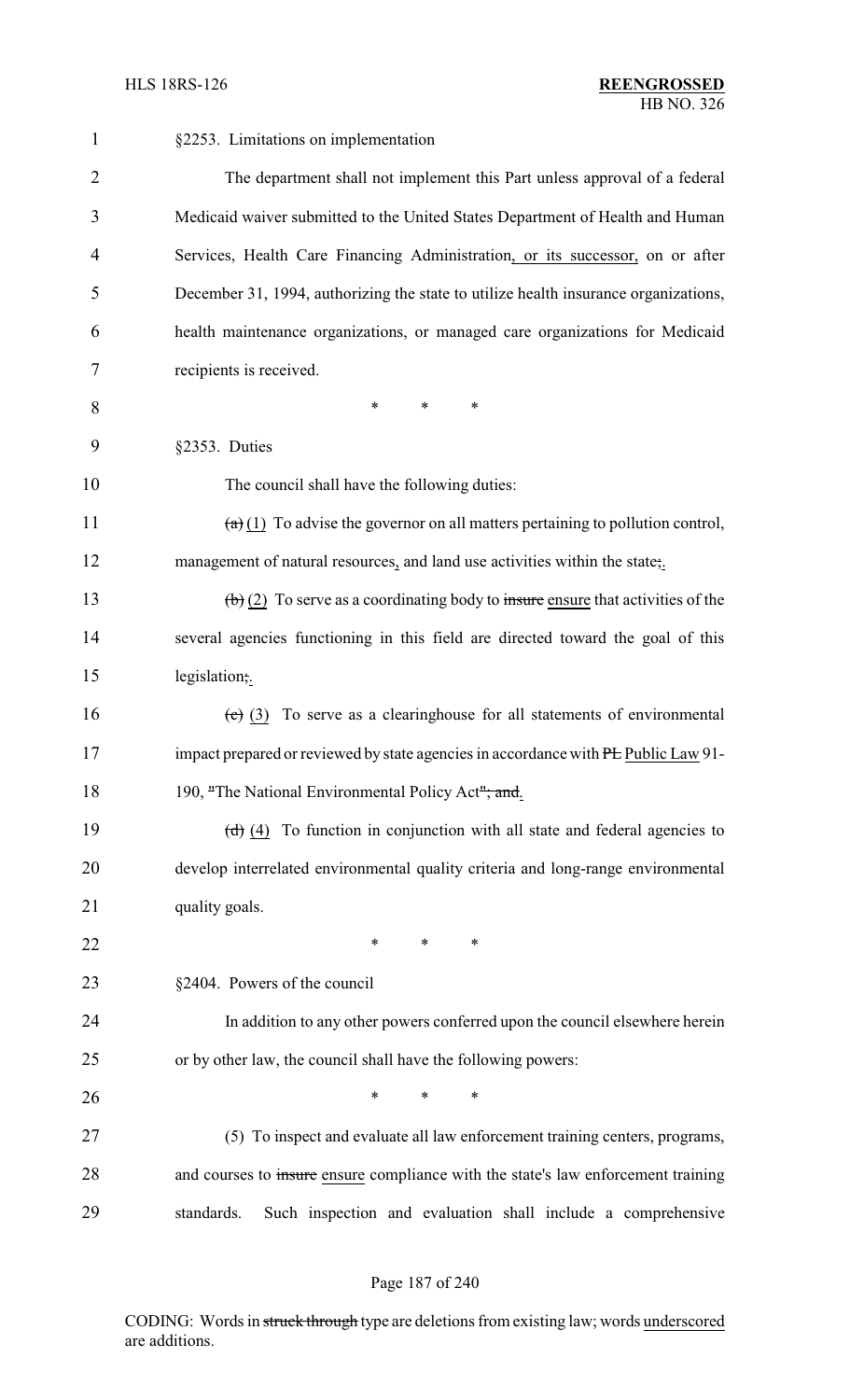§2253. Limitations on implementation

The department shall not implement this Part unless approval of a federal Medicaid waiver submitted to the United States Department of Health and Human Services, Health Care Financing Administration, or its successor, on or after December 31, 1994, authorizing the state to utilize health insurance organizations, health maintenance organizations, or managed care organizations for Medicaid recipients is received.

\* \* \*

§2353. Duties

The council shall have the following duties:

~~(a)~~ (1) To advise the governor on all matters pertaining to pollution control, management of natural resources, and land use activities within the state~~;~~.

~~(b)~~ (2) To serve as a coordinating body to ~~insure~~ ensure that activities of the several agencies functioning in this field are directed toward the goal of this legislation~~;~~.

~~(c)~~ (3) To serve as a clearinghouse for all statements of environmental impact prepared or reviewed by state agencies in accordance with ~~PL~~ Public Law 91-190, ~~"~~The National Environmental Policy Act~~"; and~~.

~~(d)~~ (4) To function in conjunction with all state and federal agencies to develop interrelated environmental quality criteria and long-range environmental quality goals.

\* \* \*

§2404. Powers of the council

In addition to any other powers conferred upon the council elsewhere herein or by other law, the council shall have the following powers:

\* \* \*

(5) To inspect and evaluate all law enforcement training centers, programs, and courses to ~~insure~~ ensure compliance with the state's law enforcement training standards. Such inspection and evaluation shall include a comprehensive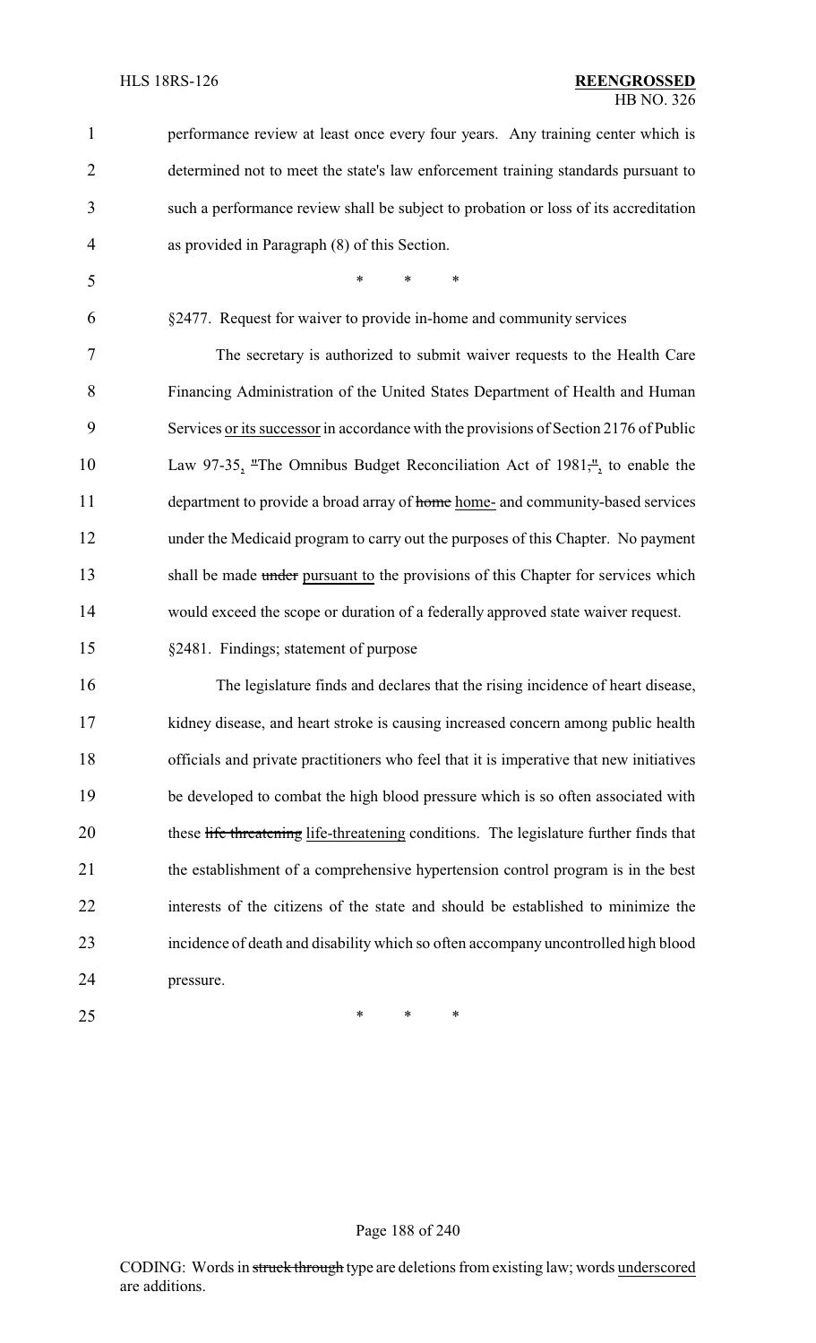performance review at least once every four years. Any training center which is determined not to meet the state's law enforcement training standards pursuant to such a performance review shall be subject to probation or loss of its accreditation as provided in Paragraph (8) of this Section.

\* \* \*

§2477. Request for waiver to provide in-home and community services

The secretary is authorized to submit waiver requests to the Health Care Financing Administration of the United States Department of Health and Human Services or its successor in accordance with the provisions of Section 2176 of Public Law 97-35, "The Omnibus Budget Reconciliation Act of 1981,", to enable the department to provide a broad array of ~~home~~ home- and community-based services under the Medicaid program to carry out the purposes of this Chapter. No payment shall be made ~~under~~ pursuant to the provisions of this Chapter for services which would exceed the scope or duration of a federally approved state waiver request.

§2481. Findings; statement of purpose

The legislature finds and declares that the rising incidence of heart disease, kidney disease, and heart stroke is causing increased concern among public health officials and private practitioners who feel that it is imperative that new initiatives be developed to combat the high blood pressure which is so often associated with these ~~life threatening~~ life-threatening conditions. The legislature further finds that the establishment of a comprehensive hypertension control program is in the best interests of the citizens of the state and should be established to minimize the incidence of death and disability which so often accompany uncontrolled high blood pressure.

\* \* \*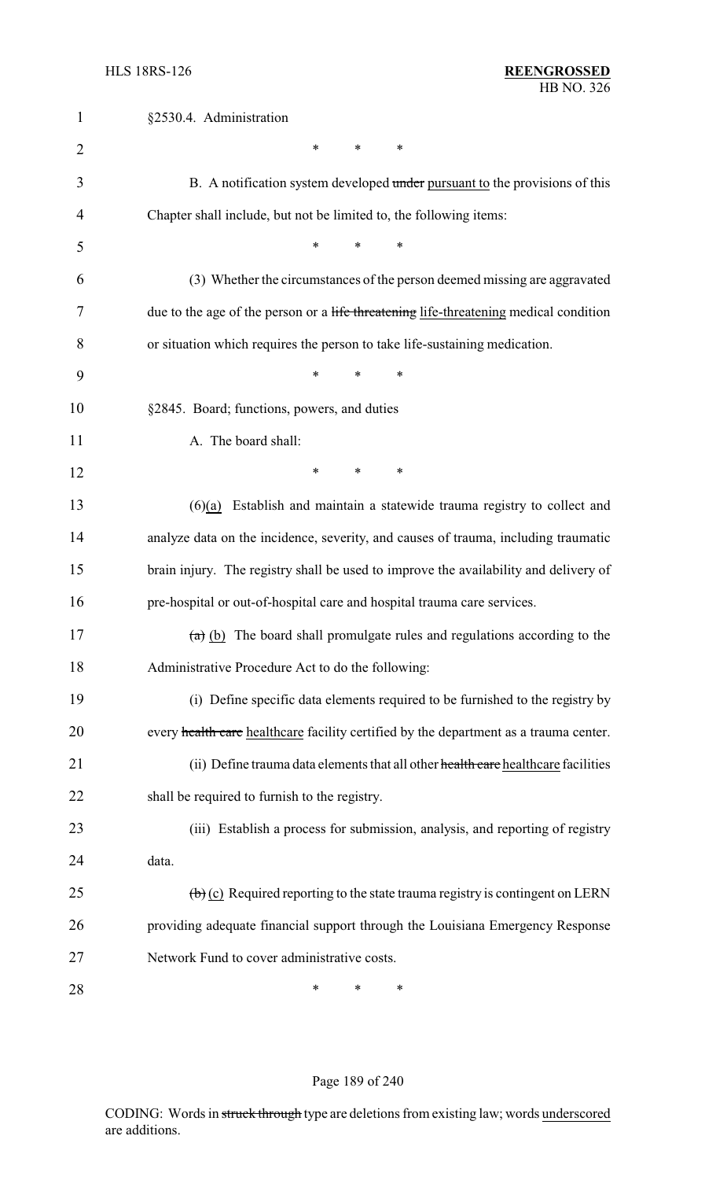§2530.4. Administration

\* \* \*

B. A notification system developed ~~under~~ pursuant to the provisions of this Chapter shall include, but not be limited to, the following items:

\* \* \*

(3) Whether the circumstances of the person deemed missing are aggravated due to the age of the person or a ~~life threatening~~ life-threatening medical condition or situation which requires the person to take life-sustaining medication.

\* \* \*

§2845. Board; functions, powers, and duties

A. The board shall:

\* \* \*

(6)(a) Establish and maintain a statewide trauma registry to collect and analyze data on the incidence, severity, and causes of trauma, including traumatic brain injury. The registry shall be used to improve the availability and delivery of pre-hospital or out-of-hospital care and hospital trauma care services.

~~(a)~~ (b) The board shall promulgate rules and regulations according to the Administrative Procedure Act to do the following:

(i) Define specific data elements required to be furnished to the registry by every ~~health care~~ healthcare facility certified by the department as a trauma center.

(ii) Define trauma data elements that all other ~~health care~~ healthcare facilities shall be required to furnish to the registry.

(iii) Establish a process for submission, analysis, and reporting of registry data.

~~(b)~~ (c) Required reporting to the state trauma registry is contingent on LERN providing adequate financial support through the Louisiana Emergency Response Network Fund to cover administrative costs.

\* \* \*

CODING: Words in ~~struck through~~ type are deletions from existing law; words underscored are additions.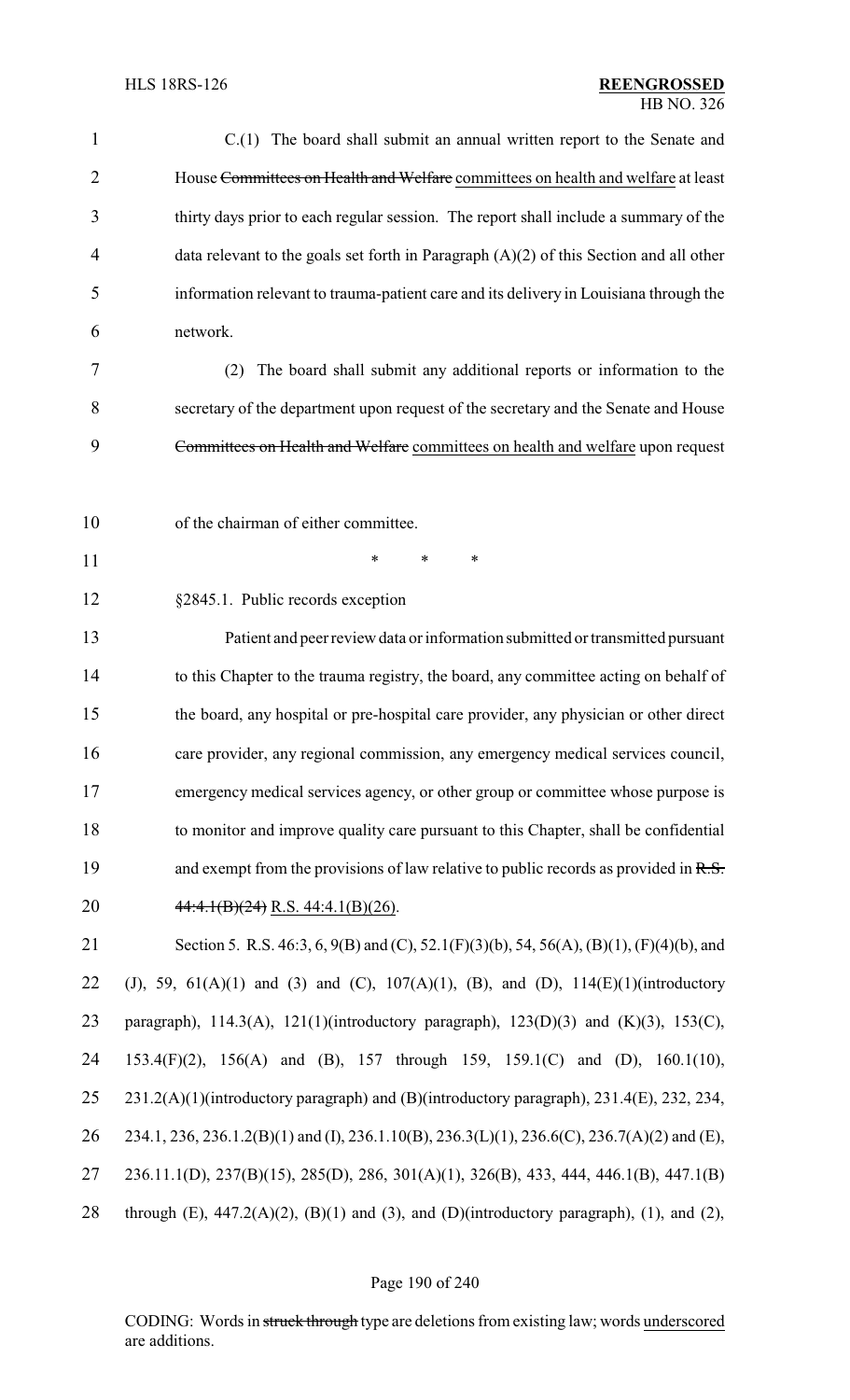C.(1) The board shall submit an annual written report to the Senate and House ~~Committees on Health and Welfare~~ committees on health and welfare at least thirty days prior to each regular session. The report shall include a summary of the data relevant to the goals set forth in Paragraph (A)(2) of this Section and all other information relevant to trauma-patient care and its delivery in Louisiana through the network.

(2) The board shall submit any additional reports or information to the secretary of the department upon request of the secretary and the Senate and House ~~Committees on Health and Welfare~~ committees on health and welfare upon request of the chairman of either committee.

\* \* \*

§2845.1. Public records exception

Patient and peer review data or information submitted or transmitted pursuant to this Chapter to the trauma registry, the board, any committee acting on behalf of the board, any hospital or pre-hospital care provider, any physician or other direct care provider, any regional commission, any emergency medical services council, emergency medical services agency, or other group or committee whose purpose is to monitor and improve quality care pursuant to this Chapter, shall be confidential and exempt from the provisions of law relative to public records as provided in ~~R.S. 44:4.1(B)(24)~~ R.S. 44:4.1(B)(26).

Section 5. R.S. 46:3, 6, 9(B) and (C), 52.1(F)(3)(b), 54, 56(A), (B)(1), (F)(4)(b), and (J), 59, 61(A)(1) and (3) and (C), 107(A)(1), (B), and (D), 114(E)(1)(introductory paragraph), 114.3(A), 121(1)(introductory paragraph), 123(D)(3) and (K)(3), 153(C), 153.4(F)(2), 156(A) and (B), 157 through 159, 159.1(C) and (D), 160.1(10), 231.2(A)(1)(introductory paragraph) and (B)(introductory paragraph), 231.4(E), 232, 234, 234.1, 236, 236.1.2(B)(1) and (I), 236.1.10(B), 236.3(L)(1), 236.6(C), 236.7(A)(2) and (E), 236.11.1(D), 237(B)(15), 285(D), 286, 301(A)(1), 326(B), 433, 444, 446.1(B), 447.1(B) through (E), 447.2(A)(2), (B)(1) and (3), and (D)(introductory paragraph), (1), and (2),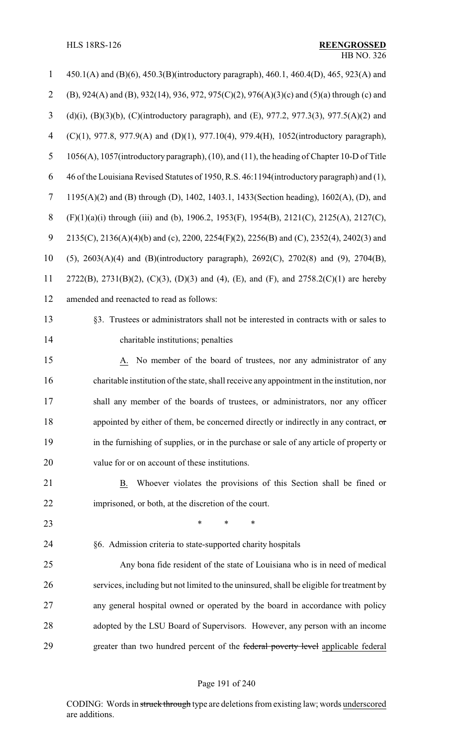450.1(A) and (B)(6), 450.3(B)(introductory paragraph), 460.1, 460.4(D), 465, 923(A) and (B), 924(A) and (B), 932(14), 936, 972, 975(C)(2), 976(A)(3)(c) and (5)(a) through (c) and (d)(i), (B)(3)(b), (C)(introductory paragraph), and (E), 977.2, 977.3(3), 977.5(A)(2) and (C)(1), 977.8, 977.9(A) and (D)(1), 977.10(4), 979.4(H), 1052(introductory paragraph), 1056(A), 1057(introductory paragraph), (10), and (11), the heading of Chapter 10-D of Title 46 of the Louisiana Revised Statutes of 1950, R.S. 46:1194(introductory paragraph) and (1), 1195(A)(2) and (B) through (D), 1402, 1403.1, 1433(Section heading), 1602(A), (D), and (F)(1)(a)(i) through (iii) and (b), 1906.2, 1953(F), 1954(B), 2121(C), 2125(A), 2127(C), 2135(C), 2136(A)(4)(b) and (c), 2200, 2254(F)(2), 2256(B) and (C), 2352(4), 2402(3) and (5), 2603(A)(4) and (B)(introductory paragraph), 2692(C), 2702(8) and (9), 2704(B), 2722(B), 2731(B)(2), (C)(3), (D)(3) and (4), (E), and (F), and 2758.2(C)(1) are hereby amended and reenacted to read as follows:

§3. Trustees or administrators shall not be interested in contracts with or sales to charitable institutions; penalties

A. No member of the board of trustees, nor any administrator of any charitable institution of the state, shall receive any appointment in the institution, nor shall any member of the boards of trustees, or administrators, nor any officer appointed by either of them, be concerned directly or indirectly in any contract, ~~or~~ in the furnishing of supplies, or in the purchase or sale of any article of property or value for or on account of these institutions.

B. Whoever violates the provisions of this Section shall be fined or imprisoned, or both, at the discretion of the court.

\* \* \*

§6. Admission criteria to state-supported charity hospitals

Any bona fide resident of the state of Louisiana who is in need of medical services, including but not limited to the uninsured, shall be eligible for treatment by any general hospital owned or operated by the board in accordance with policy adopted by the LSU Board of Supervisors. However, any person with an income greater than two hundred percent of the ~~federal poverty level~~ applicable federal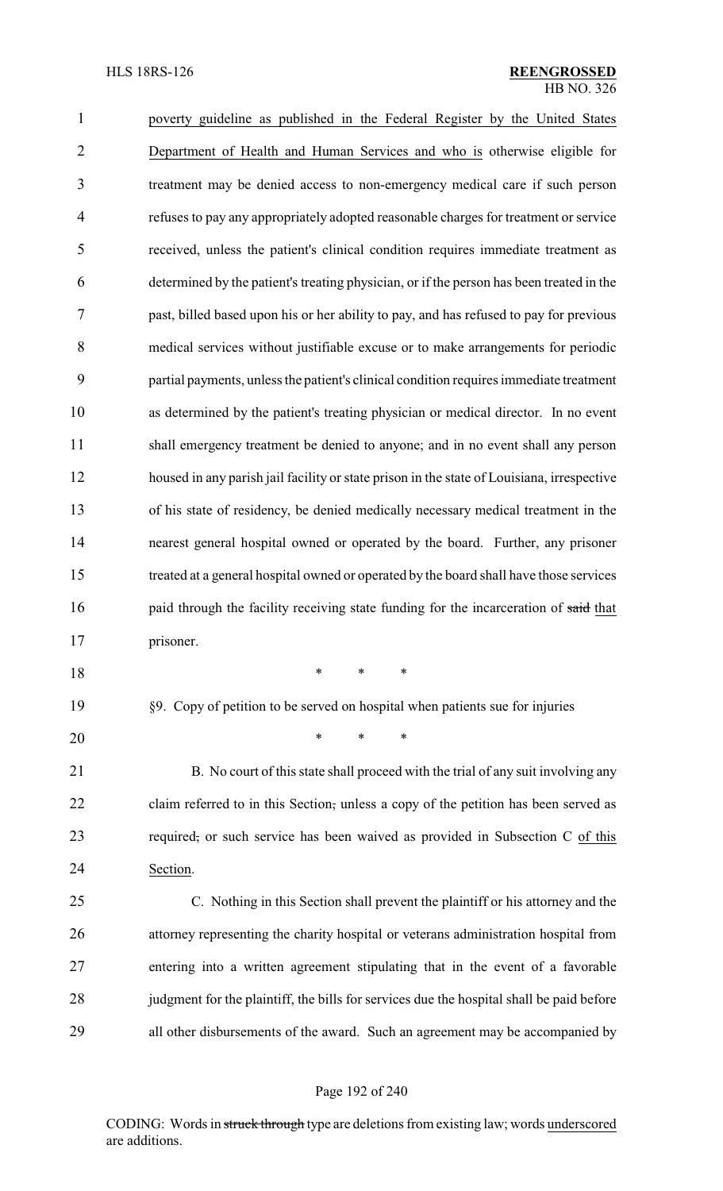poverty guideline as published in the Federal Register by the United States Department of Health and Human Services and who is otherwise eligible for treatment may be denied access to non-emergency medical care if such person refuses to pay any appropriately adopted reasonable charges for treatment or service received, unless the patient's clinical condition requires immediate treatment as determined by the patient's treating physician, or if the person has been treated in the past, billed based upon his or her ability to pay, and has refused to pay for previous medical services without justifiable excuse or to make arrangements for periodic partial payments, unless the patient's clinical condition requires immediate treatment as determined by the patient's treating physician or medical director. In no event shall emergency treatment be denied to anyone; and in no event shall any person housed in any parish jail facility or state prison in the state of Louisiana, irrespective of his state of residency, be denied medically necessary medical treatment in the nearest general hospital owned or operated by the board. Further, any prisoner treated at a general hospital owned or operated by the board shall have those services paid through the facility receiving state funding for the incarceration of ~~said~~ that prisoner.

\* \* \*

§9. Copy of petition to be served on hospital when patients sue for injuries

\* \* \*

B. No court of this state shall proceed with the trial of any suit involving any claim referred to in this Section~~,~~ unless a copy of the petition has been served as required~~,~~ or such service has been waived as provided in Subsection C of this Section.

C. Nothing in this Section shall prevent the plaintiff or his attorney and the attorney representing the charity hospital or veterans administration hospital from entering into a written agreement stipulating that in the event of a favorable judgment for the plaintiff, the bills for services due the hospital shall be paid before all other disbursements of the award. Such an agreement may be accompanied by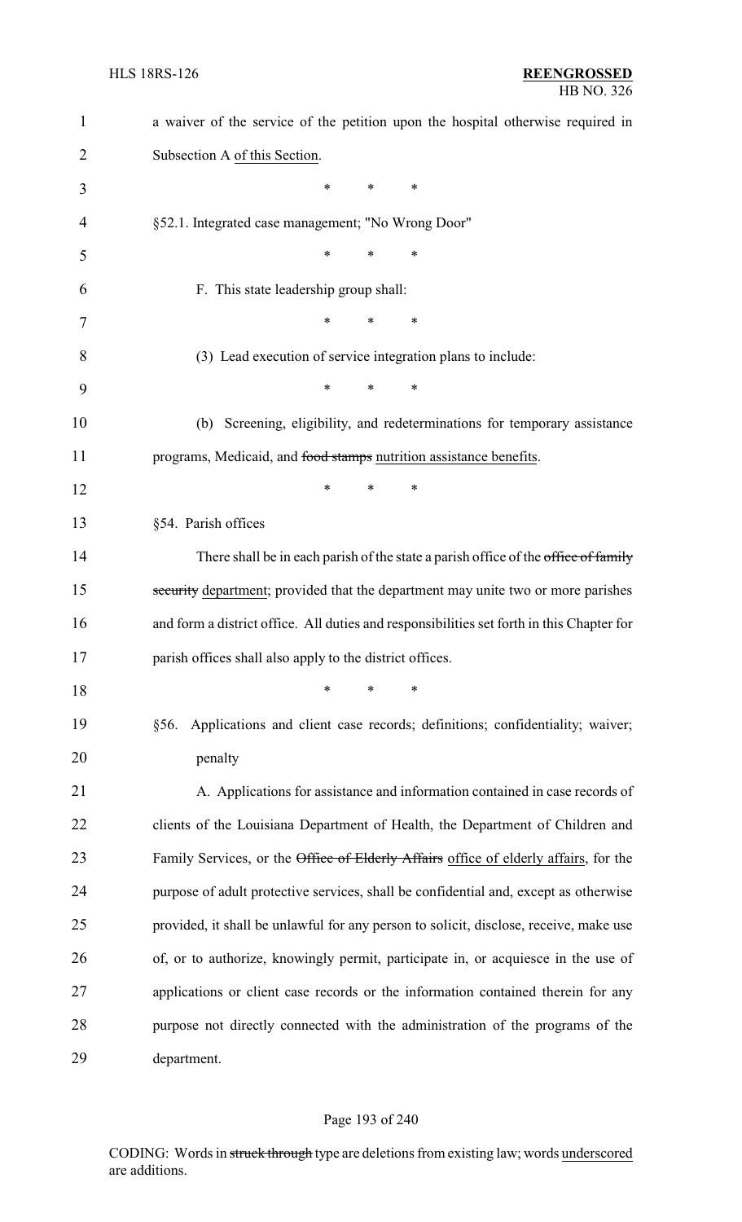a waiver of the service of the petition upon the hospital otherwise required in Subsection A of this Section.

\* \* \*

§52.1. Integrated case management; "No Wrong Door"

\* \* \*

F. This state leadership group shall:

\* \* \*

(3) Lead execution of service integration plans to include:

\* \* \*

(b) Screening, eligibility, and redeterminations for temporary assistance programs, Medicaid, and ~~food stamps~~ nutrition assistance benefits.

\* \* \*

§54. Parish offices

There shall be in each parish of the state a parish office of the ~~office of family security~~ department; provided that the department may unite two or more parishes and form a district office. All duties and responsibilities set forth in this Chapter for parish offices shall also apply to the district offices.

\* \* \*

§56. Applications and client case records; definitions; confidentiality; waiver; penalty

A. Applications for assistance and information contained in case records of clients of the Louisiana Department of Health, the Department of Children and Family Services, or the ~~Office of Elderly Affairs~~ office of elderly affairs, for the purpose of adult protective services, shall be confidential and, except as otherwise provided, it shall be unlawful for any person to solicit, disclose, receive, make use of, or to authorize, knowingly permit, participate in, or acquiesce in the use of applications or client case records or the information contained therein for any purpose not directly connected with the administration of the programs of the department.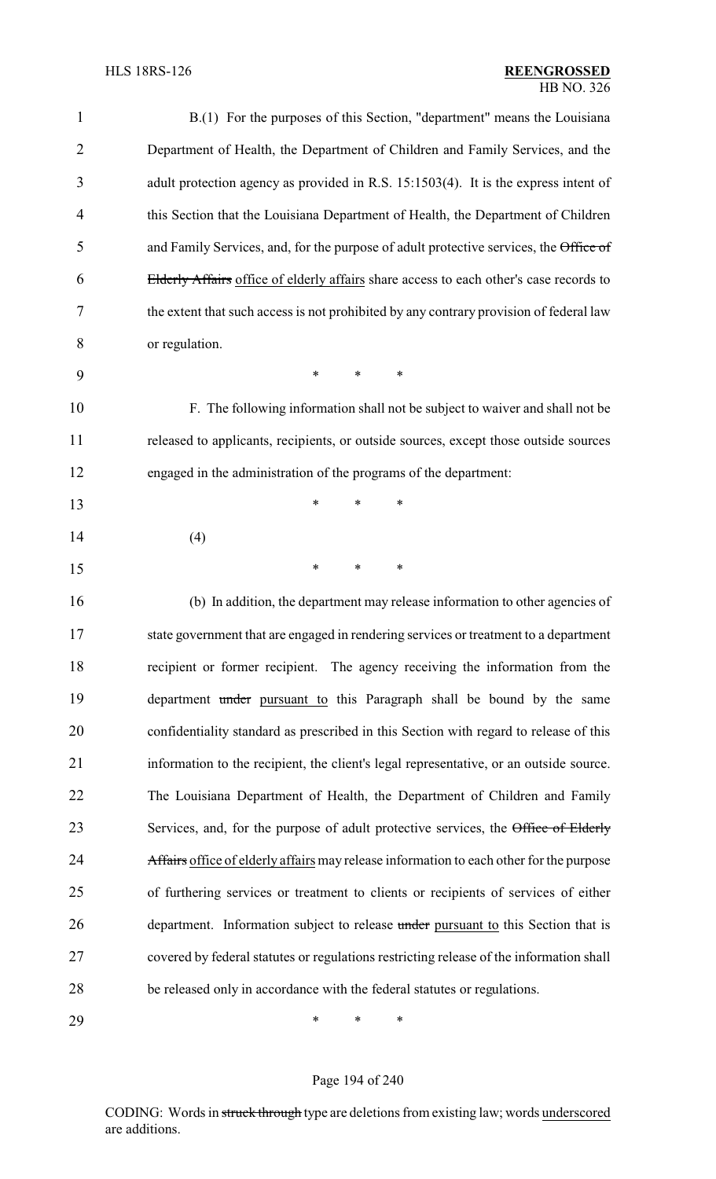B.(1) For the purposes of this Section, "department" means the Louisiana Department of Health, the Department of Children and Family Services, and the adult protection agency as provided in R.S. 15:1503(4). It is the express intent of this Section that the Louisiana Department of Health, the Department of Children and Family Services, and, for the purpose of adult protective services, the ~~Office of Elderly Affairs~~ office of elderly affairs share access to each other's case records to the extent that such access is not prohibited by any contrary provision of federal law or regulation.

\* \* \*

F. The following information shall not be subject to waiver and shall not be released to applicants, recipients, or outside sources, except those outside sources engaged in the administration of the programs of the department:

\* \* \*

(4)

\* \* \*

(b) In addition, the department may release information to other agencies of state government that are engaged in rendering services or treatment to a department recipient or former recipient. The agency receiving the information from the department ~~under~~ pursuant to this Paragraph shall be bound by the same confidentiality standard as prescribed in this Section with regard to release of this information to the recipient, the client's legal representative, or an outside source. The Louisiana Department of Health, the Department of Children and Family Services, and, for the purpose of adult protective services, the ~~Office of Elderly Affairs~~ office of elderly affairs may release information to each other for the purpose of furthering services or treatment to clients or recipients of services of either department. Information subject to release ~~under~~ pursuant to this Section that is covered by federal statutes or regulations restricting release of the information shall be released only in accordance with the federal statutes or regulations.

\* \* \*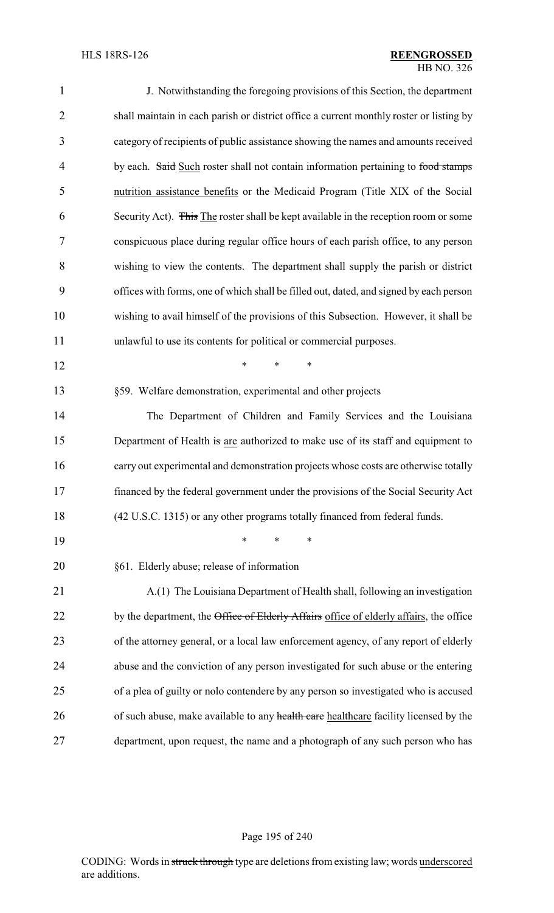J. Notwithstanding the foregoing provisions of this Section, the department shall maintain in each parish or district office a current monthly roster or listing by category of recipients of public assistance showing the names and amounts received by each. ~~Said~~ Such roster shall not contain information pertaining to ~~food stamps~~ nutrition assistance benefits or the Medicaid Program (Title XIX of the Social Security Act). ~~This~~ The roster shall be kept available in the reception room or some conspicuous place during regular office hours of each parish office, to any person wishing to view the contents. The department shall supply the parish or district offices with forms, one of which shall be filled out, dated, and signed by each person wishing to avail himself of the provisions of this Subsection. However, it shall be unlawful to use its contents for political or commercial purposes.

\* \* \*

§59. Welfare demonstration, experimental and other projects

The Department of Children and Family Services and the Louisiana Department of Health ~~is~~ are authorized to make use of ~~its~~ staff and equipment to carry out experimental and demonstration projects whose costs are otherwise totally financed by the federal government under the provisions of the Social Security Act (42 U.S.C. 1315) or any other programs totally financed from federal funds.

\* \* \*

§61. Elderly abuse; release of information

A.(1) The Louisiana Department of Health shall, following an investigation by the department, the ~~Office of Elderly Affairs~~ office of elderly affairs, the office of the attorney general, or a local law enforcement agency, of any report of elderly abuse and the conviction of any person investigated for such abuse or the entering of a plea of guilty or nolo contendere by any person so investigated who is accused of such abuse, make available to any ~~health care~~ healthcare facility licensed by the department, upon request, the name and a photograph of any such person who has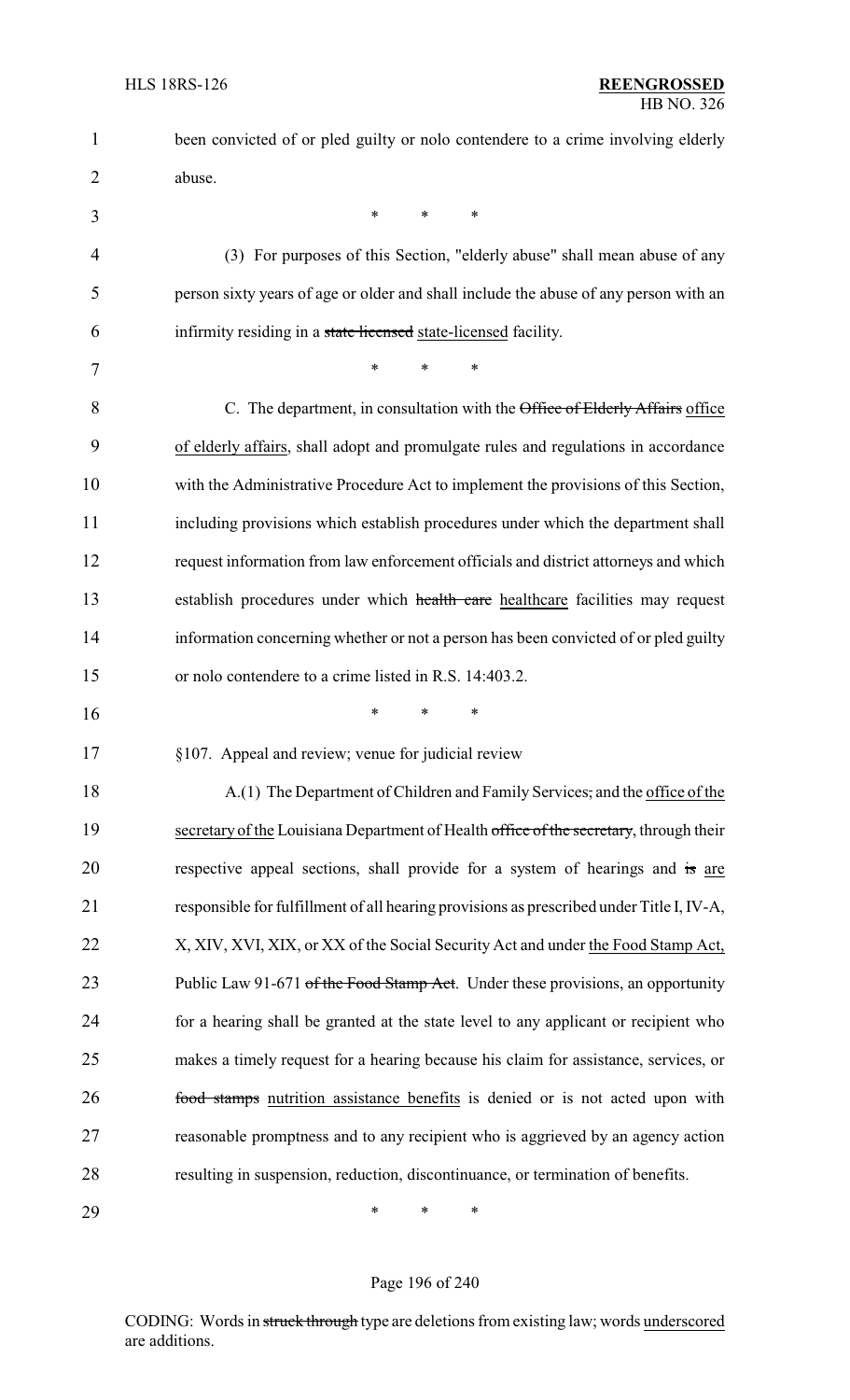been convicted of or pled guilty or nolo contendere to a crime involving elderly abuse.

\* \* \*

(3) For purposes of this Section, "elderly abuse" shall mean abuse of any person sixty years of age or older and shall include the abuse of any person with an infirmity residing in a ~~state licensed~~ state-licensed facility.

\* \* \*

C. The department, in consultation with the ~~Office of Elderly Affairs~~ office of elderly affairs, shall adopt and promulgate rules and regulations in accordance with the Administrative Procedure Act to implement the provisions of this Section, including provisions which establish procedures under which the department shall request information from law enforcement officials and district attorneys and which establish procedures under which ~~health care~~ healthcare facilities may request information concerning whether or not a person has been convicted of or pled guilty or nolo contendere to a crime listed in R.S. 14:403.2.

\* \* \*

§107. Appeal and review; venue for judicial review

A.(1) The Department of Children and Family Services~~,~~ and the office of the secretary of the Louisiana Department of Health ~~office of the secretary~~, through their respective appeal sections, shall provide for a system of hearings and ~~is~~ are responsible for fulfillment of all hearing provisions as prescribed under Title I, IV-A, X, XIV, XVI, XIX, or XX of the Social Security Act and under the Food Stamp Act, Public Law 91-671 ~~of the Food Stamp Act~~. Under these provisions, an opportunity for a hearing shall be granted at the state level to any applicant or recipient who makes a timely request for a hearing because his claim for assistance, services, or ~~food stamps~~ nutrition assistance benefits is denied or is not acted upon with reasonable promptness and to any recipient who is aggrieved by an agency action resulting in suspension, reduction, discontinuance, or termination of benefits.

\* \* \*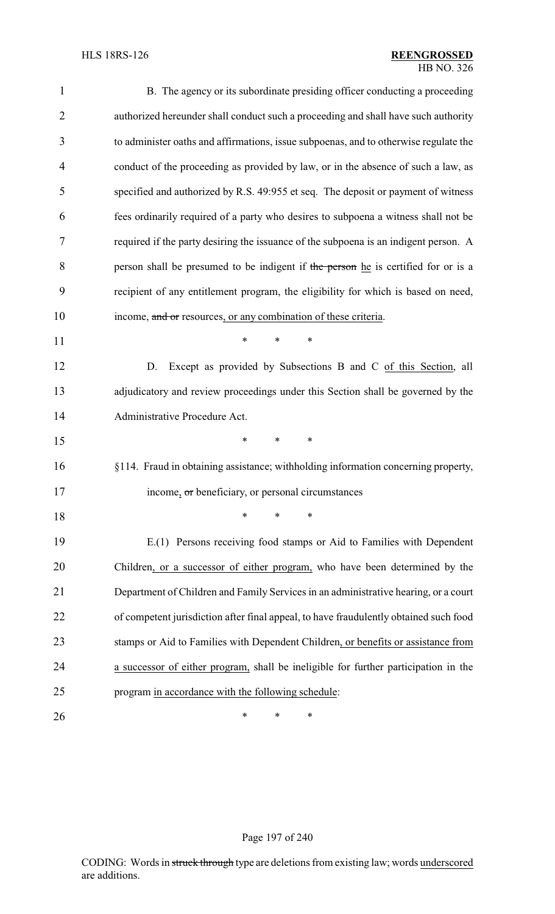B. The agency or its subordinate presiding officer conducting a proceeding authorized hereunder shall conduct such a proceeding and shall have such authority to administer oaths and affirmations, issue subpoenas, and to otherwise regulate the conduct of the proceeding as provided by law, or in the absence of such a law, as specified and authorized by R.S. 49:955 et seq. The deposit or payment of witness fees ordinarily required of a party who desires to subpoena a witness shall not be required if the party desiring the issuance of the subpoena is an indigent person. A person shall be presumed to be indigent if ~~the person~~ he is certified for or is a recipient of any entitlement program, the eligibility for which is based on need, income, ~~and or~~ resources, or any combination of these criteria.

\* \* \*

D. Except as provided by Subsections B and C of this Section, all adjudicatory and review proceedings under this Section shall be governed by the Administrative Procedure Act.

\* \* \*

§114. Fraud in obtaining assistance; withholding information concerning property, income, ~~or~~ beneficiary, or personal circumstances

\* \* \*

E.(1) Persons receiving food stamps or Aid to Families with Dependent Children, or a successor of either program, who have been determined by the Department of Children and Family Services in an administrative hearing, or a court of competent jurisdiction after final appeal, to have fraudulently obtained such food stamps or Aid to Families with Dependent Children, or benefits or assistance from a successor of either program, shall be ineligible for further participation in the program in accordance with the following schedule:

\* \* \*

CODING: Words in ~~struck through~~ type are deletions from existing law; words underscored are additions.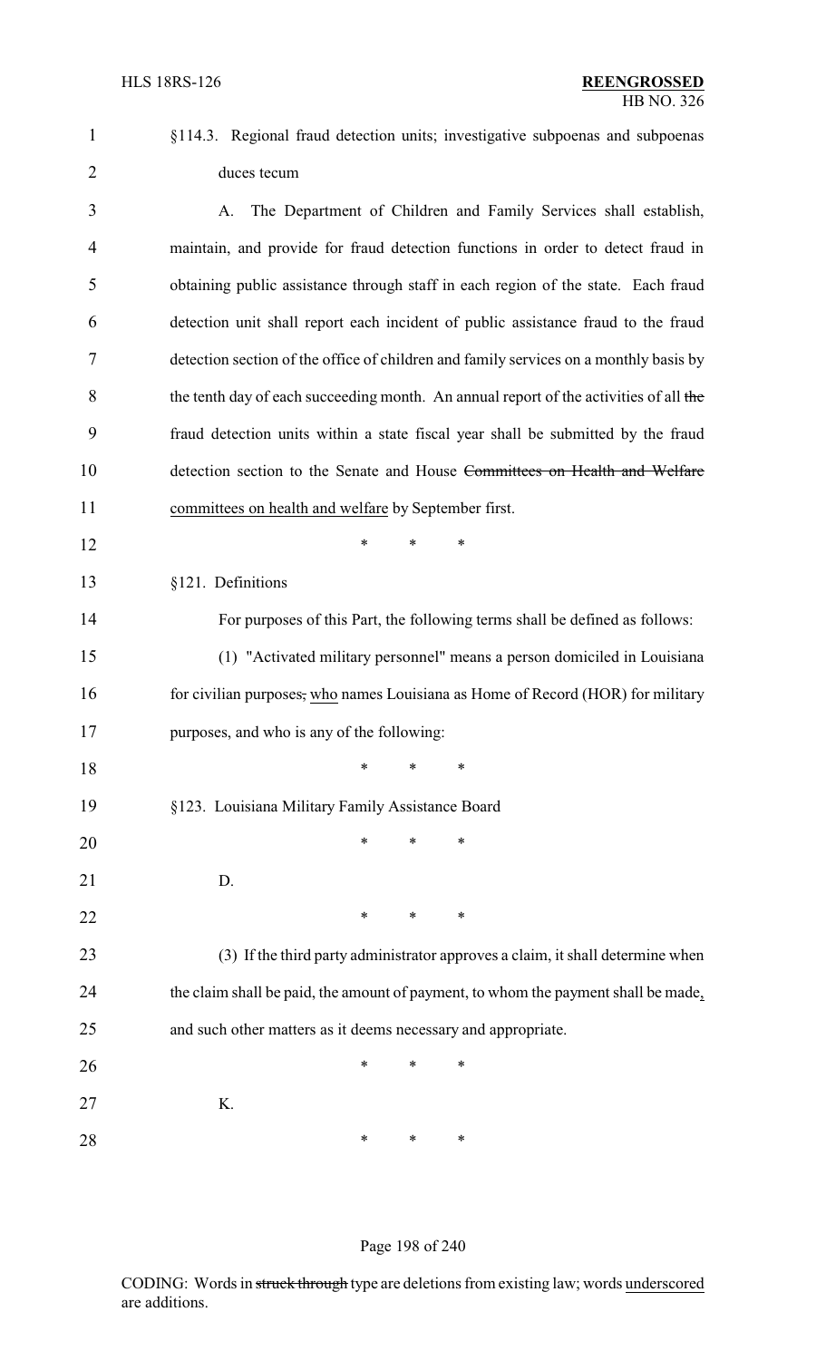§114.3. Regional fraud detection units; investigative subpoenas and subpoenas duces tecum

A. The Department of Children and Family Services shall establish, maintain, and provide for fraud detection functions in order to detect fraud in obtaining public assistance through staff in each region of the state. Each fraud detection unit shall report each incident of public assistance fraud to the fraud detection section of the office of children and family services on a monthly basis by the tenth day of each succeeding month. An annual report of the activities of all ~~the~~ fraud detection units within a state fiscal year shall be submitted by the fraud detection section to the Senate and House ~~Committees on Health and Welfare~~ committees on health and welfare by September first.

\* \* \*

§121. Definitions

For purposes of this Part, the following terms shall be defined as follows:

(1) "Activated military personnel" means a person domiciled in Louisiana for civilian purposes~~,~~ who names Louisiana as Home of Record (HOR) for military purposes, and who is any of the following:

\* \* \*

§123. Louisiana Military Family Assistance Board

\* \* \*

D.

\* \* \*

(3) If the third party administrator approves a claim, it shall determine when the claim shall be paid, the amount of payment, to whom the payment shall be made, and such other matters as it deems necessary and appropriate.

\* \* \*

K.

\* \* \*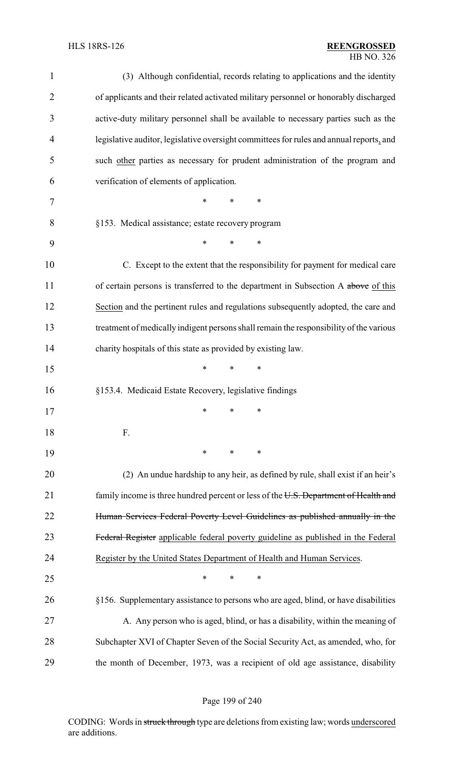(3) Although confidential, records relating to applications and the identity of applicants and their related activated military personnel or honorably discharged active-duty military personnel shall be available to necessary parties such as the legislative auditor, legislative oversight committees for rules and annual reports, and such other parties as necessary for prudent administration of the program and verification of elements of application.

\* \* \*

§153. Medical assistance; estate recovery program

\* \* \*

C. Except to the extent that the responsibility for payment for medical care of certain persons is transferred to the department in Subsection A ~~above~~ of this Section and the pertinent rules and regulations subsequently adopted, the care and treatment of medically indigent persons shall remain the responsibility of the various charity hospitals of this state as provided by existing law.

\* \* \*

§153.4. Medicaid Estate Recovery, legislative findings

\* \* \*

F.

\* \* \*

(2) An undue hardship to any heir, as defined by rule, shall exist if an heir's family income is three hundred percent or less of the ~~U.S. Department of Health and Human Services Federal Poverty Level Guidelines as published annually in the Federal Register~~ applicable federal poverty guideline as published in the Federal Register by the United States Department of Health and Human Services.

\* \* \*

§156. Supplementary assistance to persons who are aged, blind, or have disabilities

A. Any person who is aged, blind, or has a disability, within the meaning of Subchapter XVI of Chapter Seven of the Social Security Act, as amended, who, for the month of December, 1973, was a recipient of old age assistance, disability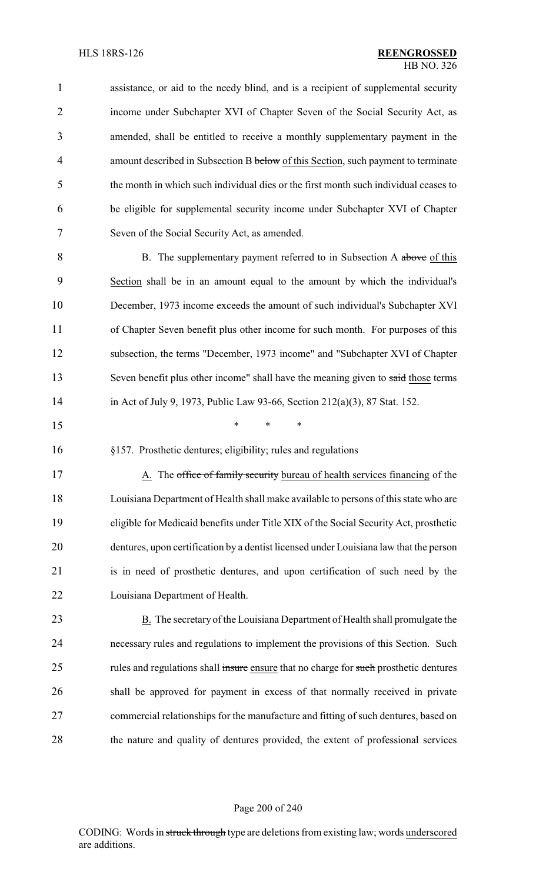assistance, or aid to the needy blind, and is a recipient of supplemental security income under Subchapter XVI of Chapter Seven of the Social Security Act, as amended, shall be entitled to receive a monthly supplementary payment in the amount described in Subsection B ~~below~~ of this Section, such payment to terminate the month in which such individual dies or the first month such individual ceases to be eligible for supplemental security income under Subchapter XVI of Chapter Seven of the Social Security Act, as amended.

B. The supplementary payment referred to in Subsection A ~~above~~ of this Section shall be in an amount equal to the amount by which the individual's December, 1973 income exceeds the amount of such individual's Subchapter XVI of Chapter Seven benefit plus other income for such month. For purposes of this subsection, the terms "December, 1973 income" and "Subchapter XVI of Chapter Seven benefit plus other income" shall have the meaning given to ~~said~~ those terms in Act of July 9, 1973, Public Law 93-66, Section 212(a)(3), 87 Stat. 152.

\* \* \*

§157. Prosthetic dentures; eligibility; rules and regulations

A. The ~~office of family security~~ bureau of health services financing of the Louisiana Department of Health shall make available to persons of this state who are eligible for Medicaid benefits under Title XIX of the Social Security Act, prosthetic dentures, upon certification by a dentist licensed under Louisiana law that the person is in need of prosthetic dentures, and upon certification of such need by the Louisiana Department of Health.

B. The secretary of the Louisiana Department of Health shall promulgate the necessary rules and regulations to implement the provisions of this Section. Such rules and regulations shall ~~insure~~ ensure that no charge for ~~such~~ prosthetic dentures shall be approved for payment in excess of that normally received in private commercial relationships for the manufacture and fitting of such dentures, based on the nature and quality of dentures provided, the extent of professional services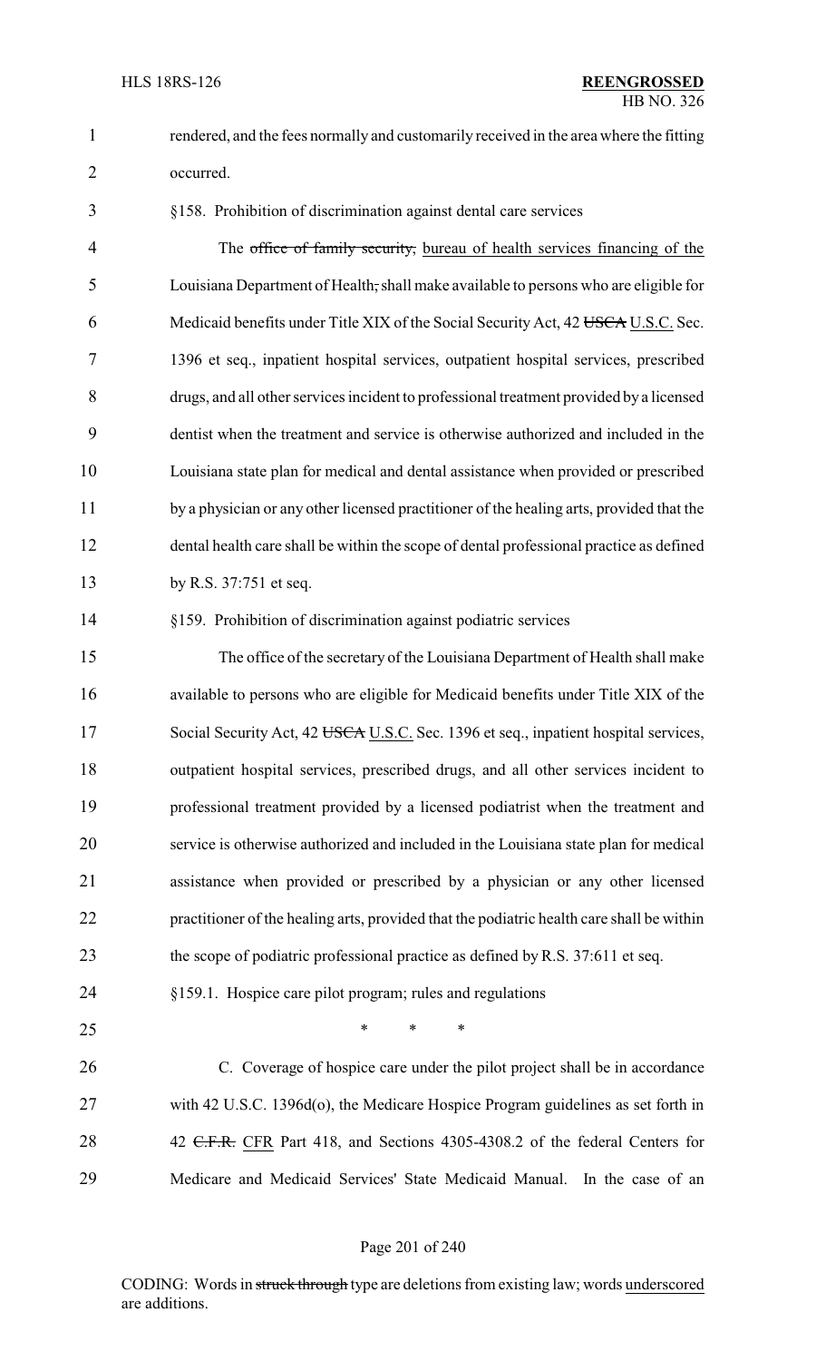rendered, and the fees normally and customarily received in the area where the fitting occurred.

§158. Prohibition of discrimination against dental care services

The ~~office of family security,~~ bureau of health services financing of the Louisiana Department of Health~~,~~ shall make available to persons who are eligible for Medicaid benefits under Title XIX of the Social Security Act, 42 ~~USCA~~ U.S.C. Sec. 1396 et seq., inpatient hospital services, outpatient hospital services, prescribed drugs, and all other services incident to professional treatment provided by a licensed dentist when the treatment and service is otherwise authorized and included in the Louisiana state plan for medical and dental assistance when provided or prescribed by a physician or any other licensed practitioner of the healing arts, provided that the dental health care shall be within the scope of dental professional practice as defined by R.S. 37:751 et seq.

§159. Prohibition of discrimination against podiatric services

The office of the secretary of the Louisiana Department of Health shall make available to persons who are eligible for Medicaid benefits under Title XIX of the Social Security Act, 42 ~~USCA~~ U.S.C. Sec. 1396 et seq., inpatient hospital services, outpatient hospital services, prescribed drugs, and all other services incident to professional treatment provided by a licensed podiatrist when the treatment and service is otherwise authorized and included in the Louisiana state plan for medical assistance when provided or prescribed by a physician or any other licensed practitioner of the healing arts, provided that the podiatric health care shall be within the scope of podiatric professional practice as defined by R.S. 37:611 et seq.

§159.1. Hospice care pilot program; rules and regulations

\* \* \*

C. Coverage of hospice care under the pilot project shall be in accordance with 42 U.S.C. 1396d(o), the Medicare Hospice Program guidelines as set forth in 42 ~~C.F.R.~~ CFR Part 418, and Sections 4305-4308.2 of the federal Centers for Medicare and Medicaid Services' State Medicaid Manual. In the case of an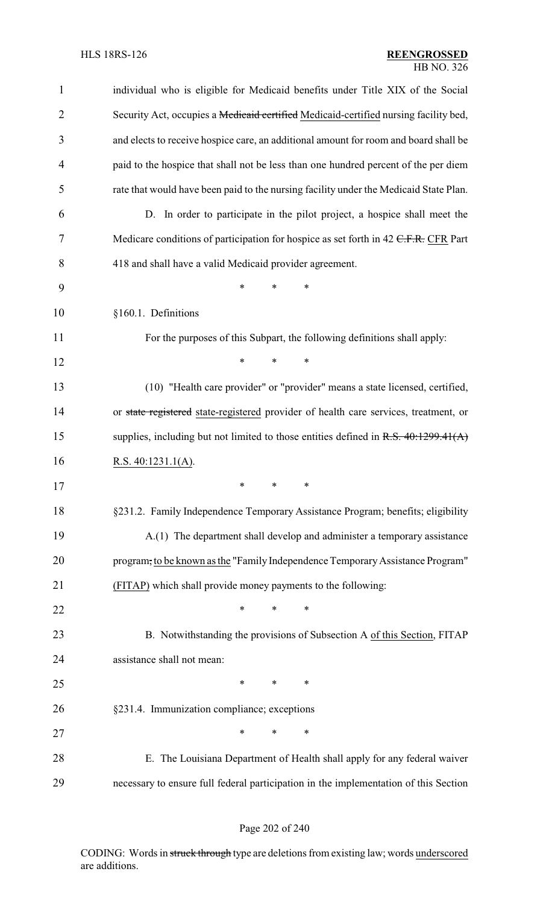individual who is eligible for Medicaid benefits under Title XIX of the Social Security Act, occupies a ~~Medicaid certified~~ Medicaid-certified nursing facility bed, and elects to receive hospice care, an additional amount for room and board shall be paid to the hospice that shall not be less than one hundred percent of the per diem rate that would have been paid to the nursing facility under the Medicaid State Plan.

D. In order to participate in the pilot project, a hospice shall meet the Medicare conditions of participation for hospice as set forth in 42 ~~C.F.R.~~ CFR Part 418 and shall have a valid Medicaid provider agreement.

\* \* \*

§160.1. Definitions

For the purposes of this Subpart, the following definitions shall apply:

\* \* \*

(10) "Health care provider" or "provider" means a state licensed, certified, or ~~state registered~~ state-registered provider of health care services, treatment, or supplies, including but not limited to those entities defined in ~~R.S. 40:1299.41(A)~~ R.S. 40:1231.1(A).

\* \* \*

§231.2. Family Independence Temporary Assistance Program; benefits; eligibility

A.(1) The department shall develop and administer a temporary assistance program~~,~~ to be known as the "Family Independence Temporary Assistance Program" (FITAP) which shall provide money payments to the following:

\* \* \*

B. Notwithstanding the provisions of Subsection A of this Section, FITAP assistance shall not mean:

\* \* \*

§231.4. Immunization compliance; exceptions

\* \* \*

E. The Louisiana Department of Health shall apply for any federal waiver necessary to ensure full federal participation in the implementation of this Section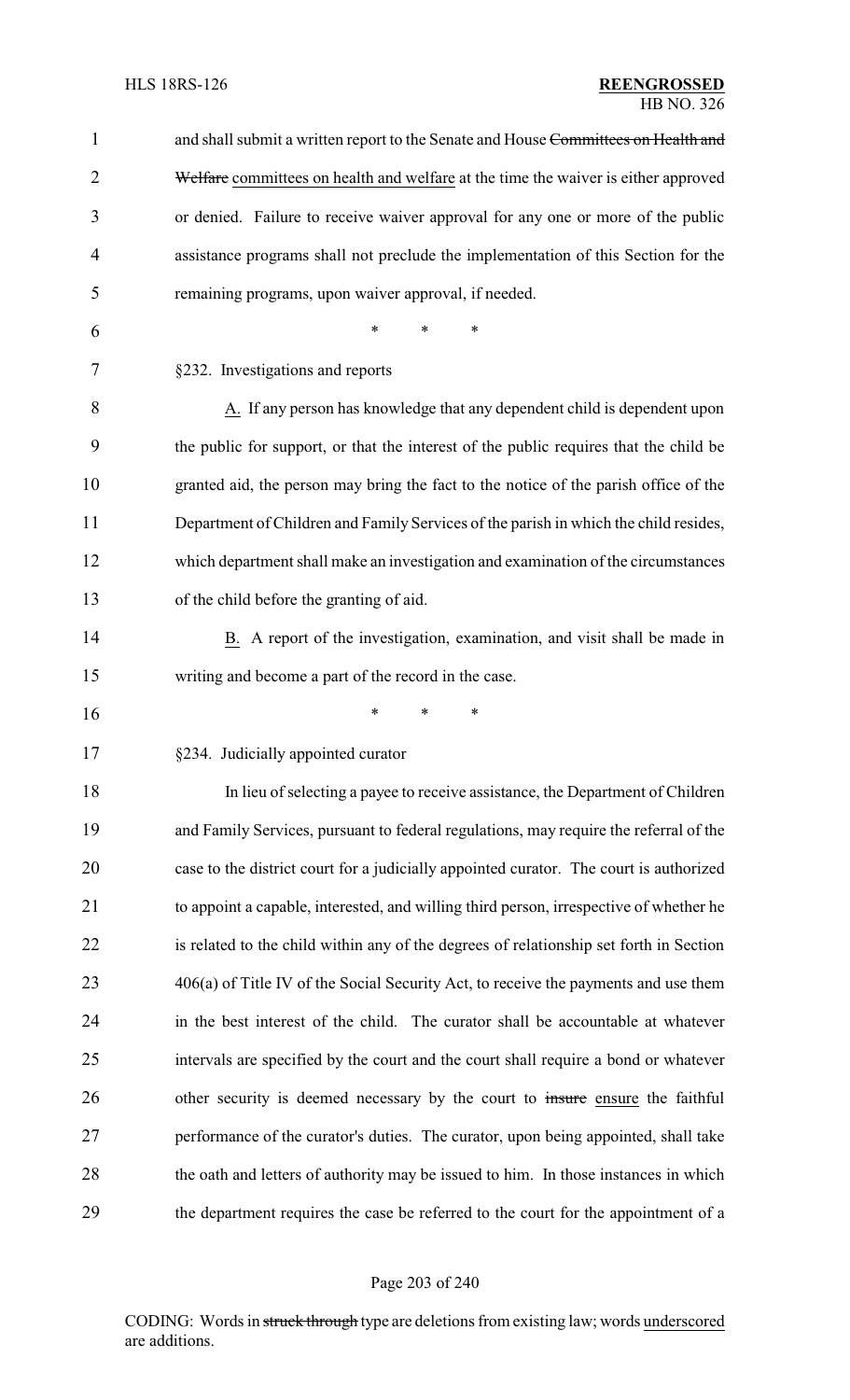and shall submit a written report to the Senate and House ~~Committees on Health and Welfare~~ committees on health and welfare at the time the waiver is either approved or denied. Failure to receive waiver approval for any one or more of the public assistance programs shall not preclude the implementation of this Section for the remaining programs, upon waiver approval, if needed.

\* \* \*

§232. Investigations and reports

A. If any person has knowledge that any dependent child is dependent upon the public for support, or that the interest of the public requires that the child be granted aid, the person may bring the fact to the notice of the parish office of the Department of Children and Family Services of the parish in which the child resides, which department shall make an investigation and examination of the circumstances of the child before the granting of aid.

B. A report of the investigation, examination, and visit shall be made in writing and become a part of the record in the case.

\* \* \*

§234. Judicially appointed curator

In lieu of selecting a payee to receive assistance, the Department of Children and Family Services, pursuant to federal regulations, may require the referral of the case to the district court for a judicially appointed curator. The court is authorized to appoint a capable, interested, and willing third person, irrespective of whether he is related to the child within any of the degrees of relationship set forth in Section 406(a) of Title IV of the Social Security Act, to receive the payments and use them in the best interest of the child. The curator shall be accountable at whatever intervals are specified by the court and the court shall require a bond or whatever other security is deemed necessary by the court to ~~insure~~ ensure the faithful performance of the curator's duties. The curator, upon being appointed, shall take the oath and letters of authority may be issued to him. In those instances in which the department requires the case be referred to the court for the appointment of a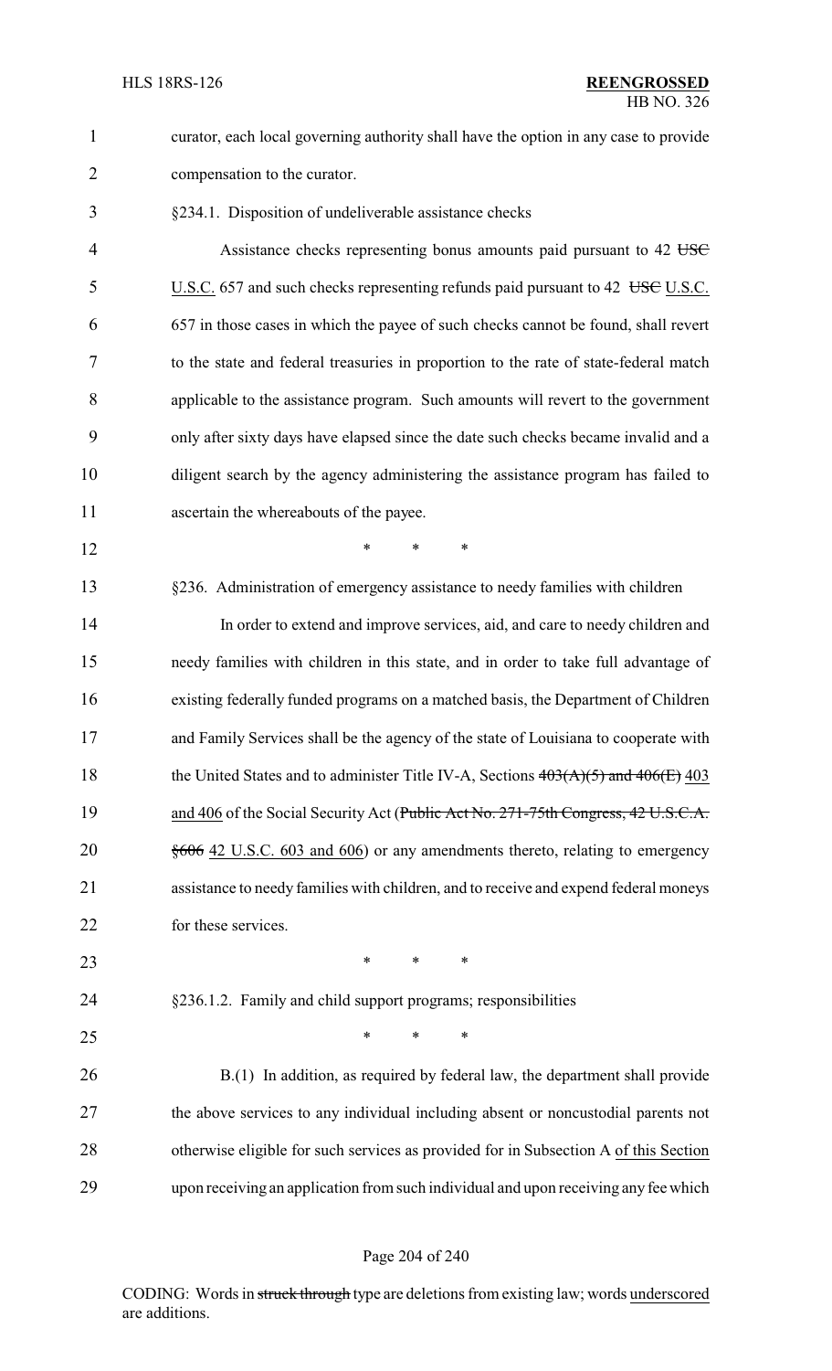curator, each local governing authority shall have the option in any case to provide compensation to the curator.

§234.1. Disposition of undeliverable assistance checks

Assistance checks representing bonus amounts paid pursuant to 42 ~~USC~~ U.S.C. 657 and such checks representing refunds paid pursuant to 42 ~~USC~~ U.S.C. 657 in those cases in which the payee of such checks cannot be found, shall revert to the state and federal treasuries in proportion to the rate of state-federal match applicable to the assistance program. Such amounts will revert to the government only after sixty days have elapsed since the date such checks became invalid and a diligent search by the agency administering the assistance program has failed to ascertain the whereabouts of the payee.

\* \* \*

§236. Administration of emergency assistance to needy families with children

In order to extend and improve services, aid, and care to needy children and needy families with children in this state, and in order to take full advantage of existing federally funded programs on a matched basis, the Department of Children and Family Services shall be the agency of the state of Louisiana to cooperate with the United States and to administer Title IV-A, Sections ~~403(A)(5) and 406(E)~~ 403 and 406 of the Social Security Act (~~Public Act No. 271-75th Congress, 42 U.S.C.A. §606~~ 42 U.S.C. 603 and 606) or any amendments thereto, relating to emergency assistance to needy families with children, and to receive and expend federal moneys for these services.

\* \* \*

§236.1.2. Family and child support programs; responsibilities

\* \* \*

B.(1) In addition, as required by federal law, the department shall provide the above services to any individual including absent or noncustodial parents not otherwise eligible for such services as provided for in Subsection A of this Section upon receiving an application from such individual and upon receiving any fee which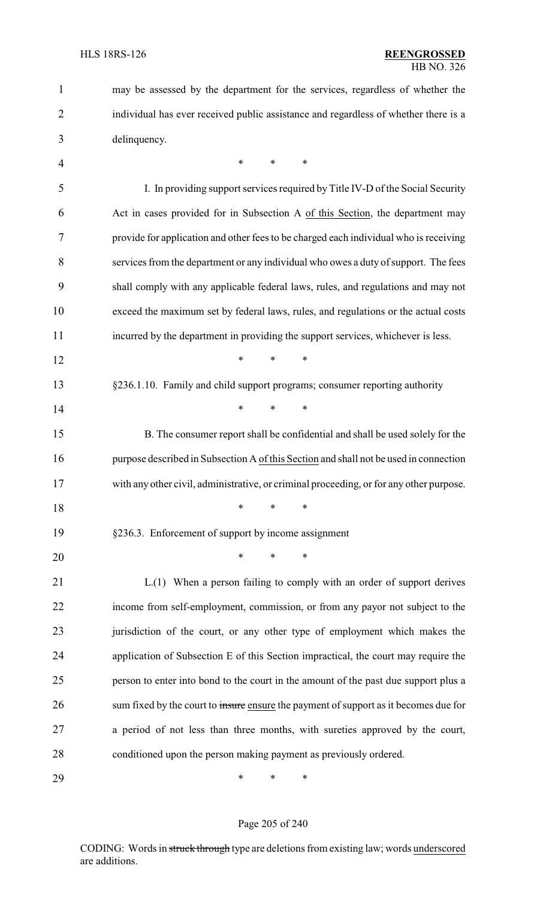may be assessed by the department for the services, regardless of whether the individual has ever received public assistance and regardless of whether there is a delinquency.

\* \* \*

I. In providing support services required by Title IV-D of the Social Security Act in cases provided for in Subsection A of this Section, the department may provide for application and other fees to be charged each individual who is receiving services from the department or any individual who owes a duty of support. The fees shall comply with any applicable federal laws, rules, and regulations and may not exceed the maximum set by federal laws, rules, and regulations or the actual costs incurred by the department in providing the support services, whichever is less.

\* \* \*

§236.1.10. Family and child support programs; consumer reporting authority

\* \* \*

B. The consumer report shall be confidential and shall be used solely for the purpose described in Subsection A of this Section and shall not be used in connection with any other civil, administrative, or criminal proceeding, or for any other purpose.

\* \* \*

§236.3. Enforcement of support by income assignment

\* \* \*

L.(1) When a person failing to comply with an order of support derives income from self-employment, commission, or from any payor not subject to the jurisdiction of the court, or any other type of employment which makes the application of Subsection E of this Section impractical, the court may require the person to enter into bond to the court in the amount of the past due support plus a sum fixed by the court to ~~insure~~ ensure the payment of support as it becomes due for a period of not less than three months, with sureties approved by the court, conditioned upon the person making payment as previously ordered.

\* \* \*

CODING: Words in ~~struck through~~ type are deletions from existing law; words underscored are additions.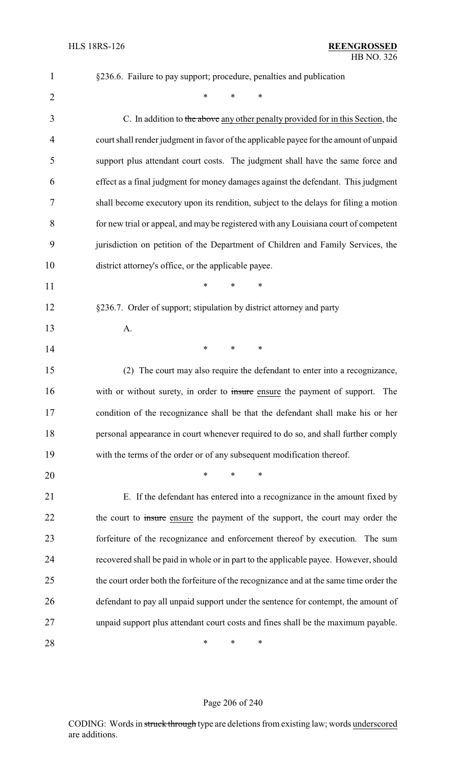§236.6. Failure to pay support; procedure, penalties and publication

\* \* \*

C. In addition to ~~the above~~ any other penalty provided for in this Section, the court shall render judgment in favor of the applicable payee for the amount of unpaid support plus attendant court costs. The judgment shall have the same force and effect as a final judgment for money damages against the defendant. This judgment shall become executory upon its rendition, subject to the delays for filing a motion for new trial or appeal, and may be registered with any Louisiana court of competent jurisdiction on petition of the Department of Children and Family Services, the district attorney's office, or the applicable payee.

\* \* \*

§236.7. Order of support; stipulation by district attorney and party

A.

\* \* \*

(2) The court may also require the defendant to enter into a recognizance, with or without surety, in order to ~~insure~~ ensure the payment of support. The condition of the recognizance shall be that the defendant shall make his or her personal appearance in court whenever required to do so, and shall further comply with the terms of the order or of any subsequent modification thereof.

\* \* \*

E. If the defendant has entered into a recognizance in the amount fixed by the court to ~~insure~~ ensure the payment of the support, the court may order the forfeiture of the recognizance and enforcement thereof by execution. The sum recovered shall be paid in whole or in part to the applicable payee. However, should the court order both the forfeiture of the recognizance and at the same time order the defendant to pay all unpaid support under the sentence for contempt, the amount of unpaid support plus attendant court costs and fines shall be the maximum payable.

\* \* \*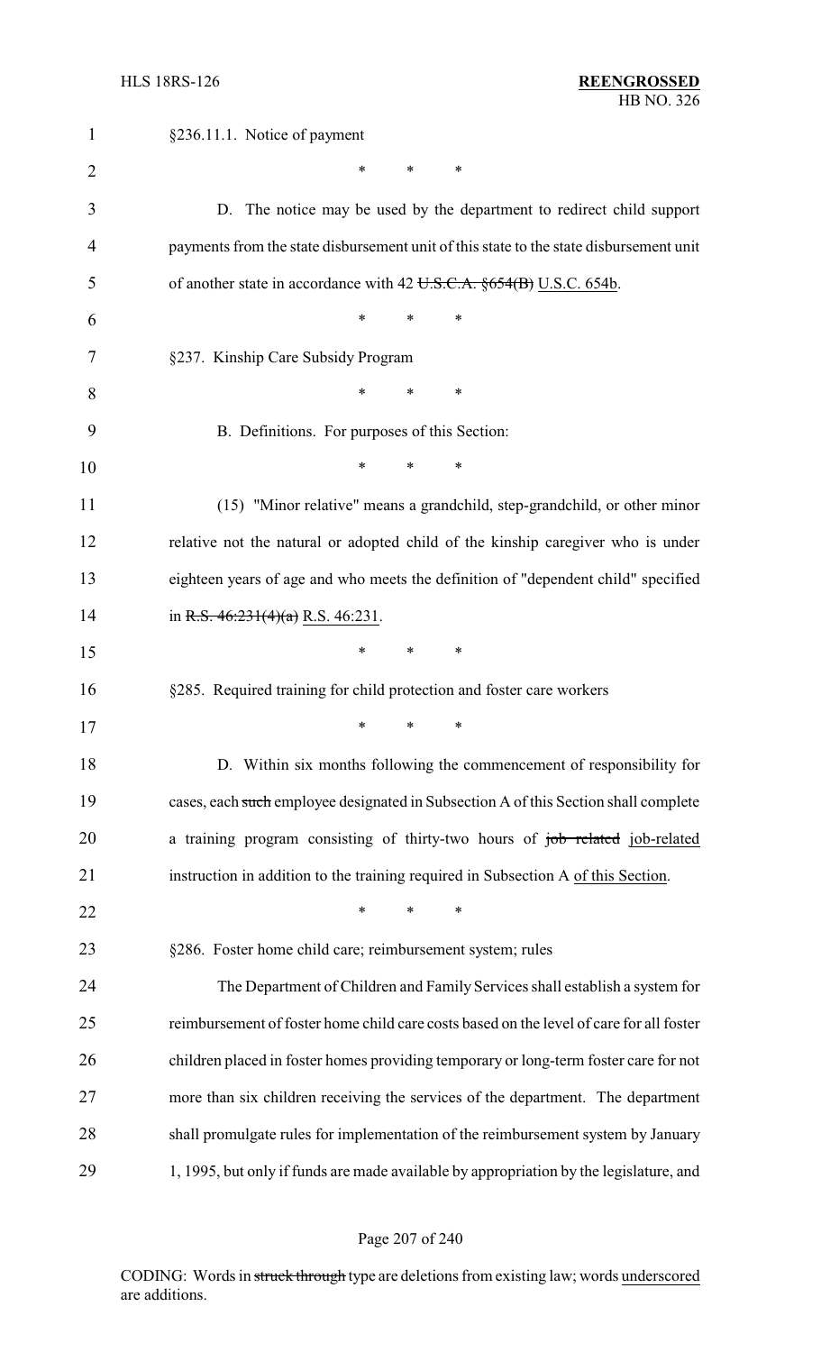§236.11.1. Notice of payment

\* \* \*

D. The notice may be used by the department to redirect child support payments from the state disbursement unit of this state to the state disbursement unit of another state in accordance with 42 ~~U.S.C.A. §654(B)~~ U.S.C. 654b.

\* \* \*

§237. Kinship Care Subsidy Program

\* \* \*

B. Definitions. For purposes of this Section:

\* \* \*

(15) "Minor relative" means a grandchild, step-grandchild, or other minor relative not the natural or adopted child of the kinship caregiver who is under eighteen years of age and who meets the definition of "dependent child" specified in ~~R.S. 46:231(4)(a)~~ R.S. 46:231.

\* \* \*

§285. Required training for child protection and foster care workers

\* \* \*

D. Within six months following the commencement of responsibility for cases, each ~~such~~ employee designated in Subsection A of this Section shall complete a training program consisting of thirty-two hours of ~~job related~~ job-related instruction in addition to the training required in Subsection A of this Section.

\* \* \*

§286. Foster home child care; reimbursement system; rules

The Department of Children and Family Services shall establish a system for reimbursement of foster home child care costs based on the level of care for all foster children placed in foster homes providing temporary or long-term foster care for not more than six children receiving the services of the department. The department shall promulgate rules for implementation of the reimbursement system by January 1, 1995, but only if funds are made available by appropriation by the legislature, and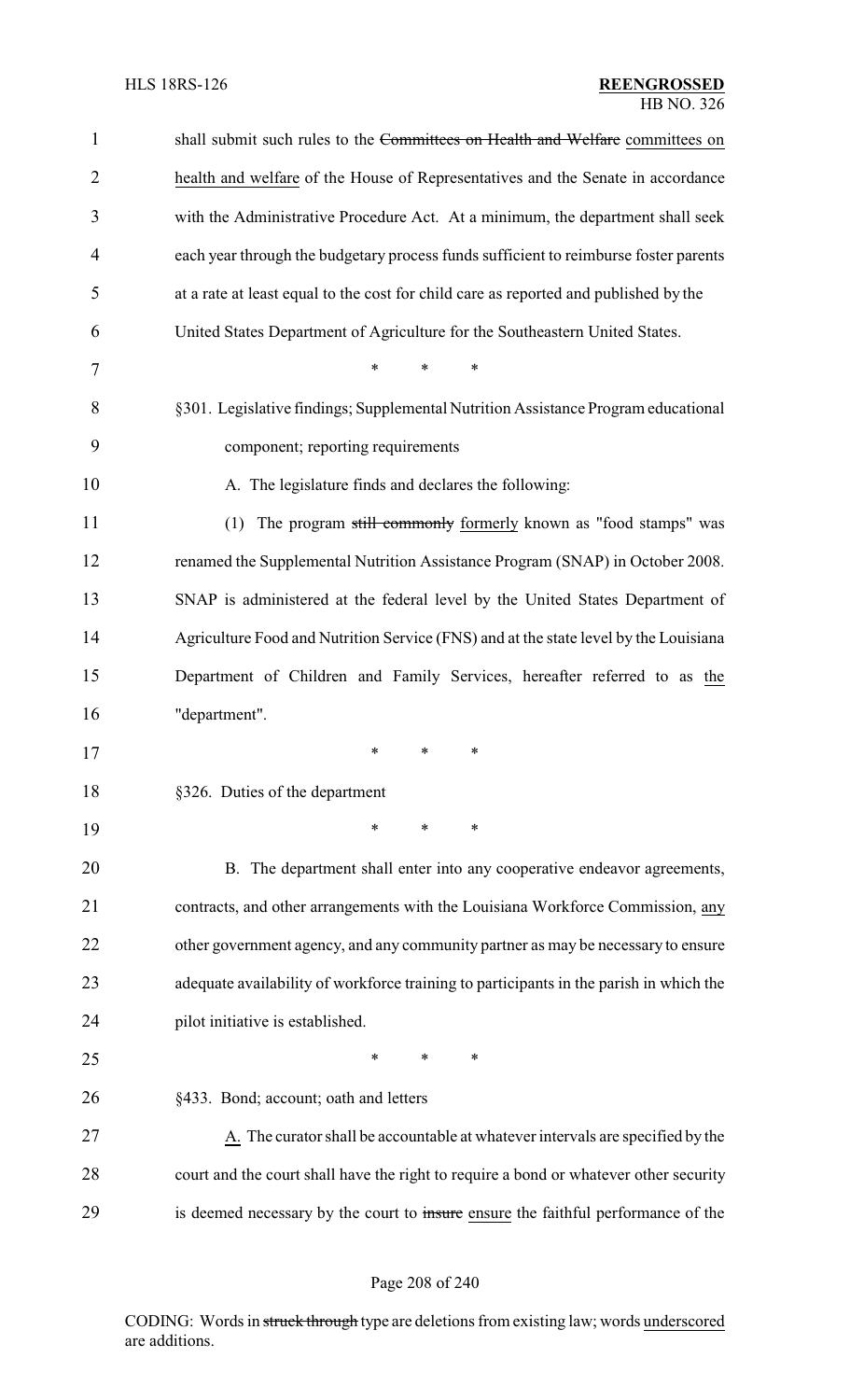shall submit such rules to the ~~Committees on Health and Welfare~~ <u>committees on health and welfare</u> of the House of Representatives and the Senate in accordance with the Administrative Procedure Act. At a minimum, the department shall seek each year through the budgetary process funds sufficient to reimburse foster parents at a rate at least equal to the cost for child care as reported and published by the United States Department of Agriculture for the Southeastern United States.

\* \* \*

§301. Legislative findings; Supplemental Nutrition Assistance Program educational component; reporting requirements

A. The legislature finds and declares the following:

(1) The program ~~still commonly~~ <u>formerly</u> known as "food stamps" was renamed the Supplemental Nutrition Assistance Program (SNAP) in October 2008. SNAP is administered at the federal level by the United States Department of Agriculture Food and Nutrition Service (FNS) and at the state level by the Louisiana Department of Children and Family Services, hereafter referred to as <u>the</u> "department".

\* \* \*

§326. Duties of the department

\* \* \*

B. The department shall enter into any cooperative endeavor agreements, contracts, and other arrangements with the Louisiana Workforce Commission, <u>any</u> other government agency, and any community partner as may be necessary to ensure adequate availability of workforce training to participants in the parish in which the pilot initiative is established.

\* \* \*

§433. Bond; account; oath and letters

<u>A.</u> The curator shall be accountable at whatever intervals are specified by the court and the court shall have the right to require a bond or whatever other security is deemed necessary by the court to ~~insure~~ <u>ensure</u> the faithful performance of the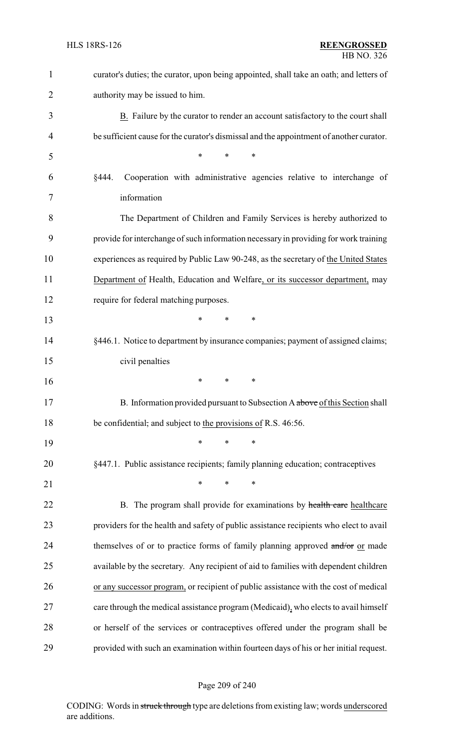curator's duties; the curator, upon being appointed, shall take an oath; and letters of authority may be issued to him.

B. Failure by the curator to render an account satisfactory to the court shall be sufficient cause for the curator's dismissal and the appointment of another curator.

\* \* \*

§444. Cooperation with administrative agencies relative to interchange of information

The Department of Children and Family Services is hereby authorized to provide for interchange of such information necessary in providing for work training experiences as required by Public Law 90-248, as the secretary of the United States Department of Health, Education and Welfare, or its successor department, may require for federal matching purposes.

\* \* \*

§446.1. Notice to department by insurance companies; payment of assigned claims; civil penalties

\* \* \*

B. Information provided pursuant to Subsection A ~~above~~ of this Section shall be confidential~~,~~ and subject to the provisions of R.S. 46:56.

\* \* \*

§447.1. Public assistance recipients; family planning education; contraceptives

\* \* \*

B. The program shall provide for examinations by ~~health care~~ healthcare providers for the health and safety of public assistance recipients who elect to avail themselves of or to practice forms of family planning approved ~~and/or~~ or made available by the secretary. Any recipient of aid to families with dependent children or any successor program, or recipient of public assistance with the cost of medical care through the medical assistance program (Medicaid), who elects to avail himself or herself of the services or contraceptives offered under the program shall be provided with such an examination within fourteen days of his or her initial request.

CODING: Words in ~~struck through~~ type are deletions from existing law; words underscored are additions.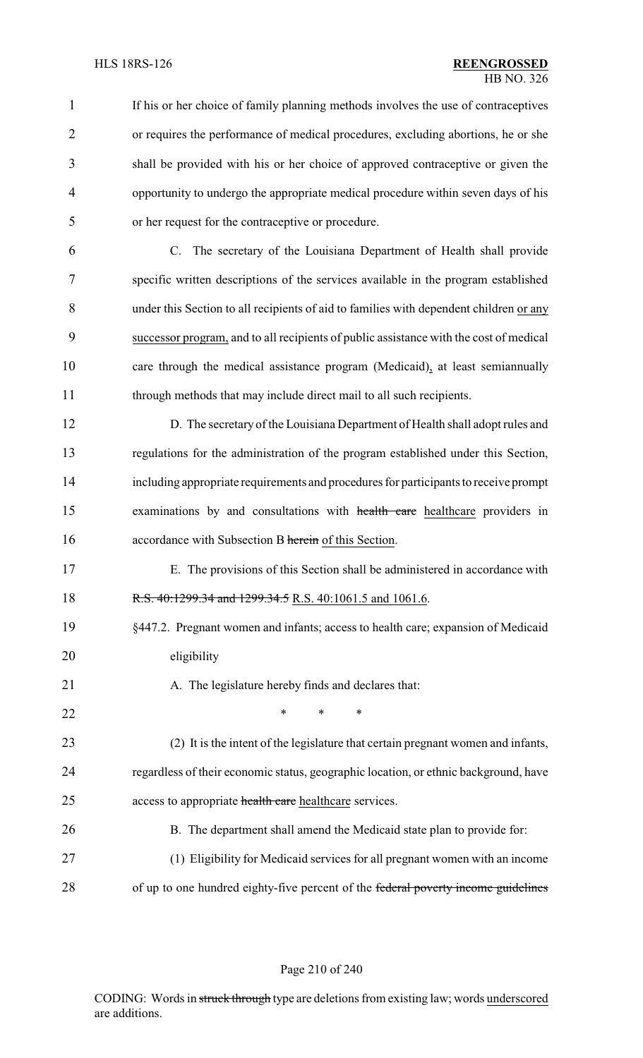If his or her choice of family planning methods involves the use of contraceptives or requires the performance of medical procedures, excluding abortions, he or she shall be provided with his or her choice of approved contraceptive or given the opportunity to undergo the appropriate medical procedure within seven days of his or her request for the contraceptive or procedure.

C. The secretary of the Louisiana Department of Health shall provide specific written descriptions of the services available in the program established under this Section to all recipients of aid to families with dependent children <u>or any successor program,</u> and to all recipients of public assistance with the cost of medical care through the medical assistance program (Medicaid)<u>,</u> at least semiannually through methods that may include direct mail to all such recipients.

D. The secretary of the Louisiana Department of Health shall adopt rules and regulations for the administration of the program established under this Section, including appropriate requirements and procedures for participants to receive prompt examinations by and consultations with ~~health care~~ <u>healthcare</u> providers in accordance with Subsection B ~~herein~~ <u>of this Section</u>.

E. The provisions of this Section shall be administered in accordance with ~~R.S. 40:1299.34 and 1299.34.5~~ <u>R.S. 40:1061.5 and 1061.6</u>.

§447.2. Pregnant women and infants; access to health care; expansion of Medicaid eligibility

A. The legislature hereby finds and declares that:

\* \* \*

(2) It is the intent of the legislature that certain pregnant women and infants, regardless of their economic status, geographic location, or ethnic background, have access to appropriate ~~health care~~ <u>healthcare</u> services.

B. The department shall amend the Medicaid state plan to provide for:

(1) Eligibility for Medicaid services for all pregnant women with an income of up to one hundred eighty-five percent of the ~~federal poverty income guidelines~~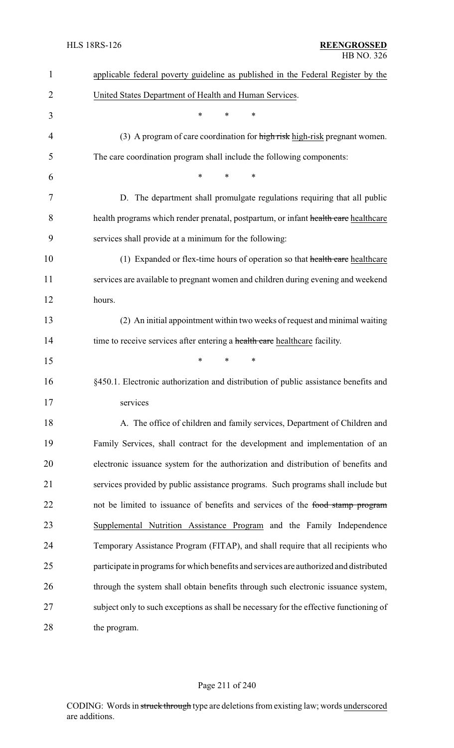applicable federal poverty guideline as published in the Federal Register by the United States Department of Health and Human Services.

\* \* \*

(3) A program of care coordination for ~~high risk~~ high-risk pregnant women. The care coordination program shall include the following components:

\* \* \*

D. The department shall promulgate regulations requiring that all public health programs which render prenatal, postpartum, or infant ~~health care~~ healthcare services shall provide at a minimum for the following:

(1) Expanded or flex-time hours of operation so that ~~health care~~ healthcare services are available to pregnant women and children during evening and weekend hours.

(2) An initial appointment within two weeks of request and minimal waiting time to receive services after entering a ~~health care~~ healthcare facility.

\* \* \*

§450.1. Electronic authorization and distribution of public assistance benefits and services

A. The office of children and family services, Department of Children and Family Services, shall contract for the development and implementation of an electronic issuance system for the authorization and distribution of benefits and services provided by public assistance programs. Such programs shall include but not be limited to issuance of benefits and services of the ~~food stamp program~~ Supplemental Nutrition Assistance Program and the Family Independence Temporary Assistance Program (FITAP), and shall require that all recipients who participate in programs for which benefits and services are authorized and distributed through the system shall obtain benefits through such electronic issuance system, subject only to such exceptions as shall be necessary for the effective functioning of the program.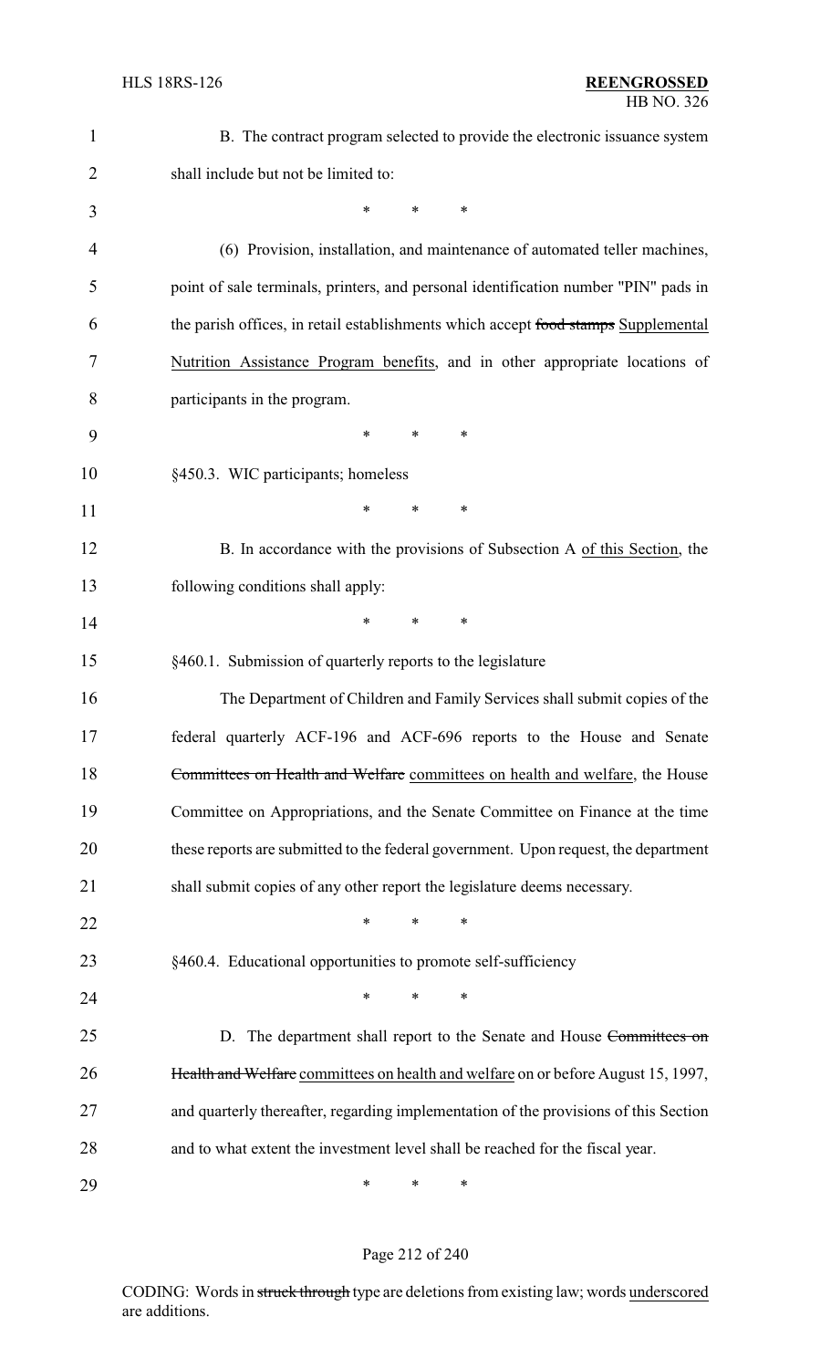B. The contract program selected to provide the electronic issuance system shall include but not be limited to:

\* \* \*

(6) Provision, installation, and maintenance of automated teller machines, point of sale terminals, printers, and personal identification number "PIN" pads in the parish offices, in retail establishments which accept ~~food stamps~~ <u>Supplemental Nutrition Assistance Program benefits</u>, and in other appropriate locations of participants in the program.

\* \* \*

§450.3. WIC participants; homeless

\* \* \*

B. In accordance with the provisions of Subsection A <u>of this Section</u>, the following conditions shall apply:

\* \* \*

§460.1. Submission of quarterly reports to the legislature

The Department of Children and Family Services shall submit copies of the federal quarterly ACF-196 and ACF-696 reports to the House and Senate ~~Committees on Health and Welfare~~ <u>committees on health and welfare</u>, the House Committee on Appropriations, and the Senate Committee on Finance at the time these reports are submitted to the federal government. Upon request, the department shall submit copies of any other report the legislature deems necessary.

\* \* \*

§460.4. Educational opportunities to promote self-sufficiency

\* \* \*

D. The department shall report to the Senate and House ~~Committees on Health and Welfare~~ <u>committees on health and welfare</u> on or before August 15, 1997, and quarterly thereafter, regarding implementation of the provisions of this Section and to what extent the investment level shall be reached for the fiscal year.

\* \* \*

CODING: Words in ~~struck through~~ type are deletions from existing law; words <u>underscored</u> are additions.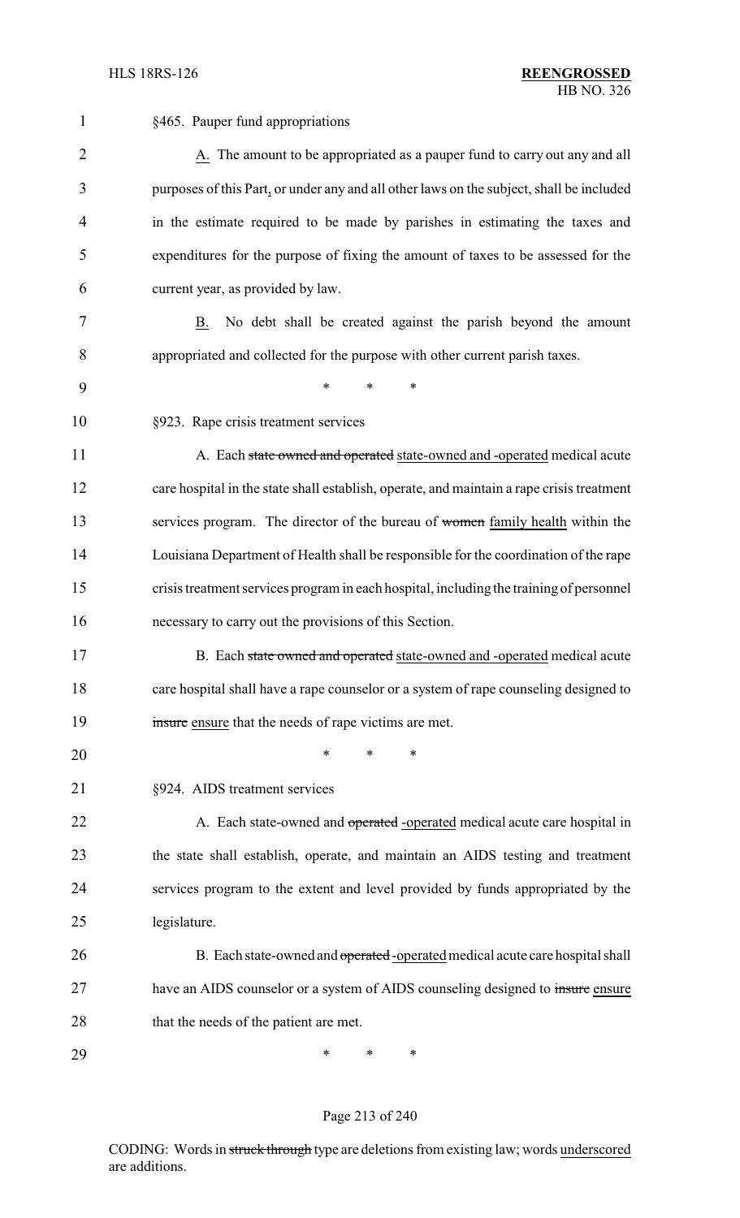§465. Pauper fund appropriations

A. The amount to be appropriated as a pauper fund to carry out any and all purposes of this Part, or under any and all other laws on the subject, shall be included in the estimate required to be made by parishes in estimating the taxes and expenditures for the purpose of fixing the amount of taxes to be assessed for the current year, as provided by law.

B. No debt shall be created against the parish beyond the amount appropriated and collected for the purpose with other current parish taxes.

\* \* \*

§923. Rape crisis treatment services

A. Each ~~state owned and operated~~ state-owned and -operated medical acute care hospital in the state shall establish, operate, and maintain a rape crisis treatment services program. The director of the bureau of ~~women~~ family health within the Louisiana Department of Health shall be responsible for the coordination of the rape crisis treatment services program in each hospital, including the training of personnel necessary to carry out the provisions of this Section.

B. Each ~~state owned and operated~~ state-owned and -operated medical acute care hospital shall have a rape counselor or a system of rape counseling designed to ~~insure~~ ensure that the needs of rape victims are met.

\* \* \*

§924. AIDS treatment services

A. Each state-owned and ~~operated~~ -operated medical acute care hospital in the state shall establish, operate, and maintain an AIDS testing and treatment services program to the extent and level provided by funds appropriated by the legislature.

B. Each state-owned and ~~operated~~ -operated medical acute care hospital shall have an AIDS counselor or a system of AIDS counseling designed to ~~insure~~ ensure that the needs of the patient are met.

\* \* \*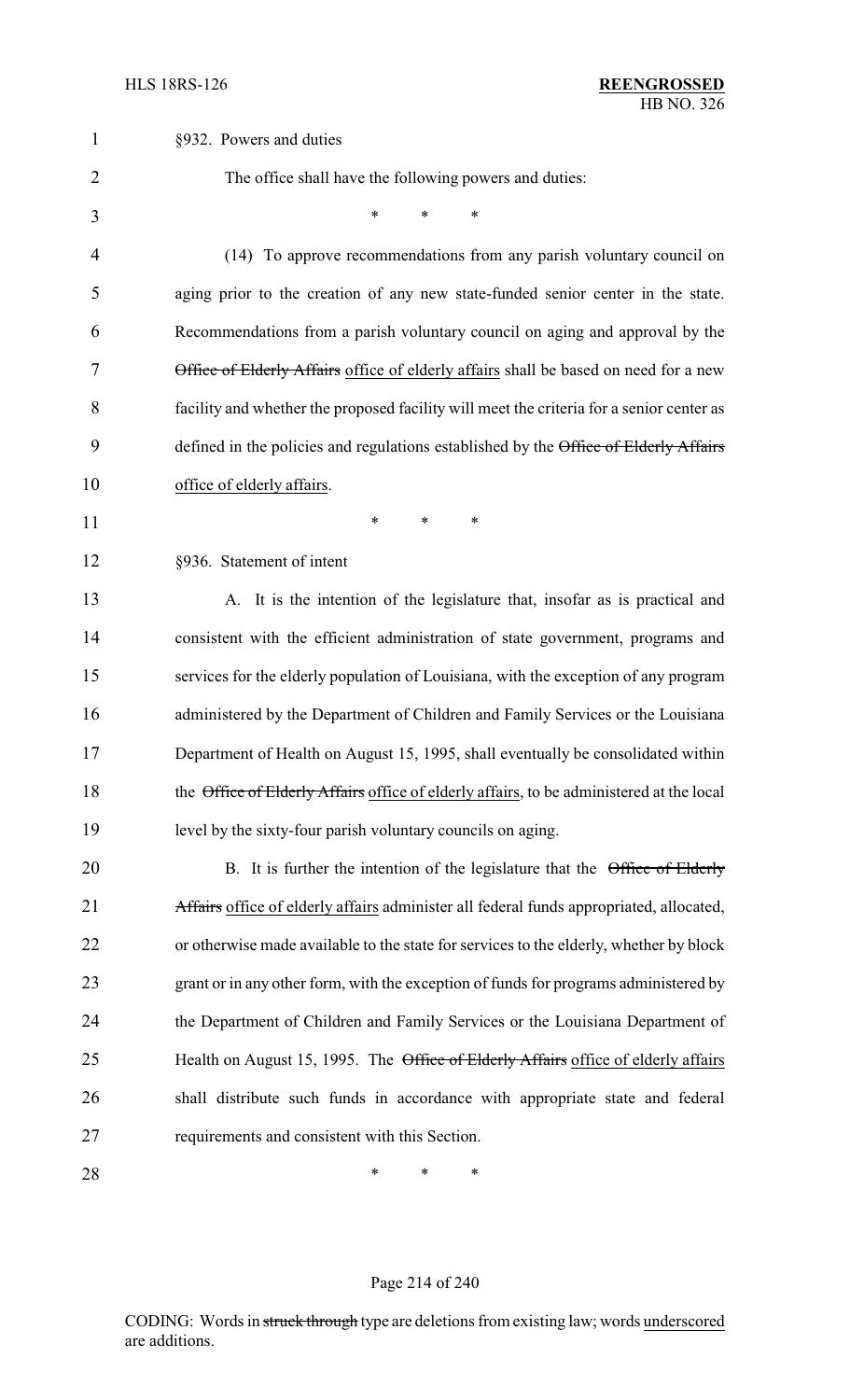§932. Powers and duties

The office shall have the following powers and duties:

\* \* \*

(14) To approve recommendations from any parish voluntary council on aging prior to the creation of any new state-funded senior center in the state. Recommendations from a parish voluntary council on aging and approval by the ~~Office of Elderly Affairs~~ office of elderly affairs shall be based on need for a new facility and whether the proposed facility will meet the criteria for a senior center as defined in the policies and regulations established by the ~~Office of Elderly Affairs~~ office of elderly affairs.

\* \* \*

§936. Statement of intent

A. It is the intention of the legislature that, insofar as is practical and consistent with the efficient administration of state government, programs and services for the elderly population of Louisiana, with the exception of any program administered by the Department of Children and Family Services or the Louisiana Department of Health on August 15, 1995, shall eventually be consolidated within the ~~Office of Elderly Affairs~~ office of elderly affairs, to be administered at the local level by the sixty-four parish voluntary councils on aging.

B. It is further the intention of the legislature that the ~~Office of Elderly Affairs~~ office of elderly affairs administer all federal funds appropriated, allocated, or otherwise made available to the state for services to the elderly, whether by block grant or in any other form, with the exception of funds for programs administered by the Department of Children and Family Services or the Louisiana Department of Health on August 15, 1995. The ~~Office of Elderly Affairs~~ office of elderly affairs shall distribute such funds in accordance with appropriate state and federal requirements and consistent with this Section.

\* \* \*

CODING: Words in ~~struck through~~ type are deletions from existing law; words underscored are additions.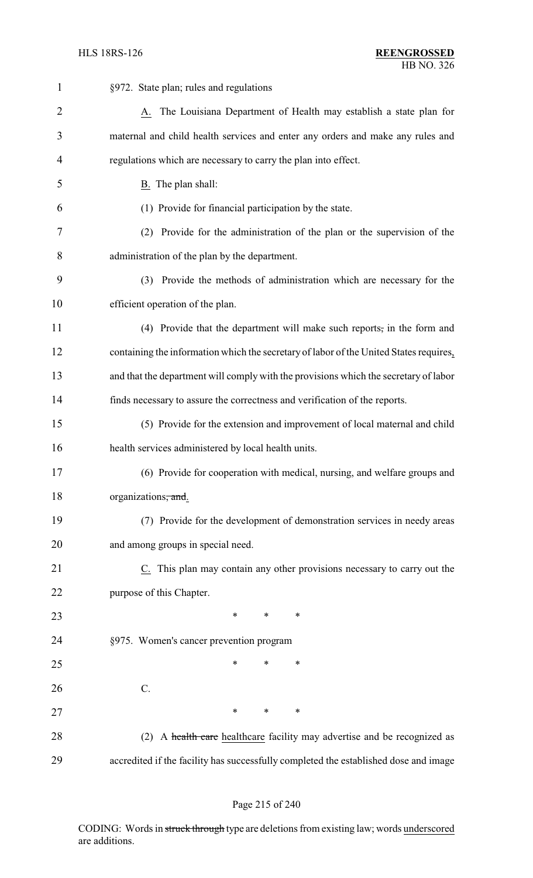§972. State plan; rules and regulations

A. The Louisiana Department of Health may establish a state plan for maternal and child health services and enter any orders and make any rules and regulations which are necessary to carry the plan into effect.

B. The plan shall:

(1) Provide for financial participation by the state.

(2) Provide for the administration of the plan or the supervision of the administration of the plan by the department.

(3) Provide the methods of administration which are necessary for the efficient operation of the plan.

(4) Provide that the department will make such reports~~,~~ in the form and containing the information which the secretary of labor of the United States requires, and that the department will comply with the provisions which the secretary of labor finds necessary to assure the correctness and verification of the reports.

(5) Provide for the extension and improvement of local maternal and child health services administered by local health units.

(6) Provide for cooperation with medical, nursing, and welfare groups and organizations~~, and~~.

(7) Provide for the development of demonstration services in needy areas and among groups in special need.

C. This plan may contain any other provisions necessary to carry out the purpose of this Chapter.

\* \* \*

§975. Women's cancer prevention program

\* \* \*

C.

\* \* \*

(2) A ~~health care~~ healthcare facility may advertise and be recognized as accredited if the facility has successfully completed the established dose and image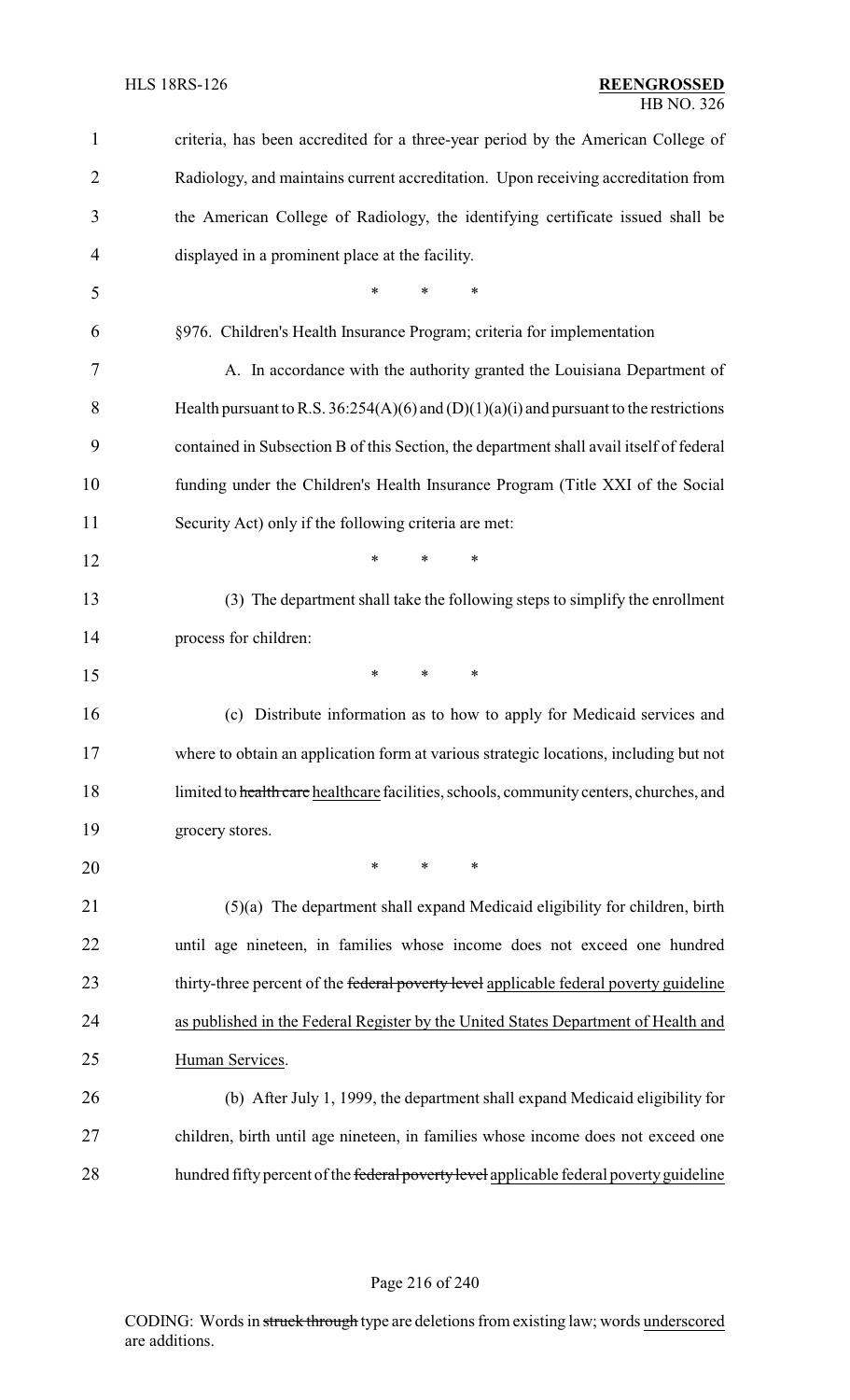criteria, has been accredited for a three-year period by the American College of Radiology, and maintains current accreditation. Upon receiving accreditation from the American College of Radiology, the identifying certificate issued shall be displayed in a prominent place at the facility.

\* \* \*

§976. Children's Health Insurance Program; criteria for implementation

A. In accordance with the authority granted the Louisiana Department of Health pursuant to R.S. 36:254(A)(6) and (D)(1)(a)(i) and pursuant to the restrictions contained in Subsection B of this Section, the department shall avail itself of federal funding under the Children's Health Insurance Program (Title XXI of the Social Security Act) only if the following criteria are met:

\* \* \*

(3) The department shall take the following steps to simplify the enrollment process for children:

\* \* \*

(c) Distribute information as to how to apply for Medicaid services and where to obtain an application form at various strategic locations, including but not limited to ~~health care~~ <u>healthcare</u> facilities, schools, community centers, churches, and grocery stores.

\* \* \*

(5)(a) The department shall expand Medicaid eligibility for children, birth until age nineteen, in families whose income does not exceed one hundred thirty-three percent of the ~~federal poverty level~~ <u>applicable federal poverty guideline as published in the Federal Register by the United States Department of Health and Human Services</u>.

(b) After July 1, 1999, the department shall expand Medicaid eligibility for children, birth until age nineteen, in families whose income does not exceed one hundred fifty percent of the ~~federal poverty level~~ <u>applicable federal poverty guideline</u>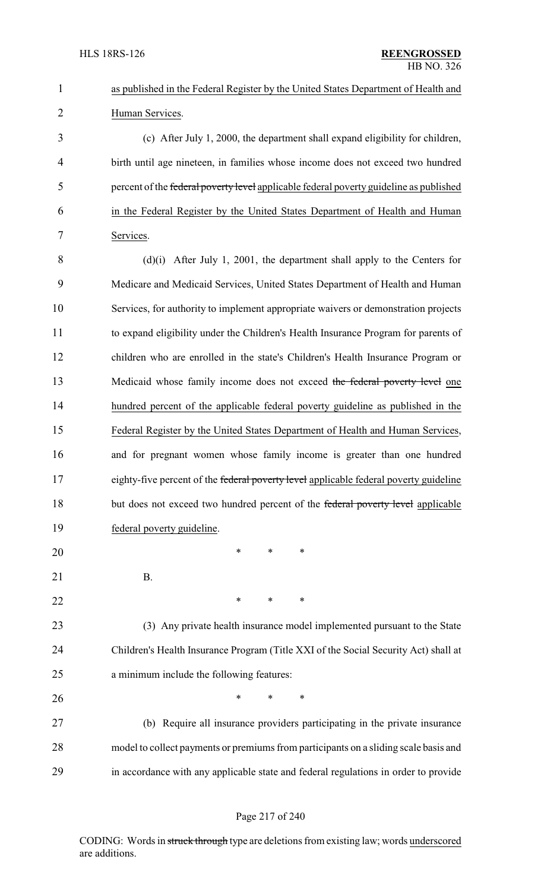as published in the Federal Register by the United States Department of Health and Human Services.

(c) After July 1, 2000, the department shall expand eligibility for children, birth until age nineteen, in families whose income does not exceed two hundred percent of the ~~federal poverty level~~ applicable federal poverty guideline as published in the Federal Register by the United States Department of Health and Human Services.

(d)(i) After July 1, 2001, the department shall apply to the Centers for Medicare and Medicaid Services, United States Department of Health and Human Services, for authority to implement appropriate waivers or demonstration projects to expand eligibility under the Children's Health Insurance Program for parents of children who are enrolled in the state's Children's Health Insurance Program or Medicaid whose family income does not exceed ~~the federal poverty level~~ one hundred percent of the applicable federal poverty guideline as published in the Federal Register by the United States Department of Health and Human Services, and for pregnant women whose family income is greater than one hundred eighty-five percent of the ~~federal poverty level~~ applicable federal poverty guideline but does not exceed two hundred percent of the ~~federal poverty level~~ applicable federal poverty guideline.

\* \* \*

B.

\* \* \*

(3) Any private health insurance model implemented pursuant to the State Children's Health Insurance Program (Title XXI of the Social Security Act) shall at a minimum include the following features:

\* \* \*

(b) Require all insurance providers participating in the private insurance model to collect payments or premiums from participants on a sliding scale basis and in accordance with any applicable state and federal regulations in order to provide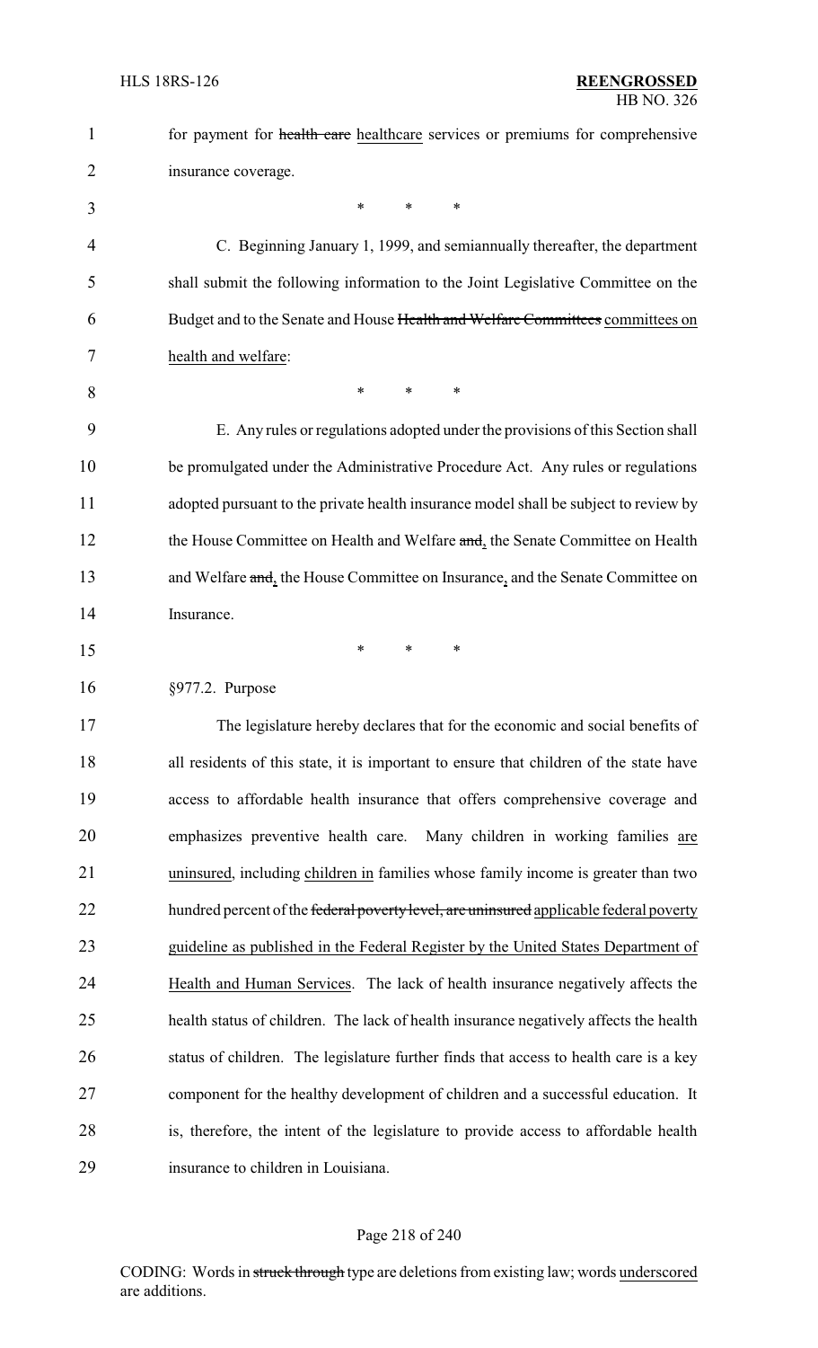for payment for ~~health care~~ healthcare services or premiums for comprehensive insurance coverage.

\* \* \*

C. Beginning January 1, 1999, and semiannually thereafter, the department shall submit the following information to the Joint Legislative Committee on the Budget and to the Senate and House ~~Health and Welfare Committees~~ committees on health and welfare:

\* \* \*

E. Any rules or regulations adopted under the provisions of this Section shall be promulgated under the Administrative Procedure Act. Any rules or regulations adopted pursuant to the private health insurance model shall be subject to review by the House Committee on Health and Welfare ~~and~~, the Senate Committee on Health and Welfare ~~and~~, the House Committee on Insurance, and the Senate Committee on Insurance.

\* \* \*

§977.2. Purpose

The legislature hereby declares that for the economic and social benefits of all residents of this state, it is important to ensure that children of the state have access to affordable health insurance that offers comprehensive coverage and emphasizes preventive health care. Many children in working families are uninsured, including children in families whose family income is greater than two hundred percent of the ~~federal poverty level, are uninsured~~ applicable federal poverty guideline as published in the Federal Register by the United States Department of Health and Human Services. The lack of health insurance negatively affects the health status of children. The lack of health insurance negatively affects the health status of children. The legislature further finds that access to health care is a key component for the healthy development of children and a successful education. It is, therefore, the intent of the legislature to provide access to affordable health insurance to children in Louisiana.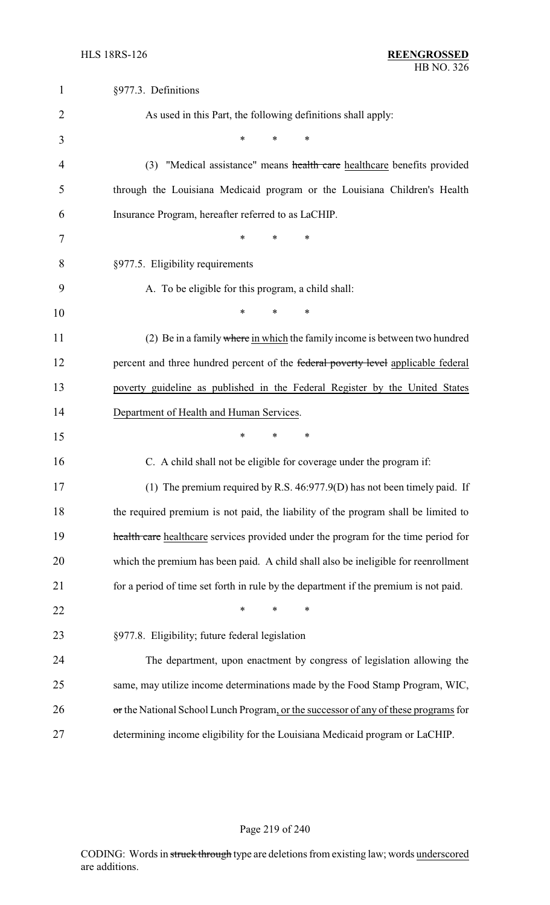§977.3. Definitions

As used in this Part, the following definitions shall apply:

\* \* \*

(3) "Medical assistance" means ~~health care~~ healthcare benefits provided through the Louisiana Medicaid program or the Louisiana Children's Health Insurance Program, hereafter referred to as LaCHIP.

\* \* \*

§977.5. Eligibility requirements

A. To be eligible for this program, a child shall:

\* \* \*

(2) Be in a family ~~where~~ in which the family income is between two hundred percent and three hundred percent of the ~~federal poverty level~~ applicable federal poverty guideline as published in the Federal Register by the United States Department of Health and Human Services.

\* \* \*

C. A child shall not be eligible for coverage under the program if:

(1) The premium required by R.S. 46:977.9(D) has not been timely paid. If the required premium is not paid, the liability of the program shall be limited to ~~health care~~ healthcare services provided under the program for the time period for which the premium has been paid. A child shall also be ineligible for reenrollment for a period of time set forth in rule by the department if the premium is not paid.

\* \* \*

§977.8. Eligibility; future federal legislation

The department, upon enactment by congress of legislation allowing the same, may utilize income determinations made by the Food Stamp Program, WIC, ~~or~~ the National School Lunch Program, or the successor of any of these programs for determining income eligibility for the Louisiana Medicaid program or LaCHIP.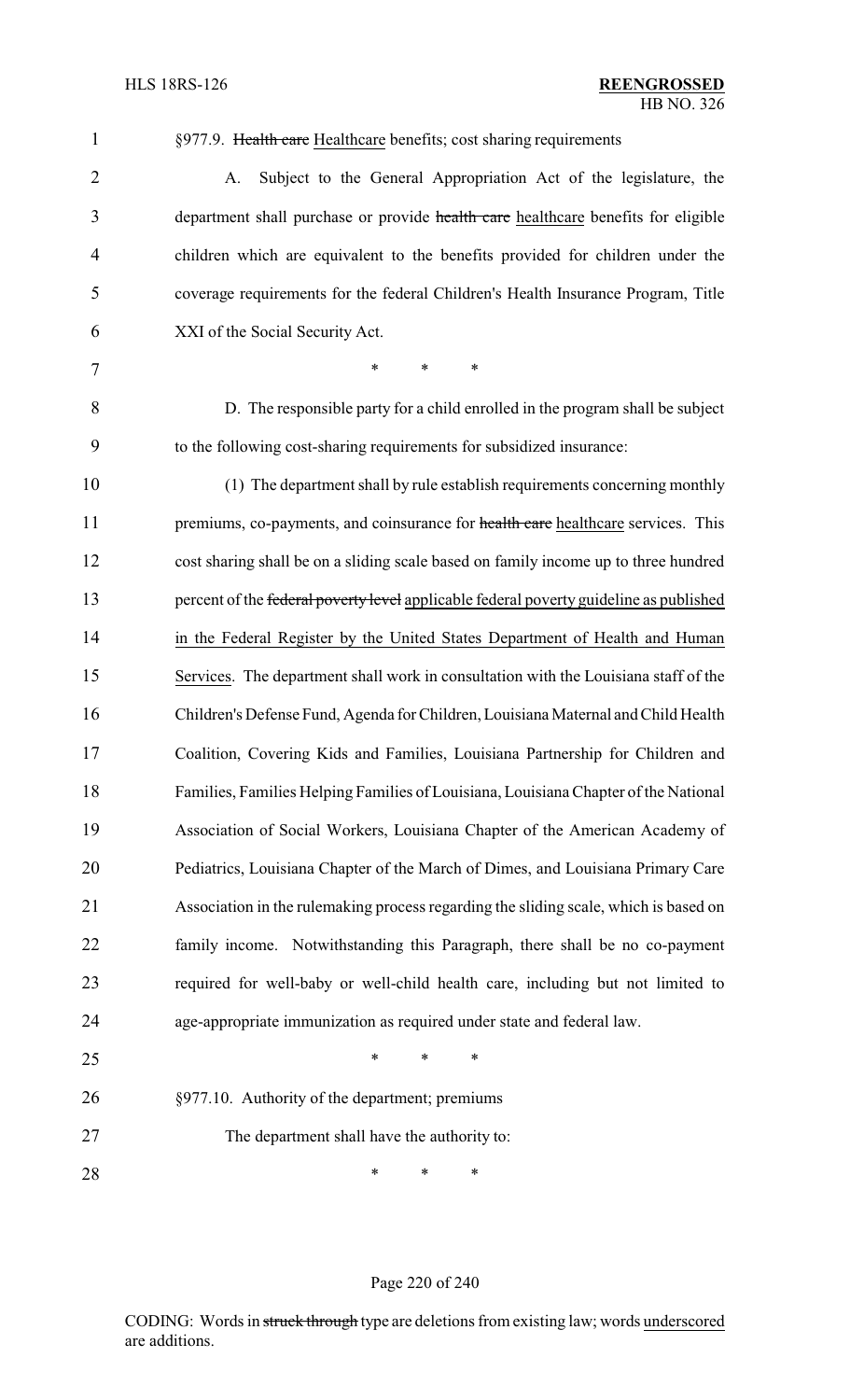§977.9. ~~Health care~~ Healthcare benefits; cost sharing requirements

A. Subject to the General Appropriation Act of the legislature, the department shall purchase or provide ~~health care~~ healthcare benefits for eligible children which are equivalent to the benefits provided for children under the coverage requirements for the federal Children's Health Insurance Program, Title XXI of the Social Security Act.

\* \* \*

D. The responsible party for a child enrolled in the program shall be subject to the following cost-sharing requirements for subsidized insurance:

(1) The department shall by rule establish requirements concerning monthly premiums, co-payments, and coinsurance for ~~health care~~ healthcare services. This cost sharing shall be on a sliding scale based on family income up to three hundred percent of the ~~federal poverty level~~ applicable federal poverty guideline as published in the Federal Register by the United States Department of Health and Human Services. The department shall work in consultation with the Louisiana staff of the Children's Defense Fund, Agenda for Children, Louisiana Maternal and Child Health Coalition, Covering Kids and Families, Louisiana Partnership for Children and Families, Families Helping Families of Louisiana, Louisiana Chapter of the National Association of Social Workers, Louisiana Chapter of the American Academy of Pediatrics, Louisiana Chapter of the March of Dimes, and Louisiana Primary Care Association in the rulemaking process regarding the sliding scale, which is based on family income. Notwithstanding this Paragraph, there shall be no co-payment required for well-baby or well-child health care, including but not limited to age-appropriate immunization as required under state and federal law.

\* \* \*

§977.10. Authority of the department; premiums

The department shall have the authority to:

\* \* \*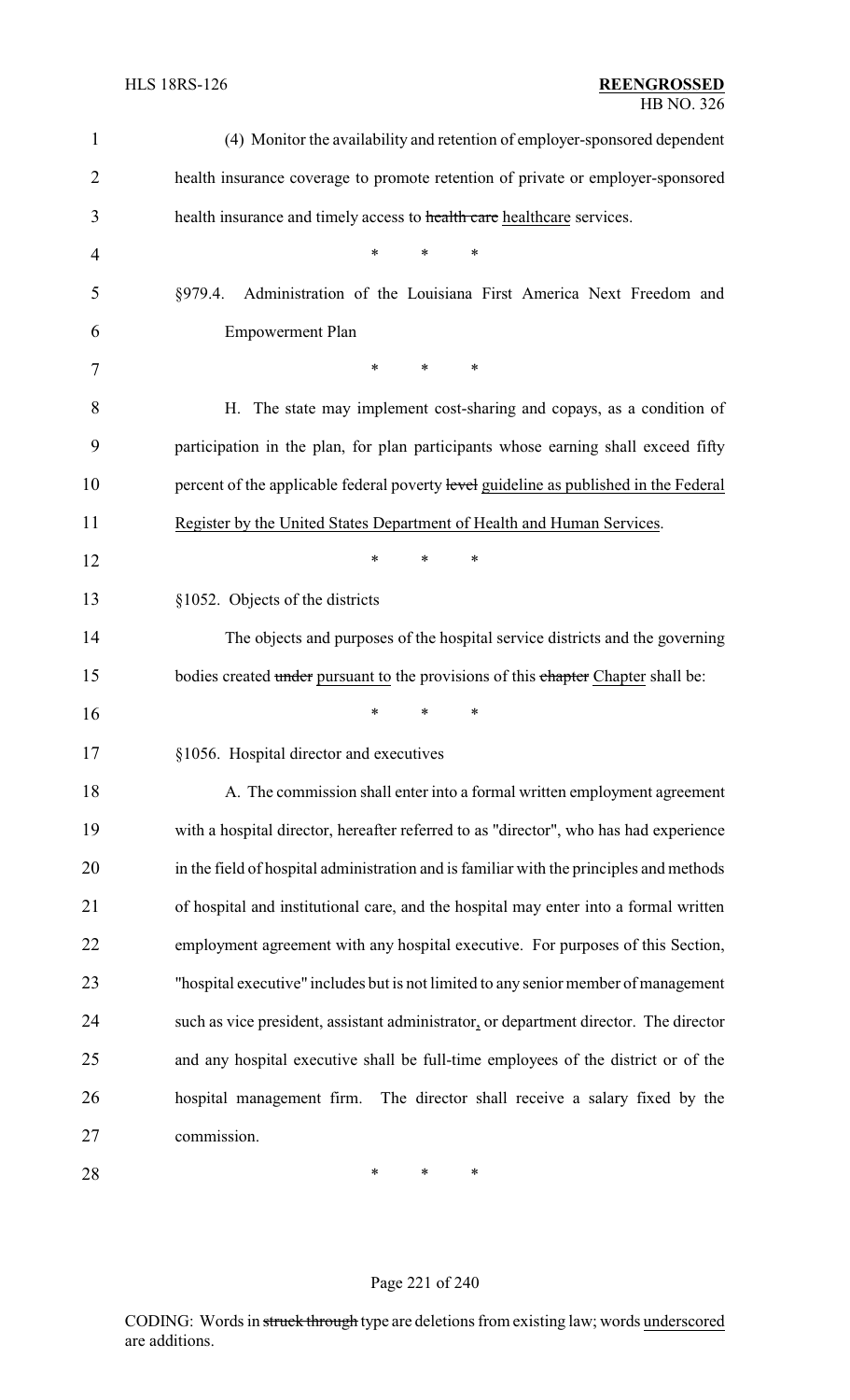(4) Monitor the availability and retention of employer-sponsored dependent health insurance coverage to promote retention of private or employer-sponsored health insurance and timely access to ~~health care~~ healthcare services.

\* \* \*

§979.4. Administration of the Louisiana First America Next Freedom and Empowerment Plan

\* \* \*

H. The state may implement cost-sharing and copays, as a condition of participation in the plan, for plan participants whose earning shall exceed fifty percent of the applicable federal poverty ~~level~~ guideline as published in the Federal Register by the United States Department of Health and Human Services.

\* \* \*

§1052. Objects of the districts

The objects and purposes of the hospital service districts and the governing bodies created ~~under~~ pursuant to the provisions of this ~~chapter~~ Chapter shall be:

\* \* \*

§1056. Hospital director and executives

A. The commission shall enter into a formal written employment agreement with a hospital director, hereafter referred to as "director", who has had experience in the field of hospital administration and is familiar with the principles and methods of hospital and institutional care, and the hospital may enter into a formal written employment agreement with any hospital executive. For purposes of this Section, "hospital executive" includes but is not limited to any senior member of management such as vice president, assistant administrator, or department director. The director and any hospital executive shall be full-time employees of the district or of the hospital management firm. The director shall receive a salary fixed by the commission.

\* \* \*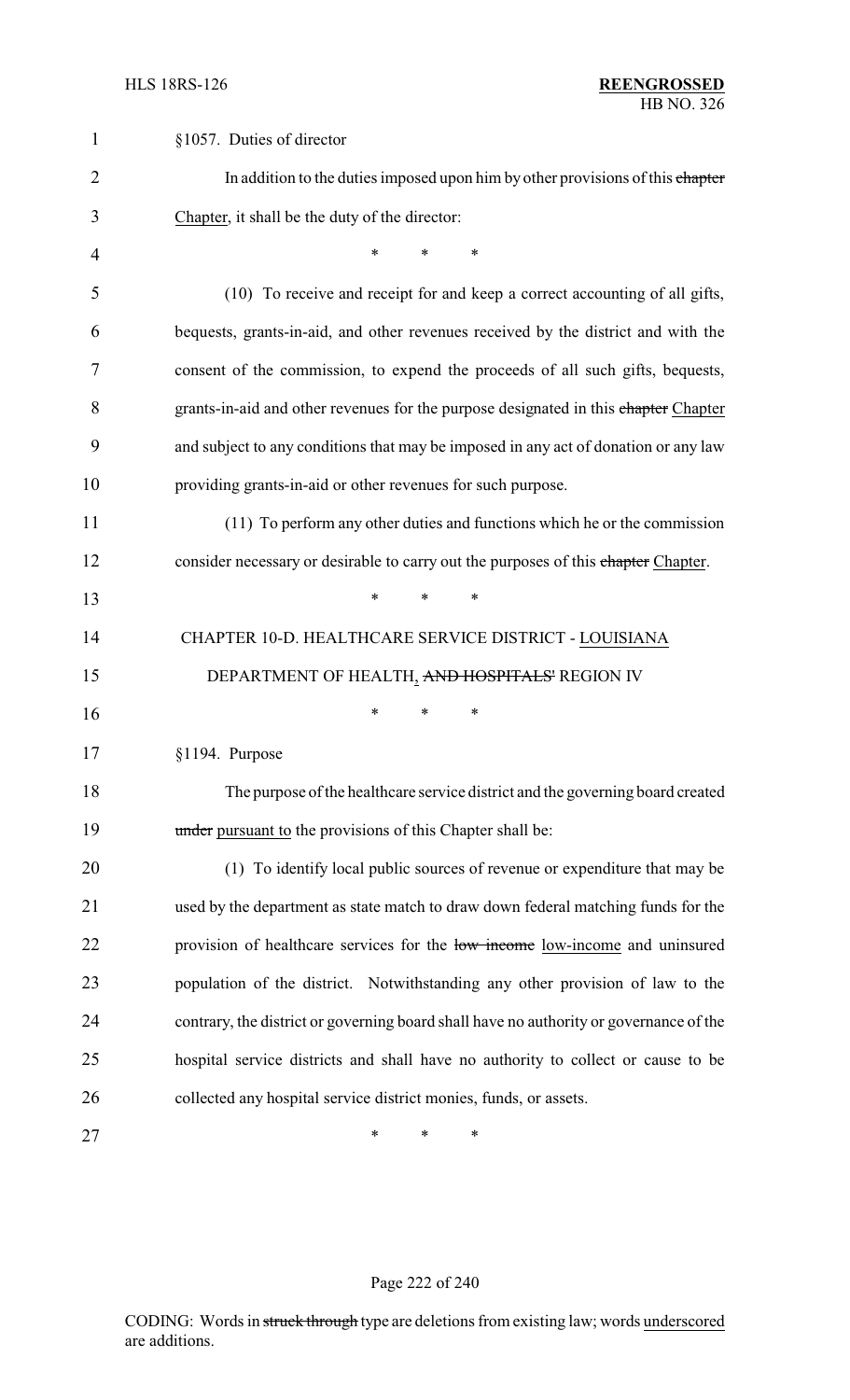§1057. Duties of director

In addition to the duties imposed upon him by other provisions of this ~~chapter~~ Chapter, it shall be the duty of the director:

\* \* \*

(10) To receive and receipt for and keep a correct accounting of all gifts, bequests, grants-in-aid, and other revenues received by the district and with the consent of the commission, to expend the proceeds of all such gifts, bequests, grants-in-aid and other revenues for the purpose designated in this ~~chapter~~ Chapter and subject to any conditions that may be imposed in any act of donation or any law providing grants-in-aid or other revenues for such purpose.

(11) To perform any other duties and functions which he or the commission consider necessary or desirable to carry out the purposes of this ~~chapter~~ Chapter.

\* \* \*

CHAPTER 10-D. HEALTHCARE SERVICE DISTRICT - LOUISIANA DEPARTMENT OF HEALTH, ~~AND HOSPITALS'~~ REGION IV

\* \* \*

§1194. Purpose

The purpose of the healthcare service district and the governing board created ~~under~~ pursuant to the provisions of this Chapter shall be:

(1) To identify local public sources of revenue or expenditure that may be used by the department as state match to draw down federal matching funds for the provision of healthcare services for the ~~low income~~ low-income and uninsured population of the district. Notwithstanding any other provision of law to the contrary, the district or governing board shall have no authority or governance of the hospital service districts and shall have no authority to collect or cause to be collected any hospital service district monies, funds, or assets.

\* \* \*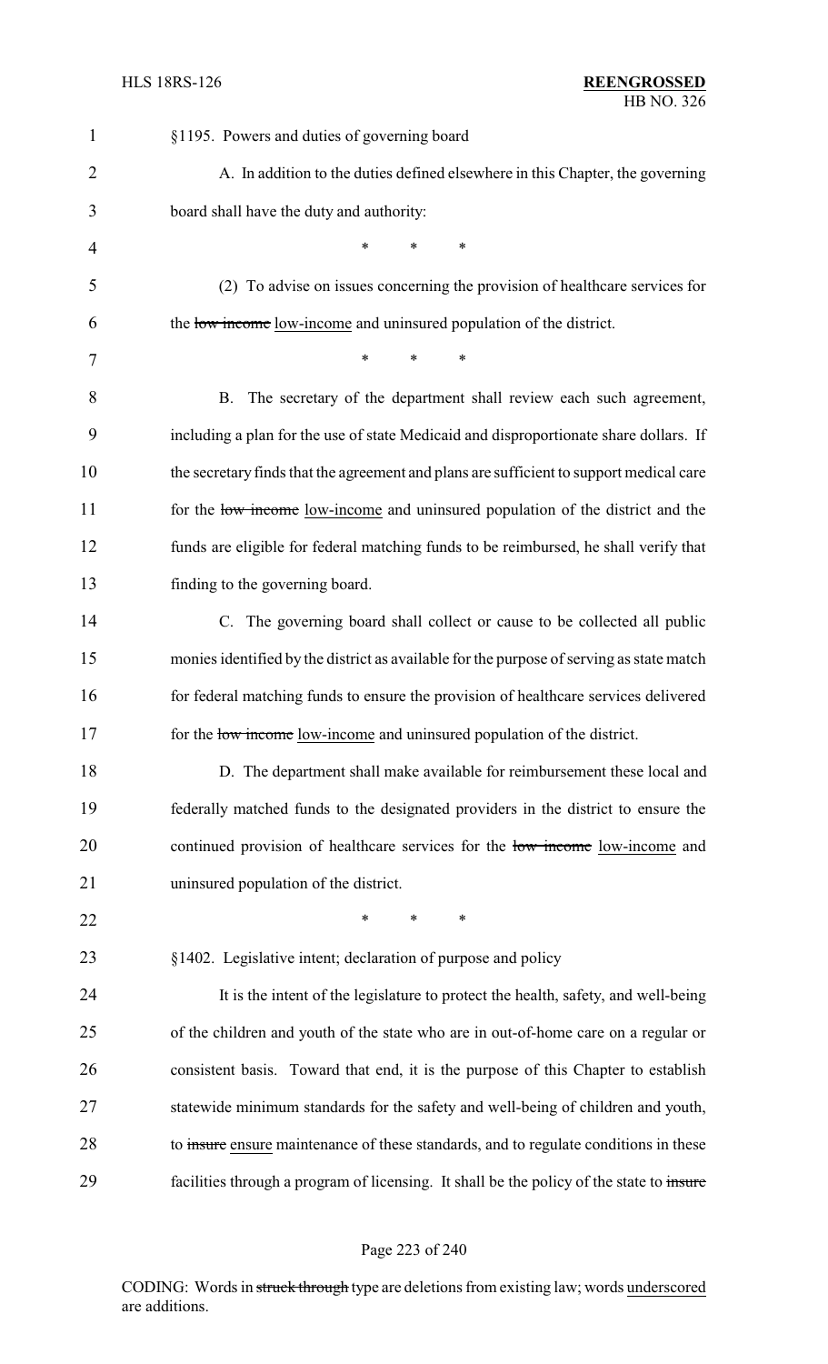§1195. Powers and duties of governing board

A. In addition to the duties defined elsewhere in this Chapter, the governing board shall have the duty and authority:

\* \* \*

(2) To advise on issues concerning the provision of healthcare services for the ~~low income~~ low-income and uninsured population of the district.

\* \* \*

B. The secretary of the department shall review each such agreement, including a plan for the use of state Medicaid and disproportionate share dollars. If the secretary finds that the agreement and plans are sufficient to support medical care for the ~~low income~~ low-income and uninsured population of the district and the funds are eligible for federal matching funds to be reimbursed, he shall verify that finding to the governing board.

C. The governing board shall collect or cause to be collected all public monies identified by the district as available for the purpose of serving as state match for federal matching funds to ensure the provision of healthcare services delivered for the ~~low income~~ low-income and uninsured population of the district.

D. The department shall make available for reimbursement these local and federally matched funds to the designated providers in the district to ensure the continued provision of healthcare services for the ~~low income~~ low-income and uninsured population of the district.

\* \* \*

§1402. Legislative intent; declaration of purpose and policy

It is the intent of the legislature to protect the health, safety, and well-being of the children and youth of the state who are in out-of-home care on a regular or consistent basis. Toward that end, it is the purpose of this Chapter to establish statewide minimum standards for the safety and well-being of children and youth, to ~~insure~~ ensure maintenance of these standards, and to regulate conditions in these facilities through a program of licensing. It shall be the policy of the state to ~~insure~~

CODING: Words in ~~struck through~~ type are deletions from existing law; words underscored are additions.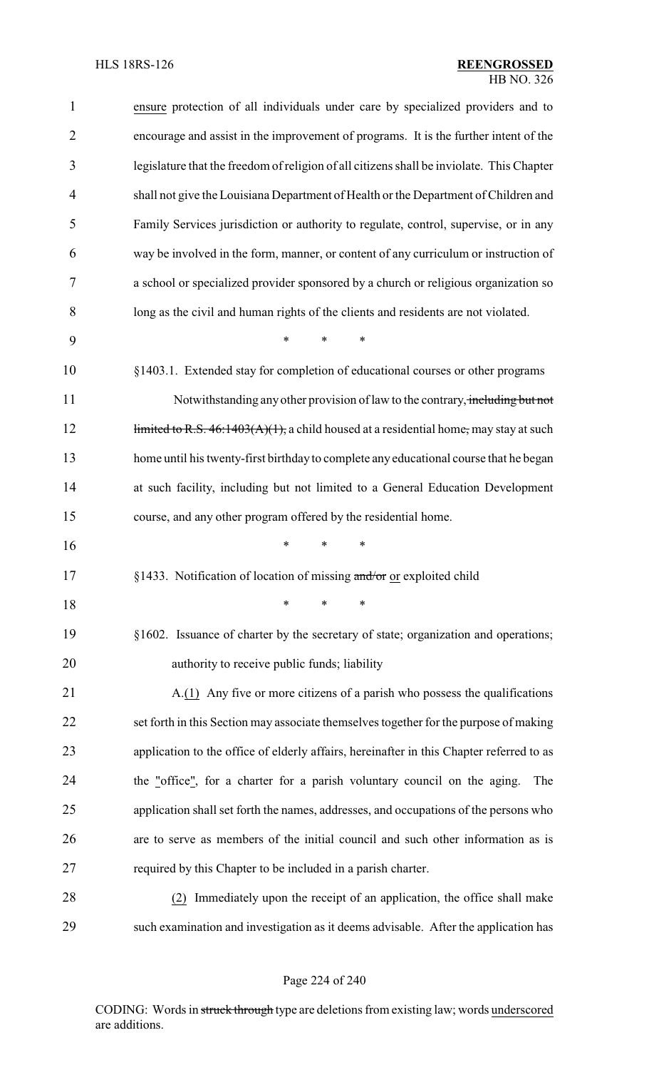ensure protection of all individuals under care by specialized providers and to encourage and assist in the improvement of programs. It is the further intent of the legislature that the freedom of religion of all citizens shall be inviolate. This Chapter shall not give the Louisiana Department of Health or the Department of Children and Family Services jurisdiction or authority to regulate, control, supervise, or in any way be involved in the form, manner, or content of any curriculum or instruction of a school or specialized provider sponsored by a church or religious organization so long as the civil and human rights of the clients and residents are not violated.

\* \* \*

§1403.1. Extended stay for completion of educational courses or other programs

Notwithstanding any other provision of law to the contrary, ~~including but not limited to R.S. 46:1403(A)(1),~~ a child housed at a residential home~~,~~ may stay at such home until his twenty-first birthday to complete any educational course that he began at such facility, including but not limited to a General Education Development course, and any other program offered by the residential home.

\* \* \*

§1433. Notification of location of missing ~~and/or~~ or exploited child

\* \* \*

§1602. Issuance of charter by the secretary of state; organization and operations; authority to receive public funds; liability

A.(1) Any five or more citizens of a parish who possess the qualifications set forth in this Section may associate themselves together for the purpose of making application to the office of elderly affairs, hereinafter in this Chapter referred to as the "office", for a charter for a parish voluntary council on the aging. The application shall set forth the names, addresses, and occupations of the persons who are to serve as members of the initial council and such other information as is required by this Chapter to be included in a parish charter.

(2) Immediately upon the receipt of an application, the office shall make such examination and investigation as it deems advisable. After the application has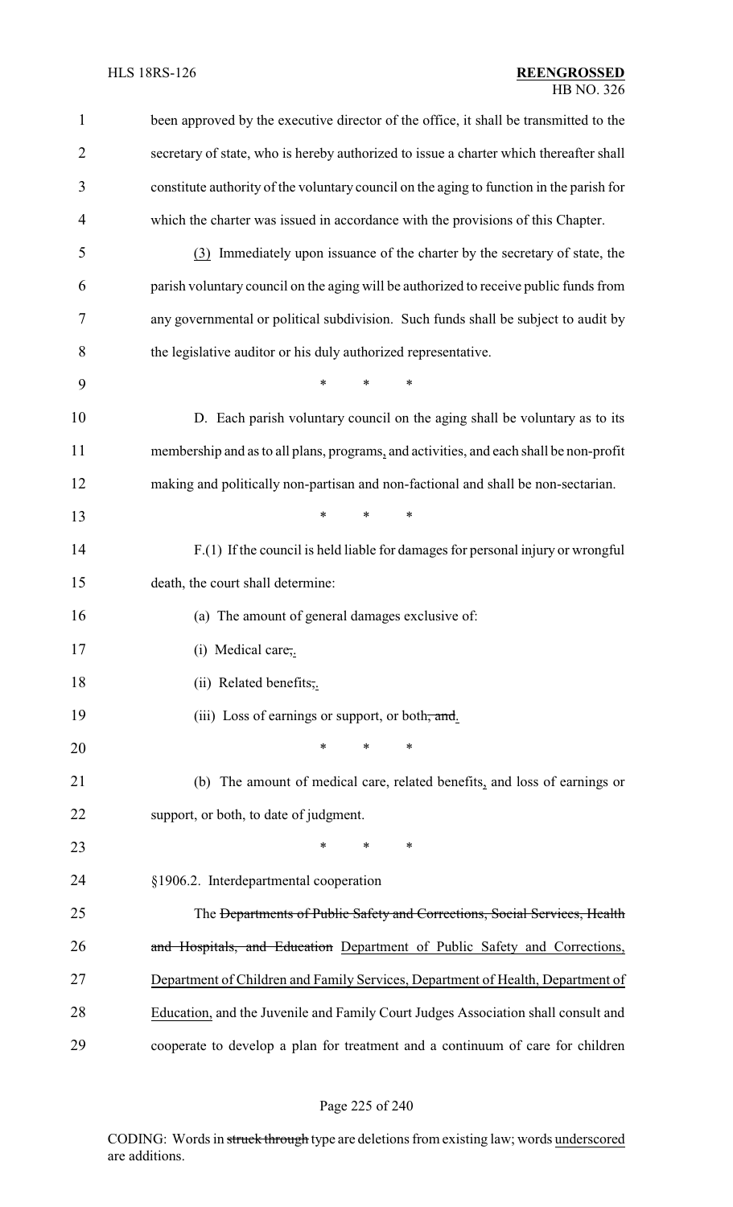been approved by the executive director of the office, it shall be transmitted to the secretary of state, who is hereby authorized to issue a charter which thereafter shall constitute authority of the voluntary council on the aging to function in the parish for which the charter was issued in accordance with the provisions of this Chapter.

(3) Immediately upon issuance of the charter by the secretary of state, the parish voluntary council on the aging will be authorized to receive public funds from any governmental or political subdivision. Such funds shall be subject to audit by the legislative auditor or his duly authorized representative.

\* \* \*

D. Each parish voluntary council on the aging shall be voluntary as to its membership and as to all plans, programs, and activities, and each shall be non-profit making and politically non-partisan and non-factional and shall be non-sectarian.

\* \* \*

F.(1) If the council is held liable for damages for personal injury or wrongful death, the court shall determine:

(a) The amount of general damages exclusive of:

(i) Medical care,.

(ii) Related benefits,.

(iii) Loss of earnings or support, or both, and.

\* \* \*

(b) The amount of medical care, related benefits, and loss of earnings or support, or both, to date of judgment.

\* \* \*

§1906.2. Interdepartmental cooperation

The Departments of Public Safety and Corrections, Social Services, Health and Hospitals, and Education Department of Public Safety and Corrections, Department of Children and Family Services, Department of Health, Department of Education, and the Juvenile and Family Court Judges Association shall consult and cooperate to develop a plan for treatment and a continuum of care for children

CODING: Words in struck through type are deletions from existing law; words underscored are additions.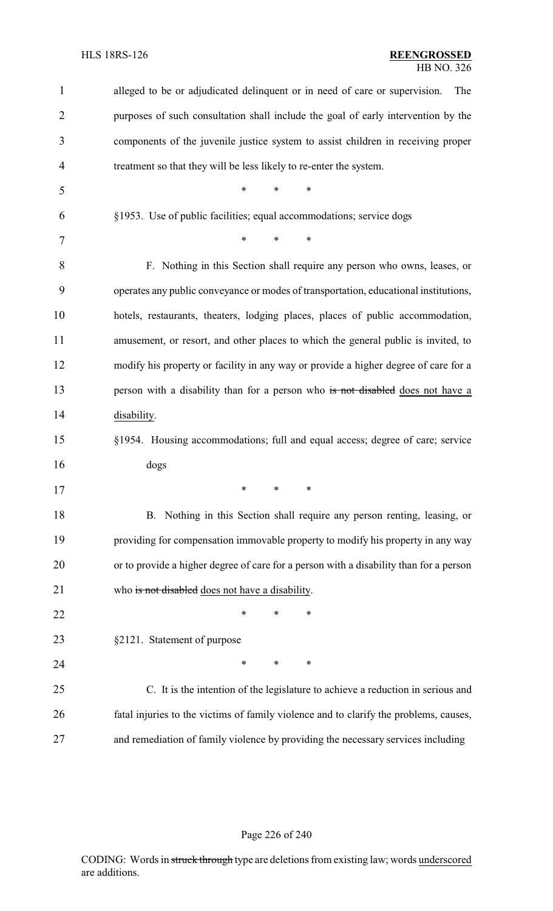alleged to be or adjudicated delinquent or in need of care or supervision. The purposes of such consultation shall include the goal of early intervention by the components of the juvenile justice system to assist children in receiving proper treatment so that they will be less likely to re-enter the system.

\* \* \*

§1953. Use of public facilities; equal accommodations; service dogs

\* \* \*

F. Nothing in this Section shall require any person who owns, leases, or operates any public conveyance or modes of transportation, educational institutions, hotels, restaurants, theaters, lodging places, places of public accommodation, amusement, or resort, and other places to which the general public is invited, to modify his property or facility in any way or provide a higher degree of care for a person with a disability than for a person who ~~is not disabled~~ does not have a disability.

§1954. Housing accommodations; full and equal access; degree of care; service dogs

\* \* \*

B. Nothing in this Section shall require any person renting, leasing, or providing for compensation immovable property to modify his property in any way or to provide a higher degree of care for a person with a disability than for a person who ~~is not disabled~~ does not have a disability.

\* \* \*

§2121. Statement of purpose

\* \* \*

C. It is the intention of the legislature to achieve a reduction in serious and fatal injuries to the victims of family violence and to clarify the problems, causes, and remediation of family violence by providing the necessary services including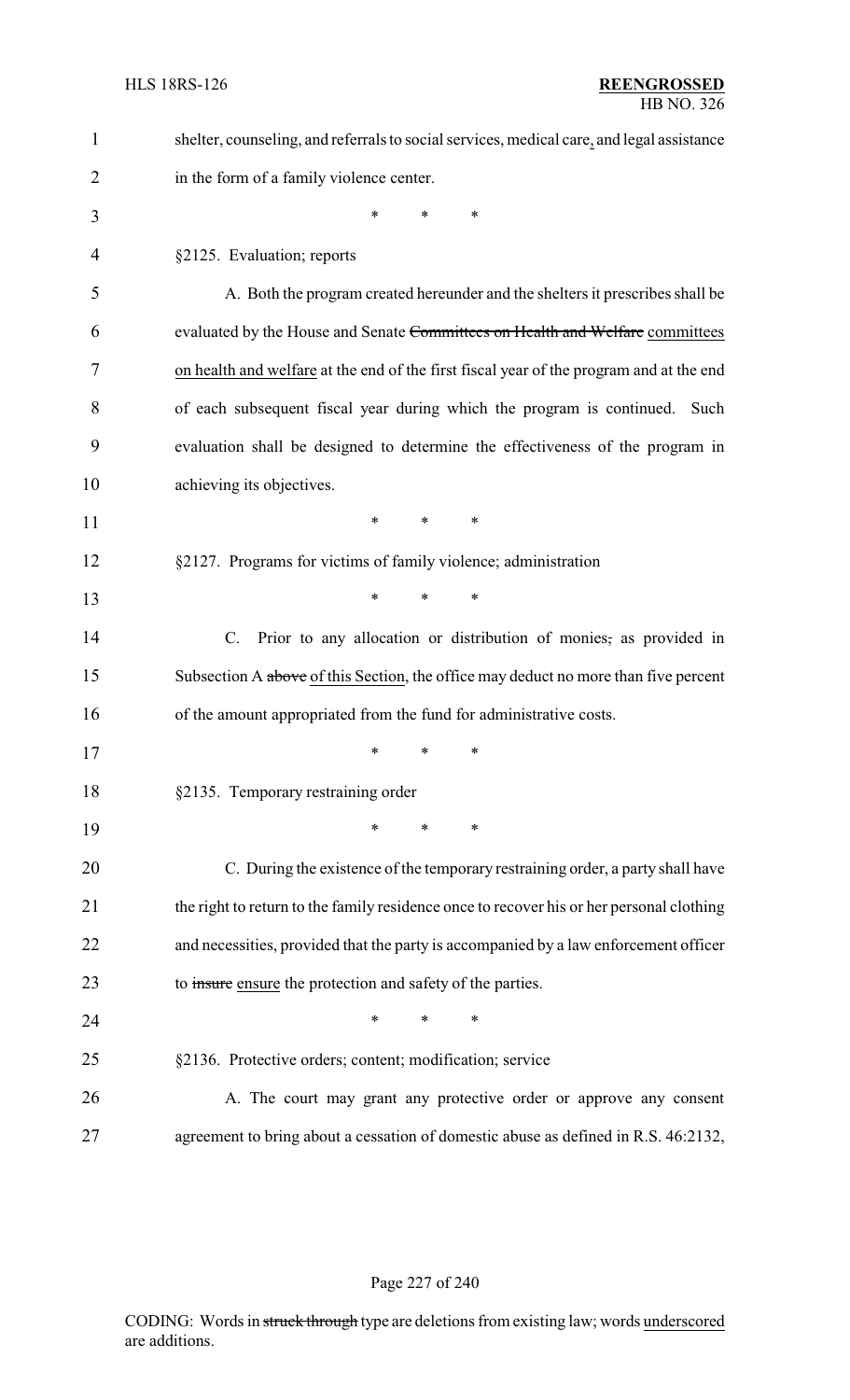shelter, counseling, and referrals to social services, medical care, and legal assistance in the form of a family violence center.

\* \* \*

§2125. Evaluation; reports

A. Both the program created hereunder and the shelters it prescribes shall be evaluated by the House and Senate ~~Committees on Health and Welfare~~ committees on health and welfare at the end of the first fiscal year of the program and at the end of each subsequent fiscal year during which the program is continued. Such evaluation shall be designed to determine the effectiveness of the program in achieving its objectives.

\* \* \*

§2127. Programs for victims of family violence; administration

\* \* \*

C. Prior to any allocation or distribution of monies~~,~~ as provided in Subsection A ~~above~~ of this Section, the office may deduct no more than five percent of the amount appropriated from the fund for administrative costs.

\* \* \*

§2135. Temporary restraining order

\* \* \*

C. During the existence of the temporary restraining order, a party shall have the right to return to the family residence once to recover his or her personal clothing and necessities, provided that the party is accompanied by a law enforcement officer to ~~insure~~ ensure the protection and safety of the parties.

\* \* \*

§2136. Protective orders; content; modification; service

A. The court may grant any protective order or approve any consent agreement to bring about a cessation of domestic abuse as defined in R.S. 46:2132,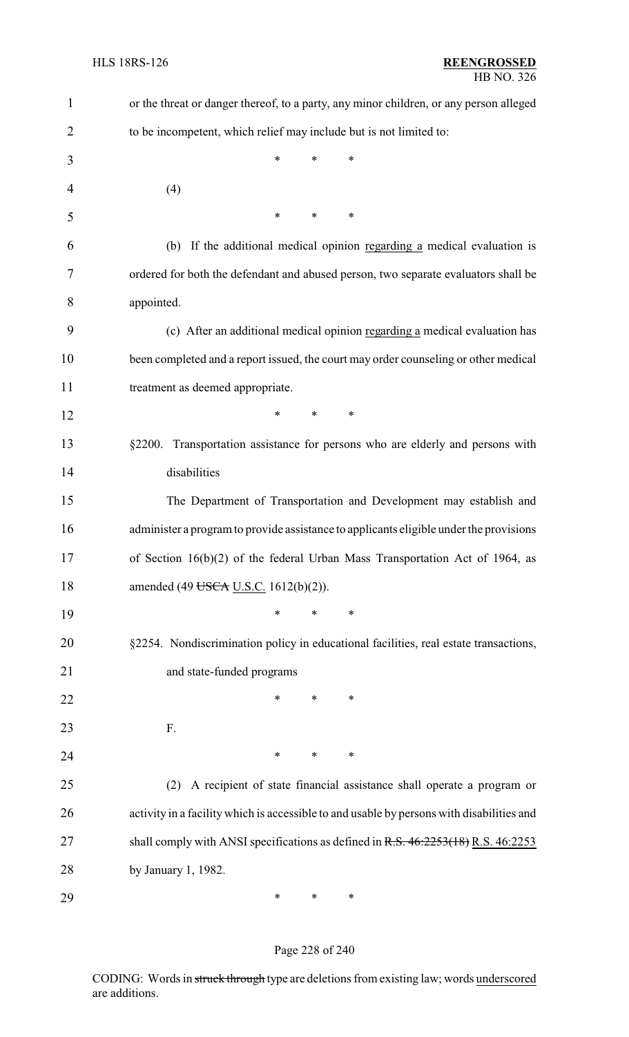or the threat or danger thereof, to a party, any minor children, or any person alleged to be incompetent, which relief may include but is not limited to:

\* \* \*

(4)

\* \* \*

(b) If the additional medical opinion <u>regarding a</u> medical evaluation is ordered for both the defendant and abused person, two separate evaluators shall be appointed.

(c) After an additional medical opinion <u>regarding a</u> medical evaluation has been completed and a report issued, the court may order counseling or other medical treatment as deemed appropriate.

\* \* \*

§2200. Transportation assistance for persons who are elderly and persons with disabilities

The Department of Transportation and Development may establish and administer a program to provide assistance to applicants eligible under the provisions of Section 16(b)(2) of the federal Urban Mass Transportation Act of 1964, as amended (49 ~~USCA~~ <u>U.S.C.</u> 1612(b)(2)).

\* \* \*

§2254. Nondiscrimination policy in educational facilities, real estate transactions, and state-funded programs

\* \* \*

F.

\* \* \*

(2) A recipient of state financial assistance shall operate a program or activity in a facility which is accessible to and usable by persons with disabilities and shall comply with ANSI specifications as defined in ~~R.S. 46:2253(18)~~ <u>R.S. 46:2253</u> by January 1, 1982.

\* \* \*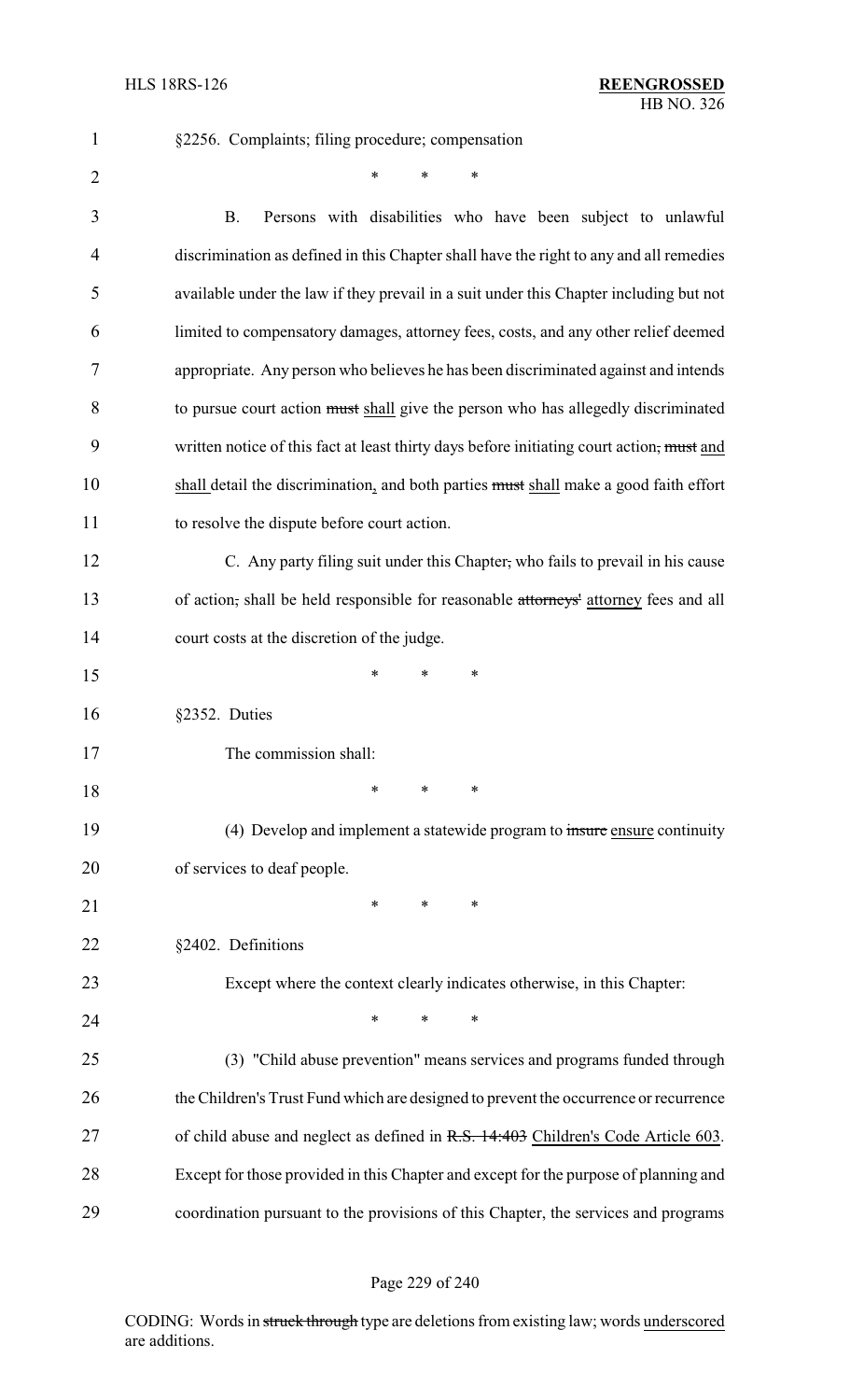§2256. Complaints; filing procedure; compensation

\* \* \*

B. Persons with disabilities who have been subject to unlawful discrimination as defined in this Chapter shall have the right to any and all remedies available under the law if they prevail in a suit under this Chapter including but not limited to compensatory damages, attorney fees, costs, and any other relief deemed appropriate. Any person who believes he has been discriminated against and intends to pursue court action ~~must~~ shall give the person who has allegedly discriminated written notice of this fact at least thirty days before initiating court action~~, must~~ and shall detail the discrimination, and both parties ~~must~~ shall make a good faith effort to resolve the dispute before court action.

C. Any party filing suit under this Chapter~~,~~ who fails to prevail in his cause of action~~,~~ shall be held responsible for reasonable ~~attorneys'~~ attorney fees and all court costs at the discretion of the judge.

\* \* \*

§2352. Duties

The commission shall:

\* \* \*

(4) Develop and implement a statewide program to ~~insure~~ ensure continuity of services to deaf people.

\* \* \*

§2402. Definitions

Except where the context clearly indicates otherwise, in this Chapter:

\* \* \*

(3) "Child abuse prevention" means services and programs funded through the Children's Trust Fund which are designed to prevent the occurrence or recurrence of child abuse and neglect as defined in ~~R.S. 14:403~~ Children's Code Article 603. Except for those provided in this Chapter and except for the purpose of planning and coordination pursuant to the provisions of this Chapter, the services and programs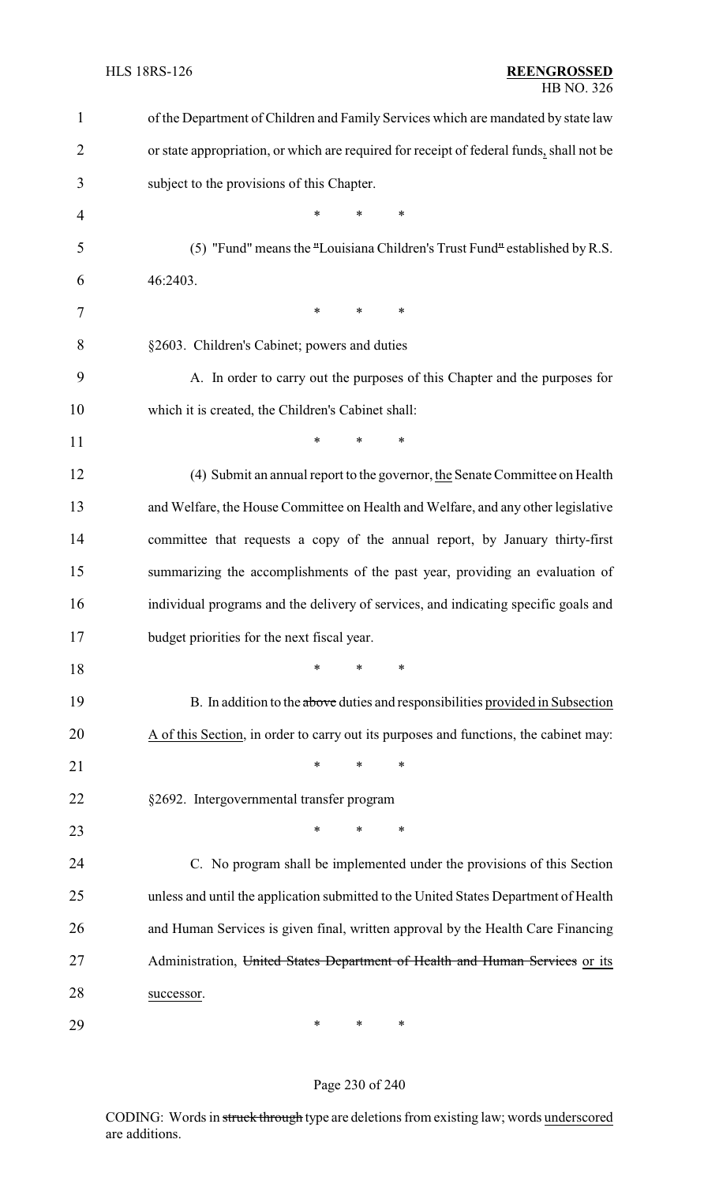of the Department of Children and Family Services which are mandated by state law or state appropriation, or which are required for receipt of federal funds, shall not be subject to the provisions of this Chapter.

\* \* \*

(5) "Fund" means the "Louisiana Children's Trust Fund" established by R.S. 46:2403.

\* \* \*

§2603. Children's Cabinet; powers and duties

A. In order to carry out the purposes of this Chapter and the purposes for which it is created, the Children's Cabinet shall:

\* \* \*

(4) Submit an annual report to the governor, the Senate Committee on Health and Welfare, the House Committee on Health and Welfare, and any other legislative committee that requests a copy of the annual report, by January thirty-first summarizing the accomplishments of the past year, providing an evaluation of individual programs and the delivery of services, and indicating specific goals and budget priorities for the next fiscal year.

\* \* \*

B. In addition to the ~~above~~ duties and responsibilities provided in Subsection A of this Section, in order to carry out its purposes and functions, the cabinet may:

\* \* \*

§2692. Intergovernmental transfer program

\* \* \*

C. No program shall be implemented under the provisions of this Section unless and until the application submitted to the United States Department of Health and Human Services is given final, written approval by the Health Care Financing Administration, ~~United States Department of Health and Human Services~~ or its successor.

\* \* \*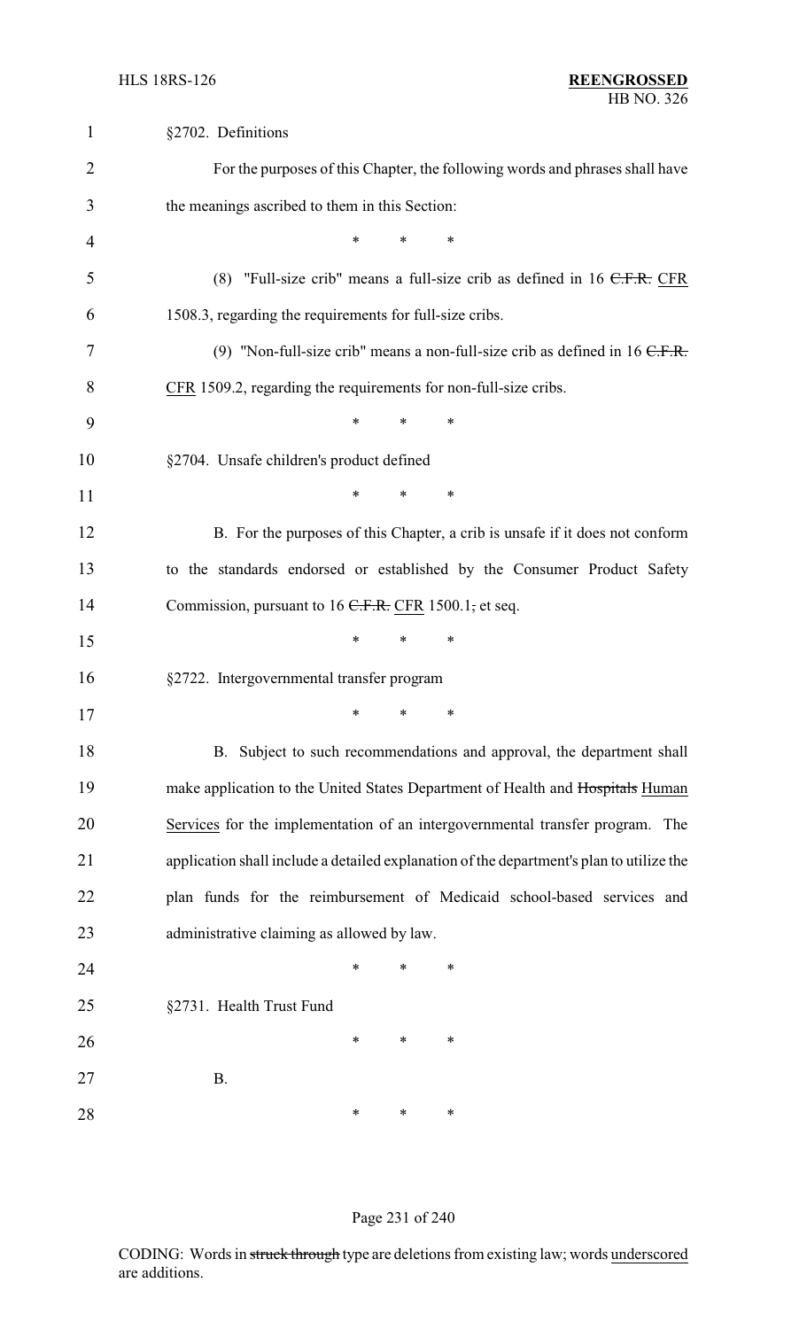§2702. Definitions

For the purposes of this Chapter, the following words and phrases shall have the meanings ascribed to them in this Section:

\* \* \*

(8) "Full-size crib" means a full-size crib as defined in 16 ~~C.F.R.~~ CFR 1508.3, regarding the requirements for full-size cribs.

(9) "Non-full-size crib" means a non-full-size crib as defined in 16 ~~C.F.R.~~ CFR 1509.2, regarding the requirements for non-full-size cribs.

\* \* \*

§2704. Unsafe children's product defined

\* \* \*

B. For the purposes of this Chapter, a crib is unsafe if it does not conform to the standards endorsed or established by the Consumer Product Safety Commission, pursuant to 16 ~~C.F.R.~~ CFR 1500.1~~,~~ et seq.

\* \* \*

§2722. Intergovernmental transfer program

\* \* \*

B. Subject to such recommendations and approval, the department shall make application to the United States Department of Health and ~~Hospitals~~ Human Services for the implementation of an intergovernmental transfer program. The application shall include a detailed explanation of the department's plan to utilize the plan funds for the reimbursement of Medicaid school-based services and administrative claiming as allowed by law.

\* \* \*

§2731. Health Trust Fund

\* \* \*

B.

\* \* \*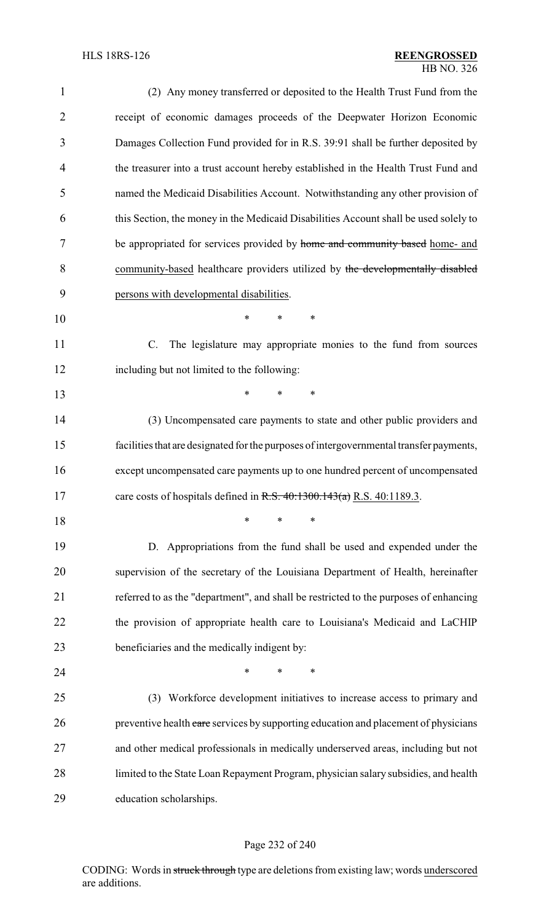(2) Any money transferred or deposited to the Health Trust Fund from the receipt of economic damages proceeds of the Deepwater Horizon Economic Damages Collection Fund provided for in R.S. 39:91 shall be further deposited by the treasurer into a trust account hereby established in the Health Trust Fund and named the Medicaid Disabilities Account. Notwithstanding any other provision of this Section, the money in the Medicaid Disabilities Account shall be used solely to be appropriated for services provided by ~~home and community based~~ home- and community-based healthcare providers utilized by ~~the developmentally disabled~~ persons with developmental disabilities.

\* \* \*

C. The legislature may appropriate monies to the fund from sources including but not limited to the following:

\* \* \*

(3) Uncompensated care payments to state and other public providers and facilities that are designated for the purposes of intergovernmental transfer payments, except uncompensated care payments up to one hundred percent of uncompensated care costs of hospitals defined in ~~R.S. 40:1300.143(a)~~ R.S. 40:1189.3.

\* \* \*

D. Appropriations from the fund shall be used and expended under the supervision of the secretary of the Louisiana Department of Health, hereinafter referred to as the "department", and shall be restricted to the purposes of enhancing the provision of appropriate health care to Louisiana's Medicaid and LaCHIP beneficiaries and the medically indigent by:

\* \* \*

(3) Workforce development initiatives to increase access to primary and preventive health ~~care~~ services by supporting education and placement of physicians and other medical professionals in medically underserved areas, including but not limited to the State Loan Repayment Program, physician salary subsidies, and health education scholarships.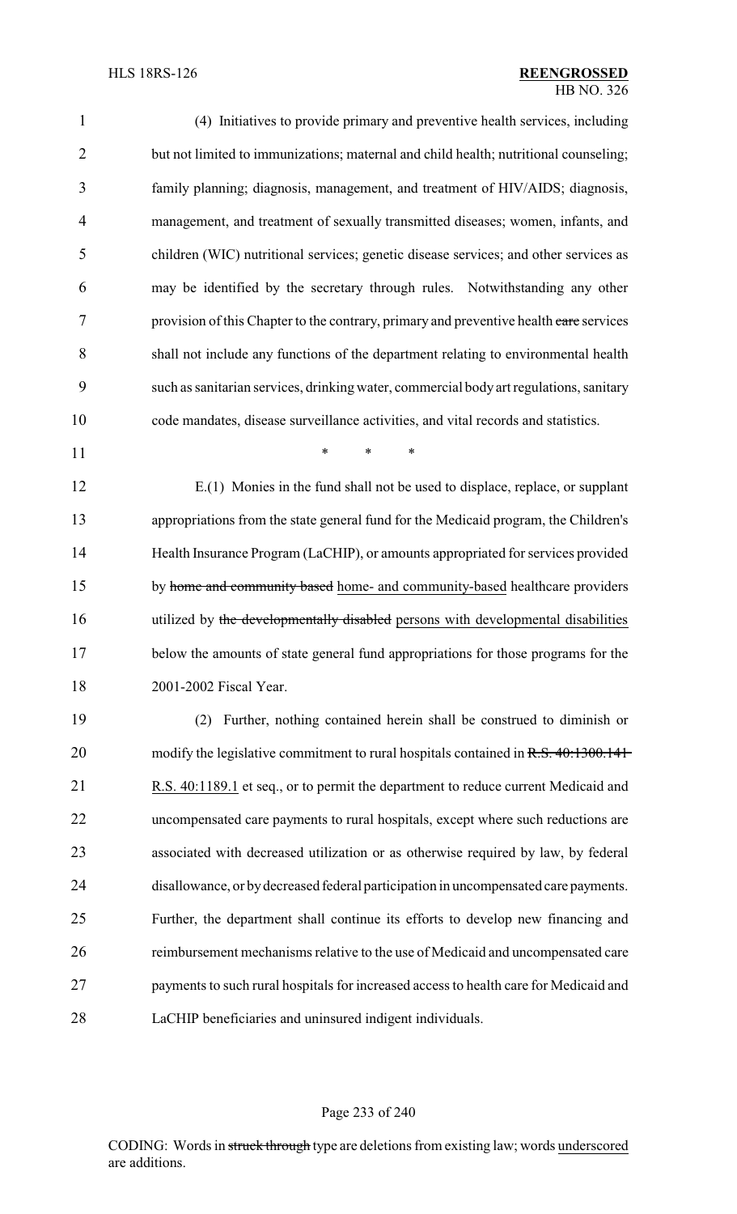(4) Initiatives to provide primary and preventive health services, including but not limited to immunizations; maternal and child health; nutritional counseling; family planning; diagnosis, management, and treatment of HIV/AIDS; diagnosis, management, and treatment of sexually transmitted diseases; women, infants, and children (WIC) nutritional services; genetic disease services; and other services as may be identified by the secretary through rules. Notwithstanding any other provision of this Chapter to the contrary, primary and preventive health ~~care~~ services shall not include any functions of the department relating to environmental health such as sanitarian services, drinking water, commercial body art regulations, sanitary code mandates, disease surveillance activities, and vital records and statistics.

\* \* \*

E.(1) Monies in the fund shall not be used to displace, replace, or supplant appropriations from the state general fund for the Medicaid program, the Children's Health Insurance Program (LaCHIP), or amounts appropriated for services provided by ~~home and community based~~ home- and community-based healthcare providers utilized by ~~the developmentally disabled~~ persons with developmental disabilities below the amounts of state general fund appropriations for those programs for the 2001-2002 Fiscal Year.

(2) Further, nothing contained herein shall be construed to diminish or modify the legislative commitment to rural hospitals contained in ~~R.S. 40:1300.141~~ R.S. 40:1189.1 et seq., or to permit the department to reduce current Medicaid and uncompensated care payments to rural hospitals, except where such reductions are associated with decreased utilization or as otherwise required by law, by federal disallowance, or by decreased federal participation in uncompensated care payments. Further, the department shall continue its efforts to develop new financing and reimbursement mechanisms relative to the use of Medicaid and uncompensated care payments to such rural hospitals for increased access to health care for Medicaid and LaCHIP beneficiaries and uninsured indigent individuals.

CODING: Words in ~~struck through~~ type are deletions from existing law; words underscored are additions.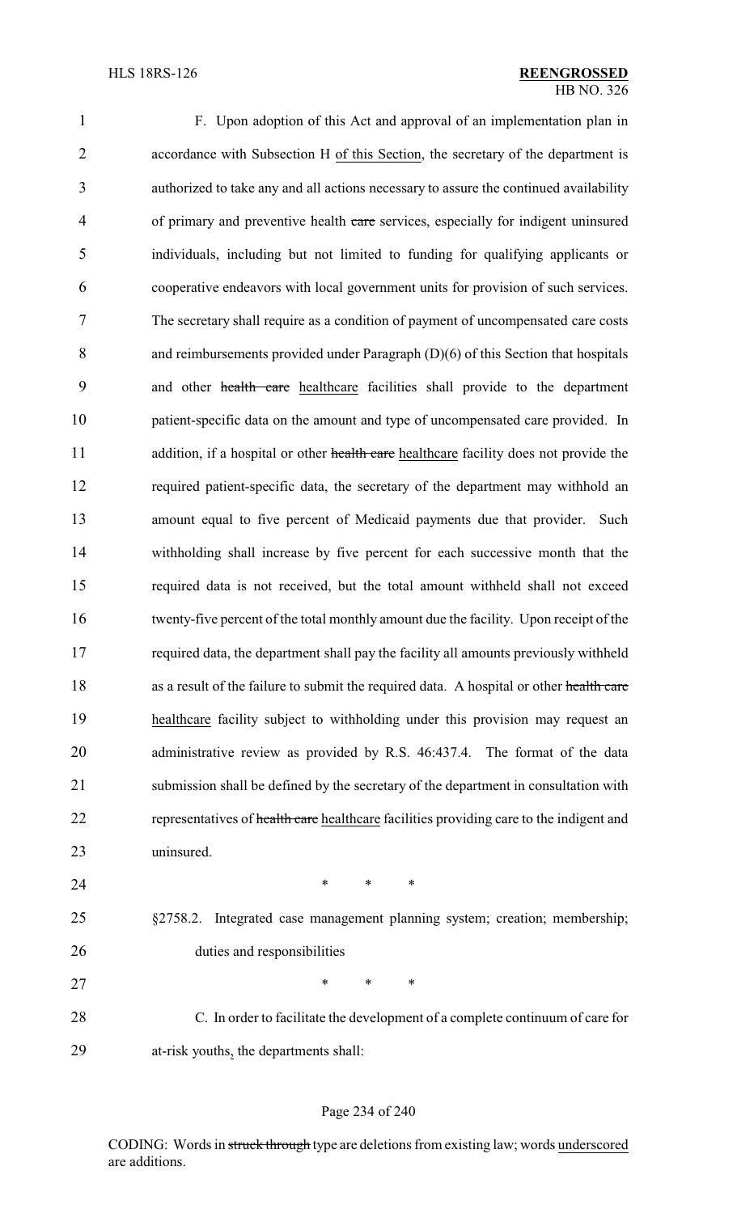F. Upon adoption of this Act and approval of an implementation plan in accordance with Subsection H of this Section, the secretary of the department is authorized to take any and all actions necessary to assure the continued availability of primary and preventive health care services, especially for indigent uninsured individuals, including but not limited to funding for qualifying applicants or cooperative endeavors with local government units for provision of such services. The secretary shall require as a condition of payment of uncompensated care costs and reimbursements provided under Paragraph (D)(6) of this Section that hospitals and other health care healthcare facilities shall provide to the department patient-specific data on the amount and type of uncompensated care provided. In addition, if a hospital or other health care healthcare facility does not provide the required patient-specific data, the secretary of the department may withhold an amount equal to five percent of Medicaid payments due that provider. Such withholding shall increase by five percent for each successive month that the required data is not received, but the total amount withheld shall not exceed twenty-five percent of the total monthly amount due the facility. Upon receipt of the required data, the department shall pay the facility all amounts previously withheld as a result of the failure to submit the required data. A hospital or other health care healthcare facility subject to withholding under this provision may request an administrative review as provided by R.S. 46:437.4. The format of the data submission shall be defined by the secretary of the department in consultation with representatives of health care healthcare facilities providing care to the indigent and uninsured.

\* \* \*

§2758.2. Integrated case management planning system; creation; membership; duties and responsibilities

\* \* \*

C. In order to facilitate the development of a complete continuum of care for at-risk youths, the departments shall: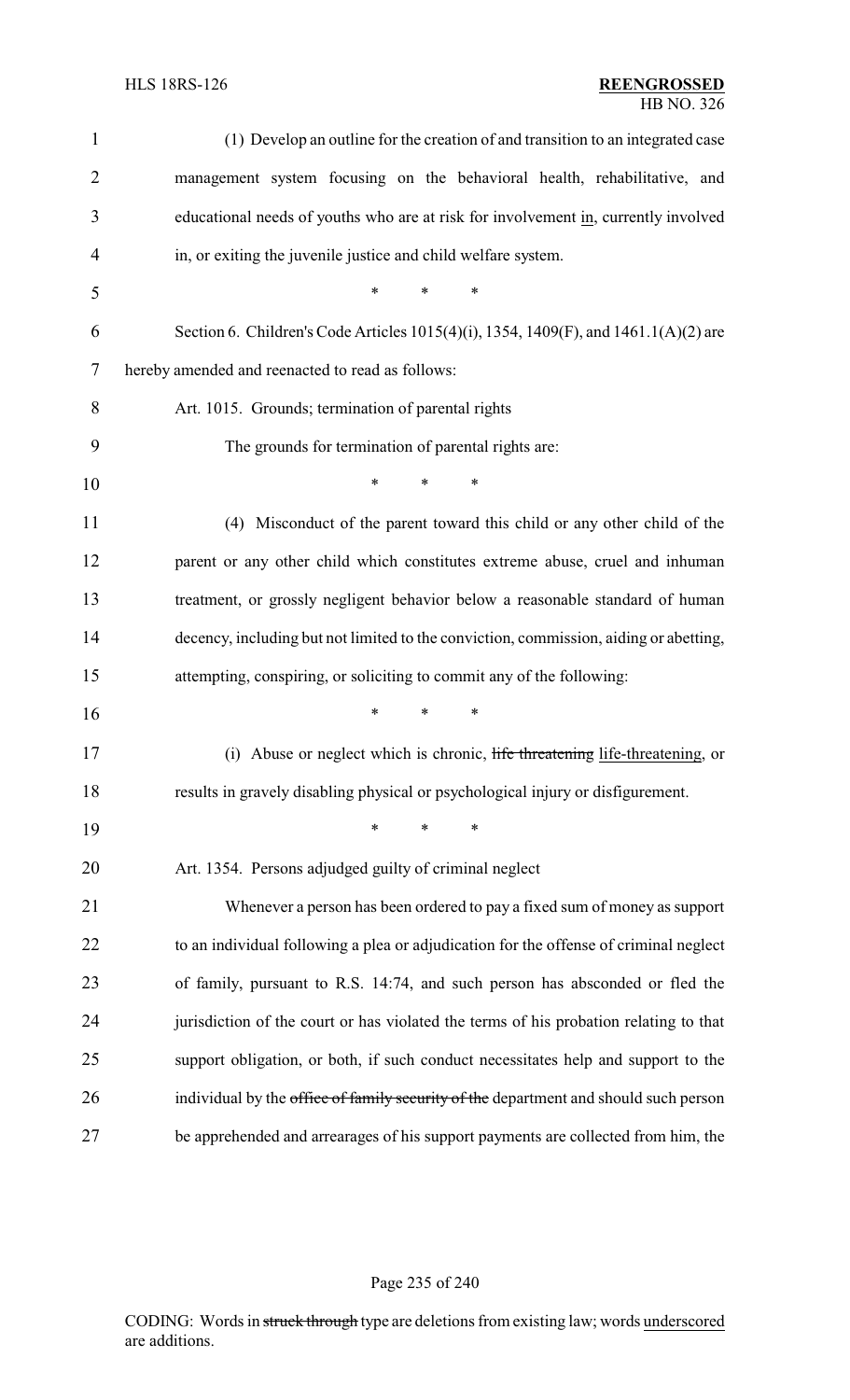(1) Develop an outline for the creation of and transition to an integrated case management system focusing on the behavioral health, rehabilitative, and educational needs of youths who are at risk for involvement <u>in</u>, currently involved in, or exiting the juvenile justice and child welfare system.

\* \* \*

Section 6. Children's Code Articles 1015(4)(i), 1354, 1409(F), and 1461.1(A)(2) are hereby amended and reenacted to read as follows:

Art. 1015. Grounds; termination of parental rights

The grounds for termination of parental rights are:

\* \* \*

(4) Misconduct of the parent toward this child or any other child of the parent or any other child which constitutes extreme abuse, cruel and inhuman treatment, or grossly negligent behavior below a reasonable standard of human decency, including but not limited to the conviction, commission, aiding or abetting, attempting, conspiring, or soliciting to commit any of the following:

\* \* \*

(i) Abuse or neglect which is chronic, ~~life threatening~~ <u>life-threatening</u>, or results in gravely disabling physical or psychological injury or disfigurement.

\* \* \*

Art. 1354. Persons adjudged guilty of criminal neglect

Whenever a person has been ordered to pay a fixed sum of money as support to an individual following a plea or adjudication for the offense of criminal neglect of family, pursuant to R.S. 14:74, and such person has absconded or fled the jurisdiction of the court or has violated the terms of his probation relating to that support obligation, or both, if such conduct necessitates help and support to the individual by the ~~office of family security of the~~ department and should such person be apprehended and arrearages of his support payments are collected from him, the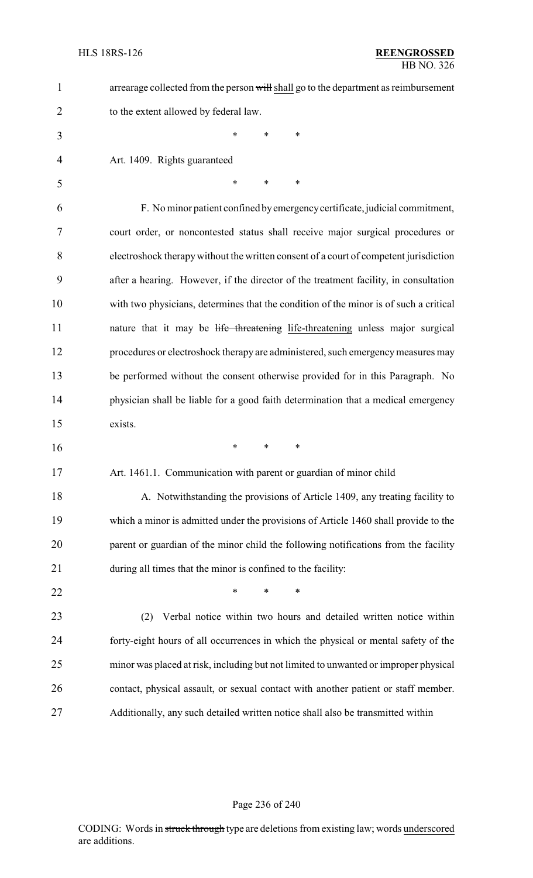arrearage collected from the person ~~will~~ shall go to the department as reimbursement to the extent allowed by federal law.

\* \* \*

Art. 1409. Rights guaranteed

\* \* \*

F. No minor patient confined by emergency certificate, judicial commitment, court order, or noncontested status shall receive major surgical procedures or electroshock therapy without the written consent of a court of competent jurisdiction after a hearing. However, if the director of the treatment facility, in consultation with two physicians, determines that the condition of the minor is of such a critical nature that it may be ~~life threatening~~ life-threatening unless major surgical procedures or electroshock therapy are administered, such emergency measures may be performed without the consent otherwise provided for in this Paragraph. No physician shall be liable for a good faith determination that a medical emergency exists.

\* \* \*

Art. 1461.1. Communication with parent or guardian of minor child

A. Notwithstanding the provisions of Article 1409, any treating facility to which a minor is admitted under the provisions of Article 1460 shall provide to the parent or guardian of the minor child the following notifications from the facility during all times that the minor is confined to the facility:

\* \* \*

(2) Verbal notice within two hours and detailed written notice within forty-eight hours of all occurrences in which the physical or mental safety of the minor was placed at risk, including but not limited to unwanted or improper physical contact, physical assault, or sexual contact with another patient or staff member. Additionally, any such detailed written notice shall also be transmitted within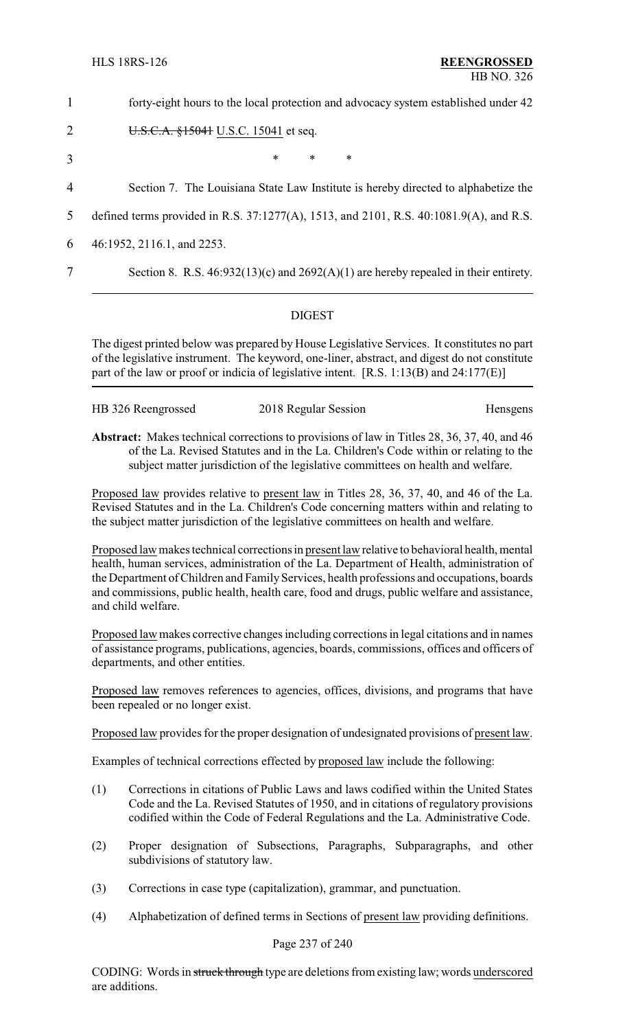forty-eight hours to the local protection and advocacy system established under 42 ~~U.S.C.A. §15041~~ U.S.C. 15041 et seq.

\* \* \*

Section 7. The Louisiana State Law Institute is hereby directed to alphabetize the defined terms provided in R.S. 37:1277(A), 1513, and 2101, R.S. 40:1081.9(A), and R.S. 46:1952, 2116.1, and 2253.

Section 8. R.S. 46:932(13)(c) and 2692(A)(1) are hereby repealed in their entirety.

## DIGEST

The digest printed below was prepared by House Legislative Services. It constitutes no part of the legislative instrument. The keyword, one-liner, abstract, and digest do not constitute part of the law or proof or indicia of legislative intent. [R.S. 1:13(B) and 24:177(E)]

HB 326 Reengrossed — 2018 Regular Session — Hensgens

**Abstract:** Makes technical corrections to provisions of law in Titles 28, 36, 37, 40, and 46 of the La. Revised Statutes and in the La. Children's Code within or relating to the subject matter jurisdiction of the legislative committees on health and welfare.

Proposed law provides relative to present law in Titles 28, 36, 37, 40, and 46 of the La. Revised Statutes and in the La. Children's Code concerning matters within and relating to the subject matter jurisdiction of the legislative committees on health and welfare.

Proposed law makes technical corrections in present law relative to behavioral health, mental health, human services, administration of the La. Department of Health, administration of the Department of Children and Family Services, health professions and occupations, boards and commissions, public health, health care, food and drugs, public welfare and assistance, and child welfare.

Proposed law makes corrective changes including corrections in legal citations and in names of assistance programs, publications, agencies, boards, commissions, offices and officers of departments, and other entities.

Proposed law removes references to agencies, offices, divisions, and programs that have been repealed or no longer exist.

Proposed law provides for the proper designation of undesignated provisions of present law.

Examples of technical corrections effected by proposed law include the following:

(1) Corrections in citations of Public Laws and laws codified within the United States Code and the La. Revised Statutes of 1950, and in citations of regulatory provisions codified within the Code of Federal Regulations and the La. Administrative Code.

(2) Proper designation of Subsections, Paragraphs, Subparagraphs, and other subdivisions of statutory law.

(3) Corrections in case type (capitalization), grammar, and punctuation.

(4) Alphabetization of defined terms in Sections of present law providing definitions.

CODING: Words in ~~struck through~~ type are deletions from existing law; words underscored are additions.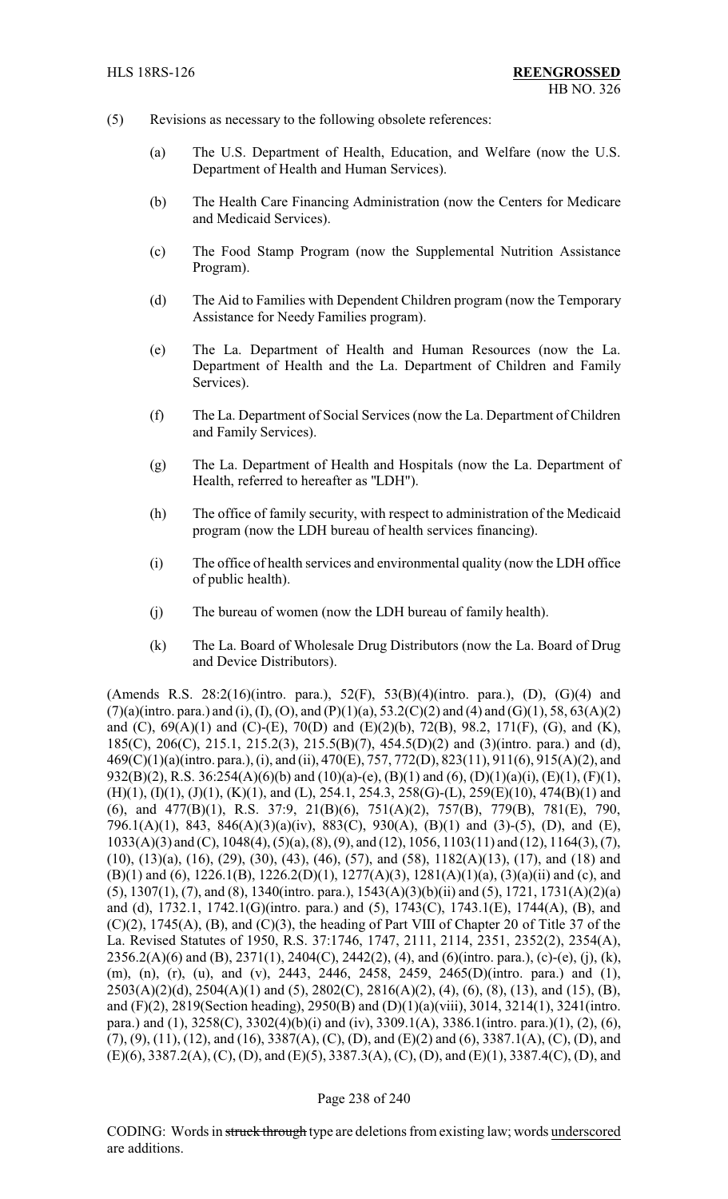(5) Revisions as necessary to the following obsolete references:

(a) The U.S. Department of Health, Education, and Welfare (now the U.S. Department of Health and Human Services).

(b) The Health Care Financing Administration (now the Centers for Medicare and Medicaid Services).

(c) The Food Stamp Program (now the Supplemental Nutrition Assistance Program).

(d) The Aid to Families with Dependent Children program (now the Temporary Assistance for Needy Families program).

(e) The La. Department of Health and Human Resources (now the La. Department of Health and the La. Department of Children and Family Services).

(f) The La. Department of Social Services (now the La. Department of Children and Family Services).

(g) The La. Department of Health and Hospitals (now the La. Department of Health, referred to hereafter as "LDH").

(h) The office of family security, with respect to administration of the Medicaid program (now the LDH bureau of health services financing).

(i) The office of health services and environmental quality (now the LDH office of public health).

(j) The bureau of women (now the LDH bureau of family health).

(k) The La. Board of Wholesale Drug Distributors (now the La. Board of Drug and Device Distributors).

(Amends R.S. 28:2(16)(intro. para.), 52(F), 53(B)(4)(intro. para.), (D), (G)(4) and (7)(a)(intro. para.) and (i), (I), (O), and (P)(1)(a), 53.2(C)(2) and (4) and (G)(1), 58, 63(A)(2) and (C), 69(A)(1) and (C)-(E), 70(D) and (E)(2)(b), 72(B), 98.2, 171(F), (G), and (K), 185(C), 206(C), 215.1, 215.2(3), 215.5(B)(7), 454.5(D)(2) and (3)(intro. para.) and (d), 469(C)(1)(a)(intro. para.), (i), and (ii), 470(E), 757, 772(D), 823(11), 911(6), 915(A)(2), and 932(B)(2), R.S. 36:254(A)(6)(b) and (10)(a)-(e), (B)(1) and (6), (D)(1)(a)(i), (E)(1), (F)(1), (H)(1), (I)(1), (J)(1), (K)(1), and (L), 254.1, 254.3, 258(G)-(L), 259(E)(10), 474(B)(1) and (6), and 477(B)(1), R.S. 37:9, 21(B)(6), 751(A)(2), 757(B), 779(B), 781(E), 790, 796.1(A)(1), 843, 846(A)(3)(a)(iv), 883(C), 930(A), (B)(1) and (3)-(5), (D), and (E), 1033(A)(3) and (C), 1048(4), (5)(a), (8), (9), and (12), 1056, 1103(11) and (12), 1164(3), (7), (10), (13)(a), (16), (29), (30), (43), (46), (57), and (58), 1182(A)(13), (17), and (18) and (B)(1) and (6), 1226.1(B), 1226.2(D)(1), 1277(A)(3), 1281(A)(1)(a), (3)(a)(ii) and (c), and (5), 1307(1), (7), and (8), 1340(intro. para.), 1543(A)(3)(b)(ii) and (5), 1721, 1731(A)(2)(a) and (d), 1732.1, 1742.1(G)(intro. para.) and (5), 1743(C), 1743.1(E), 1744(A), (B), and (C)(2), 1745(A), (B), and (C)(3), the heading of Part VIII of Chapter 20 of Title 37 of the La. Revised Statutes of 1950, R.S. 37:1746, 1747, 2111, 2114, 2351, 2352(2), 2354(A), 2356.2(A)(6) and (B), 2371(1), 2404(C), 2442(2), (4), and (6)(intro. para.), (c)-(e), (j), (k), (m), (n), (r), (u), and (v), 2443, 2446, 2458, 2459, 2465(D)(intro. para.) and (1), 2503(A)(2)(d), 2504(A)(1) and (5), 2802(C), 2816(A)(2), (4), (6), (8), (13), and (15), (B), and (F)(2), 2819(Section heading), 2950(B) and (D)(1)(a)(viii), 3014, 3214(1), 3241(intro. para.) and (1), 3258(C), 3302(4)(b)(i) and (iv), 3309.1(A), 3386.1(intro. para.)(1), (2), (6), (7), (9), (11), (12), and (16), 3387(A), (C), (D), and (E)(2) and (6), 3387.1(A), (C), (D), and (E)(6), 3387.2(A), (C), (D), and (E)(5), 3387.3(A), (C), (D), and (E)(1), 3387.4(C), (D), and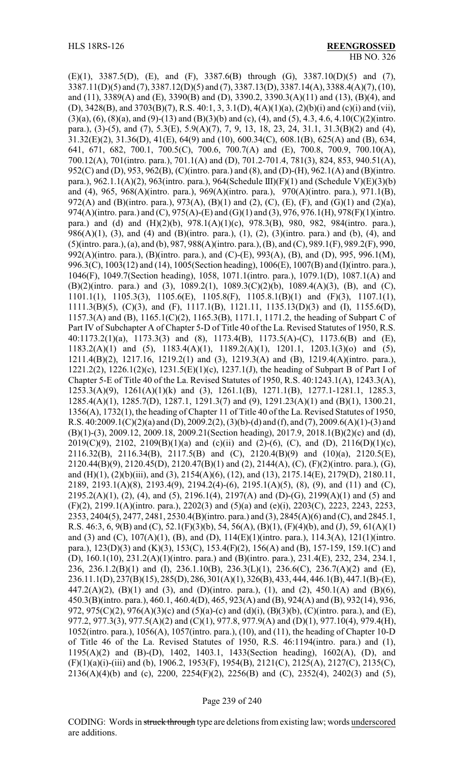(E)(1), 3387.5(D), (E), and (F), 3387.6(B) through (G), 3387.10(D)(5) and (7), 3387.11(D)(5) and (7), 3387.12(D)(5) and (7), 3387.13(D), 3387.14(A), 3388.4(A)(7), (10), and (11), 3389(A) and (E), 3390(B) and (D), 3390.2, 3390.3(A)(11) and (13), (B)(4), and (D), 3428(B), and 3703(B)(7), R.S. 40:1, 3, 3.1(D), 4(A)(1)(a), (2)(b)(i) and (c)(i) and (vii), (3)(a), (6), (8)(a), and (9)-(13) and (B)(3)(b) and (c), (4), and (5), 4.3, 4.6, 4.10(C)(2)(intro. para.), (3)-(5), and (7), 5.3(E), 5.9(A)(7), 7, 9, 13, 18, 23, 24, 31.1, 31.3(B)(2) and (4), 31.32(E)(2), 31.36(D), 41(E), 64(9) and (10), 600.34(C), 608.1(B), 625(A) and (B), 634, 641, 671, 682, 700.1, 700.5(C), 700.6, 700.7(A) and (E), 700.8, 700.9, 700.10(A), 700.12(A), 701(intro. para.), 701.1(A) and (D), 701.2-701.4, 781(3), 824, 853, 940.51(A), 952(C) and (D), 953, 962(B), (C)(intro. para.) and (8), and (D)-(H), 962.1(A) and (B)(intro. para.), 962.1.1(A)(2), 963(intro. para.), 964(Schedule III)(F)(1) and (Schedule V)(E)(3)(b) and (4), 965, 968(A)(intro. para.), 969(A)(intro. para.), 970(A)(intro. para.), 971.1(B), 972(A) and (B)(intro. para.), 973(A), (B)(1) and (2), (C), (E), (F), and (G)(1) and (2)(a), 974(A)(intro. para.) and (C), 975(A)-(E) and (G)(1) and (3), 976, 976.1(H), 978(F)(1)(intro. para.) and (d) and (H)(2)(b), 978.1(A)(1)(c), 978.3(B), 980, 982, 984(intro. para.), 986(A)(1), (3), and (4) and (B)(intro. para.), (1), (2), (3)(intro. para.) and (b), (4), and (5)(intro. para.), (a), and (b), 987, 988(A)(intro. para.), (B), and (C), 989.1(F), 989.2(F), 990, 992(A)(intro. para.), (B)(intro. para.), and (C)-(E), 993(A), (B), and (D), 995, 996.1(M), 996.3(C), 1003(12) and (14), 1005(Section heading), 1006(E), 1007(B) and (I)(intro. para.), 1046(F), 1049.7(Section heading), 1058, 1071.1(intro. para.), 1079.1(D), 1087.1(A) and (B)(2)(intro. para.) and (3), 1089.2(1), 1089.3(C)(2)(b), 1089.4(A)(3), (B), and (C), 1101.1(1), 1105.3(3), 1105.6(E), 1105.8(F), 1105.8.1(B)(1) and (F)(3), 1107.1(1), 1111.3(B)(5), (C)(3), and (F), 1117.1(B), 1121.11, 1135.13(D)(3) and (I), 1155.6(D), 1157.3(A) and (B), 1165.1(C)(2), 1165.3(B), 1171.1, 1171.2, the heading of Subpart C of Part IV of Subchapter A of Chapter 5-D of Title 40 of the La. Revised Statutes of 1950, R.S. 40:1173.2(1)(a), 1173.3(3) and (8), 1173.4(B), 1173.5(A)-(C), 1173.6(B) and (E), 1183.2(A)(1) and (5), 1183.4(A)(1), 1189.2(A)(1), 1201.1, 1203.1(3)(o) and (5), 1211.4(B)(2), 1217.16, 1219.2(1) and (3), 1219.3(A) and (B), 1219.4(A)(intro. para.), 1221.2(2), 1226.1(2)(c), 1231.5(E)(1)(c), 1237.1(J), the heading of Subpart B of Part I of Chapter 5-E of Title 40 of the La. Revised Statutes of 1950, R.S. 40:1243.1(A), 1243.3(A), 1253.3(A)(9), 1261(A)(1)(k) and (3), 1261.1(B), 1271.1(B), 1277.1-1281.1, 1285.3, 1285.4(A)(1), 1285.7(D), 1287.1, 1291.3(7) and (9), 1291.23(A)(1) and (B)(1), 1300.21, 1356(A), 1732(1), the heading of Chapter 11 of Title 40 of the La. Revised Statutes of 1950, R.S. 40:2009.1(C)(2)(a) and (D), 2009.2(2), (3)(b)-(d) and (f), and (7), 2009.6(A)(1)-(3) and (B)(1)-(3), 2009.12, 2009.18, 2009.21(Section heading), 2017.9, 2018.1(B)(2)(c) and (d), 2019(C)(9), 2102, 2109(B)(1)(a) and (c)(ii) and (2)-(6), (C), and (D), 2116(D)(1)(c), 2116.32(B), 2116.34(B), 2117.5(B) and (C), 2120.4(B)(9) and (10)(a), 2120.5(E), 2120.44(B)(9), 2120.45(D), 2120.47(B)(1) and (2), 2144(A), (C), (F)(2)(intro. para.), (G), and (H)(1), (2)(b)(iii), and (3), 2154(A)(6), (12), and (13), 2175.14(E), 2179(D), 2180.11, 2189, 2193.1(A)(8), 2193.4(9), 2194.2(4)-(6), 2195.1(A)(5), (8), (9), and (11) and (C), 2195.2(A)(1), (2), (4), and (5), 2196.1(4), 2197(A) and (D)-(G), 2199(A)(1) and (5) and (F)(2), 2199.1(A)(intro. para.), 2202(3) and (5)(a) and (e)(i), 2203(C), 2223, 2243, 2253, 2353, 2404(5), 2477, 2481, 2530.4(B)(intro. para.) and (3), 2845(A)(6) and (C), and 2845.1, R.S. 46:3, 6, 9(B) and (C), 52.1(F)(3)(b), 54, 56(A), (B)(1), (F)(4)(b), and (J), 59, 61(A)(1) and (3) and (C), 107(A)(1), (B), and (D), 114(E)(1)(intro. para.), 114.3(A), 121(1)(intro. para.), 123(D)(3) and (K)(3), 153(C), 153.4(F)(2), 156(A) and (B), 157-159, 159.1(C) and (D), 160.1(10), 231.2(A)(1)(intro. para.) and (B)(intro. para.), 231.4(E), 232, 234, 234.1, 236, 236.1.2(B)(1) and (I), 236.1.10(B), 236.3(L)(1), 236.6(C), 236.7(A)(2) and (E), 236.11.1(D), 237(B)(15), 285(D), 286, 301(A)(1), 326(B), 433, 444, 446.1(B), 447.1(B)-(E), 447.2(A)(2), (B)(1) and (3), and (D)(intro. para.), (1), and (2), 450.1(A) and (B)(6), 450.3(B)(intro. para.), 460.1, 460.4(D), 465, 923(A) and (B), 924(A) and (B), 932(14), 936, 972, 975(C)(2), 976(A)(3)(c) and (5)(a)-(c) and (d)(i), (B)(3)(b), (C)(intro. para.), and (E), 977.2, 977.3(3), 977.5(A)(2) and (C)(1), 977.8, 977.9(A) and (D)(1), 977.10(4), 979.4(H), 1052(intro. para.), 1056(A), 1057(intro. para.), (10), and (11), the heading of Chapter 10-D of Title 46 of the La. Revised Statutes of 1950, R.S. 46:1194(intro. para.) and (1), 1195(A)(2) and (B)-(D), 1402, 1403.1, 1433(Section heading), 1602(A), (D), and (F)(1)(a)(i)-(iii) and (b), 1906.2, 1953(F), 1954(B), 2121(C), 2125(A), 2127(C), 2135(C), 2136(A)(4)(b) and (c), 2200, 2254(F)(2), 2256(B) and (C), 2352(4), 2402(3) and (5),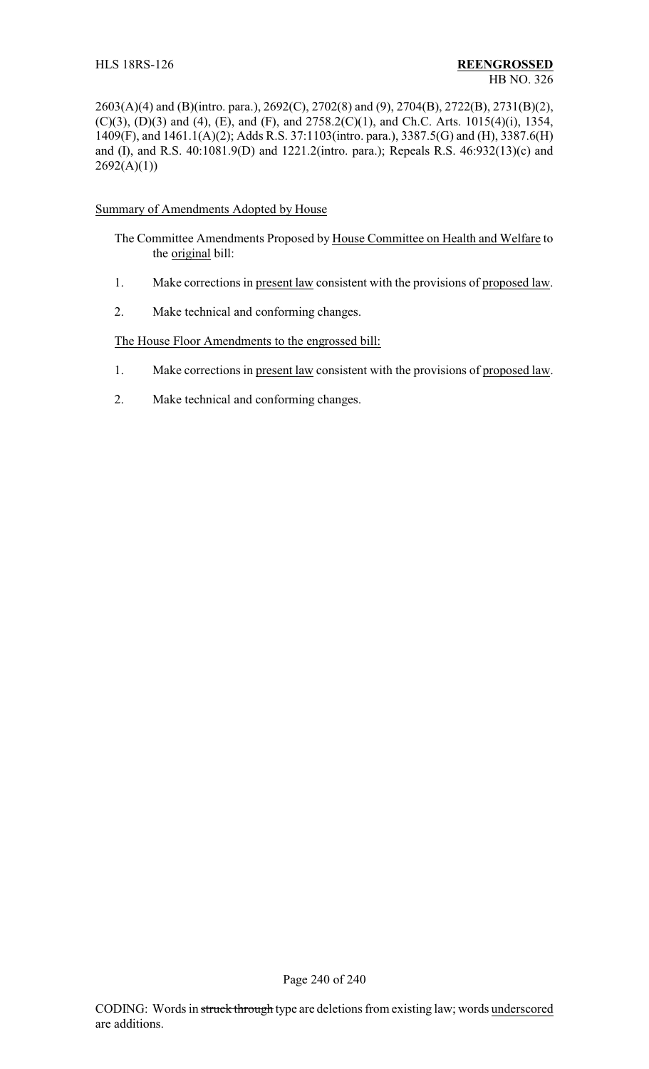2603(A)(4) and (B)(intro. para.), 2692(C), 2702(8) and (9), 2704(B), 2722(B), 2731(B)(2), (C)(3), (D)(3) and (4), (E), and (F), and 2758.2(C)(1), and Ch.C. Arts. 1015(4)(i), 1354, 1409(F), and 1461.1(A)(2); Adds R.S. 37:1103(intro. para.), 3387.5(G) and (H), 3387.6(H) and (I), and R.S. 40:1081.9(D) and 1221.2(intro. para.); Repeals R.S. 46:932(13)(c) and 2692(A)(1))

Summary of Amendments Adopted by House

The Committee Amendments Proposed by House Committee on Health and Welfare to the original bill:

1. Make corrections in present law consistent with the provisions of proposed law.

2. Make technical and conforming changes.

The House Floor Amendments to the engrossed bill:

1. Make corrections in present law consistent with the provisions of proposed law.

2. Make technical and conforming changes.